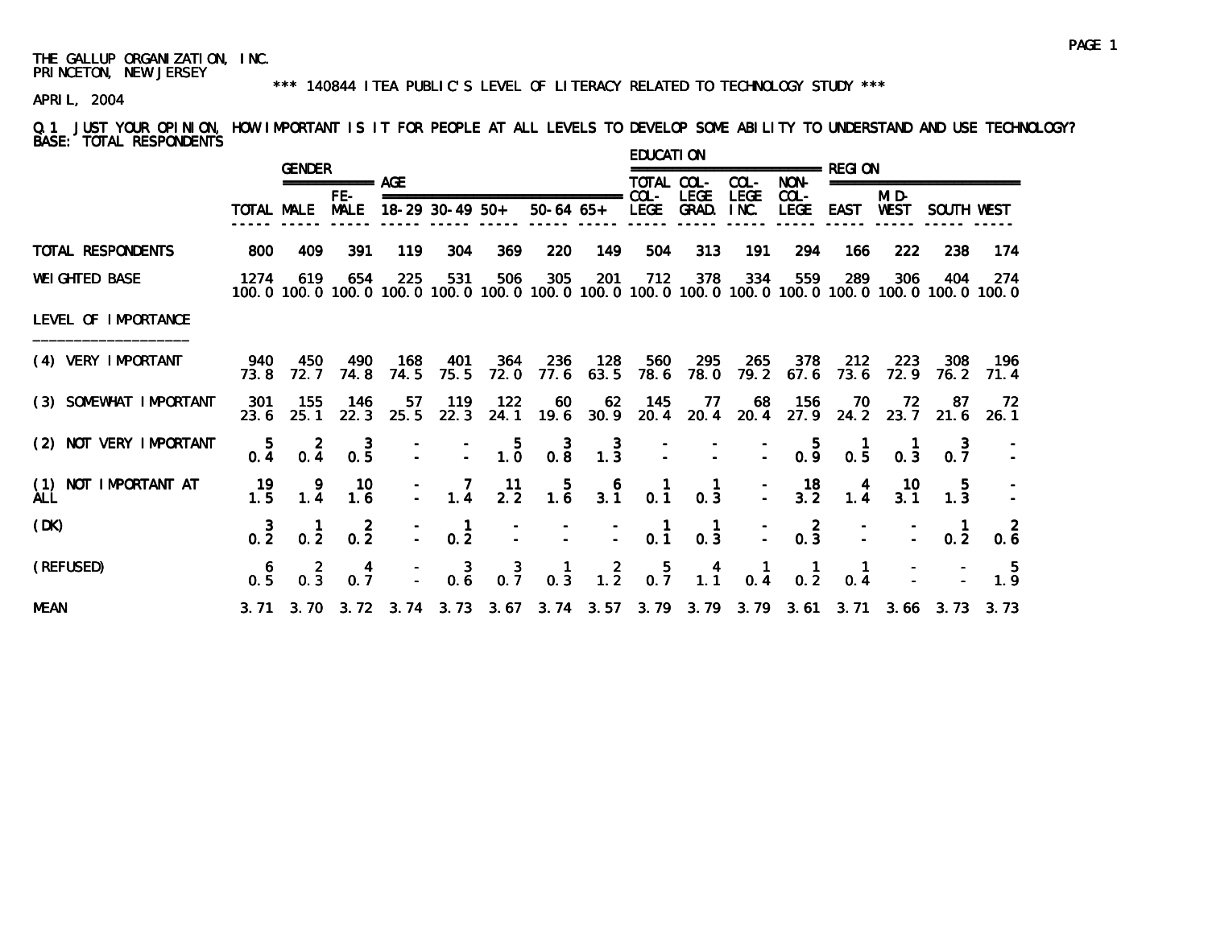THE GALLUP ORGANIZATION, INC.
PRINCETON, NEW JERSEY

\*\*\* 140844 ITEA PUBLIC'S LEVEL OF LITERACY RELATED TO TECHNOLOGY STUDY \*\*\*

APRIL, 2004

Q.1 JUST YOUR OPINION, HOW IMPORTANT IS IT FOR PEOPLE AT ALL LEVELS TO DEVELOP SOME ABILITY TO UNDERSTAND AND USE TECHNOLOGY?
BASE: TOTAL RESPONDENTS

| | | GENDER | | AGE | | | | | EDUCATION | | | | REGION | | | |
|---|---|---|---|---|---|---|---|---|---|---|---|---|---|---|---|---|
| | TOTAL | MALE | FE-MALE | 18-29 | 30-49 | 50+ | 50-64 | 65+ | TOTAL COL-LEGE | COL-LEGE GRAD. | COL-LEGE INC. | NON-COL-LEGE | EAST | MID-WEST | SOUTH | WEST |
| TOTAL RESPONDENTS | 800 | 409 | 391 | 119 | 304 | 369 | 220 | 149 | 504 | 313 | 191 | 294 | 166 | 222 | 238 | 174 |
| WEIGHTED BASE | 1274 | 619 | 654 | 225 | 531 | 506 | 305 | 201 | 712 | 378 | 334 | 559 | 289 | 306 | 404 | 274 |
| | 100.0 | 100.0 | 100.0 | 100.0 | 100.0 | 100.0 | 100.0 | 100.0 | 100.0 | 100.0 | 100.0 | 100.0 | 100.0 | 100.0 | 100.0 | 100.0 |
| LEVEL OF IMPORTANCE | | | | | | | | | | | | | | | | |
| (4) VERY IMPORTANT | 940 | 450 | 490 | 168 | 401 | 364 | 236 | 128 | 560 | 295 | 265 | 378 | 212 | 223 | 308 | 196 |
| | 73.8 | 72.7 | 74.8 | 74.5 | 75.5 | 72.0 | 77.6 | 63.5 | 78.6 | 78.0 | 79.2 | 67.6 | 73.6 | 72.9 | 76.2 | 71.4 |
| (3) SOMEWHAT IMPORTANT | 301 | 155 | 146 | 57 | 119 | 122 | 60 | 62 | 145 | 77 | 68 | 156 | 70 | 72 | 87 | 72 |
| | 23.6 | 25.1 | 22.3 | 25.5 | 22.3 | 24.1 | 19.6 | 30.9 | 20.4 | 20.4 | 20.4 | 27.9 | 24.2 | 23.7 | 21.6 | 26.1 |
| (2) NOT VERY IMPORTANT | 5 | 2 | 3 | - | - | 5 | 3 | 3 | - | - | - | 5 | 1 | 1 | 3 | - |
| | 0.4 | 0.4 | 0.5 | - | - | 1.0 | 0.8 | 1.3 | - | - | - | 0.9 | 0.5 | 0.3 | 0.7 | - |
| (1) NOT IMPORTANT AT ALL | 19 | 9 | 10 | - | 7 | 11 | 5 | 6 | 1 | 1 | - | 18 | 4 | 10 | 5 | - |
| | 1.5 | 1.4 | 1.6 | - | 1.4 | 2.2 | 1.6 | 3.1 | 0.1 | 0.3 | - | 3.2 | 1.4 | 3.1 | 1.3 | - |
| (DK) | 3 | 1 | 2 | - | 1 | - | - | - | 1 | 1 | - | 2 | - | - | 1 | 2 |
| | 0.2 | 0.2 | 0.2 | - | 0.2 | - | - | - | 0.1 | 0.3 | - | 0.3 | - | - | 0.2 | 0.6 |
| (REFUSED) | 6 | 2 | 4 | - | 3 | 3 | 1 | 2 | 5 | 4 | 1 | 1 | 1 | - | - | 5 |
| | 0.5 | 0.3 | 0.7 | - | 0.6 | 0.7 | 0.3 | 1.2 | 0.7 | 1.1 | 0.4 | 0.2 | 0.4 | - | - | 1.9 |
| MEAN | 3.71 | 3.70 | 3.72 | 3.74 | 3.73 | 3.67 | 3.74 | 3.57 | 3.79 | 3.79 | 3.79 | 3.61 | 3.71 | 3.66 | 3.73 | 3.73 |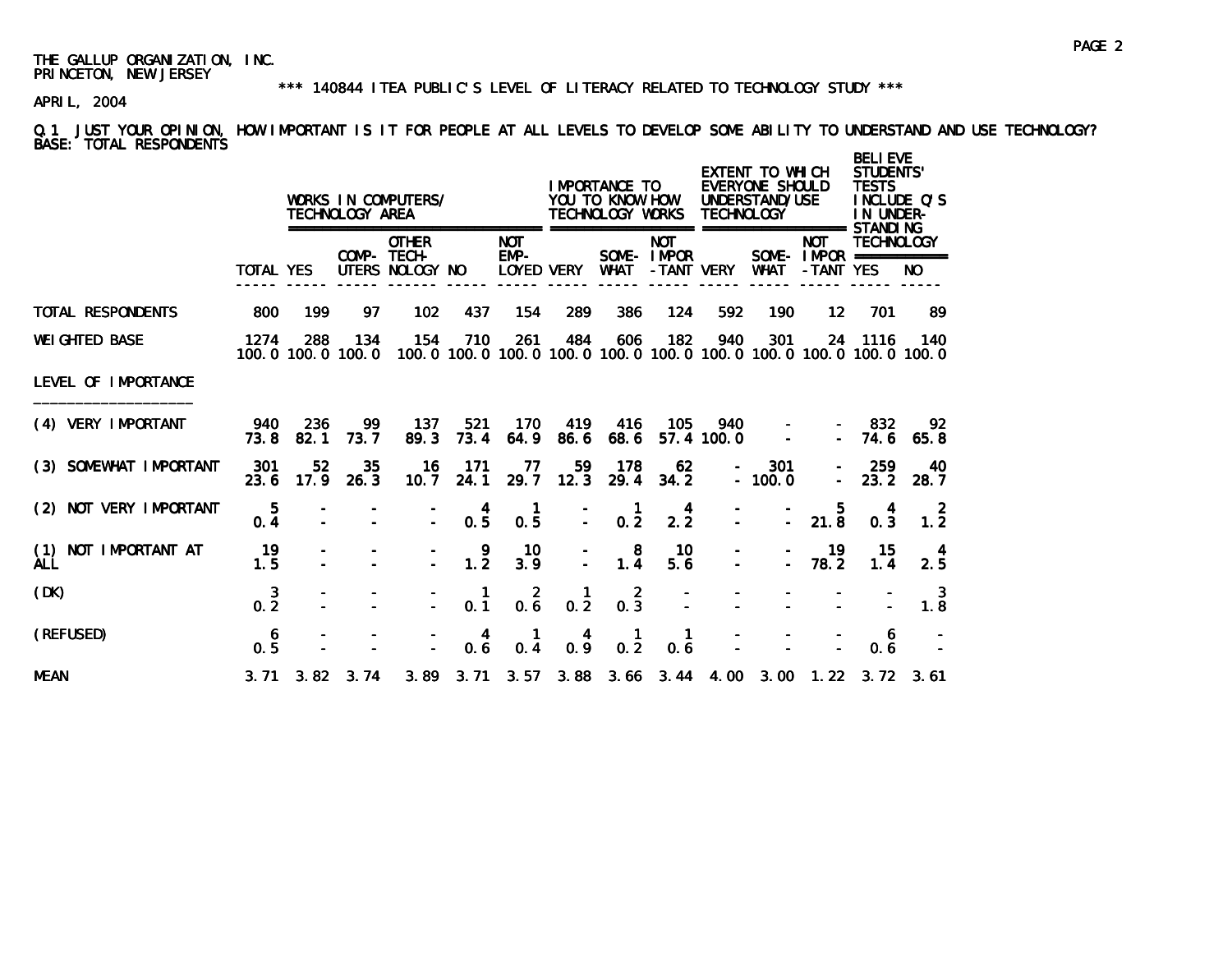THE GALLUP ORGANIZATION, INC.
PRINCETON, NEW JERSEY

*** 140844 ITEA PUBLIC'S LEVEL OF LITERACY RELATED TO TECHNOLOGY STUDY ***

APRIL, 2004

Q.1 JUST YOUR OPINION, HOW IMPORTANT IS IT FOR PEOPLE AT ALL LEVELS TO DEVELOP SOME ABILITY TO UNDERSTAND AND USE TECHNOLOGY?
BASE: TOTAL RESPONDENTS

| | | WORKS IN COMPUTERS/ TECHNOLOGY AREA | | | | | IMPORTANCE TO YOU TO KNOW HOW TECHNOLOGY WORKS | | | EXTENT TO WHICH EVERYONE SHOULD UNDERSTAND/USE TECHNOLOGY | | | BELIEVE STUDENTS' TESTS INCLUDE Q'S IN UNDER-STANDING TECHNOLOGY | |
|---|---|---|---|---|---|---|---|---|---|---|---|---|---|---|
| | TOTAL | YES | COMP-UTERS | OTHER TECH-NOLOGY | NO | NOT EMP-LOYED | VERY | SOME-WHAT | NOT IMPOR-TANT | VERY | SOME-WHAT | NOT IMPOR-TANT | YES | NO |
| TOTAL RESPONDENTS | 800 | 199 | 97 | 102 | 437 | 154 | 289 | 386 | 124 | 592 | 190 | 12 | 701 | 89 |
| WEIGHTED BASE | 1274 | 288 | 134 | 154 | 710 | 261 | 484 | 606 | 182 | 940 | 301 | 24 | 1116 | 140 |
| | 100.0 | 100.0 | 100.0 | 100.0 | 100.0 | 100.0 | 100.0 | 100.0 | 100.0 | 100.0 | 100.0 | 100.0 | 100.0 | 100.0 |
| LEVEL OF IMPORTANCE | | | | | | | | | | | | | | |
| (4) VERY IMPORTANT | 940 | 236 | 99 | 137 | 521 | 170 | 419 | 416 | 105 | 940 | - | - | 832 | 92 |
| | 73.8 | 82.1 | 73.7 | 89.3 | 73.4 | 64.9 | 86.6 | 68.6 | 57.4 | 100.0 | - | - | 74.6 | 65.8 |
| (3) SOMEWHAT IMPORTANT | 301 | 52 | 35 | 16 | 171 | 77 | 59 | 178 | 62 | - | 301 | - | 259 | 40 |
| | 23.6 | 17.9 | 26.3 | 10.7 | 24.1 | 29.7 | 12.3 | 29.4 | 34.2 | - | 100.0 | - | 23.2 | 28.7 |
| (2) NOT VERY IMPORTANT | 5 | - | - | - | 4 | 1 | - | 1 | 4 | - | - | 5 | 4 | 2 |
| | 0.4 | - | - | - | 0.5 | 0.5 | - | 0.2 | 2.2 | - | - | 21.8 | 0.3 | 1.2 |
| (1) NOT IMPORTANT AT ALL | 19 | - | - | - | 9 | 10 | - | 8 | 10 | - | - | 19 | 15 | 4 |
| | 1.5 | - | - | - | 1.2 | 3.9 | - | 1.4 | 5.6 | - | - | 78.2 | 1.4 | 2.5 |
| (DK) | 3 | - | - | - | 1 | 2 | 1 | 2 | - | - | - | - | - | 3 |
| | 0.2 | - | - | - | 0.1 | 0.6 | 0.2 | 0.3 | - | - | - | - | - | 1.8 |
| (REFUSED) | 6 | - | - | - | 4 | 1 | 4 | 1 | 1 | - | - | - | 6 | - |
| | 0.5 | - | - | - | 0.6 | 0.4 | 0.9 | 0.2 | 0.6 | - | - | - | 0.6 | - |
| MEAN | 3.71 | 3.82 | 3.74 | 3.89 | 3.71 | 3.57 | 3.88 | 3.66 | 3.44 | 4.00 | 3.00 | 1.22 | 3.72 | 3.61 |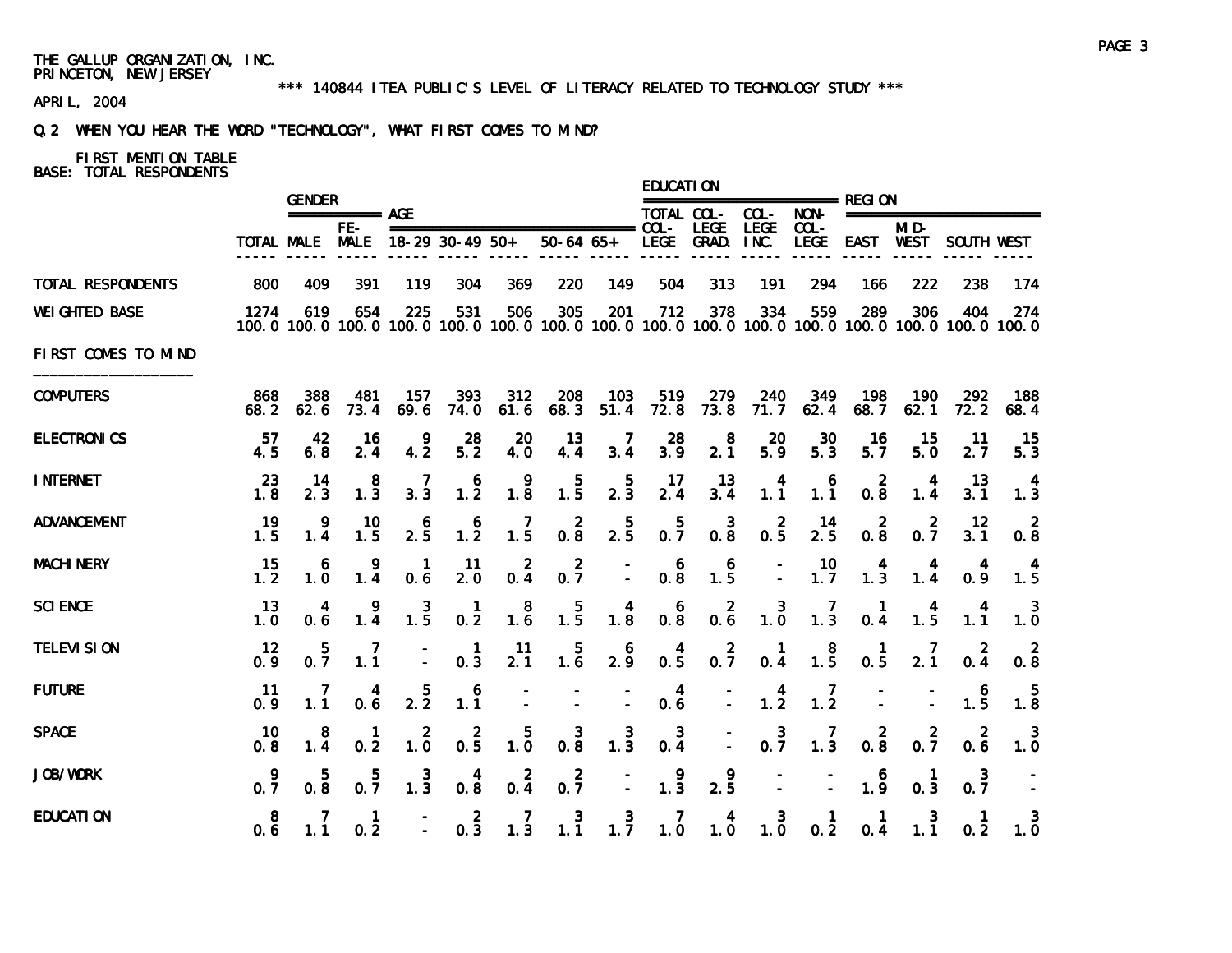THE GALLUP ORGANIZATION, INC.
PRINCETON, NEW JERSEY

*** 140844 ITEA PUBLIC'S LEVEL OF LITERACY RELATED TO TECHNOLOGY STUDY ***

APRIL, 2004

Q.2 WHEN YOU HEAR THE WORD "TECHNOLOGY", WHAT FIRST COMES TO MIND?

FIRST MENTION TABLE
BASE: TOTAL RESPONDENTS

| | | GENDER | | AGE | | | | | EDUCATION | | | | REGION | | | |
|---|---|---|---|---|---|---|---|---|---|---|---|---|---|---|---|---|
| | TOTAL | MALE | FE-MALE | 18-29 | 30-49 | 50+ | 50-64 | 65+ | TOTAL COL-LEGE | COL-LEGE GRAD. | COL-LEGE INC. | NON-COL-LEGE | EAST | MID-WEST | SOUTH | WEST |
| TOTAL RESPONDENTS | 800 | 409 | 391 | 119 | 304 | 369 | 220 | 149 | 504 | 313 | 191 | 294 | 166 | 222 | 238 | 174 |
| WEIGHTED BASE | 1274 | 619 | 654 | 225 | 531 | 506 | 305 | 201 | 712 | 378 | 334 | 559 | 289 | 306 | 404 | 274 |
| | 100.0 | 100.0 | 100.0 | 100.0 | 100.0 | 100.0 | 100.0 | 100.0 | 100.0 | 100.0 | 100.0 | 100.0 | 100.0 | 100.0 | 100.0 | 100.0 |
| FIRST COMES TO MIND | | | | | | | | | | | | | | | | |
| COMPUTERS | 868 | 388 | 481 | 157 | 393 | 312 | 208 | 103 | 519 | 279 | 240 | 349 | 198 | 190 | 292 | 188 |
| | 68.2 | 62.6 | 73.4 | 69.6 | 74.0 | 61.6 | 68.3 | 51.4 | 72.8 | 73.8 | 71.7 | 62.4 | 68.7 | 62.1 | 72.2 | 68.4 |
| ELECTRONICS | 57 | 42 | 16 | 9 | 28 | 20 | 13 | 7 | 28 | 8 | 20 | 30 | 16 | 15 | 11 | 15 |
| | 4.5 | 6.8 | 2.4 | 4.2 | 5.2 | 4.0 | 4.4 | 3.4 | 3.9 | 2.1 | 5.9 | 5.3 | 5.7 | 5.0 | 2.7 | 5.3 |
| INTERNET | 23 | 14 | 8 | 7 | 6 | 9 | 5 | 5 | 17 | 13 | 4 | 6 | 2 | 4 | 13 | 4 |
| | 1.8 | 2.3 | 1.3 | 3.3 | 1.2 | 1.8 | 1.5 | 2.3 | 2.4 | 3.4 | 1.1 | 1.1 | 0.8 | 1.4 | 3.1 | 1.3 |
| ADVANCEMENT | 19 | 9 | 10 | 6 | 6 | 7 | 2 | 5 | 5 | 3 | 2 | 14 | 2 | 2 | 12 | 2 |
| | 1.5 | 1.4 | 1.5 | 2.5 | 1.2 | 1.5 | 0.8 | 2.5 | 0.7 | 0.8 | 0.5 | 2.5 | 0.8 | 0.7 | 3.1 | 0.8 |
| MACHINERY | 15 | 6 | 9 | 1 | 11 | 2 | 2 | - | 6 | 6 | - | 10 | 4 | 4 | 4 | 4 |
| | 1.2 | 1.0 | 1.4 | 0.6 | 2.0 | 0.4 | 0.7 | - | 0.8 | 1.5 | - | 1.7 | 1.3 | 1.4 | 0.9 | 1.5 |
| SCIENCE | 13 | 4 | 9 | 3 | 1 | 8 | 5 | 4 | 6 | 2 | 3 | 7 | 1 | 4 | 4 | 3 |
| | 1.0 | 0.6 | 1.4 | 1.5 | 0.2 | 1.6 | 1.5 | 1.8 | 0.8 | 0.6 | 1.0 | 1.3 | 0.4 | 1.5 | 1.1 | 1.0 |
| TELEVISION | 12 | 5 | 7 | - | 1 | 11 | 5 | 6 | 4 | 2 | 1 | 8 | 1 | 7 | 2 | 2 |
| | 0.9 | 0.7 | 1.1 | - | 0.3 | 2.1 | 1.6 | 2.9 | 0.5 | 0.7 | 0.4 | 1.5 | 0.5 | 2.1 | 0.4 | 0.8 |
| FUTURE | 11 | 7 | 4 | 5 | 6 | - | - | - | 4 | - | 4 | 7 | - | - | 6 | 5 |
| | 0.9 | 1.1 | 0.6 | 2.2 | 1.1 | - | - | - | 0.6 | - | 1.2 | 1.2 | - | - | 1.5 | 1.8 |
| SPACE | 10 | 8 | 1 | 2 | 2 | 5 | 3 | 3 | 3 | - | 3 | 7 | 2 | 2 | 2 | 3 |
| | 0.8 | 1.4 | 0.2 | 1.0 | 0.5 | 1.0 | 0.8 | 1.3 | 0.4 | - | 0.7 | 1.3 | 0.8 | 0.7 | 0.6 | 1.0 |
| JOB/WORK | 9 | 5 | 5 | 3 | 4 | 2 | 2 | - | 9 | 9 | - | - | 6 | 1 | 3 | - |
| | 0.7 | 0.8 | 0.7 | 1.3 | 0.8 | 0.4 | 0.7 | - | 1.3 | 2.5 | - | - | 1.9 | 0.3 | 0.7 | - |
| EDUCATION | 8 | 7 | 1 | - | 2 | 7 | 3 | 3 | 7 | 4 | 3 | 1 | 1 | 3 | 1 | 3 |
| | 0.6 | 1.1 | 0.2 | - | 0.3 | 1.3 | 1.1 | 1.7 | 1.0 | 1.0 | 1.0 | 0.2 | 0.4 | 1.1 | 0.2 | 1.0 |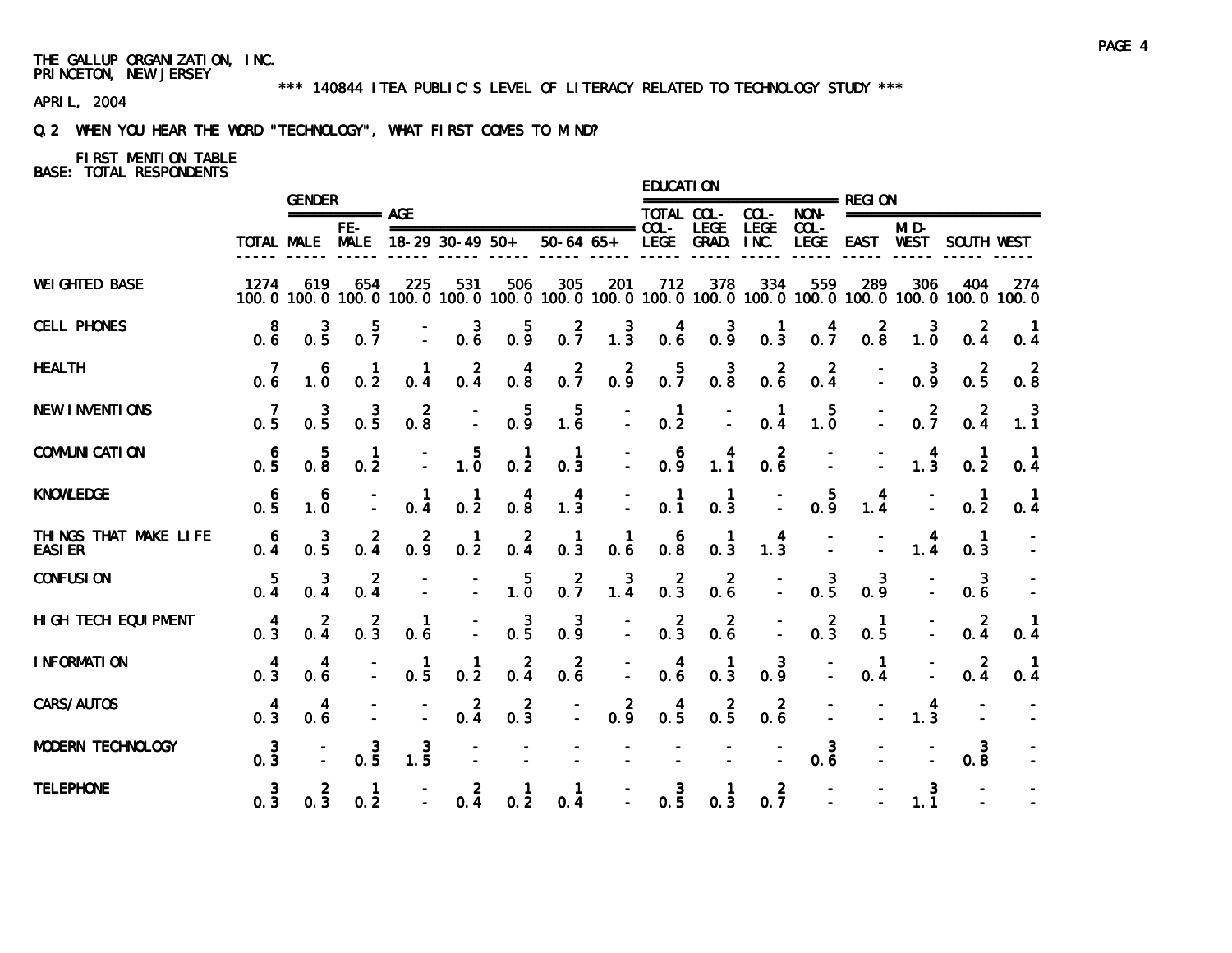THE GALLUP ORGANIZATION, INC.
PRINCETON, NEW JERSEY

*** 140844 ITEA PUBLIC'S LEVEL OF LITERACY RELATED TO TECHNOLOGY STUDY ***

APRIL, 2004

Q.2 WHEN YOU HEAR THE WORD "TECHNOLOGY", WHAT FIRST COMES TO MIND?

FIRST MENTION TABLE
BASE: TOTAL RESPONDENTS

| | | GENDER | | AGE | | | | | EDUCATION | | | | REGION | | | |
|---|---|---|---|---|---|---|---|---|---|---|---|---|---|---|---|---|
| | TOTAL | MALE | FE-MALE | 18-29 | 30-49 | 50+ | 50-64 | 65+ | TOTAL COL-LEGE | COL-LEGE GRAD. | COL-LEGE INC. | NON-COL-LEGE | EAST | MID-WEST | SOUTH | WEST |
| WEIGHTED BASE | 1274 | 619 | 654 | 225 | 531 | 506 | 305 | 201 | 712 | 378 | 334 | 559 | 289 | 306 | 404 | 274 |
| | 100.0 | 100.0 | 100.0 | 100.0 | 100.0 | 100.0 | 100.0 | 100.0 | 100.0 | 100.0 | 100.0 | 100.0 | 100.0 | 100.0 | 100.0 | 100.0 |
| CELL PHONES | 8 | 3 | 5 | - | 3 | 5 | 2 | 3 | 4 | 3 | 1 | 4 | 2 | 3 | 2 | 1 |
| | 0.6 | 0.5 | 0.7 | - | 0.6 | 0.9 | 0.7 | 1.3 | 0.6 | 0.9 | 0.3 | 0.7 | 0.8 | 1.0 | 0.4 | 0.4 |
| HEALTH | 7 | 6 | 1 | 1 | 2 | 4 | 2 | 2 | 5 | 3 | 2 | 2 | - | 3 | 2 | 2 |
| | 0.6 | 1.0 | 0.2 | 0.4 | 0.4 | 0.8 | 0.7 | 0.9 | 0.7 | 0.8 | 0.6 | 0.4 | - | 0.9 | 0.5 | 0.8 |
| NEW INVENTIONS | 7 | 3 | 3 | 2 | - | 5 | 5 | - | 1 | - | 1 | 5 | - | 2 | 2 | 3 |
| | 0.5 | 0.5 | 0.5 | 0.8 | - | 0.9 | 1.6 | - | 0.2 | - | 0.4 | 1.0 | - | 0.7 | 0.4 | 1.1 |
| COMMUNICATION | 6 | 5 | 1 | - | 5 | 1 | 1 | - | 6 | 4 | 2 | - | - | 4 | 1 | 1 |
| | 0.5 | 0.8 | 0.2 | - | 1.0 | 0.2 | 0.3 | - | 0.9 | 1.1 | 0.6 | - | - | 1.3 | 0.2 | 0.4 |
| KNOWLEDGE | 6 | 6 | - | 1 | 1 | 4 | 4 | - | 1 | 1 | - | 5 | 4 | - | 1 | 1 |
| | 0.5 | 1.0 | - | 0.4 | 0.2 | 0.8 | 1.3 | - | 0.1 | 0.3 | - | 0.9 | 1.4 | - | 0.2 | 0.4 |
| THINGS THAT MAKE LIFE EASIER | 6 | 3 | 2 | 2 | 1 | 2 | 1 | 1 | 6 | 1 | 4 | - | - | 4 | 1 | - |
| | 0.4 | 0.5 | 0.4 | 0.9 | 0.2 | 0.4 | 0.3 | 0.6 | 0.8 | 0.3 | 1.3 | - | - | 1.4 | 0.3 | - |
| CONFUSION | 5 | 3 | 2 | - | - | 5 | 2 | 3 | 2 | 2 | - | 3 | 3 | - | 3 | - |
| | 0.4 | 0.4 | 0.4 | - | - | 1.0 | 0.7 | 1.4 | 0.3 | 0.6 | - | 0.5 | 0.9 | - | 0.6 | - |
| HIGH TECH EQUIPMENT | 4 | 2 | 2 | 1 | - | 3 | 3 | - | 2 | 2 | - | 2 | 1 | - | 2 | 1 |
| | 0.3 | 0.4 | 0.3 | 0.6 | - | 0.5 | 0.9 | - | 0.3 | 0.6 | - | 0.3 | 0.5 | - | 0.4 | 0.4 |
| INFORMATION | 4 | 4 | - | 1 | 1 | 2 | 2 | - | 4 | 1 | 3 | - | 1 | - | 2 | 1 |
| | 0.3 | 0.6 | - | 0.5 | 0.2 | 0.4 | 0.6 | - | 0.6 | 0.3 | 0.9 | - | 0.4 | - | 0.4 | 0.4 |
| CARS/AUTOS | 4 | 4 | - | - | 2 | 2 | - | 2 | 4 | 2 | 2 | - | - | 4 | - | - |
| | 0.3 | 0.6 | - | - | 0.4 | 0.3 | - | 0.9 | 0.5 | 0.5 | 0.6 | - | - | 1.3 | - | - |
| MODERN TECHNOLOGY | 3 | - | 3 | 3 | - | - | - | - | - | - | - | 3 | - | - | 3 | - |
| | 0.3 | - | 0.5 | 1.5 | - | - | - | - | - | - | - | 0.6 | - | - | 0.8 | - |
| TELEPHONE | 3 | 2 | 1 | - | 2 | 1 | 1 | - | 3 | 1 | 2 | - | - | 3 | - | - |
| | 0.3 | 0.3 | 0.2 | - | 0.4 | 0.2 | 0.4 | - | 0.5 | 0.3 | 0.7 | - | - | 1.1 | - | - |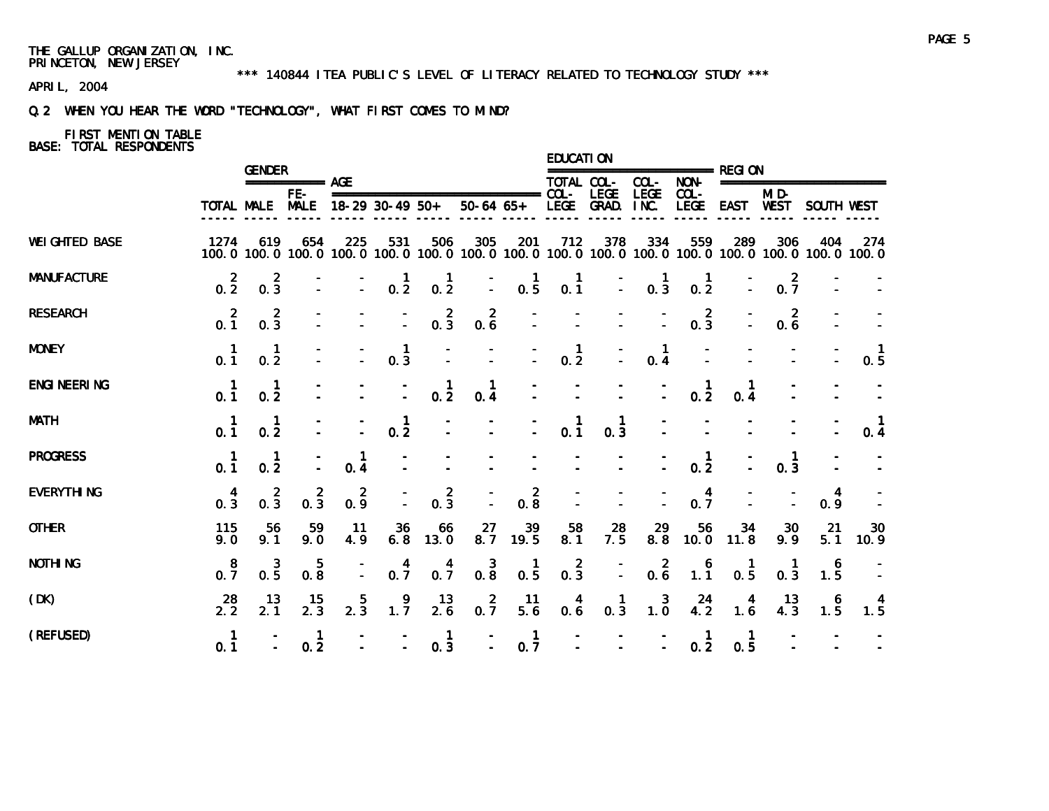THE GALLUP ORGANIZATION, INC.
PRINCETON, NEW JERSEY

*** 140844 ITEA PUBLIC'S LEVEL OF LITERACY RELATED TO TECHNOLOGY STUDY ***

APRIL, 2004

Q.2 WHEN YOU HEAR THE WORD "TECHNOLOGY", WHAT FIRST COMES TO MIND?

FIRST MENTION TABLE
BASE: TOTAL RESPONDENTS

| | | GENDER | | AGE | | | | | EDUCATION | | | | REGION | | | |
|---|---|---|---|---|---|---|---|---|---|---|---|---|---|---|---|---|
| | TOTAL | MALE | FEMALE | 18-29 | 30-49 | 50+ | 50-64 | 65+ | TOTAL COLLEGE | COLLEGE GRAD. | COLLEGE INC. | NON-COLLEGE | EAST | MIDWEST | SOUTH | WEST |
| WEIGHTED BASE | 1274 | 619 | 654 | 225 | 531 | 506 | 305 | 201 | 712 | 378 | 334 | 559 | 289 | 306 | 404 | 274 |
| | 100.0 | 100.0 | 100.0 | 100.0 | 100.0 | 100.0 | 100.0 | 100.0 | 100.0 | 100.0 | 100.0 | 100.0 | 100.0 | 100.0 | 100.0 | 100.0 |
| MANUFACTURE | 2 | 2 | - | - | 1 | 1 | - | 1 | 1 | - | 1 | 1 | - | 2 | - | - |
| | 0.2 | 0.3 | - | - | 0.2 | 0.2 | - | 0.5 | 0.1 | - | 0.3 | 0.2 | - | 0.7 | - | - |
| RESEARCH | 2 | 2 | - | - | - | 2 | 2 | - | - | - | - | 2 | - | 2 | - | - |
| | 0.1 | 0.3 | - | - | - | 0.3 | 0.6 | - | - | - | - | 0.3 | - | 0.6 | - | - |
| MONEY | 1 | 1 | - | - | 1 | - | - | - | 1 | - | 1 | - | - | - | - | 1 |
| | 0.1 | 0.2 | - | - | 0.3 | - | - | - | 0.2 | - | 0.4 | - | - | - | - | 0.5 |
| ENGINEERING | 1 | 1 | - | - | - | 1 | 1 | - | - | - | - | 1 | 1 | - | - | - |
| | 0.1 | 0.2 | - | - | - | 0.2 | 0.4 | - | - | - | - | 0.2 | 0.4 | - | - | - |
| MATH | 1 | 1 | - | - | 1 | - | - | - | 1 | 1 | - | - | - | - | - | 1 |
| | 0.1 | 0.2 | - | - | 0.2 | - | - | - | 0.1 | 0.3 | - | - | - | - | - | 0.4 |
| PROGRESS | 1 | 1 | - | 1 | - | - | - | - | - | - | - | 1 | - | 1 | - | - |
| | 0.1 | 0.2 | - | 0.4 | - | - | - | - | - | - | - | 0.2 | - | 0.3 | - | - |
| EVERYTHING | 4 | 2 | 2 | 2 | - | 2 | - | 2 | - | - | - | 4 | - | - | 4 | - |
| | 0.3 | 0.3 | 0.3 | 0.9 | - | 0.3 | - | 0.8 | - | - | - | 0.7 | - | - | 0.9 | - |
| OTHER | 115 | 56 | 59 | 11 | 36 | 66 | 27 | 39 | 58 | 28 | 29 | 56 | 34 | 30 | 21 | 30 |
| | 9.0 | 9.1 | 9.0 | 4.9 | 6.8 | 13.0 | 8.7 | 19.5 | 8.1 | 7.5 | 8.8 | 10.0 | 11.8 | 9.9 | 5.1 | 10.9 |
| NOTHING | 8 | 3 | 5 | - | 4 | 4 | 3 | 1 | 2 | - | 2 | 6 | 1 | 1 | 6 | - |
| | 0.7 | 0.5 | 0.8 | - | 0.7 | 0.7 | 0.8 | 0.5 | 0.3 | - | 0.6 | 1.1 | 0.5 | 0.3 | 1.5 | - |
| (DK) | 28 | 13 | 15 | 5 | 9 | 13 | 2 | 11 | 4 | 1 | 3 | 24 | 4 | 13 | 6 | 4 |
| | 2.2 | 2.1 | 2.3 | 2.3 | 1.7 | 2.6 | 0.7 | 5.6 | 0.6 | 0.3 | 1.0 | 4.2 | 1.6 | 4.3 | 1.5 | 1.5 |
| (REFUSED) | 1 | - | 1 | - | - | 1 | - | 1 | - | - | - | 1 | 1 | - | - | - |
| | 0.1 | - | 0.2 | - | - | 0.3 | - | 0.7 | - | - | - | 0.2 | 0.5 | - | - | - |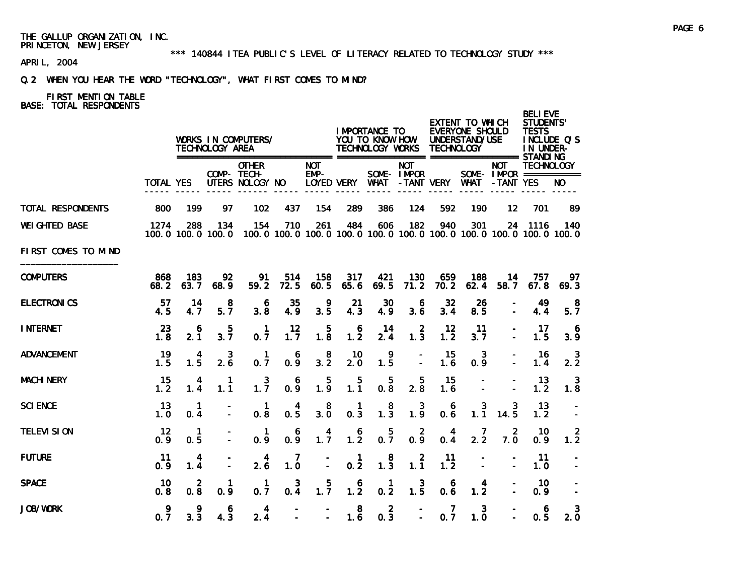THE GALLUP ORGANIZATION, INC.
PRINCETON, NEW JERSEY

*** 140844 ITEA PUBLIC'S LEVEL OF LITERACY RELATED TO TECHNOLOGY STUDY ***

APRIL, 2004

Q.2 WHEN YOU HEAR THE WORD "TECHNOLOGY", WHAT FIRST COMES TO MIND?

FIRST MENTION TABLE
BASE: TOTAL RESPONDENTS

| | | WORKS IN COMPUTERS/ TECHNOLOGY AREA | | | | | IMPORTANCE TO YOU TO KNOW HOW TECHNOLOGY WORKS | | | EXTENT TO WHICH EVERYONE SHOULD UNDERSTAND/USE TECHNOLOGY | | | BELIEVE STUDENTS' TESTS INCLUDE Q'S IN UNDER-STANDING TECHNOLOGY | |
|---|---|---|---|---|---|---|---|---|---|---|---|---|---|---|
| | TOTAL | YES | COMP-UTERS | OTHER TECH-NOLOGY | NO | NOT EMP-LOYED | VERY | SOME-WHAT | NOT IMPOR-TANT | VERY | SOME-WHAT | NOT IMPOR-TANT | YES | NO |
| TOTAL RESPONDENTS | 800 | 199 | 97 | 102 | 437 | 154 | 289 | 386 | 124 | 592 | 190 | 12 | 701 | 89 |
| WEIGHTED BASE | 1274 | 288 | 134 | 154 | 710 | 261 | 484 | 606 | 182 | 940 | 301 | 24 | 1116 | 140 |
| | 100.0 | 100.0 | 100.0 | 100.0 | 100.0 | 100.0 | 100.0 | 100.0 | 100.0 | 100.0 | 100.0 | 100.0 | 100.0 | 100.0 |
| FIRST COMES TO MIND | | | | | | | | | | | | | | |
| COMPUTERS | 868 | 183 | 92 | 91 | 514 | 158 | 317 | 421 | 130 | 659 | 188 | 14 | 757 | 97 |
| | 68.2 | 63.7 | 68.9 | 59.2 | 72.5 | 60.5 | 65.6 | 69.5 | 71.2 | 70.2 | 62.4 | 58.7 | 67.8 | 69.3 |
| ELECTRONICS | 57 | 14 | 8 | 6 | 35 | 9 | 21 | 30 | 6 | 32 | 26 | - | 49 | 8 |
| | 4.5 | 4.7 | 5.7 | 3.8 | 4.9 | 3.5 | 4.3 | 4.9 | 3.6 | 3.4 | 8.5 | - | 4.4 | 5.7 |
| INTERNET | 23 | 6 | 5 | 1 | 12 | 5 | 6 | 14 | 2 | 12 | 11 | - | 17 | 6 |
| | 1.8 | 2.1 | 3.7 | 0.7 | 1.7 | 1.8 | 1.2 | 2.4 | 1.3 | 1.2 | 3.7 | - | 1.5 | 3.9 |
| ADVANCEMENT | 19 | 4 | 3 | 1 | 6 | 8 | 10 | 9 | - | 15 | 3 | - | 16 | 3 |
| | 1.5 | 1.5 | 2.6 | 0.7 | 0.9 | 3.2 | 2.0 | 1.5 | - | 1.6 | 0.9 | - | 1.4 | 2.2 |
| MACHINERY | 15 | 4 | 1 | 3 | 6 | 5 | 5 | 5 | 5 | 15 | - | - | 13 | 3 |
| | 1.2 | 1.4 | 1.1 | 1.7 | 0.9 | 1.9 | 1.1 | 0.8 | 2.8 | 1.6 | - | - | 1.2 | 1.8 |
| SCIENCE | 13 | 1 | - | 1 | 4 | 8 | 1 | 8 | 3 | 6 | 3 | 3 | 13 | - |
| | 1.0 | 0.4 | - | 0.8 | 0.5 | 3.0 | 0.3 | 1.3 | 1.9 | 0.6 | 1.1 | 14.5 | 1.2 | - |
| TELEVISION | 12 | 1 | - | 1 | 6 | 4 | 6 | 5 | 2 | 4 | 7 | 2 | 10 | 2 |
| | 0.9 | 0.5 | - | 0.9 | 0.9 | 1.7 | 1.2 | 0.7 | 0.9 | 0.4 | 2.2 | 7.0 | 0.9 | 1.2 |
| FUTURE | 11 | 4 | - | 4 | 7 | - | 1 | 8 | 2 | 11 | - | - | 11 | - |
| | 0.9 | 1.4 | - | 2.6 | 1.0 | - | 0.2 | 1.3 | 1.1 | 1.2 | - | - | 1.0 | - |
| SPACE | 10 | 2 | 1 | 1 | 3 | 5 | 6 | 1 | 3 | 6 | 4 | - | 10 | - |
| | 0.8 | 0.8 | 0.9 | 0.7 | 0.4 | 1.7 | 1.2 | 0.2 | 1.5 | 0.6 | 1.2 | - | 0.9 | - |
| JOB/WORK | 9 | 9 | 6 | 4 | - | - | 8 | 2 | - | 7 | 3 | - | 6 | 3 |
| | 0.7 | 3.3 | 4.3 | 2.4 | - | - | 1.6 | 0.3 | - | 0.7 | 1.0 | - | 0.5 | 2.0 |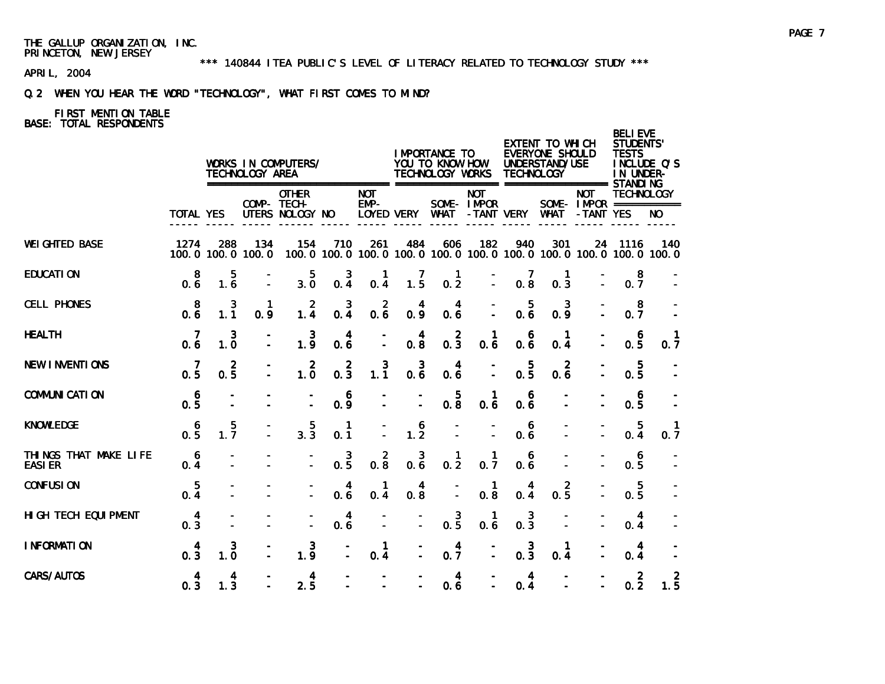THE GALLUP ORGANIZATION, INC.
PRINCETON, NEW JERSEY

*** 140844 ITEA PUBLIC'S LEVEL OF LITERACY RELATED TO TECHNOLOGY STUDY ***

APRIL, 2004

Q.2 WHEN YOU HEAR THE WORD "TECHNOLOGY", WHAT FIRST COMES TO MIND?

FIRST MENTION TABLE
BASE: TOTAL RESPONDENTS

| | | WORKS IN COMPUTERS/ TECHNOLOGY AREA | | | | | IMPORTANCE TO YOU TO KNOW HOW TECHNOLOGY WORKS | | | EXTENT TO WHICH EVERYONE SHOULD UNDERSTAND/USE TECHNOLOGY | | | BELIEVE STUDENTS' TESTS INCLUDE Q'S IN UNDER-STANDING TECHNOLOGY | |
|---|---|---|---|---|---|---|---|---|---|---|---|---|---|---|
| | TOTAL | YES | COMP-UTERS | OTHER TECH-NOLOGY | NO | NOT EMP-LOYED | VERY | SOME-WHAT | NOT IMPOR-TANT | VERY | SOME-WHAT | NOT IMPOR-TANT | YES | NO |
| WEIGHTED BASE | 1274 | 288 | 134 | 154 | 710 | 261 | 484 | 606 | 182 | 940 | 301 | 24 | 1116 | 140 |
| | 100.0 | 100.0 | 100.0 | 100.0 | 100.0 | 100.0 | 100.0 | 100.0 | 100.0 | 100.0 | 100.0 | 100.0 | 100.0 | 100.0 |
| EDUCATION | 8 | 5 | - | 5 | 3 | 1 | 7 | 1 | - | 7 | 1 | - | 8 | - |
| | 0.6 | 1.6 | - | 3.0 | 0.4 | 0.4 | 1.5 | 0.2 | - | 0.8 | 0.3 | - | 0.7 | - |
| CELL PHONES | 8 | 3 | 1 | 2 | 3 | 2 | 4 | 4 | - | 5 | 3 | - | 8 | - |
| | 0.6 | 1.1 | 0.9 | 1.4 | 0.4 | 0.6 | 0.9 | 0.6 | - | 0.6 | 0.9 | - | 0.7 | - |
| HEALTH | 7 | 3 | - | 3 | 4 | - | 4 | 2 | 1 | 6 | 1 | - | 6 | 1 |
| | 0.6 | 1.0 | - | 1.9 | 0.6 | - | 0.8 | 0.3 | 0.6 | 0.6 | 0.4 | - | 0.5 | 0.7 |
| NEW INVENTIONS | 7 | 2 | - | 2 | 2 | 3 | 3 | 4 | - | 5 | 2 | - | 5 | - |
| | 0.5 | 0.5 | - | 1.0 | 0.3 | 1.1 | 0.6 | 0.6 | - | 0.5 | 0.6 | - | 0.5 | - |
| COMMUNICATION | 6 | - | - | - | 6 | - | - | 5 | 1 | 6 | - | - | 6 | - |
| | 0.5 | - | - | - | 0.9 | - | - | 0.8 | 0.6 | 0.6 | - | - | 0.5 | - |
| KNOWLEDGE | 6 | 5 | - | 5 | 1 | - | 6 | - | - | 6 | - | - | 5 | 1 |
| | 0.5 | 1.7 | - | 3.3 | 0.1 | - | 1.2 | - | - | 0.6 | - | - | 0.4 | 0.7 |
| THINGS THAT MAKE LIFE EASIER | 6 | - | - | - | 3 | 2 | 3 | 1 | 1 | 6 | - | - | 6 | - |
| | 0.4 | - | - | - | 0.5 | 0.8 | 0.6 | 0.2 | 0.7 | 0.6 | - | - | 0.5 | - |
| CONFUSION | 5 | - | - | - | 4 | 1 | 4 | - | 1 | 4 | 2 | - | 5 | - |
| | 0.4 | - | - | - | 0.6 | 0.4 | 0.8 | - | 0.8 | 0.4 | 0.5 | - | 0.5 | - |
| HIGH TECH EQUIPMENT | 4 | - | - | - | 4 | - | - | 3 | 1 | 3 | - | - | 4 | - |
| | 0.3 | - | - | - | 0.6 | - | - | 0.5 | 0.6 | 0.3 | - | - | 0.4 | - |
| INFORMATION | 4 | 3 | - | 3 | - | 1 | - | 4 | - | 3 | 1 | - | 4 | - |
| | 0.3 | 1.0 | - | 1.9 | - | 0.4 | - | 0.7 | - | 0.3 | 0.4 | - | 0.4 | - |
| CARS/AUTOS | 4 | 4 | - | 4 | - | - | - | 4 | - | 4 | - | - | 2 | 2 |
| | 0.3 | 1.3 | - | 2.5 | - | - | - | 0.6 | - | 0.4 | - | - | 0.2 | 1.5 |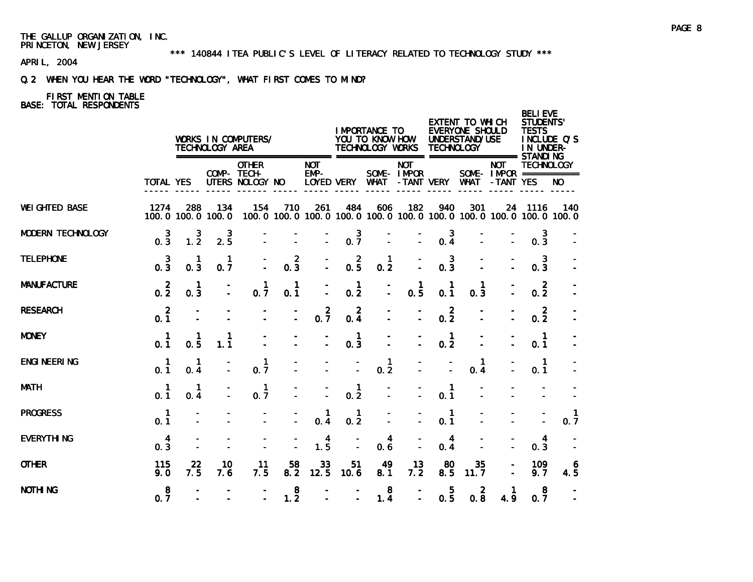THE GALLUP ORGANIZATION, INC.
PRINCETON, NEW JERSEY

*** 140844 ITEA PUBLIC'S LEVEL OF LITERACY RELATED TO TECHNOLOGY STUDY ***

APRIL, 2004

Q.2 WHEN YOU HEAR THE WORD "TECHNOLOGY", WHAT FIRST COMES TO MIND?

FIRST MENTION TABLE
BASE: TOTAL RESPONDENTS

| | | WORKS IN COMPUTERS/ TECHNOLOGY AREA | | | | | IMPORTANCE TO YOU TO KNOW HOW TECHNOLOGY WORKS | | | EXTENT TO WHICH EVERYONE SHOULD UNDERSTAND/USE TECHNOLOGY | | | BELIEVE STUDENTS' TESTS INCLUDE Q'S IN UNDER-STANDING TECHNOLOGY | |
|---|---|---|---|---|---|---|---|---|---|---|---|---|---|---|
| | TOTAL | YES | COMP-UTERS | OTHER TECH-NOLOGY | NO | NOT EMP-LOYED | VERY | SOME-WHAT | NOT IMPOR-TANT | VERY | SOME-WHAT | NOT IMPOR-TANT | YES | NO |
| WEIGHTED BASE | 1274 | 288 | 134 | 154 | 710 | 261 | 484 | 606 | 182 | 940 | 301 | 24 | 1116 | 140 |
| | 100.0 | 100.0 | 100.0 | 100.0 | 100.0 | 100.0 | 100.0 | 100.0 | 100.0 | 100.0 | 100.0 | 100.0 | 100.0 | 100.0 |
| MODERN TECHNOLOGY | 3 | 3 | 3 | - | - | - | 3 | - | - | 3 | - | - | 3 | - |
| | 0.3 | 1.2 | 2.5 | - | - | - | 0.7 | - | - | 0.4 | - | - | 0.3 | - |
| TELEPHONE | 3 | 1 | 1 | - | 2 | - | 2 | 1 | - | 3 | - | - | 3 | - |
| | 0.3 | 0.3 | 0.7 | - | 0.3 | - | 0.5 | 0.2 | - | 0.3 | - | - | 0.3 | - |
| MANUFACTURE | 2 | 1 | - | 1 | 1 | - | 1 | - | 1 | 1 | 1 | - | 2 | - |
| | 0.2 | 0.3 | - | 0.7 | 0.1 | - | 0.2 | - | 0.5 | 0.1 | 0.3 | - | 0.2 | - |
| RESEARCH | 2 | - | - | - | - | 2 | 2 | - | - | 2 | - | - | 2 | - |
| | 0.1 | - | - | - | - | 0.7 | 0.4 | - | - | 0.2 | - | - | 0.2 | - |
| MONEY | 1 | 1 | 1 | - | - | - | 1 | - | - | 1 | - | - | 1 | - |
| | 0.1 | 0.5 | 1.1 | - | - | - | 0.3 | - | - | 0.2 | - | - | 0.1 | - |
| ENGINEERING | 1 | 1 | - | 1 | - | - | - | 1 | - | - | 1 | - | 1 | - |
| | 0.1 | 0.4 | - | 0.7 | - | - | - | 0.2 | - | - | 0.4 | - | 0.1 | - |
| MATH | 1 | 1 | - | 1 | - | - | 1 | - | - | 1 | - | - | - | - |
| | 0.1 | 0.4 | - | 0.7 | - | - | 0.2 | - | - | 0.1 | - | - | - | - |
| PROGRESS | 1 | - | - | - | - | 1 | 1 | - | - | 1 | - | - | - | 1 |
| | 0.1 | - | - | - | - | 0.4 | 0.2 | - | - | 0.1 | - | - | - | 0.7 |
| EVERYTHING | 4 | - | - | - | - | 4 | - | 4 | - | 4 | - | - | 4 | - |
| | 0.3 | - | - | - | - | 1.5 | - | 0.6 | - | 0.4 | - | - | 0.3 | - |
| OTHER | 115 | 22 | 10 | 11 | 58 | 33 | 51 | 49 | 13 | 80 | 35 | - | 109 | 6 |
| | 9.0 | 7.5 | 7.6 | 7.5 | 8.2 | 12.5 | 10.6 | 8.1 | 7.2 | 8.5 | 11.7 | - | 9.7 | 4.5 |
| NOTHING | 8 | - | - | - | 8 | - | - | 8 | - | 5 | 2 | 1 | 8 | - |
| | 0.7 | - | - | - | 1.2 | - | - | 1.4 | - | 0.5 | 0.8 | 4.9 | 0.7 | - |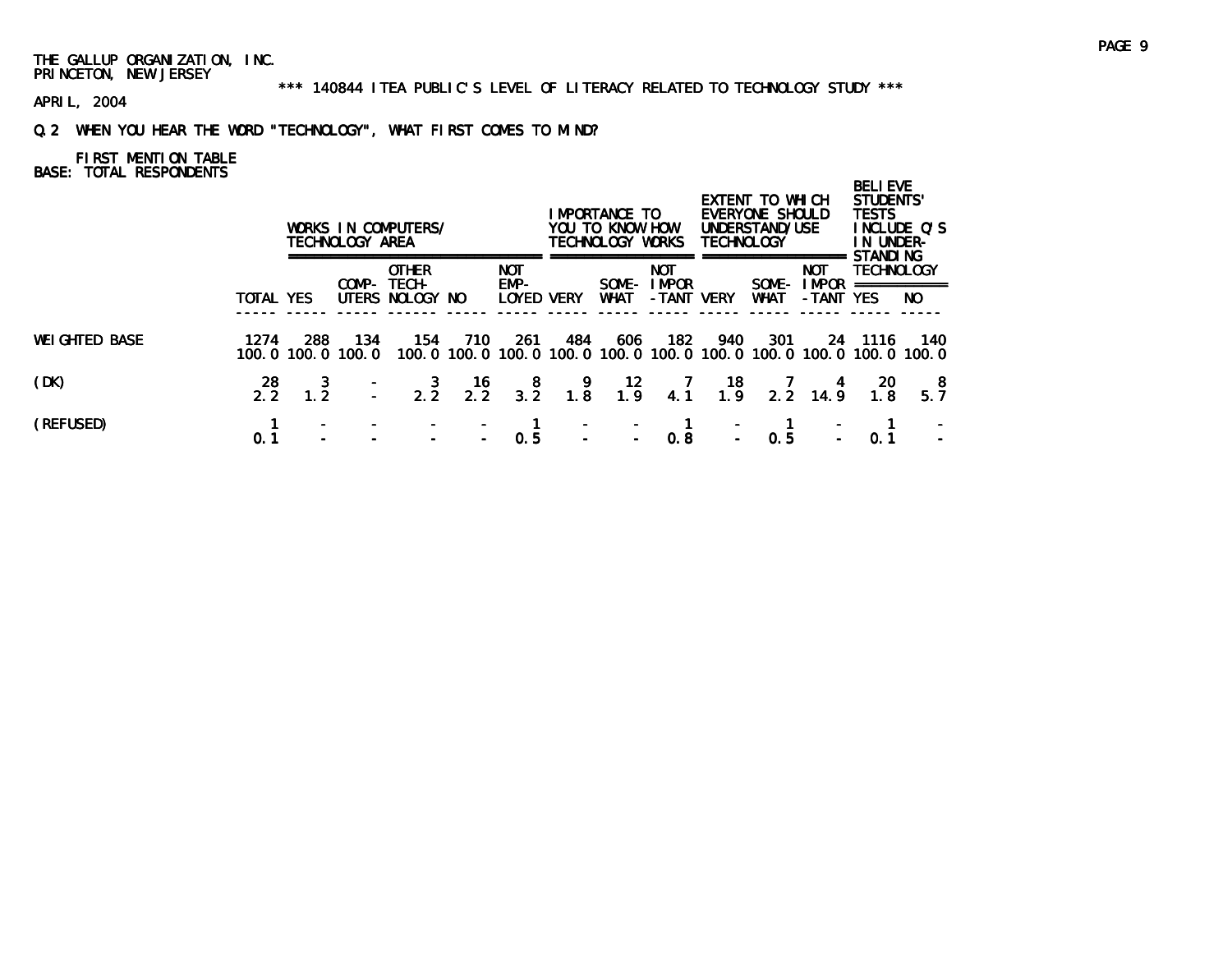THE GALLUP ORGANIZATION, INC.
PRINCETON, NEW JERSEY

*** 140844 ITEA PUBLIC'S LEVEL OF LITERACY RELATED TO TECHNOLOGY STUDY ***

APRIL, 2004

Q.2 WHEN YOU HEAR THE WORD "TECHNOLOGY", WHAT FIRST COMES TO MIND?

FIRST MENTION TABLE
BASE: TOTAL RESPONDENTS

| | | WORKS IN COMPUTERS/ TECHNOLOGY AREA | | | | | IMPORTANCE TO YOU TO KNOW HOW TECHNOLOGY WORKS | | | EXTENT TO WHICH EVERYONE SHOULD UNDERSTAND/USE TECHNOLOGY | | | BELIEVE STUDENTS' TESTS INCLUDE Q'S IN UNDER-STANDING TECHNOLOGY | |
|---|---|---|---|---|---|---|---|---|---|---|---|---|---|---|
| | TOTAL | YES | COMP-UTERS | OTHER TECH-NOLOGY | NO | NOT EMP-LOYED | VERY | SOME-WHAT | NOT IMPOR-TANT | VERY | SOME-WHAT | NOT IMPOR-TANT | YES | NO |
| WEIGHTED BASE | 1274 | 288 | 134 | 154 | 710 | 261 | 484 | 606 | 182 | 940 | 301 | 24 | 1116 | 140 |
| | 100.0 | 100.0 | 100.0 | 100.0 | 100.0 | 100.0 | 100.0 | 100.0 | 100.0 | 100.0 | 100.0 | 100.0 | 100.0 | 100.0 |
| (DK) | 28 | 3 | - | 3 | 16 | 8 | 9 | 12 | 7 | 18 | 7 | 4 | 20 | 8 |
| | 2.2 | 1.2 | - | 2.2 | 2.2 | 3.2 | 1.8 | 1.9 | 4.1 | 1.9 | 2.2 | 14.9 | 1.8 | 5.7 |
| (REFUSED) | 1 | - | - | - | - | 1 | - | - | 1 | - | 1 | - | 1 | - |
| | 0.1 | - | - | - | - | 0.5 | - | - | 0.8 | - | 0.5 | - | 0.1 | - |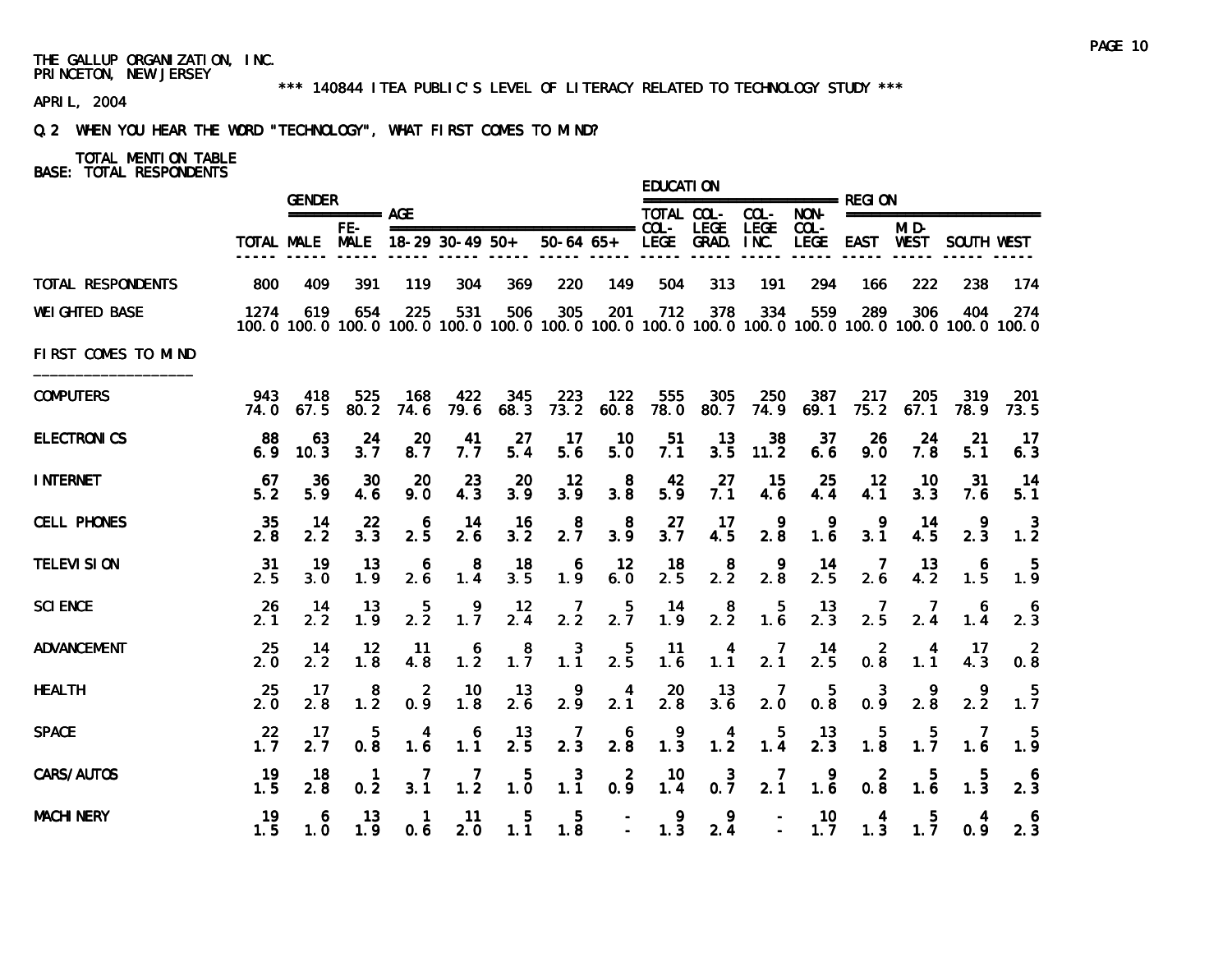THE GALLUP ORGANIZATION, INC.
PRINCETON, NEW JERSEY

*** 140844 ITEA PUBLIC'S LEVEL OF LITERACY RELATED TO TECHNOLOGY STUDY ***

APRIL, 2004

Q.2 WHEN YOU HEAR THE WORD "TECHNOLOGY", WHAT FIRST COMES TO MIND?

TOTAL MENTION TABLE
BASE: TOTAL RESPONDENTS

| | | GENDER | | AGE | | | | | EDUCATION | | | | REGION | | | |
|---|---|---|---|---|---|---|---|---|---|---|---|---|---|---|---|---|
| | TOTAL | MALE | FE-MALE | 18-29 | 30-49 | 50+ | 50-64 | 65+ | TOTAL COL-LEGE | COL-LEGE GRAD. | COL-LEGE INC. | NON-COL-LEGE | EAST | MID-WEST | SOUTH | WEST |
| TOTAL RESPONDENTS | 800 | 409 | 391 | 119 | 304 | 369 | 220 | 149 | 504 | 313 | 191 | 294 | 166 | 222 | 238 | 174 |
| WEIGHTED BASE | 1274 | 619 | 654 | 225 | 531 | 506 | 305 | 201 | 712 | 378 | 334 | 559 | 289 | 306 | 404 | 274 |
| | 100.0 | 100.0 | 100.0 | 100.0 | 100.0 | 100.0 | 100.0 | 100.0 | 100.0 | 100.0 | 100.0 | 100.0 | 100.0 | 100.0 | 100.0 | 100.0 |
| FIRST COMES TO MIND | | | | | | | | | | | | | | | | |
| COMPUTERS | 943 | 418 | 525 | 168 | 422 | 345 | 223 | 122 | 555 | 305 | 250 | 387 | 217 | 205 | 319 | 201 |
| | 74.0 | 67.5 | 80.2 | 74.6 | 79.6 | 68.3 | 73.2 | 60.8 | 78.0 | 80.7 | 74.9 | 69.1 | 75.2 | 67.1 | 78.9 | 73.5 |
| ELECTRONICS | 88 | 63 | 24 | 20 | 41 | 27 | 17 | 10 | 51 | 13 | 38 | 37 | 26 | 24 | 21 | 17 |
| | 6.9 | 10.3 | 3.7 | 8.7 | 7.7 | 5.4 | 5.6 | 5.0 | 7.1 | 3.5 | 11.2 | 6.6 | 9.0 | 7.8 | 5.1 | 6.3 |
| INTERNET | 67 | 36 | 30 | 20 | 23 | 20 | 12 | 8 | 42 | 27 | 15 | 25 | 12 | 10 | 31 | 14 |
| | 5.2 | 5.9 | 4.6 | 9.0 | 4.3 | 3.9 | 3.9 | 3.8 | 5.9 | 7.1 | 4.6 | 4.4 | 4.1 | 3.3 | 7.6 | 5.1 |
| CELL PHONES | 35 | 14 | 22 | 6 | 14 | 16 | 8 | 8 | 27 | 17 | 9 | 9 | 9 | 14 | 9 | 3 |
| | 2.8 | 2.2 | 3.3 | 2.5 | 2.6 | 3.2 | 2.7 | 3.9 | 3.7 | 4.5 | 2.8 | 1.6 | 3.1 | 4.5 | 2.3 | 1.2 |
| TELEVISION | 31 | 19 | 13 | 6 | 8 | 18 | 6 | 12 | 18 | 8 | 9 | 14 | 7 | 13 | 6 | 5 |
| | 2.5 | 3.0 | 1.9 | 2.6 | 1.4 | 3.5 | 1.9 | 6.0 | 2.5 | 2.2 | 2.8 | 2.5 | 2.6 | 4.2 | 1.5 | 1.9 |
| SCIENCE | 26 | 14 | 13 | 5 | 9 | 12 | 7 | 5 | 14 | 8 | 5 | 13 | 7 | 7 | 6 | 6 |
| | 2.1 | 2.2 | 1.9 | 2.2 | 1.7 | 2.4 | 2.2 | 2.7 | 1.9 | 2.2 | 1.6 | 2.3 | 2.5 | 2.4 | 1.4 | 2.3 |
| ADVANCEMENT | 25 | 14 | 12 | 11 | 6 | 8 | 3 | 5 | 11 | 4 | 7 | 14 | 2 | 4 | 17 | 2 |
| | 2.0 | 2.2 | 1.8 | 4.8 | 1.2 | 1.7 | 1.1 | 2.5 | 1.6 | 1.1 | 2.1 | 2.5 | 0.8 | 1.1 | 4.3 | 0.8 |
| HEALTH | 25 | 17 | 8 | 2 | 10 | 13 | 9 | 4 | 20 | 13 | 7 | 5 | 3 | 9 | 9 | 5 |
| | 2.0 | 2.8 | 1.2 | 0.9 | 1.8 | 2.6 | 2.9 | 2.1 | 2.8 | 3.6 | 2.0 | 0.8 | 0.9 | 2.8 | 2.2 | 1.7 |
| SPACE | 22 | 17 | 5 | 4 | 6 | 13 | 7 | 6 | 9 | 4 | 5 | 13 | 5 | 5 | 7 | 5 |
| | 1.7 | 2.7 | 0.8 | 1.6 | 1.1 | 2.5 | 2.3 | 2.8 | 1.3 | 1.2 | 1.4 | 2.3 | 1.8 | 1.7 | 1.6 | 1.9 |
| CARS/AUTOS | 19 | 18 | 1 | 7 | 7 | 5 | 3 | 2 | 10 | 3 | 7 | 9 | 2 | 5 | 5 | 6 |
| | 1.5 | 2.8 | 0.2 | 3.1 | 1.2 | 1.0 | 1.1 | 0.9 | 1.4 | 0.7 | 2.1 | 1.6 | 0.8 | 1.6 | 1.3 | 2.3 |
| MACHINERY | 19 | 6 | 13 | 1 | 11 | 5 | 5 | - | 9 | 9 | - | 10 | 4 | 5 | 4 | 6 |
| | 1.5 | 1.0 | 1.9 | 0.6 | 2.0 | 1.1 | 1.8 | - | 1.3 | 2.4 | - | 1.7 | 1.3 | 1.7 | 0.9 | 2.3 |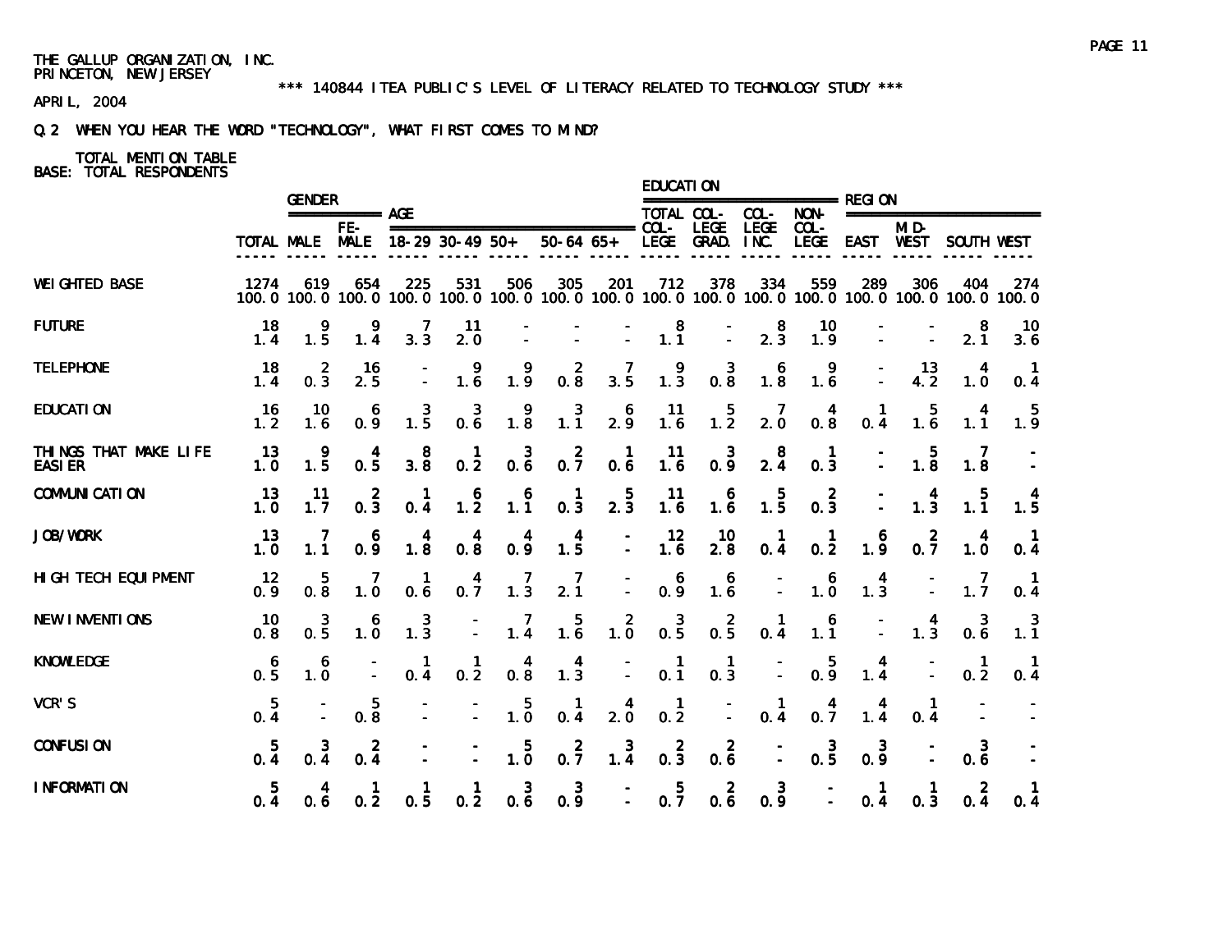THE GALLUP ORGANIZATION, INC.
PRINCETON, NEW JERSEY

*** 140844 ITEA PUBLIC'S LEVEL OF LITERACY RELATED TO TECHNOLOGY STUDY ***

APRIL, 2004

Q.2 WHEN YOU HEAR THE WORD "TECHNOLOGY", WHAT FIRST COMES TO MIND?

TOTAL MENTION TABLE
BASE: TOTAL RESPONDENTS

| | | GENDER | | AGE | | | | | EDUCATION | | | | REGION | | | |
|---|---|---|---|---|---|---|---|---|---|---|---|---|---|---|---|---|
| | TOTAL | MALE | FE-MALE | 18-29 | 30-49 | 50+ | 50-64 | 65+ | TOTAL COL-LEGE | COL-LEGE GRAD. | COL-LEGE INC. | NON-COL-LEGE | EAST | MID-WEST | SOUTH | WEST |
| WEIGHTED BASE | 1274 | 619 | 654 | 225 | 531 | 506 | 305 | 201 | 712 | 378 | 334 | 559 | 289 | 306 | 404 | 274 |
| | 100.0 | 100.0 | 100.0 | 100.0 | 100.0 | 100.0 | 100.0 | 100.0 | 100.0 | 100.0 | 100.0 | 100.0 | 100.0 | 100.0 | 100.0 | 100.0 |
| FUTURE | 18 | 9 | 9 | 7 | 11 | - | - | - | 8 | - | 8 | 10 | - | - | 8 | 10 |
| | 1.4 | 1.5 | 1.4 | 3.3 | 2.0 | - | - | - | 1.1 | - | 2.3 | 1.9 | - | - | 2.1 | 3.6 |
| TELEPHONE | 18 | 2 | 16 | - | 9 | 9 | 2 | 7 | 9 | 3 | 6 | 9 | - | 13 | 4 | 1 |
| | 1.4 | 0.3 | 2.5 | - | 1.6 | 1.9 | 0.8 | 3.5 | 1.3 | 0.8 | 1.8 | 1.6 | - | 4.2 | 1.0 | 0.4 |
| EDUCATION | 16 | 10 | 6 | 3 | 3 | 9 | 3 | 6 | 11 | 5 | 7 | 4 | 1 | 5 | 4 | 5 |
| | 1.2 | 1.6 | 0.9 | 1.5 | 0.6 | 1.8 | 1.1 | 2.9 | 1.6 | 1.2 | 2.0 | 0.8 | 0.4 | 1.6 | 1.1 | 1.9 |
| THINGS THAT MAKE LIFE EASIER | 13 | 9 | 4 | 8 | 1 | 3 | 2 | 1 | 11 | 3 | 8 | 1 | - | 5 | 7 | - |
| | 1.0 | 1.5 | 0.5 | 3.8 | 0.2 | 0.6 | 0.7 | 0.6 | 1.6 | 0.9 | 2.4 | 0.3 | - | 1.8 | 1.8 | - |
| COMMUNICATION | 13 | 11 | 2 | 1 | 6 | 6 | 1 | 5 | 11 | 6 | 5 | 2 | - | 4 | 5 | 4 |
| | 1.0 | 1.7 | 0.3 | 0.4 | 1.2 | 1.1 | 0.3 | 2.3 | 1.6 | 1.6 | 1.5 | 0.3 | - | 1.3 | 1.1 | 1.5 |
| JOB/WORK | 13 | 7 | 6 | 4 | 4 | 4 | 4 | - | 12 | 10 | 1 | 1 | 6 | 2 | 4 | 1 |
| | 1.0 | 1.1 | 0.9 | 1.8 | 0.8 | 0.9 | 1.5 | - | 1.6 | 2.8 | 0.4 | 0.2 | 1.9 | 0.7 | 1.0 | 0.4 |
| HIGH TECH EQUIPMENT | 12 | 5 | 7 | 1 | 4 | 7 | 7 | - | 6 | 6 | - | 6 | 4 | - | 7 | 1 |
| | 0.9 | 0.8 | 1.0 | 0.6 | 0.7 | 1.3 | 2.1 | - | 0.9 | 1.6 | - | 1.0 | 1.3 | - | 1.7 | 0.4 |
| NEW INVENTIONS | 10 | 3 | 6 | 3 | - | 7 | 5 | 2 | 3 | 2 | 1 | 6 | - | 4 | 3 | 3 |
| | 0.8 | 0.5 | 1.0 | 1.3 | - | 1.4 | 1.6 | 1.0 | 0.5 | 0.5 | 0.4 | 1.1 | - | 1.3 | 0.6 | 1.1 |
| KNOWLEDGE | 6 | 6 | - | 1 | 1 | 4 | 4 | - | 1 | 1 | - | 5 | 4 | - | 1 | 1 |
| | 0.5 | 1.0 | - | 0.4 | 0.2 | 0.8 | 1.3 | - | 0.1 | 0.3 | - | 0.9 | 1.4 | - | 0.2 | 0.4 |
| VCR'S | 5 | - | 5 | - | - | 5 | 1 | 4 | 1 | - | 1 | 4 | 4 | 1 | - | - |
| | 0.4 | - | 0.8 | - | - | 1.0 | 0.4 | 2.0 | 0.2 | - | 0.4 | 0.7 | 1.4 | 0.4 | - | - |
| CONFUSION | 5 | 3 | 2 | - | - | 5 | 2 | 3 | 2 | 2 | - | 3 | 3 | - | 3 | - |
| | 0.4 | 0.4 | 0.4 | - | - | 1.0 | 0.7 | 1.4 | 0.3 | 0.6 | - | 0.5 | 0.9 | - | 0.6 | - |
| INFORMATION | 5 | 4 | 1 | 1 | 1 | 3 | 3 | - | 5 | 2 | 3 | - | 1 | 1 | 2 | 1 |
| | 0.4 | 0.6 | 0.2 | 0.5 | 0.2 | 0.6 | 0.9 | - | 0.7 | 0.6 | 0.9 | - | 0.4 | 0.3 | 0.4 | 0.4 |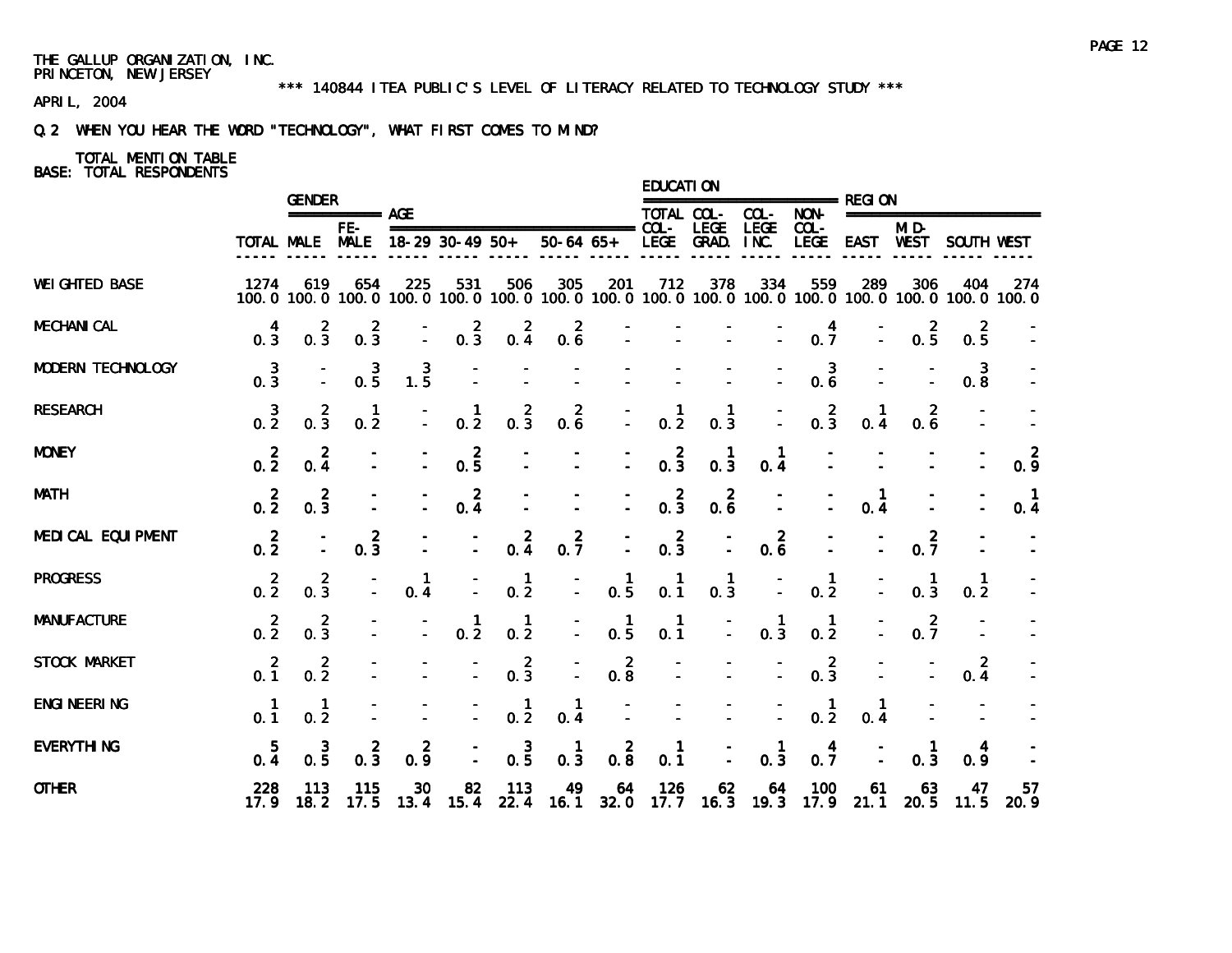THE GALLUP ORGANIZATION, INC.
PRINCETON, NEW JERSEY

*** 140844 ITEA PUBLIC'S LEVEL OF LITERACY RELATED TO TECHNOLOGY STUDY ***

APRIL, 2004

Q.2 WHEN YOU HEAR THE WORD "TECHNOLOGY", WHAT FIRST COMES TO MIND?

TOTAL MENTION TABLE
BASE: TOTAL RESPONDENTS

| | | GENDER | | AGE | | | | | EDUCATION | | | | REGION | | | |
|---|---|---|---|---|---|---|---|---|---|---|---|---|---|---|---|---|
| | TOTAL | MALE | FE-MALE | 18-29 | 30-49 | 50+ | 50-64 | 65+ | TOTAL COL-LEGE | COL-LEGE GRAD. | COL-LEGE INC. | NON-COL-LEGE | EAST | MID-WEST | SOUTH | WEST |
| WEIGHTED BASE | 1274 | 619 | 654 | 225 | 531 | 506 | 305 | 201 | 712 | 378 | 334 | 559 | 289 | 306 | 404 | 274 |
| | 100.0 | 100.0 | 100.0 | 100.0 | 100.0 | 100.0 | 100.0 | 100.0 | 100.0 | 100.0 | 100.0 | 100.0 | 100.0 | 100.0 | 100.0 | 100.0 |
| MECHANICAL | 4 | 2 | 2 | - | 2 | 2 | 2 | - | - | - | - | 4 | - | 2 | 2 | - |
| | 0.3 | 0.3 | 0.3 | - | 0.3 | 0.4 | 0.6 | - | - | - | - | 0.7 | - | 0.5 | 0.5 | - |
| MODERN TECHNOLOGY | 3 | - | 3 | 3 | - | - | - | - | - | - | - | 3 | - | - | 3 | - |
| | 0.3 | - | 0.5 | 1.5 | - | - | - | - | - | - | - | 0.6 | - | - | 0.8 | - |
| RESEARCH | 3 | 2 | 1 | - | 1 | 2 | 2 | - | 1 | 1 | - | 2 | 1 | 2 | - | - |
| | 0.2 | 0.3 | 0.2 | - | 0.2 | 0.3 | 0.6 | - | 0.2 | 0.3 | - | 0.3 | 0.4 | 0.6 | - | - |
| MONEY | 2 | 2 | - | - | 2 | - | - | - | 2 | 1 | 1 | - | - | - | - | 2 |
| | 0.2 | 0.4 | - | - | 0.5 | - | - | - | 0.3 | 0.3 | 0.4 | - | - | - | - | 0.9 |
| MATH | 2 | 2 | - | - | 2 | - | - | - | 2 | 2 | - | - | 1 | - | - | 1 |
| | 0.2 | 0.3 | - | - | 0.4 | - | - | - | 0.3 | 0.6 | - | - | 0.4 | - | - | 0.4 |
| MEDICAL EQUIPMENT | 2 | - | 2 | - | - | 2 | 2 | - | 2 | - | 2 | - | - | 2 | - | - |
| | 0.2 | - | 0.3 | - | - | 0.4 | 0.7 | - | 0.3 | - | 0.6 | - | - | 0.7 | - | - |
| PROGRESS | 2 | 2 | - | 1 | - | 1 | - | 1 | 1 | 1 | - | 1 | - | 1 | 1 | - |
| | 0.2 | 0.3 | - | 0.4 | - | 0.2 | - | 0.5 | 0.1 | 0.3 | - | 0.2 | - | 0.3 | 0.2 | - |
| MANUFACTURE | 2 | 2 | - | - | 1 | 1 | - | 1 | 1 | - | 1 | 1 | - | 2 | - | - |
| | 0.2 | 0.3 | - | - | 0.2 | 0.2 | - | 0.5 | 0.1 | - | 0.3 | 0.2 | - | 0.7 | - | - |
| STOCK MARKET | 2 | 2 | - | - | - | 2 | - | 2 | - | - | - | 2 | - | - | 2 | - |
| | 0.1 | 0.2 | - | - | - | 0.3 | - | 0.8 | - | - | - | 0.3 | - | - | 0.4 | - |
| ENGINEERING | 1 | 1 | - | - | - | 1 | 1 | - | - | - | - | 1 | 1 | - | - | - |
| | 0.1 | 0.2 | - | - | - | 0.2 | 0.4 | - | - | - | - | 0.2 | 0.4 | - | - | - |
| EVERYTHING | 5 | 3 | 2 | 2 | - | 3 | 1 | 2 | 1 | - | 1 | 4 | - | 1 | 4 | - |
| | 0.4 | 0.5 | 0.3 | 0.9 | - | 0.5 | 0.3 | 0.8 | 0.1 | - | 0.3 | 0.7 | - | 0.3 | 0.9 | - |
| OTHER | 228 | 113 | 115 | 30 | 82 | 113 | 49 | 64 | 126 | 62 | 64 | 100 | 61 | 63 | 47 | 57 |
| | 17.9 | 18.2 | 17.5 | 13.4 | 15.4 | 22.4 | 16.1 | 32.0 | 17.7 | 16.3 | 19.3 | 17.9 | 21.1 | 20.5 | 11.5 | 20.9 |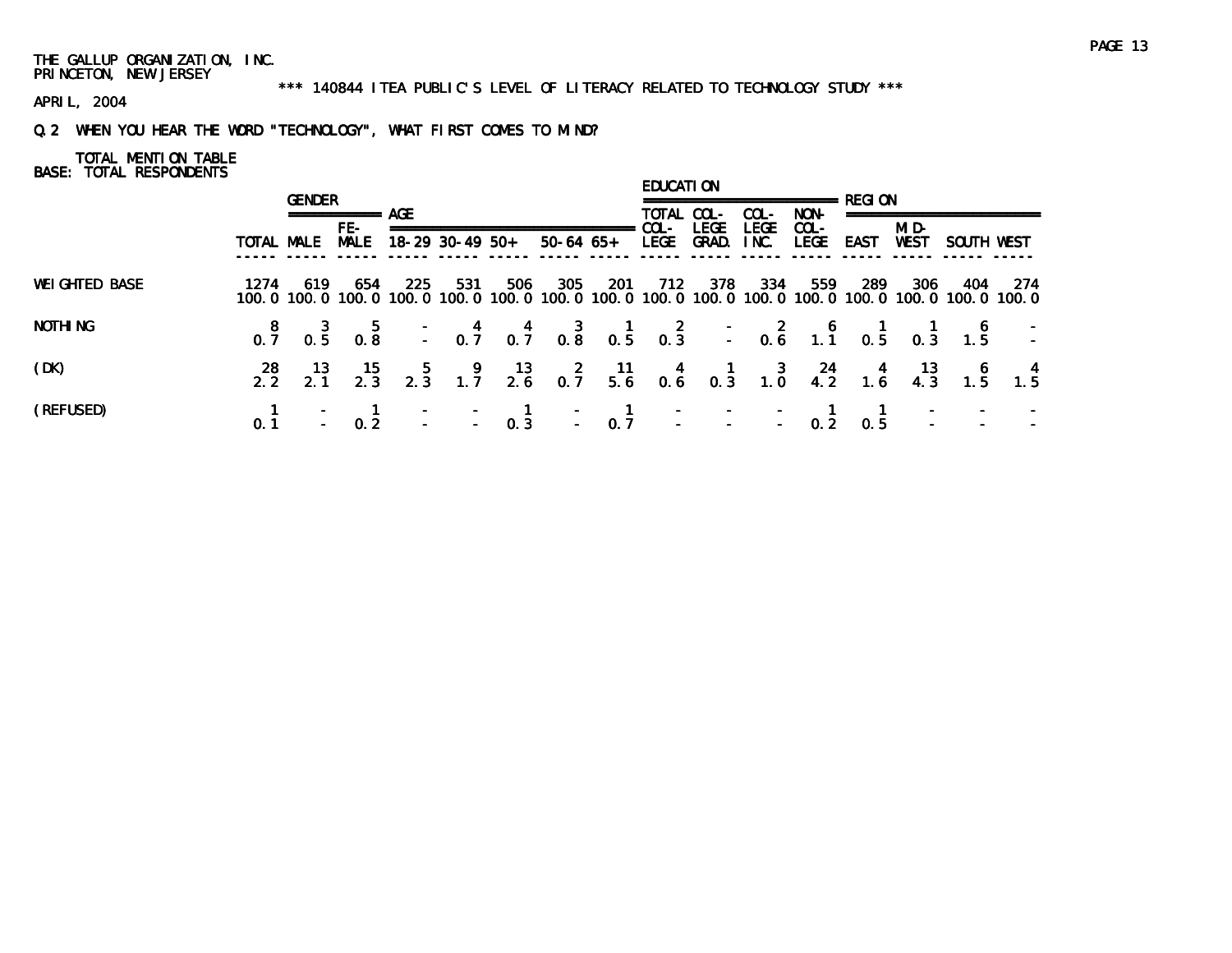THE GALLUP ORGANIZATION, INC.
PRINCETON, NEW JERSEY

\*\*\* 140844 ITEA PUBLIC'S LEVEL OF LITERACY RELATED TO TECHNOLOGY STUDY \*\*\*

APRIL, 2004

Q.2 WHEN YOU HEAR THE WORD "TECHNOLOGY", WHAT FIRST COMES TO MIND?

TOTAL MENTION TABLE
BASE: TOTAL RESPONDENTS

| | | GENDER | | AGE | | | | | EDUCATION | | | | REGION | | | |
|---|---|---|---|---|---|---|---|---|---|---|---|---|---|---|---|---|
| | TOTAL | MALE | FE-MALE | 18-29 | 30-49 | 50+ | 50-64 | 65+ | TOTAL COL-LEGE | COL-LEGE GRAD. | COL-LEGE INC. | NON-COL-LEGE | EAST | MID-WEST | SOUTH | WEST |
| WEIGHTED BASE | 1274 | 619 | 654 | 225 | 531 | 506 | 305 | 201 | 712 | 378 | 334 | 559 | 289 | 306 | 404 | 274 |
| | 100.0 | 100.0 | 100.0 | 100.0 | 100.0 | 100.0 | 100.0 | 100.0 | 100.0 | 100.0 | 100.0 | 100.0 | 100.0 | 100.0 | 100.0 | 100.0 |
| NOTHING | 8 | 3 | 5 | - | 4 | 4 | 3 | 1 | 2 | - | 2 | 6 | 1 | 1 | 6 | - |
| | 0.7 | 0.5 | 0.8 | - | 0.7 | 0.7 | 0.8 | 0.5 | 0.3 | - | 0.6 | 1.1 | 0.5 | 0.3 | 1.5 | - |
| (DK) | 28 | 13 | 15 | 5 | 9 | 13 | 2 | 11 | 4 | 1 | 3 | 24 | 4 | 13 | 6 | 4 |
| | 2.2 | 2.1 | 2.3 | 2.3 | 1.7 | 2.6 | 0.7 | 5.6 | 0.6 | 0.3 | 1.0 | 4.2 | 1.6 | 4.3 | 1.5 | 1.5 |
| (REFUSED) | 1 | - | 1 | - | - | 1 | - | 1 | - | - | - | 1 | 1 | - | - | - |
| | 0.1 | - | 0.2 | - | - | 0.3 | - | 0.7 | - | - | - | 0.2 | 0.5 | - | - | - |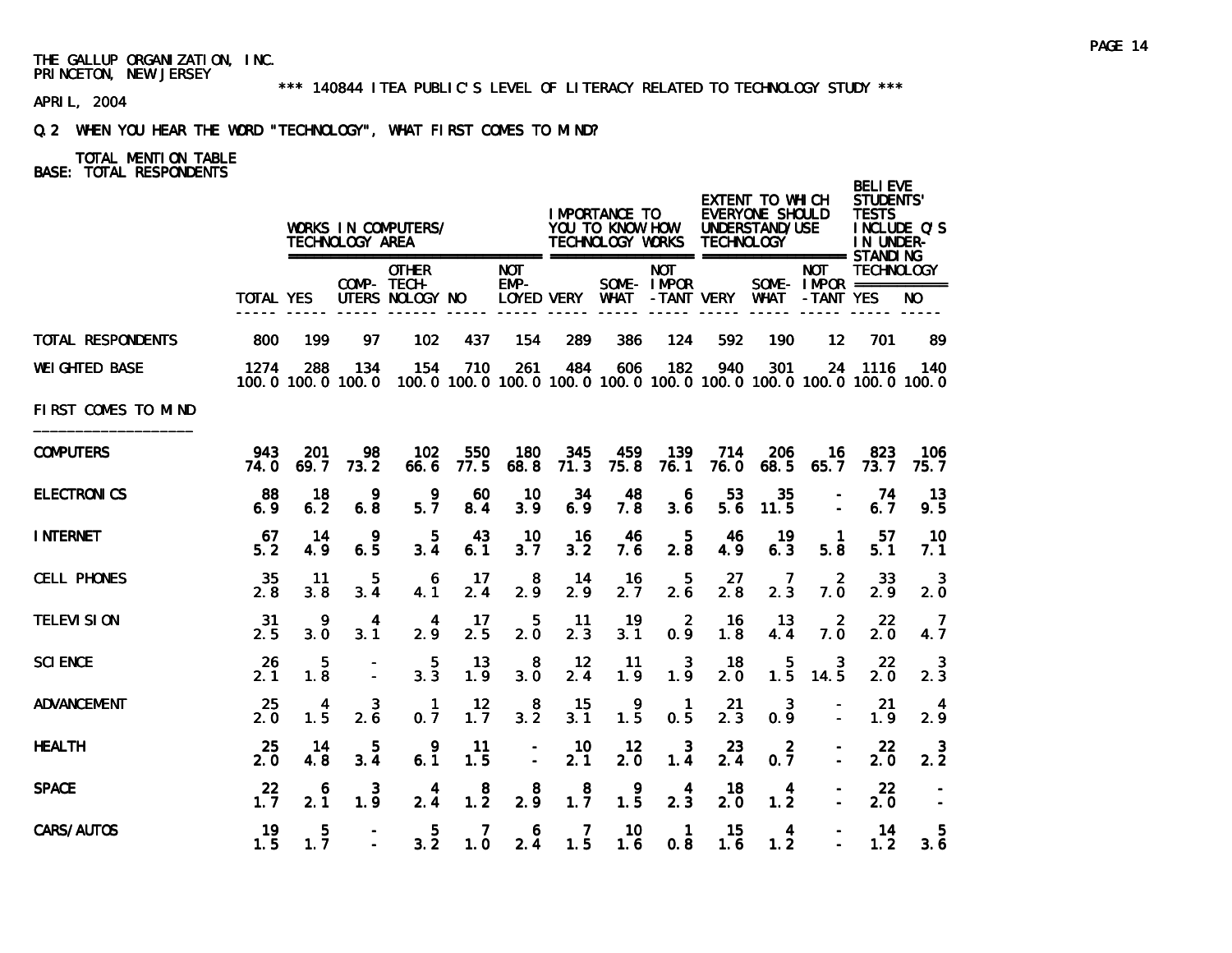THE GALLUP ORGANIZATION, INC.
PRINCETON, NEW JERSEY

*** 140844 ITEA PUBLIC'S LEVEL OF LITERACY RELATED TO TECHNOLOGY STUDY ***

APRIL, 2004

Q.2 WHEN YOU HEAR THE WORD "TECHNOLOGY", WHAT FIRST COMES TO MIND?

TOTAL MENTION TABLE
BASE: TOTAL RESPONDENTS

| | | WORKS IN COMPUTERS/ TECHNOLOGY AREA | | | | | IMPORTANCE TO YOU TO KNOW HOW TECHNOLOGY WORKS | | | EXTENT TO WHICH EVERYONE SHOULD UNDERSTAND/USE TECHNOLOGY | | | BELIEVE STUDENTS' TESTS INCLUDE Q'S IN UNDER-STANDING TECHNOLOGY | |
|---|---|---|---|---|---|---|---|---|---|---|---|---|---|---|
| | TOTAL | YES | COMP-UTERS | OTHER TECH-NOLOGY | NO | NOT EMP-LOYED | VERY | SOME-WHAT | NOT IMPOR-TANT | VERY | SOME-WHAT | NOT IMPOR-TANT | YES | NO |
| TOTAL RESPONDENTS | 800 | 199 | 97 | 102 | 437 | 154 | 289 | 386 | 124 | 592 | 190 | 12 | 701 | 89 |
| WEIGHTED BASE | 1274 | 288 | 134 | 154 | 710 | 261 | 484 | 606 | 182 | 940 | 301 | 24 | 1116 | 140 |
| | 100.0 | 100.0 | 100.0 | 100.0 | 100.0 | 100.0 | 100.0 | 100.0 | 100.0 | 100.0 | 100.0 | 100.0 | 100.0 | 100.0 |
| FIRST COMES TO MIND | | | | | | | | | | | | | | |
| COMPUTERS | 943 | 201 | 98 | 102 | 550 | 180 | 345 | 459 | 139 | 714 | 206 | 16 | 823 | 106 |
| | 74.0 | 69.7 | 73.2 | 66.6 | 77.5 | 68.8 | 71.3 | 75.8 | 76.1 | 76.0 | 68.5 | 65.7 | 73.7 | 75.7 |
| ELECTRONICS | 88 | 18 | 9 | 9 | 60 | 10 | 34 | 48 | 6 | 53 | 35 | - | 74 | 13 |
| | 6.9 | 6.2 | 6.8 | 5.7 | 8.4 | 3.9 | 6.9 | 7.8 | 3.6 | 5.6 | 11.5 | - | 6.7 | 9.5 |
| INTERNET | 67 | 14 | 9 | 5 | 43 | 10 | 16 | 46 | 5 | 46 | 19 | 1 | 57 | 10 |
| | 5.2 | 4.9 | 6.5 | 3.4 | 6.1 | 3.7 | 3.2 | 7.6 | 2.8 | 4.9 | 6.3 | 5.8 | 5.1 | 7.1 |
| CELL PHONES | 35 | 11 | 5 | 6 | 17 | 8 | 14 | 16 | 5 | 27 | 7 | 2 | 33 | 3 |
| | 2.8 | 3.8 | 3.4 | 4.1 | 2.4 | 2.9 | 2.9 | 2.7 | 2.6 | 2.8 | 2.3 | 7.0 | 2.9 | 2.0 |
| TELEVISION | 31 | 9 | 4 | 4 | 17 | 5 | 11 | 19 | 2 | 16 | 13 | 2 | 22 | 7 |
| | 2.5 | 3.0 | 3.1 | 2.9 | 2.5 | 2.0 | 2.3 | 3.1 | 0.9 | 1.8 | 4.4 | 7.0 | 2.0 | 4.7 |
| SCIENCE | 26 | 5 | - | 5 | 13 | 8 | 12 | 11 | 3 | 18 | 5 | 3 | 22 | 3 |
| | 2.1 | 1.8 | - | 3.3 | 1.9 | 3.0 | 2.4 | 1.9 | 1.9 | 2.0 | 1.5 | 14.5 | 2.0 | 2.3 |
| ADVANCEMENT | 25 | 4 | 3 | 1 | 12 | 8 | 15 | 9 | 1 | 21 | 3 | - | 21 | 4 |
| | 2.0 | 1.5 | 2.6 | 0.7 | 1.7 | 3.2 | 3.1 | 1.5 | 0.5 | 2.3 | 0.9 | - | 1.9 | 2.9 |
| HEALTH | 25 | 14 | 5 | 9 | 11 | - | 10 | 12 | 3 | 23 | 2 | - | 22 | 3 |
| | 2.0 | 4.8 | 3.4 | 6.1 | 1.5 | - | 2.1 | 2.0 | 1.4 | 2.4 | 0.7 | - | 2.0 | 2.2 |
| SPACE | 22 | 6 | 3 | 4 | 8 | 8 | 8 | 9 | 4 | 18 | 4 | - | 22 | - |
| | 1.7 | 2.1 | 1.9 | 2.4 | 1.2 | 2.9 | 1.7 | 1.5 | 2.3 | 2.0 | 1.2 | - | 2.0 | - |
| CARS/AUTOS | 19 | 5 | - | 5 | 7 | 6 | 7 | 10 | 1 | 15 | 4 | - | 14 | 5 |
| | 1.5 | 1.7 | - | 3.2 | 1.0 | 2.4 | 1.5 | 1.6 | 0.8 | 1.6 | 1.2 | - | 1.2 | 3.6 |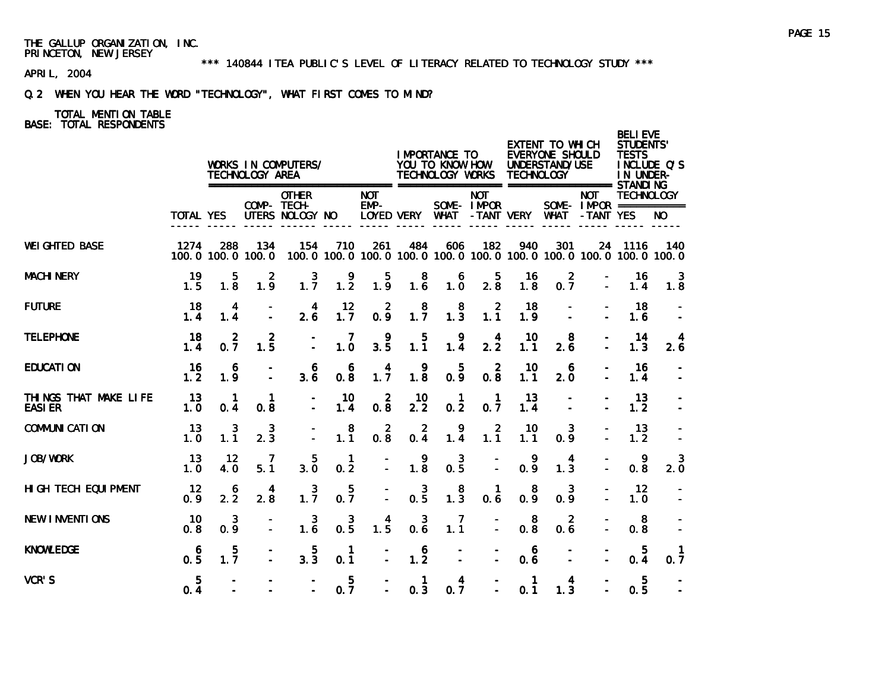THE GALLUP ORGANIZATION, INC.
PRINCETON, NEW JERSEY

*** 140844 ITEA PUBLIC'S LEVEL OF LITERACY RELATED TO TECHNOLOGY STUDY ***

APRIL, 2004

Q.2 WHEN YOU HEAR THE WORD "TECHNOLOGY", WHAT FIRST COMES TO MIND?

TOTAL MENTION TABLE
BASE: TOTAL RESPONDENTS

| | | WORKS IN COMPUTERS/ TECHNOLOGY AREA | | | | | IMPORTANCE TO YOU TO KNOW HOW TECHNOLOGY WORKS | | | EXTENT TO WHICH EVERYONE SHOULD UNDERSTAND/USE TECHNOLOGY | | | BELIEVE STUDENTS' TESTS INCLUDE Q'S IN UNDER-STANDING TECHNOLOGY | |
|---|---|---|---|---|---|---|---|---|---|---|---|---|---|---|
| | TOTAL | YES | COMP-UTERS | OTHER TECH-NOLOGY | NO | NOT EMP-LOYED | VERY | SOME-WHAT | NOT IMPOR-TANT | VERY | SOME-WHAT | NOT IMPOR-TANT | YES | NO |
| WEIGHTED BASE | 1274 | 288 | 134 | 154 | 710 | 261 | 484 | 606 | 182 | 940 | 301 | 24 | 1116 | 140 |
| | 100.0 | 100.0 | 100.0 | 100.0 | 100.0 | 100.0 | 100.0 | 100.0 | 100.0 | 100.0 | 100.0 | 100.0 | 100.0 | 100.0 |
| MACHINERY | 19 | 5 | 2 | 3 | 9 | 5 | 8 | 6 | 5 | 16 | 2 | - | 16 | 3 |
| | 1.5 | 1.8 | 1.9 | 1.7 | 1.2 | 1.9 | 1.6 | 1.0 | 2.8 | 1.8 | 0.7 | - | 1.4 | 1.8 |
| FUTURE | 18 | 4 | - | 4 | 12 | 2 | 8 | 8 | 2 | 18 | - | - | 18 | - |
| | 1.4 | 1.4 | - | 2.6 | 1.7 | 0.9 | 1.7 | 1.3 | 1.1 | 1.9 | - | - | 1.6 | - |
| TELEPHONE | 18 | 2 | 2 | - | 7 | 9 | 5 | 9 | 4 | 10 | 8 | - | 14 | 4 |
| | 1.4 | 0.7 | 1.5 | - | 1.0 | 3.5 | 1.1 | 1.4 | 2.2 | 1.1 | 2.6 | - | 1.3 | 2.6 |
| EDUCATION | 16 | 6 | - | 6 | 6 | 4 | 9 | 5 | 2 | 10 | 6 | - | 16 | - |
| | 1.2 | 1.9 | - | 3.6 | 0.8 | 1.7 | 1.8 | 0.9 | 0.8 | 1.1 | 2.0 | - | 1.4 | - |
| THINGS THAT MAKE LIFE EASIER | 13 | 1 | 1 | - | 10 | 2 | 10 | 1 | 1 | 13 | - | - | 13 | - |
| | 1.0 | 0.4 | 0.8 | - | 1.4 | 0.8 | 2.2 | 0.2 | 0.7 | 1.4 | - | - | 1.2 | - |
| COMMUNICATION | 13 | 3 | 3 | - | 8 | 2 | 2 | 9 | 2 | 10 | 3 | - | 13 | - |
| | 1.0 | 1.1 | 2.3 | - | 1.1 | 0.8 | 0.4 | 1.4 | 1.1 | 1.1 | 0.9 | - | 1.2 | - |
| JOB/WORK | 13 | 12 | 7 | 5 | 1 | - | 9 | 3 | - | 9 | 4 | - | 9 | 3 |
| | 1.0 | 4.0 | 5.1 | 3.0 | 0.2 | - | 1.8 | 0.5 | - | 0.9 | 1.3 | - | 0.8 | 2.0 |
| HIGH TECH EQUIPMENT | 12 | 6 | 4 | 3 | 5 | - | 3 | 8 | 1 | 8 | 3 | - | 12 | - |
| | 0.9 | 2.2 | 2.8 | 1.7 | 0.7 | - | 0.5 | 1.3 | 0.6 | 0.9 | 0.9 | - | 1.0 | - |
| NEW INVENTIONS | 10 | 3 | - | 3 | 3 | 4 | 3 | 7 | - | 8 | 2 | - | 8 | - |
| | 0.8 | 0.9 | - | 1.6 | 0.5 | 1.5 | 0.6 | 1.1 | - | 0.8 | 0.6 | - | 0.8 | - |
| KNOWLEDGE | 6 | 5 | - | 5 | 1 | - | 6 | - | - | 6 | - | - | 5 | 1 |
| | 0.5 | 1.7 | - | 3.3 | 0.1 | - | 1.2 | - | - | 0.6 | - | - | 0.4 | 0.7 |
| VCR'S | 5 | - | - | - | 5 | - | 1 | 4 | - | 1 | 4 | - | 5 | - |
| | 0.4 | - | - | - | 0.7 | - | 0.3 | 0.7 | - | 0.1 | 1.3 | - | 0.5 | - |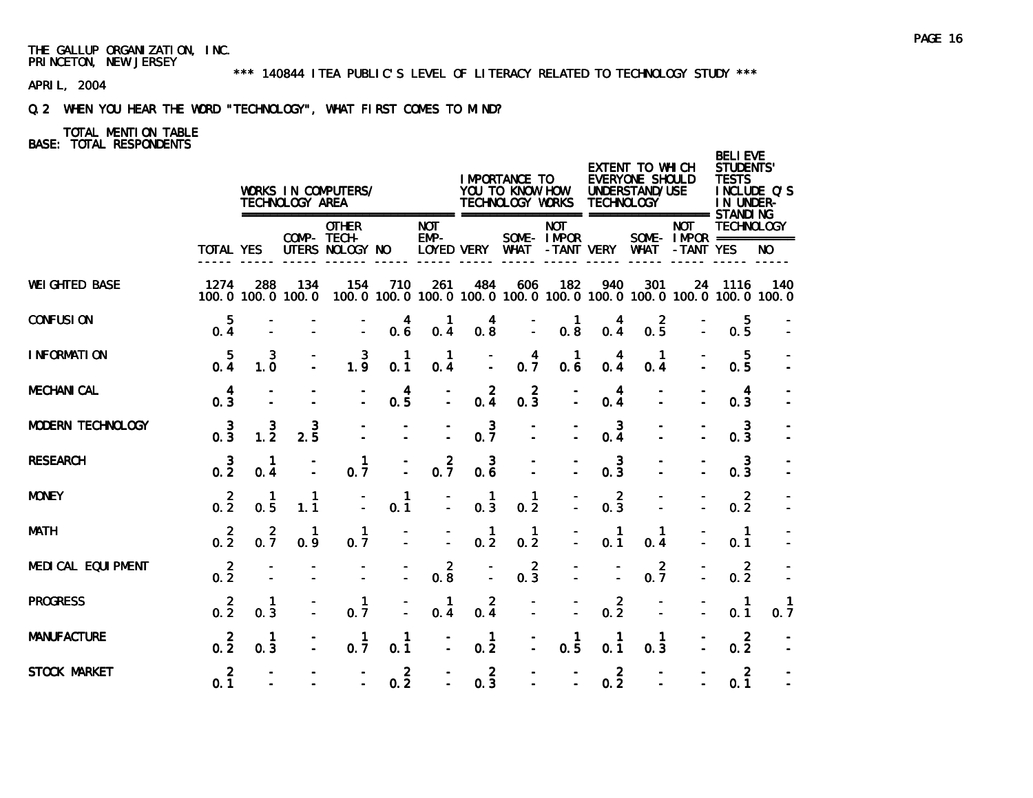THE GALLUP ORGANIZATION, INC.
PRINCETON, NEW JERSEY

*** 140844 ITEA PUBLIC'S LEVEL OF LITERACY RELATED TO TECHNOLOGY STUDY ***

APRIL, 2004

Q.2 WHEN YOU HEAR THE WORD "TECHNOLOGY", WHAT FIRST COMES TO MIND?

TOTAL MENTION TABLE
BASE: TOTAL RESPONDENTS

| | | WORKS IN COMPUTERS/ TECHNOLOGY AREA | | | | | IMPORTANCE TO YOU TO KNOW HOW TECHNOLOGY WORKS | | | EXTENT TO WHICH EVERYONE SHOULD UNDERSTAND/USE TECHNOLOGY | | | BELIEVE STUDENTS' TESTS INCLUDE Q'S IN UNDER-STANDING TECHNOLOGY | |
|---|---|---|---|---|---|---|---|---|---|---|---|---|---|---|
| | TOTAL | YES | COMP-UTERS | OTHER TECH-NOLOGY | NO | NOT EMP-LOYED | VERY | SOME-WHAT | NOT IMPOR-TANT | VERY | SOME-WHAT | NOT IMPOR-TANT | YES | NO |
| WEIGHTED BASE | 1274 | 288 | 134 | 154 | 710 | 261 | 484 | 606 | 182 | 940 | 301 | 24 | 1116 | 140 |
| | 100.0 | 100.0 | 100.0 | 100.0 | 100.0 | 100.0 | 100.0 | 100.0 | 100.0 | 100.0 | 100.0 | 100.0 | 100.0 | 100.0 |
| CONFUSION | 5 | - | - | - | 4 | 1 | 4 | - | 1 | 4 | 2 | - | 5 | - |
| | 0.4 | - | - | - | 0.6 | 0.4 | 0.8 | - | 0.8 | 0.4 | 0.5 | - | 0.5 | - |
| INFORMATION | 5 | 3 | - | 3 | 1 | 1 | - | 4 | 1 | 4 | 1 | - | 5 | - |
| | 0.4 | 1.0 | - | 1.9 | 0.1 | 0.4 | - | 0.7 | 0.6 | 0.4 | 0.4 | - | 0.5 | - |
| MECHANICAL | 4 | - | - | - | 4 | - | 2 | 2 | - | 4 | - | - | 4 | - |
| | 0.3 | - | - | - | 0.5 | - | 0.4 | 0.3 | - | 0.4 | - | - | 0.3 | - |
| MODERN TECHNOLOGY | 3 | 3 | 3 | - | - | - | 3 | - | - | 3 | - | - | 3 | - |
| | 0.3 | 1.2 | 2.5 | - | - | - | 0.7 | - | - | 0.4 | - | - | 0.3 | - |
| RESEARCH | 3 | 1 | - | 1 | - | 2 | 3 | - | - | 3 | - | - | 3 | - |
| | 0.2 | 0.4 | - | 0.7 | - | 0.7 | 0.6 | - | - | 0.3 | - | - | 0.3 | - |
| MONEY | 2 | 1 | 1 | - | 1 | - | 1 | 1 | - | 2 | - | - | 2 | - |
| | 0.2 | 0.5 | 1.1 | - | 0.1 | - | 0.3 | 0.2 | - | 0.3 | - | - | 0.2 | - |
| MATH | 2 | 2 | 1 | 1 | - | - | 1 | 1 | - | 1 | 1 | - | 1 | - |
| | 0.2 | 0.7 | 0.9 | 0.7 | - | - | 0.2 | 0.2 | - | 0.1 | 0.4 | - | 0.1 | - |
| MEDICAL EQUIPMENT | 2 | - | - | - | - | 2 | - | 2 | - | - | 2 | - | 2 | - |
| | 0.2 | - | - | - | - | 0.8 | - | 0.3 | - | - | 0.7 | - | 0.2 | - |
| PROGRESS | 2 | 1 | - | 1 | - | 1 | 2 | - | - | 2 | - | - | 1 | 1 |
| | 0.2 | 0.3 | - | 0.7 | - | 0.4 | 0.4 | - | - | 0.2 | - | - | 0.1 | 0.7 |
| MANUFACTURE | 2 | 1 | - | 1 | 1 | - | 1 | - | 1 | 1 | 1 | - | 2 | - |
| | 0.2 | 0.3 | - | 0.7 | 0.1 | - | 0.2 | - | 0.5 | 0.1 | 0.3 | - | 0.2 | - |
| STOCK MARKET | 2 | - | - | - | 2 | - | 2 | - | - | 2 | - | - | 2 | - |
| | 0.1 | - | - | - | 0.2 | - | 0.3 | - | - | 0.2 | - | - | 0.1 | - |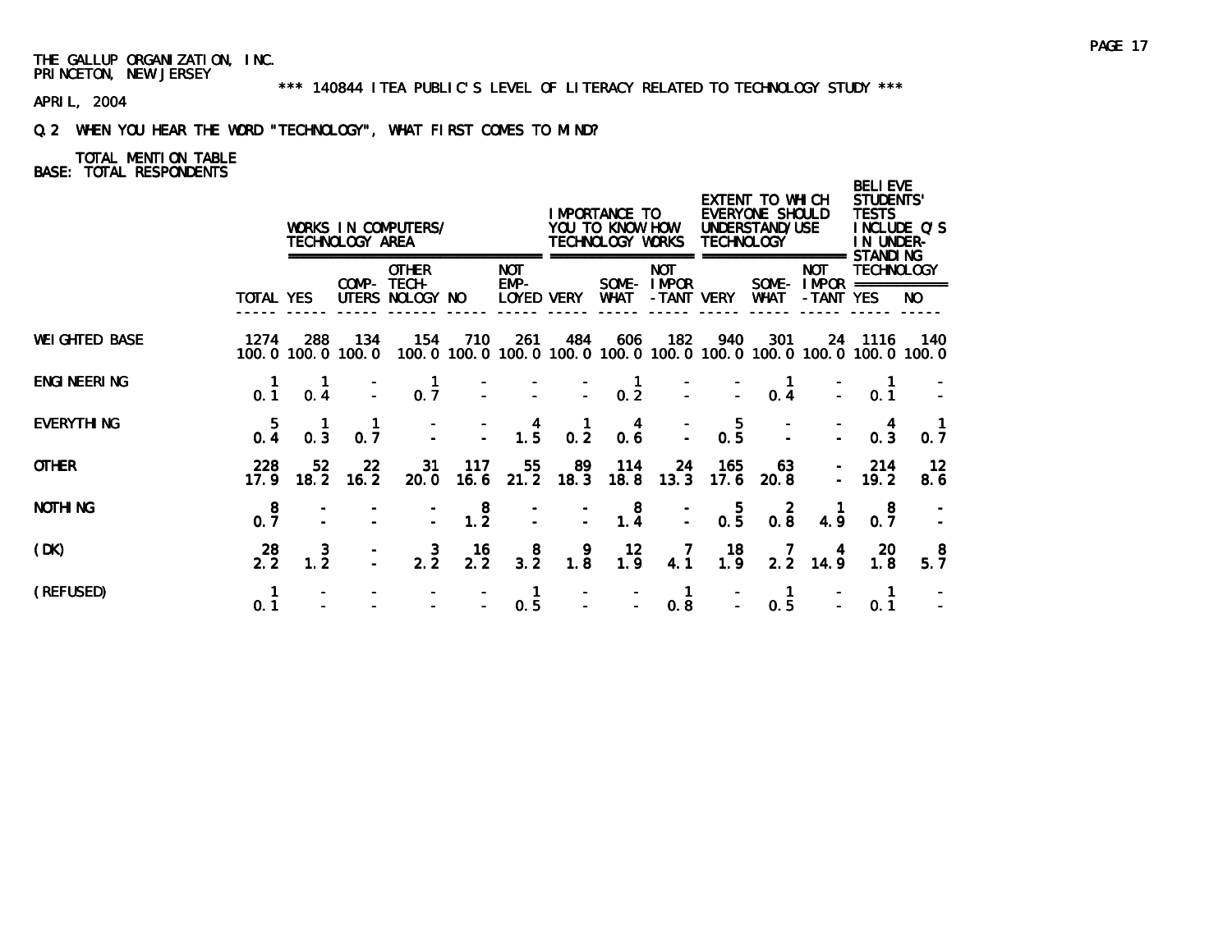THE GALLUP ORGANIZATION, INC.
PRINCETON, NEW JERSEY

*** 140844 ITEA PUBLIC'S LEVEL OF LITERACY RELATED TO TECHNOLOGY STUDY ***

APRIL, 2004

Q.2 WHEN YOU HEAR THE WORD "TECHNOLOGY", WHAT FIRST COMES TO MIND?

TOTAL MENTION TABLE
BASE: TOTAL RESPONDENTS

| | | WORKS IN COMPUTERS/ TECHNOLOGY AREA | | | | | IMPORTANCE TO YOU TO KNOW HOW TECHNOLOGY WORKS | | | EXTENT TO WHICH EVERYONE SHOULD UNDERSTAND/USE TECHNOLOGY | | | BELIEVE STUDENTS' TESTS INCLUDE Q'S IN UNDER-STANDING TECHNOLOGY | |
|---|---|---|---|---|---|---|---|---|---|---|---|---|---|---|
| | TOTAL | YES | COMP-UTERS | OTHER TECH-NOLOGY | NO | NOT EMP-LOYED | VERY | SOME-WHAT | NOT IMPOR-TANT | VERY | SOME-WHAT | NOT IMPOR-TANT | YES | NO |
| WEIGHTED BASE | 1274 | 288 | 134 | 154 | 710 | 261 | 484 | 606 | 182 | 940 | 301 | 24 | 1116 | 140 |
| | 100.0 | 100.0 | 100.0 | 100.0 | 100.0 | 100.0 | 100.0 | 100.0 | 100.0 | 100.0 | 100.0 | 100.0 | 100.0 | 100.0 |
| ENGINEERING | 1 | 1 | - | 1 | - | - | - | 1 | - | - | 1 | - | 1 | - |
| | 0.1 | 0.4 | - | 0.7 | - | - | - | 0.2 | - | - | 0.4 | - | 0.1 | - |
| EVERYTHING | 5 | 1 | 1 | - | - | 4 | 1 | 4 | - | 5 | - | - | 4 | 1 |
| | 0.4 | 0.3 | 0.7 | - | - | 1.5 | 0.2 | 0.6 | - | 0.5 | - | - | 0.3 | 0.7 |
| OTHER | 228 | 52 | 22 | 31 | 117 | 55 | 89 | 114 | 24 | 165 | 63 | - | 214 | 12 |
| | 17.9 | 18.2 | 16.2 | 20.0 | 16.6 | 21.2 | 18.3 | 18.8 | 13.3 | 17.6 | 20.8 | - | 19.2 | 8.6 |
| NOTHING | 8 | - | - | - | 8 | - | - | 8 | - | 5 | 2 | 1 | 8 | - |
| | 0.7 | - | - | - | 1.2 | - | - | 1.4 | - | 0.5 | 0.8 | 4.9 | 0.7 | - |
| (DK) | 28 | 3 | - | 3 | 16 | 8 | 9 | 12 | 7 | 18 | 7 | 4 | 20 | 8 |
| | 2.2 | 1.2 | - | 2.2 | 2.2 | 3.2 | 1.8 | 1.9 | 4.1 | 1.9 | 2.2 | 14.9 | 1.8 | 5.7 |
| (REFUSED) | 1 | - | - | - | - | 1 | - | - | 1 | - | 1 | - | 1 | - |
| | 0.1 | - | - | - | - | 0.5 | - | - | 0.8 | - | 0.5 | - | 0.1 | - |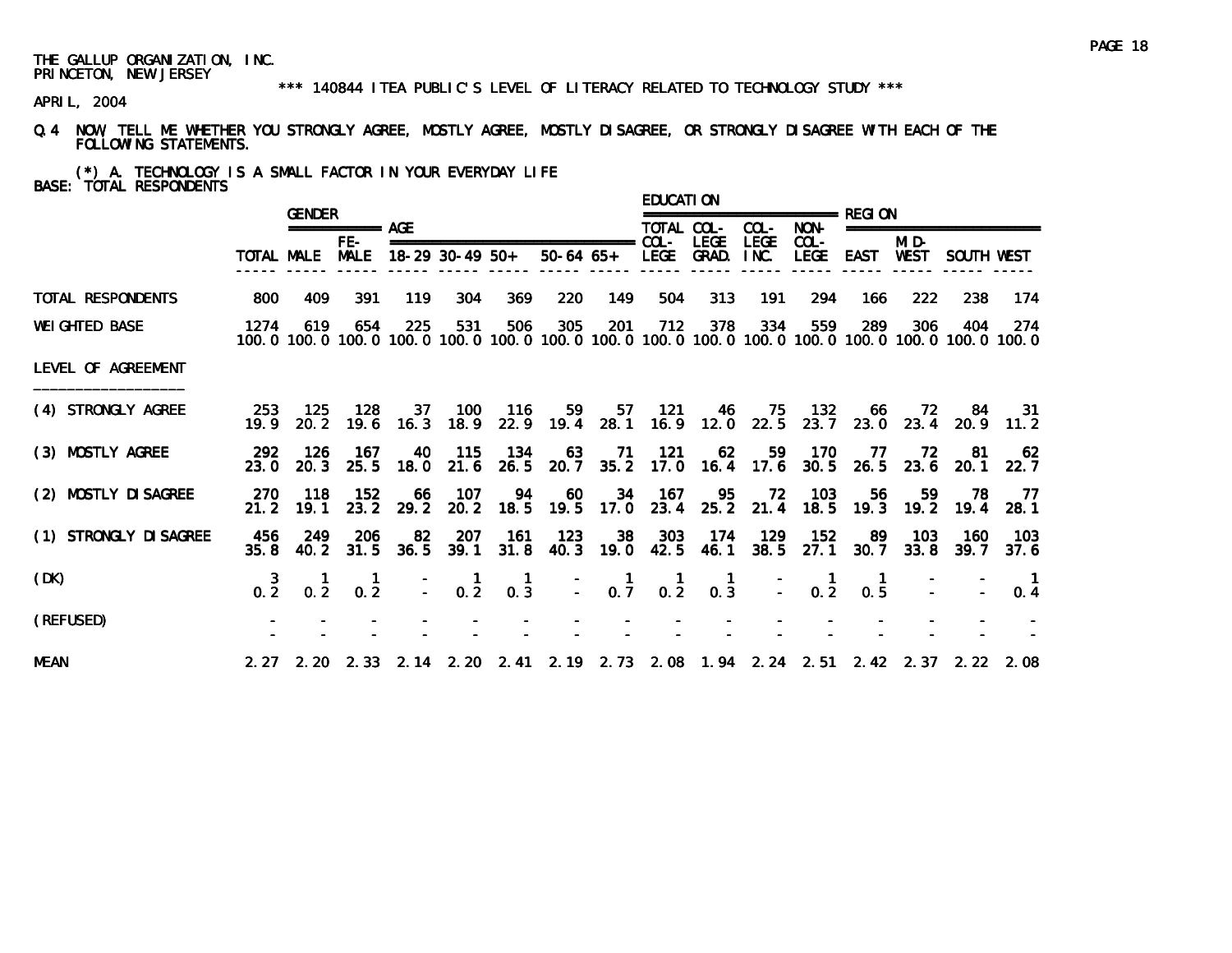THE GALLUP ORGANIZATION, INC.
PRINCETON, NEW JERSEY

*** 140844 ITEA PUBLIC'S LEVEL OF LITERACY RELATED TO TECHNOLOGY STUDY ***

APRIL, 2004

Q.4 NOW TELL ME WHETHER YOU STRONGLY AGREE, MOSTLY AGREE, MOSTLY DISAGREE, OR STRONGLY DISAGREE WITH EACH OF THE FOLLOWING STATEMENTS.

(*) A. TECHNOLOGY IS A SMALL FACTOR IN YOUR EVERYDAY LIFE

BASE: TOTAL RESPONDENTS

| | | GENDER | | AGE | | | | | EDUCATION | | | | REGION | | | |
|---|---|---|---|---|---|---|---|---|---|---|---|---|---|---|---|---|
| | TOTAL | MALE | FE-MALE | 18-29 | 30-49 | 50+ | 50-64 | 65+ | TOTAL COL-LEGE | COL-LEGE GRAD. | COL-LEGE INC. | NON-COL-LEGE | EAST | MID-WEST | SOUTH | WEST |
| TOTAL RESPONDENTS | 800 | 409 | 391 | 119 | 304 | 369 | 220 | 149 | 504 | 313 | 191 | 294 | 166 | 222 | 238 | 174 |
| WEIGHTED BASE | 1274 | 619 | 654 | 225 | 531 | 506 | 305 | 201 | 712 | 378 | 334 | 559 | 289 | 306 | 404 | 274 |
| | 100.0 | 100.0 | 100.0 | 100.0 | 100.0 | 100.0 | 100.0 | 100.0 | 100.0 | 100.0 | 100.0 | 100.0 | 100.0 | 100.0 | 100.0 | 100.0 |
| LEVEL OF AGREEMENT | | | | | | | | | | | | | | | | |
| (4) STRONGLY AGREE | 253 | 125 | 128 | 37 | 100 | 116 | 59 | 57 | 121 | 46 | 75 | 132 | 66 | 72 | 84 | 31 |
| | 19.9 | 20.2 | 19.6 | 16.3 | 18.9 | 22.9 | 19.4 | 28.1 | 16.9 | 12.0 | 22.5 | 23.7 | 23.0 | 23.4 | 20.9 | 11.2 |
| (3) MOSTLY AGREE | 292 | 126 | 167 | 40 | 115 | 134 | 63 | 71 | 121 | 62 | 59 | 170 | 77 | 72 | 81 | 62 |
| | 23.0 | 20.3 | 25.5 | 18.0 | 21.6 | 26.5 | 20.7 | 35.2 | 17.0 | 16.4 | 17.6 | 30.5 | 26.5 | 23.6 | 20.1 | 22.7 |
| (2) MOSTLY DISAGREE | 270 | 118 | 152 | 66 | 107 | 94 | 60 | 34 | 167 | 95 | 72 | 103 | 56 | 59 | 78 | 77 |
| | 21.2 | 19.1 | 23.2 | 29.2 | 20.2 | 18.5 | 19.5 | 17.0 | 23.4 | 25.2 | 21.4 | 18.5 | 19.3 | 19.2 | 19.4 | 28.1 |
| (1) STRONGLY DISAGREE | 456 | 249 | 206 | 82 | 207 | 161 | 123 | 38 | 303 | 174 | 129 | 152 | 89 | 103 | 160 | 103 |
| | 35.8 | 40.2 | 31.5 | 36.5 | 39.1 | 31.8 | 40.3 | 19.0 | 42.5 | 46.1 | 38.5 | 27.1 | 30.7 | 33.8 | 39.7 | 37.6 |
| (DK) | 3 | 1 | 1 | - | 1 | 1 | - | 1 | 1 | 1 | - | 1 | 1 | - | - | 1 |
| | 0.2 | 0.2 | 0.2 | - | 0.2 | 0.3 | - | 0.7 | 0.2 | 0.3 | - | 0.2 | 0.5 | - | - | 0.4 |
| (REFUSED) | - | - | - | - | - | - | - | - | - | - | - | - | - | - | - | - |
| | - | - | - | - | - | - | - | - | - | - | - | - | - | - | - | - |
| MEAN | 2.27 | 2.20 | 2.33 | 2.14 | 2.20 | 2.41 | 2.19 | 2.73 | 2.08 | 1.94 | 2.24 | 2.51 | 2.42 | 2.37 | 2.22 | 2.08 |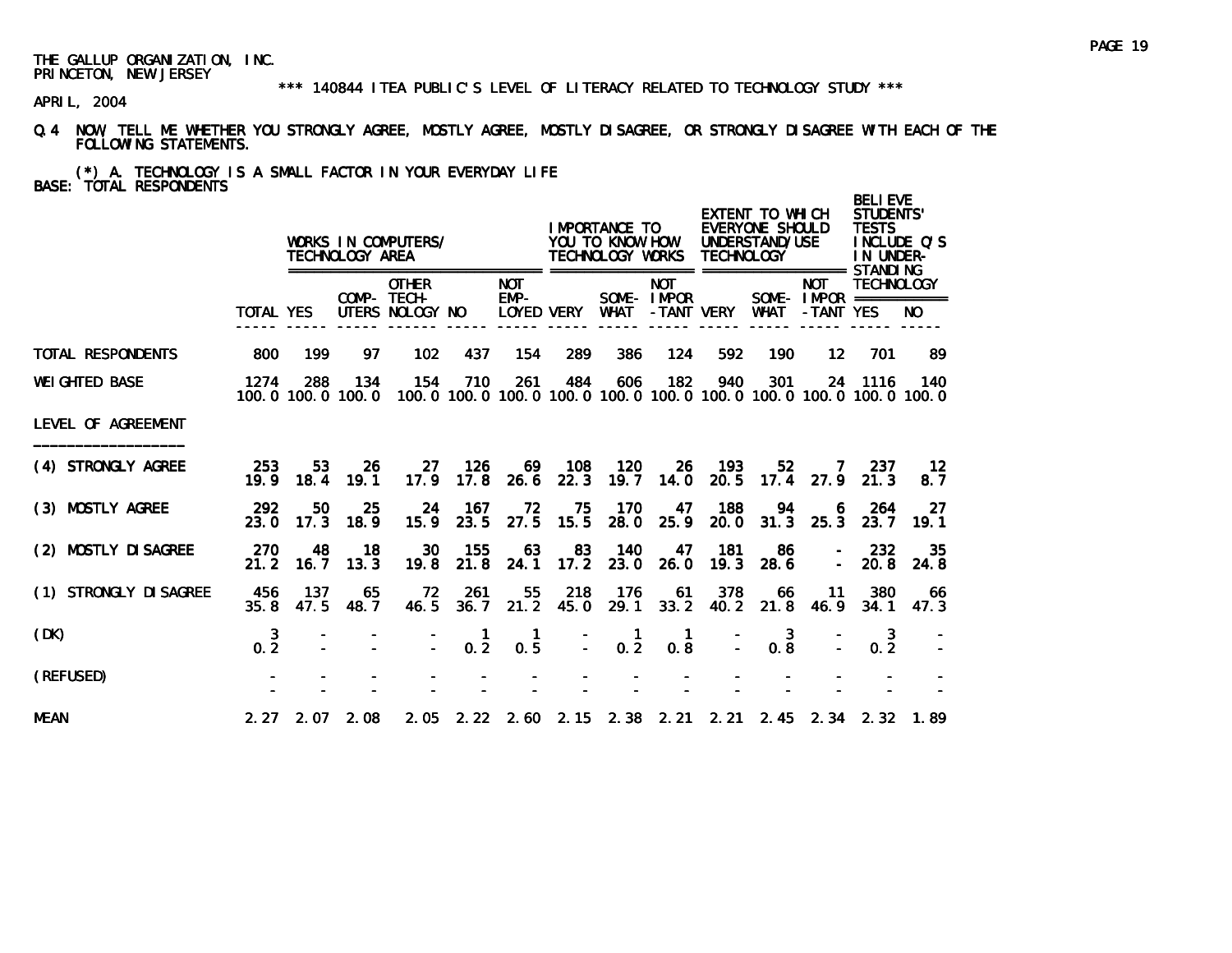THE GALLUP ORGANIZATION, INC.
PRINCETON, NEW JERSEY

*** 140844 ITEA PUBLIC'S LEVEL OF LITERACY RELATED TO TECHNOLOGY STUDY ***

APRIL, 2004

Q.4 NOW TELL ME WHETHER YOU STRONGLY AGREE, MOSTLY AGREE, MOSTLY DISAGREE, OR STRONGLY DISAGREE WITH EACH OF THE FOLLOWING STATEMENTS.

(*) A. TECHNOLOGY IS A SMALL FACTOR IN YOUR EVERYDAY LIFE
BASE: TOTAL RESPONDENTS

| | | WORKS IN COMPUTERS/ TECHNOLOGY AREA | | | | | IMPORTANCE TO YOU TO KNOW HOW TECHNOLOGY WORKS | | | EXTENT TO WHICH EVERYONE SHOULD UNDERSTAND/USE TECHNOLOGY | | | BELIEVE STUDENTS' TESTS INCLUDE Q'S IN UNDER-STANDING TECHNOLOGY | |
|---|---|---|---|---|---|---|---|---|---|---|---|---|---|---|
| | TOTAL | YES | COMP-UTERS | OTHER TECH-NOLOGY | NO | NOT EMP-LOYED | VERY | SOME-WHAT | NOT IMPOR-TANT | VERY | SOME-WHAT | NOT IMPOR-TANT | YES | NO |
| TOTAL RESPONDENTS | 800 | 199 | 97 | 102 | 437 | 154 | 289 | 386 | 124 | 592 | 190 | 12 | 701 | 89 |
| WEIGHTED BASE | 1274 | 288 | 134 | 154 | 710 | 261 | 484 | 606 | 182 | 940 | 301 | 24 | 1116 | 140 |
| | 100.0 | 100.0 | 100.0 | 100.0 | 100.0 | 100.0 | 100.0 | 100.0 | 100.0 | 100.0 | 100.0 | 100.0 | 100.0 | 100.0 |
| LEVEL OF AGREEMENT | | | | | | | | | | | | | | |
| (4) STRONGLY AGREE | 253 | 53 | 26 | 27 | 126 | 69 | 108 | 120 | 26 | 193 | 52 | 7 | 237 | 12 |
| | 19.9 | 18.4 | 19.1 | 17.9 | 17.8 | 26.6 | 22.3 | 19.7 | 14.0 | 20.5 | 17.4 | 27.9 | 21.3 | 8.7 |
| (3) MOSTLY AGREE | 292 | 50 | 25 | 24 | 167 | 72 | 75 | 170 | 47 | 188 | 94 | 6 | 264 | 27 |
| | 23.0 | 17.3 | 18.9 | 15.9 | 23.5 | 27.5 | 15.5 | 28.0 | 25.9 | 20.0 | 31.3 | 25.3 | 23.7 | 19.1 |
| (2) MOSTLY DISAGREE | 270 | 48 | 18 | 30 | 155 | 63 | 83 | 140 | 47 | 181 | 86 | - | 232 | 35 |
| | 21.2 | 16.7 | 13.3 | 19.8 | 21.8 | 24.1 | 17.2 | 23.0 | 26.0 | 19.3 | 28.6 | - | 20.8 | 24.8 |
| (1) STRONGLY DISAGREE | 456 | 137 | 65 | 72 | 261 | 55 | 218 | 176 | 61 | 378 | 66 | 11 | 380 | 66 |
| | 35.8 | 47.5 | 48.7 | 46.5 | 36.7 | 21.2 | 45.0 | 29.1 | 33.2 | 40.2 | 21.8 | 46.9 | 34.1 | 47.3 |
| (DK) | 3 | - | - | - | 1 | 1 | - | 1 | 1 | - | 3 | - | 3 | - |
| | 0.2 | - | - | - | 0.2 | 0.5 | - | 0.2 | 0.8 | - | 0.8 | - | 0.2 | - |
| (REFUSED) | - | - | - | - | - | - | - | - | - | - | - | - | - | - |
| | - | - | - | - | - | - | - | - | - | - | - | - | - | - |
| MEAN | 2.27 | 2.07 | 2.08 | 2.05 | 2.22 | 2.60 | 2.15 | 2.38 | 2.21 | 2.21 | 2.45 | 2.34 | 2.32 | 1.89 |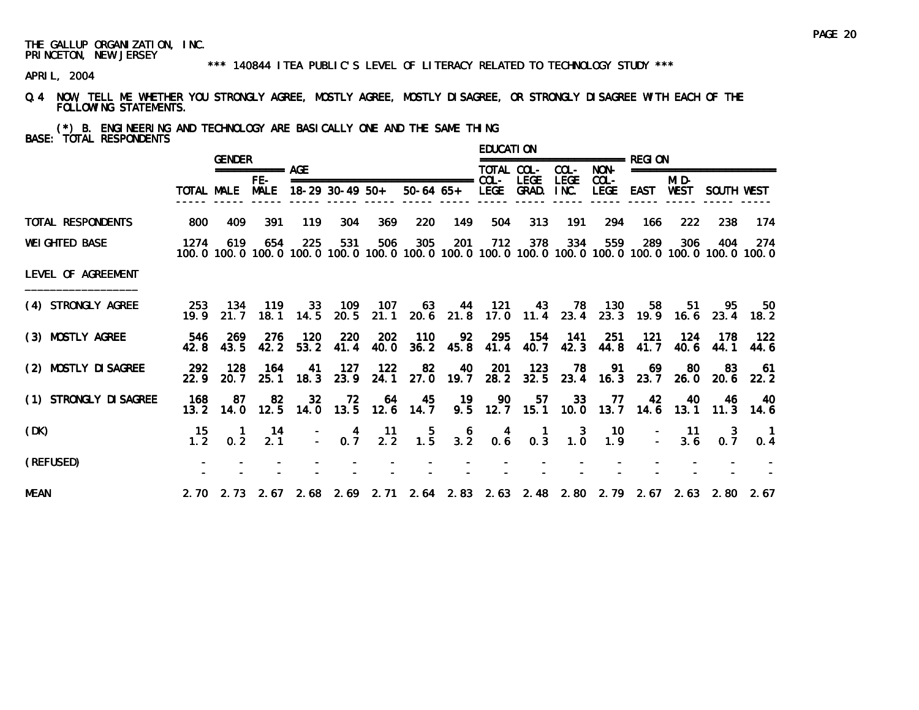THE GALLUP ORGANIZATION, INC.
PRINCETON, NEW JERSEY

\*\*\* 140844 ITEA PUBLIC'S LEVEL OF LITERACY RELATED TO TECHNOLOGY STUDY \*\*\*

APRIL, 2004

Q.4 NOW TELL ME WHETHER YOU STRONGLY AGREE, MOSTLY AGREE, MOSTLY DISAGREE, OR STRONGLY DISAGREE WITH EACH OF THE FOLLOWING STATEMENTS.

(*) B. ENGINEERING AND TECHNOLOGY ARE BASICALLY ONE AND THE SAME THING

BASE: TOTAL RESPONDENTS

| | | GENDER | | AGE | | | | | EDUCATION | | | | REGION | | | |
|---|---|---|---|---|---|---|---|---|---|---|---|---|---|---|---|---|
| | TOTAL | MALE | FE-MALE | 18-29 | 30-49 | 50+ | 50-64 | 65+ | TOTAL COL-LEGE | COL-LEGE GRAD. | COL-LEGE INC. | NON-COL-LEGE | EAST | MID-WEST | SOUTH | WEST |
| TOTAL RESPONDENTS | 800 | 409 | 391 | 119 | 304 | 369 | 220 | 149 | 504 | 313 | 191 | 294 | 166 | 222 | 238 | 174 |
| WEIGHTED BASE | 1274 | 619 | 654 | 225 | 531 | 506 | 305 | 201 | 712 | 378 | 334 | 559 | 289 | 306 | 404 | 274 |
| | 100.0 | 100.0 | 100.0 | 100.0 | 100.0 | 100.0 | 100.0 | 100.0 | 100.0 | 100.0 | 100.0 | 100.0 | 100.0 | 100.0 | 100.0 | 100.0 |
| LEVEL OF AGREEMENT | | | | | | | | | | | | | | | | |
| (4) STRONGLY AGREE | 253 | 134 | 119 | 33 | 109 | 107 | 63 | 44 | 121 | 43 | 78 | 130 | 58 | 51 | 95 | 50 |
| | 19.9 | 21.7 | 18.1 | 14.5 | 20.5 | 21.1 | 20.6 | 21.8 | 17.0 | 11.4 | 23.4 | 23.3 | 19.9 | 16.6 | 23.4 | 18.2 |
| (3) MOSTLY AGREE | 546 | 269 | 276 | 120 | 220 | 202 | 110 | 92 | 295 | 154 | 141 | 251 | 121 | 124 | 178 | 122 |
| | 42.8 | 43.5 | 42.2 | 53.2 | 41.4 | 40.0 | 36.2 | 45.8 | 41.4 | 40.7 | 42.3 | 44.8 | 41.7 | 40.6 | 44.1 | 44.6 |
| (2) MOSTLY DISAGREE | 292 | 128 | 164 | 41 | 127 | 122 | 82 | 40 | 201 | 123 | 78 | 91 | 69 | 80 | 83 | 61 |
| | 22.9 | 20.7 | 25.1 | 18.3 | 23.9 | 24.1 | 27.0 | 19.7 | 28.2 | 32.5 | 23.4 | 16.3 | 23.7 | 26.0 | 20.6 | 22.2 |
| (1) STRONGLY DISAGREE | 168 | 87 | 82 | 32 | 72 | 64 | 45 | 19 | 90 | 57 | 33 | 77 | 42 | 40 | 46 | 40 |
| | 13.2 | 14.0 | 12.5 | 14.0 | 13.5 | 12.6 | 14.7 | 9.5 | 12.7 | 15.1 | 10.0 | 13.7 | 14.6 | 13.1 | 11.3 | 14.6 |
| (DK) | 15 | 1 | 14 | - | 4 | 11 | 5 | 6 | 4 | 1 | 3 | 10 | - | 11 | 3 | 1 |
| | 1.2 | 0.2 | 2.1 | - | 0.7 | 2.2 | 1.5 | 3.2 | 0.6 | 0.3 | 1.0 | 1.9 | - | 3.6 | 0.7 | 0.4 |
| (REFUSED) | - | - | - | - | - | - | - | - | - | - | - | - | - | - | - | - |
| | - | - | - | - | - | - | - | - | - | - | - | - | - | - | - | - |
| MEAN | 2.70 | 2.73 | 2.67 | 2.68 | 2.69 | 2.71 | 2.64 | 2.83 | 2.63 | 2.48 | 2.80 | 2.79 | 2.67 | 2.63 | 2.80 | 2.67 |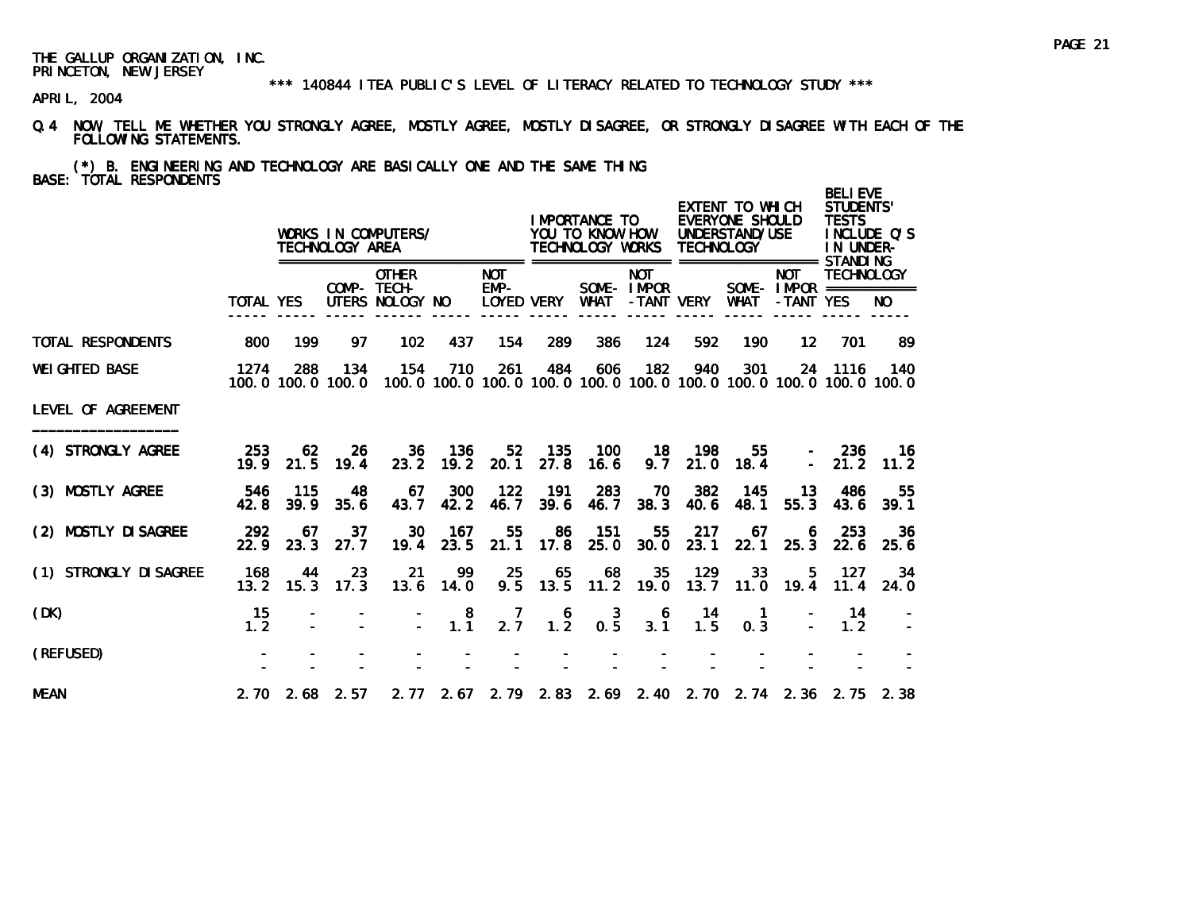THE GALLUP ORGANIZATION, INC.
PRINCETON, NEW JERSEY

\*\*\* 140844 ITEA PUBLIC'S LEVEL OF LITERACY RELATED TO TECHNOLOGY STUDY \*\*\*

APRIL, 2004

Q.4 NOW TELL ME WHETHER YOU STRONGLY AGREE, MOSTLY AGREE, MOSTLY DISAGREE, OR STRONGLY DISAGREE WITH EACH OF THE FOLLOWING STATEMENTS.

(*) B. ENGINEERING AND TECHNOLOGY ARE BASICALLY ONE AND THE SAME THING
BASE: TOTAL RESPONDENTS

| | | WORKS IN COMPUTERS/ TECHNOLOGY AREA | | | | | IMPORTANCE TO YOU TO KNOW HOW TECHNOLOGY WORKS | | | EXTENT TO WHICH EVERYONE SHOULD UNDERSTAND/USE TECHNOLOGY | | | BELIEVE STUDENTS' TESTS INCLUDE Q'S IN UNDER-STANDING TECHNOLOGY | |
|---|---|---|---|---|---|---|---|---|---|---|---|---|---|---|
| | TOTAL | YES | COMP-UTERS | OTHER TECH-NOLOGY | NO | NOT EMP-LOYED | VERY | SOME-WHAT | NOT IMPOR-TANT | VERY | SOME-WHAT | NOT IMPOR-TANT | YES | NO |
| TOTAL RESPONDENTS | 800 | 199 | 97 | 102 | 437 | 154 | 289 | 386 | 124 | 592 | 190 | 12 | 701 | 89 |
| WEIGHTED BASE | 1274 | 288 | 134 | 154 | 710 | 261 | 484 | 606 | 182 | 940 | 301 | 24 | 1116 | 140 |
| | 100.0 | 100.0 | 100.0 | 100.0 | 100.0 | 100.0 | 100.0 | 100.0 | 100.0 | 100.0 | 100.0 | 100.0 | 100.0 | 100.0 |
| LEVEL OF AGREEMENT | | | | | | | | | | | | | | |
| (4) STRONGLY AGREE | 253 | 62 | 26 | 36 | 136 | 52 | 135 | 100 | 18 | 198 | 55 | - | 236 | 16 |
| | 19.9 | 21.5 | 19.4 | 23.2 | 19.2 | 20.1 | 27.8 | 16.6 | 9.7 | 21.0 | 18.4 | - | 21.2 | 11.2 |
| (3) MOSTLY AGREE | 546 | 115 | 48 | 67 | 300 | 122 | 191 | 283 | 70 | 382 | 145 | 13 | 486 | 55 |
| | 42.8 | 39.9 | 35.6 | 43.7 | 42.2 | 46.7 | 39.6 | 46.7 | 38.3 | 40.6 | 48.1 | 55.3 | 43.6 | 39.1 |
| (2) MOSTLY DISAGREE | 292 | 67 | 37 | 30 | 167 | 55 | 86 | 151 | 55 | 217 | 67 | 6 | 253 | 36 |
| | 22.9 | 23.3 | 27.7 | 19.4 | 23.5 | 21.1 | 17.8 | 25.0 | 30.0 | 23.1 | 22.1 | 25.3 | 22.6 | 25.6 |
| (1) STRONGLY DISAGREE | 168 | 44 | 23 | 21 | 99 | 25 | 65 | 68 | 35 | 129 | 33 | 5 | 127 | 34 |
| | 13.2 | 15.3 | 17.3 | 13.6 | 14.0 | 9.5 | 13.5 | 11.2 | 19.0 | 13.7 | 11.0 | 19.4 | 11.4 | 24.0 |
| (DK) | 15 | - | - | - | 8 | 7 | 6 | 3 | 6 | 14 | 1 | - | 14 | - |
| | 1.2 | - | - | - | 1.1 | 2.7 | 1.2 | 0.5 | 3.1 | 1.5 | 0.3 | - | 1.2 | - |
| (REFUSED) | - | - | - | - | - | - | - | - | - | - | - | - | - | - |
| | - | - | - | - | - | - | - | - | - | - | - | - | - | - |
| MEAN | 2.70 | 2.68 | 2.57 | 2.77 | 2.67 | 2.79 | 2.83 | 2.69 | 2.40 | 2.70 | 2.74 | 2.36 | 2.75 | 2.38 |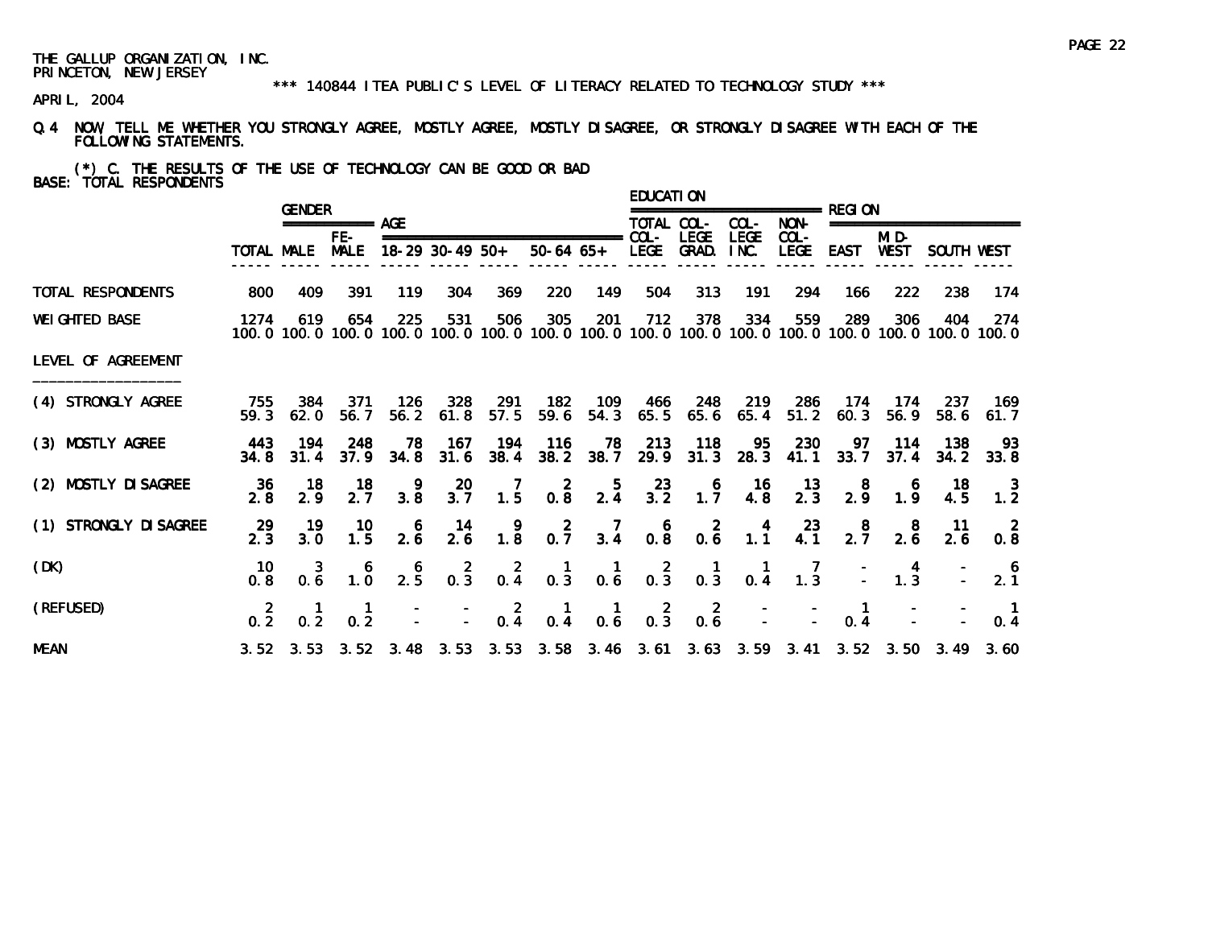THE GALLUP ORGANIZATION, INC.
PRINCETON, NEW JERSEY

*** 140844 ITEA PUBLIC'S LEVEL OF LITERACY RELATED TO TECHNOLOGY STUDY ***

APRIL, 2004

Q.4 NOW TELL ME WHETHER YOU STRONGLY AGREE, MOSTLY AGREE, MOSTLY DISAGREE, OR STRONGLY DISAGREE WITH EACH OF THE FOLLOWING STATEMENTS.

(*) C. THE RESULTS OF THE USE OF TECHNOLOGY CAN BE GOOD OR BAD
BASE: TOTAL RESPONDENTS

| | | GENDER | | AGE | | | | | EDUCATION | | | | REGION | | | |
|---|---|---|---|---|---|---|---|---|---|---|---|---|---|---|---|---|
| | TOTAL | MALE | FE-MALE | 18-29 | 30-49 | 50+ | 50-64 | 65+ | TOTAL COL-LEGE | COL-LEGE GRAD. | COL-LEGE INC. | NON-COL-LEGE | EAST | MID-WEST | SOUTH | WEST |
| TOTAL RESPONDENTS | 800 | 409 | 391 | 119 | 304 | 369 | 220 | 149 | 504 | 313 | 191 | 294 | 166 | 222 | 238 | 174 |
| WEIGHTED BASE | 1274 | 619 | 654 | 225 | 531 | 506 | 305 | 201 | 712 | 378 | 334 | 559 | 289 | 306 | 404 | 274 |
| | 100.0 | 100.0 | 100.0 | 100.0 | 100.0 | 100.0 | 100.0 | 100.0 | 100.0 | 100.0 | 100.0 | 100.0 | 100.0 | 100.0 | 100.0 | 100.0 |
| LEVEL OF AGREEMENT | | | | | | | | | | | | | | | | |
| (4) STRONGLY AGREE | 755 | 384 | 371 | 126 | 328 | 291 | 182 | 109 | 466 | 248 | 219 | 286 | 174 | 174 | 237 | 169 |
| | 59.3 | 62.0 | 56.7 | 56.2 | 61.8 | 57.5 | 59.6 | 54.3 | 65.5 | 65.6 | 65.4 | 51.2 | 60.3 | 56.9 | 58.6 | 61.7 |
| (3) MOSTLY AGREE | 443 | 194 | 248 | 78 | 167 | 194 | 116 | 78 | 213 | 118 | 95 | 230 | 97 | 114 | 138 | 93 |
| | 34.8 | 31.4 | 37.9 | 34.8 | 31.6 | 38.4 | 38.2 | 38.7 | 29.9 | 31.3 | 28.3 | 41.1 | 33.7 | 37.4 | 34.2 | 33.8 |
| (2) MOSTLY DISAGREE | 36 | 18 | 18 | 9 | 20 | 7 | 2 | 5 | 23 | 6 | 16 | 13 | 8 | 6 | 18 | 3 |
| | 2.8 | 2.9 | 2.7 | 3.8 | 3.7 | 1.5 | 0.8 | 2.4 | 3.2 | 1.7 | 4.8 | 2.3 | 2.9 | 1.9 | 4.5 | 1.2 |
| (1) STRONGLY DISAGREE | 29 | 19 | 10 | 6 | 14 | 9 | 2 | 7 | 6 | 2 | 4 | 23 | 8 | 8 | 11 | 2 |
| | 2.3 | 3.0 | 1.5 | 2.6 | 2.6 | 1.8 | 0.7 | 3.4 | 0.8 | 0.6 | 1.1 | 4.1 | 2.7 | 2.6 | 2.6 | 0.8 |
| (DK) | 10 | 3 | 6 | 6 | 2 | 2 | 1 | 1 | 2 | 1 | 1 | 7 | - | 4 | - | 6 |
| | 0.8 | 0.6 | 1.0 | 2.5 | 0.3 | 0.4 | 0.3 | 0.6 | 0.3 | 0.3 | 0.4 | 1.3 | - | 1.3 | - | 2.1 |
| (REFUSED) | 2 | 1 | 1 | - | - | 2 | 1 | 1 | 2 | 2 | - | - | 1 | - | - | 1 |
| | 0.2 | 0.2 | 0.2 | - | - | 0.4 | 0.4 | 0.6 | 0.3 | 0.6 | - | - | 0.4 | - | - | 0.4 |
| MEAN | 3.52 | 3.53 | 3.52 | 3.48 | 3.53 | 3.53 | 3.58 | 3.46 | 3.61 | 3.63 | 3.59 | 3.41 | 3.52 | 3.50 | 3.49 | 3.60 |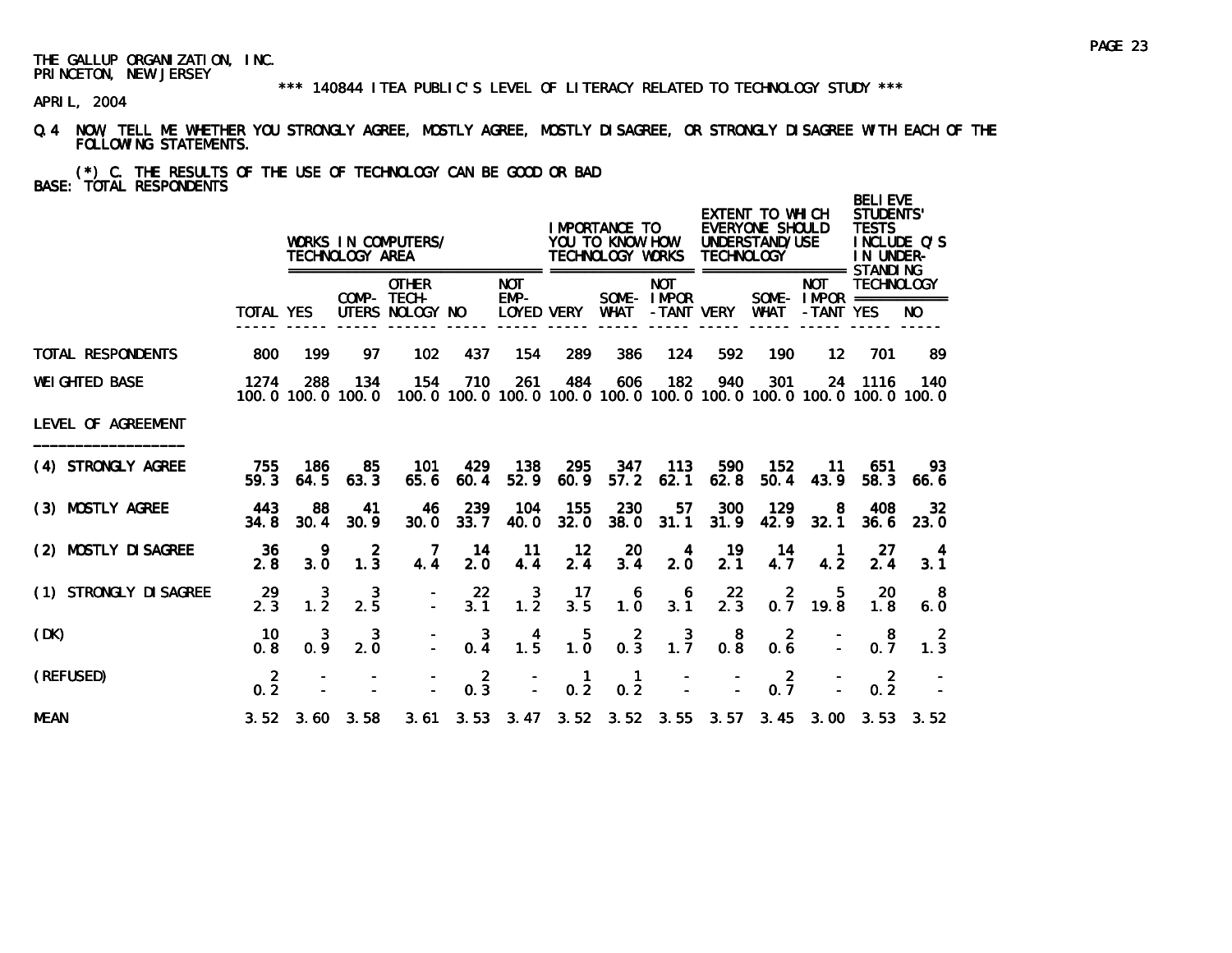THE GALLUP ORGANIZATION, INC.
PRINCETON, NEW JERSEY

*** 140844 ITEA PUBLIC'S LEVEL OF LITERACY RELATED TO TECHNOLOGY STUDY ***

APRIL, 2004

Q.4 NOW TELL ME WHETHER YOU STRONGLY AGREE, MOSTLY AGREE, MOSTLY DISAGREE, OR STRONGLY DISAGREE WITH EACH OF THE FOLLOWING STATEMENTS.

(*) C. THE RESULTS OF THE USE OF TECHNOLOGY CAN BE GOOD OR BAD
BASE: TOTAL RESPONDENTS

| | | WORKS IN COMPUTERS/ TECHNOLOGY AREA | | | | | IMPORTANCE TO YOU TO KNOW HOW TECHNOLOGY WORKS | | | EXTENT TO WHICH EVERYONE SHOULD UNDERSTAND/USE TECHNOLOGY | | | BELIEVE STUDENTS' TESTS INCLUDE Q'S IN UNDER-STANDING TECHNOLOGY | |
|---|---|---|---|---|---|---|---|---|---|---|---|---|---|---|
| | TOTAL | YES | COMP-UTERS | OTHER TECH-NOLOGY | NO | NOT EMP-LOYED | VERY | SOME-WHAT | NOT IMPOR-TANT | VERY | SOME-WHAT | NOT IMPOR-TANT | YES | NO |
| TOTAL RESPONDENTS | 800 | 199 | 97 | 102 | 437 | 154 | 289 | 386 | 124 | 592 | 190 | 12 | 701 | 89 |
| WEIGHTED BASE | 1274 | 288 | 134 | 154 | 710 | 261 | 484 | 606 | 182 | 940 | 301 | 24 | 1116 | 140 |
| | 100.0 | 100.0 | 100.0 | 100.0 | 100.0 | 100.0 | 100.0 | 100.0 | 100.0 | 100.0 | 100.0 | 100.0 | 100.0 | 100.0 |
| LEVEL OF AGREEMENT | | | | | | | | | | | | | | |
| (4) STRONGLY AGREE | 755 | 186 | 85 | 101 | 429 | 138 | 295 | 347 | 113 | 590 | 152 | 11 | 651 | 93 |
| | 59.3 | 64.5 | 63.3 | 65.6 | 60.4 | 52.9 | 60.9 | 57.2 | 62.1 | 62.8 | 50.4 | 43.9 | 58.3 | 66.6 |
| (3) MOSTLY AGREE | 443 | 88 | 41 | 46 | 239 | 104 | 155 | 230 | 57 | 300 | 129 | 8 | 408 | 32 |
| | 34.8 | 30.4 | 30.9 | 30.0 | 33.7 | 40.0 | 32.0 | 38.0 | 31.1 | 31.9 | 42.9 | 32.1 | 36.6 | 23.0 |
| (2) MOSTLY DISAGREE | 36 | 9 | 2 | 7 | 14 | 11 | 12 | 20 | 4 | 19 | 14 | 1 | 27 | 4 |
| | 2.8 | 3.0 | 1.3 | 4.4 | 2.0 | 4.4 | 2.4 | 3.4 | 2.0 | 2.1 | 4.7 | 4.2 | 2.4 | 3.1 |
| (1) STRONGLY DISAGREE | 29 | 3 | 3 | - | 22 | 3 | 17 | 6 | 6 | 22 | 2 | 5 | 20 | 8 |
| | 2.3 | 1.2 | 2.5 | - | 3.1 | 1.2 | 3.5 | 1.0 | 3.1 | 2.3 | 0.7 | 19.8 | 1.8 | 6.0 |
| (DK) | 10 | 3 | 3 | - | 3 | 4 | 5 | 2 | 3 | 8 | 2 | - | 8 | 2 |
| | 0.8 | 0.9 | 2.0 | - | 0.4 | 1.5 | 1.0 | 0.3 | 1.7 | 0.8 | 0.6 | - | 0.7 | 1.3 |
| (REFUSED) | 2 | - | - | - | 2 | - | 1 | 1 | - | - | 2 | - | 2 | - |
| | 0.2 | - | - | - | 0.3 | - | 0.2 | 0.2 | - | - | 0.7 | - | 0.2 | - |
| MEAN | 3.52 | 3.60 | 3.58 | 3.61 | 3.53 | 3.47 | 3.52 | 3.52 | 3.55 | 3.57 | 3.45 | 3.00 | 3.53 | 3.52 |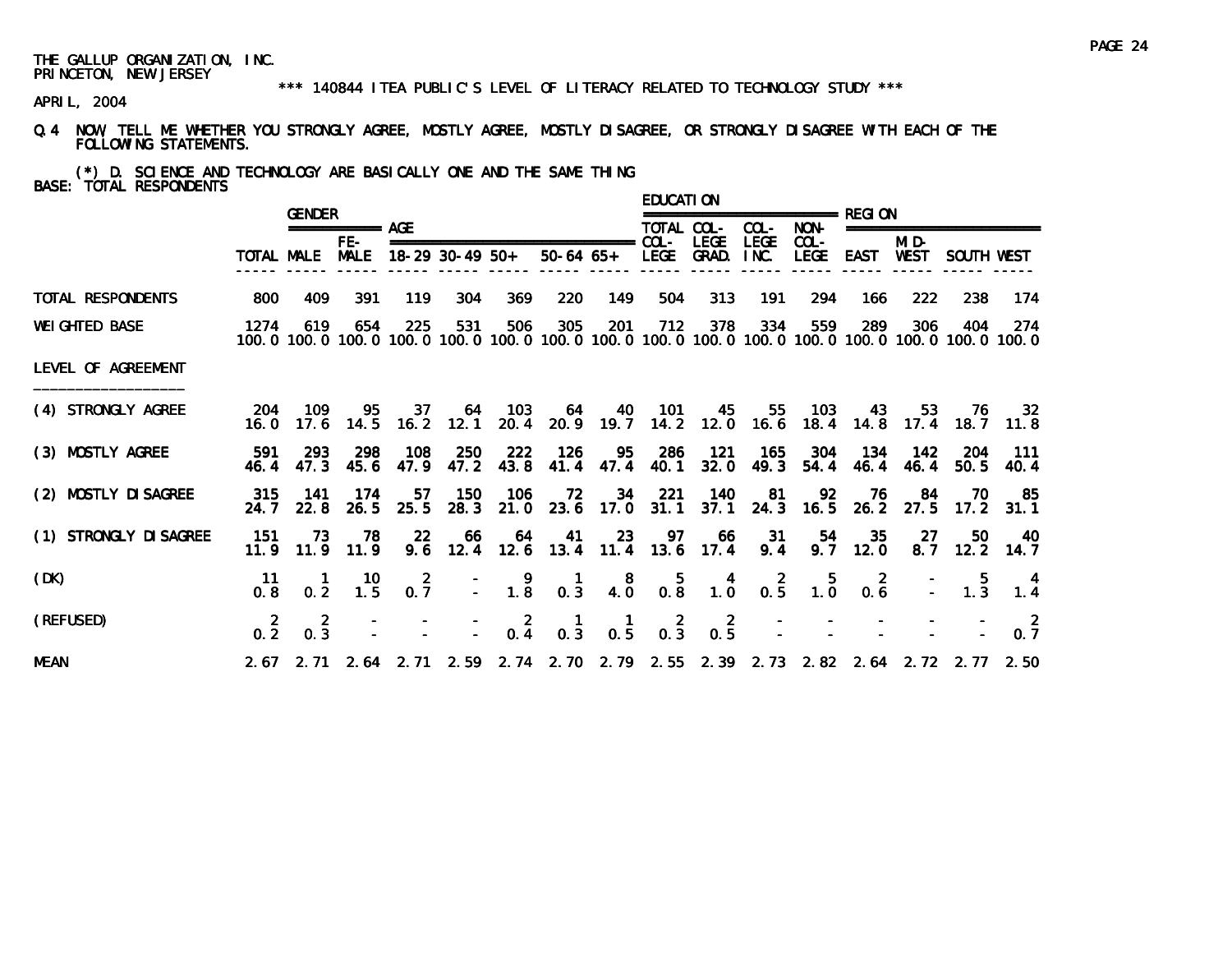THE GALLUP ORGANIZATION, INC.
PRINCETON, NEW JERSEY

*** 140844 ITEA PUBLIC'S LEVEL OF LITERACY RELATED TO TECHNOLOGY STUDY ***

APRIL, 2004

Q.4 NOW TELL ME WHETHER YOU STRONGLY AGREE, MOSTLY AGREE, MOSTLY DISAGREE, OR STRONGLY DISAGREE WITH EACH OF THE FOLLOWING STATEMENTS.

(*) D. SCIENCE AND TECHNOLOGY ARE BASICALLY ONE AND THE SAME THING

BASE: TOTAL RESPONDENTS

| | | GENDER | | AGE | | | | | EDUCATION | | | | REGION | | | |
|---|---|---|---|---|---|---|---|---|---|---|---|---|---|---|---|---|
| | TOTAL | MALE | FE-MALE | 18-29 | 30-49 | 50+ | 50-64 | 65+ | TOTAL COL-LEGE | COL-LEGE GRAD. | COL-LEGE INC. | NON-COL-LEGE | EAST | MID-WEST | SOUTH | WEST |
| TOTAL RESPONDENTS | 800 | 409 | 391 | 119 | 304 | 369 | 220 | 149 | 504 | 313 | 191 | 294 | 166 | 222 | 238 | 174 |
| WEIGHTED BASE | 1274 | 619 | 654 | 225 | 531 | 506 | 305 | 201 | 712 | 378 | 334 | 559 | 289 | 306 | 404 | 274 |
| | 100.0 | 100.0 | 100.0 | 100.0 | 100.0 | 100.0 | 100.0 | 100.0 | 100.0 | 100.0 | 100.0 | 100.0 | 100.0 | 100.0 | 100.0 | 100.0 |
| LEVEL OF AGREEMENT | | | | | | | | | | | | | | | | |
| (4) STRONGLY AGREE | 204 | 109 | 95 | 37 | 64 | 103 | 64 | 40 | 101 | 45 | 55 | 103 | 43 | 53 | 76 | 32 |
| | 16.0 | 17.6 | 14.5 | 16.2 | 12.1 | 20.4 | 20.9 | 19.7 | 14.2 | 12.0 | 16.6 | 18.4 | 14.8 | 17.4 | 18.7 | 11.8 |
| (3) MOSTLY AGREE | 591 | 293 | 298 | 108 | 250 | 222 | 126 | 95 | 286 | 121 | 165 | 304 | 134 | 142 | 204 | 111 |
| | 46.4 | 47.3 | 45.6 | 47.9 | 47.2 | 43.8 | 41.4 | 47.4 | 40.1 | 32.0 | 49.3 | 54.4 | 46.4 | 46.4 | 50.5 | 40.4 |
| (2) MOSTLY DISAGREE | 315 | 141 | 174 | 57 | 150 | 106 | 72 | 34 | 221 | 140 | 81 | 92 | 76 | 84 | 70 | 85 |
| | 24.7 | 22.8 | 26.5 | 25.5 | 28.3 | 21.0 | 23.6 | 17.0 | 31.1 | 37.1 | 24.3 | 16.5 | 26.2 | 27.5 | 17.2 | 31.1 |
| (1) STRONGLY DISAGREE | 151 | 73 | 78 | 22 | 66 | 64 | 41 | 23 | 97 | 66 | 31 | 54 | 35 | 27 | 50 | 40 |
| | 11.9 | 11.9 | 11.9 | 9.6 | 12.4 | 12.6 | 13.4 | 11.4 | 13.6 | 17.4 | 9.4 | 9.7 | 12.0 | 8.7 | 12.2 | 14.7 |
| (DK) | 11 | 1 | 10 | 2 | - | 9 | 1 | 8 | 5 | 4 | 2 | 5 | 2 | - | 5 | 4 |
| | 0.8 | 0.2 | 1.5 | 0.7 | - | 1.8 | 0.3 | 4.0 | 0.8 | 1.0 | 0.5 | 1.0 | 0.6 | - | 1.3 | 1.4 |
| (REFUSED) | 2 | 2 | - | - | - | 2 | 1 | 1 | 2 | 2 | - | - | - | - | - | 2 |
| | 0.2 | 0.3 | - | - | - | 0.4 | 0.3 | 0.5 | 0.3 | 0.5 | - | - | - | - | - | 0.7 |
| MEAN | 2.67 | 2.71 | 2.64 | 2.71 | 2.59 | 2.74 | 2.70 | 2.79 | 2.55 | 2.39 | 2.73 | 2.82 | 2.64 | 2.72 | 2.77 | 2.50 |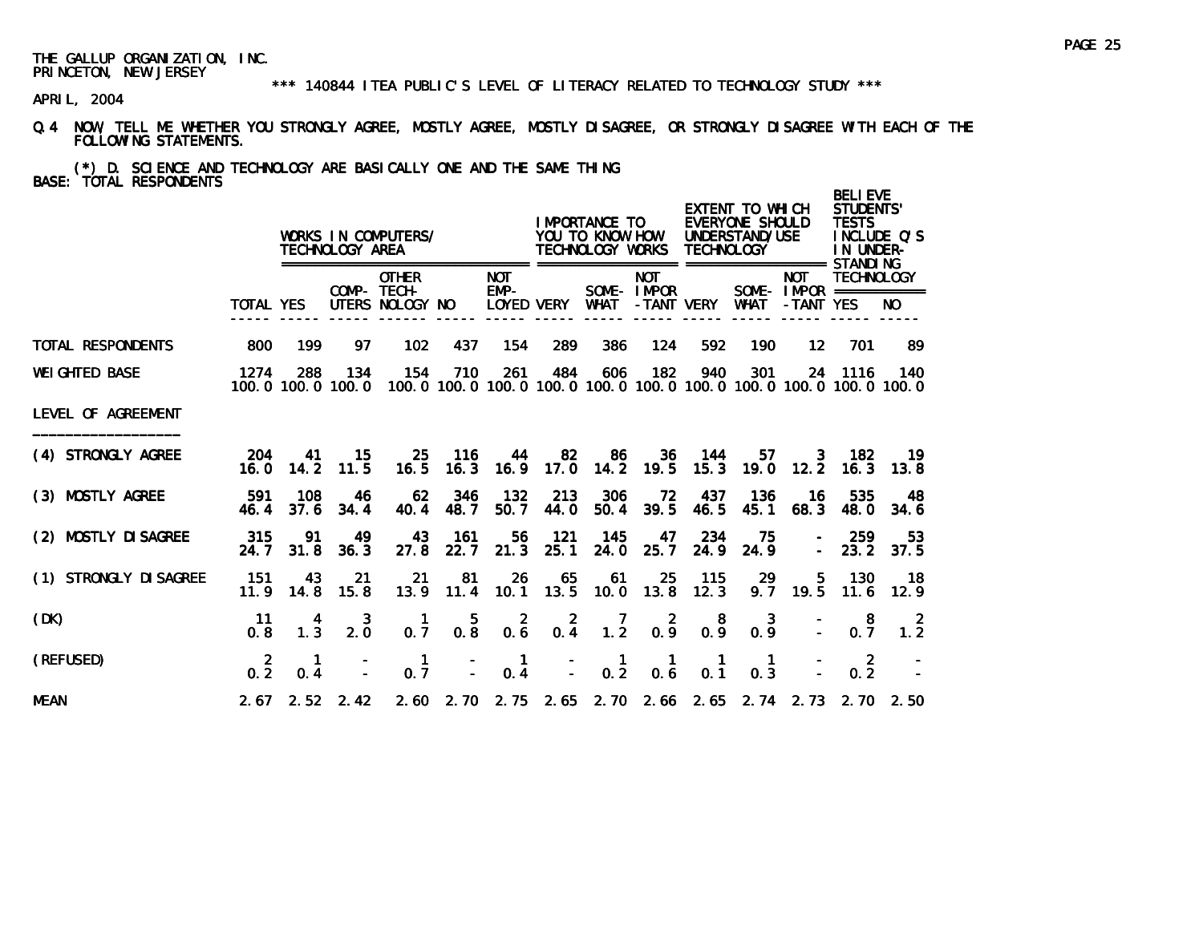THE GALLUP ORGANIZATION, INC.
PRINCETON, NEW JERSEY

*** 140844 ITEA PUBLIC'S LEVEL OF LITERACY RELATED TO TECHNOLOGY STUDY ***

APRIL, 2004

Q.4 NOW TELL ME WHETHER YOU STRONGLY AGREE, MOSTLY AGREE, MOSTLY DISAGREE, OR STRONGLY DISAGREE WITH EACH OF THE FOLLOWING STATEMENTS.

(*) D. SCIENCE AND TECHNOLOGY ARE BASICALLY ONE AND THE SAME THING
BASE: TOTAL RESPONDENTS

| | | WORKS IN COMPUTERS/ TECHNOLOGY AREA | | | | | IMPORTANCE TO YOU TO KNOW HOW TECHNOLOGY WORKS | | | EXTENT TO WHICH EVERYONE SHOULD UNDERSTAND/USE TECHNOLOGY | | | BELIEVE STUDENTS' TESTS INCLUDE Q'S IN UNDER-STANDING TECHNOLOGY | |
|---|---|---|---|---|---|---|---|---|---|---|---|---|---|---|
| | TOTAL | YES | COMP-UTERS | OTHER TECH-NOLOGY | NO | NOT EMP-LOYED | VERY | SOME-WHAT | NOT IMPOR-TANT | VERY | SOME-WHAT | NOT IMPOR-TANT | YES | NO |
| TOTAL RESPONDENTS | 800 | 199 | 97 | 102 | 437 | 154 | 289 | 386 | 124 | 592 | 190 | 12 | 701 | 89 |
| WEIGHTED BASE | 1274 | 288 | 134 | 154 | 710 | 261 | 484 | 606 | 182 | 940 | 301 | 24 | 1116 | 140 |
| | 100.0 | 100.0 | 100.0 | 100.0 | 100.0 | 100.0 | 100.0 | 100.0 | 100.0 | 100.0 | 100.0 | 100.0 | 100.0 | 100.0 |
| LEVEL OF AGREEMENT | | | | | | | | | | | | | | |
| (4) STRONGLY AGREE | 204 | 41 | 15 | 25 | 116 | 44 | 82 | 86 | 36 | 144 | 57 | 3 | 182 | 19 |
| | 16.0 | 14.2 | 11.5 | 16.5 | 16.3 | 16.9 | 17.0 | 14.2 | 19.5 | 15.3 | 19.0 | 12.2 | 16.3 | 13.8 |
| (3) MOSTLY AGREE | 591 | 108 | 46 | 62 | 346 | 132 | 213 | 306 | 72 | 437 | 136 | 16 | 535 | 48 |
| | 46.4 | 37.6 | 34.4 | 40.4 | 48.7 | 50.7 | 44.0 | 50.4 | 39.5 | 46.5 | 45.1 | 68.3 | 48.0 | 34.6 |
| (2) MOSTLY DISAGREE | 315 | 91 | 49 | 43 | 161 | 56 | 121 | 145 | 47 | 234 | 75 | - | 259 | 53 |
| | 24.7 | 31.8 | 36.3 | 27.8 | 22.7 | 21.3 | 25.1 | 24.0 | 25.7 | 24.9 | 24.9 | - | 23.2 | 37.5 |
| (1) STRONGLY DISAGREE | 151 | 43 | 21 | 21 | 81 | 26 | 65 | 61 | 25 | 115 | 29 | 5 | 130 | 18 |
| | 11.9 | 14.8 | 15.8 | 13.9 | 11.4 | 10.1 | 13.5 | 10.0 | 13.8 | 12.3 | 9.7 | 19.5 | 11.6 | 12.9 |
| (DK) | 11 | 4 | 3 | 1 | 5 | 2 | 2 | 7 | 2 | 8 | 3 | - | 8 | 2 |
| | 0.8 | 1.3 | 2.0 | 0.7 | 0.8 | 0.6 | 0.4 | 1.2 | 0.9 | 0.9 | 0.9 | - | 0.7 | 1.2 |
| (REFUSED) | 2 | 1 | - | 1 | - | 1 | - | 1 | 1 | 1 | 1 | - | 2 | - |
| | 0.2 | 0.4 | - | 0.7 | - | 0.4 | - | 0.2 | 0.6 | 0.1 | 0.3 | - | 0.2 | - |
| MEAN | 2.67 | 2.52 | 2.42 | 2.60 | 2.70 | 2.75 | 2.65 | 2.70 | 2.66 | 2.65 | 2.74 | 2.73 | 2.70 | 2.50 |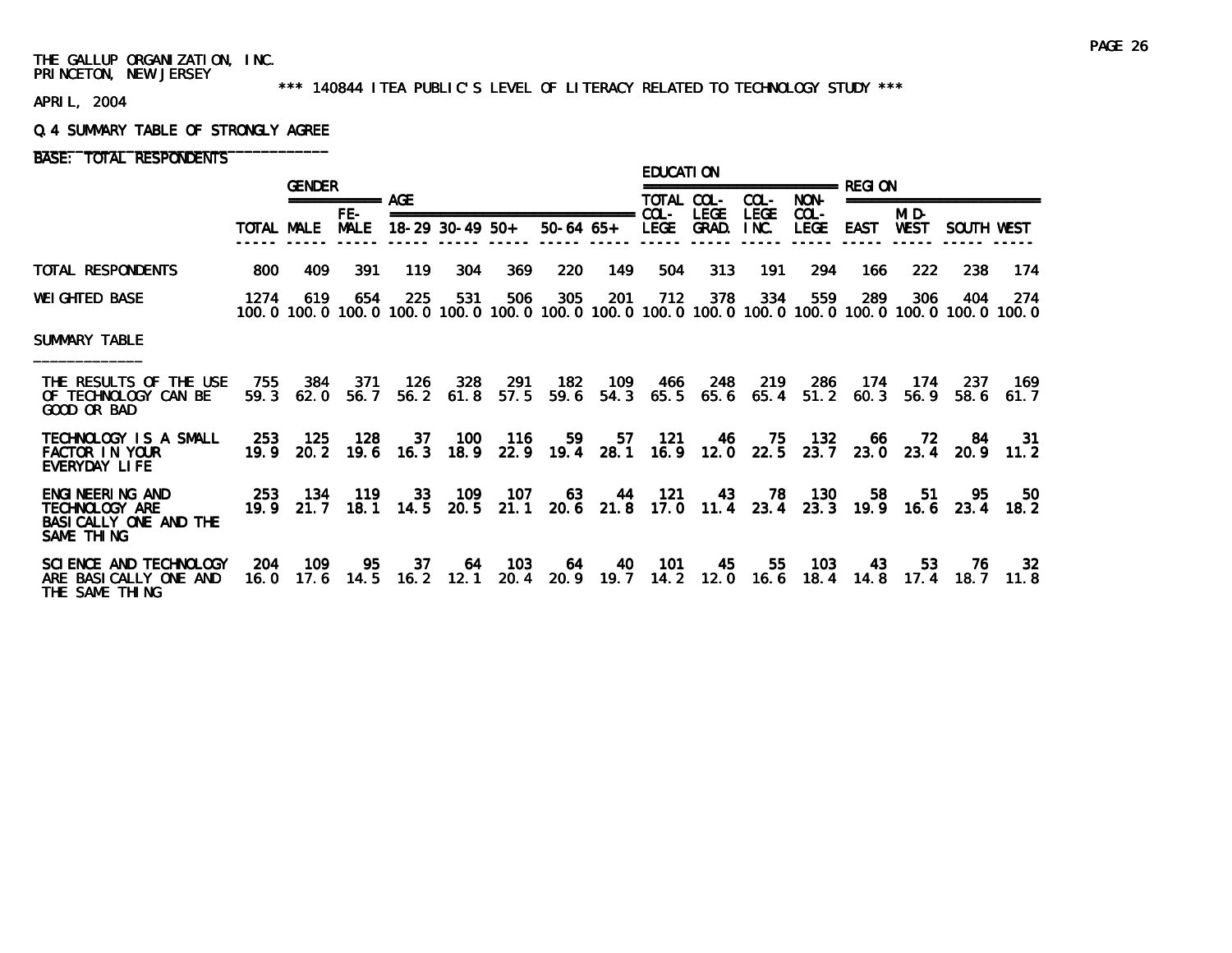THE GALLUP ORGANIZATION, INC.
PRINCETON, NEW JERSEY

\*\*\* 140844 ITEA PUBLIC'S LEVEL OF LITERACY RELATED TO TECHNOLOGY STUDY \*\*\*

APRIL, 2004

Q.4 SUMMARY TABLE OF STRONGLY AGREE

BASE: TOTAL RESPONDENTS

| | | GENDER | | AGE | | | | | EDUCATION | | | | REGION | | | |
|---|---|---|---|---|---|---|---|---|---|---|---|---|---|---|---|---|
| | TOTAL | MALE | FE-MALE | 18-29 | 30-49 | 50+ | 50-64 | 65+ | TOTAL COL-LEGE | COL-LEGE GRAD. | COL-LEGE INC. | NON-COL-LEGE | EAST | MID-WEST | SOUTH | WEST |
| TOTAL RESPONDENTS | 800 | 409 | 391 | 119 | 304 | 369 | 220 | 149 | 504 | 313 | 191 | 294 | 166 | 222 | 238 | 174 |
| WEIGHTED BASE | 1274 | 619 | 654 | 225 | 531 | 506 | 305 | 201 | 712 | 378 | 334 | 559 | 289 | 306 | 404 | 274 |
| | 100.0 | 100.0 | 100.0 | 100.0 | 100.0 | 100.0 | 100.0 | 100.0 | 100.0 | 100.0 | 100.0 | 100.0 | 100.0 | 100.0 | 100.0 | 100.0 |
| SUMMARY TABLE | | | | | | | | | | | | | | | | |
| THE RESULTS OF THE USE OF TECHNOLOGY CAN BE GOOD OR BAD | 755 | 384 | 371 | 126 | 328 | 291 | 182 | 109 | 466 | 248 | 219 | 286 | 174 | 174 | 237 | 169 |
| | 59.3 | 62.0 | 56.7 | 56.2 | 61.8 | 57.5 | 59.6 | 54.3 | 65.5 | 65.6 | 65.4 | 51.2 | 60.3 | 56.9 | 58.6 | 61.7 |
| TECHNOLOGY IS A SMALL FACTOR IN YOUR EVERYDAY LIFE | 253 | 125 | 128 | 37 | 100 | 116 | 59 | 57 | 121 | 46 | 75 | 132 | 66 | 72 | 84 | 31 |
| | 19.9 | 20.2 | 19.6 | 16.3 | 18.9 | 22.9 | 19.4 | 28.1 | 16.9 | 12.0 | 22.5 | 23.7 | 23.0 | 23.4 | 20.9 | 11.2 |
| ENGINEERING AND TECHNOLOGY ARE BASICALLY ONE AND THE SAME THING | 253 | 134 | 119 | 33 | 109 | 107 | 63 | 44 | 121 | 43 | 78 | 130 | 58 | 51 | 95 | 50 |
| | 19.9 | 21.7 | 18.1 | 14.5 | 20.5 | 21.1 | 20.6 | 21.8 | 17.0 | 11.4 | 23.4 | 23.3 | 19.9 | 16.6 | 23.4 | 18.2 |
| SCIENCE AND TECHNOLOGY ARE BASICALLY ONE AND THE SAME THING | 204 | 109 | 95 | 37 | 64 | 103 | 64 | 40 | 101 | 45 | 55 | 103 | 43 | 53 | 76 | 32 |
| | 16.0 | 17.6 | 14.5 | 16.2 | 12.1 | 20.4 | 20.9 | 19.7 | 14.2 | 12.0 | 16.6 | 18.4 | 14.8 | 17.4 | 18.7 | 11.8 |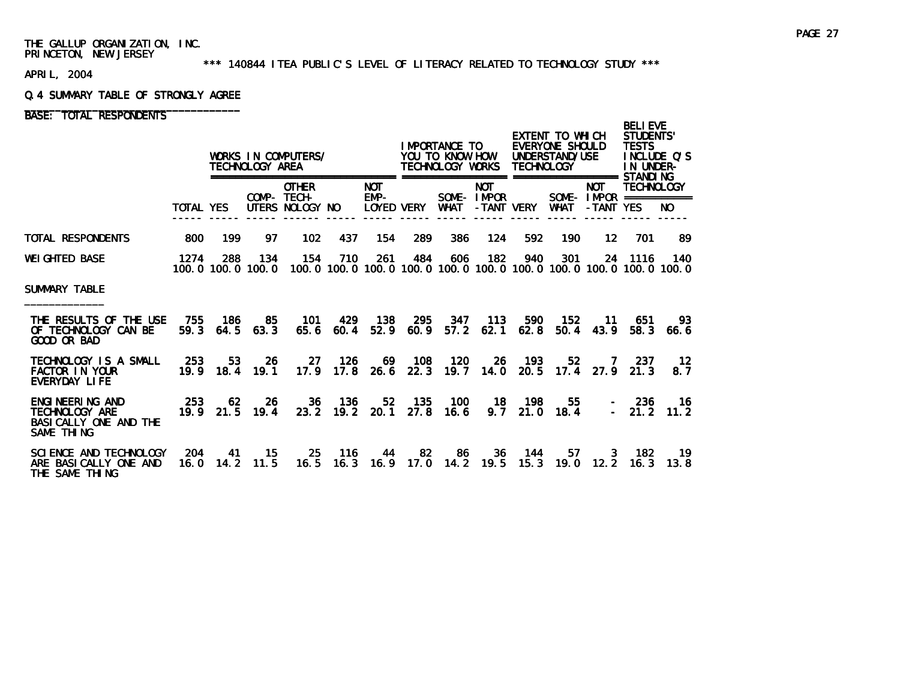THE GALLUP ORGANIZATION, INC.
PRINCETON, NEW JERSEY

*** 140844 ITEA PUBLIC'S LEVEL OF LITERACY RELATED TO TECHNOLOGY STUDY ***

APRIL, 2004

Q.4 SUMMARY TABLE OF STRONGLY AGREE

BASE: TOTAL RESPONDENTS

| | TOTAL | WORKS IN COMPUTERS/ TECHNOLOGY AREA | | | | | IMPORTANCE TO YOU TO KNOW HOW TECHNOLOGY WORKS | | | EXTENT TO WHICH EVERYONE SHOULD UNDERSTAND/USE TECHNOLOGY | | | BELIEVE STUDENTS' TESTS INCLUDE Q'S IN UNDER-STANDING TECHNOLOGY | |
|---|---|---|---|---|---|---|---|---|---|---|---|---|---|---|
| | | YES | COMP-UTERS | OTHER TECH-NOLOGY | NO | NOT EMP-LOYED | VERY | SOME-WHAT | NOT IMPOR-TANT | VERY | SOME-WHAT | NOT IMPOR-TANT | YES | NO |
| TOTAL RESPONDENTS | 800 | 199 | 97 | 102 | 437 | 154 | 289 | 386 | 124 | 592 | 190 | 12 | 701 | 89 |
| WEIGHTED BASE | 1274 | 288 | 134 | 154 | 710 | 261 | 484 | 606 | 182 | 940 | 301 | 24 | 1116 | 140 |
| | 100.0 | 100.0 | 100.0 | 100.0 | 100.0 | 100.0 | 100.0 | 100.0 | 100.0 | 100.0 | 100.0 | 100.0 | 100.0 | 100.0 |
| SUMMARY TABLE | | | | | | | | | | | | | | |
| THE RESULTS OF THE USE OF TECHNOLOGY CAN BE GOOD OR BAD | 755 | 186 | 85 | 101 | 429 | 138 | 295 | 347 | 113 | 590 | 152 | 11 | 651 | 93 |
| | 59.3 | 64.5 | 63.3 | 65.6 | 60.4 | 52.9 | 60.9 | 57.2 | 62.1 | 62.8 | 50.4 | 43.9 | 58.3 | 66.6 |
| TECHNOLOGY IS A SMALL FACTOR IN YOUR EVERYDAY LIFE | 253 | 53 | 26 | 27 | 126 | 69 | 108 | 120 | 26 | 193 | 52 | 7 | 237 | 12 |
| | 19.9 | 18.4 | 19.1 | 17.9 | 17.8 | 26.6 | 22.3 | 19.7 | 14.0 | 20.5 | 17.4 | 27.9 | 21.3 | 8.7 |
| ENGINEERING AND TECHNOLOGY ARE BASICALLY ONE AND THE SAME THING | 253 | 62 | 26 | 36 | 136 | 52 | 135 | 100 | 18 | 198 | 55 | - | 236 | 16 |
| | 19.9 | 21.5 | 19.4 | 23.2 | 19.2 | 20.1 | 27.8 | 16.6 | 9.7 | 21.0 | 18.4 | - | 21.2 | 11.2 |
| SCIENCE AND TECHNOLOGY ARE BASICALLY ONE AND THE SAME THING | 204 | 41 | 15 | 25 | 116 | 44 | 82 | 86 | 36 | 144 | 57 | 3 | 182 | 19 |
| | 16.0 | 14.2 | 11.5 | 16.5 | 16.3 | 16.9 | 17.0 | 14.2 | 19.5 | 15.3 | 19.0 | 12.2 | 16.3 | 13.8 |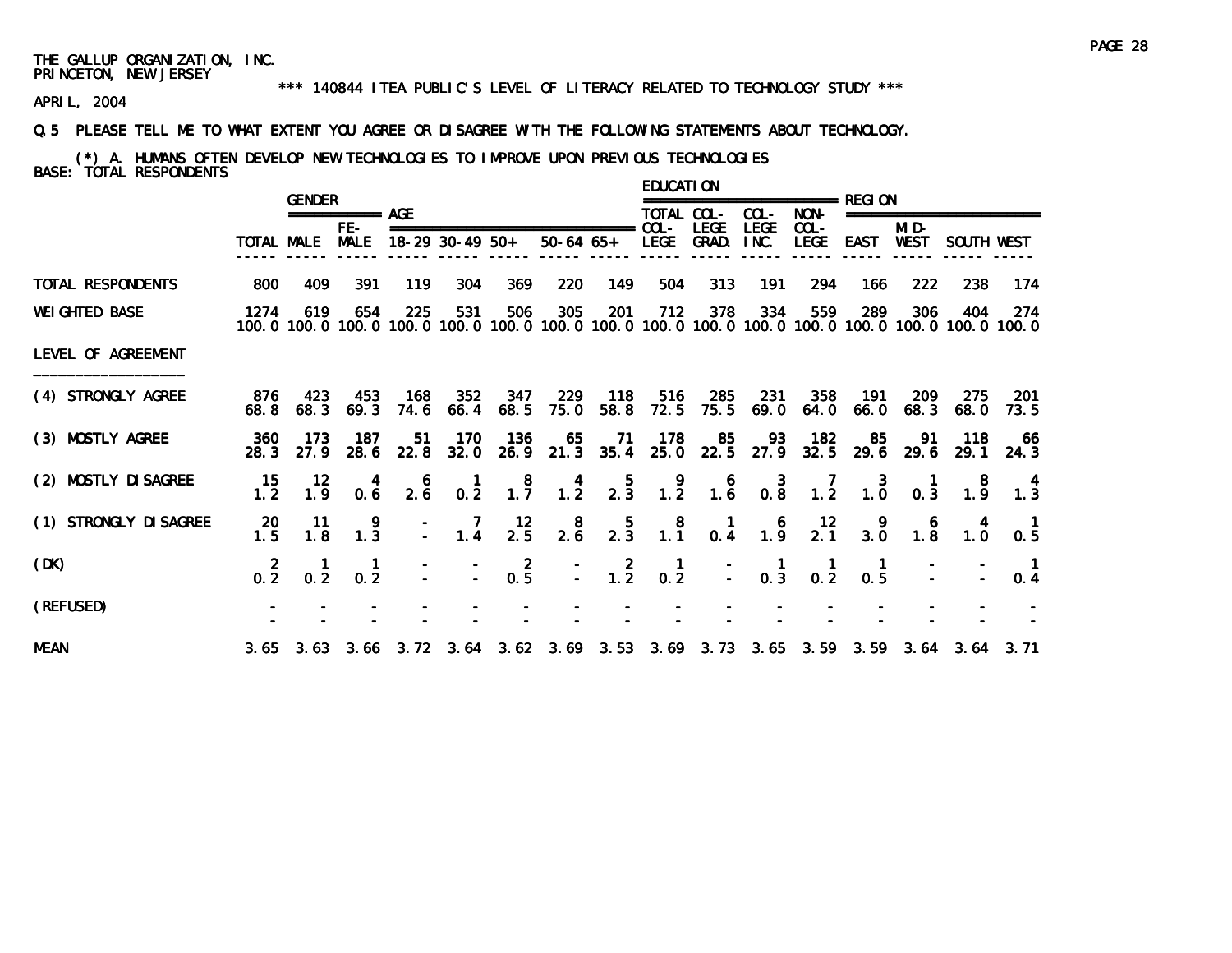THE GALLUP ORGANIZATION, INC.
PRINCETON, NEW JERSEY

\*\*\* 140844 ITEA PUBLIC'S LEVEL OF LITERACY RELATED TO TECHNOLOGY STUDY \*\*\*

APRIL, 2004

Q.5 PLEASE TELL ME TO WHAT EXTENT YOU AGREE OR DISAGREE WITH THE FOLLOWING STATEMENTS ABOUT TECHNOLOGY.

(\*) A. HUMANS OFTEN DEVELOP NEW TECHNOLOGIES TO IMPROVE UPON PREVIOUS TECHNOLOGIES

BASE: TOTAL RESPONDENTS

| | | GENDER | | AGE | | | | | EDUCATION | | | | REGION | | | |
|---|---|---|---|---|---|---|---|---|---|---|---|---|---|---|---|---|
| | TOTAL | MALE | FE-MALE | 18-29 | 30-49 | 50+ | 50-64 | 65+ | TOTAL COL-LEGE | COL-LEGE GRAD. | COL-LEGE INC. | NON-COL-LEGE | EAST | MID-WEST | SOUTH | WEST |
| TOTAL RESPONDENTS | 800 | 409 | 391 | 119 | 304 | 369 | 220 | 149 | 504 | 313 | 191 | 294 | 166 | 222 | 238 | 174 |
| WEIGHTED BASE | 1274 | 619 | 654 | 225 | 531 | 506 | 305 | 201 | 712 | 378 | 334 | 559 | 289 | 306 | 404 | 274 |
| | 100.0 | 100.0 | 100.0 | 100.0 | 100.0 | 100.0 | 100.0 | 100.0 | 100.0 | 100.0 | 100.0 | 100.0 | 100.0 | 100.0 | 100.0 | 100.0 |
| LEVEL OF AGREEMENT | | | | | | | | | | | | | | | | |
| (4) STRONGLY AGREE | 876 | 423 | 453 | 168 | 352 | 347 | 229 | 118 | 516 | 285 | 231 | 358 | 191 | 209 | 275 | 201 |
| | 68.8 | 68.3 | 69.3 | 74.6 | 66.4 | 68.5 | 75.0 | 58.8 | 72.5 | 75.5 | 69.0 | 64.0 | 66.0 | 68.3 | 68.0 | 73.5 |
| (3) MOSTLY AGREE | 360 | 173 | 187 | 51 | 170 | 136 | 65 | 71 | 178 | 85 | 93 | 182 | 85 | 91 | 118 | 66 |
| | 28.3 | 27.9 | 28.6 | 22.8 | 32.0 | 26.9 | 21.3 | 35.4 | 25.0 | 22.5 | 27.9 | 32.5 | 29.6 | 29.6 | 29.1 | 24.3 |
| (2) MOSTLY DISAGREE | 15 | 12 | 4 | 6 | 1 | 8 | 4 | 5 | 9 | 6 | 3 | 7 | 3 | 1 | 8 | 4 |
| | 1.2 | 1.9 | 0.6 | 2.6 | 0.2 | 1.7 | 1.2 | 2.3 | 1.2 | 1.6 | 0.8 | 1.2 | 1.0 | 0.3 | 1.9 | 1.3 |
| (1) STRONGLY DISAGREE | 20 | 11 | 9 | - | 7 | 12 | 8 | 5 | 8 | 1 | 6 | 12 | 9 | 6 | 4 | 1 |
| | 1.5 | 1.8 | 1.3 | - | 1.4 | 2.5 | 2.6 | 2.3 | 1.1 | 0.4 | 1.9 | 2.1 | 3.0 | 1.8 | 1.0 | 0.5 |
| (DK) | 2 | 1 | 1 | - | - | 2 | - | 2 | 1 | - | 1 | 1 | 1 | - | - | 1 |
| | 0.2 | 0.2 | 0.2 | - | - | 0.5 | - | 1.2 | 0.2 | - | 0.3 | 0.2 | 0.5 | - | - | 0.4 |
| (REFUSED) | - | - | - | - | - | - | - | - | - | - | - | - | - | - | - | - |
| | - | - | - | - | - | - | - | - | - | - | - | - | - | - | - | - |
| MEAN | 3.65 | 3.63 | 3.66 | 3.72 | 3.64 | 3.62 | 3.69 | 3.53 | 3.69 | 3.73 | 3.65 | 3.59 | 3.59 | 3.64 | 3.64 | 3.71 |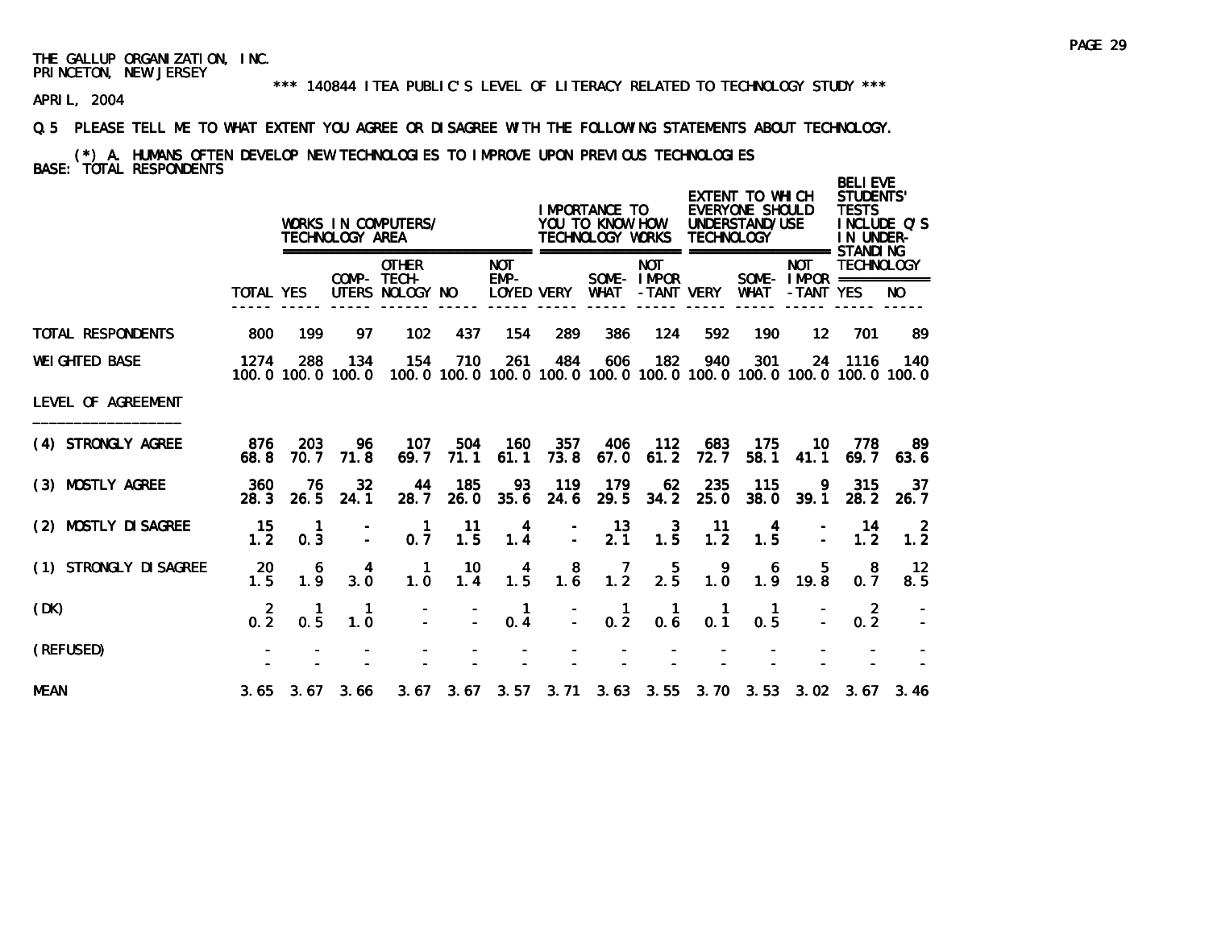THE GALLUP ORGANIZATION, INC.
PRINCETON, NEW JERSEY

*** 140844 ITEA PUBLIC'S LEVEL OF LITERACY RELATED TO TECHNOLOGY STUDY ***

APRIL, 2004

Q.5 PLEASE TELL ME TO WHAT EXTENT YOU AGREE OR DISAGREE WITH THE FOLLOWING STATEMENTS ABOUT TECHNOLOGY.

(*) A. HUMANS OFTEN DEVELOP NEW TECHNOLOGIES TO IMPROVE UPON PREVIOUS TECHNOLOGIES

BASE: TOTAL RESPONDENTS

| | | WORKS IN COMPUTERS/ TECHNOLOGY AREA | | | | | IMPORTANCE TO YOU TO KNOW HOW TECHNOLOGY WORKS | | | EXTENT TO WHICH EVERYONE SHOULD UNDERSTAND/USE TECHNOLOGY | | | BELIEVE STUDENTS' TESTS INCLUDE Q'S IN UNDER-STANDING TECHNOLOGY | |
|---|---|---|---|---|---|---|---|---|---|---|---|---|---|---|
| | TOTAL | YES | COMP-UTERS | OTHER TECH-NOLOGY | NO | NOT EMP-LOYED | VERY | SOME-WHAT | NOT IMPOR-TANT | VERY | SOME-WHAT | NOT IMPOR-TANT | YES | NO |
| TOTAL RESPONDENTS | 800 | 199 | 97 | 102 | 437 | 154 | 289 | 386 | 124 | 592 | 190 | 12 | 701 | 89 |
| WEIGHTED BASE | 1274 | 288 | 134 | 154 | 710 | 261 | 484 | 606 | 182 | 940 | 301 | 24 | 1116 | 140 |
| | 100.0 | 100.0 | 100.0 | 100.0 | 100.0 | 100.0 | 100.0 | 100.0 | 100.0 | 100.0 | 100.0 | 100.0 | 100.0 | 100.0 |
| LEVEL OF AGREEMENT | | | | | | | | | | | | | | |
| (4) STRONGLY AGREE | 876 | 203 | 96 | 107 | 504 | 160 | 357 | 406 | 112 | 683 | 175 | 10 | 778 | 89 |
| | 68.8 | 70.7 | 71.8 | 69.7 | 71.1 | 61.1 | 73.8 | 67.0 | 61.2 | 72.7 | 58.1 | 41.1 | 69.7 | 63.6 |
| (3) MOSTLY AGREE | 360 | 76 | 32 | 44 | 185 | 93 | 119 | 179 | 62 | 235 | 115 | 9 | 315 | 37 |
| | 28.3 | 26.5 | 24.1 | 28.7 | 26.0 | 35.6 | 24.6 | 29.5 | 34.2 | 25.0 | 38.0 | 39.1 | 28.2 | 26.7 |
| (2) MOSTLY DISAGREE | 15 | 1 | - | 1 | 11 | 4 | - | 13 | 3 | 11 | 4 | - | 14 | 2 |
| | 1.2 | 0.3 | - | 0.7 | 1.5 | 1.4 | - | 2.1 | 1.5 | 1.2 | 1.5 | - | 1.2 | 1.2 |
| (1) STRONGLY DISAGREE | 20 | 6 | 4 | 1 | 10 | 4 | 8 | 7 | 5 | 9 | 6 | 5 | 8 | 12 |
| | 1.5 | 1.9 | 3.0 | 1.0 | 1.4 | 1.5 | 1.6 | 1.2 | 2.5 | 1.0 | 1.9 | 19.8 | 0.7 | 8.5 |
| (DK) | 2 | 1 | 1 | - | - | 1 | - | 1 | 1 | 1 | 1 | - | 2 | - |
| | 0.2 | 0.5 | 1.0 | - | - | 0.4 | - | 0.2 | 0.6 | 0.1 | 0.5 | - | 0.2 | - |
| (REFUSED) | - | - | - | - | - | - | - | - | - | - | - | - | - | - |
| | - | - | - | - | - | - | - | - | - | - | - | - | - | - |
| MEAN | 3.65 | 3.67 | 3.66 | 3.67 | 3.67 | 3.57 | 3.71 | 3.63 | 3.55 | 3.70 | 3.53 | 3.02 | 3.67 | 3.46 |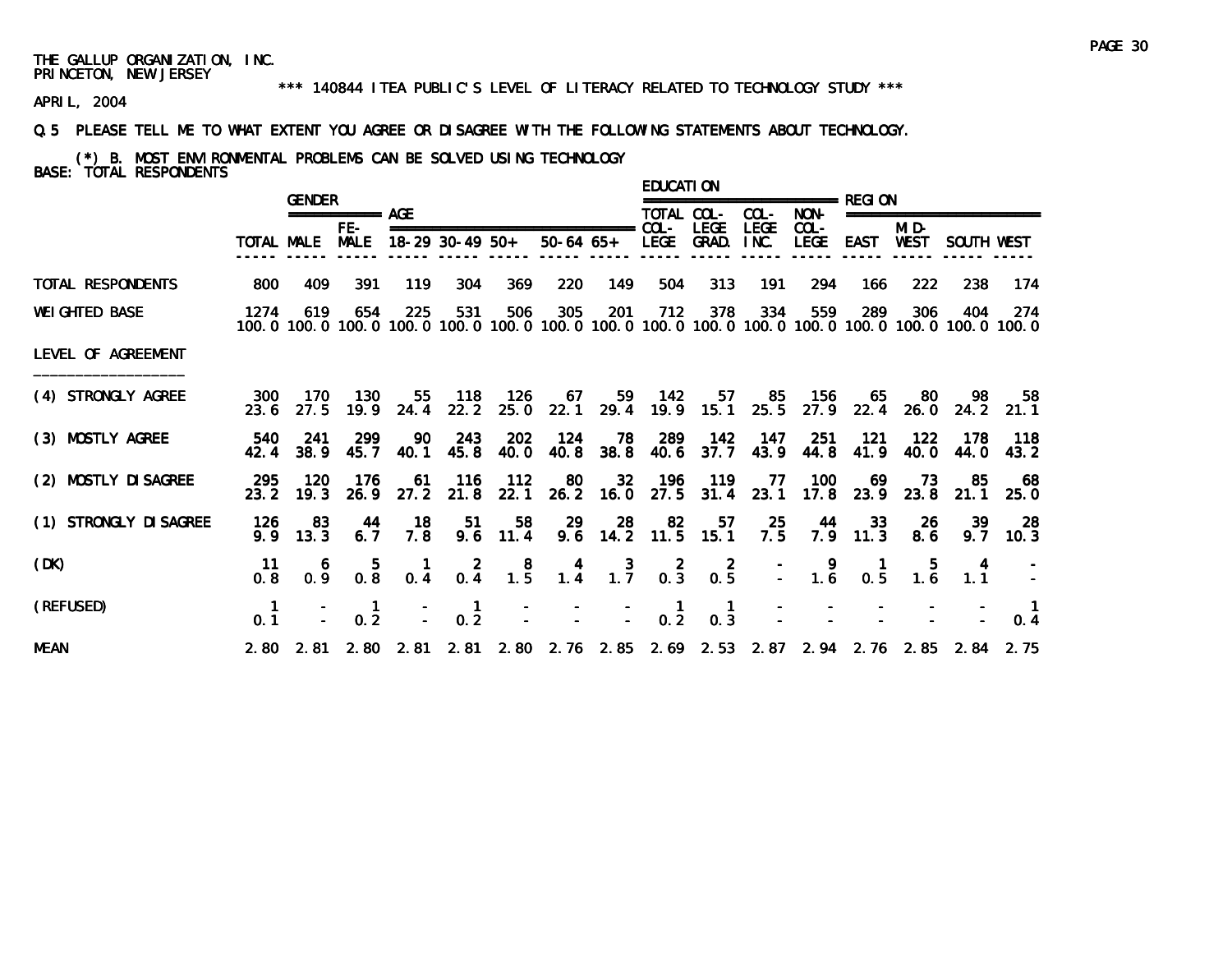THE GALLUP ORGANIZATION, INC.
PRINCETON, NEW JERSEY

*** 140844 ITEA PUBLIC'S LEVEL OF LITERACY RELATED TO TECHNOLOGY STUDY ***

APRIL, 2004

Q.5 PLEASE TELL ME TO WHAT EXTENT YOU AGREE OR DISAGREE WITH THE FOLLOWING STATEMENTS ABOUT TECHNOLOGY.

(*) B. MOST ENVIRONMENTAL PROBLEMS CAN BE SOLVED USING TECHNOLOGY
BASE: TOTAL RESPONDENTS

| | | GENDER | | AGE | | | | | EDUCATION | | | | REGION | | | |
|---|---|---|---|---|---|---|---|---|---|---|---|---|---|---|---|---|
| | TOTAL | MALE | FE-MALE | 18-29 | 30-49 | 50+ | 50-64 | 65+ | TOTAL COL-LEGE | COL-LEGE GRAD. | COL-LEGE INC. | NON-COL-LEGE | EAST | MID-WEST | SOUTH | WEST |
| TOTAL RESPONDENTS | 800 | 409 | 391 | 119 | 304 | 369 | 220 | 149 | 504 | 313 | 191 | 294 | 166 | 222 | 238 | 174 |
| WEIGHTED BASE | 1274 | 619 | 654 | 225 | 531 | 506 | 305 | 201 | 712 | 378 | 334 | 559 | 289 | 306 | 404 | 274 |
| | 100.0 | 100.0 | 100.0 | 100.0 | 100.0 | 100.0 | 100.0 | 100.0 | 100.0 | 100.0 | 100.0 | 100.0 | 100.0 | 100.0 | 100.0 | 100.0 |
| LEVEL OF AGREEMENT | | | | | | | | | | | | | | | | |
| (4) STRONGLY AGREE | 300 | 170 | 130 | 55 | 118 | 126 | 67 | 59 | 142 | 57 | 85 | 156 | 65 | 80 | 98 | 58 |
| | 23.6 | 27.5 | 19.9 | 24.4 | 22.2 | 25.0 | 22.1 | 29.4 | 19.9 | 15.1 | 25.5 | 27.9 | 22.4 | 26.0 | 24.2 | 21.1 |
| (3) MOSTLY AGREE | 540 | 241 | 299 | 90 | 243 | 202 | 124 | 78 | 289 | 142 | 147 | 251 | 121 | 122 | 178 | 118 |
| | 42.4 | 38.9 | 45.7 | 40.1 | 45.8 | 40.0 | 40.8 | 38.8 | 40.6 | 37.7 | 43.9 | 44.8 | 41.9 | 40.0 | 44.0 | 43.2 |
| (2) MOSTLY DISAGREE | 295 | 120 | 176 | 61 | 116 | 112 | 80 | 32 | 196 | 119 | 77 | 100 | 69 | 73 | 85 | 68 |
| | 23.2 | 19.3 | 26.9 | 27.2 | 21.8 | 22.1 | 26.2 | 16.0 | 27.5 | 31.4 | 23.1 | 17.8 | 23.9 | 23.8 | 21.1 | 25.0 |
| (1) STRONGLY DISAGREE | 126 | 83 | 44 | 18 | 51 | 58 | 29 | 28 | 82 | 57 | 25 | 44 | 33 | 26 | 39 | 28 |
| | 9.9 | 13.3 | 6.7 | 7.8 | 9.6 | 11.4 | 9.6 | 14.2 | 11.5 | 15.1 | 7.5 | 7.9 | 11.3 | 8.6 | 9.7 | 10.3 |
| (DK) | 11 | 6 | 5 | 1 | 2 | 8 | 4 | 3 | 2 | 2 | - | 9 | 1 | 5 | 4 | - |
| | 0.8 | 0.9 | 0.8 | 0.4 | 0.4 | 1.5 | 1.4 | 1.7 | 0.3 | 0.5 | - | 1.6 | 0.5 | 1.6 | 1.1 | - |
| (REFUSED) | 1 | - | 1 | - | 1 | - | - | - | 1 | 1 | - | - | - | - | - | 1 |
| | 0.1 | - | 0.2 | - | 0.2 | - | - | - | 0.2 | 0.3 | - | - | - | - | - | 0.4 |
| MEAN | 2.80 | 2.81 | 2.80 | 2.81 | 2.81 | 2.80 | 2.76 | 2.85 | 2.69 | 2.53 | 2.87 | 2.94 | 2.76 | 2.85 | 2.84 | 2.75 |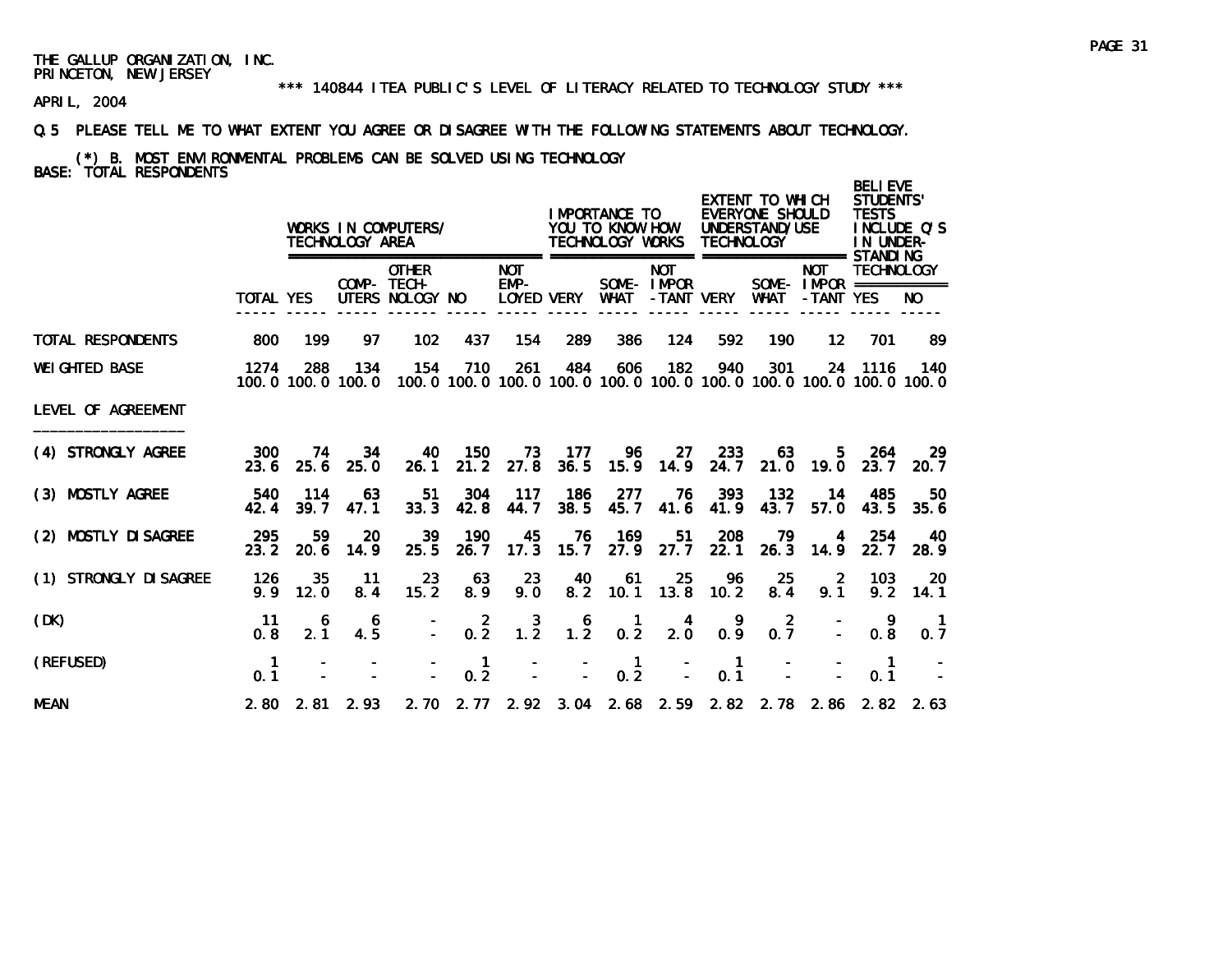THE GALLUP ORGANIZATION, INC.
PRINCETON, NEW JERSEY

*** 140844 ITEA PUBLIC'S LEVEL OF LITERACY RELATED TO TECHNOLOGY STUDY ***

APRIL, 2004

Q.5 PLEASE TELL ME TO WHAT EXTENT YOU AGREE OR DISAGREE WITH THE FOLLOWING STATEMENTS ABOUT TECHNOLOGY.

(*) B. MOST ENVIRONMENTAL PROBLEMS CAN BE SOLVED USING TECHNOLOGY
BASE: TOTAL RESPONDENTS

| | | WORKS IN COMPUTERS/ TECHNOLOGY AREA | | | | | IMPORTANCE TO YOU TO KNOW HOW TECHNOLOGY WORKS | | | EXTENT TO WHICH EVERYONE SHOULD UNDERSTAND/USE TECHNOLOGY | | | BELIEVE STUDENTS' TESTS INCLUDE Q'S IN UNDER-STANDING TECHNOLOGY | |
|---|---|---|---|---|---|---|---|---|---|---|---|---|---|---|
| | TOTAL | YES | COMP-UTERS | OTHER TECH-NOLOGY | NO | NOT EMP-LOYED | VERY | SOME-WHAT | NOT IMPOR-TANT | VERY | SOME-WHAT | NOT IMPOR-TANT | YES | NO |
| TOTAL RESPONDENTS | 800 | 199 | 97 | 102 | 437 | 154 | 289 | 386 | 124 | 592 | 190 | 12 | 701 | 89 |
| WEIGHTED BASE | 1274 | 288 | 134 | 154 | 710 | 261 | 484 | 606 | 182 | 940 | 301 | 24 | 1116 | 140 |
| | 100.0 | 100.0 | 100.0 | 100.0 | 100.0 | 100.0 | 100.0 | 100.0 | 100.0 | 100.0 | 100.0 | 100.0 | 100.0 | 100.0 |
| LEVEL OF AGREEMENT | | | | | | | | | | | | | | |
| (4) STRONGLY AGREE | 300 | 74 | 34 | 40 | 150 | 73 | 177 | 96 | 27 | 233 | 63 | 5 | 264 | 29 |
| | 23.6 | 25.6 | 25.0 | 26.1 | 21.2 | 27.8 | 36.5 | 15.9 | 14.9 | 24.7 | 21.0 | 19.0 | 23.7 | 20.7 |
| (3) MOSTLY AGREE | 540 | 114 | 63 | 51 | 304 | 117 | 186 | 277 | 76 | 393 | 132 | 14 | 485 | 50 |
| | 42.4 | 39.7 | 47.1 | 33.3 | 42.8 | 44.7 | 38.5 | 45.7 | 41.6 | 41.9 | 43.7 | 57.0 | 43.5 | 35.6 |
| (2) MOSTLY DISAGREE | 295 | 59 | 20 | 39 | 190 | 45 | 76 | 169 | 51 | 208 | 79 | 4 | 254 | 40 |
| | 23.2 | 20.6 | 14.9 | 25.5 | 26.7 | 17.3 | 15.7 | 27.9 | 27.7 | 22.1 | 26.3 | 14.9 | 22.7 | 28.9 |
| (1) STRONGLY DISAGREE | 126 | 35 | 11 | 23 | 63 | 23 | 40 | 61 | 25 | 96 | 25 | 2 | 103 | 20 |
| | 9.9 | 12.0 | 8.4 | 15.2 | 8.9 | 9.0 | 8.2 | 10.1 | 13.8 | 10.2 | 8.4 | 9.1 | 9.2 | 14.1 |
| (DK) | 11 | 6 | 6 | - | 2 | 3 | 6 | 1 | 4 | 9 | 2 | - | 9 | 1 |
| | 0.8 | 2.1 | 4.5 | - | 0.2 | 1.2 | 1.2 | 0.2 | 2.0 | 0.9 | 0.7 | - | 0.8 | 0.7 |
| (REFUSED) | 1 | - | - | - | 1 | - | - | 1 | - | 1 | - | - | 1 | - |
| | 0.1 | - | - | - | 0.2 | - | - | 0.2 | - | 0.1 | - | - | 0.1 | - |
| MEAN | 2.80 | 2.81 | 2.93 | 2.70 | 2.77 | 2.92 | 3.04 | 2.68 | 2.59 | 2.82 | 2.78 | 2.86 | 2.82 | 2.63 |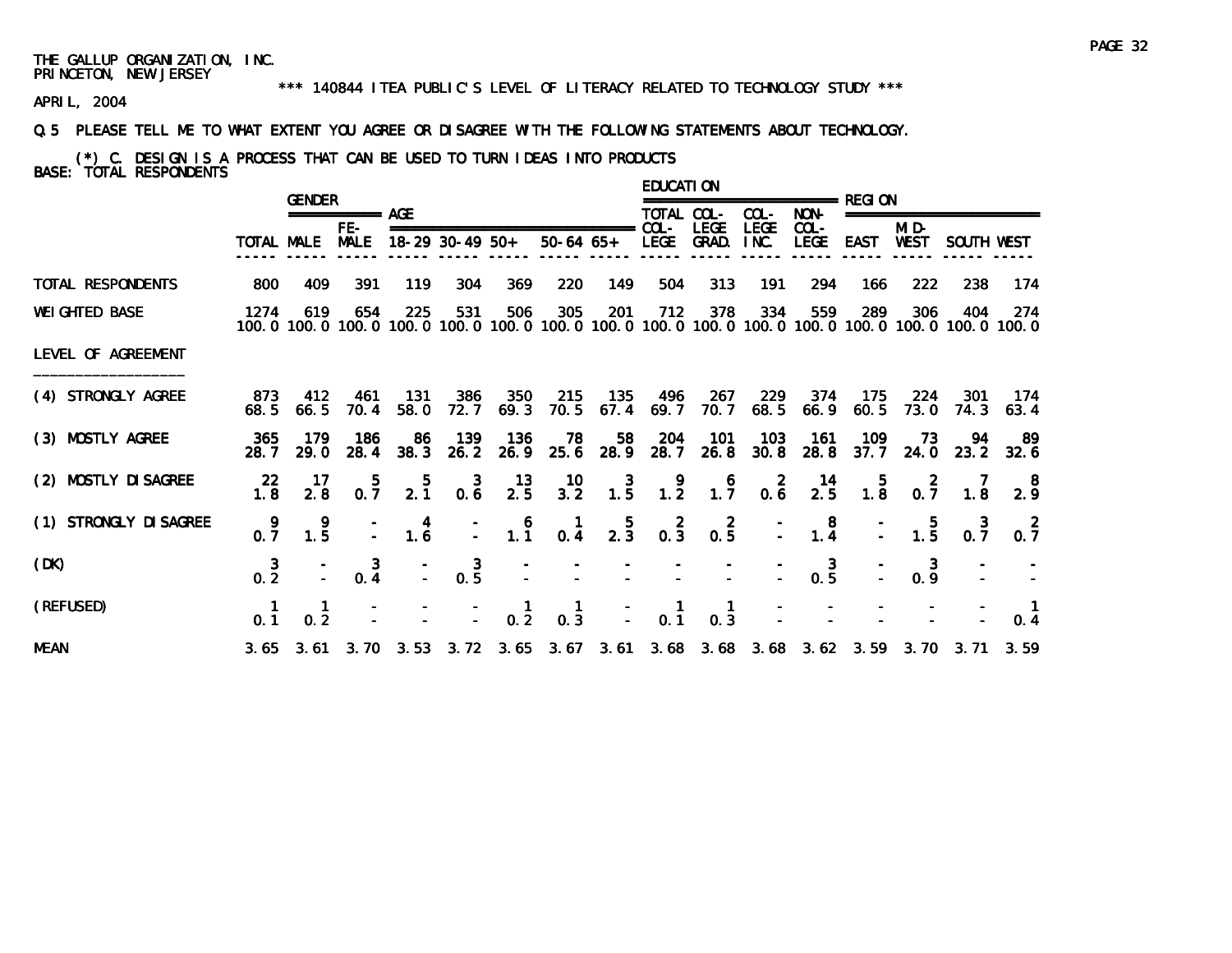THE GALLUP ORGANIZATION, INC.
PRINCETON, NEW JERSEY

\*\*\* 140844 ITEA PUBLIC'S LEVEL OF LITERACY RELATED TO TECHNOLOGY STUDY \*\*\*

APRIL, 2004

Q.5 PLEASE TELL ME TO WHAT EXTENT YOU AGREE OR DISAGREE WITH THE FOLLOWING STATEMENTS ABOUT TECHNOLOGY.

(*) C. DESIGN IS A PROCESS THAT CAN BE USED TO TURN IDEAS INTO PRODUCTS

BASE: TOTAL RESPONDENTS

| | | GENDER | | AGE | | | | | EDUCATION | | | | REGION | | | |
|---|---|---|---|---|---|---|---|---|---|---|---|---|---|---|---|---|
| | TOTAL | MALE | FE-MALE | 18-29 | 30-49 | 50+ | 50-64 | 65+ | TOTAL COL-LEGE | COL-LEGE GRAD. | COL-LEGE INC. | NON-COL-LEGE | EAST | MID-WEST | SOUTH | WEST |
| TOTAL RESPONDENTS | 800 | 409 | 391 | 119 | 304 | 369 | 220 | 149 | 504 | 313 | 191 | 294 | 166 | 222 | 238 | 174 |
| WEIGHTED BASE | 1274 | 619 | 654 | 225 | 531 | 506 | 305 | 201 | 712 | 378 | 334 | 559 | 289 | 306 | 404 | 274 |
| | 100.0 | 100.0 | 100.0 | 100.0 | 100.0 | 100.0 | 100.0 | 100.0 | 100.0 | 100.0 | 100.0 | 100.0 | 100.0 | 100.0 | 100.0 | 100.0 |
| LEVEL OF AGREEMENT | | | | | | | | | | | | | | | | |
| (4) STRONGLY AGREE | 873 | 412 | 461 | 131 | 386 | 350 | 215 | 135 | 496 | 267 | 229 | 374 | 175 | 224 | 301 | 174 |
| | 68.5 | 66.5 | 70.4 | 58.0 | 72.7 | 69.3 | 70.5 | 67.4 | 69.7 | 70.7 | 68.5 | 66.9 | 60.5 | 73.0 | 74.3 | 63.4 |
| (3) MOSTLY AGREE | 365 | 179 | 186 | 86 | 139 | 136 | 78 | 58 | 204 | 101 | 103 | 161 | 109 | 73 | 94 | 89 |
| | 28.7 | 29.0 | 28.4 | 38.3 | 26.2 | 26.9 | 25.6 | 28.9 | 28.7 | 26.8 | 30.8 | 28.8 | 37.7 | 24.0 | 23.2 | 32.6 |
| (2) MOSTLY DISAGREE | 22 | 17 | 5 | 5 | 3 | 13 | 10 | 3 | 9 | 6 | 2 | 14 | 5 | 2 | 7 | 8 |
| | 1.8 | 2.8 | 0.7 | 2.1 | 0.6 | 2.5 | 3.2 | 1.5 | 1.2 | 1.7 | 0.6 | 2.5 | 1.8 | 0.7 | 1.8 | 2.9 |
| (1) STRONGLY DISAGREE | 9 | 9 | - | 4 | - | 6 | 1 | 5 | 2 | 2 | - | 8 | - | 5 | 3 | 2 |
| | 0.7 | 1.5 | - | 1.6 | - | 1.1 | 0.4 | 2.3 | 0.3 | 0.5 | - | 1.4 | - | 1.5 | 0.7 | 0.7 |
| (DK) | 3 | - | 3 | - | 3 | - | - | - | - | - | - | 3 | - | 3 | - | - |
| | 0.2 | - | 0.4 | - | 0.5 | - | - | - | - | - | - | 0.5 | - | 0.9 | - | - |
| (REFUSED) | 1 | 1 | - | - | - | 1 | 1 | - | 1 | 1 | - | - | - | - | - | 1 |
| | 0.1 | 0.2 | - | - | - | 0.2 | 0.3 | - | 0.1 | 0.3 | - | - | - | - | - | 0.4 |
| MEAN | 3.65 | 3.61 | 3.70 | 3.53 | 3.72 | 3.65 | 3.67 | 3.61 | 3.68 | 3.68 | 3.68 | 3.62 | 3.59 | 3.70 | 3.71 | 3.59 |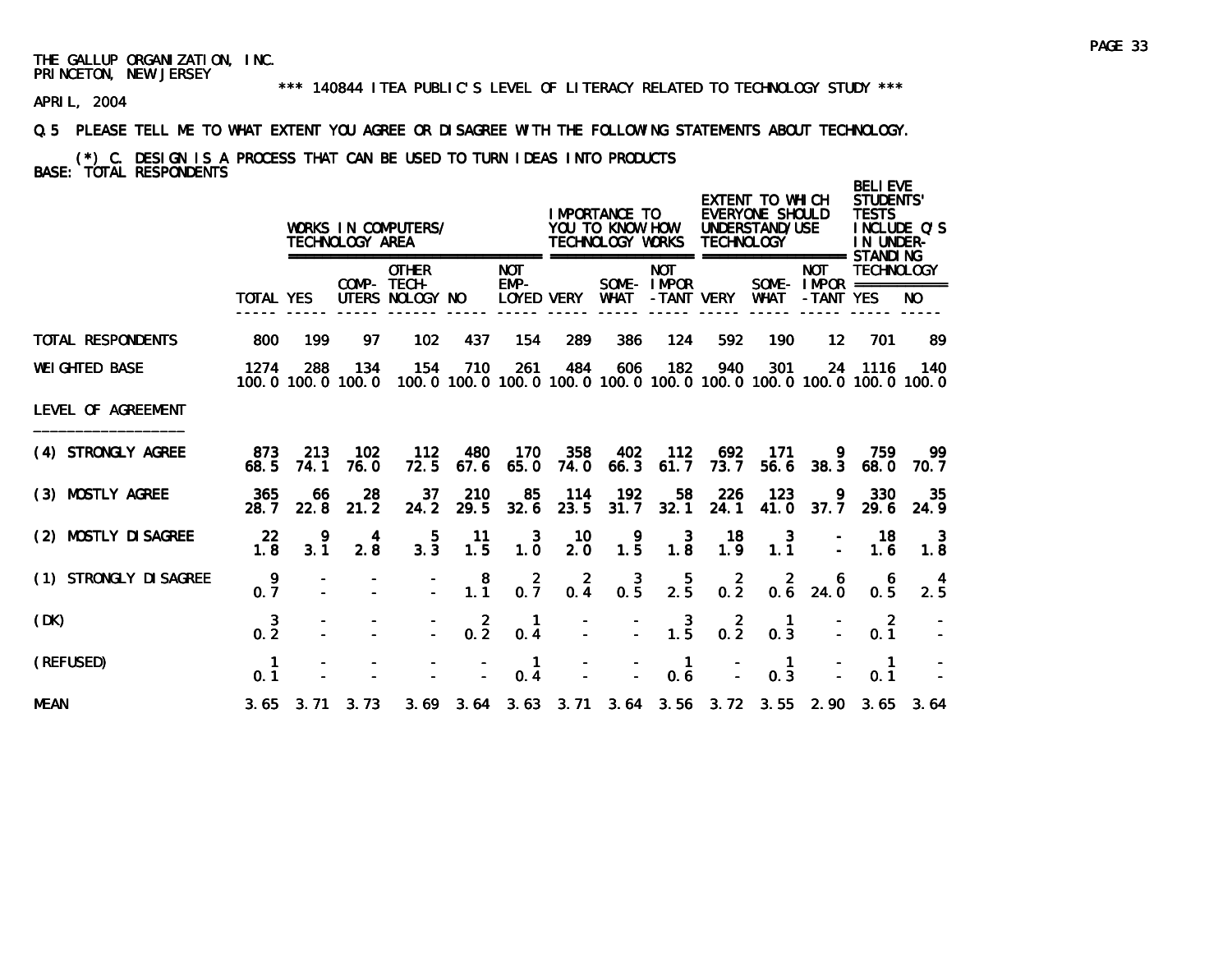THE GALLUP ORGANIZATION, INC.
PRINCETON, NEW JERSEY

\*\*\* 140844 ITEA PUBLIC'S LEVEL OF LITERACY RELATED TO TECHNOLOGY STUDY \*\*\*

APRIL, 2004

Q.5 PLEASE TELL ME TO WHAT EXTENT YOU AGREE OR DISAGREE WITH THE FOLLOWING STATEMENTS ABOUT TECHNOLOGY.

(*) C. DESIGN IS A PROCESS THAT CAN BE USED TO TURN IDEAS INTO PRODUCTS

BASE: TOTAL RESPONDENTS

| | | WORKS IN COMPUTERS/ TECHNOLOGY AREA | | | | | IMPORTANCE TO YOU TO KNOW HOW TECHNOLOGY WORKS | | | EXTENT TO WHICH EVERYONE SHOULD UNDERSTAND/USE TECHNOLOGY | | | BELIEVE STUDENTS' TESTS INCLUDE Q'S IN UNDER-STANDING TECHNOLOGY | |
|---|---|---|---|---|---|---|---|---|---|---|---|---|---|---|
| | TOTAL | YES | COMP-UTERS | OTHER TECH-NOLOGY | NO | NOT EMP-LOYED | VERY | SOME-WHAT | NOT IMPOR-TANT | VERY | SOME-WHAT | NOT IMPOR-TANT | YES | NO |
| TOTAL RESPONDENTS | 800 | 199 | 97 | 102 | 437 | 154 | 289 | 386 | 124 | 592 | 190 | 12 | 701 | 89 |
| WEIGHTED BASE | 1274 | 288 | 134 | 154 | 710 | 261 | 484 | 606 | 182 | 940 | 301 | 24 | 1116 | 140 |
| | 100.0 | 100.0 | 100.0 | 100.0 | 100.0 | 100.0 | 100.0 | 100.0 | 100.0 | 100.0 | 100.0 | 100.0 | 100.0 | 100.0 |
| LEVEL OF AGREEMENT | | | | | | | | | | | | | | |
| (4) STRONGLY AGREE | 873 | 213 | 102 | 112 | 480 | 170 | 358 | 402 | 112 | 692 | 171 | 9 | 759 | 99 |
| | 68.5 | 74.1 | 76.0 | 72.5 | 67.6 | 65.0 | 74.0 | 66.3 | 61.7 | 73.7 | 56.6 | 38.3 | 68.0 | 70.7 |
| (3) MOSTLY AGREE | 365 | 66 | 28 | 37 | 210 | 85 | 114 | 192 | 58 | 226 | 123 | 9 | 330 | 35 |
| | 28.7 | 22.8 | 21.2 | 24.2 | 29.5 | 32.6 | 23.5 | 31.7 | 32.1 | 24.1 | 41.0 | 37.7 | 29.6 | 24.9 |
| (2) MOSTLY DISAGREE | 22 | 9 | 4 | 5 | 11 | 3 | 10 | 9 | 3 | 18 | 3 | - | 18 | 3 |
| | 1.8 | 3.1 | 2.8 | 3.3 | 1.5 | 1.0 | 2.0 | 1.5 | 1.8 | 1.9 | 1.1 | - | 1.6 | 1.8 |
| (1) STRONGLY DISAGREE | 9 | - | - | - | 8 | 2 | 2 | 3 | 5 | 2 | 2 | 6 | 6 | 4 |
| | 0.7 | - | - | - | 1.1 | 0.7 | 0.4 | 0.5 | 2.5 | 0.2 | 0.6 | 24.0 | 0.5 | 2.5 |
| (DK) | 3 | - | - | - | 2 | 1 | - | - | 3 | 2 | 1 | - | 2 | - |
| | 0.2 | - | - | - | 0.2 | 0.4 | - | - | 1.5 | 0.2 | 0.3 | - | 0.1 | - |
| (REFUSED) | 1 | - | - | - | - | 1 | - | - | 1 | - | 1 | - | 1 | - |
| | 0.1 | - | - | - | - | 0.4 | - | - | 0.6 | - | 0.3 | - | 0.1 | - |
| MEAN | 3.65 | 3.71 | 3.73 | 3.69 | 3.64 | 3.63 | 3.71 | 3.64 | 3.56 | 3.72 | 3.55 | 2.90 | 3.65 | 3.64 |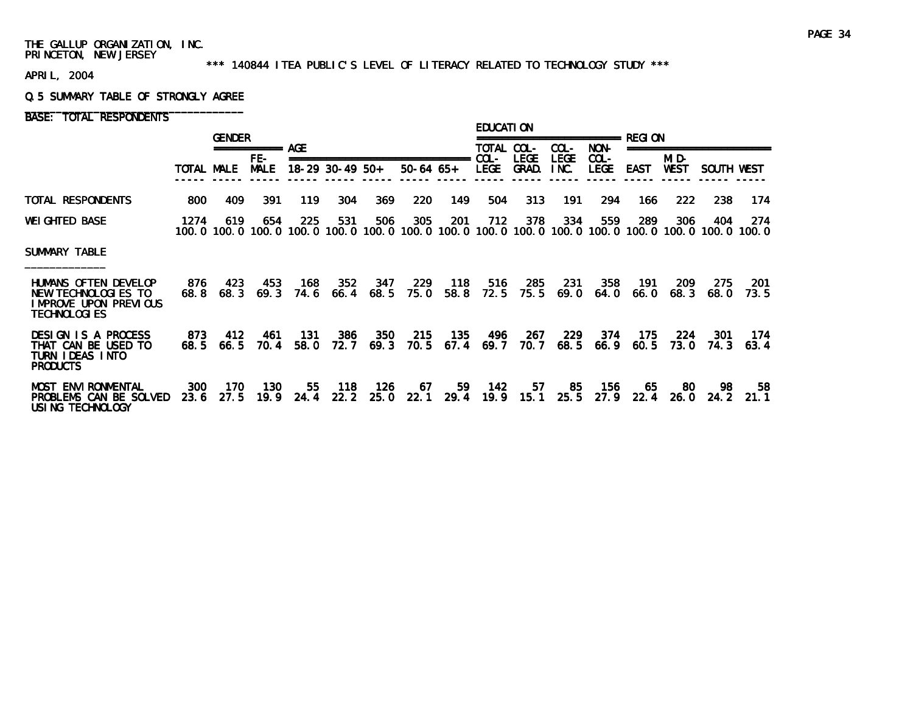THE GALLUP ORGANIZATION, INC.
PRINCETON, NEW JERSEY

\*\*\* 140844 ITEA PUBLIC'S LEVEL OF LITERACY RELATED TO TECHNOLOGY STUDY \*\*\*

APRIL, 2004

Q.5 SUMMARY TABLE OF STRONGLY AGREE

BASE: TOTAL RESPONDENTS

| | | GENDER | | AGE | | | | | EDUCATION | | | | REGION | | | |
|---|---|---|---|---|---|---|---|---|---|---|---|---|---|---|---|---|
| | TOTAL | MALE | FE-MALE | 18-29 | 30-49 | 50+ | 50-64 | 65+ | TOTAL COL-LEGE | COL-LEGE GRAD. | COL-LEGE INC. | NON-COL-LEGE | EAST | MID-WEST | SOUTH | WEST |
| TOTAL RESPONDENTS | 800 | 409 | 391 | 119 | 304 | 369 | 220 | 149 | 504 | 313 | 191 | 294 | 166 | 222 | 238 | 174 |
| WEIGHTED BASE | 1274 | 619 | 654 | 225 | 531 | 506 | 305 | 201 | 712 | 378 | 334 | 559 | 289 | 306 | 404 | 274 |
| | 100.0 | 100.0 | 100.0 | 100.0 | 100.0 | 100.0 | 100.0 | 100.0 | 100.0 | 100.0 | 100.0 | 100.0 | 100.0 | 100.0 | 100.0 | 100.0 |
| SUMMARY TABLE | | | | | | | | | | | | | | | | |
| HUMANS OFTEN DEVELOP NEW TECHNOLOGIES TO IMPROVE UPON PREVIOUS TECHNOLOGIES | 876 | 423 | 453 | 168 | 352 | 347 | 229 | 118 | 516 | 285 | 231 | 358 | 191 | 209 | 275 | 201 |
| | 68.8 | 68.3 | 69.3 | 74.6 | 66.4 | 68.5 | 75.0 | 58.8 | 72.5 | 75.5 | 69.0 | 64.0 | 66.0 | 68.3 | 68.0 | 73.5 |
| DESIGN IS A PROCESS THAT CAN BE USED TO TURN IDEAS INTO PRODUCTS | 873 | 412 | 461 | 131 | 386 | 350 | 215 | 135 | 496 | 267 | 229 | 374 | 175 | 224 | 301 | 174 |
| | 68.5 | 66.5 | 70.4 | 58.0 | 72.7 | 69.3 | 70.5 | 67.4 | 69.7 | 70.7 | 68.5 | 66.9 | 60.5 | 73.0 | 74.3 | 63.4 |
| MOST ENVIRONMENTAL PROBLEMS CAN BE SOLVED USING TECHNOLOGY | 300 | 170 | 130 | 55 | 118 | 126 | 67 | 59 | 142 | 57 | 85 | 156 | 65 | 80 | 98 | 58 |
| | 23.6 | 27.5 | 19.9 | 24.4 | 22.2 | 25.0 | 22.1 | 29.4 | 19.9 | 15.1 | 25.5 | 27.9 | 22.4 | 26.0 | 24.2 | 21.1 |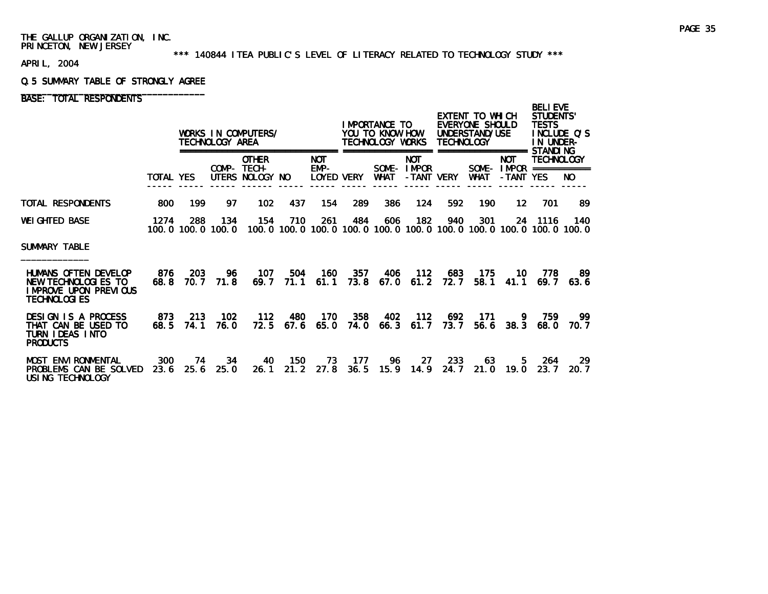THE GALLUP ORGANIZATION, INC.
PRINCETON, NEW JERSEY

\*\*\* 140844 ITEA PUBLIC'S LEVEL OF LITERACY RELATED TO TECHNOLOGY STUDY \*\*\*

APRIL, 2004

Q.5 SUMMARY TABLE OF STRONGLY AGREE

BASE: TOTAL RESPONDENTS

| | | WORKS IN COMPUTERS/ TECHNOLOGY AREA | | | | | IMPORTANCE TO YOU TO KNOW HOW TECHNOLOGY WORKS | | | EXTENT TO WHICH EVERYONE SHOULD UNDERSTAND/USE TECHNOLOGY | | | BELIEVE STUDENTS' TESTS INCLUDE Q'S IN UNDER-STANDING TECHNOLOGY | |
|---|---|---|---|---|---|---|---|---|---|---|---|---|---|---|
| | TOTAL | YES | COMP-UTERS | OTHER TECH-NOLOGY | NO | NOT EMP-LOYED | VERY | SOME-WHAT | NOT IMPOR-TANT | VERY | SOME-WHAT | NOT IMPOR-TANT | YES | NO |
| TOTAL RESPONDENTS | 800 | 199 | 97 | 102 | 437 | 154 | 289 | 386 | 124 | 592 | 190 | 12 | 701 | 89 |
| WEIGHTED BASE | 1274 | 288 | 134 | 154 | 710 | 261 | 484 | 606 | 182 | 940 | 301 | 24 | 1116 | 140 |
| | 100.0 | 100.0 | 100.0 | 100.0 | 100.0 | 100.0 | 100.0 | 100.0 | 100.0 | 100.0 | 100.0 | 100.0 | 100.0 | 100.0 |
| SUMMARY TABLE | | | | | | | | | | | | | | |
| HUMANS OFTEN DEVELOP NEW TECHNOLOGIES TO IMPROVE UPON PREVIOUS TECHNOLOGIES | 876 | 203 | 96 | 107 | 504 | 160 | 357 | 406 | 112 | 683 | 175 | 10 | 778 | 89 |
| | 68.8 | 70.7 | 71.8 | 69.7 | 71.1 | 61.1 | 73.8 | 67.0 | 61.2 | 72.7 | 58.1 | 41.1 | 69.7 | 63.6 |
| DESIGN IS A PROCESS THAT CAN BE USED TO TURN IDEAS INTO PRODUCTS | 873 | 213 | 102 | 112 | 480 | 170 | 358 | 402 | 112 | 692 | 171 | 9 | 759 | 99 |
| | 68.5 | 74.1 | 76.0 | 72.5 | 67.6 | 65.0 | 74.0 | 66.3 | 61.7 | 73.7 | 56.6 | 38.3 | 68.0 | 70.7 |
| MOST ENVIRONMENTAL PROBLEMS CAN BE SOLVED USING TECHNOLOGY | 300 | 74 | 34 | 40 | 150 | 73 | 177 | 96 | 27 | 233 | 63 | 5 | 264 | 29 |
| | 23.6 | 25.6 | 25.0 | 26.1 | 21.2 | 27.8 | 36.5 | 15.9 | 14.9 | 24.7 | 21.0 | 19.0 | 23.7 | 20.7 |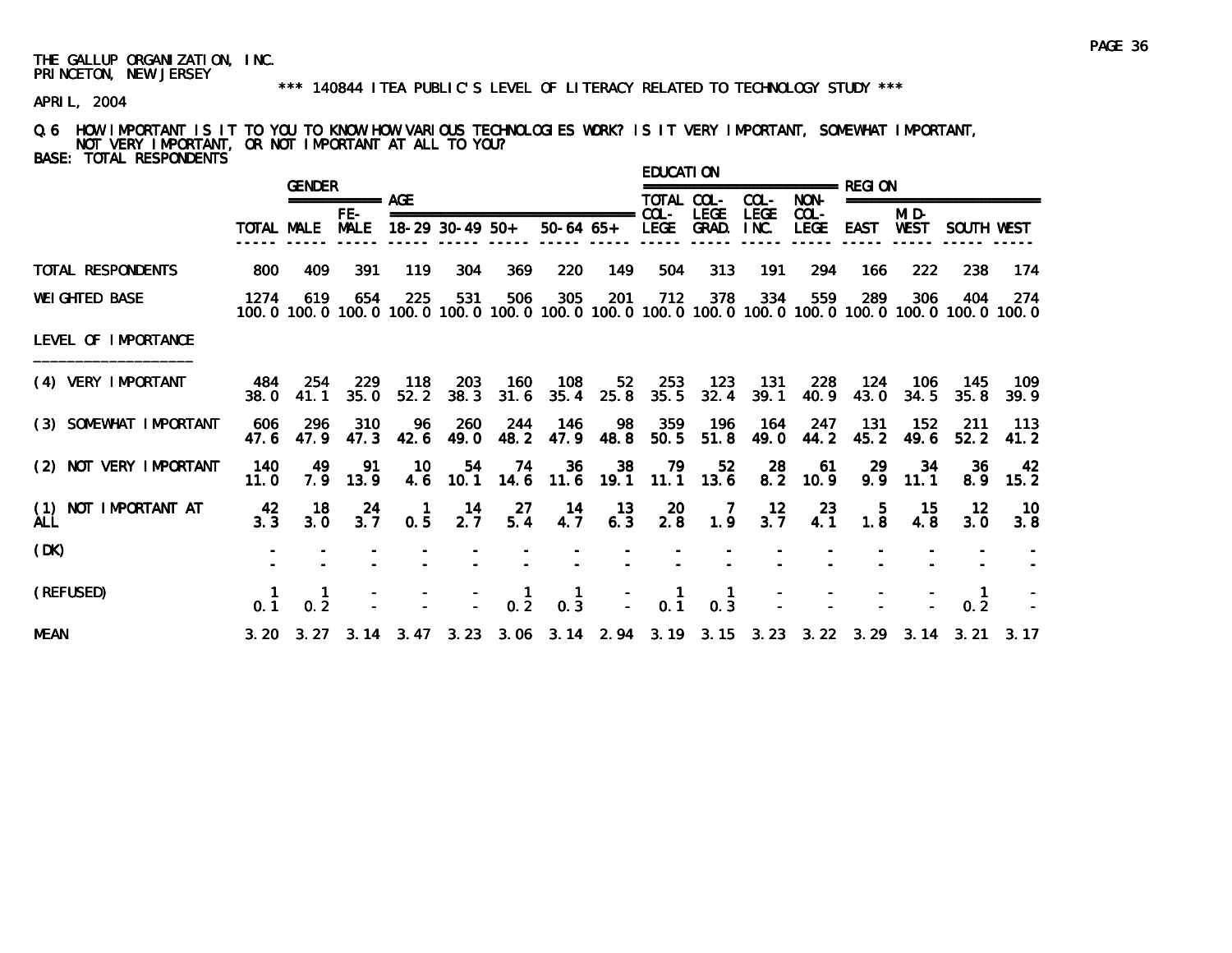THE GALLUP ORGANIZATION, INC.
PRINCETON, NEW JERSEY

\*\*\* 140844 ITEA PUBLIC'S LEVEL OF LITERACY RELATED TO TECHNOLOGY STUDY \*\*\*

APRIL, 2004

Q.6 HOW IMPORTANT IS IT TO YOU TO KNOW HOW VARIOUS TECHNOLOGIES WORK? IS IT VERY IMPORTANT, SOMEWHAT IMPORTANT, NOT VERY IMPORTANT, OR NOT IMPORTANT AT ALL TO YOU?
BASE: TOTAL RESPONDENTS

| | | GENDER | | AGE | | | | | EDUCATION | | | | REGION | | | |
|---|---|---|---|---|---|---|---|---|---|---|---|---|---|---|---|---|
| | TOTAL | MALE | FE-MALE | 18-29 | 30-49 | 50+ | 50-64 | 65+ | TOTAL COL-LEGE | COL-LEGE GRAD. | COL-LEGE INC. | NON-COL-LEGE | EAST | MID-WEST | SOUTH | WEST |
| TOTAL RESPONDENTS | 800 | 409 | 391 | 119 | 304 | 369 | 220 | 149 | 504 | 313 | 191 | 294 | 166 | 222 | 238 | 174 |
| WEIGHTED BASE | 1274 | 619 | 654 | 225 | 531 | 506 | 305 | 201 | 712 | 378 | 334 | 559 | 289 | 306 | 404 | 274 |
| | 100.0 | 100.0 | 100.0 | 100.0 | 100.0 | 100.0 | 100.0 | 100.0 | 100.0 | 100.0 | 100.0 | 100.0 | 100.0 | 100.0 | 100.0 | 100.0 |
| LEVEL OF IMPORTANCE | | | | | | | | | | | | | | | | |
| (4) VERY IMPORTANT | 484 | 254 | 229 | 118 | 203 | 160 | 108 | 52 | 253 | 123 | 131 | 228 | 124 | 106 | 145 | 109 |
| | 38.0 | 41.1 | 35.0 | 52.2 | 38.3 | 31.6 | 35.4 | 25.8 | 35.5 | 32.4 | 39.1 | 40.9 | 43.0 | 34.5 | 35.8 | 39.9 |
| (3) SOMEWHAT IMPORTANT | 606 | 296 | 310 | 96 | 260 | 244 | 146 | 98 | 359 | 196 | 164 | 247 | 131 | 152 | 211 | 113 |
| | 47.6 | 47.9 | 47.3 | 42.6 | 49.0 | 48.2 | 47.9 | 48.8 | 50.5 | 51.8 | 49.0 | 44.2 | 45.2 | 49.6 | 52.2 | 41.2 |
| (2) NOT VERY IMPORTANT | 140 | 49 | 91 | 10 | 54 | 74 | 36 | 38 | 79 | 52 | 28 | 61 | 29 | 34 | 36 | 42 |
| | 11.0 | 7.9 | 13.9 | 4.6 | 10.1 | 14.6 | 11.6 | 19.1 | 11.1 | 13.6 | 8.2 | 10.9 | 9.9 | 11.1 | 8.9 | 15.2 |
| (1) NOT IMPORTANT AT ALL | 42 | 18 | 24 | 1 | 14 | 27 | 14 | 13 | 20 | 7 | 12 | 23 | 5 | 15 | 12 | 10 |
| | 3.3 | 3.0 | 3.7 | 0.5 | 2.7 | 5.4 | 4.7 | 6.3 | 2.8 | 1.9 | 3.7 | 4.1 | 1.8 | 4.8 | 3.0 | 3.8 |
| (DK) | - | - | - | - | - | - | - | - | - | - | - | - | - | - | - | - |
| | - | - | - | - | - | - | - | - | - | - | - | - | - | - | - | - |
| (REFUSED) | 1 | 1 | - | - | - | 1 | 1 | - | 1 | 1 | - | - | - | - | 1 | - |
| | 0.1 | 0.2 | - | - | - | 0.2 | 0.3 | - | 0.1 | 0.3 | - | - | - | - | 0.2 | - |
| MEAN | 3.20 | 3.27 | 3.14 | 3.47 | 3.23 | 3.06 | 3.14 | 2.94 | 3.19 | 3.15 | 3.23 | 3.22 | 3.29 | 3.14 | 3.21 | 3.17 |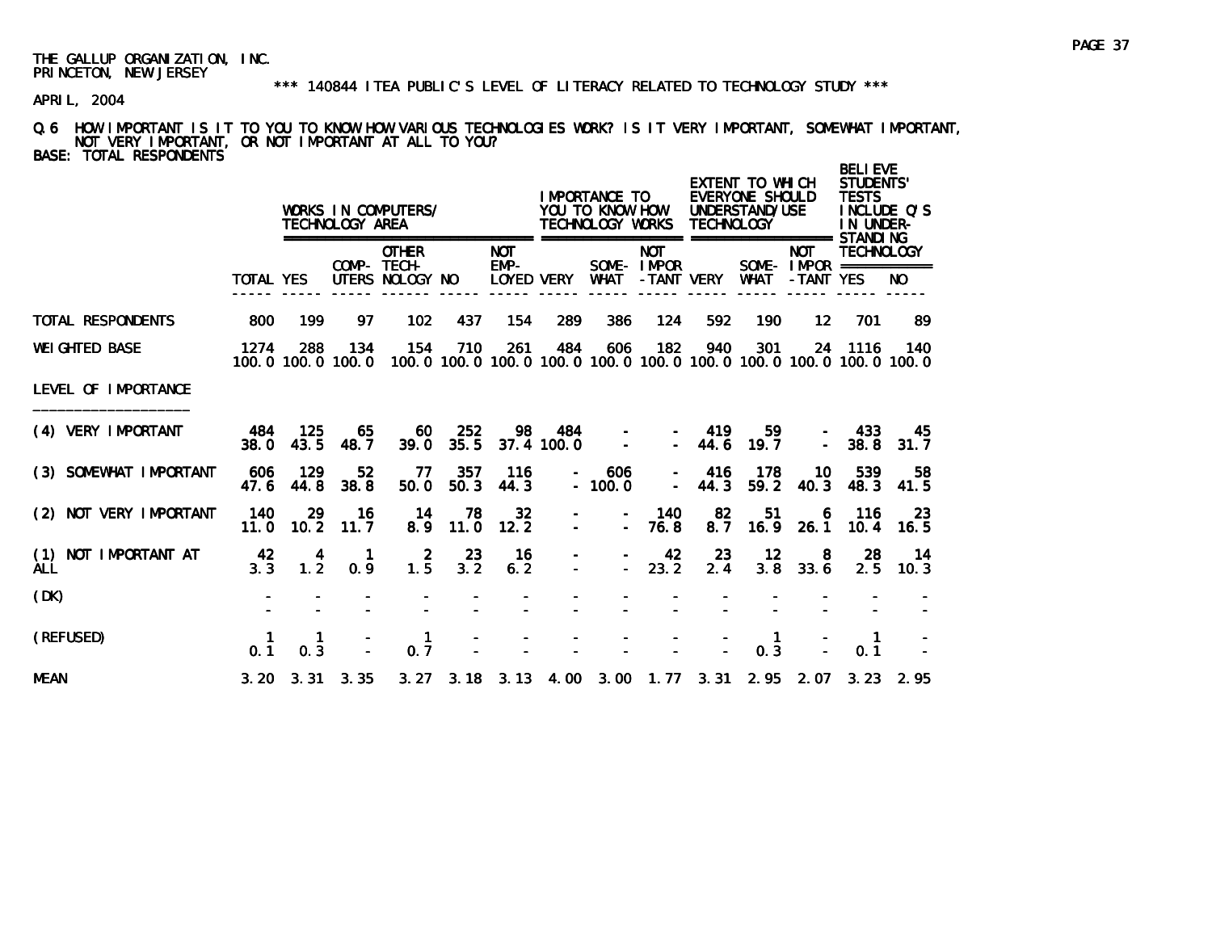THE GALLUP ORGANIZATION, INC.
PRINCETON, NEW JERSEY

*** 140844 ITEA PUBLIC'S LEVEL OF LITERACY RELATED TO TECHNOLOGY STUDY ***

APRIL, 2004

Q.6 HOW IMPORTANT IS IT TO YOU TO KNOW HOW VARIOUS TECHNOLOGIES WORK? IS IT VERY IMPORTANT, SOMEWHAT IMPORTANT, NOT VERY IMPORTANT, OR NOT IMPORTANT AT ALL TO YOU?
BASE: TOTAL RESPONDENTS

| | | WORKS IN COMPUTERS/ TECHNOLOGY AREA | | | | | IMPORTANCE TO YOU TO KNOW HOW TECHNOLOGY WORKS | | | EXTENT TO WHICH EVERYONE SHOULD UNDERSTAND/USE TECHNOLOGY | | | BELIEVE STUDENTS' TESTS INCLUDE Q'S IN UNDER-STANDING TECHNOLOGY | |
|---|---|---|---|---|---|---|---|---|---|---|---|---|---|---|
| | TOTAL | YES | COMP-UTERS | OTHER TECH-NOLOGY | NO | NOT EMP-LOYED | VERY | SOME-WHAT | NOT IMPOR-TANT | VERY | SOME-WHAT | NOT IMPOR-TANT | YES | NO |
| TOTAL RESPONDENTS | 800 | 199 | 97 | 102 | 437 | 154 | 289 | 386 | 124 | 592 | 190 | 12 | 701 | 89 |
| WEIGHTED BASE | 1274 | 288 | 134 | 154 | 710 | 261 | 484 | 606 | 182 | 940 | 301 | 24 | 1116 | 140 |
| | 100.0 | 100.0 | 100.0 | 100.0 | 100.0 | 100.0 | 100.0 | 100.0 | 100.0 | 100.0 | 100.0 | 100.0 | 100.0 | 100.0 |
| LEVEL OF IMPORTANCE | | | | | | | | | | | | | | |
| (4) VERY IMPORTANT | 484 | 125 | 65 | 60 | 252 | 98 | 484 | - | - | 419 | 59 | - | 433 | 45 |
| | 38.0 | 43.5 | 48.7 | 39.0 | 35.5 | 37.4 | 100.0 | - | - | 44.6 | 19.7 | - | 38.8 | 31.7 |
| (3) SOMEWHAT IMPORTANT | 606 | 129 | 52 | 77 | 357 | 116 | - | 606 | - | 416 | 178 | 10 | 539 | 58 |
| | 47.6 | 44.8 | 38.8 | 50.0 | 50.3 | 44.3 | - | 100.0 | - | 44.3 | 59.2 | 40.3 | 48.3 | 41.5 |
| (2) NOT VERY IMPORTANT | 140 | 29 | 16 | 14 | 78 | 32 | - | - | 140 | 82 | 51 | 6 | 116 | 23 |
| | 11.0 | 10.2 | 11.7 | 8.9 | 11.0 | 12.2 | - | - | 76.8 | 8.7 | 16.9 | 26.1 | 10.4 | 16.5 |
| (1) NOT IMPORTANT AT ALL | 42 | 4 | 1 | 2 | 23 | 16 | - | - | 42 | 23 | 12 | 8 | 28 | 14 |
| | 3.3 | 1.2 | 0.9 | 1.5 | 3.2 | 6.2 | - | - | 23.2 | 2.4 | 3.8 | 33.6 | 2.5 | 10.3 |
| (DK) | - | - | - | - | - | - | - | - | - | - | - | - | - | - |
| | - | - | - | - | - | - | - | - | - | - | - | - | - | - |
| (REFUSED) | 1 | 1 | - | 1 | - | - | - | - | - | - | 1 | - | 1 | - |
| | 0.1 | 0.3 | - | 0.7 | - | - | - | - | - | - | 0.3 | - | 0.1 | - |
| MEAN | 3.20 | 3.31 | 3.35 | 3.27 | 3.18 | 3.13 | 4.00 | 3.00 | 1.77 | 3.31 | 2.95 | 2.07 | 3.23 | 2.95 |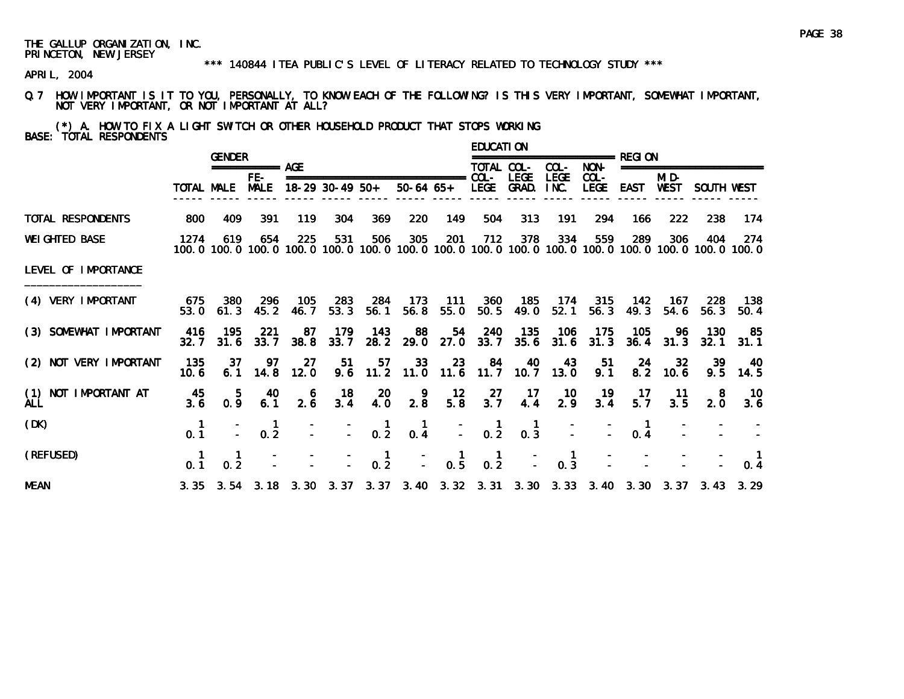THE GALLUP ORGANIZATION, INC.
PRINCETON, NEW JERSEY

*** 140844 ITEA PUBLIC'S LEVEL OF LITERACY RELATED TO TECHNOLOGY STUDY ***

APRIL, 2004

Q.7 HOW IMPORTANT IS IT TO YOU, PERSONALLY, TO KNOW EACH OF THE FOLLOWING? IS THIS VERY IMPORTANT, SOMEWHAT IMPORTANT, NOT VERY IMPORTANT, OR NOT IMPORTANT AT ALL?

(*) A. HOW TO FIX A LIGHT SWITCH OR OTHER HOUSEHOLD PRODUCT THAT STOPS WORKING

BASE: TOTAL RESPONDENTS

| | | GENDER | | AGE | | | | | EDUCATION | | | | REGION | | | |
|---|---|---|---|---|---|---|---|---|---|---|---|---|---|---|---|---|
| | TOTAL | MALE | FE-MALE | 18-29 | 30-49 | 50+ | 50-64 | 65+ | TOTAL COL-LEGE | COL-LEGE GRAD. | COL-LEGE INC. | NON-COL-LEGE | EAST | MID-WEST | SOUTH | WEST |
| TOTAL RESPONDENTS | 800 | 409 | 391 | 119 | 304 | 369 | 220 | 149 | 504 | 313 | 191 | 294 | 166 | 222 | 238 | 174 |
| WEIGHTED BASE | 1274 | 619 | 654 | 225 | 531 | 506 | 305 | 201 | 712 | 378 | 334 | 559 | 289 | 306 | 404 | 274 |
| | 100.0 | 100.0 | 100.0 | 100.0 | 100.0 | 100.0 | 100.0 | 100.0 | 100.0 | 100.0 | 100.0 | 100.0 | 100.0 | 100.0 | 100.0 | 100.0 |
| LEVEL OF IMPORTANCE | | | | | | | | | | | | | | | | |
| (4) VERY IMPORTANT | 675 | 380 | 296 | 105 | 283 | 284 | 173 | 111 | 360 | 185 | 174 | 315 | 142 | 167 | 228 | 138 |
| | 53.0 | 61.3 | 45.2 | 46.7 | 53.3 | 56.1 | 56.8 | 55.0 | 50.5 | 49.0 | 52.1 | 56.3 | 49.3 | 54.6 | 56.3 | 50.4 |
| (3) SOMEWHAT IMPORTANT | 416 | 195 | 221 | 87 | 179 | 143 | 88 | 54 | 240 | 135 | 106 | 175 | 105 | 96 | 130 | 85 |
| | 32.7 | 31.6 | 33.7 | 38.8 | 33.7 | 28.2 | 29.0 | 27.0 | 33.7 | 35.6 | 31.6 | 31.3 | 36.4 | 31.3 | 32.1 | 31.1 |
| (2) NOT VERY IMPORTANT | 135 | 37 | 97 | 27 | 51 | 57 | 33 | 23 | 84 | 40 | 43 | 51 | 24 | 32 | 39 | 40 |
| | 10.6 | 6.1 | 14.8 | 12.0 | 9.6 | 11.2 | 11.0 | 11.6 | 11.7 | 10.7 | 13.0 | 9.1 | 8.2 | 10.6 | 9.5 | 14.5 |
| (1) NOT IMPORTANT AT ALL | 45 | 5 | 40 | 6 | 18 | 20 | 9 | 12 | 27 | 17 | 10 | 19 | 17 | 11 | 8 | 10 |
| | 3.6 | 0.9 | 6.1 | 2.6 | 3.4 | 4.0 | 2.8 | 5.8 | 3.7 | 4.4 | 2.9 | 3.4 | 5.7 | 3.5 | 2.0 | 3.6 |
| (DK) | 1 | - | 1 | - | - | 1 | 1 | - | 1 | 1 | - | - | 1 | - | - | - |
| | 0.1 | - | 0.2 | - | - | 0.2 | 0.4 | - | 0.2 | 0.3 | - | - | 0.4 | - | - | - |
| (REFUSED) | 1 | 1 | - | - | - | 1 | - | 1 | 1 | - | 1 | - | - | - | - | 1 |
| | 0.1 | 0.2 | - | - | - | 0.2 | - | 0.5 | 0.2 | - | 0.3 | - | - | - | - | 0.4 |
| MEAN | 3.35 | 3.54 | 3.18 | 3.30 | 3.37 | 3.37 | 3.40 | 3.32 | 3.31 | 3.30 | 3.33 | 3.40 | 3.30 | 3.37 | 3.43 | 3.29 |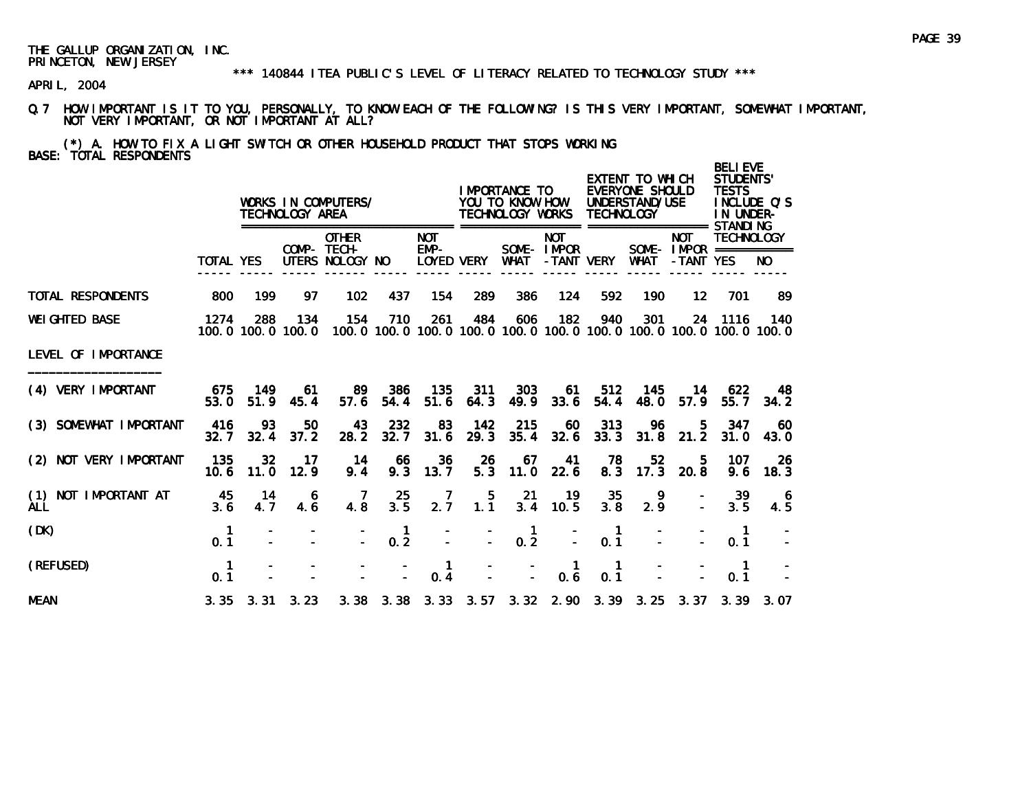THE GALLUP ORGANIZATION, INC.
PRINCETON, NEW JERSEY

*** 140844 ITEA PUBLIC'S LEVEL OF LITERACY RELATED TO TECHNOLOGY STUDY ***

APRIL, 2004

Q.7 HOW IMPORTANT IS IT TO YOU, PERSONALLY, TO KNOW EACH OF THE FOLLOWING? IS THIS VERY IMPORTANT, SOMEWHAT IMPORTANT, NOT VERY IMPORTANT, OR NOT IMPORTANT AT ALL?

(*) A. HOW TO FIX A LIGHT SWITCH OR OTHER HOUSEHOLD PRODUCT THAT STOPS WORKING
BASE: TOTAL RESPONDENTS

| | | WORKS IN COMPUTERS/ TECHNOLOGY AREA | | | | | IMPORTANCE TO YOU TO KNOW HOW TECHNOLOGY WORKS | | | EXTENT TO WHICH EVERYONE SHOULD UNDERSTAND/USE TECHNOLOGY | | | BELIEVE STUDENTS' TESTS INCLUDE Q'S IN UNDER-STANDING TECHNOLOGY | |
|---|---|---|---|---|---|---|---|---|---|---|---|---|---|---|
| | TOTAL | YES | COMP-UTERS | OTHER TECH-NOLOGY | NO | NOT EMP-LOYED | VERY | SOME-WHAT | NOT IMPOR-TANT | VERY | SOME-WHAT | NOT IMPOR-TANT | YES | NO |
| TOTAL RESPONDENTS | 800 | 199 | 97 | 102 | 437 | 154 | 289 | 386 | 124 | 592 | 190 | 12 | 701 | 89 |
| WEIGHTED BASE | 1274 | 288 | 134 | 154 | 710 | 261 | 484 | 606 | 182 | 940 | 301 | 24 | 1116 | 140 |
| | 100.0 | 100.0 | 100.0 | 100.0 | 100.0 | 100.0 | 100.0 | 100.0 | 100.0 | 100.0 | 100.0 | 100.0 | 100.0 | 100.0 |
| LEVEL OF IMPORTANCE | | | | | | | | | | | | | | |
| (4) VERY IMPORTANT | 675 | 149 | 61 | 89 | 386 | 135 | 311 | 303 | 61 | 512 | 145 | 14 | 622 | 48 |
| | 53.0 | 51.9 | 45.4 | 57.6 | 54.4 | 51.6 | 64.3 | 49.9 | 33.6 | 54.4 | 48.0 | 57.9 | 55.7 | 34.2 |
| (3) SOMEWHAT IMPORTANT | 416 | 93 | 50 | 43 | 232 | 83 | 142 | 215 | 60 | 313 | 96 | 5 | 347 | 60 |
| | 32.7 | 32.4 | 37.2 | 28.2 | 32.7 | 31.6 | 29.3 | 35.4 | 32.6 | 33.3 | 31.8 | 21.2 | 31.0 | 43.0 |
| (2) NOT VERY IMPORTANT | 135 | 32 | 17 | 14 | 66 | 36 | 26 | 67 | 41 | 78 | 52 | 5 | 107 | 26 |
| | 10.6 | 11.0 | 12.9 | 9.4 | 9.3 | 13.7 | 5.3 | 11.0 | 22.6 | 8.3 | 17.3 | 20.8 | 9.6 | 18.3 |
| (1) NOT IMPORTANT AT ALL | 45 | 14 | 6 | 7 | 25 | 7 | 5 | 21 | 19 | 35 | 9 | - | 39 | 6 |
| | 3.6 | 4.7 | 4.6 | 4.8 | 3.5 | 2.7 | 1.1 | 3.4 | 10.5 | 3.8 | 2.9 | - | 3.5 | 4.5 |
| (DK) | 1 | - | - | - | 1 | - | - | 1 | - | 1 | - | - | 1 | - |
| | 0.1 | - | - | - | 0.2 | - | - | 0.2 | - | 0.1 | - | - | 0.1 | - |
| (REFUSED) | 1 | - | - | - | - | 1 | - | - | 1 | 1 | - | - | 1 | - |
| | 0.1 | - | - | - | - | 0.4 | - | - | 0.6 | 0.1 | - | - | 0.1 | - |
| MEAN | 3.35 | 3.31 | 3.23 | 3.38 | 3.38 | 3.33 | 3.57 | 3.32 | 2.90 | 3.39 | 3.25 | 3.37 | 3.39 | 3.07 |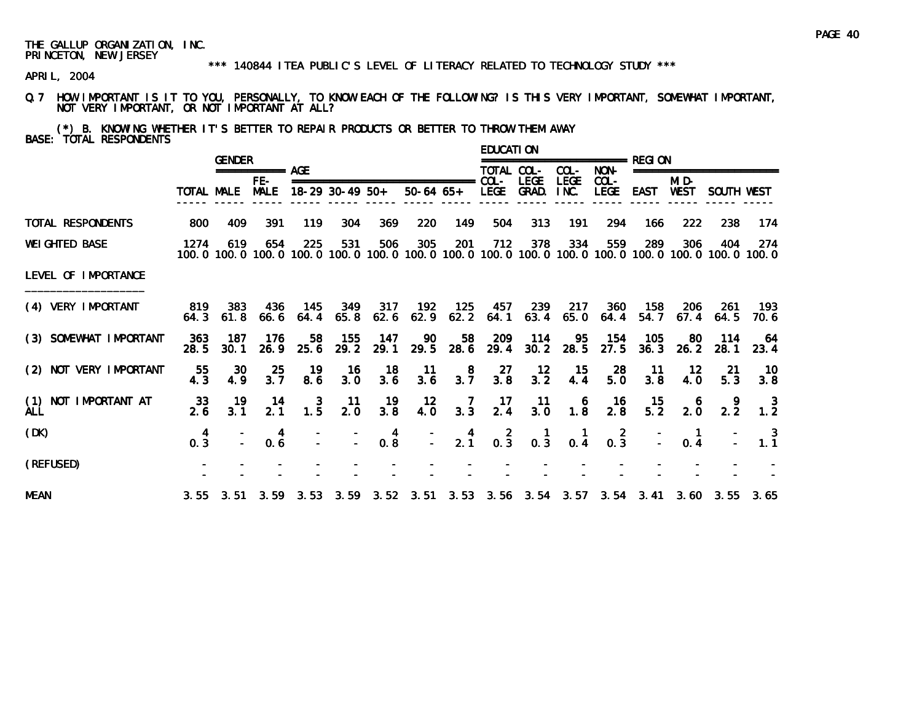THE GALLUP ORGANIZATION, INC.
PRINCETON, NEW JERSEY

*** 140844 ITEA PUBLIC'S LEVEL OF LITERACY RELATED TO TECHNOLOGY STUDY ***

APRIL, 2004

Q.7 HOW IMPORTANT IS IT TO YOU, PERSONALLY, TO KNOW EACH OF THE FOLLOWING? IS THIS VERY IMPORTANT, SOMEWHAT IMPORTANT, NOT VERY IMPORTANT, OR NOT IMPORTANT AT ALL?

(*) B. KNOWING WHETHER IT'S BETTER TO REPAIR PRODUCTS OR BETTER TO THROW THEM AWAY
BASE: TOTAL RESPONDENTS

| | | GENDER | | AGE | | | | | EDUCATION | | | | REGION | | | |
|---|---|---|---|---|---|---|---|---|---|---|---|---|---|---|---|---|
| | TOTAL | MALE | FE-MALE | 18-29 | 30-49 | 50+ | 50-64 | 65+ | TOTAL COL-LEGE | COL-LEGE GRAD. | COL-LEGE INC. | NON-COL-LEGE | EAST | MID-WEST | SOUTH | WEST |
| TOTAL RESPONDENTS | 800 | 409 | 391 | 119 | 304 | 369 | 220 | 149 | 504 | 313 | 191 | 294 | 166 | 222 | 238 | 174 |
| WEIGHTED BASE | 1274 | 619 | 654 | 225 | 531 | 506 | 305 | 201 | 712 | 378 | 334 | 559 | 289 | 306 | 404 | 274 |
| | 100.0 | 100.0 | 100.0 | 100.0 | 100.0 | 100.0 | 100.0 | 100.0 | 100.0 | 100.0 | 100.0 | 100.0 | 100.0 | 100.0 | 100.0 | 100.0 |
| LEVEL OF IMPORTANCE | | | | | | | | | | | | | | | | |
| (4) VERY IMPORTANT | 819 | 383 | 436 | 145 | 349 | 317 | 192 | 125 | 457 | 239 | 217 | 360 | 158 | 206 | 261 | 193 |
| | 64.3 | 61.8 | 66.6 | 64.4 | 65.8 | 62.6 | 62.9 | 62.2 | 64.1 | 63.4 | 65.0 | 64.4 | 54.7 | 67.4 | 64.5 | 70.6 |
| (3) SOMEWHAT IMPORTANT | 363 | 187 | 176 | 58 | 155 | 147 | 90 | 58 | 209 | 114 | 95 | 154 | 105 | 80 | 114 | 64 |
| | 28.5 | 30.1 | 26.9 | 25.6 | 29.2 | 29.1 | 29.5 | 28.6 | 29.4 | 30.2 | 28.5 | 27.5 | 36.3 | 26.2 | 28.1 | 23.4 |
| (2) NOT VERY IMPORTANT | 55 | 30 | 25 | 19 | 16 | 18 | 11 | 8 | 27 | 12 | 15 | 28 | 11 | 12 | 21 | 10 |
| | 4.3 | 4.9 | 3.7 | 8.6 | 3.0 | 3.6 | 3.6 | 3.7 | 3.8 | 3.2 | 4.4 | 5.0 | 3.8 | 4.0 | 5.3 | 3.8 |
| (1) NOT IMPORTANT AT ALL | 33 | 19 | 14 | 3 | 11 | 19 | 12 | 7 | 17 | 11 | 6 | 16 | 15 | 6 | 9 | 3 |
| | 2.6 | 3.1 | 2.1 | 1.5 | 2.0 | 3.8 | 4.0 | 3.3 | 2.4 | 3.0 | 1.8 | 2.8 | 5.2 | 2.0 | 2.2 | 1.2 |
| (DK) | 4 | - | 4 | - | - | 4 | - | 4 | 2 | 1 | 1 | 2 | - | 1 | - | 3 |
| | 0.3 | - | 0.6 | - | - | 0.8 | - | 2.1 | 0.3 | 0.3 | 0.4 | 0.3 | - | 0.4 | - | 1.1 |
| (REFUSED) | - | - | - | - | - | - | - | - | - | - | - | - | - | - | - | - |
| | - | - | - | - | - | - | - | - | - | - | - | - | - | - | - | - |
| MEAN | 3.55 | 3.51 | 3.59 | 3.53 | 3.59 | 3.52 | 3.51 | 3.53 | 3.56 | 3.54 | 3.57 | 3.54 | 3.41 | 3.60 | 3.55 | 3.65 |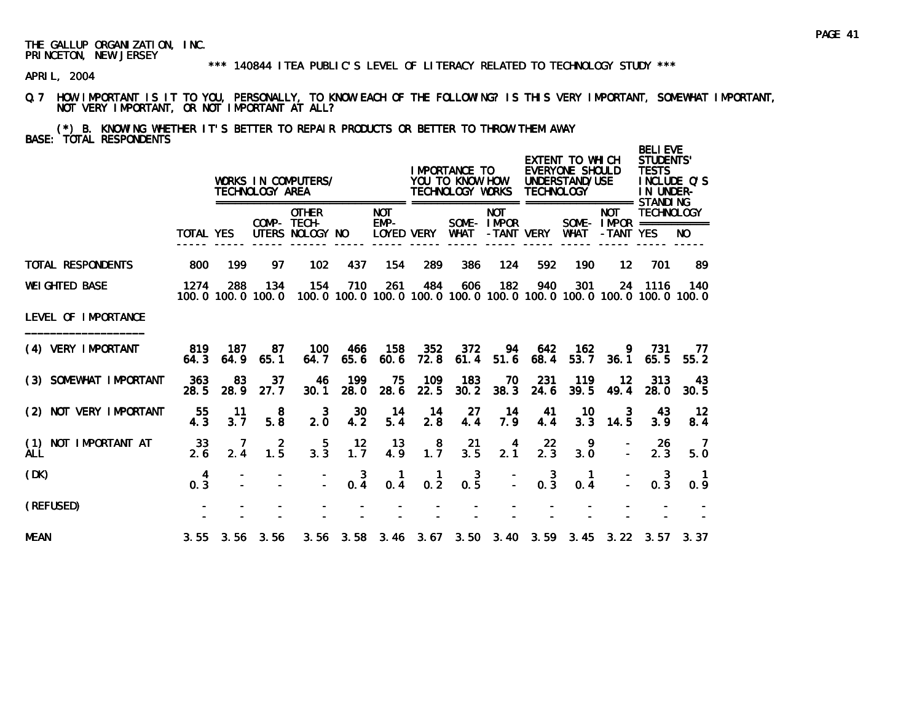THE GALLUP ORGANIZATION, INC.
PRINCETON, NEW JERSEY

\*\*\* 140844 ITEA PUBLIC'S LEVEL OF LITERACY RELATED TO TECHNOLOGY STUDY \*\*\*

APRIL, 2004

Q.7 HOW IMPORTANT IS IT TO YOU, PERSONALLY, TO KNOW EACH OF THE FOLLOWING? IS THIS VERY IMPORTANT, SOMEWHAT IMPORTANT, NOT VERY IMPORTANT, OR NOT IMPORTANT AT ALL?

(*) B. KNOWING WHETHER IT'S BETTER TO REPAIR PRODUCTS OR BETTER TO THROW THEM AWAY

BASE: TOTAL RESPONDENTS

| | | WORKS IN COMPUTERS/ TECHNOLOGY AREA | | | | | IMPORTANCE TO YOU TO KNOW HOW TECHNOLOGY WORKS | | | EXTENT TO WHICH EVERYONE SHOULD UNDERSTAND/USE TECHNOLOGY | | | BELIEVE STUDENTS' TESTS INCLUDE Q'S IN UNDER-STANDING TECHNOLOGY | |
|---|---|---|---|---|---|---|---|---|---|---|---|---|---|---|
| | TOTAL | YES | COMP-UTERS | OTHER TECH-NOLOGY | NO | NOT EMP-LOYED | VERY | SOME-WHAT | NOT IMPOR-TANT | VERY | SOME-WHAT | NOT IMPOR-TANT | YES | NO |
| TOTAL RESPONDENTS | 800 | 199 | 97 | 102 | 437 | 154 | 289 | 386 | 124 | 592 | 190 | 12 | 701 | 89 |
| WEIGHTED BASE | 1274 | 288 | 134 | 154 | 710 | 261 | 484 | 606 | 182 | 940 | 301 | 24 | 1116 | 140 |
| | 100.0 | 100.0 | 100.0 | 100.0 | 100.0 | 100.0 | 100.0 | 100.0 | 100.0 | 100.0 | 100.0 | 100.0 | 100.0 | 100.0 |
| LEVEL OF IMPORTANCE | | | | | | | | | | | | | | |
| (4) VERY IMPORTANT | 819 | 187 | 87 | 100 | 466 | 158 | 352 | 372 | 94 | 642 | 162 | 9 | 731 | 77 |
| | 64.3 | 64.9 | 65.1 | 64.7 | 65.6 | 60.6 | 72.8 | 61.4 | 51.6 | 68.4 | 53.7 | 36.1 | 65.5 | 55.2 |
| (3) SOMEWHAT IMPORTANT | 363 | 83 | 37 | 46 | 199 | 75 | 109 | 183 | 70 | 231 | 119 | 12 | 313 | 43 |
| | 28.5 | 28.9 | 27.7 | 30.1 | 28.0 | 28.6 | 22.5 | 30.2 | 38.3 | 24.6 | 39.5 | 49.4 | 28.0 | 30.5 |
| (2) NOT VERY IMPORTANT | 55 | 11 | 8 | 3 | 30 | 14 | 14 | 27 | 14 | 41 | 10 | 3 | 43 | 12 |
| | 4.3 | 3.7 | 5.8 | 2.0 | 4.2 | 5.4 | 2.8 | 4.4 | 7.9 | 4.4 | 3.3 | 14.5 | 3.9 | 8.4 |
| (1) NOT IMPORTANT AT ALL | 33 | 7 | 2 | 5 | 12 | 13 | 8 | 21 | 4 | 22 | 9 | - | 26 | 7 |
| | 2.6 | 2.4 | 1.5 | 3.3 | 1.7 | 4.9 | 1.7 | 3.5 | 2.1 | 2.3 | 3.0 | - | 2.3 | 5.0 |
| (DK) | 4 | - | - | - | 3 | 1 | 1 | 3 | - | 3 | 1 | - | 3 | 1 |
| | 0.3 | - | - | - | 0.4 | 0.4 | 0.2 | 0.5 | - | 0.3 | 0.4 | - | 0.3 | 0.9 |
| (REFUSED) | - | - | - | - | - | - | - | - | - | - | - | - | - | - |
| | - | - | - | - | - | - | - | - | - | - | - | - | - | - |
| MEAN | 3.55 | 3.56 | 3.56 | 3.56 | 3.58 | 3.46 | 3.67 | 3.50 | 3.40 | 3.59 | 3.45 | 3.22 | 3.57 | 3.37 |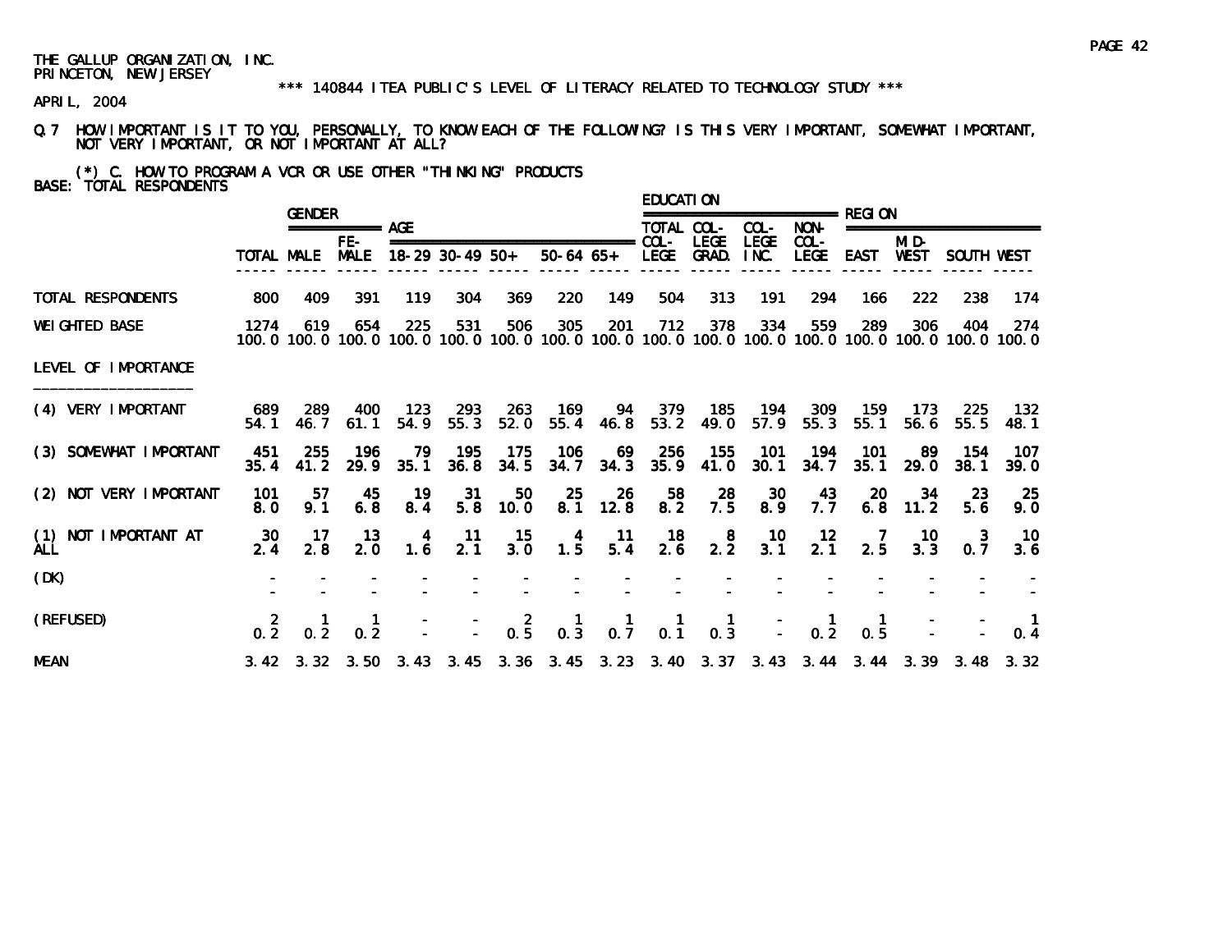THE GALLUP ORGANIZATION, INC.
PRINCETON, NEW JERSEY

*** 140844 ITEA PUBLIC'S LEVEL OF LITERACY RELATED TO TECHNOLOGY STUDY ***

APRIL, 2004

Q.7 HOW IMPORTANT IS IT TO YOU, PERSONALLY, TO KNOW EACH OF THE FOLLOWING? IS THIS VERY IMPORTANT, SOMEWHAT IMPORTANT, NOT VERY IMPORTANT, OR NOT IMPORTANT AT ALL?

(*) C. HOW TO PROGRAM A VCR OR USE OTHER "THINKING" PRODUCTS
BASE: TOTAL RESPONDENTS

| | | GENDER | | AGE | | | | | EDUCATION | | | | REGION | | | |
|---|---|---|---|---|---|---|---|---|---|---|---|---|---|---|---|---|
| | TOTAL | MALE | FEMALE | 18-29 | 30-49 | 50+ | 50-64 | 65+ | TOTAL COL-LEGE | COL-LEGE GRAD. | COL-LEGE INC. | NON-COL-LEGE | EAST | MID-WEST | SOUTH | WEST |
| TOTAL RESPONDENTS | 800 | 409 | 391 | 119 | 304 | 369 | 220 | 149 | 504 | 313 | 191 | 294 | 166 | 222 | 238 | 174 |
| WEIGHTED BASE | 1274 | 619 | 654 | 225 | 531 | 506 | 305 | 201 | 712 | 378 | 334 | 559 | 289 | 306 | 404 | 274 |
| | 100.0 | 100.0 | 100.0 | 100.0 | 100.0 | 100.0 | 100.0 | 100.0 | 100.0 | 100.0 | 100.0 | 100.0 | 100.0 | 100.0 | 100.0 | 100.0 |
| LEVEL OF IMPORTANCE | | | | | | | | | | | | | | | | |
| (4) VERY IMPORTANT | 689 | 289 | 400 | 123 | 293 | 263 | 169 | 94 | 379 | 185 | 194 | 309 | 159 | 173 | 225 | 132 |
| | 54.1 | 46.7 | 61.1 | 54.9 | 55.3 | 52.0 | 55.4 | 46.8 | 53.2 | 49.0 | 57.9 | 55.3 | 55.1 | 56.6 | 55.5 | 48.1 |
| (3) SOMEWHAT IMPORTANT | 451 | 255 | 196 | 79 | 195 | 175 | 106 | 69 | 256 | 155 | 101 | 194 | 101 | 89 | 154 | 107 |
| | 35.4 | 41.2 | 29.9 | 35.1 | 36.8 | 34.5 | 34.7 | 34.3 | 35.9 | 41.0 | 30.1 | 34.7 | 35.1 | 29.0 | 38.1 | 39.0 |
| (2) NOT VERY IMPORTANT | 101 | 57 | 45 | 19 | 31 | 50 | 25 | 26 | 58 | 28 | 30 | 43 | 20 | 34 | 23 | 25 |
| | 8.0 | 9.1 | 6.8 | 8.4 | 5.8 | 10.0 | 8.1 | 12.8 | 8.2 | 7.5 | 8.9 | 7.7 | 6.8 | 11.2 | 5.6 | 9.0 |
| (1) NOT IMPORTANT AT ALL | 30 | 17 | 13 | 4 | 11 | 15 | 4 | 11 | 18 | 8 | 10 | 12 | 7 | 10 | 3 | 10 |
| | 2.4 | 2.8 | 2.0 | 1.6 | 2.1 | 3.0 | 1.5 | 5.4 | 2.6 | 2.2 | 3.1 | 2.1 | 2.5 | 3.3 | 0.7 | 3.6 |
| (DK) | - | - | - | - | - | - | - | - | - | - | - | - | - | - | - | - |
| | - | - | - | - | - | - | - | - | - | - | - | - | - | - | - | - |
| (REFUSED) | 2 | 1 | 1 | - | - | 2 | 1 | 1 | 1 | 1 | - | 1 | 1 | - | - | 1 |
| | 0.2 | 0.2 | 0.2 | - | - | 0.5 | 0.3 | 0.7 | 0.1 | 0.3 | - | 0.2 | 0.5 | - | - | 0.4 |
| MEAN | 3.42 | 3.32 | 3.50 | 3.43 | 3.45 | 3.36 | 3.45 | 3.23 | 3.40 | 3.37 | 3.43 | 3.44 | 3.44 | 3.39 | 3.48 | 3.32 |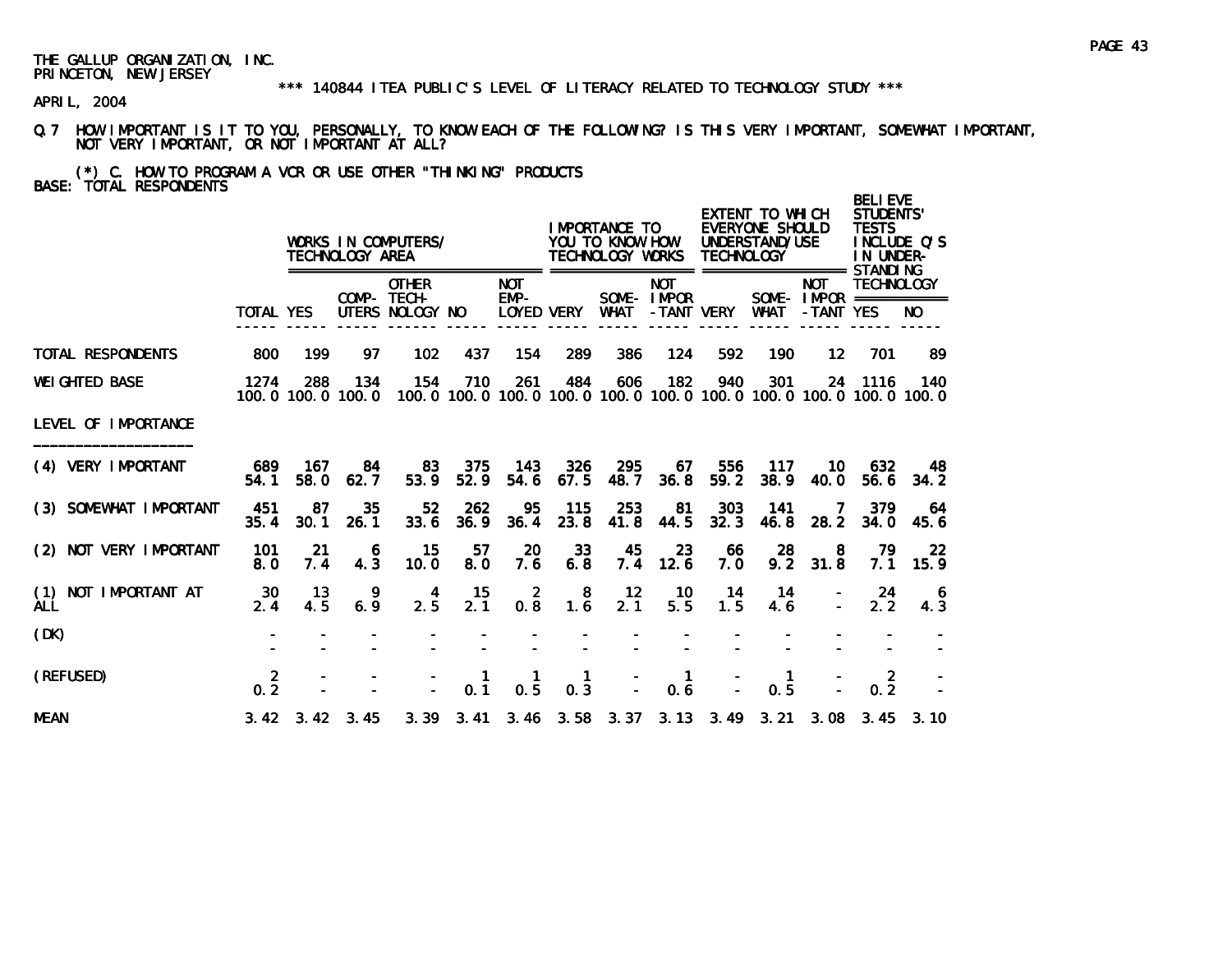THE GALLUP ORGANIZATION, INC.
PRINCETON, NEW JERSEY

*** 140844 ITEA PUBLIC'S LEVEL OF LITERACY RELATED TO TECHNOLOGY STUDY ***

APRIL, 2004

Q.7 HOW IMPORTANT IS IT TO YOU, PERSONALLY, TO KNOW EACH OF THE FOLLOWING? IS THIS VERY IMPORTANT, SOMEWHAT IMPORTANT, NOT VERY IMPORTANT, OR NOT IMPORTANT AT ALL?

(*) C. HOW TO PROGRAM A VCR OR USE OTHER "THINKING" PRODUCTS
BASE: TOTAL RESPONDENTS

| | | WORKS IN COMPUTERS/ TECHNOLOGY AREA | | | | | IMPORTANCE TO YOU TO KNOW HOW TECHNOLOGY WORKS | | | EXTENT TO WHICH EVERYONE SHOULD UNDERSTAND/USE TECHNOLOGY | | | BELIEVE STUDENTS' TESTS INCLUDE Q'S IN UNDER-STANDING TECHNOLOGY | |
|---|---|---|---|---|---|---|---|---|---|---|---|---|---|---|
| | TOTAL | YES | COMP-UTERS | OTHER TECH-NOLOGY | NO | NOT EMP-LOYED | VERY | SOME-WHAT | NOT IMPOR-TANT | VERY | SOME-WHAT | NOT IMPOR-TANT | YES | NO |
| TOTAL RESPONDENTS | 800 | 199 | 97 | 102 | 437 | 154 | 289 | 386 | 124 | 592 | 190 | 12 | 701 | 89 |
| WEIGHTED BASE | 1274 | 288 | 134 | 154 | 710 | 261 | 484 | 606 | 182 | 940 | 301 | 24 | 1116 | 140 |
| | 100.0 | 100.0 | 100.0 | 100.0 | 100.0 | 100.0 | 100.0 | 100.0 | 100.0 | 100.0 | 100.0 | 100.0 | 100.0 | 100.0 |
| LEVEL OF IMPORTANCE | | | | | | | | | | | | | | |
| (4) VERY IMPORTANT | 689 | 167 | 84 | 83 | 375 | 143 | 326 | 295 | 67 | 556 | 117 | 10 | 632 | 48 |
| | 54.1 | 58.0 | 62.7 | 53.9 | 52.9 | 54.6 | 67.5 | 48.7 | 36.8 | 59.2 | 38.9 | 40.0 | 56.6 | 34.2 |
| (3) SOMEWHAT IMPORTANT | 451 | 87 | 35 | 52 | 262 | 95 | 115 | 253 | 81 | 303 | 141 | 7 | 379 | 64 |
| | 35.4 | 30.1 | 26.1 | 33.6 | 36.9 | 36.4 | 23.8 | 41.8 | 44.5 | 32.3 | 46.8 | 28.2 | 34.0 | 45.6 |
| (2) NOT VERY IMPORTANT | 101 | 21 | 6 | 15 | 57 | 20 | 33 | 45 | 23 | 66 | 28 | 8 | 79 | 22 |
| | 8.0 | 7.4 | 4.3 | 10.0 | 8.0 | 7.6 | 6.8 | 7.4 | 12.6 | 7.0 | 9.2 | 31.8 | 7.1 | 15.9 |
| (1) NOT IMPORTANT AT ALL | 30 | 13 | 9 | 4 | 15 | 2 | 8 | 12 | 10 | 14 | 14 | - | 24 | 6 |
| | 2.4 | 4.5 | 6.9 | 2.5 | 2.1 | 0.8 | 1.6 | 2.1 | 5.5 | 1.5 | 4.6 | - | 2.2 | 4.3 |
| (DK) | - | - | - | - | - | - | - | - | - | - | - | - | - | - |
| | - | - | - | - | - | - | - | - | - | - | - | - | - | - |
| (REFUSED) | 2 | - | - | - | 1 | 1 | 1 | - | 1 | - | 1 | - | 2 | - |
| | 0.2 | - | - | - | 0.1 | 0.5 | 0.3 | - | 0.6 | - | 0.5 | - | 0.2 | - |
| MEAN | 3.42 | 3.42 | 3.45 | 3.39 | 3.41 | 3.46 | 3.58 | 3.37 | 3.13 | 3.49 | 3.21 | 3.08 | 3.45 | 3.10 |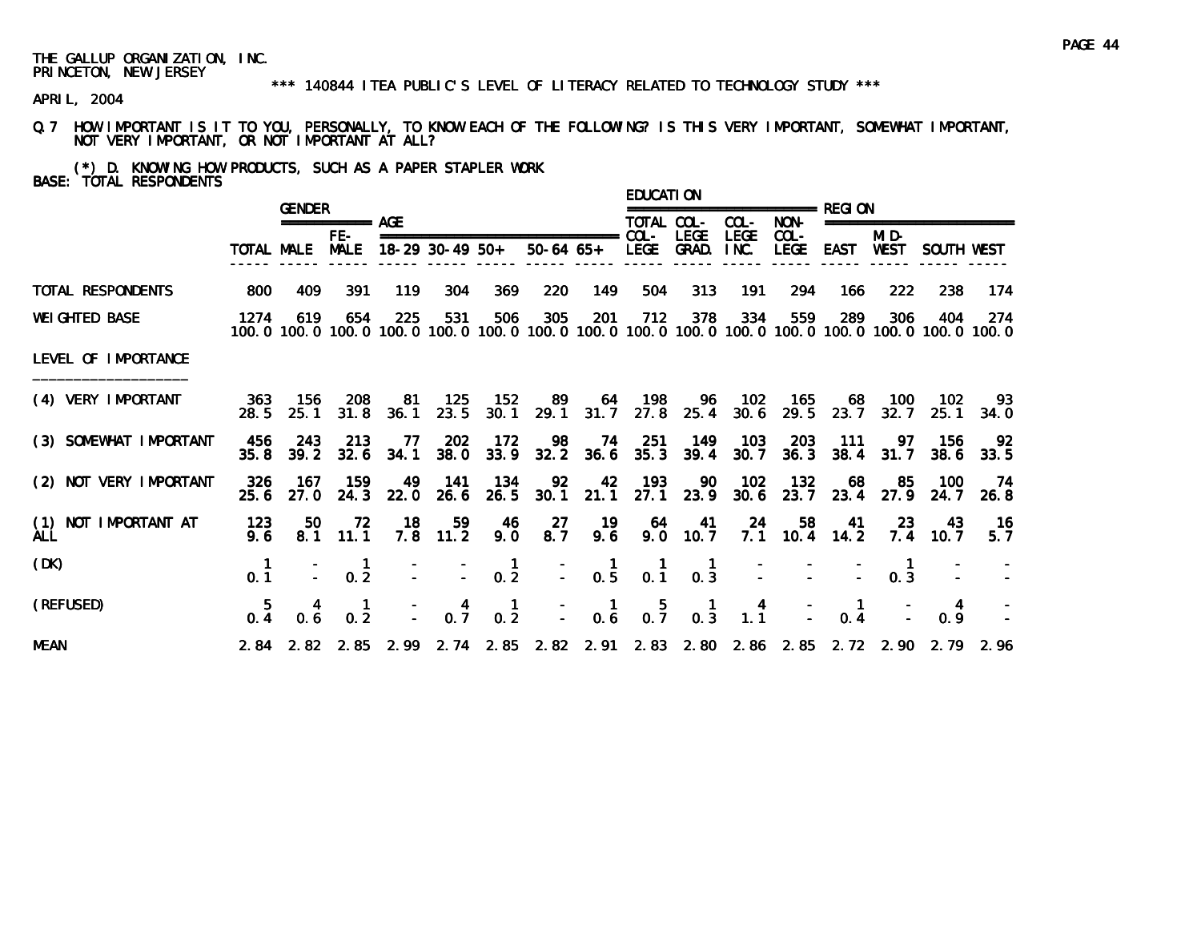THE GALLUP ORGANIZATION, INC.
PRINCETON, NEW JERSEY

*** 140844 ITEA PUBLIC'S LEVEL OF LITERACY RELATED TO TECHNOLOGY STUDY ***

APRIL, 2004

Q.7 HOW IMPORTANT IS IT TO YOU, PERSONALLY, TO KNOW EACH OF THE FOLLOWING? IS THIS VERY IMPORTANT, SOMEWHAT IMPORTANT, NOT VERY IMPORTANT, OR NOT IMPORTANT AT ALL?

(*) D. KNOWING HOW PRODUCTS, SUCH AS A PAPER STAPLER WORK
BASE: TOTAL RESPONDENTS

| | | GENDER | | AGE | | | | | EDUCATION | | | | REGION | | | |
|---|---|---|---|---|---|---|---|---|---|---|---|---|---|---|---|---|
| | TOTAL | MALE | FE-MALE | 18-29 | 30-49 | 50+ | 50-64 | 65+ | TOTAL COL-LEGE | COL-LEGE GRAD. | COL-LEGE INC. | NON-COL-LEGE | EAST | MID-WEST | SOUTH | WEST |
| TOTAL RESPONDENTS | 800 | 409 | 391 | 119 | 304 | 369 | 220 | 149 | 504 | 313 | 191 | 294 | 166 | 222 | 238 | 174 |
| WEIGHTED BASE | 1274 | 619 | 654 | 225 | 531 | 506 | 305 | 201 | 712 | 378 | 334 | 559 | 289 | 306 | 404 | 274 |
| | 100.0 | 100.0 | 100.0 | 100.0 | 100.0 | 100.0 | 100.0 | 100.0 | 100.0 | 100.0 | 100.0 | 100.0 | 100.0 | 100.0 | 100.0 | 100.0 |
| LEVEL OF IMPORTANCE | | | | | | | | | | | | | | | | |
| (4) VERY IMPORTANT | 363 | 156 | 208 | 81 | 125 | 152 | 89 | 64 | 198 | 96 | 102 | 165 | 68 | 100 | 102 | 93 |
| | 28.5 | 25.1 | 31.8 | 36.1 | 23.5 | 30.1 | 29.1 | 31.7 | 27.8 | 25.4 | 30.6 | 29.5 | 23.7 | 32.7 | 25.1 | 34.0 |
| (3) SOMEWHAT IMPORTANT | 456 | 243 | 213 | 77 | 202 | 172 | 98 | 74 | 251 | 149 | 103 | 203 | 111 | 97 | 156 | 92 |
| | 35.8 | 39.2 | 32.6 | 34.1 | 38.0 | 33.9 | 32.2 | 36.6 | 35.3 | 39.4 | 30.7 | 36.3 | 38.4 | 31.7 | 38.6 | 33.5 |
| (2) NOT VERY IMPORTANT | 326 | 167 | 159 | 49 | 141 | 134 | 92 | 42 | 193 | 90 | 102 | 132 | 68 | 85 | 100 | 74 |
| | 25.6 | 27.0 | 24.3 | 22.0 | 26.6 | 26.5 | 30.1 | 21.1 | 27.1 | 23.9 | 30.6 | 23.7 | 23.4 | 27.9 | 24.7 | 26.8 |
| (1) NOT IMPORTANT AT ALL | 123 | 50 | 72 | 18 | 59 | 46 | 27 | 19 | 64 | 41 | 24 | 58 | 41 | 23 | 43 | 16 |
| | 9.6 | 8.1 | 11.1 | 7.8 | 11.2 | 9.0 | 8.7 | 9.6 | 9.0 | 10.7 | 7.1 | 10.4 | 14.2 | 7.4 | 10.7 | 5.7 |
| (DK) | 1 | - | 1 | - | - | 1 | - | 1 | 1 | 1 | - | - | - | 1 | - | - |
| | 0.1 | - | 0.2 | - | - | 0.2 | - | 0.5 | 0.1 | 0.3 | - | - | - | 0.3 | - | - |
| (REFUSED) | 5 | 4 | 1 | - | 4 | 1 | - | 1 | 5 | 1 | 4 | - | 1 | - | 4 | - |
| | 0.4 | 0.6 | 0.2 | - | 0.7 | 0.2 | - | 0.6 | 0.7 | 0.3 | 1.1 | - | 0.4 | - | 0.9 | - |
| MEAN | 2.84 | 2.82 | 2.85 | 2.99 | 2.74 | 2.85 | 2.82 | 2.91 | 2.83 | 2.80 | 2.86 | 2.85 | 2.72 | 2.90 | 2.79 | 2.96 |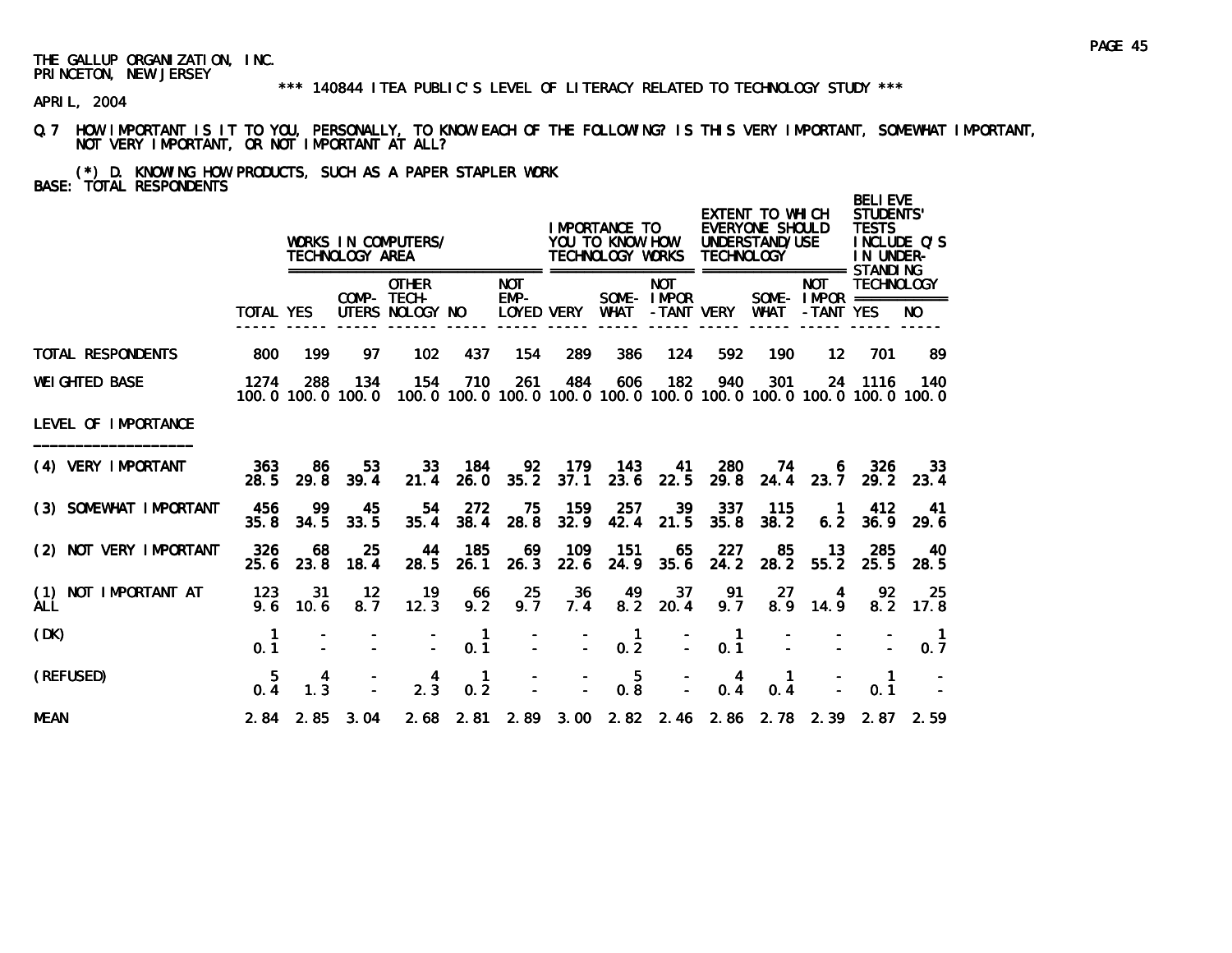THE GALLUP ORGANIZATION, INC.
PRINCETON, NEW JERSEY

*** 140844 ITEA PUBLIC'S LEVEL OF LITERACY RELATED TO TECHNOLOGY STUDY ***

APRIL, 2004

Q.7 HOW IMPORTANT IS IT TO YOU, PERSONALLY, TO KNOW EACH OF THE FOLLOWING? IS THIS VERY IMPORTANT, SOMEWHAT IMPORTANT, NOT VERY IMPORTANT, OR NOT IMPORTANT AT ALL?

(*) D. KNOWING HOW PRODUCTS, SUCH AS A PAPER STAPLER WORK
BASE: TOTAL RESPONDENTS

| | | WORKS IN COMPUTERS/ TECHNOLOGY AREA | | | | | IMPORTANCE TO YOU TO KNOW HOW TECHNOLOGY WORKS | | | EXTENT TO WHICH EVERYONE SHOULD UNDERSTAND/USE TECHNOLOGY | | | BELIEVE STUDENTS' TESTS INCLUDE Q'S IN UNDER-STANDING TECHNOLOGY | |
|---|---|---|---|---|---|---|---|---|---|---|---|---|---|---|
| | TOTAL | YES | COMP-UTERS | OTHER TECH-NOLOGY | NO | NOT EMP-LOYED | VERY | SOME-WHAT | NOT IMPOR-TANT | VERY | SOME-WHAT | NOT IMPOR-TANT | YES | NO |
| TOTAL RESPONDENTS | 800 | 199 | 97 | 102 | 437 | 154 | 289 | 386 | 124 | 592 | 190 | 12 | 701 | 89 |
| WEIGHTED BASE | 1274 | 288 | 134 | 154 | 710 | 261 | 484 | 606 | 182 | 940 | 301 | 24 | 1116 | 140 |
| | 100.0 | 100.0 | 100.0 | 100.0 | 100.0 | 100.0 | 100.0 | 100.0 | 100.0 | 100.0 | 100.0 | 100.0 | 100.0 | 100.0 |
| LEVEL OF IMPORTANCE | | | | | | | | | | | | | | |
| (4) VERY IMPORTANT | 363 | 86 | 53 | 33 | 184 | 92 | 179 | 143 | 41 | 280 | 74 | 6 | 326 | 33 |
| | 28.5 | 29.8 | 39.4 | 21.4 | 26.0 | 35.2 | 37.1 | 23.6 | 22.5 | 29.8 | 24.4 | 23.7 | 29.2 | 23.4 |
| (3) SOMEWHAT IMPORTANT | 456 | 99 | 45 | 54 | 272 | 75 | 159 | 257 | 39 | 337 | 115 | 1 | 412 | 41 |
| | 35.8 | 34.5 | 33.5 | 35.4 | 38.4 | 28.8 | 32.9 | 42.4 | 21.5 | 35.8 | 38.2 | 6.2 | 36.9 | 29.6 |
| (2) NOT VERY IMPORTANT | 326 | 68 | 25 | 44 | 185 | 69 | 109 | 151 | 65 | 227 | 85 | 13 | 285 | 40 |
| | 25.6 | 23.8 | 18.4 | 28.5 | 26.1 | 26.3 | 22.6 | 24.9 | 35.6 | 24.2 | 28.2 | 55.2 | 25.5 | 28.5 |
| (1) NOT IMPORTANT AT ALL | 123 | 31 | 12 | 19 | 66 | 25 | 36 | 49 | 37 | 91 | 27 | 4 | 92 | 25 |
| | 9.6 | 10.6 | 8.7 | 12.3 | 9.2 | 9.7 | 7.4 | 8.2 | 20.4 | 9.7 | 8.9 | 14.9 | 8.2 | 17.8 |
| (DK) | 1 | - | - | - | 1 | - | - | 1 | - | 1 | - | - | - | 1 |
| | 0.1 | - | - | - | 0.1 | - | - | 0.2 | - | 0.1 | - | - | - | 0.7 |
| (REFUSED) | 5 | 4 | - | 4 | 1 | - | - | 5 | - | 4 | 1 | - | 1 | - |
| | 0.4 | 1.3 | - | 2.3 | 0.2 | - | - | 0.8 | - | 0.4 | 0.4 | - | 0.1 | - |
| MEAN | 2.84 | 2.85 | 3.04 | 2.68 | 2.81 | 2.89 | 3.00 | 2.82 | 2.46 | 2.86 | 2.78 | 2.39 | 2.87 | 2.59 |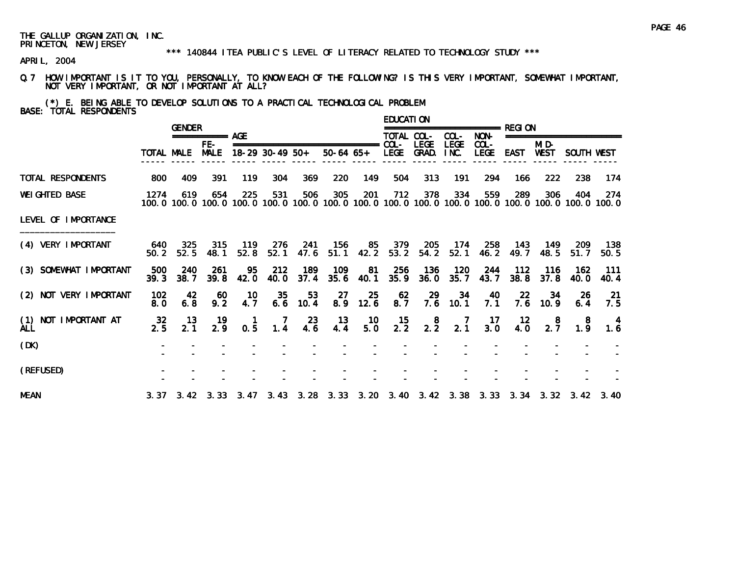THE GALLUP ORGANIZATION, INC.
PRINCETON, NEW JERSEY

\*\*\* 140844 ITEA PUBLIC'S LEVEL OF LITERACY RELATED TO TECHNOLOGY STUDY \*\*\*

APRIL, 2004

Q.7 HOW IMPORTANT IS IT TO YOU, PERSONALLY, TO KNOW EACH OF THE FOLLOWING? IS THIS VERY IMPORTANT, SOMEWHAT IMPORTANT, NOT VERY IMPORTANT, OR NOT IMPORTANT AT ALL?

(*) E. BEING ABLE TO DEVELOP SOLUTIONS TO A PRACTICAL TECHNOLOGICAL PROBLEM
BASE: TOTAL RESPONDENTS

| | | GENDER | | AGE | | | | | EDUCATION | | | | REGION | | | |
|---|---|---|---|---|---|---|---|---|---|---|---|---|---|---|---|---|
| | TOTAL | MALE | FE-MALE | 18-29 | 30-49 | 50+ | 50-64 | 65+ | TOTAL COL-LEGE | COL-LEGE GRAD. | COL-LEGE INC. | NON-COL-LEGE | EAST | MID-WEST | SOUTH | WEST |
| TOTAL RESPONDENTS | 800 | 409 | 391 | 119 | 304 | 369 | 220 | 149 | 504 | 313 | 191 | 294 | 166 | 222 | 238 | 174 |
| WEIGHTED BASE | 1274 | 619 | 654 | 225 | 531 | 506 | 305 | 201 | 712 | 378 | 334 | 559 | 289 | 306 | 404 | 274 |
| | 100.0 | 100.0 | 100.0 | 100.0 | 100.0 | 100.0 | 100.0 | 100.0 | 100.0 | 100.0 | 100.0 | 100.0 | 100.0 | 100.0 | 100.0 | 100.0 |
| LEVEL OF IMPORTANCE | | | | | | | | | | | | | | | | |
| (4) VERY IMPORTANT | 640 | 325 | 315 | 119 | 276 | 241 | 156 | 85 | 379 | 205 | 174 | 258 | 143 | 149 | 209 | 138 |
| | 50.2 | 52.5 | 48.1 | 52.8 | 52.1 | 47.6 | 51.1 | 42.2 | 53.2 | 54.2 | 52.1 | 46.2 | 49.7 | 48.5 | 51.7 | 50.5 |
| (3) SOMEWHAT IMPORTANT | 500 | 240 | 261 | 95 | 212 | 189 | 109 | 81 | 256 | 136 | 120 | 244 | 112 | 116 | 162 | 111 |
| | 39.3 | 38.7 | 39.8 | 42.0 | 40.0 | 37.4 | 35.6 | 40.1 | 35.9 | 36.0 | 35.7 | 43.7 | 38.8 | 37.8 | 40.0 | 40.4 |
| (2) NOT VERY IMPORTANT | 102 | 42 | 60 | 10 | 35 | 53 | 27 | 25 | 62 | 29 | 34 | 40 | 22 | 34 | 26 | 21 |
| | 8.0 | 6.8 | 9.2 | 4.7 | 6.6 | 10.4 | 8.9 | 12.6 | 8.7 | 7.6 | 10.1 | 7.1 | 7.6 | 10.9 | 6.4 | 7.5 |
| (1) NOT IMPORTANT AT ALL | 32 | 13 | 19 | 1 | 7 | 23 | 13 | 10 | 15 | 8 | 7 | 17 | 12 | 8 | 8 | 4 |
| | 2.5 | 2.1 | 2.9 | 0.5 | 1.4 | 4.6 | 4.4 | 5.0 | 2.2 | 2.2 | 2.1 | 3.0 | 4.0 | 2.7 | 1.9 | 1.6 |
| (DK) | - | - | - | - | - | - | - | - | - | - | - | - | - | - | - | - |
| | - | - | - | - | - | - | - | - | - | - | - | - | - | - | - | - |
| (REFUSED) | - | - | - | - | - | - | - | - | - | - | - | - | - | - | - | - |
| | - | - | - | - | - | - | - | - | - | - | - | - | - | - | - | - |
| MEAN | 3.37 | 3.42 | 3.33 | 3.47 | 3.43 | 3.28 | 3.33 | 3.20 | 3.40 | 3.42 | 3.38 | 3.33 | 3.34 | 3.32 | 3.42 | 3.40 |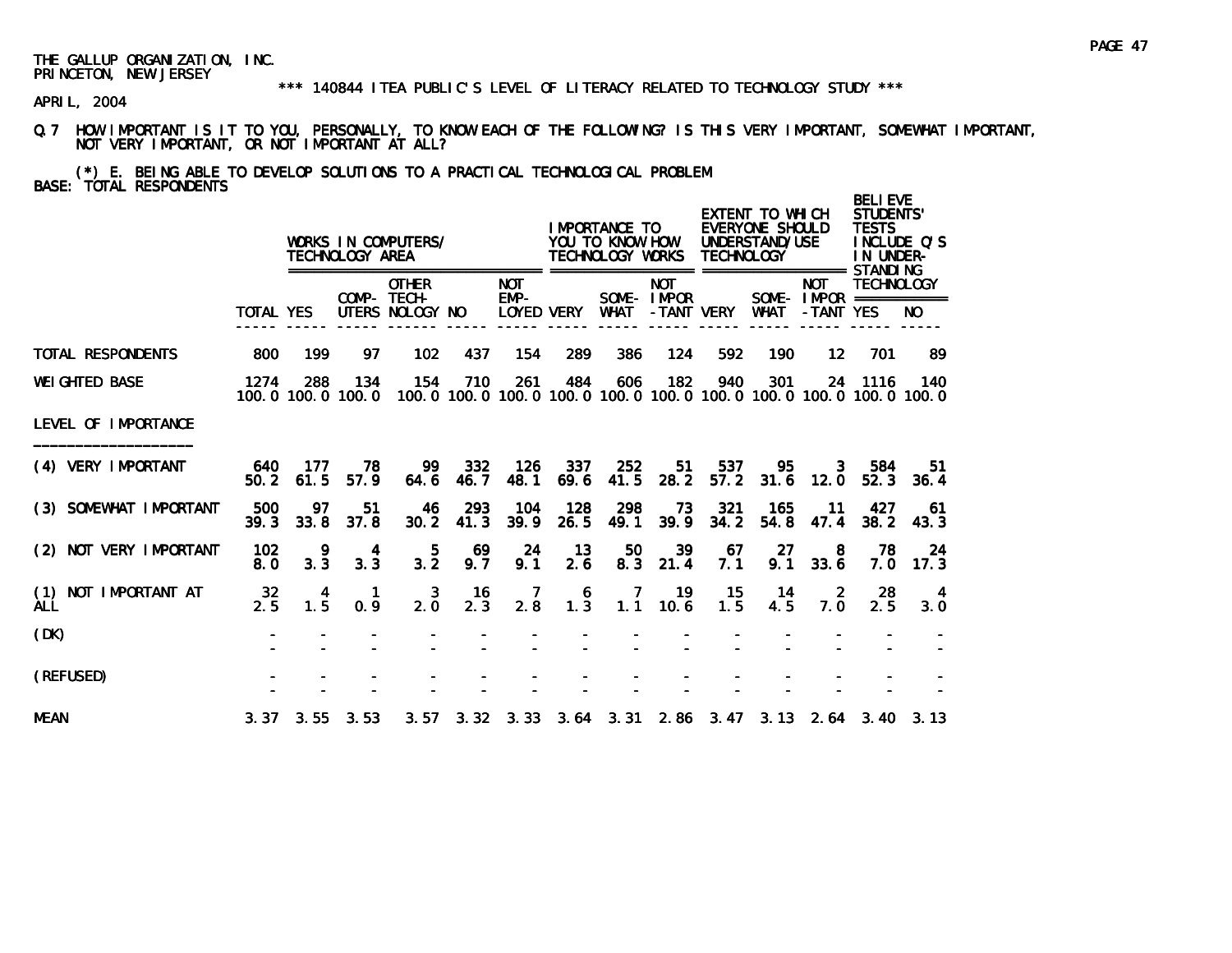THE GALLUP ORGANIZATION, INC.
PRINCETON, NEW JERSEY

\*\*\* 140844 ITEA PUBLIC'S LEVEL OF LITERACY RELATED TO TECHNOLOGY STUDY \*\*\*

APRIL, 2004

Q.7 HOW IMPORTANT IS IT TO YOU, PERSONALLY, TO KNOW EACH OF THE FOLLOWING? IS THIS VERY IMPORTANT, SOMEWHAT IMPORTANT, NOT VERY IMPORTANT, OR NOT IMPORTANT AT ALL?

(*) E. BEING ABLE TO DEVELOP SOLUTIONS TO A PRACTICAL TECHNOLOGICAL PROBLEM

BASE: TOTAL RESPONDENTS

| | | WORKS IN COMPUTERS/ TECHNOLOGY AREA | | | | | IMPORTANCE TO YOU TO KNOW HOW TECHNOLOGY WORKS | | | EXTENT TO WHICH EVERYONE SHOULD UNDERSTAND/USE TECHNOLOGY | | | BELIEVE STUDENTS' TESTS INCLUDE Q'S IN UNDER-STANDING TECHNOLOGY | |
|---|---|---|---|---|---|---|---|---|---|---|---|---|---|---|
| | TOTAL | YES | COMP-UTERS | OTHER TECH-NOLOGY | NO | NOT EMP-LOYED | VERY | SOME-WHAT | NOT IMPOR-TANT | VERY | SOME-WHAT | NOT IMPOR-TANT | YES | NO |
| TOTAL RESPONDENTS | 800 | 199 | 97 | 102 | 437 | 154 | 289 | 386 | 124 | 592 | 190 | 12 | 701 | 89 |
| WEIGHTED BASE | 1274 | 288 | 134 | 154 | 710 | 261 | 484 | 606 | 182 | 940 | 301 | 24 | 1116 | 140 |
| | 100.0 | 100.0 | 100.0 | 100.0 | 100.0 | 100.0 | 100.0 | 100.0 | 100.0 | 100.0 | 100.0 | 100.0 | 100.0 | 100.0 |
| LEVEL OF IMPORTANCE | | | | | | | | | | | | | | |
| (4) VERY IMPORTANT | 640 | 177 | 78 | 99 | 332 | 126 | 337 | 252 | 51 | 537 | 95 | 3 | 584 | 51 |
| | 50.2 | 61.5 | 57.9 | 64.6 | 46.7 | 48.1 | 69.6 | 41.5 | 28.2 | 57.2 | 31.6 | 12.0 | 52.3 | 36.4 |
| (3) SOMEWHAT IMPORTANT | 500 | 97 | 51 | 46 | 293 | 104 | 128 | 298 | 73 | 321 | 165 | 11 | 427 | 61 |
| | 39.3 | 33.8 | 37.8 | 30.2 | 41.3 | 39.9 | 26.5 | 49.1 | 39.9 | 34.2 | 54.8 | 47.4 | 38.2 | 43.3 |
| (2) NOT VERY IMPORTANT | 102 | 9 | 4 | 5 | 69 | 24 | 13 | 50 | 39 | 67 | 27 | 8 | 78 | 24 |
| | 8.0 | 3.3 | 3.3 | 3.2 | 9.7 | 9.1 | 2.6 | 8.3 | 21.4 | 7.1 | 9.1 | 33.6 | 7.0 | 17.3 |
| (1) NOT IMPORTANT AT ALL | 32 | 4 | 1 | 3 | 16 | 7 | 6 | 7 | 19 | 15 | 14 | 2 | 28 | 4 |
| | 2.5 | 1.5 | 0.9 | 2.0 | 2.3 | 2.8 | 1.3 | 1.1 | 10.6 | 1.5 | 4.5 | 7.0 | 2.5 | 3.0 |
| (DK) | - | - | - | - | - | - | - | - | - | - | - | - | - | - |
| | - | - | - | - | - | - | - | - | - | - | - | - | - | - |
| (REFUSED) | - | - | - | - | - | - | - | - | - | - | - | - | - | - |
| | - | - | - | - | - | - | - | - | - | - | - | - | - | - |
| MEAN | 3.37 | 3.55 | 3.53 | 3.57 | 3.32 | 3.33 | 3.64 | 3.31 | 2.86 | 3.47 | 3.13 | 2.64 | 3.40 | 3.13 |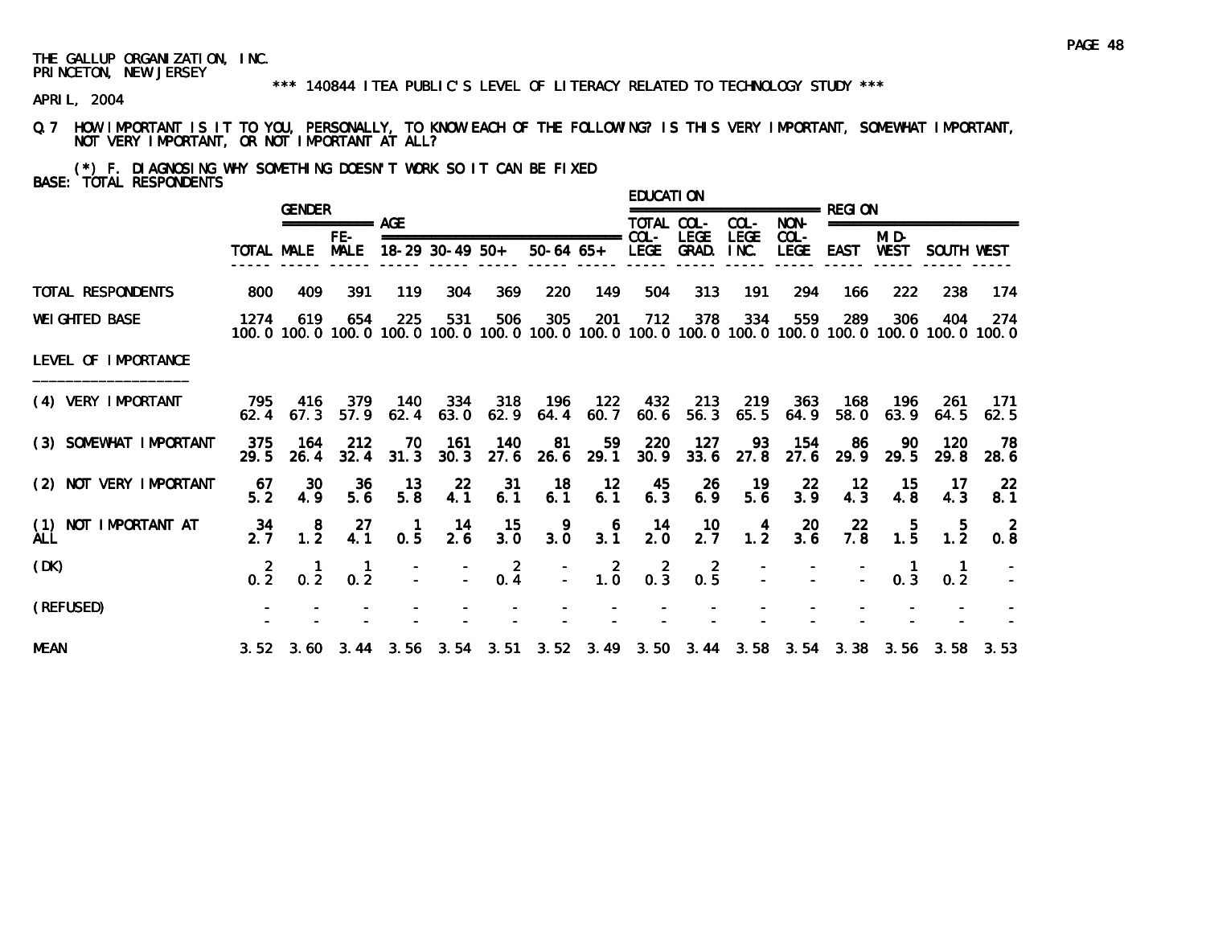THE GALLUP ORGANIZATION, INC.
PRINCETON, NEW JERSEY

*** 140844 ITEA PUBLIC'S LEVEL OF LITERACY RELATED TO TECHNOLOGY STUDY ***

APRIL, 2004

Q.7 HOW IMPORTANT IS IT TO YOU, PERSONALLY, TO KNOW EACH OF THE FOLLOWING? IS THIS VERY IMPORTANT, SOMEWHAT IMPORTANT, NOT VERY IMPORTANT, OR NOT IMPORTANT AT ALL?

(*) F. DIAGNOSING WHY SOMETHING DOESN'T WORK SO IT CAN BE FIXED
BASE: TOTAL RESPONDENTS

| | | GENDER | | AGE | | | | | EDUCATION | | | | REGION | | | |
|---|---|---|---|---|---|---|---|---|---|---|---|---|---|---|---|---|
| | TOTAL | MALE | FEMALE | 18-29 | 30-49 | 50+ | 50-64 | 65+ | TOTAL COL-LEGE | COL-LEGE GRAD. | COL-LEGE INC. | NON-COL-LEGE | EAST | MID-WEST | SOUTH | WEST |
| TOTAL RESPONDENTS | 800 | 409 | 391 | 119 | 304 | 369 | 220 | 149 | 504 | 313 | 191 | 294 | 166 | 222 | 238 | 174 |
| WEIGHTED BASE | 1274 | 619 | 654 | 225 | 531 | 506 | 305 | 201 | 712 | 378 | 334 | 559 | 289 | 306 | 404 | 274 |
| | 100.0 | 100.0 | 100.0 | 100.0 | 100.0 | 100.0 | 100.0 | 100.0 | 100.0 | 100.0 | 100.0 | 100.0 | 100.0 | 100.0 | 100.0 | 100.0 |
| LEVEL OF IMPORTANCE | | | | | | | | | | | | | | | | |
| (4) VERY IMPORTANT | 795 | 416 | 379 | 140 | 334 | 318 | 196 | 122 | 432 | 213 | 219 | 363 | 168 | 196 | 261 | 171 |
| | 62.4 | 67.3 | 57.9 | 62.4 | 63.0 | 62.9 | 64.4 | 60.7 | 60.6 | 56.3 | 65.5 | 64.9 | 58.0 | 63.9 | 64.5 | 62.5 |
| (3) SOMEWHAT IMPORTANT | 375 | 164 | 212 | 70 | 161 | 140 | 81 | 59 | 220 | 127 | 93 | 154 | 86 | 90 | 120 | 78 |
| | 29.5 | 26.4 | 32.4 | 31.3 | 30.3 | 27.6 | 26.6 | 29.1 | 30.9 | 33.6 | 27.8 | 27.6 | 29.9 | 29.5 | 29.8 | 28.6 |
| (2) NOT VERY IMPORTANT | 67 | 30 | 36 | 13 | 22 | 31 | 18 | 12 | 45 | 26 | 19 | 22 | 12 | 15 | 17 | 22 |
| | 5.2 | 4.9 | 5.6 | 5.8 | 4.1 | 6.1 | 6.1 | 6.1 | 6.3 | 6.9 | 5.6 | 3.9 | 4.3 | 4.8 | 4.3 | 8.1 |
| (1) NOT IMPORTANT AT ALL | 34 | 8 | 27 | 1 | 14 | 15 | 9 | 6 | 14 | 10 | 4 | 20 | 22 | 5 | 5 | 2 |
| | 2.7 | 1.2 | 4.1 | 0.5 | 2.6 | 3.0 | 3.0 | 3.1 | 2.0 | 2.7 | 1.2 | 3.6 | 7.8 | 1.5 | 1.2 | 0.8 |
| (DK) | 2 | 1 | 1 | - | - | 2 | - | 2 | 2 | 2 | - | - | - | 1 | 1 | - |
| | 0.2 | 0.2 | 0.2 | - | - | 0.4 | - | 1.0 | 0.3 | 0.5 | - | - | - | 0.3 | 0.2 | - |
| (REFUSED) | - | - | - | - | - | - | - | - | - | - | - | - | - | - | - | - |
| | - | - | - | - | - | - | - | - | - | - | - | - | - | - | - | - |
| MEAN | 3.52 | 3.60 | 3.44 | 3.56 | 3.54 | 3.51 | 3.52 | 3.49 | 3.50 | 3.44 | 3.58 | 3.54 | 3.38 | 3.56 | 3.58 | 3.53 |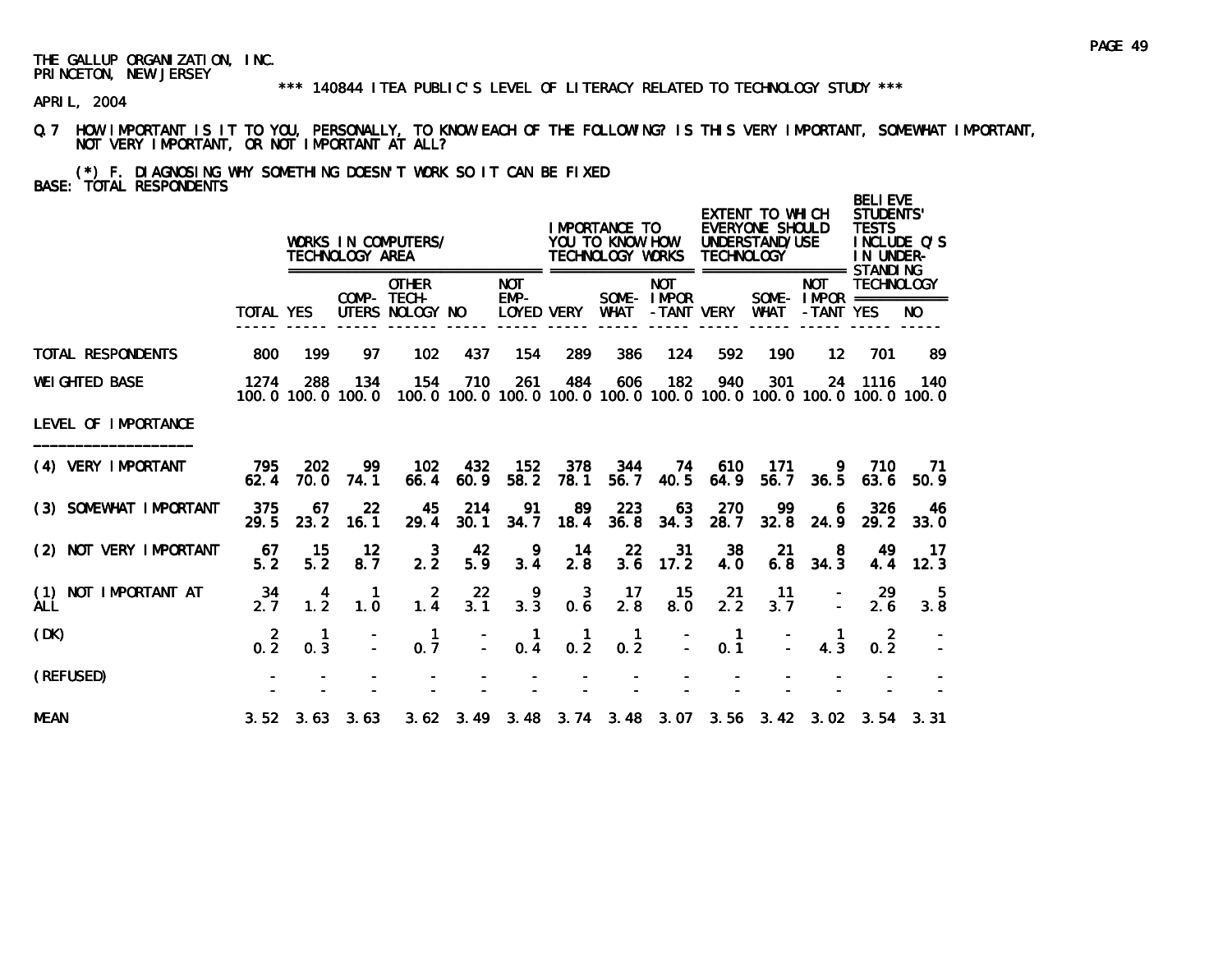THE GALLUP ORGANIZATION, INC.
PRINCETON, NEW JERSEY

*** 140844 ITEA PUBLIC'S LEVEL OF LITERACY RELATED TO TECHNOLOGY STUDY ***

APRIL, 2004

Q.7 HOW IMPORTANT IS IT TO YOU, PERSONALLY, TO KNOW EACH OF THE FOLLOWING? IS THIS VERY IMPORTANT, SOMEWHAT IMPORTANT, NOT VERY IMPORTANT, OR NOT IMPORTANT AT ALL?

(*) F. DIAGNOSING WHY SOMETHING DOESN'T WORK SO IT CAN BE FIXED

BASE: TOTAL RESPONDENTS

| | | WORKS IN COMPUTERS/ TECHNOLOGY AREA | | | | | IMPORTANCE TO YOU TO KNOW HOW TECHNOLOGY WORKS | | | EXTENT TO WHICH EVERYONE SHOULD UNDERSTAND/USE TECHNOLOGY | | | BELIEVE STUDENTS' TESTS INCLUDE Q'S IN UNDER-STANDING TECHNOLOGY | |
|---|---|---|---|---|---|---|---|---|---|---|---|---|---|---|
| | TOTAL | YES | COMP-UTERS | OTHER TECH-NOLOGY | NO | NOT EMP-LOYED | VERY | SOME-WHAT | NOT IMPOR-TANT | VERY | SOME-WHAT | NOT IMPOR-TANT | YES | NO |
| TOTAL RESPONDENTS | 800 | 199 | 97 | 102 | 437 | 154 | 289 | 386 | 124 | 592 | 190 | 12 | 701 | 89 |
| WEIGHTED BASE | 1274 | 288 | 134 | 154 | 710 | 261 | 484 | 606 | 182 | 940 | 301 | 24 | 1116 | 140 |
| | 100.0 | 100.0 | 100.0 | 100.0 | 100.0 | 100.0 | 100.0 | 100.0 | 100.0 | 100.0 | 100.0 | 100.0 | 100.0 | 100.0 |
| LEVEL OF IMPORTANCE | | | | | | | | | | | | | | |
| (4) VERY IMPORTANT | 795 | 202 | 99 | 102 | 432 | 152 | 378 | 344 | 74 | 610 | 171 | 9 | 710 | 71 |
| | 62.4 | 70.0 | 74.1 | 66.4 | 60.9 | 58.2 | 78.1 | 56.7 | 40.5 | 64.9 | 56.7 | 36.5 | 63.6 | 50.9 |
| (3) SOMEWHAT IMPORTANT | 375 | 67 | 22 | 45 | 214 | 91 | 89 | 223 | 63 | 270 | 99 | 6 | 326 | 46 |
| | 29.5 | 23.2 | 16.1 | 29.4 | 30.1 | 34.7 | 18.4 | 36.8 | 34.3 | 28.7 | 32.8 | 24.9 | 29.2 | 33.0 |
| (2) NOT VERY IMPORTANT | 67 | 15 | 12 | 3 | 42 | 9 | 14 | 22 | 31 | 38 | 21 | 8 | 49 | 17 |
| | 5.2 | 5.2 | 8.7 | 2.2 | 5.9 | 3.4 | 2.8 | 3.6 | 17.2 | 4.0 | 6.8 | 34.3 | 4.4 | 12.3 |
| (1) NOT IMPORTANT AT ALL | 34 | 4 | 1 | 2 | 22 | 9 | 3 | 17 | 15 | 21 | 11 | - | 29 | 5 |
| | 2.7 | 1.2 | 1.0 | 1.4 | 3.1 | 3.3 | 0.6 | 2.8 | 8.0 | 2.2 | 3.7 | - | 2.6 | 3.8 |
| (DK) | 2 | 1 | - | 1 | - | 1 | 1 | 1 | - | 1 | - | 1 | 2 | - |
| | 0.2 | 0.3 | - | 0.7 | - | 0.4 | 0.2 | 0.2 | - | 0.1 | - | 4.3 | 0.2 | - |
| (REFUSED) | - | - | - | - | - | - | - | - | - | - | - | - | - | - |
| | - | - | - | - | - | - | - | - | - | - | - | - | - | - |
| MEAN | 3.52 | 3.63 | 3.63 | 3.62 | 3.49 | 3.48 | 3.74 | 3.48 | 3.07 | 3.56 | 3.42 | 3.02 | 3.54 | 3.31 |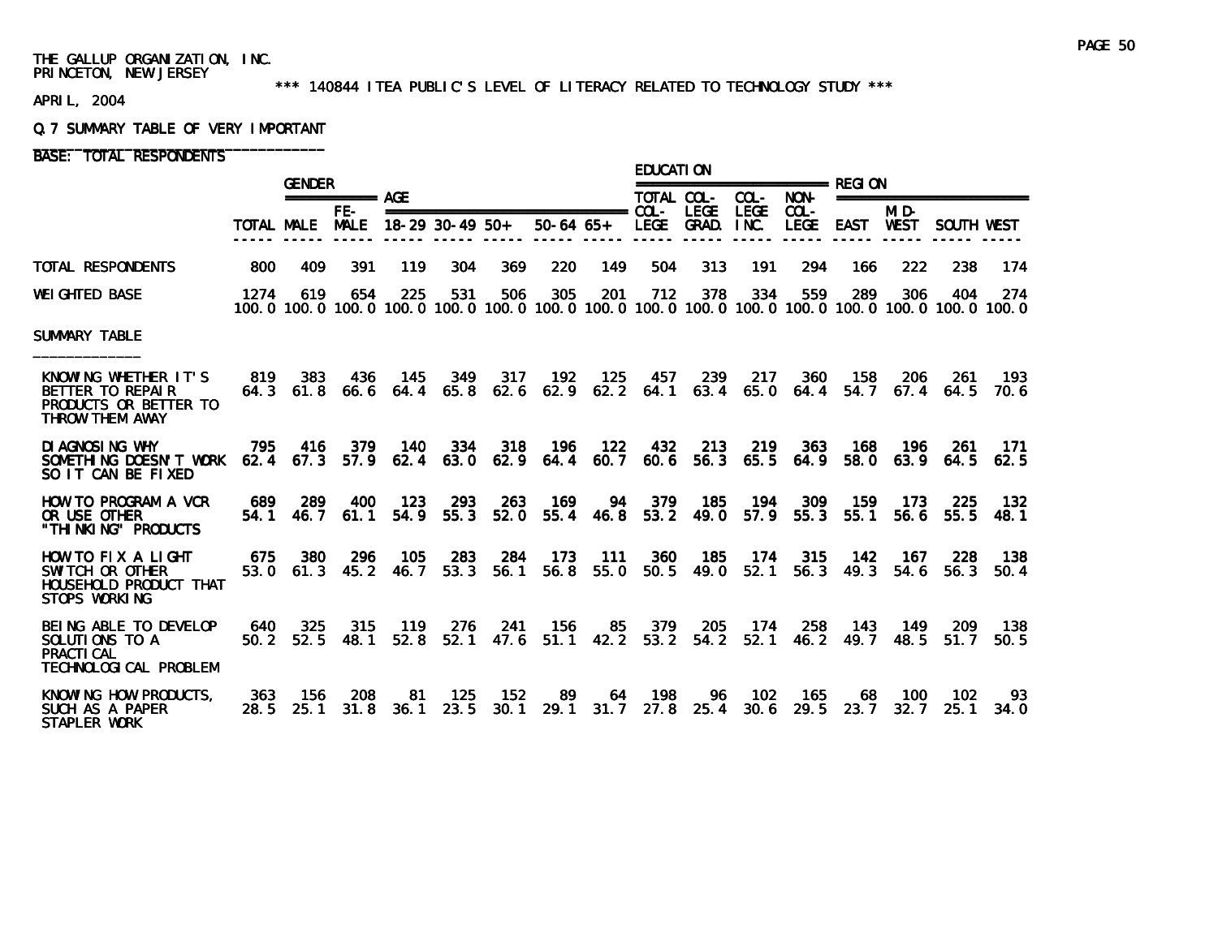THE GALLUP ORGANIZATION, INC.
PRINCETON, NEW JERSEY

*** 140844 ITEA PUBLIC'S LEVEL OF LITERACY RELATED TO TECHNOLOGY STUDY ***

APRIL, 2004

Q.7 SUMMARY TABLE OF VERY IMPORTANT

BASE: TOTAL RESPONDENTS

| | | GENDER | | AGE | | | | | EDUCATION | | | | REGION | | | |
|---|---|---|---|---|---|---|---|---|---|---|---|---|---|---|---|---|
| | TOTAL | MALE | FE-MALE | 18-29 | 30-49 | 50+ | 50-64 | 65+ | TOTAL COL-LEGE | COL-LEGE GRAD. | COL-LEGE INC. | NON-COL-LEGE | EAST | MID-WEST | SOUTH | WEST |
| TOTAL RESPONDENTS | 800 | 409 | 391 | 119 | 304 | 369 | 220 | 149 | 504 | 313 | 191 | 294 | 166 | 222 | 238 | 174 |
| WEIGHTED BASE | 1274 | 619 | 654 | 225 | 531 | 506 | 305 | 201 | 712 | 378 | 334 | 559 | 289 | 306 | 404 | 274 |
| | 100.0 | 100.0 | 100.0 | 100.0 | 100.0 | 100.0 | 100.0 | 100.0 | 100.0 | 100.0 | 100.0 | 100.0 | 100.0 | 100.0 | 100.0 | 100.0 |
| SUMMARY TABLE | | | | | | | | | | | | | | | | |
| KNOWING WHETHER IT'S BETTER TO REPAIR PRODUCTS OR BETTER TO THROW THEM AWAY | 819 | 383 | 436 | 145 | 349 | 317 | 192 | 125 | 457 | 239 | 217 | 360 | 158 | 206 | 261 | 193 |
| | 64.3 | 61.8 | 66.6 | 64.4 | 65.8 | 62.6 | 62.9 | 62.2 | 64.1 | 63.4 | 65.0 | 64.4 | 54.7 | 67.4 | 64.5 | 70.6 |
| DIAGNOSING WHY SOMETHING DOESN'T WORK SO IT CAN BE FIXED | 795 | 416 | 379 | 140 | 334 | 318 | 196 | 122 | 432 | 213 | 219 | 363 | 168 | 196 | 261 | 171 |
| | 62.4 | 67.3 | 57.9 | 62.4 | 63.0 | 62.9 | 64.4 | 60.7 | 60.6 | 56.3 | 65.5 | 64.9 | 58.0 | 63.9 | 64.5 | 62.5 |
| HOW TO PROGRAM A VCR OR USE OTHER "THINKING" PRODUCTS | 689 | 289 | 400 | 123 | 293 | 263 | 169 | 94 | 379 | 185 | 194 | 309 | 159 | 173 | 225 | 132 |
| | 54.1 | 46.7 | 61.1 | 54.9 | 55.3 | 52.0 | 55.4 | 46.8 | 53.2 | 49.0 | 57.9 | 55.3 | 55.1 | 56.6 | 55.5 | 48.1 |
| HOW TO FIX A LIGHT SWITCH OR OTHER HOUSEHOLD PRODUCT THAT STOPS WORKING | 675 | 380 | 296 | 105 | 283 | 284 | 173 | 111 | 360 | 185 | 174 | 315 | 142 | 167 | 228 | 138 |
| | 53.0 | 61.3 | 45.2 | 46.7 | 53.3 | 56.1 | 56.8 | 55.0 | 50.5 | 49.0 | 52.1 | 56.3 | 49.3 | 54.6 | 56.3 | 50.4 |
| BEING ABLE TO DEVELOP SOLUTIONS TO A PRACTICAL TECHNOLOGICAL PROBLEM | 640 | 325 | 315 | 119 | 276 | 241 | 156 | 85 | 379 | 205 | 174 | 258 | 143 | 149 | 209 | 138 |
| | 50.2 | 52.5 | 48.1 | 52.8 | 52.1 | 47.6 | 51.1 | 42.2 | 53.2 | 54.2 | 52.1 | 46.2 | 49.7 | 48.5 | 51.7 | 50.5 |
| KNOWING HOW PRODUCTS, SUCH AS A PAPER STAPLER WORK | 363 | 156 | 208 | 81 | 125 | 152 | 89 | 64 | 198 | 96 | 102 | 165 | 68 | 100 | 102 | 93 |
| | 28.5 | 25.1 | 31.8 | 36.1 | 23.5 | 30.1 | 29.1 | 31.7 | 27.8 | 25.4 | 30.6 | 29.5 | 23.7 | 32.7 | 25.1 | 34.0 |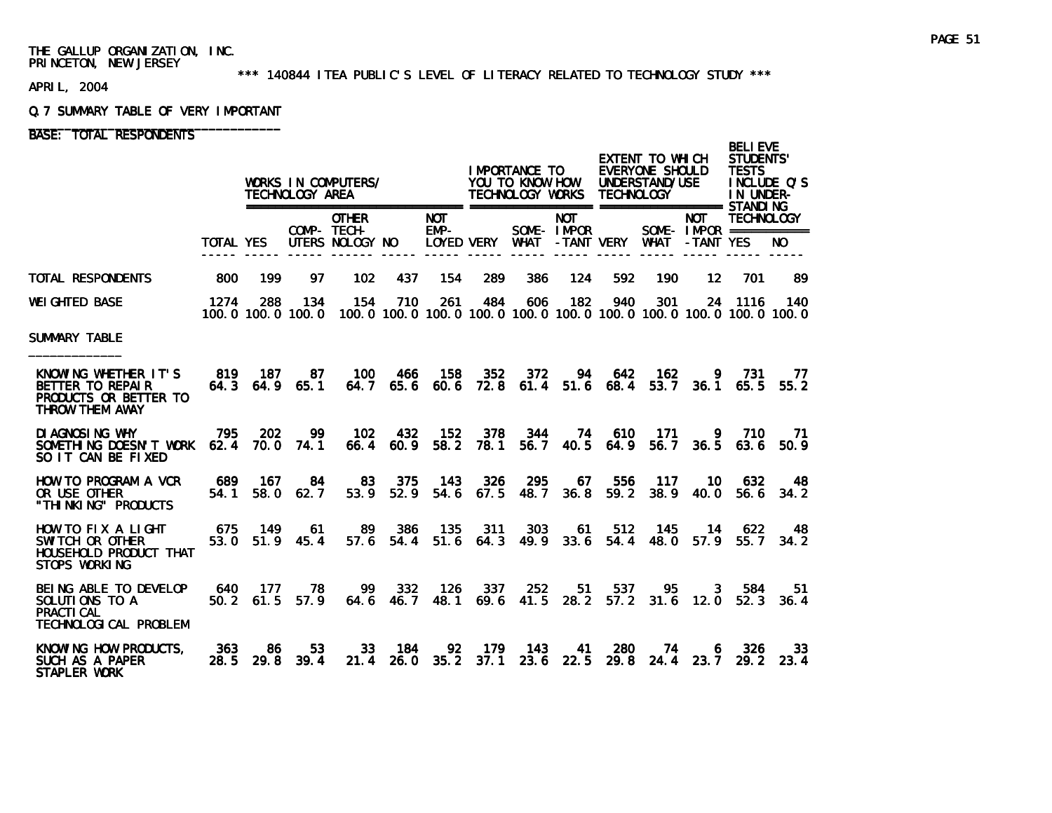THE GALLUP ORGANIZATION, INC.
PRINCETON, NEW JERSEY

\*\*\* 140844 ITEA PUBLIC'S LEVEL OF LITERACY RELATED TO TECHNOLOGY STUDY \*\*\*

APRIL, 2004

Q.7 SUMMARY TABLE OF VERY IMPORTANT

BASE: TOTAL RESPONDENTS

| | | WORKS IN COMPUTERS/ TECHNOLOGY AREA | | | | | IMPORTANCE TO YOU TO KNOW HOW TECHNOLOGY WORKS | | | EXTENT TO WHICH EVERYONE SHOULD UNDERSTAND/USE TECHNOLOGY | | | BELIEVE STUDENTS' TESTS INCLUDE Q'S IN UNDER-STANDING TECHNOLOGY | |
|---|---|---|---|---|---|---|---|---|---|---|---|---|---|---|
| | TOTAL | YES | COMP-UTERS | OTHER TECH-NOLOGY | NO | NOT EMP-LOYED | VERY | SOME-WHAT | NOT IMPOR-TANT | VERY | SOME-WHAT | NOT IMPOR-TANT | YES | NO |
| TOTAL RESPONDENTS | 800 | 199 | 97 | 102 | 437 | 154 | 289 | 386 | 124 | 592 | 190 | 12 | 701 | 89 |
| WEIGHTED BASE | 1274 | 288 | 134 | 154 | 710 | 261 | 484 | 606 | 182 | 940 | 301 | 24 | 1116 | 140 |
| | 100.0 | 100.0 | 100.0 | 100.0 | 100.0 | 100.0 | 100.0 | 100.0 | 100.0 | 100.0 | 100.0 | 100.0 | 100.0 | 100.0 |
| SUMMARY TABLE | | | | | | | | | | | | | | |
| KNOWING WHETHER IT'S BETTER TO REPAIR PRODUCTS OR BETTER TO THROW THEM AWAY | 819 | 187 | 87 | 100 | 466 | 158 | 352 | 372 | 94 | 642 | 162 | 9 | 731 | 77 |
| | 64.3 | 64.9 | 65.1 | 64.7 | 65.6 | 60.6 | 72.8 | 61.4 | 51.6 | 68.4 | 53.7 | 36.1 | 65.5 | 55.2 |
| DIAGNOSING WHY SOMETHING DOESN'T WORK SO IT CAN BE FIXED | 795 | 202 | 99 | 102 | 432 | 152 | 378 | 344 | 74 | 610 | 171 | 9 | 710 | 71 |
| | 62.4 | 70.0 | 74.1 | 66.4 | 60.9 | 58.2 | 78.1 | 56.7 | 40.5 | 64.9 | 56.7 | 36.5 | 63.6 | 50.9 |
| HOW TO PROGRAM A VCR OR USE OTHER "THINKING" PRODUCTS | 689 | 167 | 84 | 83 | 375 | 143 | 326 | 295 | 67 | 556 | 117 | 10 | 632 | 48 |
| | 54.1 | 58.0 | 62.7 | 53.9 | 52.9 | 54.6 | 67.5 | 48.7 | 36.8 | 59.2 | 38.9 | 40.0 | 56.6 | 34.2 |
| HOW TO FIX A LIGHT SWITCH OR OTHER HOUSEHOLD PRODUCT THAT STOPS WORKING | 675 | 149 | 61 | 89 | 386 | 135 | 311 | 303 | 61 | 512 | 145 | 14 | 622 | 48 |
| | 53.0 | 51.9 | 45.4 | 57.6 | 54.4 | 51.6 | 64.3 | 49.9 | 33.6 | 54.4 | 48.0 | 57.9 | 55.7 | 34.2 |
| BEING ABLE TO DEVELOP SOLUTIONS TO A PRACTICAL TECHNOLOGICAL PROBLEM | 640 | 177 | 78 | 99 | 332 | 126 | 337 | 252 | 51 | 537 | 95 | 3 | 584 | 51 |
| | 50.2 | 61.5 | 57.9 | 64.6 | 46.7 | 48.1 | 69.6 | 41.5 | 28.2 | 57.2 | 31.6 | 12.0 | 52.3 | 36.4 |
| KNOWING HOW PRODUCTS, SUCH AS A PAPER STAPLER WORK | 363 | 86 | 53 | 33 | 184 | 92 | 179 | 143 | 41 | 280 | 74 | 6 | 326 | 33 |
| | 28.5 | 29.8 | 39.4 | 21.4 | 26.0 | 35.2 | 37.1 | 23.6 | 22.5 | 29.8 | 24.4 | 23.7 | 29.2 | 23.4 |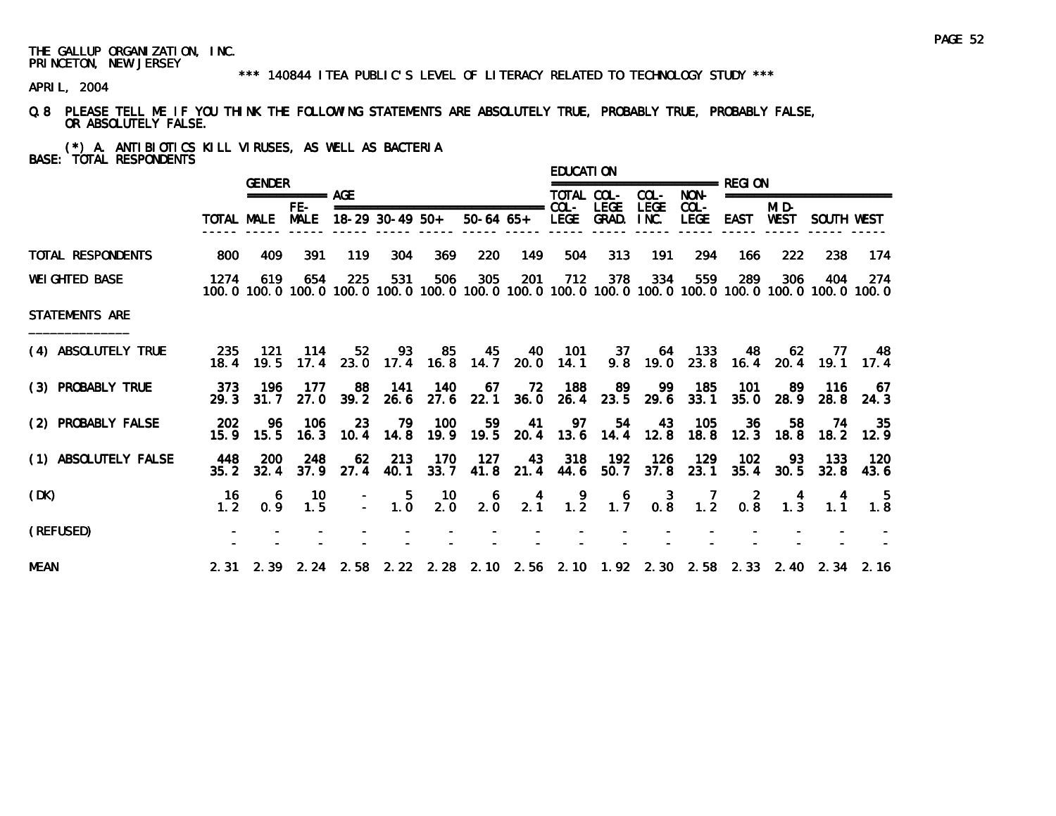THE GALLUP ORGANIZATION, INC.
PRINCETON, NEW JERSEY

*** 140844 ITEA PUBLIC'S LEVEL OF LITERACY RELATED TO TECHNOLOGY STUDY ***

APRIL, 2004

Q.8 PLEASE TELL ME IF YOU THINK THE FOLLOWING STATEMENTS ARE ABSOLUTELY TRUE, PROBABLY TRUE, PROBABLY FALSE, OR ABSOLUTELY FALSE.

(*) A. ANTIBIOTICS KILL VIRUSES, AS WELL AS BACTERIA
BASE: TOTAL RESPONDENTS

| | | GENDER | | AGE | | | | | EDUCATION | | | | REGION | | | |
|---|---|---|---|---|---|---|---|---|---|---|---|---|---|---|---|---|
| | TOTAL | MALE | FE-MALE | 18-29 | 30-49 | 50+ | 50-64 | 65+ | TOTAL COL-LEGE | COL-LEGE GRAD. | COL-LEGE INC. | NON-COL-LEGE | EAST | MID-WEST | SOUTH | WEST |
| TOTAL RESPONDENTS | 800 | 409 | 391 | 119 | 304 | 369 | 220 | 149 | 504 | 313 | 191 | 294 | 166 | 222 | 238 | 174 |
| WEIGHTED BASE | 1274 | 619 | 654 | 225 | 531 | 506 | 305 | 201 | 712 | 378 | 334 | 559 | 289 | 306 | 404 | 274 |
| | 100.0 | 100.0 | 100.0 | 100.0 | 100.0 | 100.0 | 100.0 | 100.0 | 100.0 | 100.0 | 100.0 | 100.0 | 100.0 | 100.0 | 100.0 | 100.0 |
| STATEMENTS ARE | | | | | | | | | | | | | | | | |
| (4) ABSOLUTELY TRUE | 235 | 121 | 114 | 52 | 93 | 85 | 45 | 40 | 101 | 37 | 64 | 133 | 48 | 62 | 77 | 48 |
| | 18.4 | 19.5 | 17.4 | 23.0 | 17.4 | 16.8 | 14.7 | 20.0 | 14.1 | 9.8 | 19.0 | 23.8 | 16.4 | 20.4 | 19.1 | 17.4 |
| (3) PROBABLY TRUE | 373 | 196 | 177 | 88 | 141 | 140 | 67 | 72 | 188 | 89 | 99 | 185 | 101 | 89 | 116 | 67 |
| | 29.3 | 31.7 | 27.0 | 39.2 | 26.6 | 27.6 | 22.1 | 36.0 | 26.4 | 23.5 | 29.6 | 33.1 | 35.0 | 28.9 | 28.8 | 24.3 |
| (2) PROBABLY FALSE | 202 | 96 | 106 | 23 | 79 | 100 | 59 | 41 | 97 | 54 | 43 | 105 | 36 | 58 | 74 | 35 |
| | 15.9 | 15.5 | 16.3 | 10.4 | 14.8 | 19.9 | 19.5 | 20.4 | 13.6 | 14.4 | 12.8 | 18.8 | 12.3 | 18.8 | 18.2 | 12.9 |
| (1) ABSOLUTELY FALSE | 448 | 200 | 248 | 62 | 213 | 170 | 127 | 43 | 318 | 192 | 126 | 129 | 102 | 93 | 133 | 120 |
| | 35.2 | 32.4 | 37.9 | 27.4 | 40.1 | 33.7 | 41.8 | 21.4 | 44.6 | 50.7 | 37.8 | 23.1 | 35.4 | 30.5 | 32.8 | 43.6 |
| (DK) | 16 | 6 | 10 | - | 5 | 10 | 6 | 4 | 9 | 6 | 3 | 7 | 2 | 4 | 4 | 5 |
| | 1.2 | 0.9 | 1.5 | - | 1.0 | 2.0 | 2.0 | 2.1 | 1.2 | 1.7 | 0.8 | 1.2 | 0.8 | 1.3 | 1.1 | 1.8 |
| (REFUSED) | - | - | - | - | - | - | - | - | - | - | - | - | - | - | - | - |
| | - | - | - | - | - | - | - | - | - | - | - | - | - | - | - | - |
| MEAN | 2.31 | 2.39 | 2.24 | 2.58 | 2.22 | 2.28 | 2.10 | 2.56 | 2.10 | 1.92 | 2.30 | 2.58 | 2.33 | 2.40 | 2.34 | 2.16 |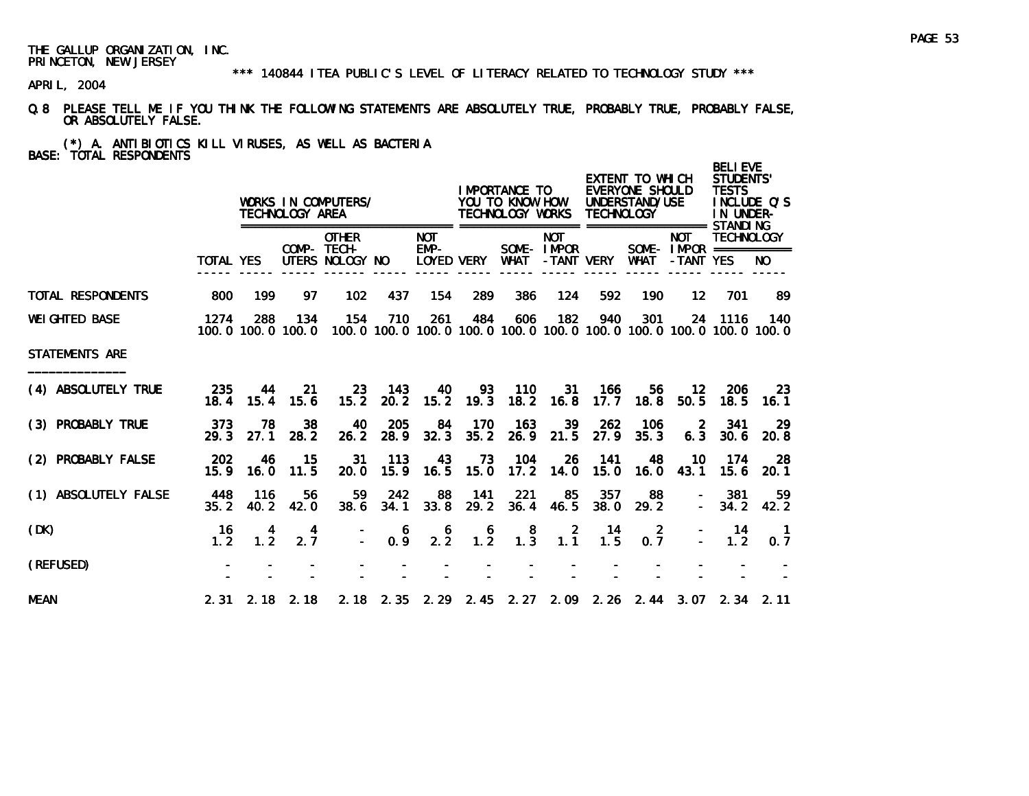THE GALLUP ORGANIZATION, INC.
PRINCETON, NEW JERSEY

*** 140844 ITEA PUBLIC'S LEVEL OF LITERACY RELATED TO TECHNOLOGY STUDY ***

APRIL, 2004

Q.8 PLEASE TELL ME IF YOU THINK THE FOLLOWING STATEMENTS ARE ABSOLUTELY TRUE, PROBABLY TRUE, PROBABLY FALSE, OR ABSOLUTELY FALSE.

(*) A. ANTIBIOTICS KILL VIRUSES, AS WELL AS BACTERIA

BASE: TOTAL RESPONDENTS

| | | WORKS IN COMPUTERS/ TECHNOLOGY AREA | | | | | IMPORTANCE TO YOU TO KNOW HOW TECHNOLOGY WORKS | | | EXTENT TO WHICH EVERYONE SHOULD UNDERSTAND/USE TECHNOLOGY | | | BELIEVE STUDENTS' TESTS INCLUDE Q'S IN UNDER-STANDING TECHNOLOGY | |
|---|---|---|---|---|---|---|---|---|---|---|---|---|---|---|
| | TOTAL | YES | COMP-UTERS | OTHER TECH-NOLOGY | NO | NOT EMP-LOYED | VERY | SOME-WHAT | NOT IMPOR-TANT | VERY | SOME-WHAT | NOT IMPOR-TANT | YES | NO |
| TOTAL RESPONDENTS | 800 | 199 | 97 | 102 | 437 | 154 | 289 | 386 | 124 | 592 | 190 | 12 | 701 | 89 |
| WEIGHTED BASE | 1274 | 288 | 134 | 154 | 710 | 261 | 484 | 606 | 182 | 940 | 301 | 24 | 1116 | 140 |
| | 100.0 | 100.0 | 100.0 | 100.0 | 100.0 | 100.0 | 100.0 | 100.0 | 100.0 | 100.0 | 100.0 | 100.0 | 100.0 | 100.0 |
| STATEMENTS ARE | | | | | | | | | | | | | | |
| (4) ABSOLUTELY TRUE | 235 | 44 | 21 | 23 | 143 | 40 | 93 | 110 | 31 | 166 | 56 | 12 | 206 | 23 |
| | 18.4 | 15.4 | 15.6 | 15.2 | 20.2 | 15.2 | 19.3 | 18.2 | 16.8 | 17.7 | 18.8 | 50.5 | 18.5 | 16.1 |
| (3) PROBABLY TRUE | 373 | 78 | 38 | 40 | 205 | 84 | 170 | 163 | 39 | 262 | 106 | 2 | 341 | 29 |
| | 29.3 | 27.1 | 28.2 | 26.2 | 28.9 | 32.3 | 35.2 | 26.9 | 21.5 | 27.9 | 35.3 | 6.3 | 30.6 | 20.8 |
| (2) PROBABLY FALSE | 202 | 46 | 15 | 31 | 113 | 43 | 73 | 104 | 26 | 141 | 48 | 10 | 174 | 28 |
| | 15.9 | 16.0 | 11.5 | 20.0 | 15.9 | 16.5 | 15.0 | 17.2 | 14.0 | 15.0 | 16.0 | 43.1 | 15.6 | 20.1 |
| (1) ABSOLUTELY FALSE | 448 | 116 | 56 | 59 | 242 | 88 | 141 | 221 | 85 | 357 | 88 | - | 381 | 59 |
| | 35.2 | 40.2 | 42.0 | 38.6 | 34.1 | 33.8 | 29.2 | 36.4 | 46.5 | 38.0 | 29.2 | - | 34.2 | 42.2 |
| (DK) | 16 | 4 | 4 | - | 6 | 6 | 6 | 8 | 2 | 14 | 2 | - | 14 | 1 |
| | 1.2 | 1.2 | 2.7 | - | 0.9 | 2.2 | 1.2 | 1.3 | 1.1 | 1.5 | 0.7 | - | 1.2 | 0.7 |
| (REFUSED) | - | - | - | - | - | - | - | - | - | - | - | - | - | - |
| | - | - | - | - | - | - | - | - | - | - | - | - | - | - |
| MEAN | 2.31 | 2.18 | 2.18 | 2.18 | 2.35 | 2.29 | 2.45 | 2.27 | 2.09 | 2.26 | 2.44 | 3.07 | 2.34 | 2.11 |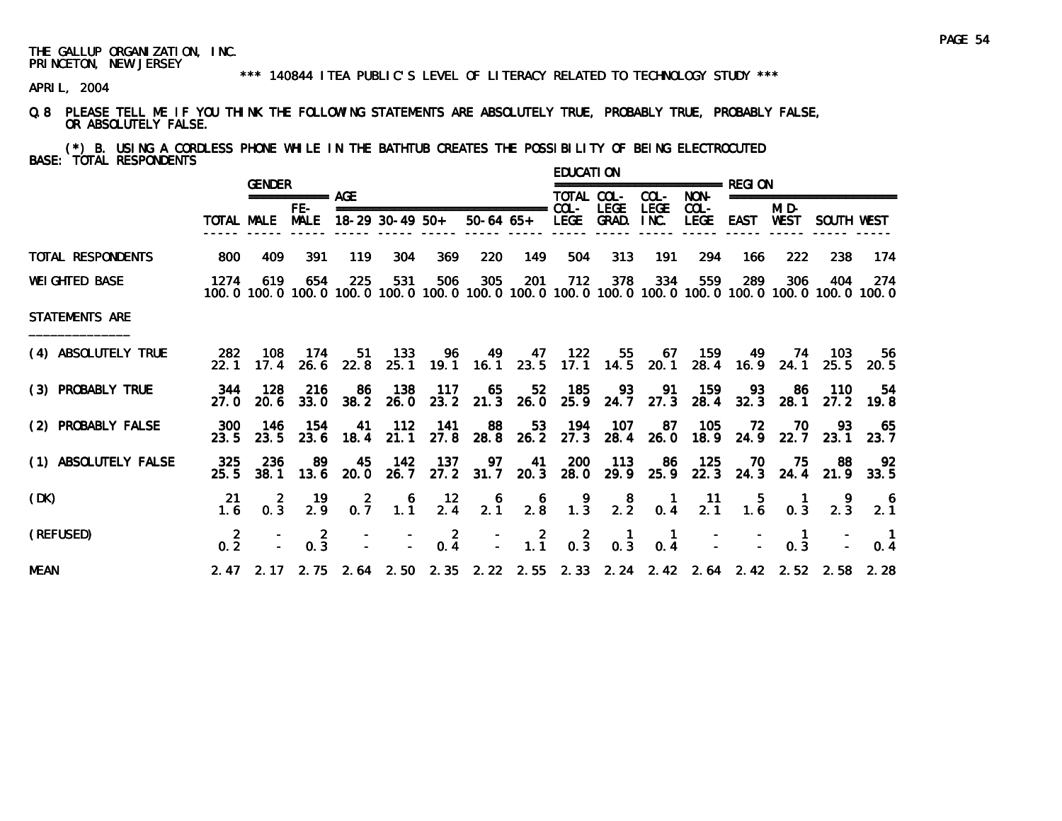THE GALLUP ORGANIZATION, INC.
PRINCETON, NEW JERSEY

*** 140844 ITEA PUBLIC'S LEVEL OF LITERACY RELATED TO TECHNOLOGY STUDY ***

APRIL, 2004

Q.8 PLEASE TELL ME IF YOU THINK THE FOLLOWING STATEMENTS ARE ABSOLUTELY TRUE, PROBABLY TRUE, PROBABLY FALSE, OR ABSOLUTELY FALSE.

(*) B. USING A CORDLESS PHONE WHILE IN THE BATHTUB CREATES THE POSSIBILITY OF BEING ELECTROCUTED

BASE: TOTAL RESPONDENTS

| | | GENDER | | AGE | | | | | EDUCATION | | | | REGION | | | |
|---|---|---|---|---|---|---|---|---|---|---|---|---|---|---|---|---|
| | TOTAL | MALE | FE-MALE | 18-29 | 30-49 | 50+ | 50-64 | 65+ | TOTAL COL-LEGE | COL-LEGE GRAD. | COL-LEGE INC. | NON-COL-LEGE | EAST | MID-WEST | SOUTH | WEST |
| TOTAL RESPONDENTS | 800 | 409 | 391 | 119 | 304 | 369 | 220 | 149 | 504 | 313 | 191 | 294 | 166 | 222 | 238 | 174 |
| WEIGHTED BASE | 1274 | 619 | 654 | 225 | 531 | 506 | 305 | 201 | 712 | 378 | 334 | 559 | 289 | 306 | 404 | 274 |
| | 100.0 | 100.0 | 100.0 | 100.0 | 100.0 | 100.0 | 100.0 | 100.0 | 100.0 | 100.0 | 100.0 | 100.0 | 100.0 | 100.0 | 100.0 | 100.0 |
| STATEMENTS ARE | | | | | | | | | | | | | | | | |
| (4) ABSOLUTELY TRUE | 282 | 108 | 174 | 51 | 133 | 96 | 49 | 47 | 122 | 55 | 67 | 159 | 49 | 74 | 103 | 56 |
| | 22.1 | 17.4 | 26.6 | 22.8 | 25.1 | 19.1 | 16.1 | 23.5 | 17.1 | 14.5 | 20.1 | 28.4 | 16.9 | 24.1 | 25.5 | 20.5 |
| (3) PROBABLY TRUE | 344 | 128 | 216 | 86 | 138 | 117 | 65 | 52 | 185 | 93 | 91 | 159 | 93 | 86 | 110 | 54 |
| | 27.0 | 20.6 | 33.0 | 38.2 | 26.0 | 23.2 | 21.3 | 26.0 | 25.9 | 24.7 | 27.3 | 28.4 | 32.3 | 28.1 | 27.2 | 19.8 |
| (2) PROBABLY FALSE | 300 | 146 | 154 | 41 | 112 | 141 | 88 | 53 | 194 | 107 | 87 | 105 | 72 | 70 | 93 | 65 |
| | 23.5 | 23.5 | 23.6 | 18.4 | 21.1 | 27.8 | 28.8 | 26.2 | 27.3 | 28.4 | 26.0 | 18.9 | 24.9 | 22.7 | 23.1 | 23.7 |
| (1) ABSOLUTELY FALSE | 325 | 236 | 89 | 45 | 142 | 137 | 97 | 41 | 200 | 113 | 86 | 125 | 70 | 75 | 88 | 92 |
| | 25.5 | 38.1 | 13.6 | 20.0 | 26.7 | 27.2 | 31.7 | 20.3 | 28.0 | 29.9 | 25.9 | 22.3 | 24.3 | 24.4 | 21.9 | 33.5 |
| (DK) | 21 | 2 | 19 | 2 | 6 | 12 | 6 | 6 | 9 | 8 | 1 | 11 | 5 | 1 | 9 | 6 |
| | 1.6 | 0.3 | 2.9 | 0.7 | 1.1 | 2.4 | 2.1 | 2.8 | 1.3 | 2.2 | 0.4 | 2.1 | 1.6 | 0.3 | 2.3 | 2.1 |
| (REFUSED) | 2 | - | 2 | - | - | 2 | - | 2 | 2 | 1 | 1 | - | - | 1 | - | 1 |
| | 0.2 | - | 0.3 | - | - | 0.4 | - | 1.1 | 0.3 | 0.3 | 0.4 | - | - | 0.3 | - | 0.4 |
| MEAN | 2.47 | 2.17 | 2.75 | 2.64 | 2.50 | 2.35 | 2.22 | 2.55 | 2.33 | 2.24 | 2.42 | 2.64 | 2.42 | 2.52 | 2.58 | 2.28 |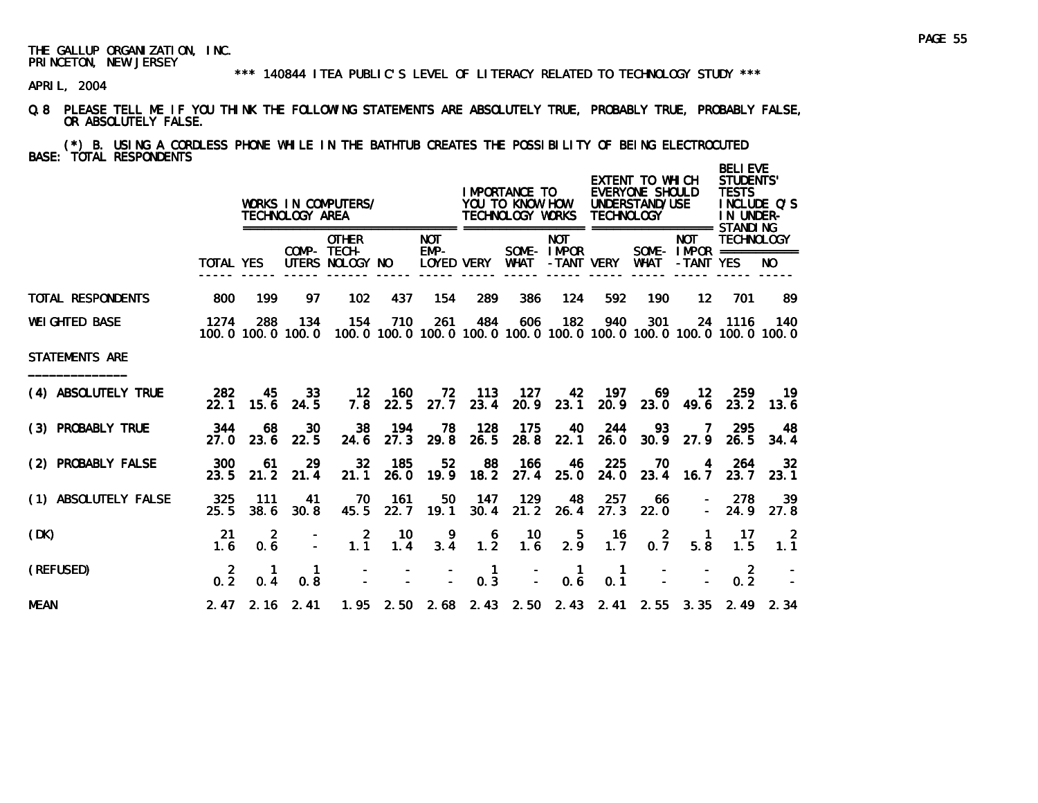THE GALLUP ORGANIZATION, INC.
PRINCETON, NEW JERSEY

\*\*\* 140844 ITEA PUBLIC'S LEVEL OF LITERACY RELATED TO TECHNOLOGY STUDY \*\*\*

APRIL, 2004

Q.8 PLEASE TELL ME IF YOU THINK THE FOLLOWING STATEMENTS ARE ABSOLUTELY TRUE, PROBABLY TRUE, PROBABLY FALSE, OR ABSOLUTELY FALSE.

(*) B. USING A CORDLESS PHONE WHILE IN THE BATHTUB CREATES THE POSSIBILITY OF BEING ELECTROCUTED

BASE: TOTAL RESPONDENTS

| | | WORKS IN COMPUTERS/ TECHNOLOGY AREA | | | | | IMPORTANCE TO YOU TO KNOW HOW TECHNOLOGY WORKS | | | EXTENT TO WHICH EVERYONE SHOULD UNDERSTAND/USE TECHNOLOGY | | | BELIEVE STUDENTS' TESTS INCLUDE Q'S IN UNDER-STANDING TECHNOLOGY | |
|---|---|---|---|---|---|---|---|---|---|---|---|---|---|---|
| | TOTAL | YES | COMP-UTERS | OTHER TECH-NOLOGY | NO | NOT EMP-LOYED | VERY | SOME-WHAT | NOT IMPOR-TANT | VERY | SOME-WHAT | NOT IMPOR-TANT | YES | NO |
| TOTAL RESPONDENTS | 800 | 199 | 97 | 102 | 437 | 154 | 289 | 386 | 124 | 592 | 190 | 12 | 701 | 89 |
| WEIGHTED BASE | 1274 | 288 | 134 | 154 | 710 | 261 | 484 | 606 | 182 | 940 | 301 | 24 | 1116 | 140 |
| | 100.0 | 100.0 | 100.0 | 100.0 | 100.0 | 100.0 | 100.0 | 100.0 | 100.0 | 100.0 | 100.0 | 100.0 | 100.0 | 100.0 |
| STATEMENTS ARE | | | | | | | | | | | | | | |
| (4) ABSOLUTELY TRUE | 282 | 45 | 33 | 12 | 160 | 72 | 113 | 127 | 42 | 197 | 69 | 12 | 259 | 19 |
| | 22.1 | 15.6 | 24.5 | 7.8 | 22.5 | 27.7 | 23.4 | 20.9 | 23.1 | 20.9 | 23.0 | 49.6 | 23.2 | 13.6 |
| (3) PROBABLY TRUE | 344 | 68 | 30 | 38 | 194 | 78 | 128 | 175 | 40 | 244 | 93 | 7 | 295 | 48 |
| | 27.0 | 23.6 | 22.5 | 24.6 | 27.3 | 29.8 | 26.5 | 28.8 | 22.1 | 26.0 | 30.9 | 27.9 | 26.5 | 34.4 |
| (2) PROBABLY FALSE | 300 | 61 | 29 | 32 | 185 | 52 | 88 | 166 | 46 | 225 | 70 | 4 | 264 | 32 |
| | 23.5 | 21.2 | 21.4 | 21.1 | 26.0 | 19.9 | 18.2 | 27.4 | 25.0 | 24.0 | 23.4 | 16.7 | 23.7 | 23.1 |
| (1) ABSOLUTELY FALSE | 325 | 111 | 41 | 70 | 161 | 50 | 147 | 129 | 48 | 257 | 66 | - | 278 | 39 |
| | 25.5 | 38.6 | 30.8 | 45.5 | 22.7 | 19.1 | 30.4 | 21.2 | 26.4 | 27.3 | 22.0 | - | 24.9 | 27.8 |
| (DK) | 21 | 2 | - | 2 | 10 | 9 | 6 | 10 | 5 | 16 | 2 | 1 | 17 | 2 |
| | 1.6 | 0.6 | - | 1.1 | 1.4 | 3.4 | 1.2 | 1.6 | 2.9 | 1.7 | 0.7 | 5.8 | 1.5 | 1.1 |
| (REFUSED) | 2 | 1 | 1 | - | - | - | 1 | - | 1 | 1 | - | - | 2 | - |
| | 0.2 | 0.4 | 0.8 | - | - | - | 0.3 | - | 0.6 | 0.1 | - | - | 0.2 | - |
| MEAN | 2.47 | 2.16 | 2.41 | 1.95 | 2.50 | 2.68 | 2.43 | 2.50 | 2.43 | 2.41 | 2.55 | 3.35 | 2.49 | 2.34 |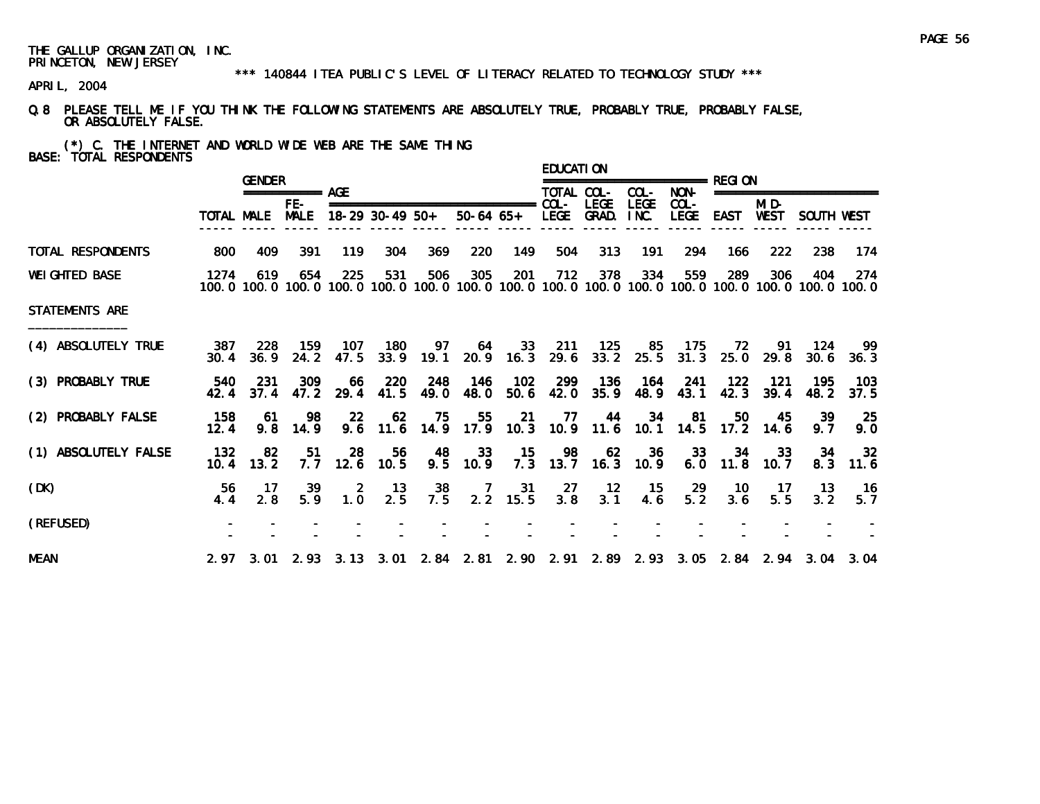THE GALLUP ORGANIZATION, INC.
PRINCETON, NEW JERSEY

*** 140844 ITEA PUBLIC'S LEVEL OF LITERACY RELATED TO TECHNOLOGY STUDY ***

APRIL, 2004

Q.8 PLEASE TELL ME IF YOU THINK THE FOLLOWING STATEMENTS ARE ABSOLUTELY TRUE, PROBABLY TRUE, PROBABLY FALSE, OR ABSOLUTELY FALSE.

(*) C. THE INTERNET AND WORLD WIDE WEB ARE THE SAME THING

BASE: TOTAL RESPONDENTS

| | | GENDER | | AGE | | | | | EDUCATION | | | | REGION | | | |
|---|---|---|---|---|---|---|---|---|---|---|---|---|---|---|---|---|
| | TOTAL | MALE | FE-MALE | 18-29 | 30-49 | 50+ | 50-64 | 65+ | TOTAL COL-LEGE | COL-LEGE GRAD. | COL-LEGE INC. | NON-COL-LEGE | EAST | MID-WEST | SOUTH | WEST |
| TOTAL RESPONDENTS | 800 | 409 | 391 | 119 | 304 | 369 | 220 | 149 | 504 | 313 | 191 | 294 | 166 | 222 | 238 | 174 |
| WEIGHTED BASE | 1274 | 619 | 654 | 225 | 531 | 506 | 305 | 201 | 712 | 378 | 334 | 559 | 289 | 306 | 404 | 274 |
| | 100.0 | 100.0 | 100.0 | 100.0 | 100.0 | 100.0 | 100.0 | 100.0 | 100.0 | 100.0 | 100.0 | 100.0 | 100.0 | 100.0 | 100.0 | 100.0 |
| STATEMENTS ARE | | | | | | | | | | | | | | | | |
| (4) ABSOLUTELY TRUE | 387 | 228 | 159 | 107 | 180 | 97 | 64 | 33 | 211 | 125 | 85 | 175 | 72 | 91 | 124 | 99 |
| | 30.4 | 36.9 | 24.2 | 47.5 | 33.9 | 19.1 | 20.9 | 16.3 | 29.6 | 33.2 | 25.5 | 31.3 | 25.0 | 29.8 | 30.6 | 36.3 |
| (3) PROBABLY TRUE | 540 | 231 | 309 | 66 | 220 | 248 | 146 | 102 | 299 | 136 | 164 | 241 | 122 | 121 | 195 | 103 |
| | 42.4 | 37.4 | 47.2 | 29.4 | 41.5 | 49.0 | 48.0 | 50.6 | 42.0 | 35.9 | 48.9 | 43.1 | 42.3 | 39.4 | 48.2 | 37.5 |
| (2) PROBABLY FALSE | 158 | 61 | 98 | 22 | 62 | 75 | 55 | 21 | 77 | 44 | 34 | 81 | 50 | 45 | 39 | 25 |
| | 12.4 | 9.8 | 14.9 | 9.6 | 11.6 | 14.9 | 17.9 | 10.3 | 10.9 | 11.6 | 10.1 | 14.5 | 17.2 | 14.6 | 9.7 | 9.0 |
| (1) ABSOLUTELY FALSE | 132 | 82 | 51 | 28 | 56 | 48 | 33 | 15 | 98 | 62 | 36 | 33 | 34 | 33 | 34 | 32 |
| | 10.4 | 13.2 | 7.7 | 12.6 | 10.5 | 9.5 | 10.9 | 7.3 | 13.7 | 16.3 | 10.9 | 6.0 | 11.8 | 10.7 | 8.3 | 11.6 |
| (DK) | 56 | 17 | 39 | 2 | 13 | 38 | 7 | 31 | 27 | 12 | 15 | 29 | 10 | 17 | 13 | 16 |
| | 4.4 | 2.8 | 5.9 | 1.0 | 2.5 | 7.5 | 2.2 | 15.5 | 3.8 | 3.1 | 4.6 | 5.2 | 3.6 | 5.5 | 3.2 | 5.7 |
| (REFUSED) | - | - | - | - | - | - | - | - | - | - | - | - | - | - | - | - |
| | - | - | - | - | - | - | - | - | - | - | - | - | - | - | - | - |
| MEAN | 2.97 | 3.01 | 2.93 | 3.13 | 3.01 | 2.84 | 2.81 | 2.90 | 2.91 | 2.89 | 2.93 | 3.05 | 2.84 | 2.94 | 3.04 | 3.04 |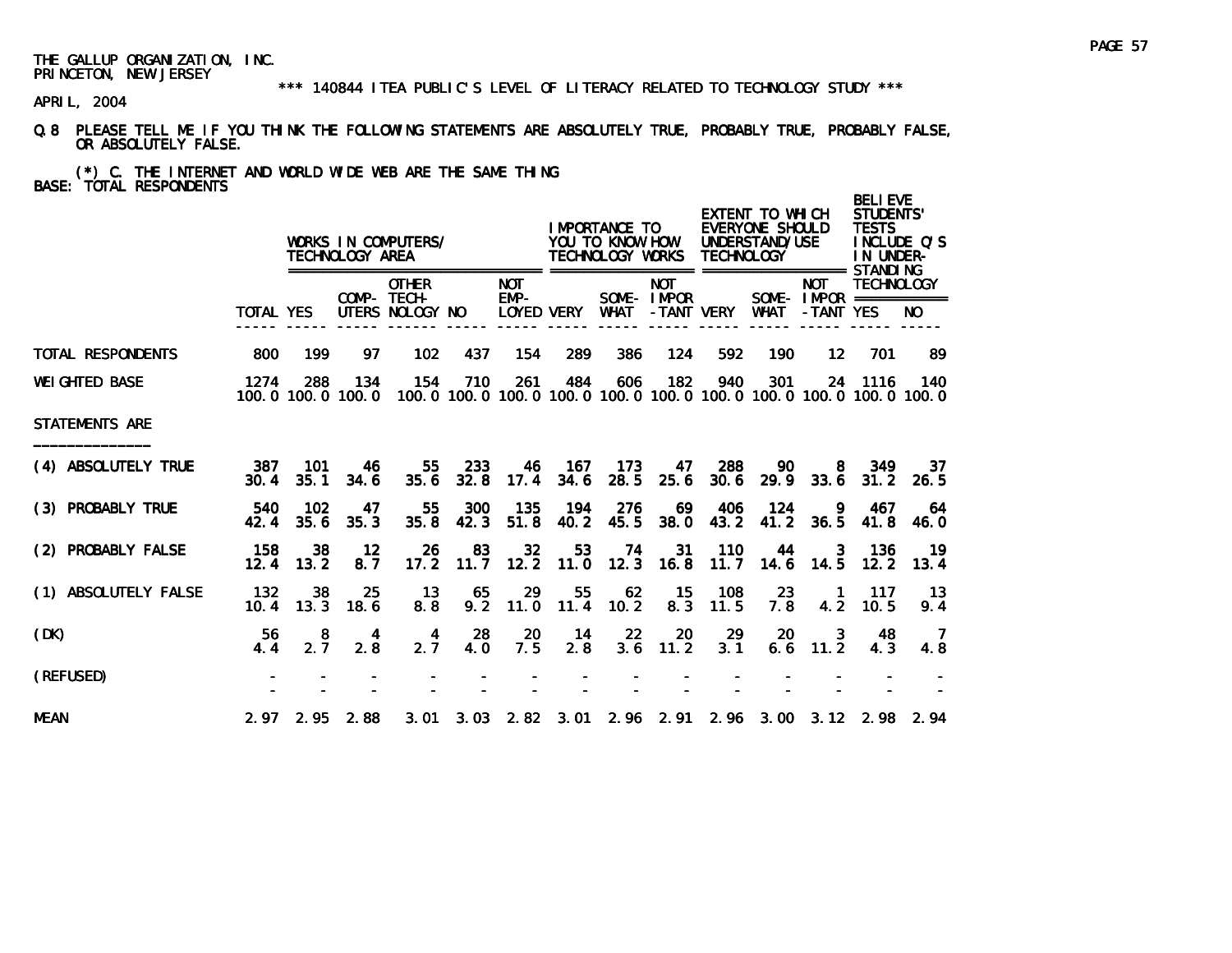THE GALLUP ORGANIZATION, INC.
PRINCETON, NEW JERSEY

\*\*\* 140844 ITEA PUBLIC'S LEVEL OF LITERACY RELATED TO TECHNOLOGY STUDY \*\*\*

APRIL, 2004

Q.8 PLEASE TELL ME IF YOU THINK THE FOLLOWING STATEMENTS ARE ABSOLUTELY TRUE, PROBABLY TRUE, PROBABLY FALSE, OR ABSOLUTELY FALSE.

(*) C. THE INTERNET AND WORLD WIDE WEB ARE THE SAME THING
BASE: TOTAL RESPONDENTS

| | | WORKS IN COMPUTERS/ TECHNOLOGY AREA | | | | | IMPORTANCE TO YOU TO KNOW HOW TECHNOLOGY WORKS | | | EXTENT TO WHICH EVERYONE SHOULD UNDERSTAND/USE TECHNOLOGY | | | BELIEVE STUDENTS' TESTS INCLUDE Q'S IN UNDER-STANDING TECHNOLOGY | |
|---|---|---|---|---|---|---|---|---|---|---|---|---|---|---|
| | TOTAL | YES | COMP-UTERS | OTHER TECH-NOLOGY | NO | NOT EMP-LOYED | VERY | SOME-WHAT | NOT IMPOR-TANT | VERY | SOME-WHAT | NOT IMPOR-TANT | YES | NO |
| TOTAL RESPONDENTS | 800 | 199 | 97 | 102 | 437 | 154 | 289 | 386 | 124 | 592 | 190 | 12 | 701 | 89 |
| WEIGHTED BASE | 1274 | 288 | 134 | 154 | 710 | 261 | 484 | 606 | 182 | 940 | 301 | 24 | 1116 | 140 |
| | 100.0 | 100.0 | 100.0 | 100.0 | 100.0 | 100.0 | 100.0 | 100.0 | 100.0 | 100.0 | 100.0 | 100.0 | 100.0 | 100.0 |
| STATEMENTS ARE | | | | | | | | | | | | | | |
| (4) ABSOLUTELY TRUE | 387 | 101 | 46 | 55 | 233 | 46 | 167 | 173 | 47 | 288 | 90 | 8 | 349 | 37 |
| | 30.4 | 35.1 | 34.6 | 35.6 | 32.8 | 17.4 | 34.6 | 28.5 | 25.6 | 30.6 | 29.9 | 33.6 | 31.2 | 26.5 |
| (3) PROBABLY TRUE | 540 | 102 | 47 | 55 | 300 | 135 | 194 | 276 | 69 | 406 | 124 | 9 | 467 | 64 |
| | 42.4 | 35.6 | 35.3 | 35.8 | 42.3 | 51.8 | 40.2 | 45.5 | 38.0 | 43.2 | 41.2 | 36.5 | 41.8 | 46.0 |
| (2) PROBABLY FALSE | 158 | 38 | 12 | 26 | 83 | 32 | 53 | 74 | 31 | 110 | 44 | 3 | 136 | 19 |
| | 12.4 | 13.2 | 8.7 | 17.2 | 11.7 | 12.2 | 11.0 | 12.3 | 16.8 | 11.7 | 14.6 | 14.5 | 12.2 | 13.4 |
| (1) ABSOLUTELY FALSE | 132 | 38 | 25 | 13 | 65 | 29 | 55 | 62 | 15 | 108 | 23 | 1 | 117 | 13 |
| | 10.4 | 13.3 | 18.6 | 8.8 | 9.2 | 11.0 | 11.4 | 10.2 | 8.3 | 11.5 | 7.8 | 4.2 | 10.5 | 9.4 |
| (DK) | 56 | 8 | 4 | 4 | 28 | 20 | 14 | 22 | 20 | 29 | 20 | 3 | 48 | 7 |
| | 4.4 | 2.7 | 2.8 | 2.7 | 4.0 | 7.5 | 2.8 | 3.6 | 11.2 | 3.1 | 6.6 | 11.2 | 4.3 | 4.8 |
| (REFUSED) | - | - | - | - | - | - | - | - | - | - | - | - | - | - |
| | - | - | - | - | - | - | - | - | - | - | - | - | - | - |
| MEAN | 2.97 | 2.95 | 2.88 | 3.01 | 3.03 | 2.82 | 3.01 | 2.96 | 2.91 | 2.96 | 3.00 | 3.12 | 2.98 | 2.94 |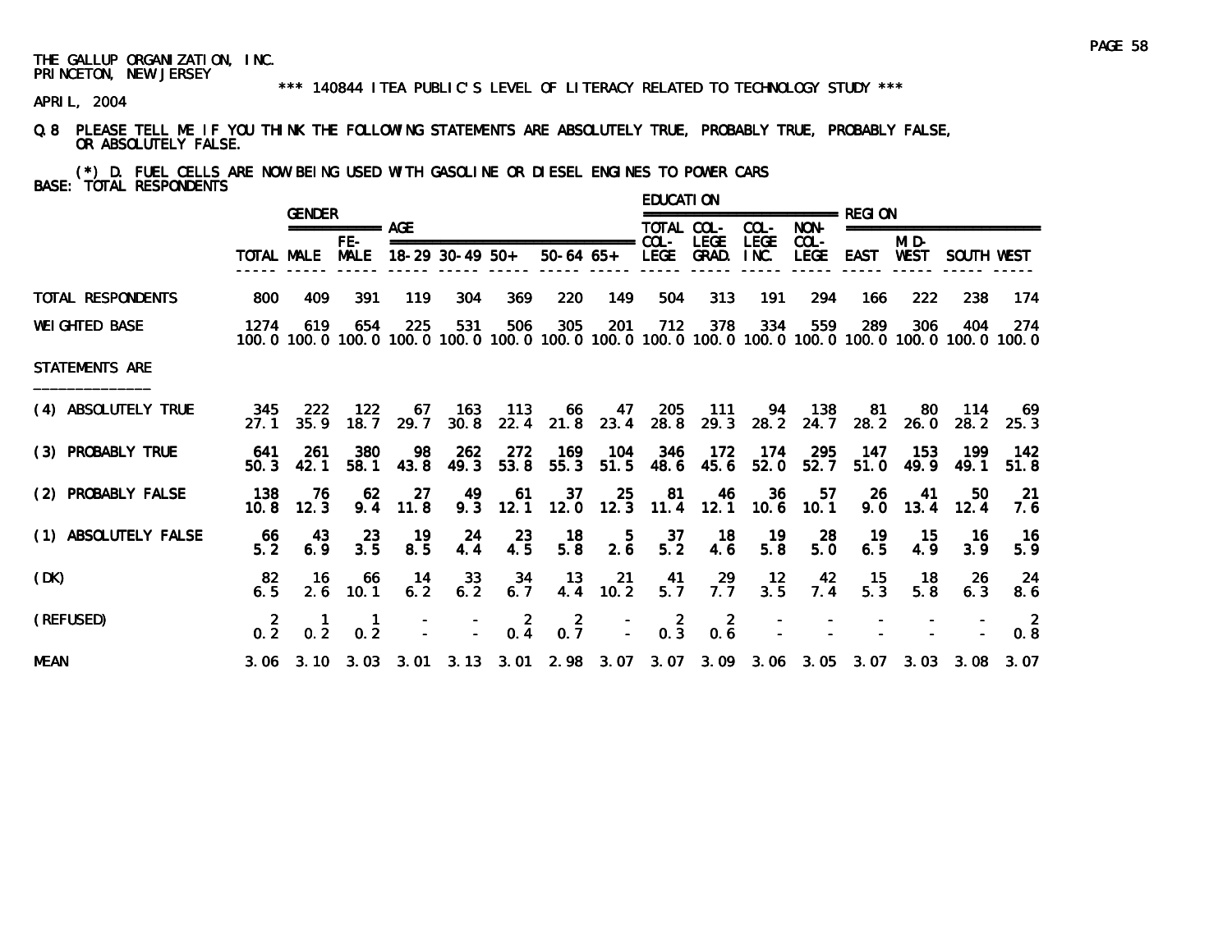THE GALLUP ORGANIZATION, INC.
PRINCETON, NEW JERSEY

\*\*\* 140844 ITEA PUBLIC'S LEVEL OF LITERACY RELATED TO TECHNOLOGY STUDY \*\*\*

APRIL, 2004

Q.8 PLEASE TELL ME IF YOU THINK THE FOLLOWING STATEMENTS ARE ABSOLUTELY TRUE, PROBABLY TRUE, PROBABLY FALSE, OR ABSOLUTELY FALSE.

(*) D. FUEL CELLS ARE NOW BEING USED WITH GASOLINE OR DIESEL ENGINES TO POWER CARS

BASE: TOTAL RESPONDENTS

| | | GENDER | | AGE | | | | | EDUCATION | | | | REGION | | | |
|---|---|---|---|---|---|---|---|---|---|---|---|---|---|---|---|---|
| | TOTAL | MALE | FE-MALE | 18-29 | 30-49 | 50+ | 50-64 | 65+ | TOTAL COL-LEGE | COL-LEGE GRAD. | COL-LEGE INC. | NON-COL-LEGE | EAST | MID-WEST | SOUTH | WEST |
| TOTAL RESPONDENTS | 800 | 409 | 391 | 119 | 304 | 369 | 220 | 149 | 504 | 313 | 191 | 294 | 166 | 222 | 238 | 174 |
| WEIGHTED BASE | 1274 | 619 | 654 | 225 | 531 | 506 | 305 | 201 | 712 | 378 | 334 | 559 | 289 | 306 | 404 | 274 |
| | 100.0 | 100.0 | 100.0 | 100.0 | 100.0 | 100.0 | 100.0 | 100.0 | 100.0 | 100.0 | 100.0 | 100.0 | 100.0 | 100.0 | 100.0 | 100.0 |
| STATEMENTS ARE | | | | | | | | | | | | | | | | |
| (4) ABSOLUTELY TRUE | 345 | 222 | 122 | 67 | 163 | 113 | 66 | 47 | 205 | 111 | 94 | 138 | 81 | 80 | 114 | 69 |
| | 27.1 | 35.9 | 18.7 | 29.7 | 30.8 | 22.4 | 21.8 | 23.4 | 28.8 | 29.3 | 28.2 | 24.7 | 28.2 | 26.0 | 28.2 | 25.3 |
| (3) PROBABLY TRUE | 641 | 261 | 380 | 98 | 262 | 272 | 169 | 104 | 346 | 172 | 174 | 295 | 147 | 153 | 199 | 142 |
| | 50.3 | 42.1 | 58.1 | 43.8 | 49.3 | 53.8 | 55.3 | 51.5 | 48.6 | 45.6 | 52.0 | 52.7 | 51.0 | 49.9 | 49.1 | 51.8 |
| (2) PROBABLY FALSE | 138 | 76 | 62 | 27 | 49 | 61 | 37 | 25 | 81 | 46 | 36 | 57 | 26 | 41 | 50 | 21 |
| | 10.8 | 12.3 | 9.4 | 11.8 | 9.3 | 12.1 | 12.0 | 12.3 | 11.4 | 12.1 | 10.6 | 10.1 | 9.0 | 13.4 | 12.4 | 7.6 |
| (1) ABSOLUTELY FALSE | 66 | 43 | 23 | 19 | 24 | 23 | 18 | 5 | 37 | 18 | 19 | 28 | 19 | 15 | 16 | 16 |
| | 5.2 | 6.9 | 3.5 | 8.5 | 4.4 | 4.5 | 5.8 | 2.6 | 5.2 | 4.6 | 5.8 | 5.0 | 6.5 | 4.9 | 3.9 | 5.9 |
| (DK) | 82 | 16 | 66 | 14 | 33 | 34 | 13 | 21 | 41 | 29 | 12 | 42 | 15 | 18 | 26 | 24 |
| | 6.5 | 2.6 | 10.1 | 6.2 | 6.2 | 6.7 | 4.4 | 10.2 | 5.7 | 7.7 | 3.5 | 7.4 | 5.3 | 5.8 | 6.3 | 8.6 |
| (REFUSED) | 2 | 1 | 1 | - | - | 2 | 2 | - | 2 | 2 | - | - | - | - | - | 2 |
| | 0.2 | 0.2 | 0.2 | - | - | 0.4 | 0.7 | - | 0.3 | 0.6 | - | - | - | - | - | 0.8 |
| MEAN | 3.06 | 3.10 | 3.03 | 3.01 | 3.13 | 3.01 | 2.98 | 3.07 | 3.07 | 3.09 | 3.06 | 3.05 | 3.07 | 3.03 | 3.08 | 3.07 |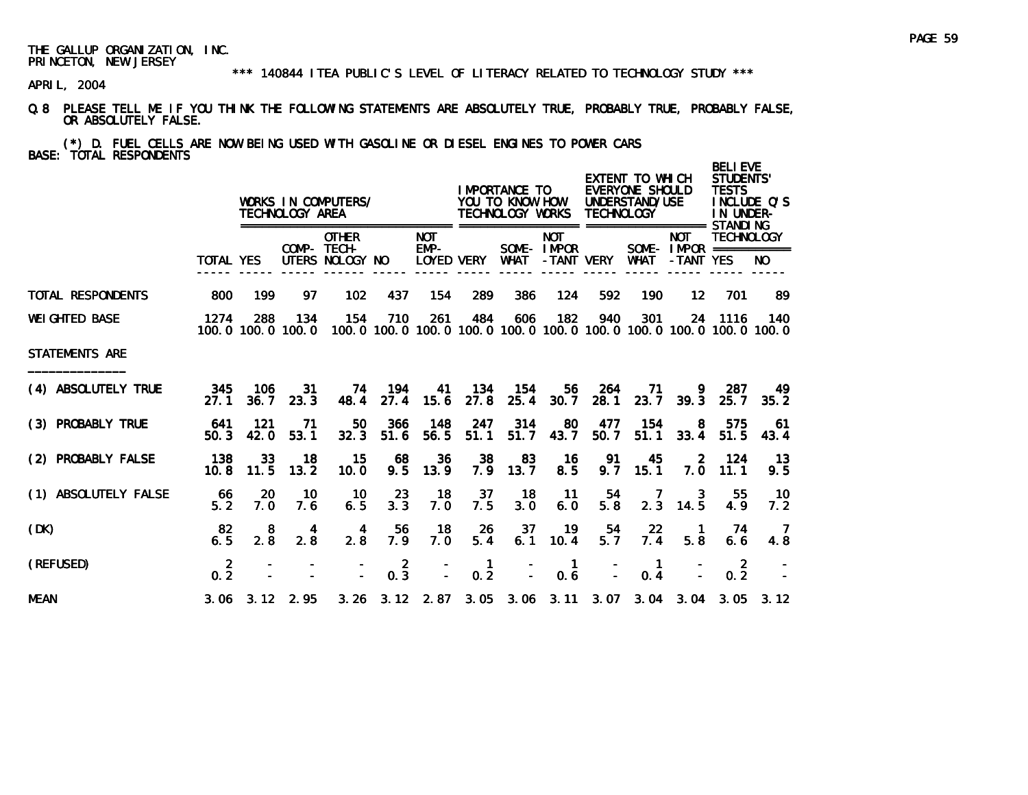THE GALLUP ORGANIZATION, INC.
PRINCETON, NEW JERSEY

*** 140844 ITEA PUBLIC'S LEVEL OF LITERACY RELATED TO TECHNOLOGY STUDY ***

APRIL, 2004

Q.8 PLEASE TELL ME IF YOU THINK THE FOLLOWING STATEMENTS ARE ABSOLUTELY TRUE, PROBABLY TRUE, PROBABLY FALSE, OR ABSOLUTELY FALSE.

(*) D. FUEL CELLS ARE NOW BEING USED WITH GASOLINE OR DIESEL ENGINES TO POWER CARS

BASE: TOTAL RESPONDENTS

| | | WORKS IN COMPUTERS/ TECHNOLOGY AREA | | | | | IMPORTANCE TO YOU TO KNOW HOW TECHNOLOGY WORKS | | | EXTENT TO WHICH EVERYONE SHOULD UNDERSTAND/USE TECHNOLOGY | | | BELIEVE STUDENTS' TESTS INCLUDE Q'S IN UNDER-STANDING TECHNOLOGY | |
|---|---|---|---|---|---|---|---|---|---|---|---|---|---|---|
| | TOTAL | YES | COMP-UTERS | OTHER TECH-NOLOGY | NO | NOT EMP-LOYED | VERY | SOME-WHAT | NOT IMPOR-TANT | VERY | SOME-WHAT | NOT IMPOR-TANT | YES | NO |
| TOTAL RESPONDENTS | 800 | 199 | 97 | 102 | 437 | 154 | 289 | 386 | 124 | 592 | 190 | 12 | 701 | 89 |
| WEIGHTED BASE | 1274 | 288 | 134 | 154 | 710 | 261 | 484 | 606 | 182 | 940 | 301 | 24 | 1116 | 140 |
| | 100.0 | 100.0 | 100.0 | 100.0 | 100.0 | 100.0 | 100.0 | 100.0 | 100.0 | 100.0 | 100.0 | 100.0 | 100.0 | 100.0 |
| STATEMENTS ARE | | | | | | | | | | | | | | |
| (4) ABSOLUTELY TRUE | 345 | 106 | 31 | 74 | 194 | 41 | 134 | 154 | 56 | 264 | 71 | 9 | 287 | 49 |
| | 27.1 | 36.7 | 23.3 | 48.4 | 27.4 | 15.6 | 27.8 | 25.4 | 30.7 | 28.1 | 23.7 | 39.3 | 25.7 | 35.2 |
| (3) PROBABLY TRUE | 641 | 121 | 71 | 50 | 366 | 148 | 247 | 314 | 80 | 477 | 154 | 8 | 575 | 61 |
| | 50.3 | 42.0 | 53.1 | 32.3 | 51.6 | 56.5 | 51.1 | 51.7 | 43.7 | 50.7 | 51.1 | 33.4 | 51.5 | 43.4 |
| (2) PROBABLY FALSE | 138 | 33 | 18 | 15 | 68 | 36 | 38 | 83 | 16 | 91 | 45 | 2 | 124 | 13 |
| | 10.8 | 11.5 | 13.2 | 10.0 | 9.5 | 13.9 | 7.9 | 13.7 | 8.5 | 9.7 | 15.1 | 7.0 | 11.1 | 9.5 |
| (1) ABSOLUTELY FALSE | 66 | 20 | 10 | 10 | 23 | 18 | 37 | 18 | 11 | 54 | 7 | 3 | 55 | 10 |
| | 5.2 | 7.0 | 7.6 | 6.5 | 3.3 | 7.0 | 7.5 | 3.0 | 6.0 | 5.8 | 2.3 | 14.5 | 4.9 | 7.2 |
| (DK) | 82 | 8 | 4 | 4 | 56 | 18 | 26 | 37 | 19 | 54 | 22 | 1 | 74 | 7 |
| | 6.5 | 2.8 | 2.8 | 2.8 | 7.9 | 7.0 | 5.4 | 6.1 | 10.4 | 5.7 | 7.4 | 5.8 | 6.6 | 4.8 |
| (REFUSED) | 2 | - | - | - | 2 | - | 1 | - | 1 | - | 1 | - | 2 | - |
| | 0.2 | - | - | - | 0.3 | - | 0.2 | - | 0.6 | - | 0.4 | - | 0.2 | - |
| MEAN | 3.06 | 3.12 | 2.95 | 3.26 | 3.12 | 2.87 | 3.05 | 3.06 | 3.11 | 3.07 | 3.04 | 3.04 | 3.05 | 3.12 |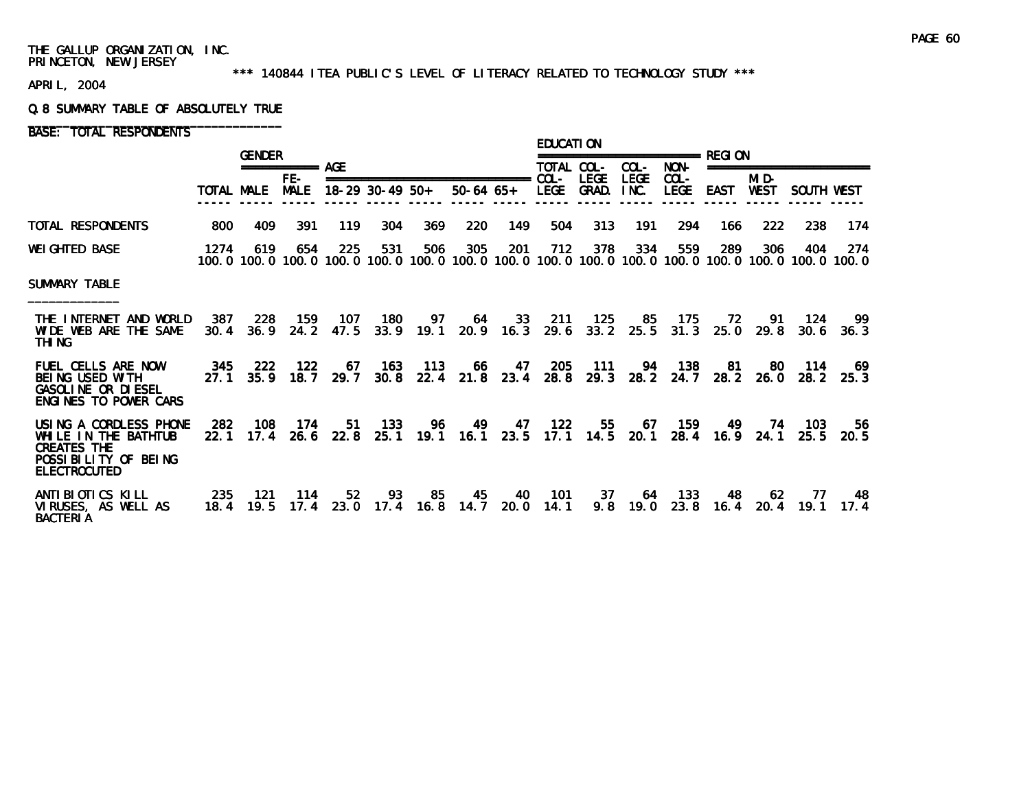THE GALLUP ORGANIZATION, INC.
PRINCETON, NEW JERSEY

\*\*\* 140844 ITEA PUBLIC'S LEVEL OF LITERACY RELATED TO TECHNOLOGY STUDY \*\*\*

APRIL, 2004

Q.8 SUMMARY TABLE OF ABSOLUTELY TRUE

BASE: TOTAL RESPONDENTS

| | | GENDER | | AGE | | | | | EDUCATION | | | | REGION | | | |
|---|---|---|---|---|---|---|---|---|---|---|---|---|---|---|---|---|
| | TOTAL | MALE | FE-MALE | 18-29 | 30-49 | 50+ | 50-64 | 65+ | TOTAL COL-LEGE | COL-LEGE GRAD. | COL-LEGE INC. | NON-COL-LEGE | EAST | MID-WEST | SOUTH | WEST |
| TOTAL RESPONDENTS | 800 | 409 | 391 | 119 | 304 | 369 | 220 | 149 | 504 | 313 | 191 | 294 | 166 | 222 | 238 | 174 |
| WEIGHTED BASE | 1274 | 619 | 654 | 225 | 531 | 506 | 305 | 201 | 712 | 378 | 334 | 559 | 289 | 306 | 404 | 274 |
| | 100.0 | 100.0 | 100.0 | 100.0 | 100.0 | 100.0 | 100.0 | 100.0 | 100.0 | 100.0 | 100.0 | 100.0 | 100.0 | 100.0 | 100.0 | 100.0 |
| SUMMARY TABLE | | | | | | | | | | | | | | | | |
| THE INTERNET AND WORLD WIDE WEB ARE THE SAME THING | 387 | 228 | 159 | 107 | 180 | 97 | 64 | 33 | 211 | 125 | 85 | 175 | 72 | 91 | 124 | 99 |
| | 30.4 | 36.9 | 24.2 | 47.5 | 33.9 | 19.1 | 20.9 | 16.3 | 29.6 | 33.2 | 25.5 | 31.3 | 25.0 | 29.8 | 30.6 | 36.3 |
| FUEL CELLS ARE NOW BEING USED WITH GASOLINE OR DIESEL ENGINES TO POWER CARS | 345 | 222 | 122 | 67 | 163 | 113 | 66 | 47 | 205 | 111 | 94 | 138 | 81 | 80 | 114 | 69 |
| | 27.1 | 35.9 | 18.7 | 29.7 | 30.8 | 22.4 | 21.8 | 23.4 | 28.8 | 29.3 | 28.2 | 24.7 | 28.2 | 26.0 | 28.2 | 25.3 |
| USING A CORDLESS PHONE WHILE IN THE BATHTUB CREATES THE POSSIBILITY OF BEING ELECTROCUTED | 282 | 108 | 174 | 51 | 133 | 96 | 49 | 47 | 122 | 55 | 67 | 159 | 49 | 74 | 103 | 56 |
| | 22.1 | 17.4 | 26.6 | 22.8 | 25.1 | 19.1 | 16.1 | 23.5 | 17.1 | 14.5 | 20.1 | 28.4 | 16.9 | 24.1 | 25.5 | 20.5 |
| ANTIBIOTICS KILL VIRUSES, AS WELL AS BACTERIA | 235 | 121 | 114 | 52 | 93 | 85 | 45 | 40 | 101 | 37 | 64 | 133 | 48 | 62 | 77 | 48 |
| | 18.4 | 19.5 | 17.4 | 23.0 | 17.4 | 16.8 | 14.7 | 20.0 | 14.1 | 9.8 | 19.0 | 23.8 | 16.4 | 20.4 | 19.1 | 17.4 |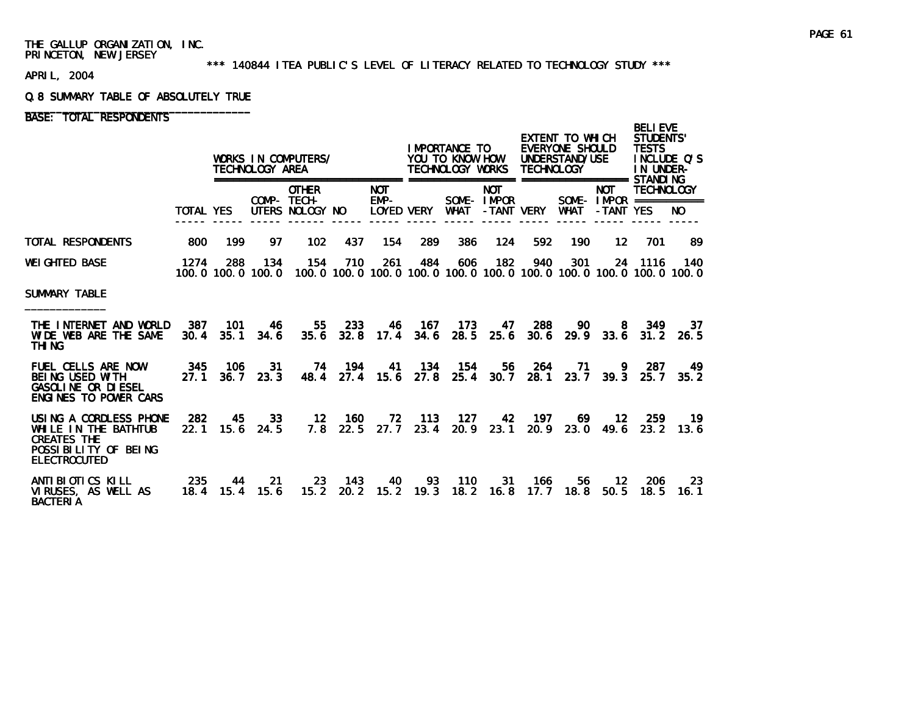THE GALLUP ORGANIZATION, INC.
PRINCETON, NEW JERSEY

\*\*\* 140844 ITEA PUBLIC'S LEVEL OF LITERACY RELATED TO TECHNOLOGY STUDY \*\*\*

APRIL, 2004

Q.8 SUMMARY TABLE OF ABSOLUTELY TRUE

BASE: TOTAL RESPONDENTS

| | | WORKS IN COMPUTERS/ TECHNOLOGY AREA | | | | | IMPORTANCE TO YOU TO KNOW HOW TECHNOLOGY WORKS | | | EXTENT TO WHICH EVERYONE SHOULD UNDERSTAND/USE TECHNOLOGY | | | BELIEVE STUDENTS' TESTS INCLUDE Q'S IN UNDER-STANDING TECHNOLOGY | |
|---|---|---|---|---|---|---|---|---|---|---|---|---|---|---|
| | TOTAL | YES | COMP-UTERS | OTHER TECH-NOLOGY | NO | NOT EMP-LOYED | VERY | SOME-WHAT | NOT IMPOR-TANT | VERY | SOME-WHAT | NOT IMPOR-TANT | YES | NO |
| TOTAL RESPONDENTS | 800 | 199 | 97 | 102 | 437 | 154 | 289 | 386 | 124 | 592 | 190 | 12 | 701 | 89 |
| WEIGHTED BASE | 1274 | 288 | 134 | 154 | 710 | 261 | 484 | 606 | 182 | 940 | 301 | 24 | 1116 | 140 |
| | 100.0 | 100.0 | 100.0 | 100.0 | 100.0 | 100.0 | 100.0 | 100.0 | 100.0 | 100.0 | 100.0 | 100.0 | 100.0 | 100.0 |
| SUMMARY TABLE | | | | | | | | | | | | | | |
| THE INTERNET AND WORLD WIDE WEB ARE THE SAME THING | 387 | 101 | 46 | 55 | 233 | 46 | 167 | 173 | 47 | 288 | 90 | 8 | 349 | 37 |
| | 30.4 | 35.1 | 34.6 | 35.6 | 32.8 | 17.4 | 34.6 | 28.5 | 25.6 | 30.6 | 29.9 | 33.6 | 31.2 | 26.5 |
| FUEL CELLS ARE NOW BEING USED WITH GASOLINE OR DIESEL ENGINES TO POWER CARS | 345 | 106 | 31 | 74 | 194 | 41 | 134 | 154 | 56 | 264 | 71 | 9 | 287 | 49 |
| | 27.1 | 36.7 | 23.3 | 48.4 | 27.4 | 15.6 | 27.8 | 25.4 | 30.7 | 28.1 | 23.7 | 39.3 | 25.7 | 35.2 |
| USING A CORDLESS PHONE WHILE IN THE BATHTUB CREATES THE POSSIBILITY OF BEING ELECTROCUTED | 282 | 45 | 33 | 12 | 160 | 72 | 113 | 127 | 42 | 197 | 69 | 12 | 259 | 19 |
| | 22.1 | 15.6 | 24.5 | 7.8 | 22.5 | 27.7 | 23.4 | 20.9 | 23.1 | 20.9 | 23.0 | 49.6 | 23.2 | 13.6 |
| ANTIBIOTICS KILL VIRUSES, AS WELL AS BACTERIA | 235 | 44 | 21 | 23 | 143 | 40 | 93 | 110 | 31 | 166 | 56 | 12 | 206 | 23 |
| | 18.4 | 15.4 | 15.6 | 15.2 | 20.2 | 15.2 | 19.3 | 18.2 | 16.8 | 17.7 | 18.8 | 50.5 | 18.5 | 16.1 |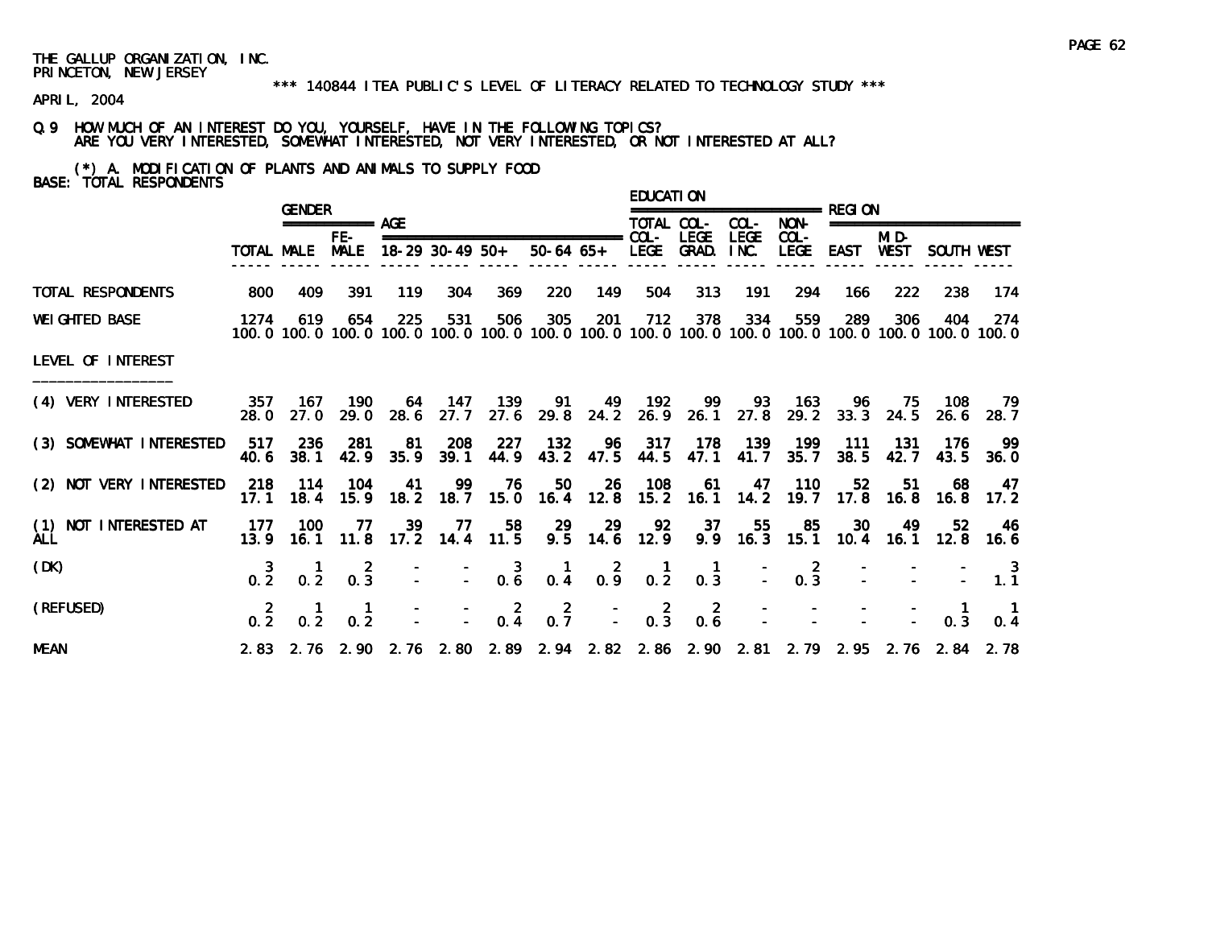THE GALLUP ORGANIZATION, INC.
PRINCETON, NEW JERSEY

*** 140844 ITEA PUBLIC'S LEVEL OF LITERACY RELATED TO TECHNOLOGY STUDY ***

APRIL, 2004

Q.9 HOW MUCH OF AN INTEREST DO YOU, YOURSELF, HAVE IN THE FOLLOWING TOPICS?
ARE YOU VERY INTERESTED, SOMEWHAT INTERESTED, NOT VERY INTERESTED, OR NOT INTERESTED AT ALL?

(*) A. MODIFICATION OF PLANTS AND ANIMALS TO SUPPLY FOOD
BASE: TOTAL RESPONDENTS

| | | GENDER | | AGE | | | | | EDUCATION | | | | REGION | | | |
|---|---|---|---|---|---|---|---|---|---|---|---|---|---|---|---|---|
| | TOTAL | MALE | FE-MALE | 18-29 | 30-49 | 50+ | 50-64 | 65+ | TOTAL COL-LEGE | COL-LEGE GRAD. | COL-LEGE INC. | NON-COL-LEGE | EAST | MID-WEST | SOUTH | WEST |
| TOTAL RESPONDENTS | 800 | 409 | 391 | 119 | 304 | 369 | 220 | 149 | 504 | 313 | 191 | 294 | 166 | 222 | 238 | 174 |
| WEIGHTED BASE | 1274 | 619 | 654 | 225 | 531 | 506 | 305 | 201 | 712 | 378 | 334 | 559 | 289 | 306 | 404 | 274 |
| | 100.0 | 100.0 | 100.0 | 100.0 | 100.0 | 100.0 | 100.0 | 100.0 | 100.0 | 100.0 | 100.0 | 100.0 | 100.0 | 100.0 | 100.0 | 100.0 |
| LEVEL OF INTEREST | | | | | | | | | | | | | | | | |
| (4) VERY INTERESTED | 357 | 167 | 190 | 64 | 147 | 139 | 91 | 49 | 192 | 99 | 93 | 163 | 96 | 75 | 108 | 79 |
| | 28.0 | 27.0 | 29.0 | 28.6 | 27.7 | 27.6 | 29.8 | 24.2 | 26.9 | 26.1 | 27.8 | 29.2 | 33.3 | 24.5 | 26.6 | 28.7 |
| (3) SOMEWHAT INTERESTED | 517 | 236 | 281 | 81 | 208 | 227 | 132 | 96 | 317 | 178 | 139 | 199 | 111 | 131 | 176 | 99 |
| | 40.6 | 38.1 | 42.9 | 35.9 | 39.1 | 44.9 | 43.2 | 47.5 | 44.5 | 47.1 | 41.7 | 35.7 | 38.5 | 42.7 | 43.5 | 36.0 |
| (2) NOT VERY INTERESTED | 218 | 114 | 104 | 41 | 99 | 76 | 50 | 26 | 108 | 61 | 47 | 110 | 52 | 51 | 68 | 47 |
| | 17.1 | 18.4 | 15.9 | 18.2 | 18.7 | 15.0 | 16.4 | 12.8 | 15.2 | 16.1 | 14.2 | 19.7 | 17.8 | 16.8 | 16.8 | 17.2 |
| (1) NOT INTERESTED AT ALL | 177 | 100 | 77 | 39 | 77 | 58 | 29 | 29 | 92 | 37 | 55 | 85 | 30 | 49 | 52 | 46 |
| | 13.9 | 16.1 | 11.8 | 17.2 | 14.4 | 11.5 | 9.5 | 14.6 | 12.9 | 9.9 | 16.3 | 15.1 | 10.4 | 16.1 | 12.8 | 16.6 |
| (DK) | 3 | 1 | 2 | - | - | 3 | 1 | 2 | 1 | 1 | - | 2 | - | - | - | 3 |
| | 0.2 | 0.2 | 0.3 | - | - | 0.6 | 0.4 | 0.9 | 0.2 | 0.3 | - | 0.3 | - | - | - | 1.1 |
| (REFUSED) | 2 | 1 | 1 | - | - | 2 | 2 | - | 2 | 2 | - | - | - | - | 1 | 1 |
| | 0.2 | 0.2 | 0.2 | - | - | 0.4 | 0.7 | - | 0.3 | 0.6 | - | - | - | - | 0.3 | 0.4 |
| MEAN | 2.83 | 2.76 | 2.90 | 2.76 | 2.80 | 2.89 | 2.94 | 2.82 | 2.86 | 2.90 | 2.81 | 2.79 | 2.95 | 2.76 | 2.84 | 2.78 |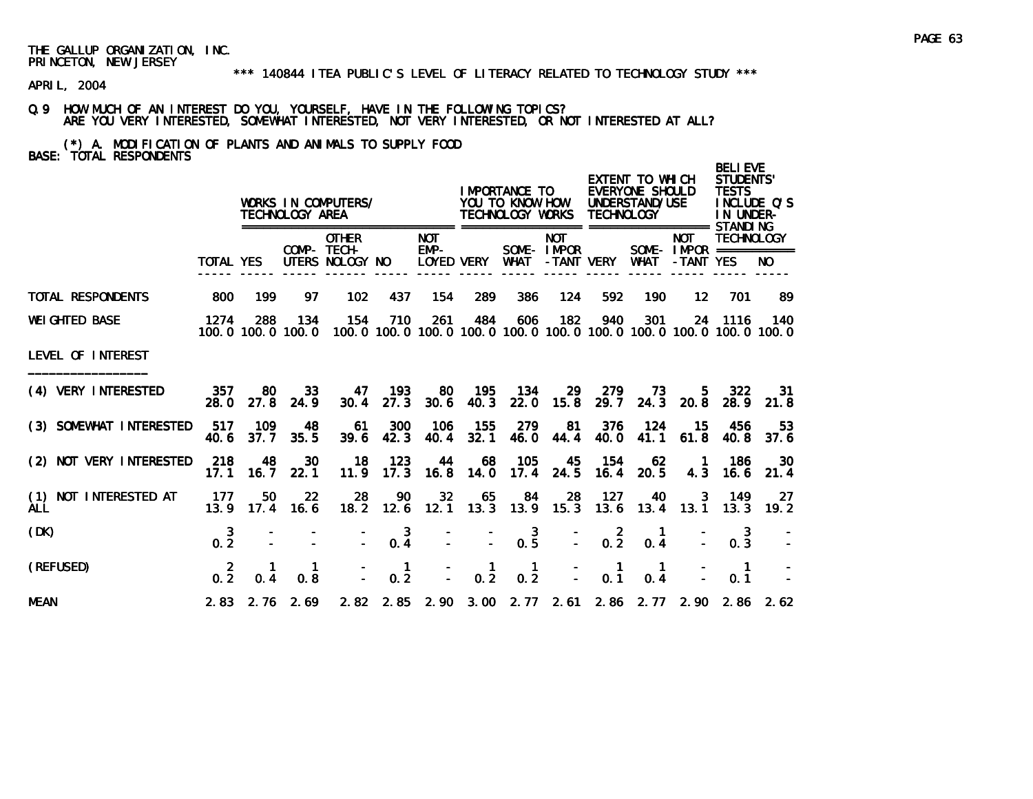THE GALLUP ORGANIZATION, INC.
PRINCETON, NEW JERSEY

*** 140844 ITEA PUBLIC'S LEVEL OF LITERACY RELATED TO TECHNOLOGY STUDY ***

APRIL, 2004

Q.9 HOW MUCH OF AN INTEREST DO YOU, YOURSELF, HAVE IN THE FOLLOWING TOPICS?
ARE YOU VERY INTERESTED, SOMEWHAT INTERESTED, NOT VERY INTERESTED, OR NOT INTERESTED AT ALL?

(*) A. MODIFICATION OF PLANTS AND ANIMALS TO SUPPLY FOOD

BASE: TOTAL RESPONDENTS

| | | WORKS IN COMPUTERS/ TECHNOLOGY AREA | | | | | IMPORTANCE TO YOU TO KNOW HOW TECHNOLOGY WORKS | | | EXTENT TO WHICH EVERYONE SHOULD UNDERSTAND/USE TECHNOLOGY | | | BELIEVE STUDENTS' TESTS INCLUDE Q'S IN UNDER-STANDING TECHNOLOGY | |
|---|---|---|---|---|---|---|---|---|---|---|---|---|---|---|
| | TOTAL | YES | COMP-UTERS | OTHER TECH-NOLOGY | NO | NOT EMP-LOYED | VERY | SOME-WHAT | NOT IMPOR-TANT | VERY | SOME-WHAT | NOT IMPOR-TANT | YES | NO |
| TOTAL RESPONDENTS | 800 | 199 | 97 | 102 | 437 | 154 | 289 | 386 | 124 | 592 | 190 | 12 | 701 | 89 |
| WEIGHTED BASE | 1274 | 288 | 134 | 154 | 710 | 261 | 484 | 606 | 182 | 940 | 301 | 24 | 1116 | 140 |
| | 100.0 | 100.0 | 100.0 | 100.0 | 100.0 | 100.0 | 100.0 | 100.0 | 100.0 | 100.0 | 100.0 | 100.0 | 100.0 | 100.0 |
| LEVEL OF INTEREST | | | | | | | | | | | | | | |
| (4) VERY INTERESTED | 357 | 80 | 33 | 47 | 193 | 80 | 195 | 134 | 29 | 279 | 73 | 5 | 322 | 31 |
| | 28.0 | 27.8 | 24.9 | 30.4 | 27.3 | 30.6 | 40.3 | 22.0 | 15.8 | 29.7 | 24.3 | 20.8 | 28.9 | 21.8 |
| (3) SOMEWHAT INTERESTED | 517 | 109 | 48 | 61 | 300 | 106 | 155 | 279 | 81 | 376 | 124 | 15 | 456 | 53 |
| | 40.6 | 37.7 | 35.5 | 39.6 | 42.3 | 40.4 | 32.1 | 46.0 | 44.4 | 40.0 | 41.1 | 61.8 | 40.8 | 37.6 |
| (2) NOT VERY INTERESTED | 218 | 48 | 30 | 18 | 123 | 44 | 68 | 105 | 45 | 154 | 62 | 1 | 186 | 30 |
| | 17.1 | 16.7 | 22.1 | 11.9 | 17.3 | 16.8 | 14.0 | 17.4 | 24.5 | 16.4 | 20.5 | 4.3 | 16.6 | 21.4 |
| (1) NOT INTERESTED AT ALL | 177 | 50 | 22 | 28 | 90 | 32 | 65 | 84 | 28 | 127 | 40 | 3 | 149 | 27 |
| | 13.9 | 17.4 | 16.6 | 18.2 | 12.6 | 12.1 | 13.3 | 13.9 | 15.3 | 13.6 | 13.4 | 13.1 | 13.3 | 19.2 |
| (DK) | 3 | - | - | - | 3 | - | - | 3 | - | 2 | 1 | - | 3 | - |
| | 0.2 | - | - | - | 0.4 | - | - | 0.5 | - | 0.2 | 0.4 | - | 0.3 | - |
| (REFUSED) | 2 | 1 | 1 | - | 1 | - | 1 | 1 | - | 1 | 1 | - | 1 | - |
| | 0.2 | 0.4 | 0.8 | - | 0.2 | - | 0.2 | 0.2 | - | 0.1 | 0.4 | - | 0.1 | - |
| MEAN | 2.83 | 2.76 | 2.69 | 2.82 | 2.85 | 2.90 | 3.00 | 2.77 | 2.61 | 2.86 | 2.77 | 2.90 | 2.86 | 2.62 |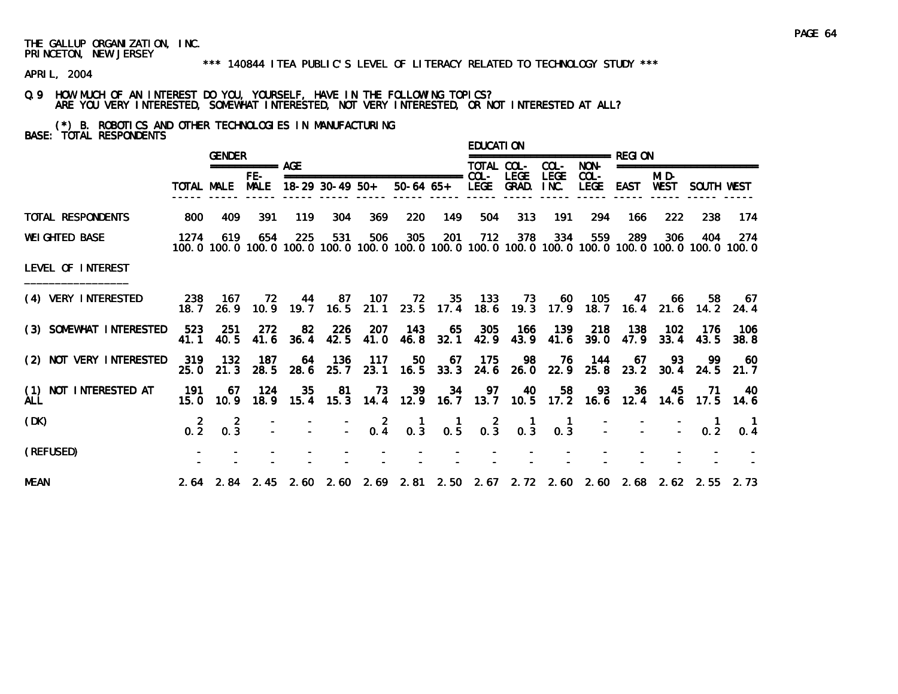THE GALLUP ORGANIZATION, INC.
PRINCETON, NEW JERSEY

*** 140844 ITEA PUBLIC'S LEVEL OF LITERACY RELATED TO TECHNOLOGY STUDY ***

APRIL, 2004

Q.9 HOW MUCH OF AN INTEREST DO YOU, YOURSELF, HAVE IN THE FOLLOWING TOPICS?
ARE YOU VERY INTERESTED, SOMEWHAT INTERESTED, NOT VERY INTERESTED, OR NOT INTERESTED AT ALL?

(*) B. ROBOTICS AND OTHER TECHNOLOGIES IN MANUFACTURING
BASE: TOTAL RESPONDENTS

| | | GENDER | | AGE | | | | | EDUCATION | | | | REGION | | | |
|---|---|---|---|---|---|---|---|---|---|---|---|---|---|---|---|---|
| | TOTAL | MALE | FE-MALE | 18-29 | 30-49 | 50+ | 50-64 | 65+ | TOTAL COL-LEGE | COL-LEGE GRAD. | COL-LEGE INC. | NON-COL-LEGE | EAST | MID-WEST | SOUTH | WEST |
| TOTAL RESPONDENTS | 800 | 409 | 391 | 119 | 304 | 369 | 220 | 149 | 504 | 313 | 191 | 294 | 166 | 222 | 238 | 174 |
| WEIGHTED BASE | 1274 | 619 | 654 | 225 | 531 | 506 | 305 | 201 | 712 | 378 | 334 | 559 | 289 | 306 | 404 | 274 |
| | 100.0 | 100.0 | 100.0 | 100.0 | 100.0 | 100.0 | 100.0 | 100.0 | 100.0 | 100.0 | 100.0 | 100.0 | 100.0 | 100.0 | 100.0 | 100.0 |
| LEVEL OF INTEREST | | | | | | | | | | | | | | | | |
| (4) VERY INTERESTED | 238 | 167 | 72 | 44 | 87 | 107 | 72 | 35 | 133 | 73 | 60 | 105 | 47 | 66 | 58 | 67 |
| | 18.7 | 26.9 | 10.9 | 19.7 | 16.5 | 21.1 | 23.5 | 17.4 | 18.6 | 19.3 | 17.9 | 18.7 | 16.4 | 21.6 | 14.2 | 24.4 |
| (3) SOMEWHAT INTERESTED | 523 | 251 | 272 | 82 | 226 | 207 | 143 | 65 | 305 | 166 | 139 | 218 | 138 | 102 | 176 | 106 |
| | 41.1 | 40.5 | 41.6 | 36.4 | 42.5 | 41.0 | 46.8 | 32.1 | 42.9 | 43.9 | 41.6 | 39.0 | 47.9 | 33.4 | 43.5 | 38.8 |
| (2) NOT VERY INTERESTED | 319 | 132 | 187 | 64 | 136 | 117 | 50 | 67 | 175 | 98 | 76 | 144 | 67 | 93 | 99 | 60 |
| | 25.0 | 21.3 | 28.5 | 28.6 | 25.7 | 23.1 | 16.5 | 33.3 | 24.6 | 26.0 | 22.9 | 25.8 | 23.2 | 30.4 | 24.5 | 21.7 |
| (1) NOT INTERESTED AT ALL | 191 | 67 | 124 | 35 | 81 | 73 | 39 | 34 | 97 | 40 | 58 | 93 | 36 | 45 | 71 | 40 |
| | 15.0 | 10.9 | 18.9 | 15.4 | 15.3 | 14.4 | 12.9 | 16.7 | 13.7 | 10.5 | 17.2 | 16.6 | 12.4 | 14.6 | 17.5 | 14.6 |
| (DK) | 2 | 2 | - | - | - | 2 | 1 | 1 | 2 | 1 | 1 | - | - | - | 1 | 1 |
| | 0.2 | 0.3 | - | - | - | 0.4 | 0.3 | 0.5 | 0.3 | 0.3 | 0.3 | - | - | - | 0.2 | 0.4 |
| (REFUSED) | - | - | - | - | - | - | - | - | - | - | - | - | - | - | - | - |
| | - | - | - | - | - | - | - | - | - | - | - | - | - | - | - | - |
| MEAN | 2.64 | 2.84 | 2.45 | 2.60 | 2.60 | 2.69 | 2.81 | 2.50 | 2.67 | 2.72 | 2.60 | 2.60 | 2.68 | 2.62 | 2.55 | 2.73 |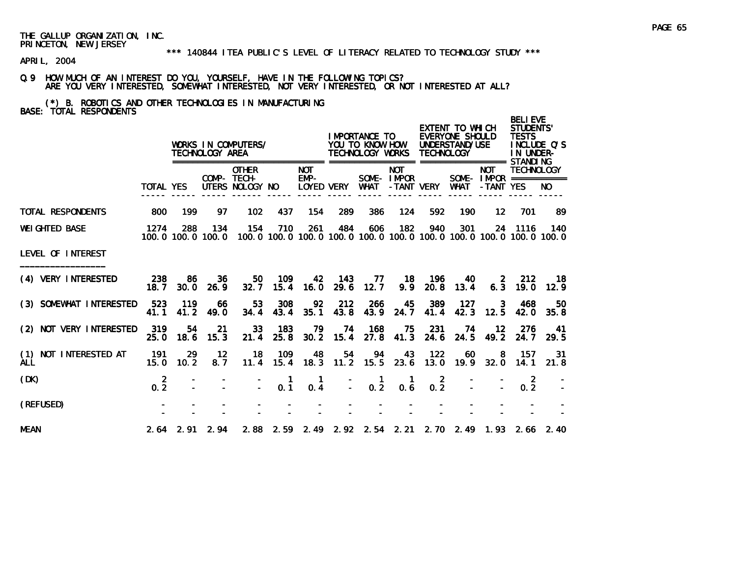THE GALLUP ORGANIZATION, INC.
PRINCETON, NEW JERSEY

*** 140844 ITEA PUBLIC'S LEVEL OF LITERACY RELATED TO TECHNOLOGY STUDY ***

APRIL, 2004

Q.9 HOW MUCH OF AN INTEREST DO YOU, YOURSELF, HAVE IN THE FOLLOWING TOPICS?
ARE YOU VERY INTERESTED, SOMEWHAT INTERESTED, NOT VERY INTERESTED, OR NOT INTERESTED AT ALL?

(*) B. ROBOTICS AND OTHER TECHNOLOGIES IN MANUFACTURING
BASE: TOTAL RESPONDENTS

| | | WORKS IN COMPUTERS/ TECHNOLOGY AREA | | | | | IMPORTANCE TO YOU TO KNOW HOW TECHNOLOGY WORKS | | | EXTENT TO WHICH EVERYONE SHOULD UNDERSTAND/USE TECHNOLOGY | | | BELIEVE STUDENTS' TESTS INCLUDE Q'S IN UNDER-STANDING TECHNOLOGY | |
|---|---|---|---|---|---|---|---|---|---|---|---|---|---|---|
| | TOTAL | YES | COMP-UTERS | OTHER TECH-NOLOGY | NO | NOT EMP-LOYED | VERY | SOME-WHAT | NOT IMPOR-TANT | VERY | SOME-WHAT | NOT IMPOR-TANT | YES | NO |
| TOTAL RESPONDENTS | 800 | 199 | 97 | 102 | 437 | 154 | 289 | 386 | 124 | 592 | 190 | 12 | 701 | 89 |
| WEIGHTED BASE | 1274 | 288 | 134 | 154 | 710 | 261 | 484 | 606 | 182 | 940 | 301 | 24 | 1116 | 140 |
| | 100.0 | 100.0 | 100.0 | 100.0 | 100.0 | 100.0 | 100.0 | 100.0 | 100.0 | 100.0 | 100.0 | 100.0 | 100.0 | 100.0 |
| LEVEL OF INTEREST | | | | | | | | | | | | | | |
| (4) VERY INTERESTED | 238 | 86 | 36 | 50 | 109 | 42 | 143 | 77 | 18 | 196 | 40 | 2 | 212 | 18 |
| | 18.7 | 30.0 | 26.9 | 32.7 | 15.4 | 16.0 | 29.6 | 12.7 | 9.9 | 20.8 | 13.4 | 6.3 | 19.0 | 12.9 |
| (3) SOMEWHAT INTERESTED | 523 | 119 | 66 | 53 | 308 | 92 | 212 | 266 | 45 | 389 | 127 | 3 | 468 | 50 |
| | 41.1 | 41.2 | 49.0 | 34.4 | 43.4 | 35.1 | 43.8 | 43.9 | 24.7 | 41.4 | 42.3 | 12.5 | 42.0 | 35.8 |
| (2) NOT VERY INTERESTED | 319 | 54 | 21 | 33 | 183 | 79 | 74 | 168 | 75 | 231 | 74 | 12 | 276 | 41 |
| | 25.0 | 18.6 | 15.3 | 21.4 | 25.8 | 30.2 | 15.4 | 27.8 | 41.3 | 24.6 | 24.5 | 49.2 | 24.7 | 29.5 |
| (1) NOT INTERESTED AT ALL | 191 | 29 | 12 | 18 | 109 | 48 | 54 | 94 | 43 | 122 | 60 | 8 | 157 | 31 |
| | 15.0 | 10.2 | 8.7 | 11.4 | 15.4 | 18.3 | 11.2 | 15.5 | 23.6 | 13.0 | 19.9 | 32.0 | 14.1 | 21.8 |
| (DK) | 2 | - | - | - | 1 | 1 | - | 1 | 1 | 2 | - | - | 2 | - |
| | 0.2 | - | - | - | 0.1 | 0.4 | - | 0.2 | 0.6 | 0.2 | - | - | 0.2 | - |
| (REFUSED) | - | - | - | - | - | - | - | - | - | - | - | - | - | - |
| | - | - | - | - | - | - | - | - | - | - | - | - | - | - |
| MEAN | 2.64 | 2.91 | 2.94 | 2.88 | 2.59 | 2.49 | 2.92 | 2.54 | 2.21 | 2.70 | 2.49 | 1.93 | 2.66 | 2.40 |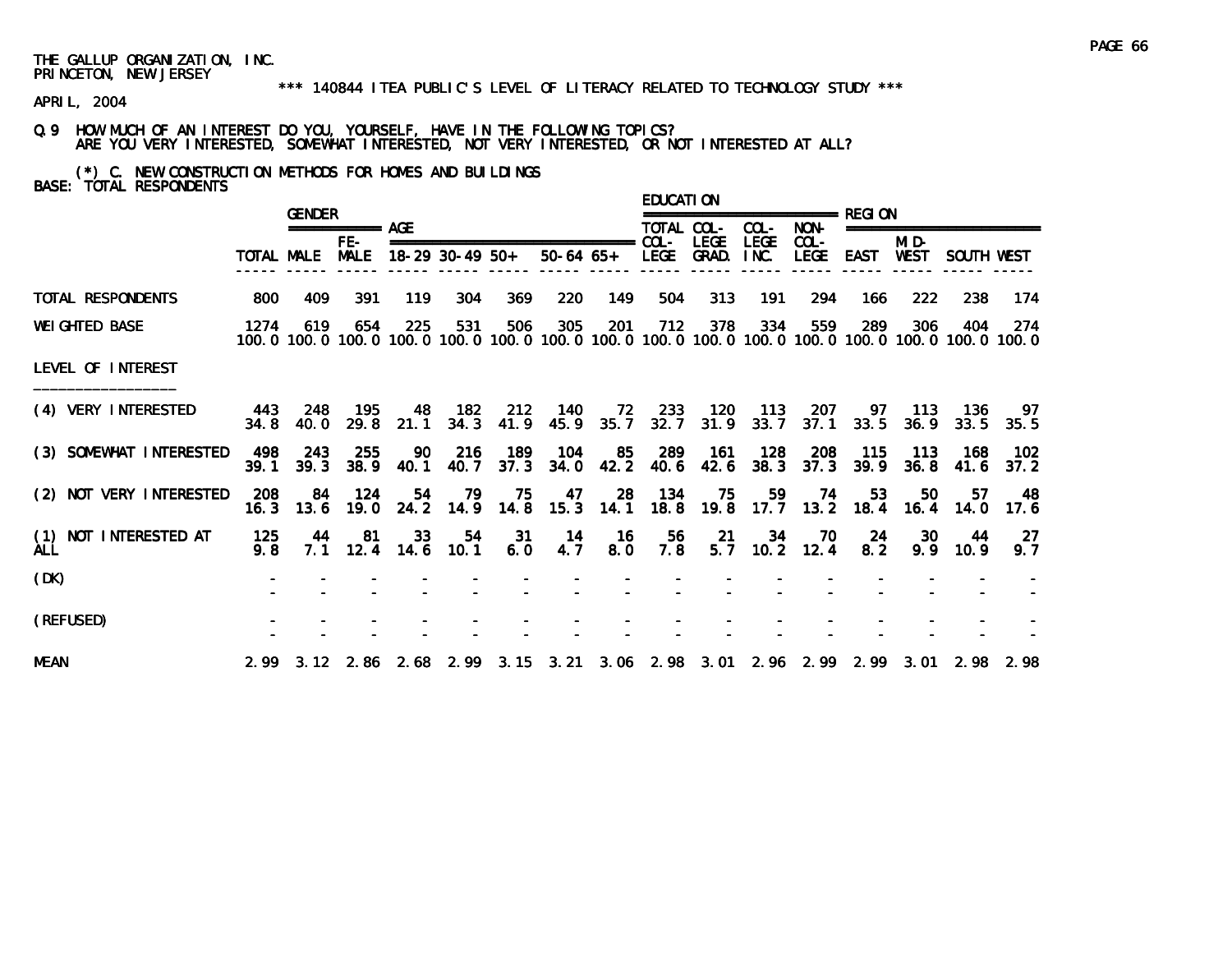THE GALLUP ORGANIZATION, INC.
PRINCETON, NEW JERSEY

*** 140844 ITEA PUBLIC'S LEVEL OF LITERACY RELATED TO TECHNOLOGY STUDY ***

APRIL, 2004

Q.9 HOW MUCH OF AN INTEREST DO YOU, YOURSELF, HAVE IN THE FOLLOWING TOPICS?
ARE YOU VERY INTERESTED, SOMEWHAT INTERESTED, NOT VERY INTERESTED, OR NOT INTERESTED AT ALL?

(*) C. NEW CONSTRUCTION METHODS FOR HOMES AND BUILDINGS
BASE: TOTAL RESPONDENTS

| | | GENDER | | AGE | | | | | EDUCATION | | | | REGION | | | |
|---|---|---|---|---|---|---|---|---|---|---|---|---|---|---|---|---|
| | TOTAL | MALE | FE-MALE | 18-29 | 30-49 | 50+ | 50-64 | 65+ | TOTAL COL-LEGE | COL-LEGE GRAD. | COL-LEGE INC. | NON-COL-LEGE | EAST | MID-WEST | SOUTH | WEST |
| TOTAL RESPONDENTS | 800 | 409 | 391 | 119 | 304 | 369 | 220 | 149 | 504 | 313 | 191 | 294 | 166 | 222 | 238 | 174 |
| WEIGHTED BASE | 1274 | 619 | 654 | 225 | 531 | 506 | 305 | 201 | 712 | 378 | 334 | 559 | 289 | 306 | 404 | 274 |
| | 100.0 | 100.0 | 100.0 | 100.0 | 100.0 | 100.0 | 100.0 | 100.0 | 100.0 | 100.0 | 100.0 | 100.0 | 100.0 | 100.0 | 100.0 | 100.0 |
| LEVEL OF INTEREST | | | | | | | | | | | | | | | | |
| (4) VERY INTERESTED | 443 | 248 | 195 | 48 | 182 | 212 | 140 | 72 | 233 | 120 | 113 | 207 | 97 | 113 | 136 | 97 |
| | 34.8 | 40.0 | 29.8 | 21.1 | 34.3 | 41.9 | 45.9 | 35.7 | 32.7 | 31.9 | 33.7 | 37.1 | 33.5 | 36.9 | 33.5 | 35.5 |
| (3) SOMEWHAT INTERESTED | 498 | 243 | 255 | 90 | 216 | 189 | 104 | 85 | 289 | 161 | 128 | 208 | 115 | 113 | 168 | 102 |
| | 39.1 | 39.3 | 38.9 | 40.1 | 40.7 | 37.3 | 34.0 | 42.2 | 40.6 | 42.6 | 38.3 | 37.3 | 39.9 | 36.8 | 41.6 | 37.2 |
| (2) NOT VERY INTERESTED | 208 | 84 | 124 | 54 | 79 | 75 | 47 | 28 | 134 | 75 | 59 | 74 | 53 | 50 | 57 | 48 |
| | 16.3 | 13.6 | 19.0 | 24.2 | 14.9 | 14.8 | 15.3 | 14.1 | 18.8 | 19.8 | 17.7 | 13.2 | 18.4 | 16.4 | 14.0 | 17.6 |
| (1) NOT INTERESTED AT ALL | 125 | 44 | 81 | 33 | 54 | 31 | 14 | 16 | 56 | 21 | 34 | 70 | 24 | 30 | 44 | 27 |
| | 9.8 | 7.1 | 12.4 | 14.6 | 10.1 | 6.0 | 4.7 | 8.0 | 7.8 | 5.7 | 10.2 | 12.4 | 8.2 | 9.9 | 10.9 | 9.7 |
| (DK) | - | - | - | - | - | - | - | - | - | - | - | - | - | - | - | - |
| | - | - | - | - | - | - | - | - | - | - | - | - | - | - | - | - |
| (REFUSED) | - | - | - | - | - | - | - | - | - | - | - | - | - | - | - | - |
| | - | - | - | - | - | - | - | - | - | - | - | - | - | - | - | - |
| MEAN | 2.99 | 3.12 | 2.86 | 2.68 | 2.99 | 3.15 | 3.21 | 3.06 | 2.98 | 3.01 | 2.96 | 2.99 | 2.99 | 3.01 | 2.98 | 2.98 |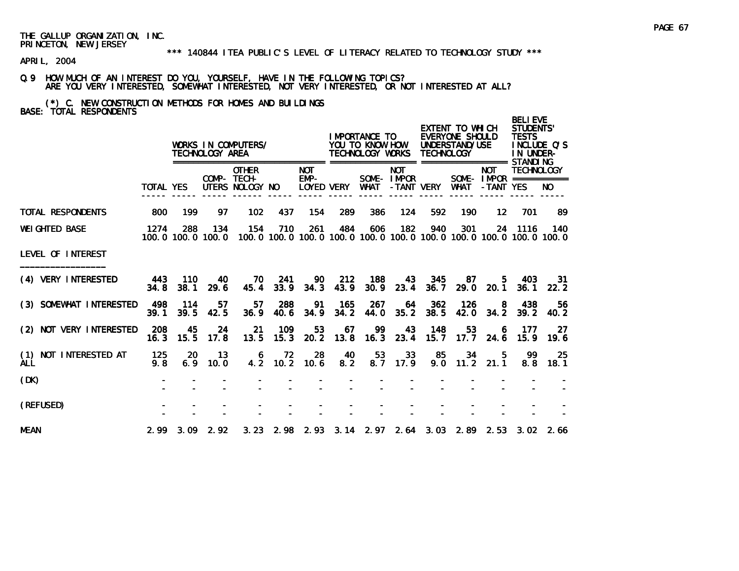THE GALLUP ORGANIZATION, INC.
PRINCETON, NEW JERSEY

*** 140844 ITEA PUBLIC'S LEVEL OF LITERACY RELATED TO TECHNOLOGY STUDY ***

APRIL, 2004

Q.9 HOW MUCH OF AN INTEREST DO YOU, YOURSELF, HAVE IN THE FOLLOWING TOPICS?
ARE YOU VERY INTERESTED, SOMEWHAT INTERESTED, NOT VERY INTERESTED, OR NOT INTERESTED AT ALL?

(*) C. NEW CONSTRUCTION METHODS FOR HOMES AND BUILDINGS
BASE: TOTAL RESPONDENTS

| | | WORKS IN COMPUTERS/ TECHNOLOGY AREA | | | | | IMPORTANCE TO YOU TO KNOW HOW TECHNOLOGY WORKS | | | EXTENT TO WHICH EVERYONE SHOULD UNDERSTAND/USE TECHNOLOGY | | | BELIEVE STUDENTS' TESTS INCLUDE Q'S IN UNDER-STANDING TECHNOLOGY | |
|---|---|---|---|---|---|---|---|---|---|---|---|---|---|---|
| | TOTAL | YES | COMP-UTERS | OTHER TECH-NOLOGY | NO | NOT EMP-LOYED | VERY | SOME-WHAT | NOT IMPOR-TANT | VERY | SOME-WHAT | NOT IMPOR-TANT | YES | NO |
| TOTAL RESPONDENTS | 800 | 199 | 97 | 102 | 437 | 154 | 289 | 386 | 124 | 592 | 190 | 12 | 701 | 89 |
| WEIGHTED BASE | 1274 | 288 | 134 | 154 | 710 | 261 | 484 | 606 | 182 | 940 | 301 | 24 | 1116 | 140 |
| | 100.0 | 100.0 | 100.0 | 100.0 | 100.0 | 100.0 | 100.0 | 100.0 | 100.0 | 100.0 | 100.0 | 100.0 | 100.0 | 100.0 |
| LEVEL OF INTEREST | | | | | | | | | | | | | | |
| (4) VERY INTERESTED | 443 | 110 | 40 | 70 | 241 | 90 | 212 | 188 | 43 | 345 | 87 | 5 | 403 | 31 |
| | 34.8 | 38.1 | 29.6 | 45.4 | 33.9 | 34.3 | 43.9 | 30.9 | 23.4 | 36.7 | 29.0 | 20.1 | 36.1 | 22.2 |
| (3) SOMEWHAT INTERESTED | 498 | 114 | 57 | 57 | 288 | 91 | 165 | 267 | 64 | 362 | 126 | 8 | 438 | 56 |
| | 39.1 | 39.5 | 42.5 | 36.9 | 40.6 | 34.9 | 34.2 | 44.0 | 35.2 | 38.5 | 42.0 | 34.2 | 39.2 | 40.2 |
| (2) NOT VERY INTERESTED | 208 | 45 | 24 | 21 | 109 | 53 | 67 | 99 | 43 | 148 | 53 | 6 | 177 | 27 |
| | 16.3 | 15.5 | 17.8 | 13.5 | 15.3 | 20.2 | 13.8 | 16.3 | 23.4 | 15.7 | 17.7 | 24.6 | 15.9 | 19.6 |
| (1) NOT INTERESTED AT ALL | 125 | 20 | 13 | 6 | 72 | 28 | 40 | 53 | 33 | 85 | 34 | 5 | 99 | 25 |
| | 9.8 | 6.9 | 10.0 | 4.2 | 10.2 | 10.6 | 8.2 | 8.7 | 17.9 | 9.0 | 11.2 | 21.1 | 8.8 | 18.1 |
| (DK) | - | - | - | - | - | - | - | - | - | - | - | - | - | - |
| | - | - | - | - | - | - | - | - | - | - | - | - | - | - |
| (REFUSED) | - | - | - | - | - | - | - | - | - | - | - | - | - | - |
| | - | - | - | - | - | - | - | - | - | - | - | - | - | - |
| MEAN | 2.99 | 3.09 | 2.92 | 3.23 | 2.98 | 2.93 | 3.14 | 2.97 | 2.64 | 3.03 | 2.89 | 2.53 | 3.02 | 2.66 |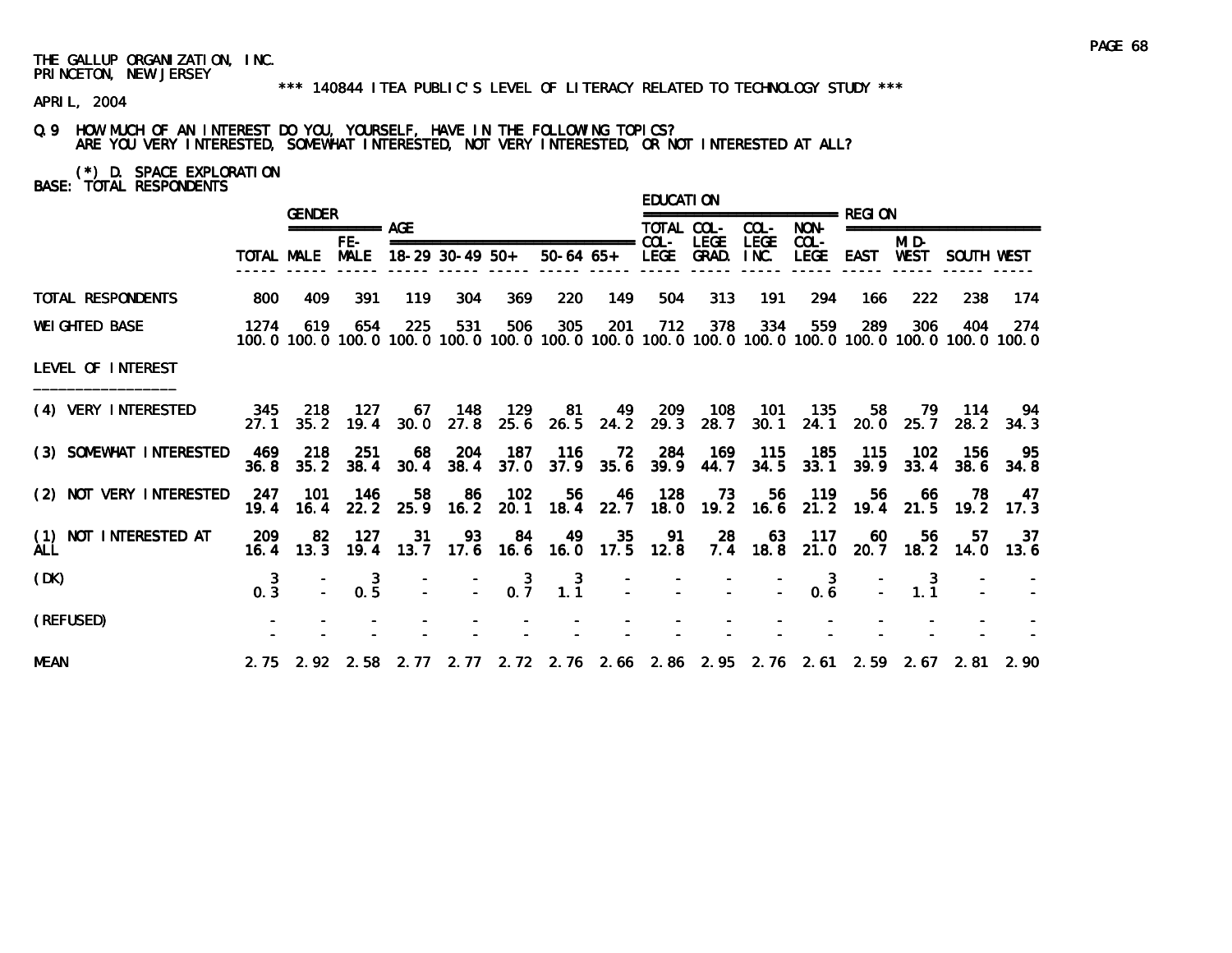THE GALLUP ORGANIZATION, INC.
PRINCETON, NEW JERSEY

\*\*\* 140844 ITEA PUBLIC'S LEVEL OF LITERACY RELATED TO TECHNOLOGY STUDY \*\*\*

APRIL, 2004

Q.9 HOW MUCH OF AN INTEREST DO YOU, YOURSELF, HAVE IN THE FOLLOWING TOPICS?
ARE YOU VERY INTERESTED, SOMEWHAT INTERESTED, NOT VERY INTERESTED, OR NOT INTERESTED AT ALL?

(*) D. SPACE EXPLORATION
BASE: TOTAL RESPONDENTS

| | | GENDER | | AGE | | | | | EDUCATION | | | | REGION | | | |
|---|---|---|---|---|---|---|---|---|---|---|---|---|---|---|---|---|
| | TOTAL | MALE | FE-MALE | 18-29 | 30-49 | 50+ | 50-64 | 65+ | TOTAL COL-LEGE | COL-LEGE GRAD. | COL-LEGE INC. | NON-COL-LEGE | EAST | MID-WEST | SOUTH | WEST |
| TOTAL RESPONDENTS | 800 | 409 | 391 | 119 | 304 | 369 | 220 | 149 | 504 | 313 | 191 | 294 | 166 | 222 | 238 | 174 |
| WEIGHTED BASE | 1274 | 619 | 654 | 225 | 531 | 506 | 305 | 201 | 712 | 378 | 334 | 559 | 289 | 306 | 404 | 274 |
| | 100.0 | 100.0 | 100.0 | 100.0 | 100.0 | 100.0 | 100.0 | 100.0 | 100.0 | 100.0 | 100.0 | 100.0 | 100.0 | 100.0 | 100.0 | 100.0 |
| LEVEL OF INTEREST | | | | | | | | | | | | | | | | |
| (4) VERY INTERESTED | 345 | 218 | 127 | 67 | 148 | 129 | 81 | 49 | 209 | 108 | 101 | 135 | 58 | 79 | 114 | 94 |
| | 27.1 | 35.2 | 19.4 | 30.0 | 27.8 | 25.6 | 26.5 | 24.2 | 29.3 | 28.7 | 30.1 | 24.1 | 20.0 | 25.7 | 28.2 | 34.3 |
| (3) SOMEWHAT INTERESTED | 469 | 218 | 251 | 68 | 204 | 187 | 116 | 72 | 284 | 169 | 115 | 185 | 115 | 102 | 156 | 95 |
| | 36.8 | 35.2 | 38.4 | 30.4 | 38.4 | 37.0 | 37.9 | 35.6 | 39.9 | 44.7 | 34.5 | 33.1 | 39.9 | 33.4 | 38.6 | 34.8 |
| (2) NOT VERY INTERESTED | 247 | 101 | 146 | 58 | 86 | 102 | 56 | 46 | 128 | 73 | 56 | 119 | 56 | 66 | 78 | 47 |
| | 19.4 | 16.4 | 22.2 | 25.9 | 16.2 | 20.1 | 18.4 | 22.7 | 18.0 | 19.2 | 16.6 | 21.2 | 19.4 | 21.5 | 19.2 | 17.3 |
| (1) NOT INTERESTED AT ALL | 209 | 82 | 127 | 31 | 93 | 84 | 49 | 35 | 91 | 28 | 63 | 117 | 60 | 56 | 57 | 37 |
| | 16.4 | 13.3 | 19.4 | 13.7 | 17.6 | 16.6 | 16.0 | 17.5 | 12.8 | 7.4 | 18.8 | 21.0 | 20.7 | 18.2 | 14.0 | 13.6 |
| (DK) | 3 | - | 3 | - | - | 3 | 3 | - | - | - | - | 3 | - | 3 | - | - |
| | 0.3 | - | 0.5 | - | - | 0.7 | 1.1 | - | - | - | - | 0.6 | - | 1.1 | - | - |
| (REFUSED) | - | - | - | - | - | - | - | - | - | - | - | - | - | - | - | - |
| | - | - | - | - | - | - | - | - | - | - | - | - | - | - | - | - |
| MEAN | 2.75 | 2.92 | 2.58 | 2.77 | 2.77 | 2.72 | 2.76 | 2.66 | 2.86 | 2.95 | 2.76 | 2.61 | 2.59 | 2.67 | 2.81 | 2.90 |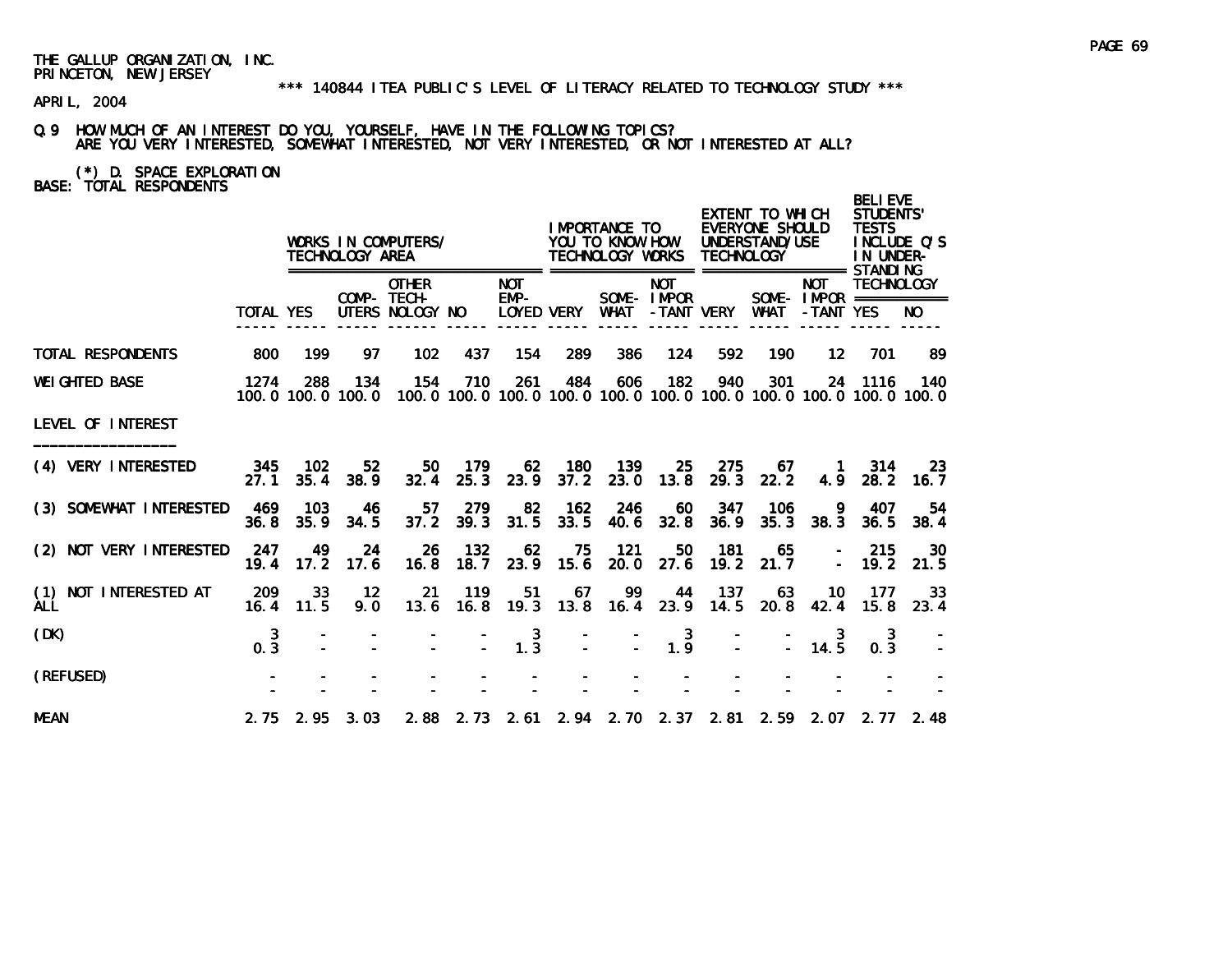THE GALLUP ORGANIZATION, INC.
PRINCETON, NEW JERSEY

*** 140844 ITEA PUBLIC'S LEVEL OF LITERACY RELATED TO TECHNOLOGY STUDY ***

APRIL, 2004

Q.9 HOW MUCH OF AN INTEREST DO YOU, YOURSELF, HAVE IN THE FOLLOWING TOPICS?
ARE YOU VERY INTERESTED, SOMEWHAT INTERESTED, NOT VERY INTERESTED, OR NOT INTERESTED AT ALL?

(*) D. SPACE EXPLORATION
BASE: TOTAL RESPONDENTS

| | | WORKS IN COMPUTERS/ TECHNOLOGY AREA | | | | | IMPORTANCE TO YOU TO KNOW HOW TECHNOLOGY WORKS | | | EXTENT TO WHICH EVERYONE SHOULD UNDERSTAND/USE TECHNOLOGY | | | BELIEVE STUDENTS' TESTS INCLUDE Q'S IN UNDER-STANDING TECHNOLOGY | |
|---|---|---|---|---|---|---|---|---|---|---|---|---|---|---|
| | TOTAL | YES | COMP-UTERS | OTHER TECH-NOLOGY | NO | NOT EMP-LOYED | VERY | SOME-WHAT | NOT IMPOR-TANT | VERY | SOME-WHAT | NOT IMPOR-TANT | YES | NO |
| TOTAL RESPONDENTS | 800 | 199 | 97 | 102 | 437 | 154 | 289 | 386 | 124 | 592 | 190 | 12 | 701 | 89 |
| WEIGHTED BASE | 1274 | 288 | 134 | 154 | 710 | 261 | 484 | 606 | 182 | 940 | 301 | 24 | 1116 | 140 |
| | 100.0 | 100.0 | 100.0 | 100.0 | 100.0 | 100.0 | 100.0 | 100.0 | 100.0 | 100.0 | 100.0 | 100.0 | 100.0 | 100.0 |
| LEVEL OF INTEREST | | | | | | | | | | | | | | |
| (4) VERY INTERESTED | 345 | 102 | 52 | 50 | 179 | 62 | 180 | 139 | 25 | 275 | 67 | 1 | 314 | 23 |
| | 27.1 | 35.4 | 38.9 | 32.4 | 25.3 | 23.9 | 37.2 | 23.0 | 13.8 | 29.3 | 22.2 | 4.9 | 28.2 | 16.7 |
| (3) SOMEWHAT INTERESTED | 469 | 103 | 46 | 57 | 279 | 82 | 162 | 246 | 60 | 347 | 106 | 9 | 407 | 54 |
| | 36.8 | 35.9 | 34.5 | 37.2 | 39.3 | 31.5 | 33.5 | 40.6 | 32.8 | 36.9 | 35.3 | 38.3 | 36.5 | 38.4 |
| (2) NOT VERY INTERESTED | 247 | 49 | 24 | 26 | 132 | 62 | 75 | 121 | 50 | 181 | 65 | - | 215 | 30 |
| | 19.4 | 17.2 | 17.6 | 16.8 | 18.7 | 23.9 | 15.6 | 20.0 | 27.6 | 19.2 | 21.7 | - | 19.2 | 21.5 |
| (1) NOT INTERESTED AT ALL | 209 | 33 | 12 | 21 | 119 | 51 | 67 | 99 | 44 | 137 | 63 | 10 | 177 | 33 |
| | 16.4 | 11.5 | 9.0 | 13.6 | 16.8 | 19.3 | 13.8 | 16.4 | 23.9 | 14.5 | 20.8 | 42.4 | 15.8 | 23.4 |
| (DK) | 3 | - | - | - | - | 3 | - | - | 3 | - | - | 3 | 3 | - |
| | 0.3 | - | - | - | - | 1.3 | - | - | 1.9 | - | - | 14.5 | 0.3 | - |
| (REFUSED) | - | - | - | - | - | - | - | - | - | - | - | - | - | - |
| | - | - | - | - | - | - | - | - | - | - | - | - | - | - |
| MEAN | 2.75 | 2.95 | 3.03 | 2.88 | 2.73 | 2.61 | 2.94 | 2.70 | 2.37 | 2.81 | 2.59 | 2.07 | 2.77 | 2.48 |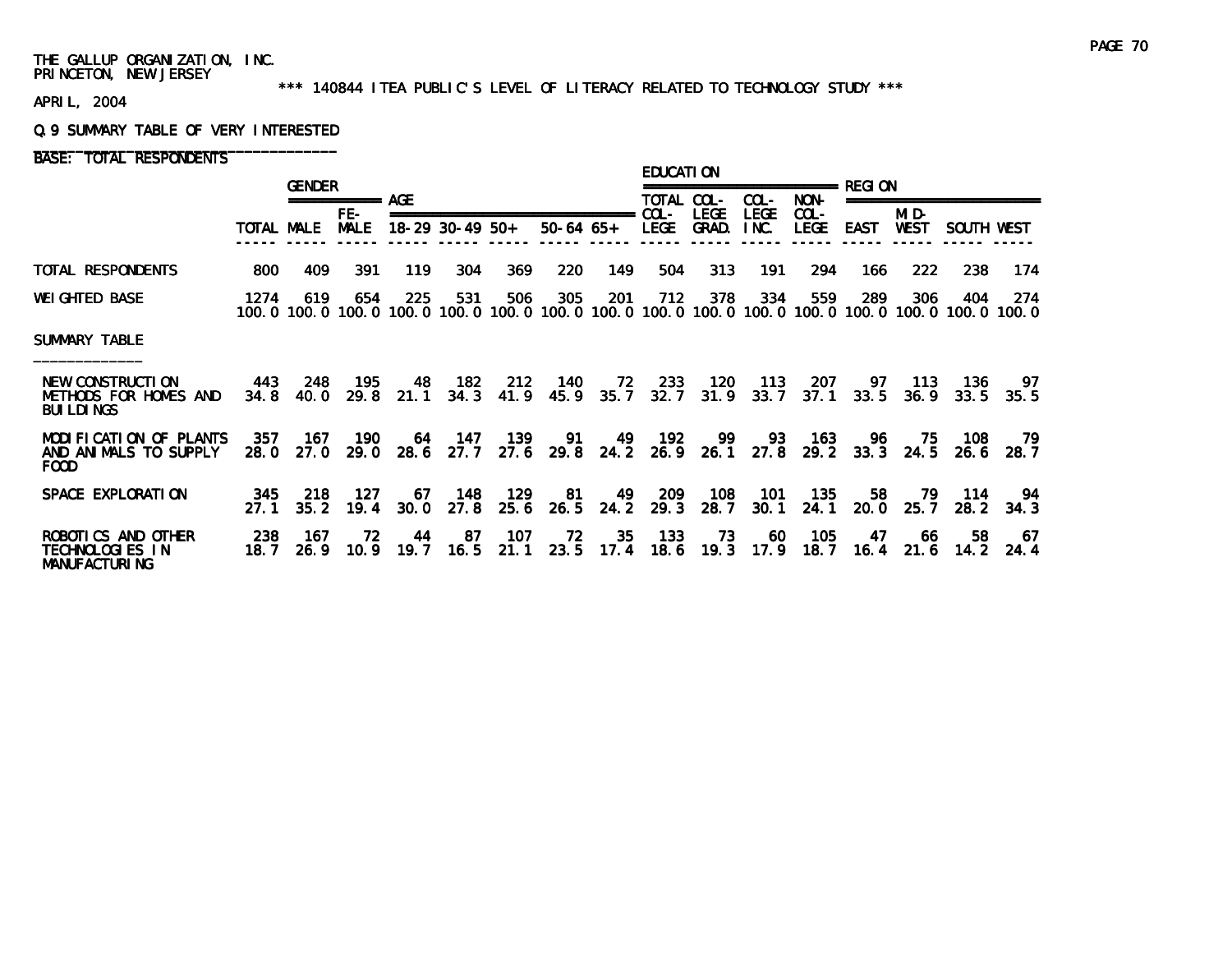THE GALLUP ORGANIZATION, INC.
PRINCETON, NEW JERSEY

*** 140844 ITEA PUBLIC'S LEVEL OF LITERACY RELATED TO TECHNOLOGY STUDY ***

APRIL, 2004

Q.9 SUMMARY TABLE OF VERY INTERESTED

BASE: TOTAL RESPONDENTS

| | | GENDER | | AGE | | | | | EDUCATION | | | | REGION | | | |
|---|---|---|---|---|---|---|---|---|---|---|---|---|---|---|---|---|
| | TOTAL | MALE | FE-MALE | 18-29 | 30-49 | 50+ | 50-64 | 65+ | TOTAL COL-LEGE | COL-LEGE GRAD. | COL-LEGE INC. | NON-COL-LEGE | EAST | MID-WEST | SOUTH | WEST |
| TOTAL RESPONDENTS | 800 | 409 | 391 | 119 | 304 | 369 | 220 | 149 | 504 | 313 | 191 | 294 | 166 | 222 | 238 | 174 |
| WEIGHTED BASE | 1274 | 619 | 654 | 225 | 531 | 506 | 305 | 201 | 712 | 378 | 334 | 559 | 289 | 306 | 404 | 274 |
| | 100.0 | 100.0 | 100.0 | 100.0 | 100.0 | 100.0 | 100.0 | 100.0 | 100.0 | 100.0 | 100.0 | 100.0 | 100.0 | 100.0 | 100.0 | 100.0 |
| SUMMARY TABLE | | | | | | | | | | | | | | | | |
| NEW CONSTRUCTION METHODS FOR HOMES AND BUILDINGS | 443 | 248 | 195 | 48 | 182 | 212 | 140 | 72 | 233 | 120 | 113 | 207 | 97 | 113 | 136 | 97 |
| | 34.8 | 40.0 | 29.8 | 21.1 | 34.3 | 41.9 | 45.9 | 35.7 | 32.7 | 31.9 | 33.7 | 37.1 | 33.5 | 36.9 | 33.5 | 35.5 |
| MODIFICATION OF PLANTS AND ANIMALS TO SUPPLY FOOD | 357 | 167 | 190 | 64 | 147 | 139 | 91 | 49 | 192 | 99 | 93 | 163 | 96 | 75 | 108 | 79 |
| | 28.0 | 27.0 | 29.0 | 28.6 | 27.7 | 27.6 | 29.8 | 24.2 | 26.9 | 26.1 | 27.8 | 29.2 | 33.3 | 24.5 | 26.6 | 28.7 |
| SPACE EXPLORATION | 345 | 218 | 127 | 67 | 148 | 129 | 81 | 49 | 209 | 108 | 101 | 135 | 58 | 79 | 114 | 94 |
| | 27.1 | 35.2 | 19.4 | 30.0 | 27.8 | 25.6 | 26.5 | 24.2 | 29.3 | 28.7 | 30.1 | 24.1 | 20.0 | 25.7 | 28.2 | 34.3 |
| ROBOTICS AND OTHER TECHNOLOGIES IN MANUFACTURING | 238 | 167 | 72 | 44 | 87 | 107 | 72 | 35 | 133 | 73 | 60 | 105 | 47 | 66 | 58 | 67 |
| | 18.7 | 26.9 | 10.9 | 19.7 | 16.5 | 21.1 | 23.5 | 17.4 | 18.6 | 19.3 | 17.9 | 18.7 | 16.4 | 21.6 | 14.2 | 24.4 |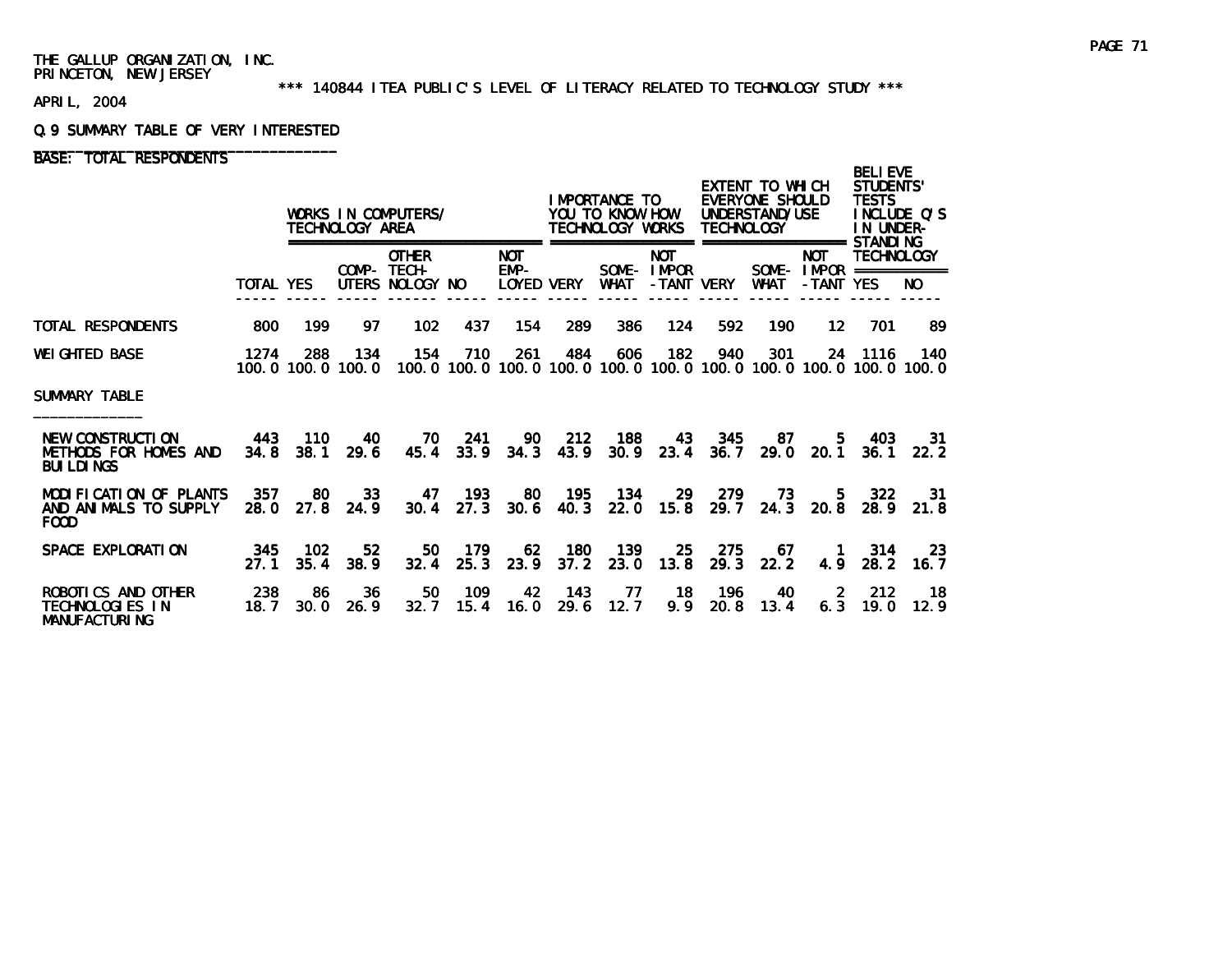THE GALLUP ORGANIZATION, INC.
PRINCETON, NEW JERSEY

\*\*\* 140844 ITEA PUBLIC'S LEVEL OF LITERACY RELATED TO TECHNOLOGY STUDY \*\*\*

APRIL, 2004

Q.9 SUMMARY TABLE OF VERY INTERESTED

BASE: TOTAL RESPONDENTS

| | TOTAL | WORKS IN COMPUTERS/ TECHNOLOGY AREA | | | | | IMPORTANCE TO YOU TO KNOW HOW TECHNOLOGY WORKS | | | EXTENT TO WHICH EVERYONE SHOULD UNDERSTAND/USE TECHNOLOGY | | | BELIEVE STUDENTS' TESTS INCLUDE Q'S IN UNDER-STANDING TECHNOLOGY | |
|---|---|---|---|---|---|---|---|---|---|---|---|---|---|---|
| | | YES | COMP-UTERS | OTHER TECH-NOLOGY | NO | NOT EMP-LOYED | VERY | SOME-WHAT | NOT IMPOR-TANT | VERY | SOME-WHAT | NOT IMPOR-TANT | YES | NO |
| TOTAL RESPONDENTS | 800 | 199 | 97 | 102 | 437 | 154 | 289 | 386 | 124 | 592 | 190 | 12 | 701 | 89 |
| WEIGHTED BASE | 1274 | 288 | 134 | 154 | 710 | 261 | 484 | 606 | 182 | 940 | 301 | 24 | 1116 | 140 |
| | 100.0 | 100.0 | 100.0 | 100.0 | 100.0 | 100.0 | 100.0 | 100.0 | 100.0 | 100.0 | 100.0 | 100.0 | 100.0 | 100.0 |
| SUMMARY TABLE | | | | | | | | | | | | | | |
| NEW CONSTRUCTION METHODS FOR HOMES AND BUILDINGS | 443 | 110 | 40 | 70 | 241 | 90 | 212 | 188 | 43 | 345 | 87 | 5 | 403 | 31 |
| | 34.8 | 38.1 | 29.6 | 45.4 | 33.9 | 34.3 | 43.9 | 30.9 | 23.4 | 36.7 | 29.0 | 20.1 | 36.1 | 22.2 |
| MODIFICATION OF PLANTS AND ANIMALS TO SUPPLY FOOD | 357 | 80 | 33 | 47 | 193 | 80 | 195 | 134 | 29 | 279 | 73 | 5 | 322 | 31 |
| | 28.0 | 27.8 | 24.9 | 30.4 | 27.3 | 30.6 | 40.3 | 22.0 | 15.8 | 29.7 | 24.3 | 20.8 | 28.9 | 21.8 |
| SPACE EXPLORATION | 345 | 102 | 52 | 50 | 179 | 62 | 180 | 139 | 25 | 275 | 67 | 1 | 314 | 23 |
| | 27.1 | 35.4 | 38.9 | 32.4 | 25.3 | 23.9 | 37.2 | 23.0 | 13.8 | 29.3 | 22.2 | 4.9 | 28.2 | 16.7 |
| ROBOTICS AND OTHER TECHNOLOGIES IN MANUFACTURING | 238 | 86 | 36 | 50 | 109 | 42 | 143 | 77 | 18 | 196 | 40 | 2 | 212 | 18 |
| | 18.7 | 30.0 | 26.9 | 32.7 | 15.4 | 16.0 | 29.6 | 12.7 | 9.9 | 20.8 | 13.4 | 6.3 | 19.0 | 12.9 |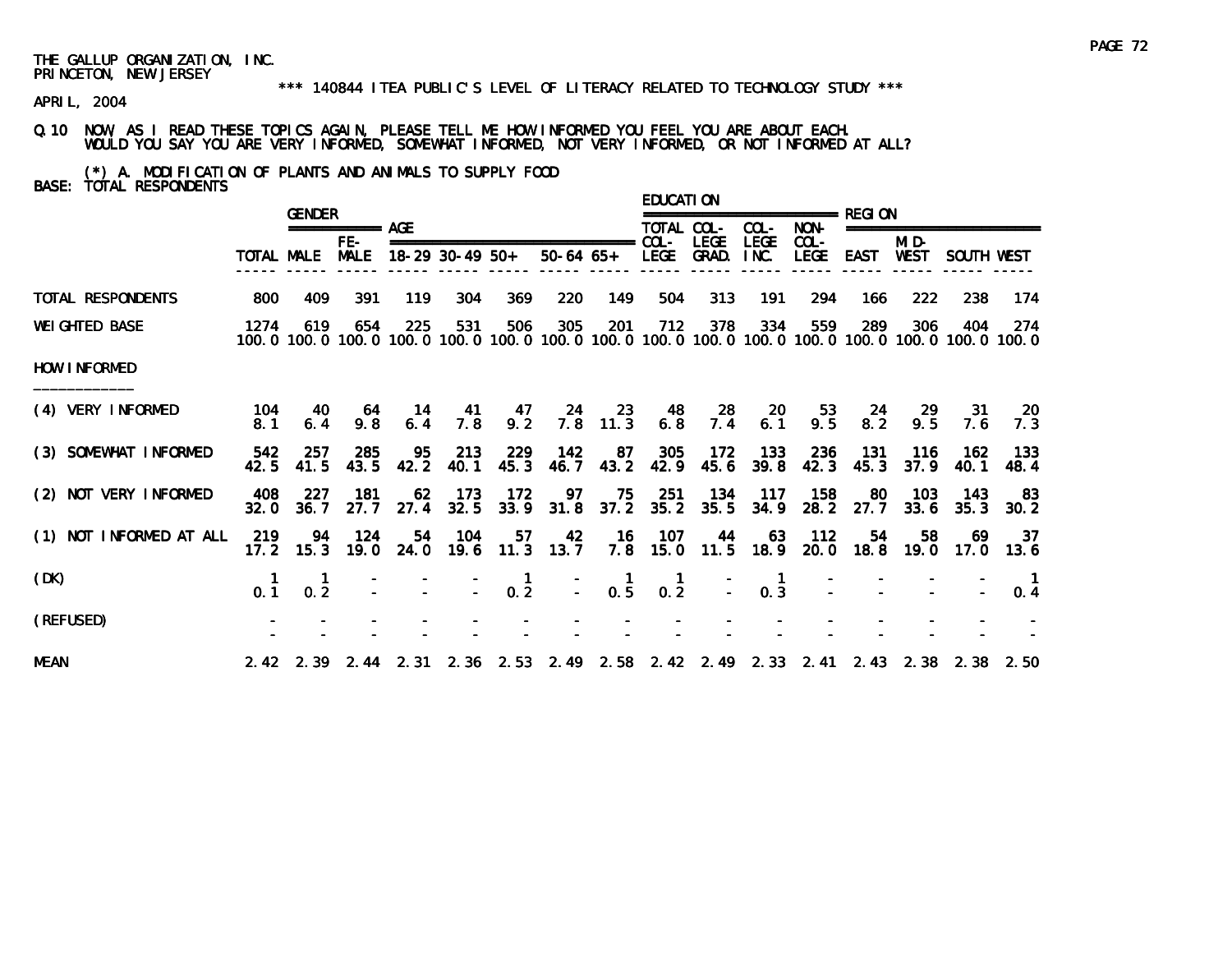THE GALLUP ORGANIZATION, INC.
PRINCETON, NEW JERSEY

\*\*\* 140844 ITEA PUBLIC'S LEVEL OF LITERACY RELATED TO TECHNOLOGY STUDY \*\*\*

APRIL, 2004

Q.10 NOW, AS I READ THESE TOPICS AGAIN, PLEASE TELL ME HOW INFORMED YOU FEEL YOU ARE ABOUT EACH. WOULD YOU SAY YOU ARE VERY INFORMED, SOMEWHAT INFORMED, NOT VERY INFORMED, OR NOT INFORMED AT ALL?

(*) A. MODIFICATION OF PLANTS AND ANIMALS TO SUPPLY FOOD

BASE: TOTAL RESPONDENTS

| | | GENDER | | AGE | | | | | EDUCATION | | | | REGION | | | |
|---|---|---|---|---|---|---|---|---|---|---|---|---|---|---|---|---|
| | TOTAL | MALE | FE-MALE | 18-29 | 30-49 | 50+ | 50-64 | 65+ | TOTAL COL-LEGE | COL-LEGE GRAD. | COL-LEGE INC. | NON-COL-LEGE | EAST | MID-WEST | SOUTH | WEST |
| TOTAL RESPONDENTS | 800 | 409 | 391 | 119 | 304 | 369 | 220 | 149 | 504 | 313 | 191 | 294 | 166 | 222 | 238 | 174 |
| WEIGHTED BASE | 1274 | 619 | 654 | 225 | 531 | 506 | 305 | 201 | 712 | 378 | 334 | 559 | 289 | 306 | 404 | 274 |
| | 100.0 | 100.0 | 100.0 | 100.0 | 100.0 | 100.0 | 100.0 | 100.0 | 100.0 | 100.0 | 100.0 | 100.0 | 100.0 | 100.0 | 100.0 | 100.0 |
| HOW INFORMED | | | | | | | | | | | | | | | | |
| (4) VERY INFORMED | 104 | 40 | 64 | 14 | 41 | 47 | 24 | 23 | 48 | 28 | 20 | 53 | 24 | 29 | 31 | 20 |
| | 8.1 | 6.4 | 9.8 | 6.4 | 7.8 | 9.2 | 7.8 | 11.3 | 6.8 | 7.4 | 6.1 | 9.5 | 8.2 | 9.5 | 7.6 | 7.3 |
| (3) SOMEWHAT INFORMED | 542 | 257 | 285 | 95 | 213 | 229 | 142 | 87 | 305 | 172 | 133 | 236 | 131 | 116 | 162 | 133 |
| | 42.5 | 41.5 | 43.5 | 42.2 | 40.1 | 45.3 | 46.7 | 43.2 | 42.9 | 45.6 | 39.8 | 42.3 | 45.3 | 37.9 | 40.1 | 48.4 |
| (2) NOT VERY INFORMED | 408 | 227 | 181 | 62 | 173 | 172 | 97 | 75 | 251 | 134 | 117 | 158 | 80 | 103 | 143 | 83 |
| | 32.0 | 36.7 | 27.7 | 27.4 | 32.5 | 33.9 | 31.8 | 37.2 | 35.2 | 35.5 | 34.9 | 28.2 | 27.7 | 33.6 | 35.3 | 30.2 |
| (1) NOT INFORMED AT ALL | 219 | 94 | 124 | 54 | 104 | 57 | 42 | 16 | 107 | 44 | 63 | 112 | 54 | 58 | 69 | 37 |
| | 17.2 | 15.3 | 19.0 | 24.0 | 19.6 | 11.3 | 13.7 | 7.8 | 15.0 | 11.5 | 18.9 | 20.0 | 18.8 | 19.0 | 17.0 | 13.6 |
| (DK) | 1 | 1 | - | - | - | 1 | - | 1 | 1 | - | 1 | - | - | - | - | 1 |
| | 0.1 | 0.2 | - | - | - | 0.2 | - | 0.5 | 0.2 | - | 0.3 | - | - | - | - | 0.4 |
| (REFUSED) | - | - | - | - | - | - | - | - | - | - | - | - | - | - | - | - |
| | - | - | - | - | - | - | - | - | - | - | - | - | - | - | - | - |
| MEAN | 2.42 | 2.39 | 2.44 | 2.31 | 2.36 | 2.53 | 2.49 | 2.58 | 2.42 | 2.49 | 2.33 | 2.41 | 2.43 | 2.38 | 2.38 | 2.50 |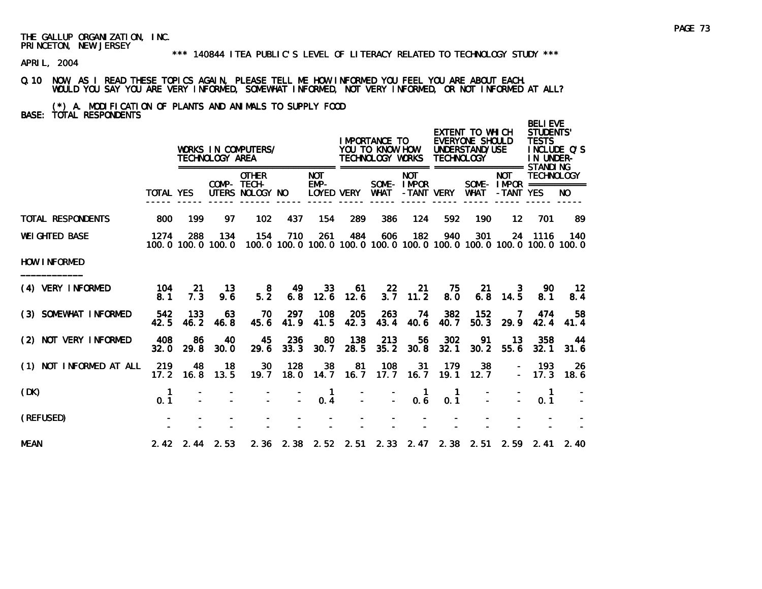THE GALLUP ORGANIZATION, INC.
PRINCETON, NEW JERSEY

\*\*\* 140844 ITEA PUBLIC'S LEVEL OF LITERACY RELATED TO TECHNOLOGY STUDY \*\*\*

APRIL, 2004

Q.10 NOW, AS I READ THESE TOPICS AGAIN, PLEASE TELL ME HOW INFORMED YOU FEEL YOU ARE ABOUT EACH. WOULD YOU SAY YOU ARE VERY INFORMED, SOMEWHAT INFORMED, NOT VERY INFORMED, OR NOT INFORMED AT ALL?

(*) A. MODIFICATION OF PLANTS AND ANIMALS TO SUPPLY FOOD

BASE: TOTAL RESPONDENTS

| | | WORKS IN COMPUTERS/ TECHNOLOGY AREA | | | | | IMPORTANCE TO YOU TO KNOW HOW TECHNOLOGY WORKS | | | EXTENT TO WHICH EVERYONE SHOULD UNDERSTAND/USE TECHNOLOGY | | | BELIEVE STUDENTS' TESTS INCLUDE Q'S IN UNDER-STANDING TECHNOLOGY | |
|---|---|---|---|---|---|---|---|---|---|---|---|---|---|---|
| | TOTAL | YES | COMP-UTERS | OTHER TECH-NOLOGY | NO | NOT EMP-LOYED | VERY | SOME-WHAT | NOT IMPOR-TANT | VERY | SOME-WHAT | NOT IMPOR-TANT | YES | NO |
| TOTAL RESPONDENTS | 800 | 199 | 97 | 102 | 437 | 154 | 289 | 386 | 124 | 592 | 190 | 12 | 701 | 89 |
| WEIGHTED BASE | 1274 | 288 | 134 | 154 | 710 | 261 | 484 | 606 | 182 | 940 | 301 | 24 | 1116 | 140 |
| | 100.0 | 100.0 | 100.0 | 100.0 | 100.0 | 100.0 | 100.0 | 100.0 | 100.0 | 100.0 | 100.0 | 100.0 | 100.0 | 100.0 |
| HOW INFORMED | | | | | | | | | | | | | | |
| (4) VERY INFORMED | 104 | 21 | 13 | 8 | 49 | 33 | 61 | 22 | 21 | 75 | 21 | 3 | 90 | 12 |
| | 8.1 | 7.3 | 9.6 | 5.2 | 6.8 | 12.6 | 12.6 | 3.7 | 11.2 | 8.0 | 6.8 | 14.5 | 8.1 | 8.4 |
| (3) SOMEWHAT INFORMED | 542 | 133 | 63 | 70 | 297 | 108 | 205 | 263 | 74 | 382 | 152 | 7 | 474 | 58 |
| | 42.5 | 46.2 | 46.8 | 45.6 | 41.9 | 41.5 | 42.3 | 43.4 | 40.6 | 40.7 | 50.3 | 29.9 | 42.4 | 41.4 |
| (2) NOT VERY INFORMED | 408 | 86 | 40 | 45 | 236 | 80 | 138 | 213 | 56 | 302 | 91 | 13 | 358 | 44 |
| | 32.0 | 29.8 | 30.0 | 29.6 | 33.3 | 30.7 | 28.5 | 35.2 | 30.8 | 32.1 | 30.2 | 55.6 | 32.1 | 31.6 |
| (1) NOT INFORMED AT ALL | 219 | 48 | 18 | 30 | 128 | 38 | 81 | 108 | 31 | 179 | 38 | - | 193 | 26 |
| | 17.2 | 16.8 | 13.5 | 19.7 | 18.0 | 14.7 | 16.7 | 17.7 | 16.7 | 19.1 | 12.7 | - | 17.3 | 18.6 |
| (DK) | 1 | - | - | - | - | 1 | - | - | 1 | 1 | - | - | 1 | - |
| | 0.1 | - | - | - | - | 0.4 | - | - | 0.6 | 0.1 | - | - | 0.1 | - |
| (REFUSED) | - | - | - | - | - | - | - | - | - | - | - | - | - | - |
| | - | - | - | - | - | - | - | - | - | - | - | - | - | - |
| MEAN | 2.42 | 2.44 | 2.53 | 2.36 | 2.38 | 2.52 | 2.51 | 2.33 | 2.47 | 2.38 | 2.51 | 2.59 | 2.41 | 2.40 |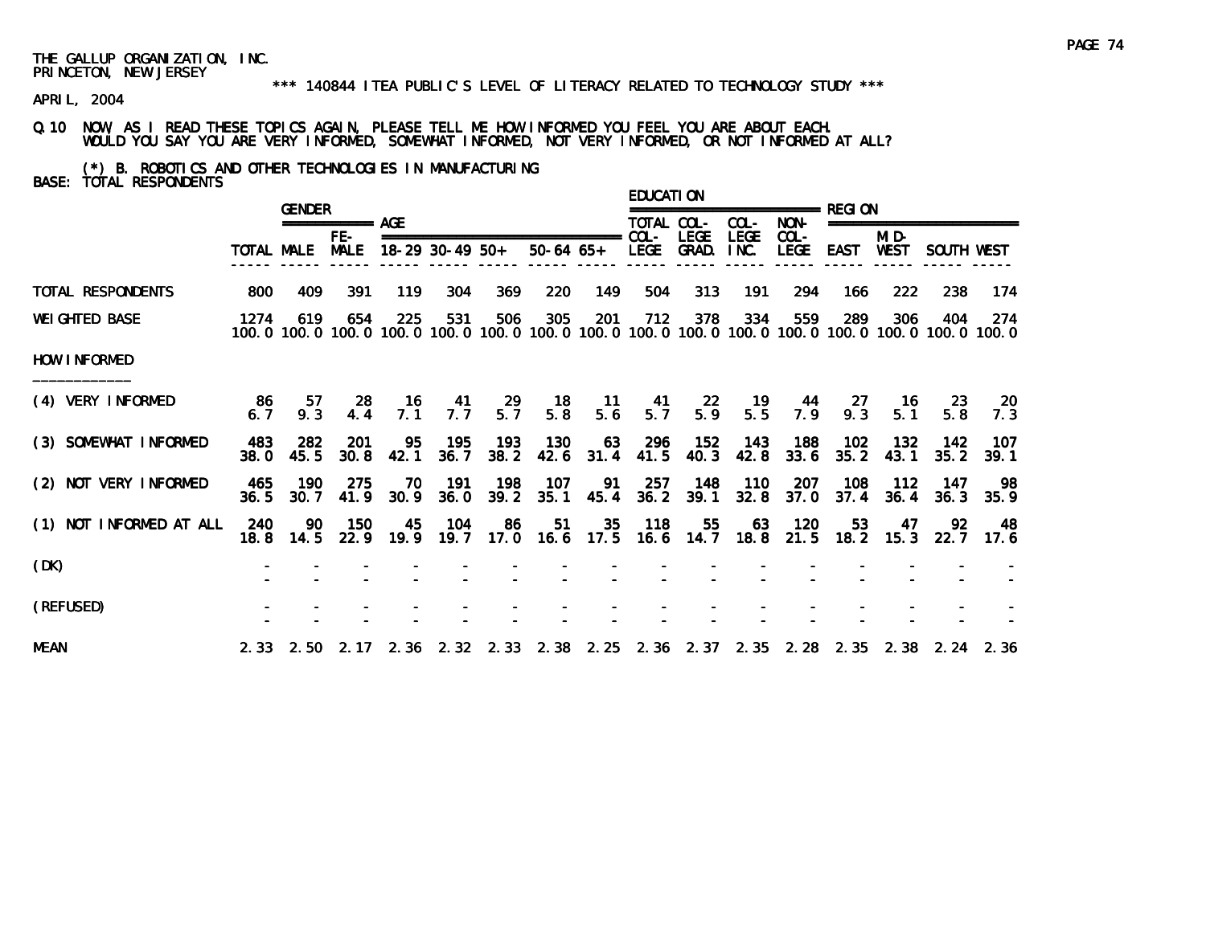THE GALLUP ORGANIZATION, INC.
PRINCETON, NEW JERSEY

*** 140844 ITEA PUBLIC'S LEVEL OF LITERACY RELATED TO TECHNOLOGY STUDY ***

APRIL, 2004

Q.10 NOW AS I READ THESE TOPICS AGAIN, PLEASE TELL ME HOW INFORMED YOU FEEL YOU ARE ABOUT EACH. WOULD YOU SAY YOU ARE VERY INFORMED, SOMEWHAT INFORMED, NOT VERY INFORMED, OR NOT INFORMED AT ALL?

(*) B. ROBOTICS AND OTHER TECHNOLOGIES IN MANUFACTURING

BASE: TOTAL RESPONDENTS

| | | GENDER | | AGE | | | | | EDUCATION | | | | REGION | | | |
|---|---|---|---|---|---|---|---|---|---|---|---|---|---|---|---|---|
| | TOTAL | MALE | FE-MALE | 18-29 | 30-49 | 50+ | 50-64 | 65+ | TOTAL COL-LEGE | COL-LEGE GRAD. | COL-LEGE INC. | NON-COL-LEGE | EAST | MID-WEST | SOUTH | WEST |
| TOTAL RESPONDENTS | 800 | 409 | 391 | 119 | 304 | 369 | 220 | 149 | 504 | 313 | 191 | 294 | 166 | 222 | 238 | 174 |
| WEIGHTED BASE | 1274 | 619 | 654 | 225 | 531 | 506 | 305 | 201 | 712 | 378 | 334 | 559 | 289 | 306 | 404 | 274 |
| | 100.0 | 100.0 | 100.0 | 100.0 | 100.0 | 100.0 | 100.0 | 100.0 | 100.0 | 100.0 | 100.0 | 100.0 | 100.0 | 100.0 | 100.0 | 100.0 |
| HOW INFORMED | | | | | | | | | | | | | | | | |
| (4) VERY INFORMED | 86 | 57 | 28 | 16 | 41 | 29 | 18 | 11 | 41 | 22 | 19 | 44 | 27 | 16 | 23 | 20 |
| | 6.7 | 9.3 | 4.4 | 7.1 | 7.7 | 5.7 | 5.8 | 5.6 | 5.7 | 5.9 | 5.5 | 7.9 | 9.3 | 5.1 | 5.8 | 7.3 |
| (3) SOMEWHAT INFORMED | 483 | 282 | 201 | 95 | 195 | 193 | 130 | 63 | 296 | 152 | 143 | 188 | 102 | 132 | 142 | 107 |
| | 38.0 | 45.5 | 30.8 | 42.1 | 36.7 | 38.2 | 42.6 | 31.4 | 41.5 | 40.3 | 42.8 | 33.6 | 35.2 | 43.1 | 35.2 | 39.1 |
| (2) NOT VERY INFORMED | 465 | 190 | 275 | 70 | 191 | 198 | 107 | 91 | 257 | 148 | 110 | 207 | 108 | 112 | 147 | 98 |
| | 36.5 | 30.7 | 41.9 | 30.9 | 36.0 | 39.2 | 35.1 | 45.4 | 36.2 | 39.1 | 32.8 | 37.0 | 37.4 | 36.4 | 36.3 | 35.9 |
| (1) NOT INFORMED AT ALL | 240 | 90 | 150 | 45 | 104 | 86 | 51 | 35 | 118 | 55 | 63 | 120 | 53 | 47 | 92 | 48 |
| | 18.8 | 14.5 | 22.9 | 19.9 | 19.7 | 17.0 | 16.6 | 17.5 | 16.6 | 14.7 | 18.8 | 21.5 | 18.2 | 15.3 | 22.7 | 17.6 |
| (DK) | - | - | - | - | - | - | - | - | - | - | - | - | - | - | - | - |
| | - | - | - | - | - | - | - | - | - | - | - | - | - | - | - | - |
| (REFUSED) | - | - | - | - | - | - | - | - | - | - | - | - | - | - | - | - |
| | - | - | - | - | - | - | - | - | - | - | - | - | - | - | - | - |
| MEAN | 2.33 | 2.50 | 2.17 | 2.36 | 2.32 | 2.33 | 2.38 | 2.25 | 2.36 | 2.37 | 2.35 | 2.28 | 2.35 | 2.38 | 2.24 | 2.36 |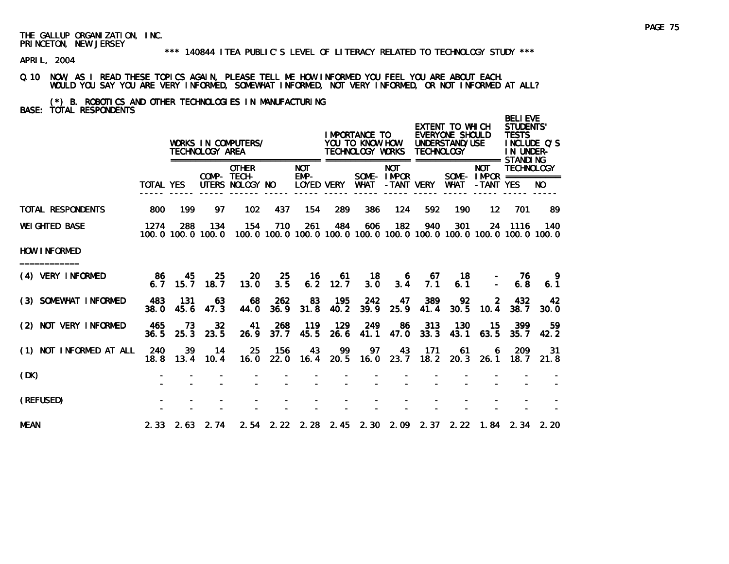THE GALLUP ORGANIZATION, INC.
PRINCETON, NEW JERSEY

*** 140844 ITEA PUBLIC'S LEVEL OF LITERACY RELATED TO TECHNOLOGY STUDY ***

APRIL, 2004

Q.10 NOW AS I READ THESE TOPICS AGAIN, PLEASE TELL ME HOW INFORMED YOU FEEL YOU ARE ABOUT EACH. WOULD YOU SAY YOU ARE VERY INFORMED, SOMEWHAT INFORMED, NOT VERY INFORMED, OR NOT INFORMED AT ALL?

(*) B. ROBOTICS AND OTHER TECHNOLOGIES IN MANUFACTURING

BASE: TOTAL RESPONDENTS

| | | WORKS IN COMPUTERS/ TECHNOLOGY AREA | | | | | IMPORTANCE TO YOU TO KNOW HOW TECHNOLOGY WORKS | | | EXTENT TO WHICH EVERYONE SHOULD UNDERSTAND/USE TECHNOLOGY | | | BELIEVE STUDENTS' TESTS INCLUDE Q'S IN UNDER-STANDING TECHNOLOGY | |
|---|---|---|---|---|---|---|---|---|---|---|---|---|---|---|
| | TOTAL | YES | COMP-UTERS | OTHER TECH-NOLOGY | NO | NOT EMP-LOYED | VERY | SOME-WHAT | NOT IMPOR-TANT | VERY | SOME-WHAT | NOT IMPOR-TANT | YES | NO |
| TOTAL RESPONDENTS | 800 | 199 | 97 | 102 | 437 | 154 | 289 | 386 | 124 | 592 | 190 | 12 | 701 | 89 |
| WEIGHTED BASE | 1274 | 288 | 134 | 154 | 710 | 261 | 484 | 606 | 182 | 940 | 301 | 24 | 1116 | 140 |
| | 100.0 | 100.0 | 100.0 | 100.0 | 100.0 | 100.0 | 100.0 | 100.0 | 100.0 | 100.0 | 100.0 | 100.0 | 100.0 | 100.0 |
| HOW INFORMED | | | | | | | | | | | | | | |
| (4) VERY INFORMED | 86 | 45 | 25 | 20 | 25 | 16 | 61 | 18 | 6 | 67 | 18 | - | 76 | 9 |
| | 6.7 | 15.7 | 18.7 | 13.0 | 3.5 | 6.2 | 12.7 | 3.0 | 3.4 | 7.1 | 6.1 | - | 6.8 | 6.1 |
| (3) SOMEWHAT INFORMED | 483 | 131 | 63 | 68 | 262 | 83 | 195 | 242 | 47 | 389 | 92 | 2 | 432 | 42 |
| | 38.0 | 45.6 | 47.3 | 44.0 | 36.9 | 31.8 | 40.2 | 39.9 | 25.9 | 41.4 | 30.5 | 10.4 | 38.7 | 30.0 |
| (2) NOT VERY INFORMED | 465 | 73 | 32 | 41 | 268 | 119 | 129 | 249 | 86 | 313 | 130 | 15 | 399 | 59 |
| | 36.5 | 25.3 | 23.5 | 26.9 | 37.7 | 45.5 | 26.6 | 41.1 | 47.0 | 33.3 | 43.1 | 63.5 | 35.7 | 42.2 |
| (1) NOT INFORMED AT ALL | 240 | 39 | 14 | 25 | 156 | 43 | 99 | 97 | 43 | 171 | 61 | 6 | 209 | 31 |
| | 18.8 | 13.4 | 10.4 | 16.0 | 22.0 | 16.4 | 20.5 | 16.0 | 23.7 | 18.2 | 20.3 | 26.1 | 18.7 | 21.8 |
| (DK) | - | - | - | - | - | - | - | - | - | - | - | - | - | - |
| | - | - | - | - | - | - | - | - | - | - | - | - | - | - |
| (REFUSED) | - | - | - | - | - | - | - | - | - | - | - | - | - | - |
| | - | - | - | - | - | - | - | - | - | - | - | - | - | - |
| MEAN | 2.33 | 2.63 | 2.74 | 2.54 | 2.22 | 2.28 | 2.45 | 2.30 | 2.09 | 2.37 | 2.22 | 1.84 | 2.34 | 2.20 |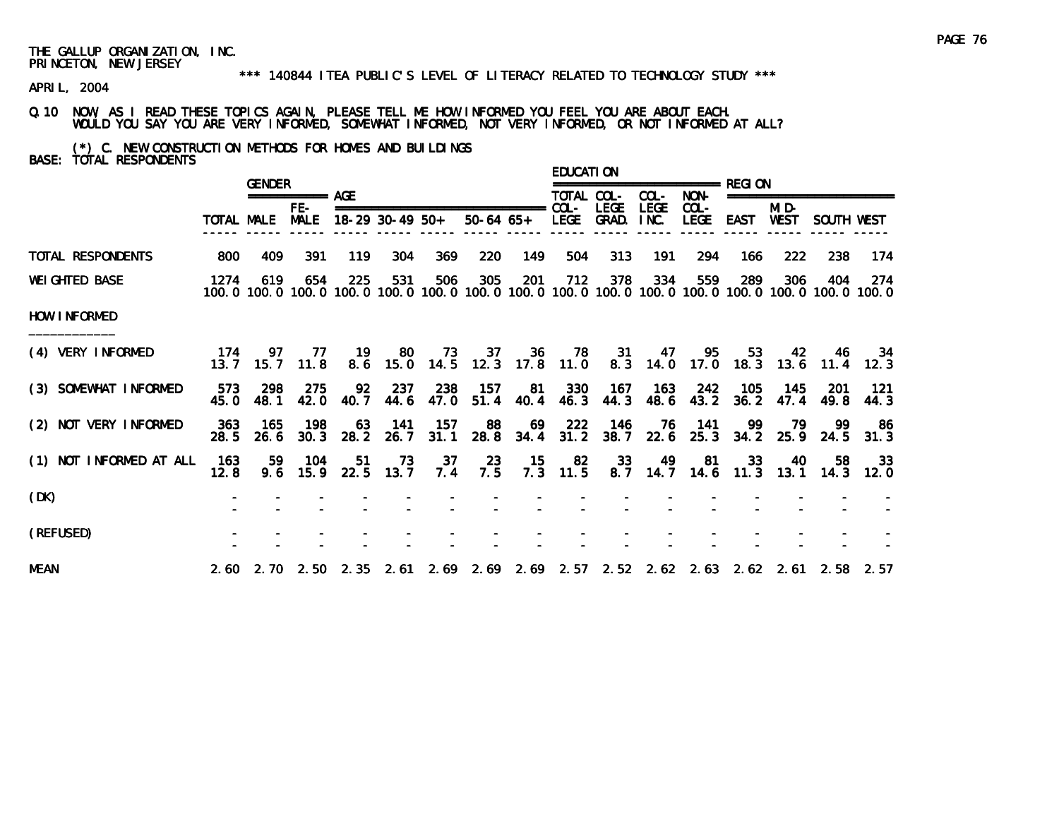THE GALLUP ORGANIZATION, INC.
PRINCETON, NEW JERSEY

*** 140844 ITEA PUBLIC'S LEVEL OF LITERACY RELATED TO TECHNOLOGY STUDY ***

APRIL, 2004

Q.10 NOW, AS I READ THESE TOPICS AGAIN, PLEASE TELL ME HOW INFORMED YOU FEEL YOU ARE ABOUT EACH. WOULD YOU SAY YOU ARE VERY INFORMED, SOMEWHAT INFORMED, NOT VERY INFORMED, OR NOT INFORMED AT ALL?

(*) C. NEW CONSTRUCTION METHODS FOR HOMES AND BUILDINGS

BASE: TOTAL RESPONDENTS

| | | GENDER | | AGE | | | | | EDUCATION | | | | REGION | | | |
|---|---|---|---|---|---|---|---|---|---|---|---|---|---|---|---|---|
| | TOTAL | MALE | FE-MALE | 18-29 | 30-49 | 50+ | 50-64 | 65+ | TOTAL COL-LEGE | COL-LEGE GRAD. | COL-LEGE INC. | NON-COL-LEGE | EAST | MID-WEST | SOUTH | WEST |
| TOTAL RESPONDENTS | 800 | 409 | 391 | 119 | 304 | 369 | 220 | 149 | 504 | 313 | 191 | 294 | 166 | 222 | 238 | 174 |
| WEIGHTED BASE | 1274 | 619 | 654 | 225 | 531 | 506 | 305 | 201 | 712 | 378 | 334 | 559 | 289 | 306 | 404 | 274 |
| | 100.0 | 100.0 | 100.0 | 100.0 | 100.0 | 100.0 | 100.0 | 100.0 | 100.0 | 100.0 | 100.0 | 100.0 | 100.0 | 100.0 | 100.0 | 100.0 |
| HOW INFORMED | | | | | | | | | | | | | | | | |
| (4) VERY INFORMED | 174 | 97 | 77 | 19 | 80 | 73 | 37 | 36 | 78 | 31 | 47 | 95 | 53 | 42 | 46 | 34 |
| | 13.7 | 15.7 | 11.8 | 8.6 | 15.0 | 14.5 | 12.3 | 17.8 | 11.0 | 8.3 | 14.0 | 17.0 | 18.3 | 13.6 | 11.4 | 12.3 |
| (3) SOMEWHAT INFORMED | 573 | 298 | 275 | 92 | 237 | 238 | 157 | 81 | 330 | 167 | 163 | 242 | 105 | 145 | 201 | 121 |
| | 45.0 | 48.1 | 42.0 | 40.7 | 44.6 | 47.0 | 51.4 | 40.4 | 46.3 | 44.3 | 48.6 | 43.2 | 36.2 | 47.4 | 49.8 | 44.3 |
| (2) NOT VERY INFORMED | 363 | 165 | 198 | 63 | 141 | 157 | 88 | 69 | 222 | 146 | 76 | 141 | 99 | 79 | 99 | 86 |
| | 28.5 | 26.6 | 30.3 | 28.2 | 26.7 | 31.1 | 28.8 | 34.4 | 31.2 | 38.7 | 22.6 | 25.3 | 34.2 | 25.9 | 24.5 | 31.3 |
| (1) NOT INFORMED AT ALL | 163 | 59 | 104 | 51 | 73 | 37 | 23 | 15 | 82 | 33 | 49 | 81 | 33 | 40 | 58 | 33 |
| | 12.8 | 9.6 | 15.9 | 22.5 | 13.7 | 7.4 | 7.5 | 7.3 | 11.5 | 8.7 | 14.7 | 14.6 | 11.3 | 13.1 | 14.3 | 12.0 |
| (DK) | - | - | - | - | - | - | - | - | - | - | - | - | - | - | - | - |
| | - | - | - | - | - | - | - | - | - | - | - | - | - | - | - | - |
| (REFUSED) | - | - | - | - | - | - | - | - | - | - | - | - | - | - | - | - |
| | - | - | - | - | - | - | - | - | - | - | - | - | - | - | - | - |
| MEAN | 2.60 | 2.70 | 2.50 | 2.35 | 2.61 | 2.69 | 2.69 | 2.69 | 2.57 | 2.52 | 2.62 | 2.63 | 2.62 | 2.61 | 2.58 | 2.57 |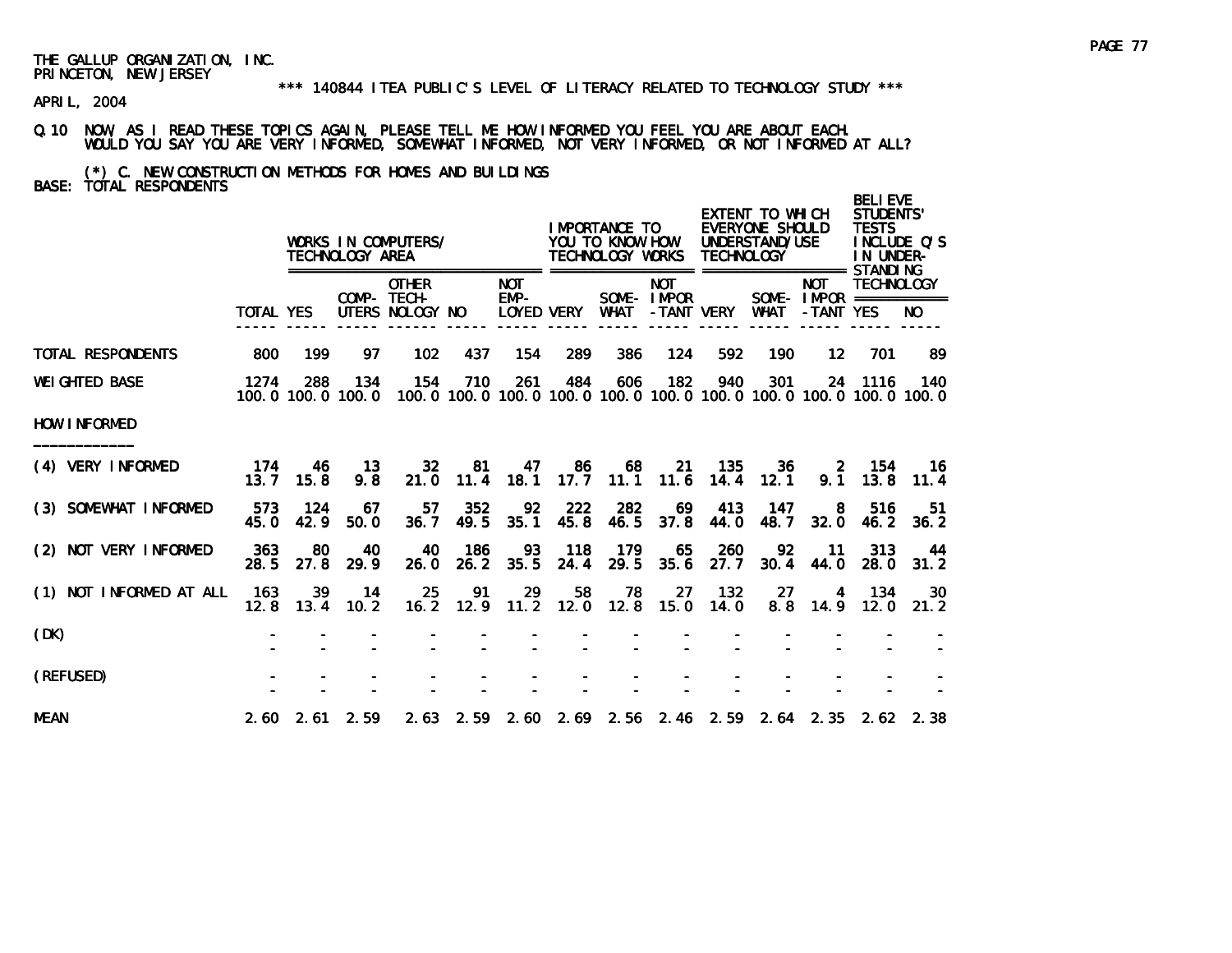THE GALLUP ORGANIZATION, INC.
PRINCETON, NEW JERSEY

*** 140844 ITEA PUBLIC'S LEVEL OF LITERACY RELATED TO TECHNOLOGY STUDY ***

APRIL, 2004

Q.10 NOW, AS I READ THESE TOPICS AGAIN, PLEASE TELL ME HOW INFORMED YOU FEEL YOU ARE ABOUT EACH. WOULD YOU SAY YOU ARE VERY INFORMED, SOMEWHAT INFORMED, NOT VERY INFORMED, OR NOT INFORMED AT ALL?

(*) C. NEW CONSTRUCTION METHODS FOR HOMES AND BUILDINGS

BASE: TOTAL RESPONDENTS

| | | WORKS IN COMPUTERS/ TECHNOLOGY AREA | | | | | IMPORTANCE TO YOU TO KNOW HOW TECHNOLOGY WORKS | | | EXTENT TO WHICH EVERYONE SHOULD UNDERSTAND/USE TECHNOLOGY | | | BELIEVE STUDENTS' TESTS INCLUDE Q'S IN UNDER-STANDING TECHNOLOGY | |
|---|---|---|---|---|---|---|---|---|---|---|---|---|---|---|
| | TOTAL | YES | COMP-UTERS | OTHER TECH-NOLOGY | NO | NOT EMP-LOYED | VERY | SOME-WHAT | NOT IMPOR-TANT | VERY | SOME-WHAT | NOT IMPOR-TANT | YES | NO |
| TOTAL RESPONDENTS | 800 | 199 | 97 | 102 | 437 | 154 | 289 | 386 | 124 | 592 | 190 | 12 | 701 | 89 |
| WEIGHTED BASE | 1274 | 288 | 134 | 154 | 710 | 261 | 484 | 606 | 182 | 940 | 301 | 24 | 1116 | 140 |
| | 100.0 | 100.0 | 100.0 | 100.0 | 100.0 | 100.0 | 100.0 | 100.0 | 100.0 | 100.0 | 100.0 | 100.0 | 100.0 | 100.0 |
| HOW INFORMED | | | | | | | | | | | | | | |
| (4) VERY INFORMED | 174 | 46 | 13 | 32 | 81 | 47 | 86 | 68 | 21 | 135 | 36 | 2 | 154 | 16 |
| | 13.7 | 15.8 | 9.8 | 21.0 | 11.4 | 18.1 | 17.7 | 11.1 | 11.6 | 14.4 | 12.1 | 9.1 | 13.8 | 11.4 |
| (3) SOMEWHAT INFORMED | 573 | 124 | 67 | 57 | 352 | 92 | 222 | 282 | 69 | 413 | 147 | 8 | 516 | 51 |
| | 45.0 | 42.9 | 50.0 | 36.7 | 49.5 | 35.1 | 45.8 | 46.5 | 37.8 | 44.0 | 48.7 | 32.0 | 46.2 | 36.2 |
| (2) NOT VERY INFORMED | 363 | 80 | 40 | 40 | 186 | 93 | 118 | 179 | 65 | 260 | 92 | 11 | 313 | 44 |
| | 28.5 | 27.8 | 29.9 | 26.0 | 26.2 | 35.5 | 24.4 | 29.5 | 35.6 | 27.7 | 30.4 | 44.0 | 28.0 | 31.2 |
| (1) NOT INFORMED AT ALL | 163 | 39 | 14 | 25 | 91 | 29 | 58 | 78 | 27 | 132 | 27 | 4 | 134 | 30 |
| | 12.8 | 13.4 | 10.2 | 16.2 | 12.9 | 11.2 | 12.0 | 12.8 | 15.0 | 14.0 | 8.8 | 14.9 | 12.0 | 21.2 |
| (DK) | - | - | - | - | - | - | - | - | - | - | - | - | - | - |
| | - | - | - | - | - | - | - | - | - | - | - | - | - | - |
| (REFUSED) | - | - | - | - | - | - | - | - | - | - | - | - | - | - |
| | - | - | - | - | - | - | - | - | - | - | - | - | - | - |
| MEAN | 2.60 | 2.61 | 2.59 | 2.63 | 2.59 | 2.60 | 2.69 | 2.56 | 2.46 | 2.59 | 2.64 | 2.35 | 2.62 | 2.38 |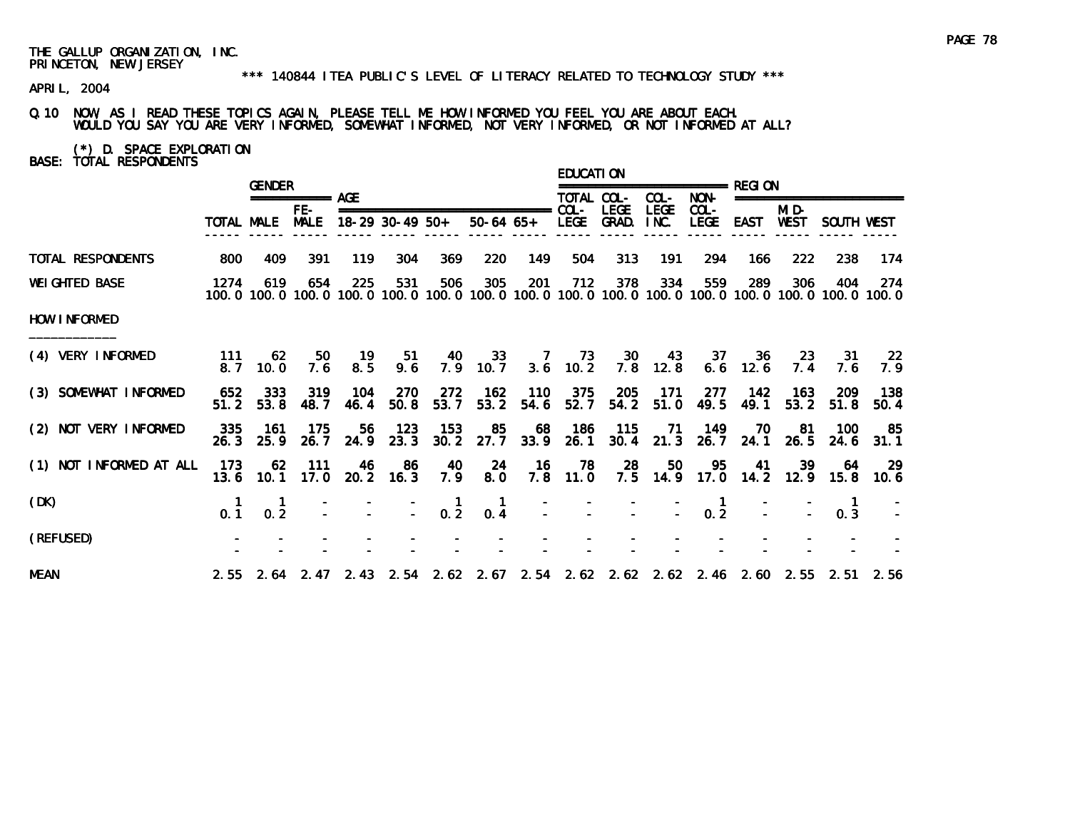THE GALLUP ORGANIZATION, INC.
PRINCETON, NEW JERSEY

\*\*\* 140844 ITEA PUBLIC'S LEVEL OF LITERACY RELATED TO TECHNOLOGY STUDY \*\*\*

APRIL, 2004

Q.10 NOW AS I READ THESE TOPICS AGAIN, PLEASE TELL ME HOW INFORMED YOU FEEL YOU ARE ABOUT EACH. WOULD YOU SAY YOU ARE VERY INFORMED, SOMEWHAT INFORMED, NOT VERY INFORMED, OR NOT INFORMED AT ALL?

(*) D. SPACE EXPLORATION

BASE: TOTAL RESPONDENTS

| | | GENDER | | AGE | | | | | EDUCATION | | | | REGION | | | |
|---|---|---|---|---|---|---|---|---|---|---|---|---|---|---|---|---|
| | TOTAL | MALE | FE-MALE | 18-29 | 30-49 | 50+ | 50-64 | 65+ | TOTAL COL-LEGE | COL-LEGE GRAD. | COL-LEGE INC. | NON-COL-LEGE | EAST | MID-WEST | SOUTH | WEST |
| TOTAL RESPONDENTS | 800 | 409 | 391 | 119 | 304 | 369 | 220 | 149 | 504 | 313 | 191 | 294 | 166 | 222 | 238 | 174 |
| WEIGHTED BASE | 1274 | 619 | 654 | 225 | 531 | 506 | 305 | 201 | 712 | 378 | 334 | 559 | 289 | 306 | 404 | 274 |
| | 100.0 | 100.0 | 100.0 | 100.0 | 100.0 | 100.0 | 100.0 | 100.0 | 100.0 | 100.0 | 100.0 | 100.0 | 100.0 | 100.0 | 100.0 | 100.0 |
| HOW INFORMED | | | | | | | | | | | | | | | | |
| (4) VERY INFORMED | 111 | 62 | 50 | 19 | 51 | 40 | 33 | 7 | 73 | 30 | 43 | 37 | 36 | 23 | 31 | 22 |
| | 8.7 | 10.0 | 7.6 | 8.5 | 9.6 | 7.9 | 10.7 | 3.6 | 10.2 | 7.8 | 12.8 | 6.6 | 12.6 | 7.4 | 7.6 | 7.9 |
| (3) SOMEWHAT INFORMED | 652 | 333 | 319 | 104 | 270 | 272 | 162 | 110 | 375 | 205 | 171 | 277 | 142 | 163 | 209 | 138 |
| | 51.2 | 53.8 | 48.7 | 46.4 | 50.8 | 53.7 | 53.2 | 54.6 | 52.7 | 54.2 | 51.0 | 49.5 | 49.1 | 53.2 | 51.8 | 50.4 |
| (2) NOT VERY INFORMED | 335 | 161 | 175 | 56 | 123 | 153 | 85 | 68 | 186 | 115 | 71 | 149 | 70 | 81 | 100 | 85 |
| | 26.3 | 25.9 | 26.7 | 24.9 | 23.3 | 30.2 | 27.7 | 33.9 | 26.1 | 30.4 | 21.3 | 26.7 | 24.1 | 26.5 | 24.6 | 31.1 |
| (1) NOT INFORMED AT ALL | 173 | 62 | 111 | 46 | 86 | 40 | 24 | 16 | 78 | 28 | 50 | 95 | 41 | 39 | 64 | 29 |
| | 13.6 | 10.1 | 17.0 | 20.2 | 16.3 | 7.9 | 8.0 | 7.8 | 11.0 | 7.5 | 14.9 | 17.0 | 14.2 | 12.9 | 15.8 | 10.6 |
| (DK) | 1 | 1 | - | - | - | 1 | 1 | - | - | - | - | 1 | - | - | 1 | - |
| | 0.1 | 0.2 | - | - | - | 0.2 | 0.4 | - | - | - | - | 0.2 | - | - | 0.3 | - |
| (REFUSED) | - | - | - | - | - | - | - | - | - | - | - | - | - | - | - | - |
| | - | - | - | - | - | - | - | - | - | - | - | - | - | - | - | - |
| MEAN | 2.55 | 2.64 | 2.47 | 2.43 | 2.54 | 2.62 | 2.67 | 2.54 | 2.62 | 2.62 | 2.62 | 2.46 | 2.60 | 2.55 | 2.51 | 2.56 |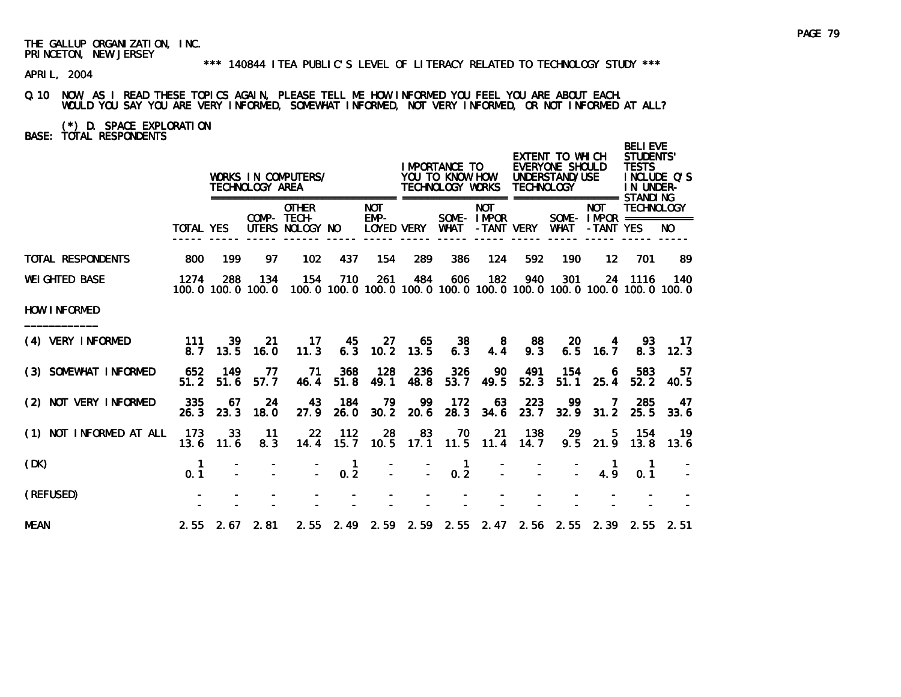THE GALLUP ORGANIZATION, INC.
PRINCETON, NEW JERSEY

*** 140844 ITEA PUBLIC'S LEVEL OF LITERACY RELATED TO TECHNOLOGY STUDY ***

APRIL, 2004

Q.10 NOW, AS I READ THESE TOPICS AGAIN, PLEASE TELL ME HOW INFORMED YOU FEEL YOU ARE ABOUT EACH. WOULD YOU SAY YOU ARE VERY INFORMED, SOMEWHAT INFORMED, NOT VERY INFORMED, OR NOT INFORMED AT ALL?

(*) D. SPACE EXPLORATION
BASE: TOTAL RESPONDENTS

| | | WORKS IN COMPUTERS/ TECHNOLOGY AREA | | | | | IMPORTANCE TO YOU TO KNOW HOW TECHNOLOGY WORKS | | | EXTENT TO WHICH EVERYONE SHOULD UNDERSTAND/USE TECHNOLOGY | | | BELIEVE STUDENTS' TESTS INCLUDE Q'S IN UNDER-STANDING TECHNOLOGY | |
|---|---|---|---|---|---|---|---|---|---|---|---|---|---|---|
| | TOTAL | YES | COMP-UTERS | OTHER TECH-NOLOGY | NO | NOT EMP-LOYED | VERY | SOME-WHAT | NOT IMPOR-TANT | VERY | SOME-WHAT | NOT IMPOR-TANT | YES | NO |
| TOTAL RESPONDENTS | 800 | 199 | 97 | 102 | 437 | 154 | 289 | 386 | 124 | 592 | 190 | 12 | 701 | 89 |
| WEIGHTED BASE | 1274 | 288 | 134 | 154 | 710 | 261 | 484 | 606 | 182 | 940 | 301 | 24 | 1116 | 140 |
| | 100.0 | 100.0 | 100.0 | 100.0 | 100.0 | 100.0 | 100.0 | 100.0 | 100.0 | 100.0 | 100.0 | 100.0 | 100.0 | 100.0 |
| HOW INFORMED | | | | | | | | | | | | | | |
| (4) VERY INFORMED | 111 | 39 | 21 | 17 | 45 | 27 | 65 | 38 | 8 | 88 | 20 | 4 | 93 | 17 |
| | 8.7 | 13.5 | 16.0 | 11.3 | 6.3 | 10.2 | 13.5 | 6.3 | 4.4 | 9.3 | 6.5 | 16.7 | 8.3 | 12.3 |
| (3) SOMEWHAT INFORMED | 652 | 149 | 77 | 71 | 368 | 128 | 236 | 326 | 90 | 491 | 154 | 6 | 583 | 57 |
| | 51.2 | 51.6 | 57.7 | 46.4 | 51.8 | 49.1 | 48.8 | 53.7 | 49.5 | 52.3 | 51.1 | 25.4 | 52.2 | 40.5 |
| (2) NOT VERY INFORMED | 335 | 67 | 24 | 43 | 184 | 79 | 99 | 172 | 63 | 223 | 99 | 7 | 285 | 47 |
| | 26.3 | 23.3 | 18.0 | 27.9 | 26.0 | 30.2 | 20.6 | 28.3 | 34.6 | 23.7 | 32.9 | 31.2 | 25.5 | 33.6 |
| (1) NOT INFORMED AT ALL | 173 | 33 | 11 | 22 | 112 | 28 | 83 | 70 | 21 | 138 | 29 | 5 | 154 | 19 |
| | 13.6 | 11.6 | 8.3 | 14.4 | 15.7 | 10.5 | 17.1 | 11.5 | 11.4 | 14.7 | 9.5 | 21.9 | 13.8 | 13.6 |
| (DK) | 1 | - | - | - | 1 | - | - | 1 | - | - | - | 1 | 1 | - |
| | 0.1 | - | - | - | 0.2 | - | - | 0.2 | - | - | - | 4.9 | 0.1 | - |
| (REFUSED) | - | - | - | - | - | - | - | - | - | - | - | - | - | - |
| | - | - | - | - | - | - | - | - | - | - | - | - | - | - |
| MEAN | 2.55 | 2.67 | 2.81 | 2.55 | 2.49 | 2.59 | 2.59 | 2.55 | 2.47 | 2.56 | 2.55 | 2.39 | 2.55 | 2.51 |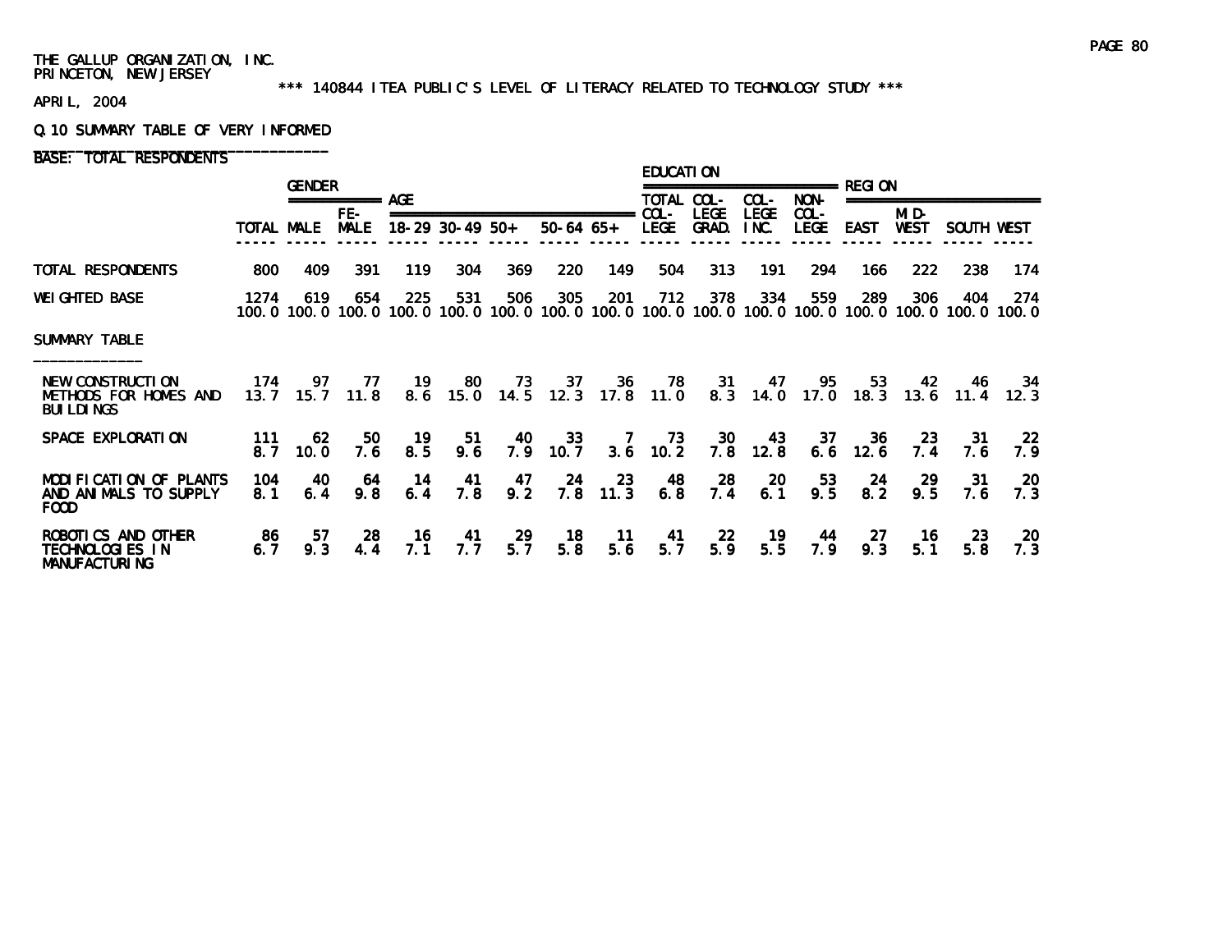THE GALLUP ORGANIZATION, INC.
PRINCETON, NEW JERSEY

\*\*\* 140844 ITEA PUBLIC'S LEVEL OF LITERACY RELATED TO TECHNOLOGY STUDY \*\*\*

APRIL, 2004

Q.10 SUMMARY TABLE OF VERY INFORMED

BASE: TOTAL RESPONDENTS

| | | GENDER | | AGE | | | | | EDUCATION | | | | REGION | | | |
|---|---|---|---|---|---|---|---|---|---|---|---|---|---|---|---|---|
| | TOTAL | MALE | FE-MALE | 18-29 | 30-49 | 50+ | 50-64 | 65+ | TOTAL COL-LEGE | COL-LEGE GRAD. | COL-LEGE INC. | NON-COL-LEGE | EAST | MID-WEST | SOUTH | WEST |
| TOTAL RESPONDENTS | 800 | 409 | 391 | 119 | 304 | 369 | 220 | 149 | 504 | 313 | 191 | 294 | 166 | 222 | 238 | 174 |
| WEIGHTED BASE | 1274 | 619 | 654 | 225 | 531 | 506 | 305 | 201 | 712 | 378 | 334 | 559 | 289 | 306 | 404 | 274 |
| | 100.0 | 100.0 | 100.0 | 100.0 | 100.0 | 100.0 | 100.0 | 100.0 | 100.0 | 100.0 | 100.0 | 100.0 | 100.0 | 100.0 | 100.0 | 100.0 |
| SUMMARY TABLE | | | | | | | | | | | | | | | | |
| NEW CONSTRUCTION METHODS FOR HOMES AND BUILDINGS | 174 | 97 | 77 | 19 | 80 | 73 | 37 | 36 | 78 | 31 | 47 | 95 | 53 | 42 | 46 | 34 |
| | 13.7 | 15.7 | 11.8 | 8.6 | 15.0 | 14.5 | 12.3 | 17.8 | 11.0 | 8.3 | 14.0 | 17.0 | 18.3 | 13.6 | 11.4 | 12.3 |
| SPACE EXPLORATION | 111 | 62 | 50 | 19 | 51 | 40 | 33 | 7 | 73 | 30 | 43 | 37 | 36 | 23 | 31 | 22 |
| | 8.7 | 10.0 | 7.6 | 8.5 | 9.6 | 7.9 | 10.7 | 3.6 | 10.2 | 7.8 | 12.8 | 6.6 | 12.6 | 7.4 | 7.6 | 7.9 |
| MODIFICATION OF PLANTS AND ANIMALS TO SUPPLY FOOD | 104 | 40 | 64 | 14 | 41 | 47 | 24 | 23 | 48 | 28 | 20 | 53 | 24 | 29 | 31 | 20 |
| | 8.1 | 6.4 | 9.8 | 6.4 | 7.8 | 9.2 | 7.8 | 11.3 | 6.8 | 7.4 | 6.1 | 9.5 | 8.2 | 9.5 | 7.6 | 7.3 |
| ROBOTICS AND OTHER TECHNOLOGIES IN MANUFACTURING | 86 | 57 | 28 | 16 | 41 | 29 | 18 | 11 | 41 | 22 | 19 | 44 | 27 | 16 | 23 | 20 |
| | 6.7 | 9.3 | 4.4 | 7.1 | 7.7 | 5.7 | 5.8 | 5.6 | 5.7 | 5.9 | 5.5 | 7.9 | 9.3 | 5.1 | 5.8 | 7.3 |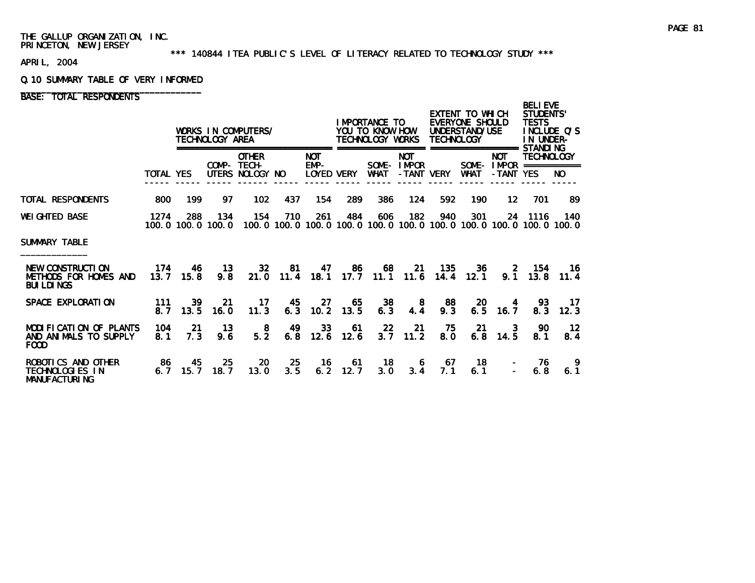THE GALLUP ORGANIZATION, INC.
PRINCETON, NEW JERSEY

*** 140844 ITEA PUBLIC'S LEVEL OF LITERACY RELATED TO TECHNOLOGY STUDY ***

APRIL, 2004

Q.10 SUMMARY TABLE OF VERY INFORMED

BASE: TOTAL RESPONDENTS

| | TOTAL | WORKS IN COMPUTERS/ TECHNOLOGY AREA | | | | | IMPORTANCE TO YOU TO KNOW HOW TECHNOLOGY WORKS | | | EXTENT TO WHICH EVERYONE SHOULD UNDERSTAND/USE TECHNOLOGY | | | BELIEVE STUDENTS' TESTS INCLUDE Q'S IN UNDER-STANDING TECHNOLOGY | |
|---|---|---|---|---|---|---|---|---|---|---|---|---|---|---|
| | | YES | COMP-UTERS | OTHER TECH-NOLOGY | NO | NOT EMP-LOYED | VERY | SOME-WHAT | NOT IMPOR-TANT | VERY | SOME-WHAT | NOT IMPOR-TANT | YES | NO |
| TOTAL RESPONDENTS | 800 | 199 | 97 | 102 | 437 | 154 | 289 | 386 | 124 | 592 | 190 | 12 | 701 | 89 |
| WEIGHTED BASE | 1274 | 288 | 134 | 154 | 710 | 261 | 484 | 606 | 182 | 940 | 301 | 24 | 1116 | 140 |
| | 100.0 | 100.0 | 100.0 | 100.0 | 100.0 | 100.0 | 100.0 | 100.0 | 100.0 | 100.0 | 100.0 | 100.0 | 100.0 | 100.0 |
| SUMMARY TABLE | | | | | | | | | | | | | | |
| NEW CONSTRUCTION METHODS FOR HOMES AND BUILDINGS | 174 | 46 | 13 | 32 | 81 | 47 | 86 | 68 | 21 | 135 | 36 | 2 | 154 | 16 |
| | 13.7 | 15.8 | 9.8 | 21.0 | 11.4 | 18.1 | 17.7 | 11.1 | 11.6 | 14.4 | 12.1 | 9.1 | 13.8 | 11.4 |
| SPACE EXPLORATION | 111 | 39 | 21 | 17 | 45 | 27 | 65 | 38 | 8 | 88 | 20 | 4 | 93 | 17 |
| | 8.7 | 13.5 | 16.0 | 11.3 | 6.3 | 10.2 | 13.5 | 6.3 | 4.4 | 9.3 | 6.5 | 16.7 | 8.3 | 12.3 |
| MODIFICATION OF PLANTS AND ANIMALS TO SUPPLY FOOD | 104 | 21 | 13 | 8 | 49 | 33 | 61 | 22 | 21 | 75 | 21 | 3 | 90 | 12 |
| | 8.1 | 7.3 | 9.6 | 5.2 | 6.8 | 12.6 | 12.6 | 3.7 | 11.2 | 8.0 | 6.8 | 14.5 | 8.1 | 8.4 |
| ROBOTICS AND OTHER TECHNOLOGIES IN MANUFACTURING | 86 | 45 | 25 | 20 | 25 | 16 | 61 | 18 | 6 | 67 | 18 | - | 76 | 9 |
| | 6.7 | 15.7 | 18.7 | 13.0 | 3.5 | 6.2 | 12.7 | 3.0 | 3.4 | 7.1 | 6.1 | - | 6.8 | 6.1 |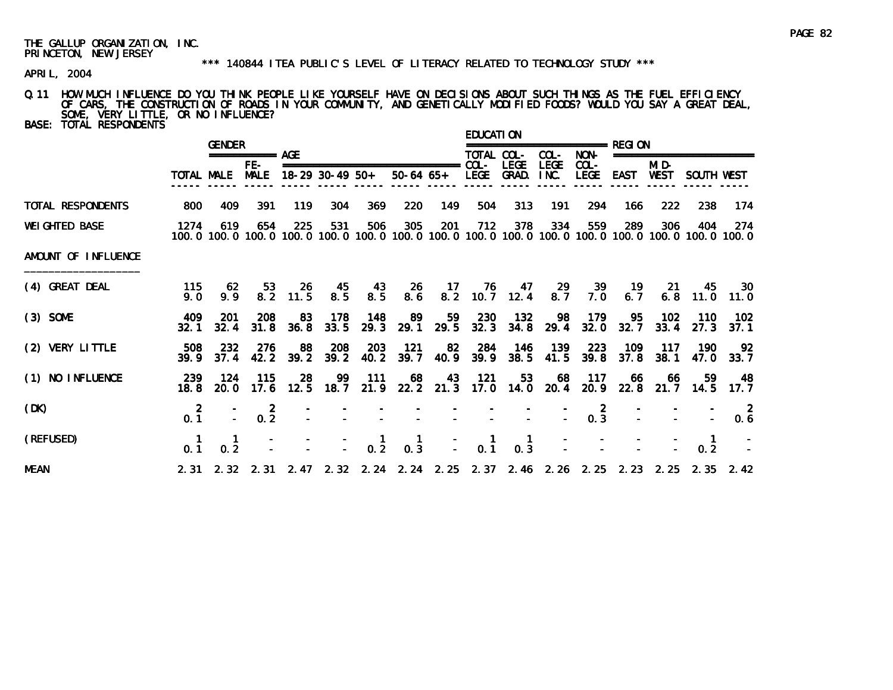THE GALLUP ORGANIZATION, INC.
PRINCETON, NEW JERSEY

\*\*\* 140844 ITEA PUBLIC'S LEVEL OF LITERACY RELATED TO TECHNOLOGY STUDY \*\*\*

APRIL, 2004

Q.11 HOW MUCH INFLUENCE DO YOU THINK PEOPLE LIKE YOURSELF HAVE ON DECISIONS ABOUT SUCH THINGS AS THE FUEL EFFICIENCY OF CARS, THE CONSTRUCTION OF ROADS IN YOUR COMMUNITY, AND GENETICALLY MODIFIED FOODS? WOULD YOU SAY A GREAT DEAL, SOME, VERY LITTLE, OR NO INFLUENCE?

BASE: TOTAL RESPONDENTS

| | TOTAL | GENDER | | AGE | | | | | EDUCATION | | | | REGION | | | |
|---|---|---|---|---|---|---|---|---|---|---|---|---|---|---|---|---|
| | | MALE | FE-MALE | 18-29 | 30-49 | 50+ | 50-64 | 65+ | TOTAL COL-LEGE | COL-LEGE GRAD. | COL-LEGE INC. | NON-COL-LEGE | EAST | MID-WEST | SOUTH | WEST |
| TOTAL RESPONDENTS | 800 | 409 | 391 | 119 | 304 | 369 | 220 | 149 | 504 | 313 | 191 | 294 | 166 | 222 | 238 | 174 |
| WEIGHTED BASE | 1274 | 619 | 654 | 225 | 531 | 506 | 305 | 201 | 712 | 378 | 334 | 559 | 289 | 306 | 404 | 274 |
| | 100.0 | 100.0 | 100.0 | 100.0 | 100.0 | 100.0 | 100.0 | 100.0 | 100.0 | 100.0 | 100.0 | 100.0 | 100.0 | 100.0 | 100.0 | 100.0 |
| AMOUNT OF INFLUENCE | | | | | | | | | | | | | | | | |
| (4) GREAT DEAL | 115 | 62 | 53 | 26 | 45 | 43 | 26 | 17 | 76 | 47 | 29 | 39 | 19 | 21 | 45 | 30 |
| | 9.0 | 9.9 | 8.2 | 11.5 | 8.5 | 8.5 | 8.6 | 8.2 | 10.7 | 12.4 | 8.7 | 7.0 | 6.7 | 6.8 | 11.0 | 11.0 |
| (3) SOME | 409 | 201 | 208 | 83 | 178 | 148 | 89 | 59 | 230 | 132 | 98 | 179 | 95 | 102 | 110 | 102 |
| | 32.1 | 32.4 | 31.8 | 36.8 | 33.5 | 29.3 | 29.1 | 29.5 | 32.3 | 34.8 | 29.4 | 32.0 | 32.7 | 33.4 | 27.3 | 37.1 |
| (2) VERY LITTLE | 508 | 232 | 276 | 88 | 208 | 203 | 121 | 82 | 284 | 146 | 139 | 223 | 109 | 117 | 190 | 92 |
| | 39.9 | 37.4 | 42.2 | 39.2 | 39.2 | 40.2 | 39.7 | 40.9 | 39.9 | 38.5 | 41.5 | 39.8 | 37.8 | 38.1 | 47.0 | 33.7 |
| (1) NO INFLUENCE | 239 | 124 | 115 | 28 | 99 | 111 | 68 | 43 | 121 | 53 | 68 | 117 | 66 | 66 | 59 | 48 |
| | 18.8 | 20.0 | 17.6 | 12.5 | 18.7 | 21.9 | 22.2 | 21.3 | 17.0 | 14.0 | 20.4 | 20.9 | 22.8 | 21.7 | 14.5 | 17.7 |
| (DK) | 2 | - | 2 | - | - | - | - | - | - | - | - | 2 | - | - | - | 2 |
| | 0.1 | - | 0.2 | - | - | - | - | - | - | - | - | 0.3 | - | - | - | 0.6 |
| (REFUSED) | 1 | 1 | - | - | - | 1 | 1 | - | 1 | 1 | - | - | - | - | 1 | - |
| | 0.1 | 0.2 | - | - | - | 0.2 | 0.3 | - | 0.1 | 0.3 | - | - | - | - | 0.2 | - |
| MEAN | 2.31 | 2.32 | 2.31 | 2.47 | 2.32 | 2.24 | 2.24 | 2.25 | 2.37 | 2.46 | 2.26 | 2.25 | 2.23 | 2.25 | 2.35 | 2.42 |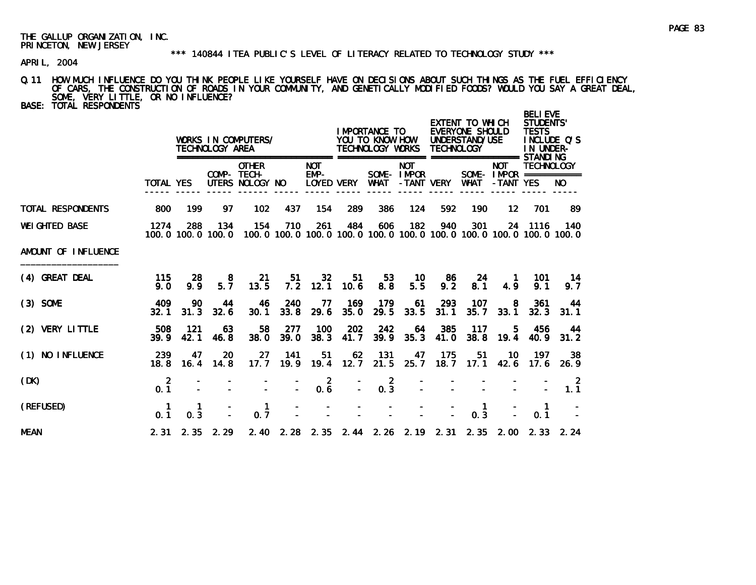THE GALLUP ORGANIZATION, INC.
PRINCETON, NEW JERSEY

\*\*\* 140844 ITEA PUBLIC'S LEVEL OF LITERACY RELATED TO TECHNOLOGY STUDY \*\*\*

APRIL, 2004

Q.11 HOW MUCH INFLUENCE DO YOU THINK PEOPLE LIKE YOURSELF HAVE ON DECISIONS ABOUT SUCH THINGS AS THE FUEL EFFICIENCY OF CARS, THE CONSTRUCTION OF ROADS IN YOUR COMMUNITY, AND GENETICALLY MODIFIED FOODS? WOULD YOU SAY A GREAT DEAL, SOME, VERY LITTLE, OR NO INFLUENCE?

BASE: TOTAL RESPONDENTS

| | | WORKS IN COMPUTERS/ TECHNOLOGY AREA | | | | | IMPORTANCE TO YOU TO KNOW HOW TECHNOLOGY WORKS | | | EXTENT TO WHICH EVERYONE SHOULD UNDERSTAND/USE TECHNOLOGY | | | BELIEVE STUDENTS' TESTS INCLUDE Q'S IN UNDER-STANDING TECHNOLOGY | |
|---|---|---|---|---|---|---|---|---|---|---|---|---|---|---|
| | TOTAL | YES | COMP-UTERS | OTHER TECH-NOLOGY | NO | NOT EMP-LOYED | VERY | SOME-WHAT | NOT IMPOR-TANT | VERY | SOME-WHAT | NOT IMPOR-TANT | YES | NO |
| TOTAL RESPONDENTS | 800 | 199 | 97 | 102 | 437 | 154 | 289 | 386 | 124 | 592 | 190 | 12 | 701 | 89 |
| WEIGHTED BASE | 1274 | 288 | 134 | 154 | 710 | 261 | 484 | 606 | 182 | 940 | 301 | 24 | 1116 | 140 |
| | 100.0 | 100.0 | 100.0 | 100.0 | 100.0 | 100.0 | 100.0 | 100.0 | 100.0 | 100.0 | 100.0 | 100.0 | 100.0 | 100.0 |
| AMOUNT OF INFLUENCE | | | | | | | | | | | | | | |
| (4) GREAT DEAL | 115 | 28 | 8 | 21 | 51 | 32 | 51 | 53 | 10 | 86 | 24 | 1 | 101 | 14 |
| | 9.0 | 9.9 | 5.7 | 13.5 | 7.2 | 12.1 | 10.6 | 8.8 | 5.5 | 9.2 | 8.1 | 4.9 | 9.1 | 9.7 |
| (3) SOME | 409 | 90 | 44 | 46 | 240 | 77 | 169 | 179 | 61 | 293 | 107 | 8 | 361 | 44 |
| | 32.1 | 31.3 | 32.6 | 30.1 | 33.8 | 29.6 | 35.0 | 29.5 | 33.5 | 31.1 | 35.7 | 33.1 | 32.3 | 31.1 |
| (2) VERY LITTLE | 508 | 121 | 63 | 58 | 277 | 100 | 202 | 242 | 64 | 385 | 117 | 5 | 456 | 44 |
| | 39.9 | 42.1 | 46.8 | 38.0 | 39.0 | 38.3 | 41.7 | 39.9 | 35.3 | 41.0 | 38.8 | 19.4 | 40.9 | 31.2 |
| (1) NO INFLUENCE | 239 | 47 | 20 | 27 | 141 | 51 | 62 | 131 | 47 | 175 | 51 | 10 | 197 | 38 |
| | 18.8 | 16.4 | 14.8 | 17.7 | 19.9 | 19.4 | 12.7 | 21.5 | 25.7 | 18.7 | 17.1 | 42.6 | 17.6 | 26.9 |
| (DK) | 2 | - | - | - | - | 2 | - | 2 | - | - | - | - | - | 2 |
| | 0.1 | - | - | - | - | 0.6 | - | 0.3 | - | - | - | - | - | 1.1 |
| (REFUSED) | 1 | 1 | - | 1 | - | - | - | - | - | - | 1 | - | 1 | - |
| | 0.1 | 0.3 | - | 0.7 | - | - | - | - | - | - | 0.3 | - | 0.1 | - |
| MEAN | 2.31 | 2.35 | 2.29 | 2.40 | 2.28 | 2.35 | 2.44 | 2.26 | 2.19 | 2.31 | 2.35 | 2.00 | 2.33 | 2.24 |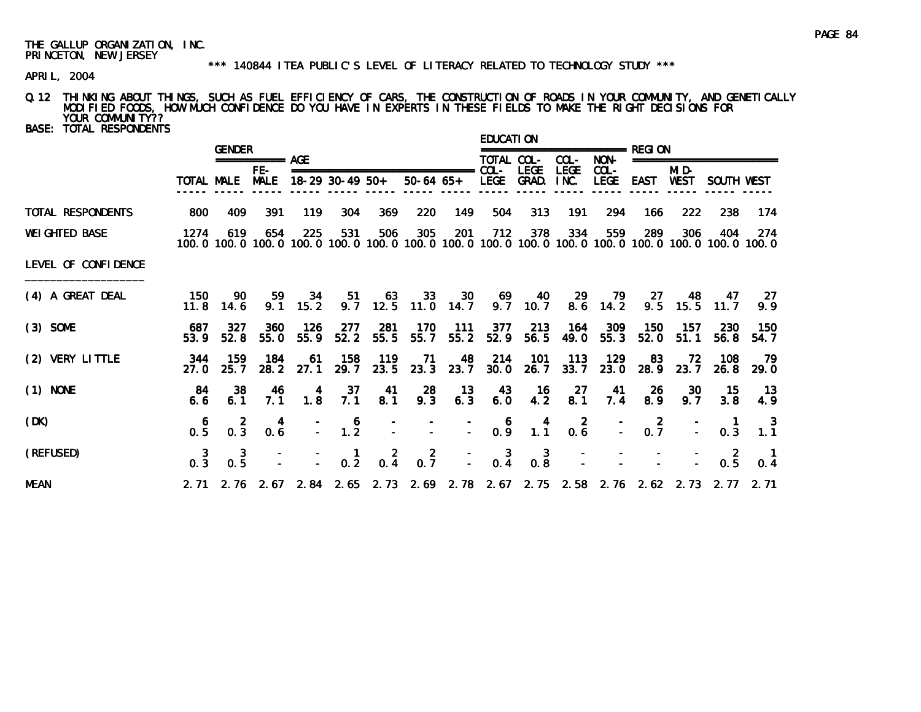THE GALLUP ORGANIZATION, INC.
PRINCETON, NEW JERSEY

\*\*\* 140844 ITEA PUBLIC'S LEVEL OF LITERACY RELATED TO TECHNOLOGY STUDY \*\*\*

APRIL, 2004

Q.12 THINKING ABOUT THINGS, SUCH AS FUEL EFFICIENCY OF CARS, THE CONSTRUCTION OF ROADS IN YOUR COMMUNITY, AND GENETICALLY MODIFIED FOODS, HOW MUCH CONFIDENCE DO YOU HAVE IN EXPERTS IN THESE FIELDS TO MAKE THE RIGHT DECISIONS FOR YOUR COMMUNITY??

BASE: TOTAL RESPONDENTS

| | | GENDER | | AGE | | | | | EDUCATION | | | | REGION | | | |
|---|---|---|---|---|---|---|---|---|---|---|---|---|---|---|---|---|
| | TOTAL | MALE | FE-MALE | 18-29 | 30-49 | 50+ | 50-64 | 65+ | TOTAL COL-LEGE | COL-LEGE GRAD. | COL-LEGE INC. | NON-COL-LEGE | EAST | MID-WEST | SOUTH | WEST |
| TOTAL RESPONDENTS | 800 | 409 | 391 | 119 | 304 | 369 | 220 | 149 | 504 | 313 | 191 | 294 | 166 | 222 | 238 | 174 |
| WEIGHTED BASE | 1274 | 619 | 654 | 225 | 531 | 506 | 305 | 201 | 712 | 378 | 334 | 559 | 289 | 306 | 404 | 274 |
| | 100.0 | 100.0 | 100.0 | 100.0 | 100.0 | 100.0 | 100.0 | 100.0 | 100.0 | 100.0 | 100.0 | 100.0 | 100.0 | 100.0 | 100.0 | 100.0 |
| LEVEL OF CONFIDENCE | | | | | | | | | | | | | | | | |
| (4) A GREAT DEAL | 150 | 90 | 59 | 34 | 51 | 63 | 33 | 30 | 69 | 40 | 29 | 79 | 27 | 48 | 47 | 27 |
| | 11.8 | 14.6 | 9.1 | 15.2 | 9.7 | 12.5 | 11.0 | 14.7 | 9.7 | 10.7 | 8.6 | 14.2 | 9.5 | 15.5 | 11.7 | 9.9 |
| (3) SOME | 687 | 327 | 360 | 126 | 277 | 281 | 170 | 111 | 377 | 213 | 164 | 309 | 150 | 157 | 230 | 150 |
| | 53.9 | 52.8 | 55.0 | 55.9 | 52.2 | 55.5 | 55.7 | 55.2 | 52.9 | 56.5 | 49.0 | 55.3 | 52.0 | 51.1 | 56.8 | 54.7 |
| (2) VERY LITTLE | 344 | 159 | 184 | 61 | 158 | 119 | 71 | 48 | 214 | 101 | 113 | 129 | 83 | 72 | 108 | 79 |
| | 27.0 | 25.7 | 28.2 | 27.1 | 29.7 | 23.5 | 23.3 | 23.7 | 30.0 | 26.7 | 33.7 | 23.0 | 28.9 | 23.7 | 26.8 | 29.0 |
| (1) NONE | 84 | 38 | 46 | 4 | 37 | 41 | 28 | 13 | 43 | 16 | 27 | 41 | 26 | 30 | 15 | 13 |
| | 6.6 | 6.1 | 7.1 | 1.8 | 7.1 | 8.1 | 9.3 | 6.3 | 6.0 | 4.2 | 8.1 | 7.4 | 8.9 | 9.7 | 3.8 | 4.9 |
| (DK) | 6 | 2 | 4 | - | 6 | - | - | - | 6 | 4 | 2 | - | 2 | - | 1 | 3 |
| | 0.5 | 0.3 | 0.6 | - | 1.2 | - | - | - | 0.9 | 1.1 | 0.6 | - | 0.7 | - | 0.3 | 1.1 |
| (REFUSED) | 3 | 3 | - | - | 1 | 2 | 2 | - | 3 | 3 | - | - | - | - | 2 | 1 |
| | 0.3 | 0.5 | - | - | 0.2 | 0.4 | 0.7 | - | 0.4 | 0.8 | - | - | - | - | 0.5 | 0.4 |
| MEAN | 2.71 | 2.76 | 2.67 | 2.84 | 2.65 | 2.73 | 2.69 | 2.78 | 2.67 | 2.75 | 2.58 | 2.76 | 2.62 | 2.73 | 2.77 | 2.71 |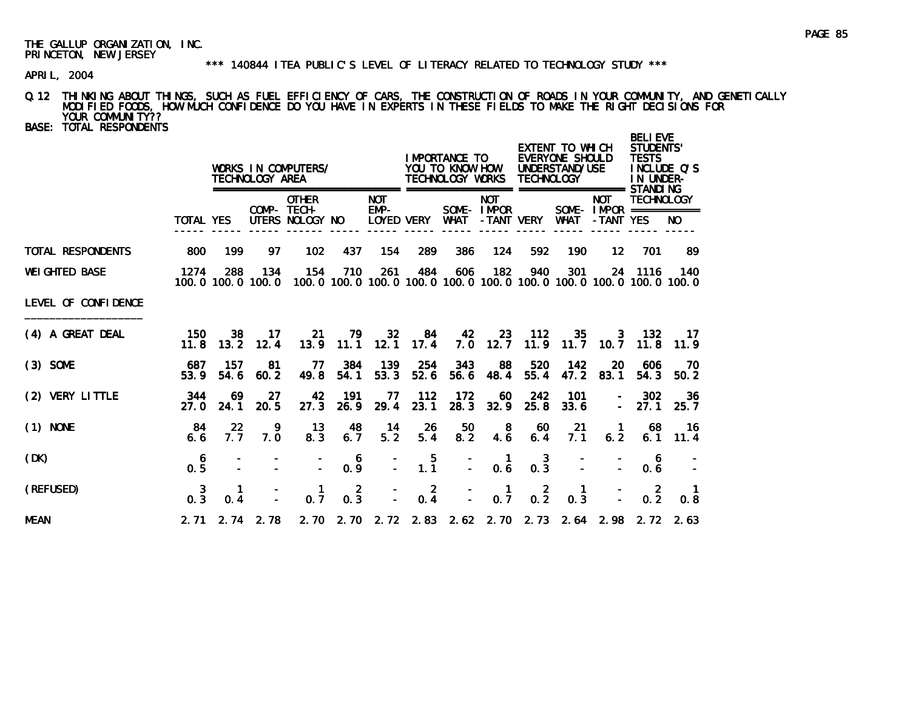THE GALLUP ORGANIZATION, INC.
PRINCETON, NEW JERSEY

\*\*\* 140844 ITEA PUBLIC'S LEVEL OF LITERACY RELATED TO TECHNOLOGY STUDY \*\*\*

APRIL, 2004

Q.12 THINKING ABOUT THINGS, SUCH AS FUEL EFFICIENCY OF CARS, THE CONSTRUCTION OF ROADS IN YOUR COMMUNITY, AND GENETICALLY MODIFIED FOODS, HOW MUCH CONFIDENCE DO YOU HAVE IN EXPERTS IN THESE FIELDS TO MAKE THE RIGHT DECISIONS FOR YOUR COMMUNITY??

BASE: TOTAL RESPONDENTS

| | | WORKS IN COMPUTERS/ TECHNOLOGY AREA | | | | | IMPORTANCE TO YOU TO KNOW HOW TECHNOLOGY WORKS | | | EXTENT TO WHICH EVERYONE SHOULD UNDERSTAND/USE TECHNOLOGY | | | BELIEVE STUDENTS' TESTS INCLUDE Q'S IN UNDER-STANDING TECHNOLOGY | |
|---|---|---|---|---|---|---|---|---|---|---|---|---|---|---|
| | TOTAL | YES | COMP-UTERS | OTHER TECH-NOLOGY | NO | NOT EMP-LOYED | VERY | SOME-WHAT | NOT IMPOR-TANT | VERY | SOME-WHAT | NOT IMPOR-TANT | YES | NO |
| TOTAL RESPONDENTS | 800 | 199 | 97 | 102 | 437 | 154 | 289 | 386 | 124 | 592 | 190 | 12 | 701 | 89 |
| WEIGHTED BASE | 1274 | 288 | 134 | 154 | 710 | 261 | 484 | 606 | 182 | 940 | 301 | 24 | 1116 | 140 |
| | 100.0 | 100.0 | 100.0 | 100.0 | 100.0 | 100.0 | 100.0 | 100.0 | 100.0 | 100.0 | 100.0 | 100.0 | 100.0 | 100.0 |
| LEVEL OF CONFIDENCE | | | | | | | | | | | | | | |
| (4) A GREAT DEAL | 150 | 38 | 17 | 21 | 79 | 32 | 84 | 42 | 23 | 112 | 35 | 3 | 132 | 17 |
| | 11.8 | 13.2 | 12.4 | 13.9 | 11.1 | 12.1 | 17.4 | 7.0 | 12.7 | 11.9 | 11.7 | 10.7 | 11.8 | 11.9 |
| (3) SOME | 687 | 157 | 81 | 77 | 384 | 139 | 254 | 343 | 88 | 520 | 142 | 20 | 606 | 70 |
| | 53.9 | 54.6 | 60.2 | 49.8 | 54.1 | 53.3 | 52.6 | 56.6 | 48.4 | 55.4 | 47.2 | 83.1 | 54.3 | 50.2 |
| (2) VERY LITTLE | 344 | 69 | 27 | 42 | 191 | 77 | 112 | 172 | 60 | 242 | 101 | - | 302 | 36 |
| | 27.0 | 24.1 | 20.5 | 27.3 | 26.9 | 29.4 | 23.1 | 28.3 | 32.9 | 25.8 | 33.6 | - | 27.1 | 25.7 |
| (1) NONE | 84 | 22 | 9 | 13 | 48 | 14 | 26 | 50 | 8 | 60 | 21 | 1 | 68 | 16 |
| | 6.6 | 7.7 | 7.0 | 8.3 | 6.7 | 5.2 | 5.4 | 8.2 | 4.6 | 6.4 | 7.1 | 6.2 | 6.1 | 11.4 |
| (DK) | 6 | - | - | - | 6 | - | 5 | - | 1 | 3 | - | - | 6 | - |
| | 0.5 | - | - | - | 0.9 | - | 1.1 | - | 0.6 | 0.3 | - | - | 0.6 | - |
| (REFUSED) | 3 | 1 | - | 1 | 2 | - | 2 | - | 1 | 2 | 1 | - | 2 | 1 |
| | 0.3 | 0.4 | - | 0.7 | 0.3 | - | 0.4 | - | 0.7 | 0.2 | 0.3 | - | 0.2 | 0.8 |
| MEAN | 2.71 | 2.74 | 2.78 | 2.70 | 2.70 | 2.72 | 2.83 | 2.62 | 2.70 | 2.73 | 2.64 | 2.98 | 2.72 | 2.63 |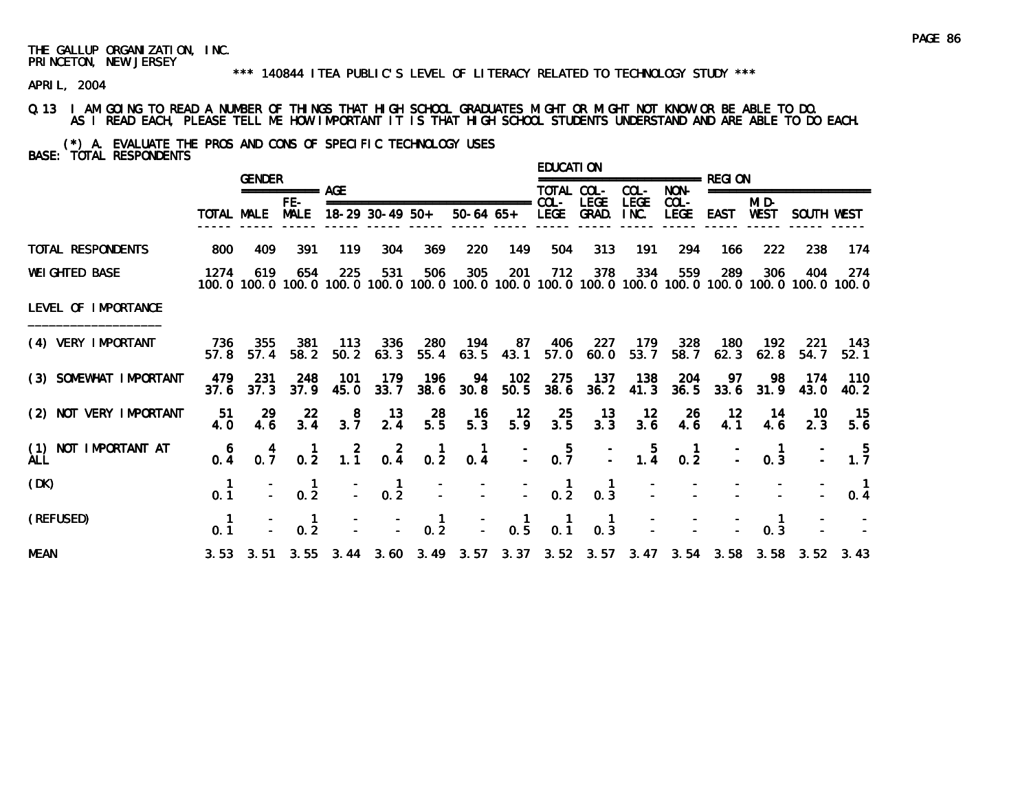THE GALLUP ORGANIZATION, INC.
PRINCETON, NEW JERSEY

*** 140844 ITEA PUBLIC'S LEVEL OF LITERACY RELATED TO TECHNOLOGY STUDY ***

APRIL, 2004

Q.13 I AM GOING TO READ A NUMBER OF THINGS THAT HIGH SCHOOL GRADUATES MIGHT OR MIGHT NOT KNOW OR BE ABLE TO DO. AS I READ EACH, PLEASE TELL ME HOW IMPORTANT IT IS THAT HIGH SCHOOL STUDENTS UNDERSTAND AND ARE ABLE TO DO EACH.

(*) A. EVALUATE THE PROS AND CONS OF SPECIFIC TECHNOLOGY USES

BASE: TOTAL RESPONDENTS

| | | GENDER | | AGE | | | | | EDUCATION | | | | REGION | | | |
|---|---|---|---|---|---|---|---|---|---|---|---|---|---|---|---|---|
| | TOTAL | MALE | FE-MALE | 18-29 | 30-49 | 50+ | 50-64 | 65+ | TOTAL COL-LEGE | COL-LEGE GRAD. | COL-LEGE INC. | NON-COL-LEGE | EAST | MID-WEST | SOUTH | WEST |
| TOTAL RESPONDENTS | 800 | 409 | 391 | 119 | 304 | 369 | 220 | 149 | 504 | 313 | 191 | 294 | 166 | 222 | 238 | 174 |
| WEIGHTED BASE | 1274 | 619 | 654 | 225 | 531 | 506 | 305 | 201 | 712 | 378 | 334 | 559 | 289 | 306 | 404 | 274 |
| | 100.0 | 100.0 | 100.0 | 100.0 | 100.0 | 100.0 | 100.0 | 100.0 | 100.0 | 100.0 | 100.0 | 100.0 | 100.0 | 100.0 | 100.0 | 100.0 |
| LEVEL OF IMPORTANCE | | | | | | | | | | | | | | | | |
| (4) VERY IMPORTANT | 736 | 355 | 381 | 113 | 336 | 280 | 194 | 87 | 406 | 227 | 179 | 328 | 180 | 192 | 221 | 143 |
| | 57.8 | 57.4 | 58.2 | 50.2 | 63.3 | 55.4 | 63.5 | 43.1 | 57.0 | 60.0 | 53.7 | 58.7 | 62.3 | 62.8 | 54.7 | 52.1 |
| (3) SOMEWHAT IMPORTANT | 479 | 231 | 248 | 101 | 179 | 196 | 94 | 102 | 275 | 137 | 138 | 204 | 97 | 98 | 174 | 110 |
| | 37.6 | 37.3 | 37.9 | 45.0 | 33.7 | 38.6 | 30.8 | 50.5 | 38.6 | 36.2 | 41.3 | 36.5 | 33.6 | 31.9 | 43.0 | 40.2 |
| (2) NOT VERY IMPORTANT | 51 | 29 | 22 | 8 | 13 | 28 | 16 | 12 | 25 | 13 | 12 | 26 | 12 | 14 | 10 | 15 |
| | 4.0 | 4.6 | 3.4 | 3.7 | 2.4 | 5.5 | 5.3 | 5.9 | 3.5 | 3.3 | 3.6 | 4.6 | 4.1 | 4.6 | 2.3 | 5.6 |
| (1) NOT IMPORTANT AT ALL | 6 | 4 | 1 | 2 | 2 | 1 | 1 | - | 5 | - | 5 | 1 | - | 1 | - | 5 |
| | 0.4 | 0.7 | 0.2 | 1.1 | 0.4 | 0.2 | 0.4 | - | 0.7 | - | 1.4 | 0.2 | - | 0.3 | - | 1.7 |
| (DK) | 1 | - | 1 | - | 1 | - | - | - | 1 | 1 | - | - | - | - | - | 1 |
| | 0.1 | - | 0.2 | - | 0.2 | - | - | - | 0.2 | 0.3 | - | - | - | - | - | 0.4 |
| (REFUSED) | 1 | - | 1 | - | - | 1 | - | 1 | 1 | 1 | - | - | - | 1 | - | - |
| | 0.1 | - | 0.2 | - | - | 0.2 | - | 0.5 | 0.1 | 0.3 | - | - | - | 0.3 | - | - |
| MEAN | 3.53 | 3.51 | 3.55 | 3.44 | 3.60 | 3.49 | 3.57 | 3.37 | 3.52 | 3.57 | 3.47 | 3.54 | 3.58 | 3.58 | 3.52 | 3.43 |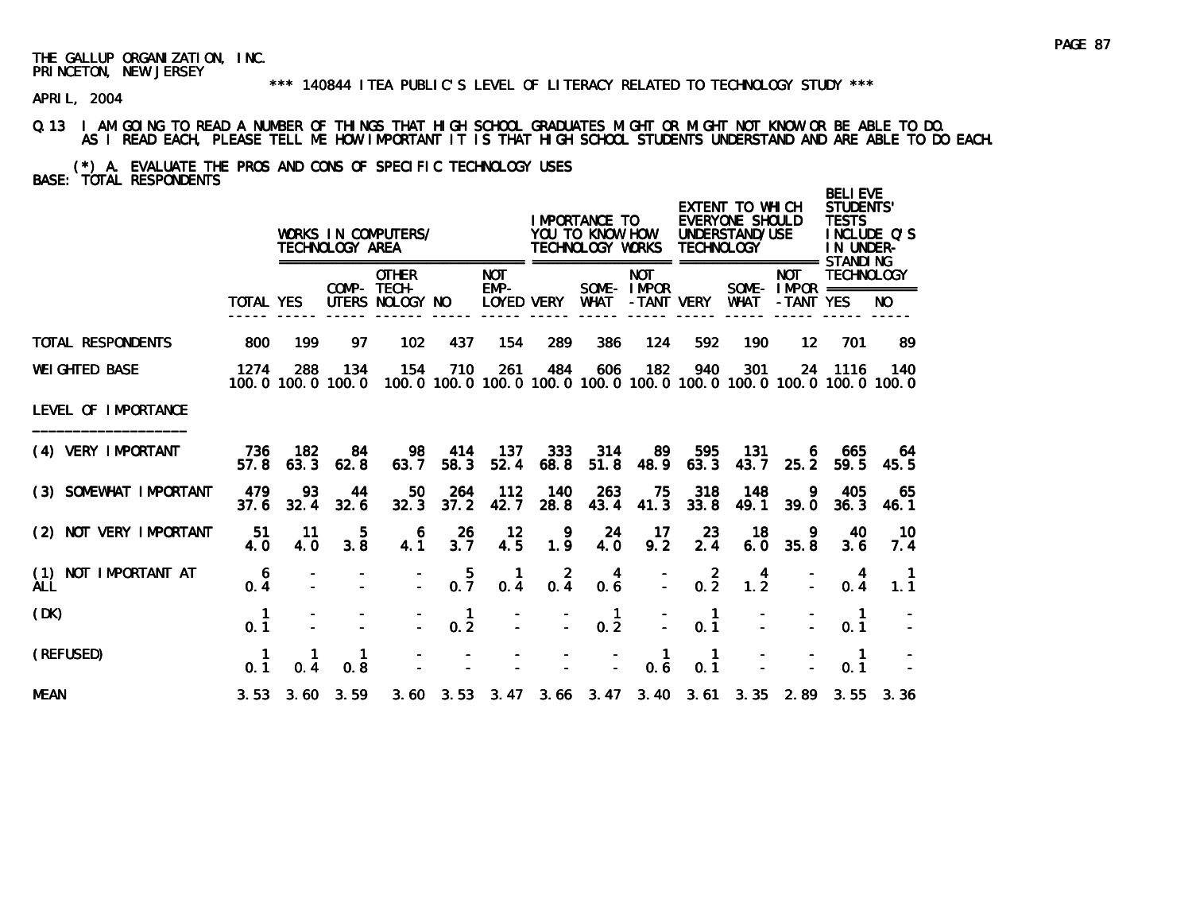THE GALLUP ORGANIZATION, INC.
PRINCETON, NEW JERSEY

*** 140844 ITEA PUBLIC'S LEVEL OF LITERACY RELATED TO TECHNOLOGY STUDY ***

APRIL, 2004

Q.13 I AM GOING TO READ A NUMBER OF THINGS THAT HIGH SCHOOL GRADUATES MIGHT OR MIGHT NOT KNOW OR BE ABLE TO DO. AS I READ EACH, PLEASE TELL ME HOW IMPORTANT IT IS THAT HIGH SCHOOL STUDENTS UNDERSTAND AND ARE ABLE TO DO EACH.

(*) A. EVALUATE THE PROS AND CONS OF SPECIFIC TECHNOLOGY USES
BASE: TOTAL RESPONDENTS

| | | WORKS IN COMPUTERS/ TECHNOLOGY AREA | | | | | IMPORTANCE TO YOU TO KNOW HOW TECHNOLOGY WORKS | | | EXTENT TO WHICH EVERYONE SHOULD UNDERSTAND/USE TECHNOLOGY | | | BELIEVE STUDENTS' TESTS INCLUDE Q'S IN UNDER-STANDING TECHNOLOGY | |
|---|---|---|---|---|---|---|---|---|---|---|---|---|---|---|
| | TOTAL | YES | COMP-UTERS | OTHER TECH-NOLOGY | NO | NOT EMP-LOYED | VERY | SOME-WHAT | NOT IMPOR-TANT | VERY | SOME-WHAT | NOT IMPOR-TANT | YES | NO |
| TOTAL RESPONDENTS | 800 | 199 | 97 | 102 | 437 | 154 | 289 | 386 | 124 | 592 | 190 | 12 | 701 | 89 |
| WEIGHTED BASE | 1274 | 288 | 134 | 154 | 710 | 261 | 484 | 606 | 182 | 940 | 301 | 24 | 1116 | 140 |
| | 100.0 | 100.0 | 100.0 | 100.0 | 100.0 | 100.0 | 100.0 | 100.0 | 100.0 | 100.0 | 100.0 | 100.0 | 100.0 | 100.0 |
| LEVEL OF IMPORTANCE | | | | | | | | | | | | | | |
| (4) VERY IMPORTANT | 736 | 182 | 84 | 98 | 414 | 137 | 333 | 314 | 89 | 595 | 131 | 6 | 665 | 64 |
| | 57.8 | 63.3 | 62.8 | 63.7 | 58.3 | 52.4 | 68.8 | 51.8 | 48.9 | 63.3 | 43.7 | 25.2 | 59.5 | 45.5 |
| (3) SOMEWHAT IMPORTANT | 479 | 93 | 44 | 50 | 264 | 112 | 140 | 263 | 75 | 318 | 148 | 9 | 405 | 65 |
| | 37.6 | 32.4 | 32.6 | 32.3 | 37.2 | 42.7 | 28.8 | 43.4 | 41.3 | 33.8 | 49.1 | 39.0 | 36.3 | 46.1 |
| (2) NOT VERY IMPORTANT | 51 | 11 | 5 | 6 | 26 | 12 | 9 | 24 | 17 | 23 | 18 | 9 | 40 | 10 |
| | 4.0 | 4.0 | 3.8 | 4.1 | 3.7 | 4.5 | 1.9 | 4.0 | 9.2 | 2.4 | 6.0 | 35.8 | 3.6 | 7.4 |
| (1) NOT IMPORTANT AT ALL | 6 | - | - | - | 5 | 1 | 2 | 4 | - | 2 | 4 | - | 4 | 1 |
| | 0.4 | - | - | - | 0.7 | 0.4 | 0.4 | 0.6 | - | 0.2 | 1.2 | - | 0.4 | 1.1 |
| (DK) | 1 | - | - | - | 1 | - | - | 1 | - | 1 | - | - | 1 | - |
| | 0.1 | - | - | - | 0.2 | - | - | 0.2 | - | 0.1 | - | - | 0.1 | - |
| (REFUSED) | 1 | 1 | 1 | - | - | - | - | - | 1 | 1 | - | - | 1 | - |
| | 0.1 | 0.4 | 0.8 | - | - | - | - | - | 0.6 | 0.1 | - | - | 0.1 | - |
| MEAN | 3.53 | 3.60 | 3.59 | 3.60 | 3.53 | 3.47 | 3.66 | 3.47 | 3.40 | 3.61 | 3.35 | 2.89 | 3.55 | 3.36 |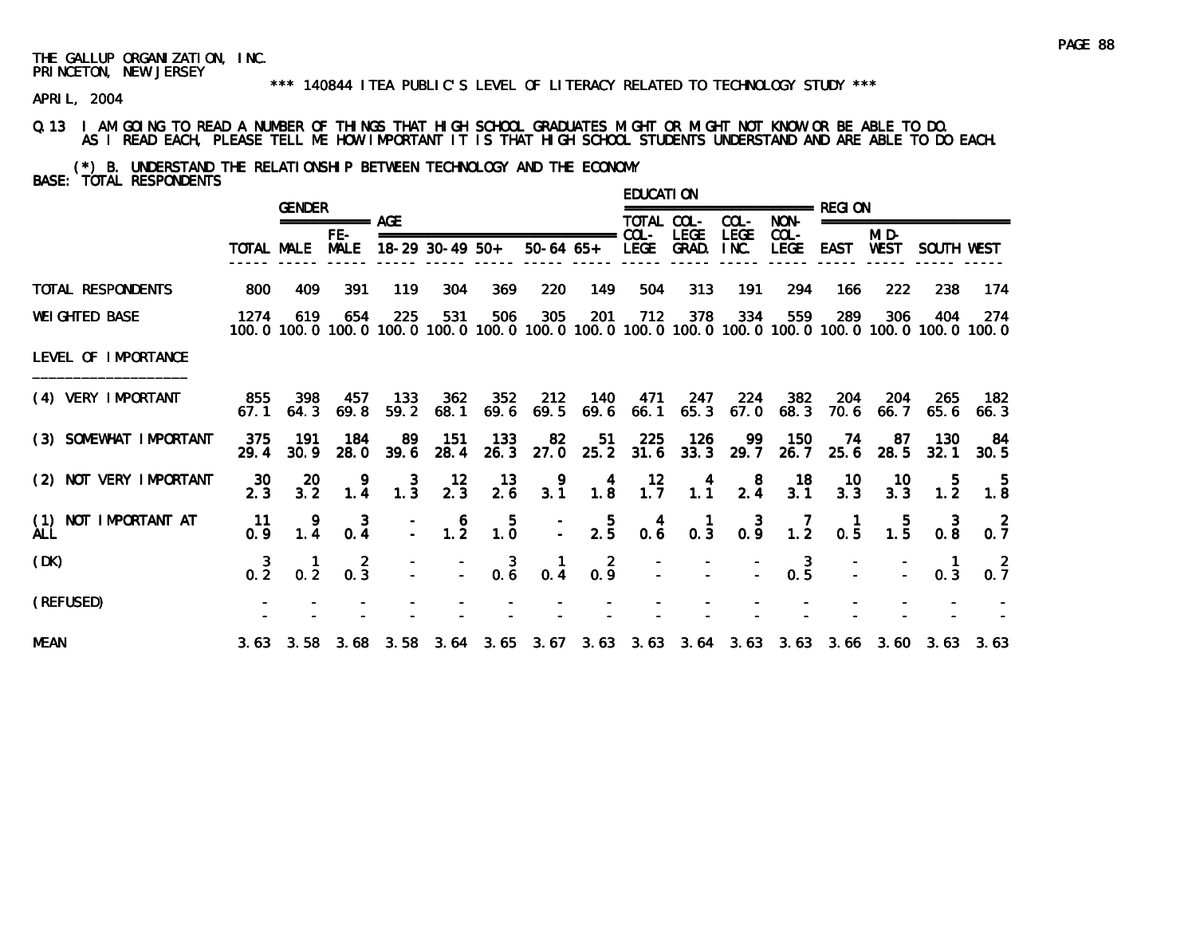THE GALLUP ORGANIZATION, INC.
PRINCETON, NEW JERSEY

*** 140844 ITEA PUBLIC'S LEVEL OF LITERACY RELATED TO TECHNOLOGY STUDY ***

APRIL, 2004

Q.13 I AM GOING TO READ A NUMBER OF THINGS THAT HIGH SCHOOL GRADUATES MIGHT OR MIGHT NOT KNOW OR BE ABLE TO DO. AS I READ EACH, PLEASE TELL ME HOW IMPORTANT IT IS THAT HIGH SCHOOL STUDENTS UNDERSTAND AND ARE ABLE TO DO EACH.

(*) B. UNDERSTAND THE RELATIONSHIP BETWEEN TECHNOLOGY AND THE ECONOMY
BASE: TOTAL RESPONDENTS

| | | GENDER | | AGE | | | | | EDUCATION | | | | REGION | | | |
|---|---|---|---|---|---|---|---|---|---|---|---|---|---|---|---|---|
| | TOTAL | MALE | FE-MALE | 18-29 | 30-49 | 50+ | 50-64 | 65+ | TOTAL COL-LEGE | COL-LEGE GRAD. | COL-LEGE INC. | NON-COL-LEGE | EAST | MID-WEST | SOUTH | WEST |
| TOTAL RESPONDENTS | 800 | 409 | 391 | 119 | 304 | 369 | 220 | 149 | 504 | 313 | 191 | 294 | 166 | 222 | 238 | 174 |
| WEIGHTED BASE | 1274 | 619 | 654 | 225 | 531 | 506 | 305 | 201 | 712 | 378 | 334 | 559 | 289 | 306 | 404 | 274 |
| | 100.0 | 100.0 | 100.0 | 100.0 | 100.0 | 100.0 | 100.0 | 100.0 | 100.0 | 100.0 | 100.0 | 100.0 | 100.0 | 100.0 | 100.0 | 100.0 |
| LEVEL OF IMPORTANCE | | | | | | | | | | | | | | | | |
| (4) VERY IMPORTANT | 855 | 398 | 457 | 133 | 362 | 352 | 212 | 140 | 471 | 247 | 224 | 382 | 204 | 204 | 265 | 182 |
| | 67.1 | 64.3 | 69.8 | 59.2 | 68.1 | 69.6 | 69.5 | 69.6 | 66.1 | 65.3 | 67.0 | 68.3 | 70.6 | 66.7 | 65.6 | 66.3 |
| (3) SOMEWHAT IMPORTANT | 375 | 191 | 184 | 89 | 151 | 133 | 82 | 51 | 225 | 126 | 99 | 150 | 74 | 87 | 130 | 84 |
| | 29.4 | 30.9 | 28.0 | 39.6 | 28.4 | 26.3 | 27.0 | 25.2 | 31.6 | 33.3 | 29.7 | 26.7 | 25.6 | 28.5 | 32.1 | 30.5 |
| (2) NOT VERY IMPORTANT | 30 | 20 | 9 | 3 | 12 | 13 | 9 | 4 | 12 | 4 | 8 | 18 | 10 | 10 | 5 | 5 |
| | 2.3 | 3.2 | 1.4 | 1.3 | 2.3 | 2.6 | 3.1 | 1.8 | 1.7 | 1.1 | 2.4 | 3.1 | 3.3 | 3.3 | 1.2 | 1.8 |
| (1) NOT IMPORTANT AT ALL | 11 | 9 | 3 | - | 6 | 5 | - | 5 | 4 | 1 | 3 | 7 | 1 | 5 | 3 | 2 |
| | 0.9 | 1.4 | 0.4 | - | 1.2 | 1.0 | - | 2.5 | 0.6 | 0.3 | 0.9 | 1.2 | 0.5 | 1.5 | 0.8 | 0.7 |
| (DK) | 3 | 1 | 2 | - | - | 3 | 1 | 2 | - | - | - | 3 | - | - | 1 | 2 |
| | 0.2 | 0.2 | 0.3 | - | - | 0.6 | 0.4 | 0.9 | - | - | - | 0.5 | - | - | 0.3 | 0.7 |
| (REFUSED) | - | - | - | - | - | - | - | - | - | - | - | - | - | - | - | - |
| | - | - | - | - | - | - | - | - | - | - | - | - | - | - | - | - |
| MEAN | 3.63 | 3.58 | 3.68 | 3.58 | 3.64 | 3.65 | 3.67 | 3.63 | 3.63 | 3.64 | 3.63 | 3.63 | 3.66 | 3.60 | 3.63 | 3.63 |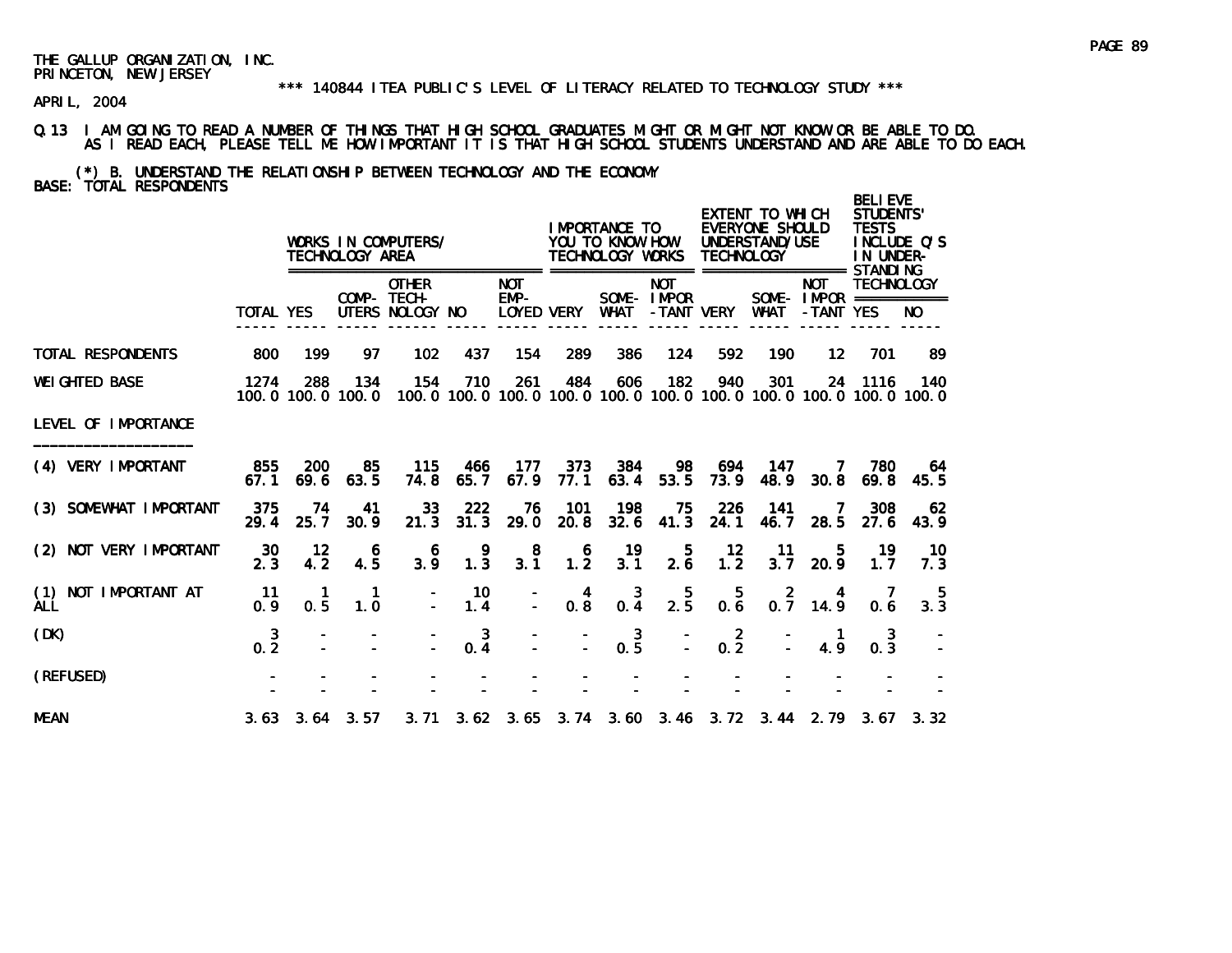THE GALLUP ORGANIZATION, INC.
PRINCETON, NEW JERSEY

\*\*\* 140844 ITEA PUBLIC'S LEVEL OF LITERACY RELATED TO TECHNOLOGY STUDY \*\*\*

APRIL, 2004

Q.13 I AM GOING TO READ A NUMBER OF THINGS THAT HIGH SCHOOL GRADUATES MIGHT OR MIGHT NOT KNOW OR BE ABLE TO DO. AS I READ EACH, PLEASE TELL ME HOW IMPORTANT IT IS THAT HIGH SCHOOL STUDENTS UNDERSTAND AND ARE ABLE TO DO EACH.

(*) B. UNDERSTAND THE RELATIONSHIP BETWEEN TECHNOLOGY AND THE ECONOMY
BASE: TOTAL RESPONDENTS

| | | WORKS IN COMPUTERS/ TECHNOLOGY AREA | | | | | IMPORTANCE TO YOU TO KNOW HOW TECHNOLOGY WORKS | | | EXTENT TO WHICH EVERYONE SHOULD UNDERSTAND/USE TECHNOLOGY | | | BELIEVE STUDENTS' TESTS INCLUDE Q'S IN UNDER-STANDING TECHNOLOGY | |
|---|---|---|---|---|---|---|---|---|---|---|---|---|---|---|
| | TOTAL | YES | COMP-UTERS | OTHER TECH-NOLOGY | NO | NOT EMP-LOYED | VERY | SOME-WHAT | NOT IMPOR-TANT | VERY | SOME-WHAT | NOT IMPOR-TANT | YES | NO |
| TOTAL RESPONDENTS | 800 | 199 | 97 | 102 | 437 | 154 | 289 | 386 | 124 | 592 | 190 | 12 | 701 | 89 |
| WEIGHTED BASE | 1274 | 288 | 134 | 154 | 710 | 261 | 484 | 606 | 182 | 940 | 301 | 24 | 1116 | 140 |
| | 100.0 | 100.0 | 100.0 | 100.0 | 100.0 | 100.0 | 100.0 | 100.0 | 100.0 | 100.0 | 100.0 | 100.0 | 100.0 | 100.0 |
| LEVEL OF IMPORTANCE | | | | | | | | | | | | | | |
| (4) VERY IMPORTANT | 855 | 200 | 85 | 115 | 466 | 177 | 373 | 384 | 98 | 694 | 147 | 7 | 780 | 64 |
| | 67.1 | 69.6 | 63.5 | 74.8 | 65.7 | 67.9 | 77.1 | 63.4 | 53.5 | 73.9 | 48.9 | 30.8 | 69.8 | 45.5 |
| (3) SOMEWHAT IMPORTANT | 375 | 74 | 41 | 33 | 222 | 76 | 101 | 198 | 75 | 226 | 141 | 7 | 308 | 62 |
| | 29.4 | 25.7 | 30.9 | 21.3 | 31.3 | 29.0 | 20.8 | 32.6 | 41.3 | 24.1 | 46.7 | 28.5 | 27.6 | 43.9 |
| (2) NOT VERY IMPORTANT | 30 | 12 | 6 | 6 | 9 | 8 | 6 | 19 | 5 | 12 | 11 | 5 | 19 | 10 |
| | 2.3 | 4.2 | 4.5 | 3.9 | 1.3 | 3.1 | 1.2 | 3.1 | 2.6 | 1.2 | 3.7 | 20.9 | 1.7 | 7.3 |
| (1) NOT IMPORTANT AT ALL | 11 | 1 | 1 | - | 10 | - | 4 | 3 | 5 | 5 | 2 | 4 | 7 | 5 |
| | 0.9 | 0.5 | 1.0 | - | 1.4 | - | 0.8 | 0.4 | 2.5 | 0.6 | 0.7 | 14.9 | 0.6 | 3.3 |
| (DK) | 3 | - | - | - | 3 | - | - | 3 | - | 2 | - | 1 | 3 | - |
| | 0.2 | - | - | - | 0.4 | - | - | 0.5 | - | 0.2 | - | 4.9 | 0.3 | - |
| (REFUSED) | - | - | - | - | - | - | - | - | - | - | - | - | - | - |
| | - | - | - | - | - | - | - | - | - | - | - | - | - | - |
| MEAN | 3.63 | 3.64 | 3.57 | 3.71 | 3.62 | 3.65 | 3.74 | 3.60 | 3.46 | 3.72 | 3.44 | 2.79 | 3.67 | 3.32 |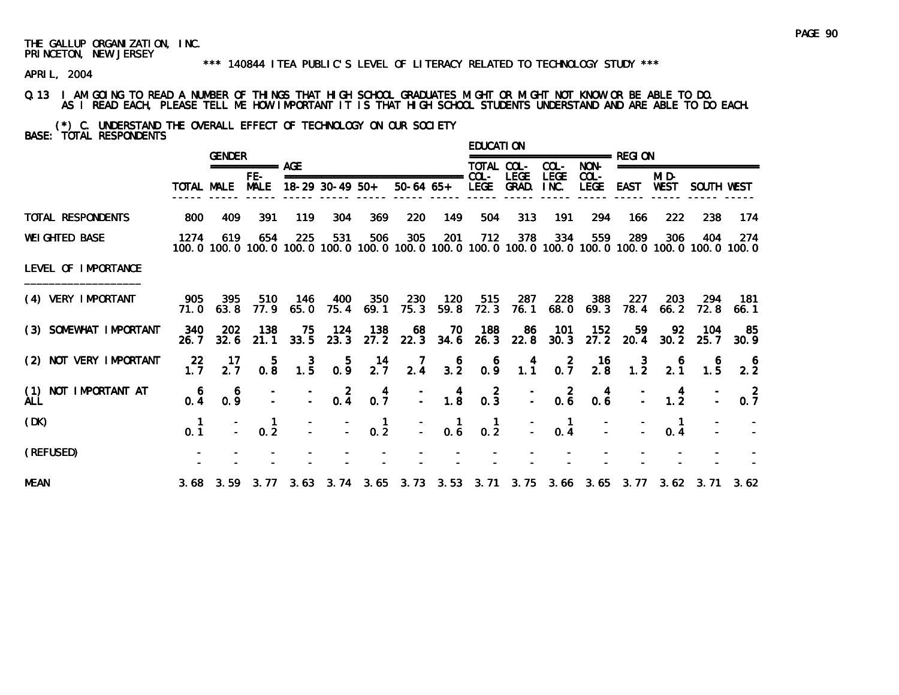THE GALLUP ORGANIZATION, INC.
PRINCETON, NEW JERSEY

*** 140844 ITEA PUBLIC'S LEVEL OF LITERACY RELATED TO TECHNOLOGY STUDY ***

APRIL, 2004

Q.13 I AM GOING TO READ A NUMBER OF THINGS THAT HIGH SCHOOL GRADUATES MIGHT OR MIGHT NOT KNOW OR BE ABLE TO DO. AS I READ EACH, PLEASE TELL ME HOW IMPORTANT IT IS THAT HIGH SCHOOL STUDENTS UNDERSTAND AND ARE ABLE TO DO EACH.

(*) C. UNDERSTAND THE OVERALL EFFECT OF TECHNOLOGY ON OUR SOCIETY
BASE: TOTAL RESPONDENTS

| | | GENDER | | AGE | | | | | EDUCATION | | | | REGION | | | |
|---|---|---|---|---|---|---|---|---|---|---|---|---|---|---|---|---|
| | TOTAL | MALE | FE-MALE | 18-29 | 30-49 | 50+ | 50-64 | 65+ | TOTAL COL-LEGE | COL-LEGE GRAD. | COL-LEGE INC. | NON-COL-LEGE | EAST | MID-WEST | SOUTH | WEST |
| TOTAL RESPONDENTS | 800 | 409 | 391 | 119 | 304 | 369 | 220 | 149 | 504 | 313 | 191 | 294 | 166 | 222 | 238 | 174 |
| WEIGHTED BASE | 1274 | 619 | 654 | 225 | 531 | 506 | 305 | 201 | 712 | 378 | 334 | 559 | 289 | 306 | 404 | 274 |
| | 100.0 | 100.0 | 100.0 | 100.0 | 100.0 | 100.0 | 100.0 | 100.0 | 100.0 | 100.0 | 100.0 | 100.0 | 100.0 | 100.0 | 100.0 | 100.0 |
| LEVEL OF IMPORTANCE | | | | | | | | | | | | | | | | |
| (4) VERY IMPORTANT | 905 | 395 | 510 | 146 | 400 | 350 | 230 | 120 | 515 | 287 | 228 | 388 | 227 | 203 | 294 | 181 |
| | 71.0 | 63.8 | 77.9 | 65.0 | 75.4 | 69.1 | 75.3 | 59.8 | 72.3 | 76.1 | 68.0 | 69.3 | 78.4 | 66.2 | 72.8 | 66.1 |
| (3) SOMEWHAT IMPORTANT | 340 | 202 | 138 | 75 | 124 | 138 | 68 | 70 | 188 | 86 | 101 | 152 | 59 | 92 | 104 | 85 |
| | 26.7 | 32.6 | 21.1 | 33.5 | 23.3 | 27.2 | 22.3 | 34.6 | 26.3 | 22.8 | 30.3 | 27.2 | 20.4 | 30.2 | 25.7 | 30.9 |
| (2) NOT VERY IMPORTANT | 22 | 17 | 5 | 3 | 5 | 14 | 7 | 6 | 6 | 4 | 2 | 16 | 3 | 6 | 6 | 6 |
| | 1.7 | 2.7 | 0.8 | 1.5 | 0.9 | 2.7 | 2.4 | 3.2 | 0.9 | 1.1 | 0.7 | 2.8 | 1.2 | 2.1 | 1.5 | 2.2 |
| (1) NOT IMPORTANT AT ALL | 6 | 6 | - | - | 2 | 4 | - | 4 | 2 | - | 2 | 4 | - | 4 | - | 2 |
| | 0.4 | 0.9 | - | - | 0.4 | 0.7 | - | 1.8 | 0.3 | - | 0.6 | 0.6 | - | 1.2 | - | 0.7 |
| (DK) | 1 | - | 1 | - | - | 1 | - | 1 | 1 | - | 1 | - | - | 1 | - | - |
| | 0.1 | - | 0.2 | - | - | 0.2 | - | 0.6 | 0.2 | - | 0.4 | - | - | 0.4 | - | - |
| (REFUSED) | - | - | - | - | - | - | - | - | - | - | - | - | - | - | - | - |
| | - | - | - | - | - | - | - | - | - | - | - | - | - | - | - | - |
| MEAN | 3.68 | 3.59 | 3.77 | 3.63 | 3.74 | 3.65 | 3.73 | 3.53 | 3.71 | 3.75 | 3.66 | 3.65 | 3.77 | 3.62 | 3.71 | 3.62 |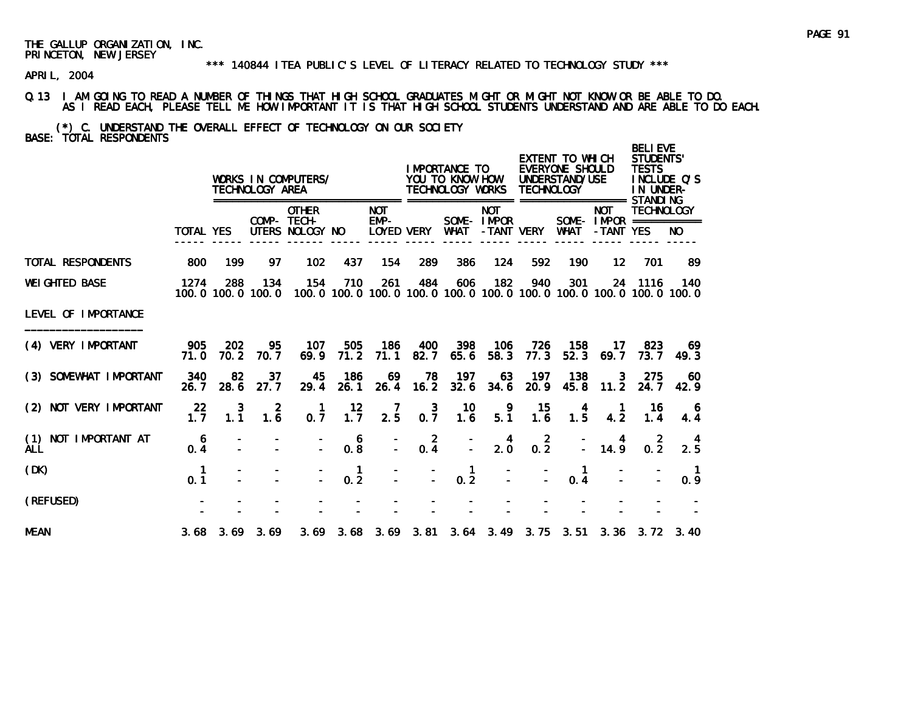THE GALLUP ORGANIZATION, INC.
PRINCETON, NEW JERSEY

*** 140844 ITEA PUBLIC'S LEVEL OF LITERACY RELATED TO TECHNOLOGY STUDY ***

APRIL, 2004

Q.13 I AM GOING TO READ A NUMBER OF THINGS THAT HIGH SCHOOL GRADUATES MIGHT OR MIGHT NOT KNOW OR BE ABLE TO DO. AS I READ EACH, PLEASE TELL ME HOW IMPORTANT IT IS THAT HIGH SCHOOL STUDENTS UNDERSTAND AND ARE ABLE TO DO EACH.

(*) C. UNDERSTAND THE OVERALL EFFECT OF TECHNOLOGY ON OUR SOCIETY
BASE: TOTAL RESPONDENTS

| | | WORKS IN COMPUTERS/ TECHNOLOGY AREA | | | | | IMPORTANCE TO YOU TO KNOW HOW TECHNOLOGY WORKS | | | EXTENT TO WHICH EVERYONE SHOULD UNDERSTAND/USE TECHNOLOGY | | | BELIEVE STUDENTS' TESTS INCLUDE Q'S IN UNDER-STANDING TECHNOLOGY | |
|---|---|---|---|---|---|---|---|---|---|---|---|---|---|---|
| | TOTAL | YES | COMP-UTERS | OTHER TECH-NOLOGY | NO | NOT EMP-LOYED | VERY | SOME-WHAT | NOT IMPOR-TANT | VERY | SOME-WHAT | NOT IMPOR-TANT | YES | NO |
| TOTAL RESPONDENTS | 800 | 199 | 97 | 102 | 437 | 154 | 289 | 386 | 124 | 592 | 190 | 12 | 701 | 89 |
| WEIGHTED BASE | 1274 | 288 | 134 | 154 | 710 | 261 | 484 | 606 | 182 | 940 | 301 | 24 | 1116 | 140 |
| | 100.0 | 100.0 | 100.0 | 100.0 | 100.0 | 100.0 | 100.0 | 100.0 | 100.0 | 100.0 | 100.0 | 100.0 | 100.0 | 100.0 |
| LEVEL OF IMPORTANCE | | | | | | | | | | | | | | |
| (4) VERY IMPORTANT | 905 | 202 | 95 | 107 | 505 | 186 | 400 | 398 | 106 | 726 | 158 | 17 | 823 | 69 |
| | 71.0 | 70.2 | 70.7 | 69.9 | 71.2 | 71.1 | 82.7 | 65.6 | 58.3 | 77.3 | 52.3 | 69.7 | 73.7 | 49.3 |
| (3) SOMEWHAT IMPORTANT | 340 | 82 | 37 | 45 | 186 | 69 | 78 | 197 | 63 | 197 | 138 | 3 | 275 | 60 |
| | 26.7 | 28.6 | 27.7 | 29.4 | 26.1 | 26.4 | 16.2 | 32.6 | 34.6 | 20.9 | 45.8 | 11.2 | 24.7 | 42.9 |
| (2) NOT VERY IMPORTANT | 22 | 3 | 2 | 1 | 12 | 7 | 3 | 10 | 9 | 15 | 4 | 1 | 16 | 6 |
| | 1.7 | 1.1 | 1.6 | 0.7 | 1.7 | 2.5 | 0.7 | 1.6 | 5.1 | 1.6 | 1.5 | 4.2 | 1.4 | 4.4 |
| (1) NOT IMPORTANT AT ALL | 6 | - | - | - | 6 | - | 2 | - | 4 | 2 | - | 4 | 2 | 4 |
| | 0.4 | - | - | - | 0.8 | - | 0.4 | - | 2.0 | 0.2 | - | 14.9 | 0.2 | 2.5 |
| (DK) | 1 | - | - | - | 1 | - | - | 1 | - | - | 1 | - | - | 1 |
| | 0.1 | - | - | - | 0.2 | - | - | 0.2 | - | - | 0.4 | - | - | 0.9 |
| (REFUSED) | - | - | - | - | - | - | - | - | - | - | - | - | - | - |
| | - | - | - | - | - | - | - | - | - | - | - | - | - | - |
| MEAN | 3.68 | 3.69 | 3.69 | 3.69 | 3.68 | 3.69 | 3.81 | 3.64 | 3.49 | 3.75 | 3.51 | 3.36 | 3.72 | 3.40 |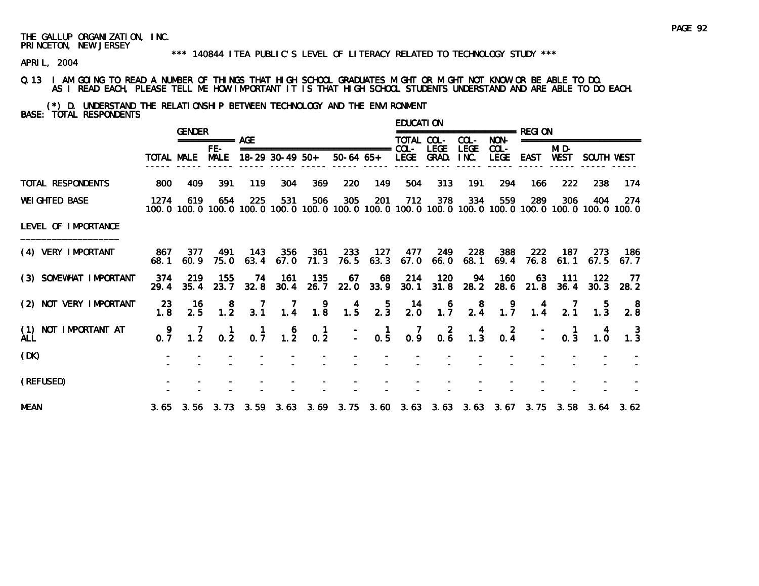THE GALLUP ORGANIZATION, INC.
PRINCETON, NEW JERSEY

*** 140844 ITEA PUBLIC'S LEVEL OF LITERACY RELATED TO TECHNOLOGY STUDY ***

APRIL, 2004

Q.13 I AM GOING TO READ A NUMBER OF THINGS THAT HIGH SCHOOL GRADUATES MIGHT OR MIGHT NOT KNOW OR BE ABLE TO DO. AS I READ EACH, PLEASE TELL ME HOW IMPORTANT IT IS THAT HIGH SCHOOL STUDENTS UNDERSTAND AND ARE ABLE TO DO EACH.

(*) D. UNDERSTAND THE RELATIONSHIP BETWEEN TECHNOLOGY AND THE ENVIRONMENT
BASE: TOTAL RESPONDENTS

| | | GENDER | | AGE | | | | | EDUCATION | | | | REGION | | | |
|---|---|---|---|---|---|---|---|---|---|---|---|---|---|---|---|---|
| | TOTAL | MALE | FE-MALE | 18-29 | 30-49 | 50+ | 50-64 | 65+ | TOTAL COL-LEGE | COL-LEGE GRAD. | COL-LEGE INC. | NON-COL-LEGE | EAST | MID-WEST | SOUTH | WEST |
| TOTAL RESPONDENTS | 800 | 409 | 391 | 119 | 304 | 369 | 220 | 149 | 504 | 313 | 191 | 294 | 166 | 222 | 238 | 174 |
| WEIGHTED BASE | 1274 | 619 | 654 | 225 | 531 | 506 | 305 | 201 | 712 | 378 | 334 | 559 | 289 | 306 | 404 | 274 |
| | 100.0 | 100.0 | 100.0 | 100.0 | 100.0 | 100.0 | 100.0 | 100.0 | 100.0 | 100.0 | 100.0 | 100.0 | 100.0 | 100.0 | 100.0 | 100.0 |
| LEVEL OF IMPORTANCE | | | | | | | | | | | | | | | | |
| (4) VERY IMPORTANT | 867 | 377 | 491 | 143 | 356 | 361 | 233 | 127 | 477 | 249 | 228 | 388 | 222 | 187 | 273 | 186 |
| | 68.1 | 60.9 | 75.0 | 63.4 | 67.0 | 71.3 | 76.5 | 63.3 | 67.0 | 66.0 | 68.1 | 69.4 | 76.8 | 61.1 | 67.5 | 67.7 |
| (3) SOMEWHAT IMPORTANT | 374 | 219 | 155 | 74 | 161 | 135 | 67 | 68 | 214 | 120 | 94 | 160 | 63 | 111 | 122 | 77 |
| | 29.4 | 35.4 | 23.7 | 32.8 | 30.4 | 26.7 | 22.0 | 33.9 | 30.1 | 31.8 | 28.2 | 28.6 | 21.8 | 36.4 | 30.3 | 28.2 |
| (2) NOT VERY IMPORTANT | 23 | 16 | 8 | 7 | 7 | 9 | 4 | 5 | 14 | 6 | 8 | 9 | 4 | 7 | 5 | 8 |
| | 1.8 | 2.5 | 1.2 | 3.1 | 1.4 | 1.8 | 1.5 | 2.3 | 2.0 | 1.7 | 2.4 | 1.7 | 1.4 | 2.1 | 1.3 | 2.8 |
| (1) NOT IMPORTANT AT ALL | 9 | 7 | 1 | 1 | 6 | 1 | - | 1 | 7 | 2 | 4 | 2 | - | 1 | 4 | 3 |
| | 0.7 | 1.2 | 0.2 | 0.7 | 1.2 | 0.2 | - | 0.5 | 0.9 | 0.6 | 1.3 | 0.4 | - | 0.3 | 1.0 | 1.3 |
| (DK) | - | - | - | - | - | - | - | - | - | - | - | - | - | - | - | - |
| | - | - | - | - | - | - | - | - | - | - | - | - | - | - | - | - |
| (REFUSED) | - | - | - | - | - | - | - | - | - | - | - | - | - | - | - | - |
| | - | - | - | - | - | - | - | - | - | - | - | - | - | - | - | - |
| MEAN | 3.65 | 3.56 | 3.73 | 3.59 | 3.63 | 3.69 | 3.75 | 3.60 | 3.63 | 3.63 | 3.63 | 3.67 | 3.75 | 3.58 | 3.64 | 3.62 |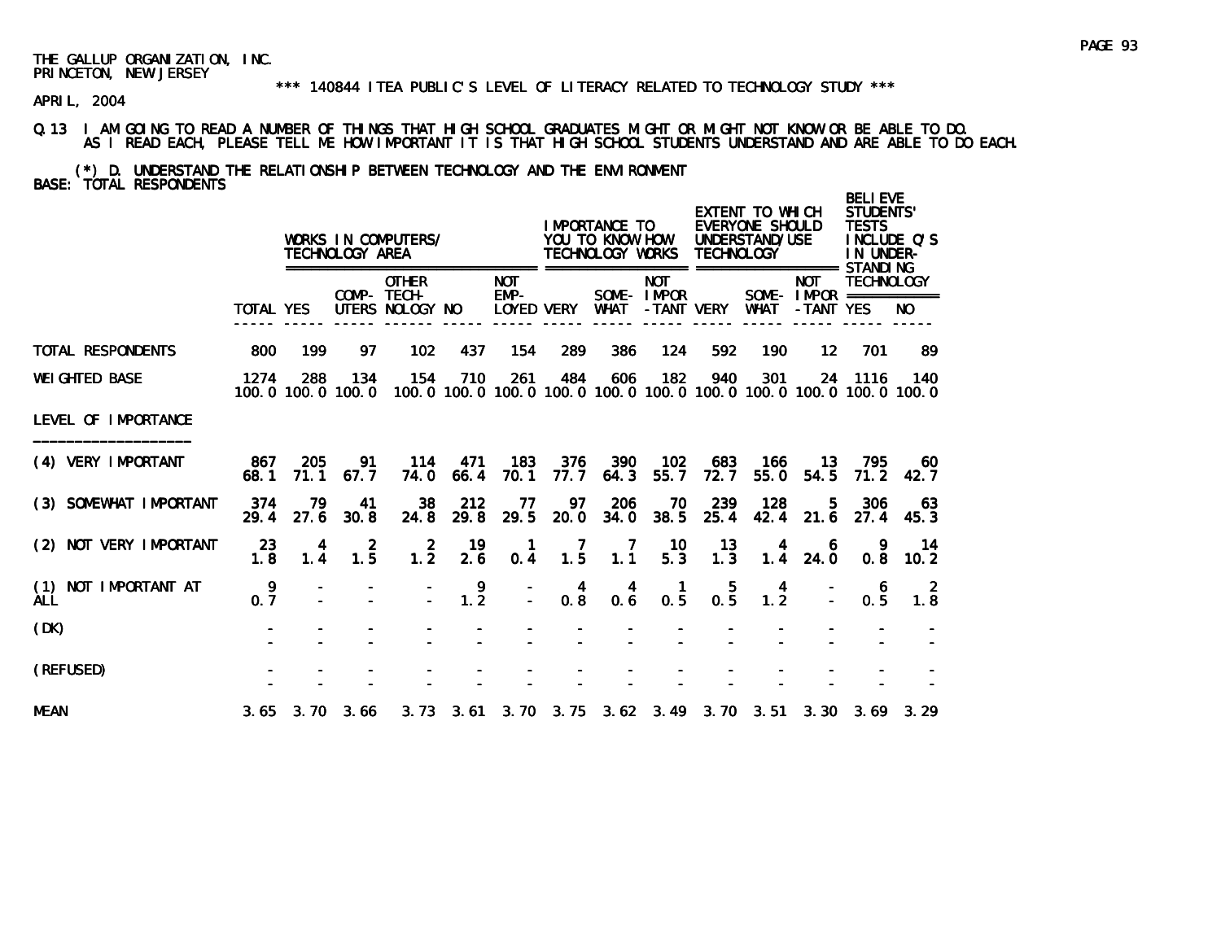THE GALLUP ORGANIZATION, INC.
PRINCETON, NEW JERSEY

\*\*\* 140844 ITEA PUBLIC'S LEVEL OF LITERACY RELATED TO TECHNOLOGY STUDY \*\*\*

APRIL, 2004

Q.13 I AM GOING TO READ A NUMBER OF THINGS THAT HIGH SCHOOL GRADUATES MIGHT OR MIGHT NOT KNOW OR BE ABLE TO DO. AS I READ EACH, PLEASE TELL ME HOW IMPORTANT IT IS THAT HIGH SCHOOL STUDENTS UNDERSTAND AND ARE ABLE TO DO EACH.

(*) D. UNDERSTAND THE RELATIONSHIP BETWEEN TECHNOLOGY AND THE ENVIRONMENT
BASE: TOTAL RESPONDENTS

| | | WORKS IN COMPUTERS/ TECHNOLOGY AREA | | | | | IMPORTANCE TO YOU TO KNOW HOW TECHNOLOGY WORKS | | | EXTENT TO WHICH EVERYONE SHOULD UNDERSTAND/USE TECHNOLOGY | | | BELIEVE STUDENTS' TESTS INCLUDE Q'S IN UNDER-STANDING TECHNOLOGY | |
|---|---|---|---|---|---|---|---|---|---|---|---|---|---|---|
| | TOTAL | YES | COMP-UTERS | OTHER TECH-NOLOGY | NO | NOT EMP-LOYED | VERY | SOME-WHAT | NOT IMPOR-TANT | VERY | SOME-WHAT | NOT IMPOR-TANT | YES | NO |
| TOTAL RESPONDENTS | 800 | 199 | 97 | 102 | 437 | 154 | 289 | 386 | 124 | 592 | 190 | 12 | 701 | 89 |
| WEIGHTED BASE | 1274 | 288 | 134 | 154 | 710 | 261 | 484 | 606 | 182 | 940 | 301 | 24 | 1116 | 140 |
| | 100.0 | 100.0 | 100.0 | 100.0 | 100.0 | 100.0 | 100.0 | 100.0 | 100.0 | 100.0 | 100.0 | 100.0 | 100.0 | 100.0 |
| LEVEL OF IMPORTANCE | | | | | | | | | | | | | | |
| (4) VERY IMPORTANT | 867 | 205 | 91 | 114 | 471 | 183 | 376 | 390 | 102 | 683 | 166 | 13 | 795 | 60 |
| | 68.1 | 71.1 | 67.7 | 74.0 | 66.4 | 70.1 | 77.7 | 64.3 | 55.7 | 72.7 | 55.0 | 54.5 | 71.2 | 42.7 |
| (3) SOMEWHAT IMPORTANT | 374 | 79 | 41 | 38 | 212 | 77 | 97 | 206 | 70 | 239 | 128 | 5 | 306 | 63 |
| | 29.4 | 27.6 | 30.8 | 24.8 | 29.8 | 29.5 | 20.0 | 34.0 | 38.5 | 25.4 | 42.4 | 21.6 | 27.4 | 45.3 |
| (2) NOT VERY IMPORTANT | 23 | 4 | 2 | 2 | 19 | 1 | 7 | 7 | 10 | 13 | 4 | 6 | 9 | 14 |
| | 1.8 | 1.4 | 1.5 | 1.2 | 2.6 | 0.4 | 1.5 | 1.1 | 5.3 | 1.3 | 1.4 | 24.0 | 0.8 | 10.2 |
| (1) NOT IMPORTANT AT ALL | 9 | - | - | - | 9 | - | 4 | 4 | 1 | 5 | 4 | - | 6 | 2 |
| | 0.7 | - | - | - | 1.2 | - | 0.8 | 0.6 | 0.5 | 0.5 | 1.2 | - | 0.5 | 1.8 |
| (DK) | - | - | - | - | - | - | - | - | - | - | - | - | - | - |
| | - | - | - | - | - | - | - | - | - | - | - | - | - | - |
| (REFUSED) | - | - | - | - | - | - | - | - | - | - | - | - | - | - |
| | - | - | - | - | - | - | - | - | - | - | - | - | - | - |
| MEAN | 3.65 | 3.70 | 3.66 | 3.73 | 3.61 | 3.70 | 3.75 | 3.62 | 3.49 | 3.70 | 3.51 | 3.30 | 3.69 | 3.29 |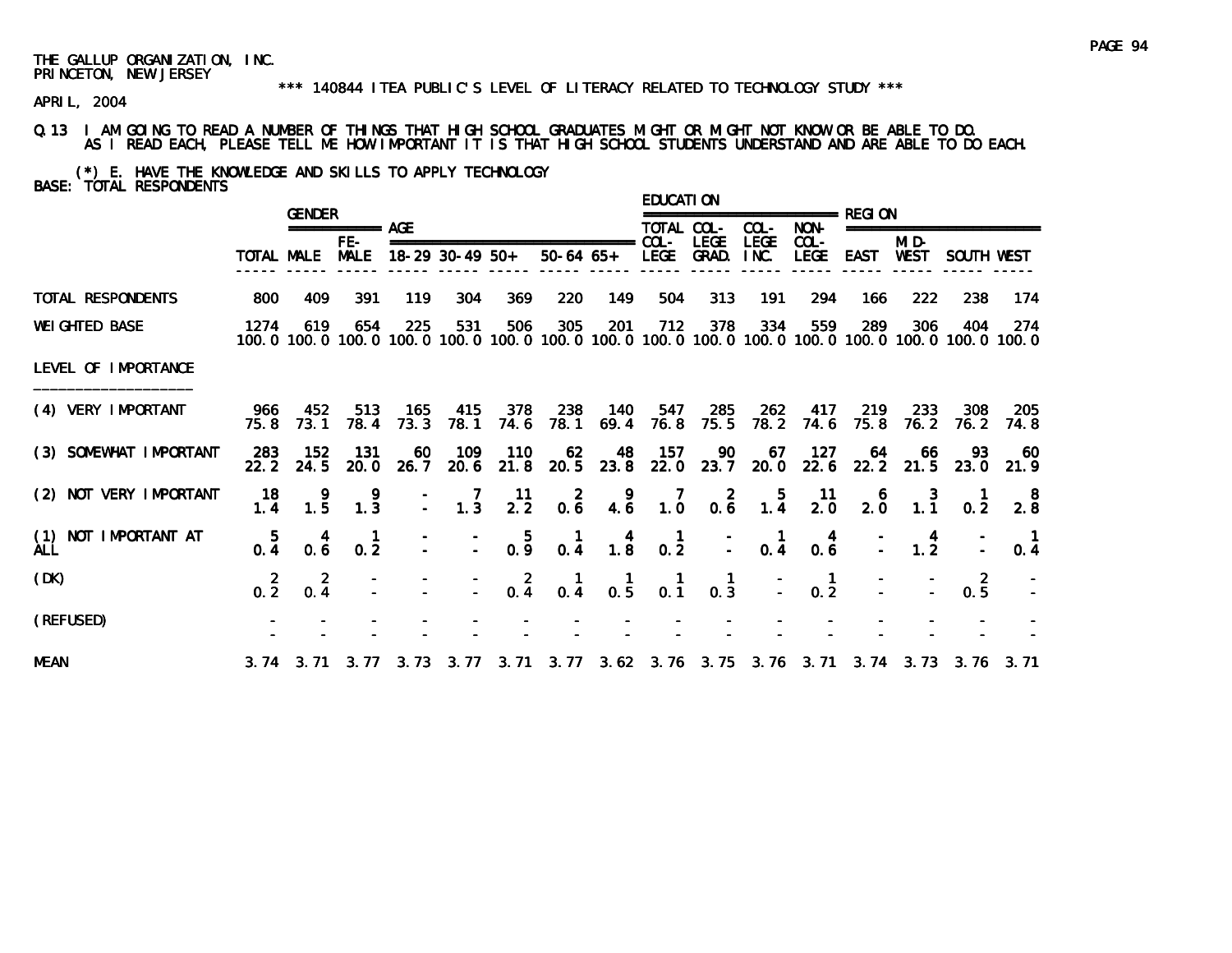THE GALLUP ORGANIZATION, INC.
PRINCETON, NEW JERSEY

*** 140844 ITEA PUBLIC'S LEVEL OF LITERACY RELATED TO TECHNOLOGY STUDY ***

APRIL, 2004

Q.13 I AM GOING TO READ A NUMBER OF THINGS THAT HIGH SCHOOL GRADUATES MIGHT OR MIGHT NOT KNOW OR BE ABLE TO DO. AS I READ EACH, PLEASE TELL ME HOW IMPORTANT IT IS THAT HIGH SCHOOL STUDENTS UNDERSTAND AND ARE ABLE TO DO EACH.

(*) E. HAVE THE KNOWLEDGE AND SKILLS TO APPLY TECHNOLOGY
BASE: TOTAL RESPONDENTS

| | | GENDER | | AGE | | | | | EDUCATION | | | | REGION | | | |
|---|---|---|---|---|---|---|---|---|---|---|---|---|---|---|---|---|
| | TOTAL | MALE | FE-MALE | 18-29 | 30-49 | 50+ | 50-64 | 65+ | TOTAL COL-LEGE | COL-LEGE GRAD. | COL-LEGE INC. | NON-COL-LEGE | EAST | MID-WEST | SOUTH | WEST |
| TOTAL RESPONDENTS | 800 | 409 | 391 | 119 | 304 | 369 | 220 | 149 | 504 | 313 | 191 | 294 | 166 | 222 | 238 | 174 |
| WEIGHTED BASE | 1274 | 619 | 654 | 225 | 531 | 506 | 305 | 201 | 712 | 378 | 334 | 559 | 289 | 306 | 404 | 274 |
| | 100.0 | 100.0 | 100.0 | 100.0 | 100.0 | 100.0 | 100.0 | 100.0 | 100.0 | 100.0 | 100.0 | 100.0 | 100.0 | 100.0 | 100.0 | 100.0 |
| LEVEL OF IMPORTANCE | | | | | | | | | | | | | | | | |
| (4) VERY IMPORTANT | 966 | 452 | 513 | 165 | 415 | 378 | 238 | 140 | 547 | 285 | 262 | 417 | 219 | 233 | 308 | 205 |
| | 75.8 | 73.1 | 78.4 | 73.3 | 78.1 | 74.6 | 78.1 | 69.4 | 76.8 | 75.5 | 78.2 | 74.6 | 75.8 | 76.2 | 76.2 | 74.8 |
| (3) SOMEWHAT IMPORTANT | 283 | 152 | 131 | 60 | 109 | 110 | 62 | 48 | 157 | 90 | 67 | 127 | 64 | 66 | 93 | 60 |
| | 22.2 | 24.5 | 20.0 | 26.7 | 20.6 | 21.8 | 20.5 | 23.8 | 22.0 | 23.7 | 20.0 | 22.6 | 22.2 | 21.5 | 23.0 | 21.9 |
| (2) NOT VERY IMPORTANT | 18 | 9 | 9 | - | 7 | 11 | 2 | 9 | 7 | 2 | 5 | 11 | 6 | 3 | 1 | 8 |
| | 1.4 | 1.5 | 1.3 | - | 1.3 | 2.2 | 0.6 | 4.6 | 1.0 | 0.6 | 1.4 | 2.0 | 2.0 | 1.1 | 0.2 | 2.8 |
| (1) NOT IMPORTANT AT ALL | 5 | 4 | 1 | - | - | 5 | 1 | 4 | 1 | - | 1 | 4 | - | 4 | - | 1 |
| | 0.4 | 0.6 | 0.2 | - | - | 0.9 | 0.4 | 1.8 | 0.2 | - | 0.4 | 0.6 | - | 1.2 | - | 0.4 |
| (DK) | 2 | 2 | - | - | - | 2 | 1 | 1 | 1 | 1 | - | 1 | - | - | 2 | - |
| | 0.2 | 0.4 | - | - | - | 0.4 | 0.4 | 0.5 | 0.1 | 0.3 | - | 0.2 | - | - | 0.5 | - |
| (REFUSED) | - | - | - | - | - | - | - | - | - | - | - | - | - | - | - | - |
| | - | - | - | - | - | - | - | - | - | - | - | - | - | - | - | - |
| MEAN | 3.74 | 3.71 | 3.77 | 3.73 | 3.77 | 3.71 | 3.77 | 3.62 | 3.76 | 3.75 | 3.76 | 3.71 | 3.74 | 3.73 | 3.76 | 3.71 |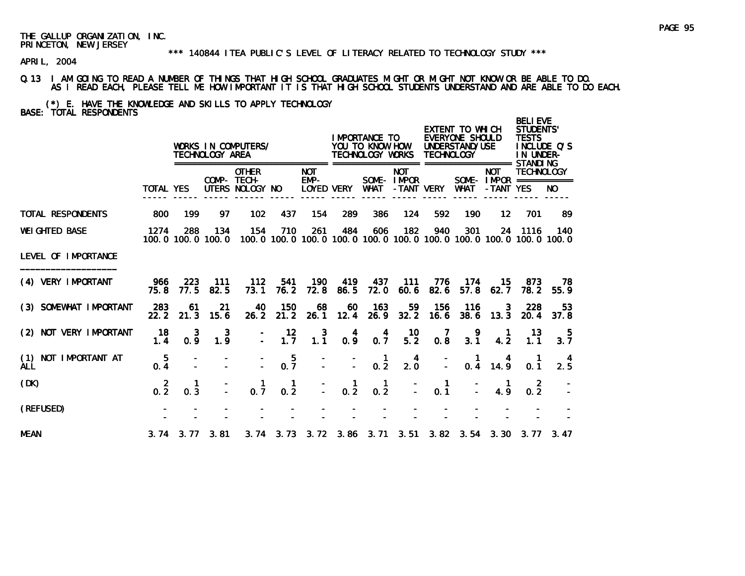THE GALLUP ORGANIZATION, INC.
PRINCETON, NEW JERSEY

*** 140844 ITEA PUBLIC'S LEVEL OF LITERACY RELATED TO TECHNOLOGY STUDY ***

APRIL, 2004

Q.13 I AM GOING TO READ A NUMBER OF THINGS THAT HIGH SCHOOL GRADUATES MIGHT OR MIGHT NOT KNOW OR BE ABLE TO DO. AS I READ EACH, PLEASE TELL ME HOW IMPORTANT IT IS THAT HIGH SCHOOL STUDENTS UNDERSTAND AND ARE ABLE TO DO EACH.

(*) E. HAVE THE KNOWLEDGE AND SKILLS TO APPLY TECHNOLOGY
BASE: TOTAL RESPONDENTS

| | | WORKS IN COMPUTERS/ TECHNOLOGY AREA | | | | | IMPORTANCE TO YOU TO KNOW HOW TECHNOLOGY WORKS | | | EXTENT TO WHICH EVERYONE SHOULD UNDERSTAND/USE TECHNOLOGY | | | BELIEVE STUDENTS' TESTS INCLUDE Q'S IN UNDER-STANDING TECHNOLOGY | |
|---|---|---|---|---|---|---|---|---|---|---|---|---|---|---|
| | TOTAL | YES | COMP-UTERS | OTHER TECH-NOLOGY | NO | NOT EMP-LOYED | VERY | SOME-WHAT | NOT IMPOR-TANT | VERY | SOME-WHAT | NOT IMPOR-TANT | YES | NO |
| TOTAL RESPONDENTS | 800 | 199 | 97 | 102 | 437 | 154 | 289 | 386 | 124 | 592 | 190 | 12 | 701 | 89 |
| WEIGHTED BASE | 1274 | 288 | 134 | 154 | 710 | 261 | 484 | 606 | 182 | 940 | 301 | 24 | 1116 | 140 |
| | 100.0 | 100.0 | 100.0 | 100.0 | 100.0 | 100.0 | 100.0 | 100.0 | 100.0 | 100.0 | 100.0 | 100.0 | 100.0 | 100.0 |
| LEVEL OF IMPORTANCE | | | | | | | | | | | | | | |
| (4) VERY IMPORTANT | 966 | 223 | 111 | 112 | 541 | 190 | 419 | 437 | 111 | 776 | 174 | 15 | 873 | 78 |
| | 75.8 | 77.5 | 82.5 | 73.1 | 76.2 | 72.8 | 86.5 | 72.0 | 60.6 | 82.6 | 57.8 | 62.7 | 78.2 | 55.9 |
| (3) SOMEWHAT IMPORTANT | 283 | 61 | 21 | 40 | 150 | 68 | 60 | 163 | 59 | 156 | 116 | 3 | 228 | 53 |
| | 22.2 | 21.3 | 15.6 | 26.2 | 21.2 | 26.1 | 12.4 | 26.9 | 32.2 | 16.6 | 38.6 | 13.3 | 20.4 | 37.8 |
| (2) NOT VERY IMPORTANT | 18 | 3 | 3 | - | 12 | 3 | 4 | 4 | 10 | 7 | 9 | 1 | 13 | 5 |
| | 1.4 | 0.9 | 1.9 | - | 1.7 | 1.1 | 0.9 | 0.7 | 5.2 | 0.8 | 3.1 | 4.2 | 1.1 | 3.7 |
| (1) NOT IMPORTANT AT ALL | 5 | - | - | - | 5 | - | - | 1 | 4 | - | 1 | 4 | 1 | 4 |
| | 0.4 | - | - | - | 0.7 | - | - | 0.2 | 2.0 | - | 0.4 | 14.9 | 0.1 | 2.5 |
| (DK) | 2 | 1 | - | 1 | 1 | - | 1 | 1 | - | 1 | - | 1 | 2 | - |
| | 0.2 | 0.3 | - | 0.7 | 0.2 | - | 0.2 | 0.2 | - | 0.1 | - | 4.9 | 0.2 | - |
| (REFUSED) | - | - | - | - | - | - | - | - | - | - | - | - | - | - |
| | - | - | - | - | - | - | - | - | - | - | - | - | - | - |
| MEAN | 3.74 | 3.77 | 3.81 | 3.74 | 3.73 | 3.72 | 3.86 | 3.71 | 3.51 | 3.82 | 3.54 | 3.30 | 3.77 | 3.47 |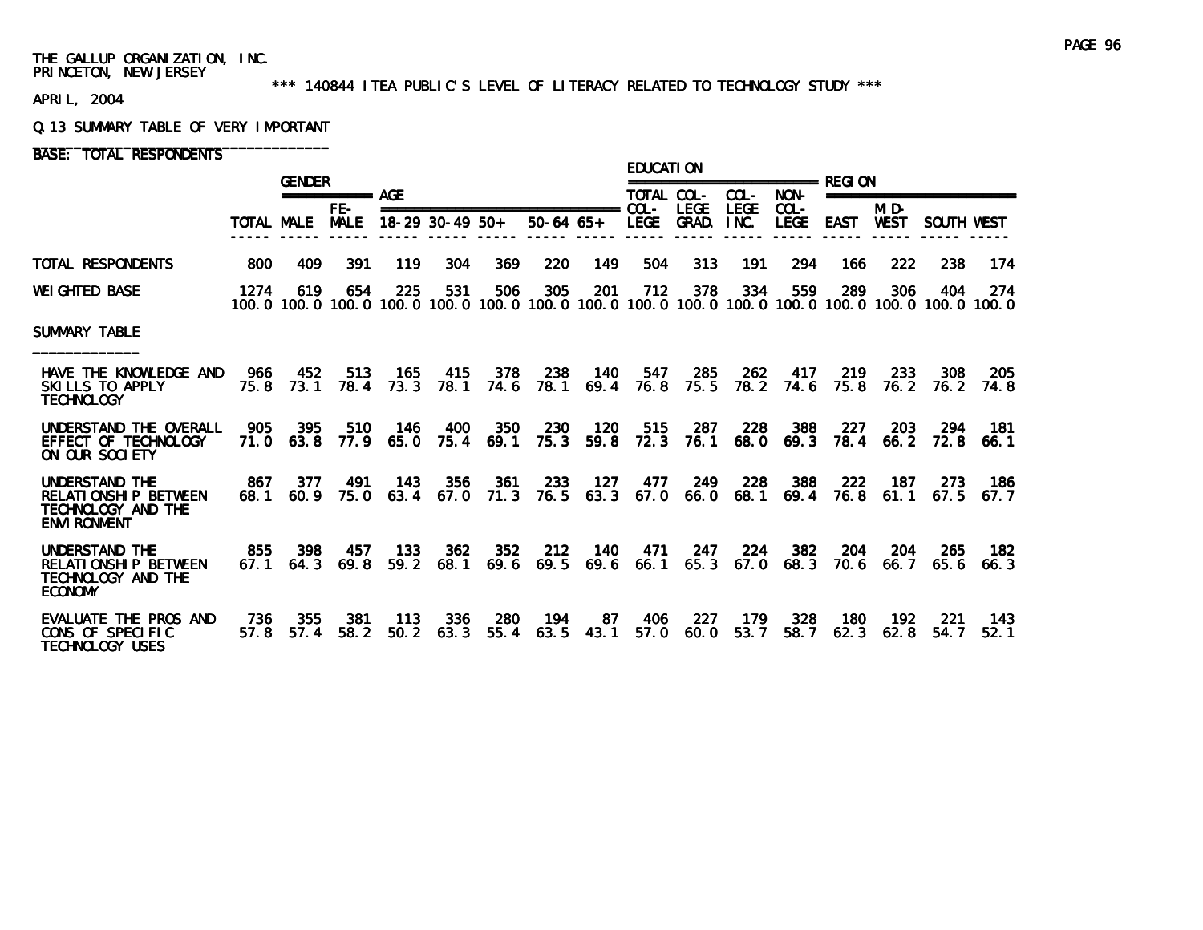THE GALLUP ORGANIZATION, INC.
PRINCETON, NEW JERSEY

\*\*\* 140844 ITEA PUBLIC'S LEVEL OF LITERACY RELATED TO TECHNOLOGY STUDY \*\*\*

APRIL, 2004

Q.13 SUMMARY TABLE OF VERY IMPORTANT

BASE: TOTAL RESPONDENTS

| | | GENDER | | AGE | | | | | EDUCATION | | | | REGION | | | |
|---|---|---|---|---|---|---|---|---|---|---|---|---|---|---|---|---|
| | TOTAL | MALE | FE-MALE | 18-29 | 30-49 | 50+ | 50-64 | 65+ | TOTAL COL-LEGE | COL-LEGE GRAD. | COL-LEGE INC. | NON-COL-LEGE | EAST | MID-WEST | SOUTH | WEST |
| TOTAL RESPONDENTS | 800 | 409 | 391 | 119 | 304 | 369 | 220 | 149 | 504 | 313 | 191 | 294 | 166 | 222 | 238 | 174 |
| WEIGHTED BASE | 1274 | 619 | 654 | 225 | 531 | 506 | 305 | 201 | 712 | 378 | 334 | 559 | 289 | 306 | 404 | 274 |
| | 100.0 | 100.0 | 100.0 | 100.0 | 100.0 | 100.0 | 100.0 | 100.0 | 100.0 | 100.0 | 100.0 | 100.0 | 100.0 | 100.0 | 100.0 | 100.0 |
| SUMMARY TABLE | | | | | | | | | | | | | | | | |
| HAVE THE KNOWLEDGE AND SKILLS TO APPLY TECHNOLOGY | 966 | 452 | 513 | 165 | 415 | 378 | 238 | 140 | 547 | 285 | 262 | 417 | 219 | 233 | 308 | 205 |
| | 75.8 | 73.1 | 78.4 | 73.3 | 78.1 | 74.6 | 78.1 | 69.4 | 76.8 | 75.5 | 78.2 | 74.6 | 75.8 | 76.2 | 76.2 | 74.8 |
| UNDERSTAND THE OVERALL EFFECT OF TECHNOLOGY ON OUR SOCIETY | 905 | 395 | 510 | 146 | 400 | 350 | 230 | 120 | 515 | 287 | 228 | 388 | 227 | 203 | 294 | 181 |
| | 71.0 | 63.8 | 77.9 | 65.0 | 75.4 | 69.1 | 75.3 | 59.8 | 72.3 | 76.1 | 68.0 | 69.3 | 78.4 | 66.2 | 72.8 | 66.1 |
| UNDERSTAND THE RELATIONSHIP BETWEEN TECHNOLOGY AND THE ENVIRONMENT | 867 | 377 | 491 | 143 | 356 | 361 | 233 | 127 | 477 | 249 | 228 | 388 | 222 | 187 | 273 | 186 |
| | 68.1 | 60.9 | 75.0 | 63.4 | 67.0 | 71.3 | 76.5 | 63.3 | 67.0 | 66.0 | 68.1 | 69.4 | 76.8 | 61.1 | 67.5 | 67.7 |
| UNDERSTAND THE RELATIONSHIP BETWEEN TECHNOLOGY AND THE ECONOMY | 855 | 398 | 457 | 133 | 362 | 352 | 212 | 140 | 471 | 247 | 224 | 382 | 204 | 204 | 265 | 182 |
| | 67.1 | 64.3 | 69.8 | 59.2 | 68.1 | 69.6 | 69.5 | 69.6 | 66.1 | 65.3 | 67.0 | 68.3 | 70.6 | 66.7 | 65.6 | 66.3 |
| EVALUATE THE PROS AND CONS OF SPECIFIC TECHNOLOGY USES | 736 | 355 | 381 | 113 | 336 | 280 | 194 | 87 | 406 | 227 | 179 | 328 | 180 | 192 | 221 | 143 |
| | 57.8 | 57.4 | 58.2 | 50.2 | 63.3 | 55.4 | 63.5 | 43.1 | 57.0 | 60.0 | 53.7 | 58.7 | 62.3 | 62.8 | 54.7 | 52.1 |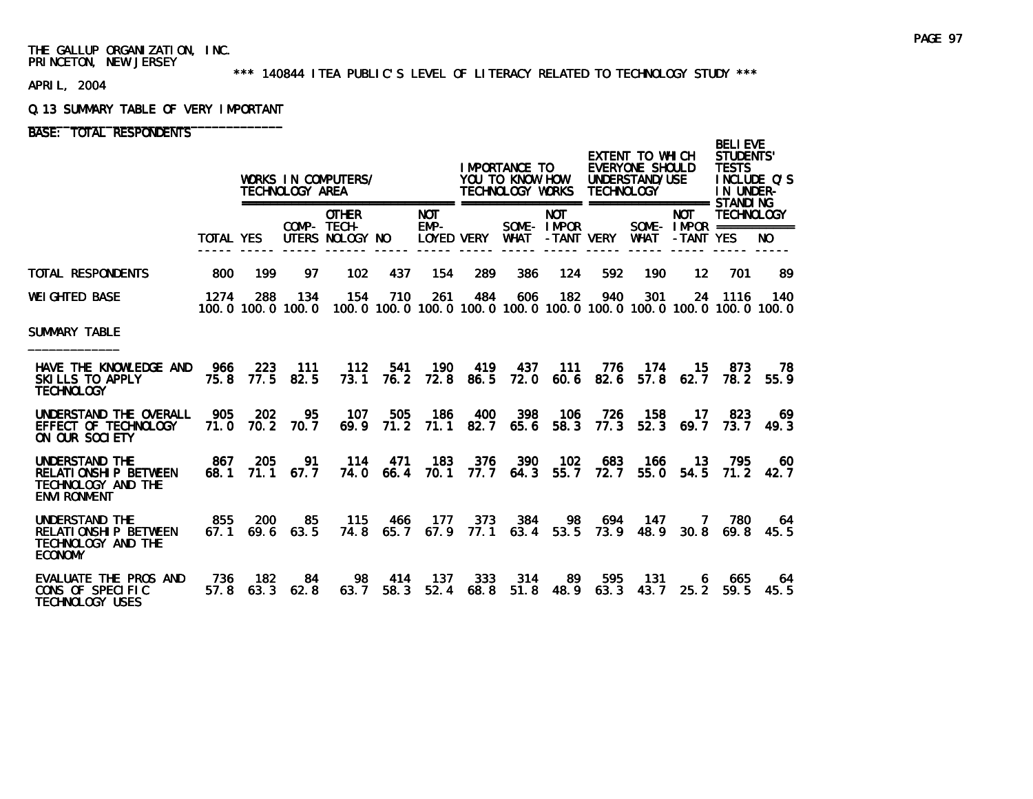THE GALLUP ORGANIZATION, INC.
PRINCETON, NEW JERSEY

\*\*\* 140844 ITEA PUBLIC'S LEVEL OF LITERACY RELATED TO TECHNOLOGY STUDY \*\*\*

APRIL, 2004

Q.13 SUMMARY TABLE OF VERY IMPORTANT

BASE: TOTAL RESPONDENTS

| | | WORKS IN COMPUTERS/ TECHNOLOGY AREA | | | | | IMPORTANCE TO YOU TO KNOW HOW TECHNOLOGY WORKS | | | EXTENT TO WHICH EVERYONE SHOULD UNDERSTAND/USE TECHNOLOGY | | | BELIEVE STUDENTS' TESTS INCLUDE Q'S IN UNDER-STANDING TECHNOLOGY | |
|---|---|---|---|---|---|---|---|---|---|---|---|---|---|---|
| | TOTAL | YES | COMP-UTERS | OTHER TECH-NOLOGY | NO | NOT EMP-LOYED | VERY | SOME-WHAT | NOT IMPOR-TANT | VERY | SOME-WHAT | NOT IMPOR-TANT | YES | NO |
| TOTAL RESPONDENTS | 800 | 199 | 97 | 102 | 437 | 154 | 289 | 386 | 124 | 592 | 190 | 12 | 701 | 89 |
| WEIGHTED BASE | 1274 | 288 | 134 | 154 | 710 | 261 | 484 | 606 | 182 | 940 | 301 | 24 | 1116 | 140 |
| | 100.0 | 100.0 | 100.0 | 100.0 | 100.0 | 100.0 | 100.0 | 100.0 | 100.0 | 100.0 | 100.0 | 100.0 | 100.0 | 100.0 |
| **SUMMARY TABLE** | | | | | | | | | | | | | | |
| HAVE THE KNOWLEDGE AND SKILLS TO APPLY TECHNOLOGY | 966 | 223 | 111 | 112 | 541 | 190 | 419 | 437 | 111 | 776 | 174 | 15 | 873 | 78 |
| | 75.8 | 77.5 | 82.5 | 73.1 | 76.2 | 72.8 | 86.5 | 72.0 | 60.6 | 82.6 | 57.8 | 62.7 | 78.2 | 55.9 |
| UNDERSTAND THE OVERALL EFFECT OF TECHNOLOGY ON OUR SOCIETY | 905 | 202 | 95 | 107 | 505 | 186 | 400 | 398 | 106 | 726 | 158 | 17 | 823 | 69 |
| | 71.0 | 70.2 | 70.7 | 69.9 | 71.2 | 71.1 | 82.7 | 65.6 | 58.3 | 77.3 | 52.3 | 69.7 | 73.7 | 49.3 |
| UNDERSTAND THE RELATIONSHIP BETWEEN TECHNOLOGY AND THE ENVIRONMENT | 867 | 205 | 91 | 114 | 471 | 183 | 376 | 390 | 102 | 683 | 166 | 13 | 795 | 60 |
| | 68.1 | 71.1 | 67.7 | 74.0 | 66.4 | 70.1 | 77.7 | 64.3 | 55.7 | 72.7 | 55.0 | 54.5 | 71.2 | 42.7 |
| UNDERSTAND THE RELATIONSHIP BETWEEN TECHNOLOGY AND THE ECONOMY | 855 | 200 | 85 | 115 | 466 | 177 | 373 | 384 | 98 | 694 | 147 | 7 | 780 | 64 |
| | 67.1 | 69.6 | 63.5 | 74.8 | 65.7 | 67.9 | 77.1 | 63.4 | 53.5 | 73.9 | 48.9 | 30.8 | 69.8 | 45.5 |
| EVALUATE THE PROS AND CONS OF SPECIFIC TECHNOLOGY USES | 736 | 182 | 84 | 98 | 414 | 137 | 333 | 314 | 89 | 595 | 131 | 6 | 665 | 64 |
| | 57.8 | 63.3 | 62.8 | 63.7 | 58.3 | 52.4 | 68.8 | 51.8 | 48.9 | 63.3 | 43.7 | 25.2 | 59.5 | 45.5 |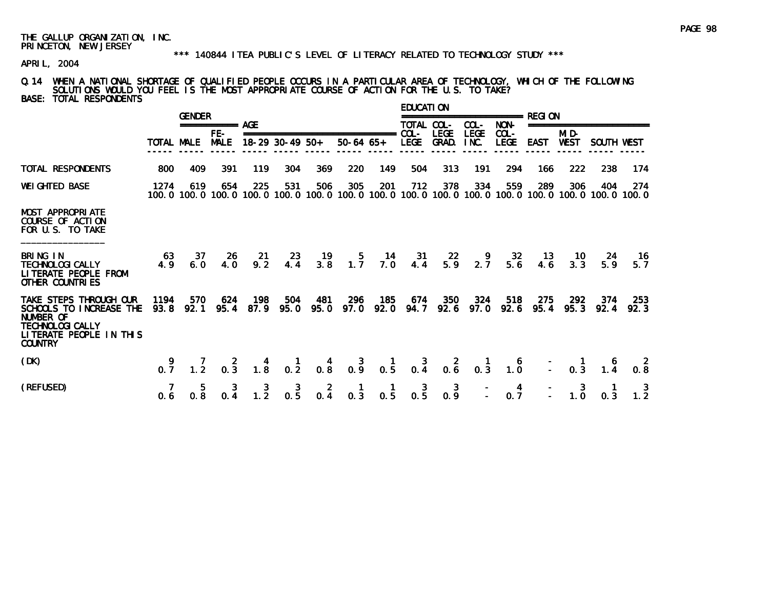THE GALLUP ORGANIZATION, INC.
PRINCETON, NEW JERSEY

*** 140844 ITEA PUBLIC'S LEVEL OF LITERACY RELATED TO TECHNOLOGY STUDY ***

APRIL, 2004

Q.14 WHEN A NATIONAL SHORTAGE OF QUALIFIED PEOPLE OCCURS IN A PARTICULAR AREA OF TECHNOLOGY, WHICH OF THE FOLLOWING SOLUTIONS WOULD YOU FEEL IS THE MOST APPROPRIATE COURSE OF ACTION FOR THE U.S. TO TAKE?

BASE: TOTAL RESPONDENTS

| | | GENDER | | AGE | | | | | EDUCATION | | | | REGION | | | |
|---|---|---|---|---|---|---|---|---|---|---|---|---|---|---|---|---|
| | TOTAL | MALE | FE-MALE | 18-29 | 30-49 | 50+ | 50-64 | 65+ | TOTAL COL-LEGE | COL-LEGE GRAD. | COL-LEGE INC. | NON-COL-LEGE | EAST | MID-WEST | SOUTH | WEST |
| TOTAL RESPONDENTS | 800 | 409 | 391 | 119 | 304 | 369 | 220 | 149 | 504 | 313 | 191 | 294 | 166 | 222 | 238 | 174 |
| WEIGHTED BASE | 1274 | 619 | 654 | 225 | 531 | 506 | 305 | 201 | 712 | 378 | 334 | 559 | 289 | 306 | 404 | 274 |
| | 100.0 | 100.0 | 100.0 | 100.0 | 100.0 | 100.0 | 100.0 | 100.0 | 100.0 | 100.0 | 100.0 | 100.0 | 100.0 | 100.0 | 100.0 | 100.0 |
| **MOST APPROPRIATE COURSE OF ACTION FOR U.S. TO TAKE** | | | | | | | | | | | | | | | | |
| BRING IN TECHNOLOGICALLY LITERATE PEOPLE FROM OTHER COUNTRIES | 63 | 37 | 26 | 21 | 23 | 19 | 5 | 14 | 31 | 22 | 9 | 32 | 13 | 10 | 24 | 16 |
| | 4.9 | 6.0 | 4.0 | 9.2 | 4.4 | 3.8 | 1.7 | 7.0 | 4.4 | 5.9 | 2.7 | 5.6 | 4.6 | 3.3 | 5.9 | 5.7 |
| TAKE STEPS THROUGH OUR SCHOOLS TO INCREASE THE NUMBER OF TECHNOLOGICALLY LITERATE PEOPLE IN THIS COUNTRY | 1194 | 570 | 624 | 198 | 504 | 481 | 296 | 185 | 674 | 350 | 324 | 518 | 275 | 292 | 374 | 253 |
| | 93.8 | 92.1 | 95.4 | 87.9 | 95.0 | 95.0 | 97.0 | 92.0 | 94.7 | 92.6 | 97.0 | 92.6 | 95.4 | 95.3 | 92.4 | 92.3 |
| (DK) | 9 | 7 | 2 | 4 | 1 | 4 | 3 | 1 | 3 | 2 | 1 | 6 | - | 1 | 6 | 2 |
| | 0.7 | 1.2 | 0.3 | 1.8 | 0.2 | 0.8 | 0.9 | 0.5 | 0.4 | 0.6 | 0.3 | 1.0 | - | 0.3 | 1.4 | 0.8 |
| (REFUSED) | 7 | 5 | 3 | 3 | 3 | 2 | 1 | 1 | 3 | 3 | - | 4 | - | 3 | 1 | 3 |
| | 0.6 | 0.8 | 0.4 | 1.2 | 0.5 | 0.4 | 0.3 | 0.5 | 0.5 | 0.9 | - | 0.7 | - | 1.0 | 0.3 | 1.2 |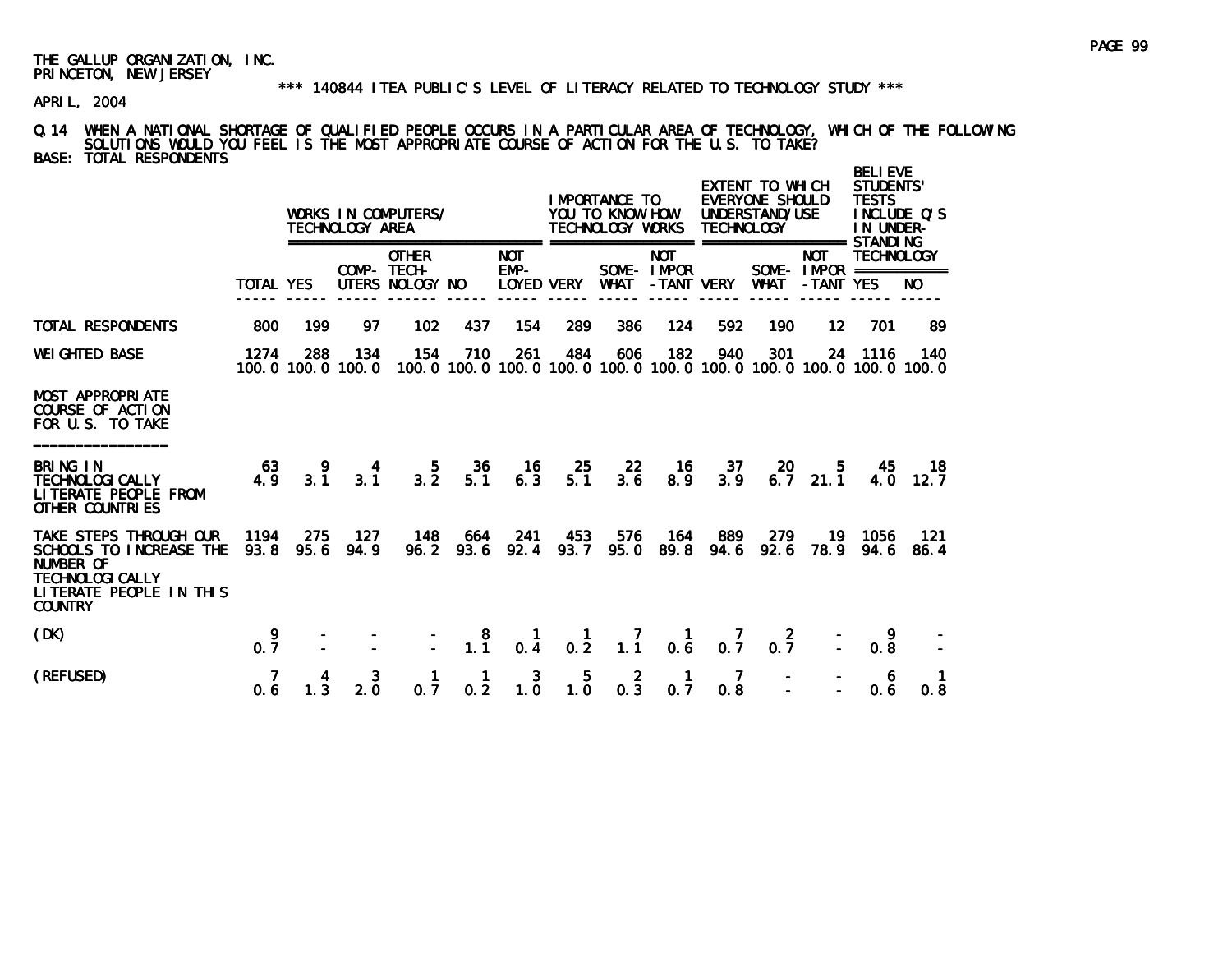THE GALLUP ORGANIZATION, INC.
PRINCETON, NEW JERSEY

\*\*\* 140844 ITEA PUBLIC'S LEVEL OF LITERACY RELATED TO TECHNOLOGY STUDY \*\*\*

APRIL, 2004

Q.14 WHEN A NATIONAL SHORTAGE OF QUALIFIED PEOPLE OCCURS IN A PARTICULAR AREA OF TECHNOLOGY, WHICH OF THE FOLLOWING SOLUTIONS WOULD YOU FEEL IS THE MOST APPROPRIATE COURSE OF ACTION FOR THE U.S. TO TAKE?
BASE: TOTAL RESPONDENTS

| | | WORKS IN COMPUTERS/ TECHNOLOGY AREA | | | | | IMPORTANCE TO YOU TO KNOW HOW TECHNOLOGY WORKS | | | EXTENT TO WHICH EVERYONE SHOULD UNDERSTAND/USE TECHNOLOGY | | | BELIEVE STUDENTS' TESTS INCLUDE Q'S IN UNDER-STANDING TECHNOLOGY | |
|---|---|---|---|---|---|---|---|---|---|---|---|---|---|---|
| | TOTAL | YES | COMP-UTERS | OTHER TECH-NOLOGY | NO | NOT EMP-LOYED | VERY | SOME-WHAT | NOT IMPOR-TANT | VERY | SOME-WHAT | NOT IMPOR-TANT | YES | NO |
| TOTAL RESPONDENTS | 800 | 199 | 97 | 102 | 437 | 154 | 289 | 386 | 124 | 592 | 190 | 12 | 701 | 89 |
| WEIGHTED BASE | 1274 | 288 | 134 | 154 | 710 | 261 | 484 | 606 | 182 | 940 | 301 | 24 | 1116 | 140 |
| | 100.0 | 100.0 | 100.0 | 100.0 | 100.0 | 100.0 | 100.0 | 100.0 | 100.0 | 100.0 | 100.0 | 100.0 | 100.0 | 100.0 |
| MOST APPROPRIATE COURSE OF ACTION FOR U.S. TO TAKE | | | | | | | | | | | | | | |
| BRING IN TECHNOLOGICALLY LITERATE PEOPLE FROM OTHER COUNTRIES | 63 | 9 | 4 | 5 | 36 | 16 | 25 | 22 | 16 | 37 | 20 | 5 | 45 | 18 |
| | 4.9 | 3.1 | 3.1 | 3.2 | 5.1 | 6.3 | 5.1 | 3.6 | 8.9 | 3.9 | 6.7 | 21.1 | 4.0 | 12.7 |
| TAKE STEPS THROUGH OUR SCHOOLS TO INCREASE THE NUMBER OF TECHNOLOGICALLY LITERATE PEOPLE IN THIS COUNTRY | 1194 | 275 | 127 | 148 | 664 | 241 | 453 | 576 | 164 | 889 | 279 | 19 | 1056 | 121 |
| | 93.8 | 95.6 | 94.9 | 96.2 | 93.6 | 92.4 | 93.7 | 95.0 | 89.8 | 94.6 | 92.6 | 78.9 | 94.6 | 86.4 |
| (DK) | 9 | - | - | - | 8 | 1 | 1 | 7 | 1 | 7 | 2 | - | 9 | - |
| | 0.7 | - | - | - | 1.1 | 0.4 | 0.2 | 1.1 | 0.6 | 0.7 | 0.7 | - | 0.8 | - |
| (REFUSED) | 7 | 4 | 3 | 1 | 1 | 3 | 5 | 2 | 1 | 7 | - | - | 6 | 1 |
| | 0.6 | 1.3 | 2.0 | 0.7 | 0.2 | 1.0 | 1.0 | 0.3 | 0.7 | 0.8 | - | - | 0.6 | 0.8 |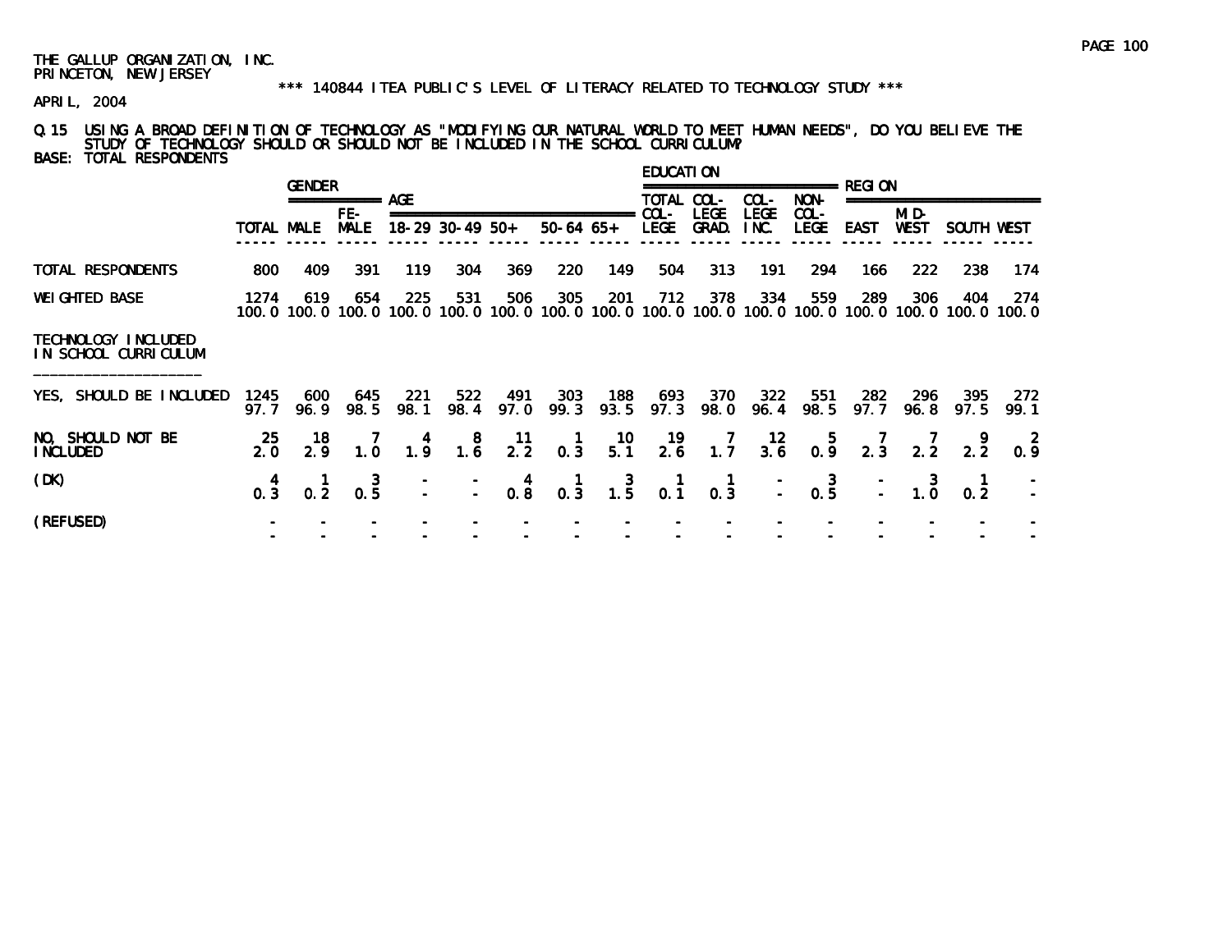THE GALLUP ORGANIZATION, INC.
PRINCETON, NEW JERSEY

*** 140844 ITEA PUBLIC'S LEVEL OF LITERACY RELATED TO TECHNOLOGY STUDY ***

APRIL, 2004

Q.15 USING A BROAD DEFINITION OF TECHNOLOGY AS "MODIFYING OUR NATURAL WORLD TO MEET HUMAN NEEDS", DO YOU BELIEVE THE STUDY OF TECHNOLOGY SHOULD OR SHOULD NOT BE INCLUDED IN THE SCHOOL CURRICULUM?
BASE: TOTAL RESPONDENTS

| | | GENDER | | AGE | | | | | EDUCATION | | | | REGION | | | |
|---|---|---|---|---|---|---|---|---|---|---|---|---|---|---|---|---|
| | TOTAL | MALE | FE-MALE | 18-29 | 30-49 | 50+ | 50-64 | 65+ | TOTAL COL-LEGE | COL-LEGE GRAD. | COL-LEGE INC. | NON-COL-LEGE | EAST | MID-WEST | SOUTH | WEST |
| TOTAL RESPONDENTS | 800 | 409 | 391 | 119 | 304 | 369 | 220 | 149 | 504 | 313 | 191 | 294 | 166 | 222 | 238 | 174 |
| WEIGHTED BASE | 1274 | 619 | 654 | 225 | 531 | 506 | 305 | 201 | 712 | 378 | 334 | 559 | 289 | 306 | 404 | 274 |
| | 100.0 | 100.0 | 100.0 | 100.0 | 100.0 | 100.0 | 100.0 | 100.0 | 100.0 | 100.0 | 100.0 | 100.0 | 100.0 | 100.0 | 100.0 | 100.0 |
| TECHNOLOGY INCLUDED IN SCHOOL CURRICULUM | | | | | | | | | | | | | | | | |
| YES, SHOULD BE INCLUDED | 1245 | 600 | 645 | 221 | 522 | 491 | 303 | 188 | 693 | 370 | 322 | 551 | 282 | 296 | 395 | 272 |
| | 97.7 | 96.9 | 98.5 | 98.1 | 98.4 | 97.0 | 99.3 | 93.5 | 97.3 | 98.0 | 96.4 | 98.5 | 97.7 | 96.8 | 97.5 | 99.1 |
| NO, SHOULD NOT BE INCLUDED | 25 | 18 | 7 | 4 | 8 | 11 | 1 | 10 | 19 | 7 | 12 | 5 | 7 | 7 | 9 | 2 |
| | 2.0 | 2.9 | 1.0 | 1.9 | 1.6 | 2.2 | 0.3 | 5.1 | 2.6 | 1.7 | 3.6 | 0.9 | 2.3 | 2.2 | 2.2 | 0.9 |
| (DK) | 4 | 1 | 3 | - | - | 4 | 1 | 3 | 1 | 1 | - | 3 | - | 3 | 1 | - |
| | 0.3 | 0.2 | 0.5 | - | - | 0.8 | 0.3 | 1.5 | 0.1 | 0.3 | - | 0.5 | - | 1.0 | 0.2 | - |
| (REFUSED) | - | - | - | - | - | - | - | - | - | - | - | - | - | - | - | - |
| | - | - | - | - | - | - | - | - | - | - | - | - | - | - | - | - |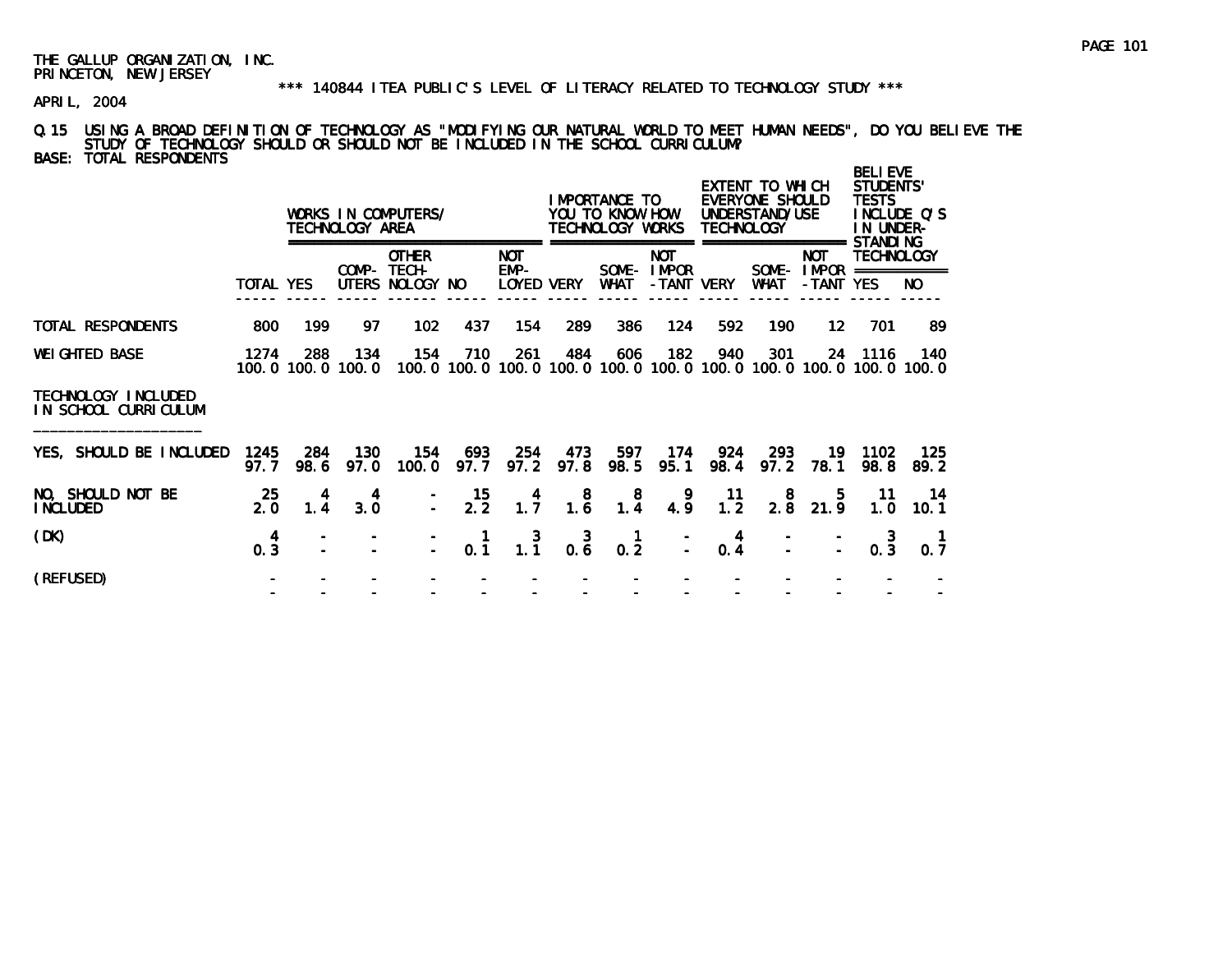THE GALLUP ORGANIZATION, INC.
PRINCETON, NEW JERSEY

*** 140844 ITEA PUBLIC'S LEVEL OF LITERACY RELATED TO TECHNOLOGY STUDY ***

APRIL, 2004

Q.15 USING A BROAD DEFINITION OF TECHNOLOGY AS "MODIFYING OUR NATURAL WORLD TO MEET HUMAN NEEDS", DO YOU BELIEVE THE STUDY OF TECHNOLOGY SHOULD OR SHOULD NOT BE INCLUDED IN THE SCHOOL CURRICULUM?

BASE: TOTAL RESPONDENTS

| | | WORKS IN COMPUTERS/ TECHNOLOGY AREA | | | | | IMPORTANCE TO YOU TO KNOW HOW TECHNOLOGY WORKS | | | EXTENT TO WHICH EVERYONE SHOULD UNDERSTAND/USE TECHNOLOGY | | | BELIEVE STUDENTS' TESTS INCLUDE Q'S IN UNDER-STANDING TECHNOLOGY | |
|---|---|---|---|---|---|---|---|---|---|---|---|---|---|---|
| | TOTAL | YES | COMP-UTERS | OTHER TECH-NOLOGY | NO | NOT EMP-LOYED | VERY | SOME-WHAT | NOT IMPOR-TANT | VERY | SOME-WHAT | NOT IMPOR-TANT | YES | NO |
| TOTAL RESPONDENTS | 800 | 199 | 97 | 102 | 437 | 154 | 289 | 386 | 124 | 592 | 190 | 12 | 701 | 89 |
| WEIGHTED BASE | 1274 | 288 | 134 | 154 | 710 | 261 | 484 | 606 | 182 | 940 | 301 | 24 | 1116 | 140 |
| | 100.0 | 100.0 | 100.0 | 100.0 | 100.0 | 100.0 | 100.0 | 100.0 | 100.0 | 100.0 | 100.0 | 100.0 | 100.0 | 100.0 |
| TECHNOLOGY INCLUDED IN SCHOOL CURRICULUM | | | | | | | | | | | | | | |
| YES, SHOULD BE INCLUDED | 1245 | 284 | 130 | 154 | 693 | 254 | 473 | 597 | 174 | 924 | 293 | 19 | 1102 | 125 |
| | 97.7 | 98.6 | 97.0 | 100.0 | 97.7 | 97.2 | 97.8 | 98.5 | 95.1 | 98.4 | 97.2 | 78.1 | 98.8 | 89.2 |
| NO, SHOULD NOT BE INCLUDED | 25 | 4 | 4 | - | 15 | 4 | 8 | 8 | 9 | 11 | 8 | 5 | 11 | 14 |
| | 2.0 | 1.4 | 3.0 | - | 2.2 | 1.7 | 1.6 | 1.4 | 4.9 | 1.2 | 2.8 | 21.9 | 1.0 | 10.1 |
| (DK) | 4 | - | - | - | 1 | 3 | 3 | 1 | - | 4 | - | - | 3 | 1 |
| | 0.3 | - | - | - | 0.1 | 1.1 | 0.6 | 0.2 | - | 0.4 | - | - | 0.3 | 0.7 |
| (REFUSED) | - | - | - | - | - | - | - | - | - | - | - | - | - | - |
| | - | - | - | - | - | - | - | - | - | - | - | - | - | - |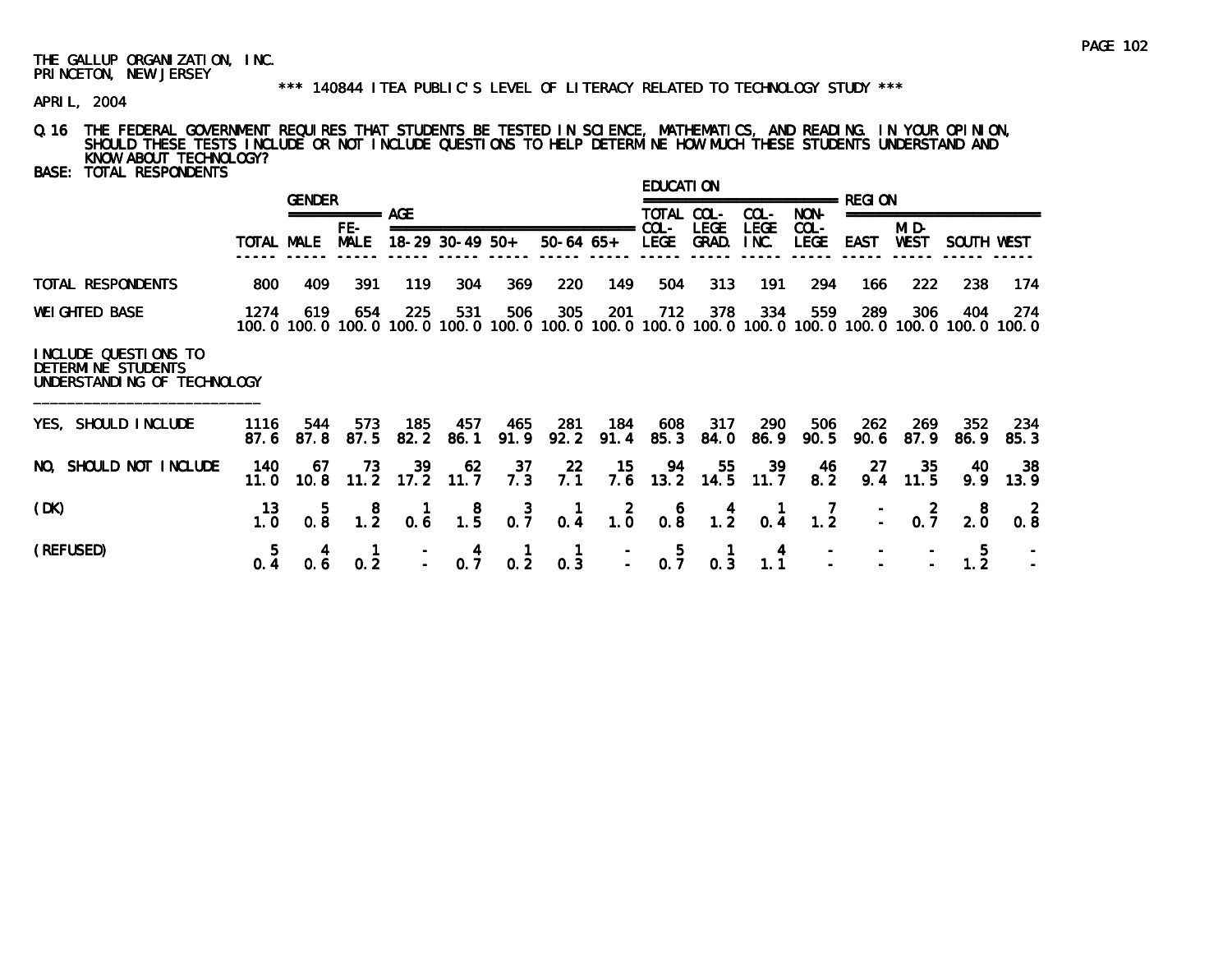THE GALLUP ORGANIZATION, INC.
PRINCETON, NEW JERSEY

*** 140844 ITEA PUBLIC'S LEVEL OF LITERACY RELATED TO TECHNOLOGY STUDY ***

APRIL, 2004

Q.16 THE FEDERAL GOVERNMENT REQUIRES THAT STUDENTS BE TESTED IN SCIENCE, MATHEMATICS, AND READING. IN YOUR OPINION, SHOULD THESE TESTS INCLUDE OR NOT INCLUDE QUESTIONS TO HELP DETERMINE HOW MUCH THESE STUDENTS UNDERSTAND AND KNOW ABOUT TECHNOLOGY?

BASE: TOTAL RESPONDENTS

| | | GENDER | | AGE | | | | | EDUCATION | | | | REGION | | | |
|---|---|---|---|---|---|---|---|---|---|---|---|---|---|---|---|---|
| | TOTAL | MALE | FE-MALE | 18-29 | 30-49 | 50+ | 50-64 | 65+ | TOTAL COL-LEGE | COL-LEGE GRAD. | COL-LEGE INC. | NON-COL-LEGE | EAST | MID-WEST | SOUTH | WEST |
| TOTAL RESPONDENTS | 800 | 409 | 391 | 119 | 304 | 369 | 220 | 149 | 504 | 313 | 191 | 294 | 166 | 222 | 238 | 174 |
| WEIGHTED BASE | 1274 | 619 | 654 | 225 | 531 | 506 | 305 | 201 | 712 | 378 | 334 | 559 | 289 | 306 | 404 | 274 |
| | 100.0 | 100.0 | 100.0 | 100.0 | 100.0 | 100.0 | 100.0 | 100.0 | 100.0 | 100.0 | 100.0 | 100.0 | 100.0 | 100.0 | 100.0 | 100.0 |
| **INCLUDE QUESTIONS TO DETERMINE STUDENTS UNDERSTANDING OF TECHNOLOGY** | | | | | | | | | | | | | | | | |
| YES, SHOULD INCLUDE | 1116 | 544 | 573 | 185 | 457 | 465 | 281 | 184 | 608 | 317 | 290 | 506 | 262 | 269 | 352 | 234 |
| | 87.6 | 87.8 | 87.5 | 82.2 | 86.1 | 91.9 | 92.2 | 91.4 | 85.3 | 84.0 | 86.9 | 90.5 | 90.6 | 87.9 | 86.9 | 85.3 |
| NO, SHOULD NOT INCLUDE | 140 | 67 | 73 | 39 | 62 | 37 | 22 | 15 | 94 | 55 | 39 | 46 | 27 | 35 | 40 | 38 |
| | 11.0 | 10.8 | 11.2 | 17.2 | 11.7 | 7.3 | 7.1 | 7.6 | 13.2 | 14.5 | 11.7 | 8.2 | 9.4 | 11.5 | 9.9 | 13.9 |
| (DK) | 13 | 5 | 8 | 1 | 8 | 3 | 1 | 2 | 6 | 4 | 1 | 7 | - | 2 | 8 | 2 |
| | 1.0 | 0.8 | 1.2 | 0.6 | 1.5 | 0.7 | 0.4 | 1.0 | 0.8 | 1.2 | 0.4 | 1.2 | - | 0.7 | 2.0 | 0.8 |
| (REFUSED) | 5 | 4 | 1 | - | 4 | 1 | 1 | - | 5 | 1 | 4 | - | - | - | 5 | - |
| | 0.4 | 0.6 | 0.2 | - | 0.7 | 0.2 | 0.3 | - | 0.7 | 0.3 | 1.1 | - | - | - | 1.2 | - |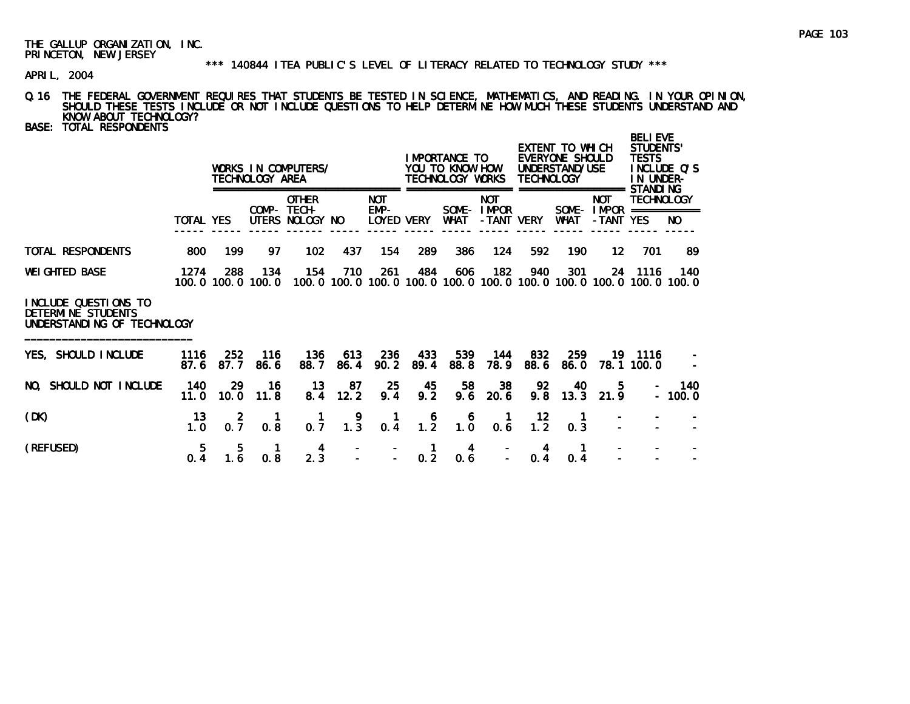THE GALLUP ORGANIZATION, INC.
PRINCETON, NEW JERSEY

*** 140844 ITEA PUBLIC'S LEVEL OF LITERACY RELATED TO TECHNOLOGY STUDY ***

APRIL, 2004

Q.16 THE FEDERAL GOVERNMENT REQUIRES THAT STUDENTS BE TESTED IN SCIENCE, MATHEMATICS, AND READING. IN YOUR OPINION, SHOULD THESE TESTS INCLUDE OR NOT INCLUDE QUESTIONS TO HELP DETERMINE HOW MUCH THESE STUDENTS UNDERSTAND AND KNOW ABOUT TECHNOLOGY?

BASE: TOTAL RESPONDENTS

| | | WORKS IN COMPUTERS/ TECHNOLOGY AREA | | | | | IMPORTANCE TO YOU TO KNOW HOW TECHNOLOGY WORKS | | | EXTENT TO WHICH EVERYONE SHOULD UNDERSTAND/USE TECHNOLOGY | | | BELIEVE STUDENTS' TESTS INCLUDE Q'S IN UNDER-STANDING TECHNOLOGY | |
|---|---|---|---|---|---|---|---|---|---|---|---|---|---|---|
| | TOTAL | YES | COMP-UTERS | OTHER TECH-NOLOGY | NO | NOT EMP-LOYED | VERY | SOME-WHAT | NOT IMPOR-TANT | VERY | SOME-WHAT | NOT IMPOR-TANT | YES | NO |
| TOTAL RESPONDENTS | 800 | 199 | 97 | 102 | 437 | 154 | 289 | 386 | 124 | 592 | 190 | 12 | 701 | 89 |
| WEIGHTED BASE | 1274 | 288 | 134 | 154 | 710 | 261 | 484 | 606 | 182 | 940 | 301 | 24 | 1116 | 140 |
| | 100.0 | 100.0 | 100.0 | 100.0 | 100.0 | 100.0 | 100.0 | 100.0 | 100.0 | 100.0 | 100.0 | 100.0 | 100.0 | 100.0 |
| **INCLUDE QUESTIONS TO DETERMINE STUDENTS UNDERSTANDING OF TECHNOLOGY** | | | | | | | | | | | | | | |
| YES, SHOULD INCLUDE | 1116 | 252 | 116 | 136 | 613 | 236 | 433 | 539 | 144 | 832 | 259 | 19 | 1116 | - |
| | 87.6 | 87.7 | 86.6 | 88.7 | 86.4 | 90.2 | 89.4 | 88.8 | 78.9 | 88.6 | 86.0 | 78.1 | 100.0 | - |
| NO, SHOULD NOT INCLUDE | 140 | 29 | 16 | 13 | 87 | 25 | 45 | 58 | 38 | 92 | 40 | 5 | - | 140 |
| | 11.0 | 10.0 | 11.8 | 8.4 | 12.2 | 9.4 | 9.2 | 9.6 | 20.6 | 9.8 | 13.3 | 21.9 | - | 100.0 |
| (DK) | 13 | 2 | 1 | 1 | 9 | 1 | 6 | 6 | 1 | 12 | 1 | - | - | - |
| | 1.0 | 0.7 | 0.8 | 0.7 | 1.3 | 0.4 | 1.2 | 1.0 | 0.6 | 1.2 | 0.3 | - | - | - |
| (REFUSED) | 5 | 5 | 1 | 4 | - | - | 1 | 4 | - | 4 | 1 | - | - | - |
| | 0.4 | 1.6 | 0.8 | 2.3 | - | - | 0.2 | 0.6 | - | 0.4 | 0.4 | - | - | - |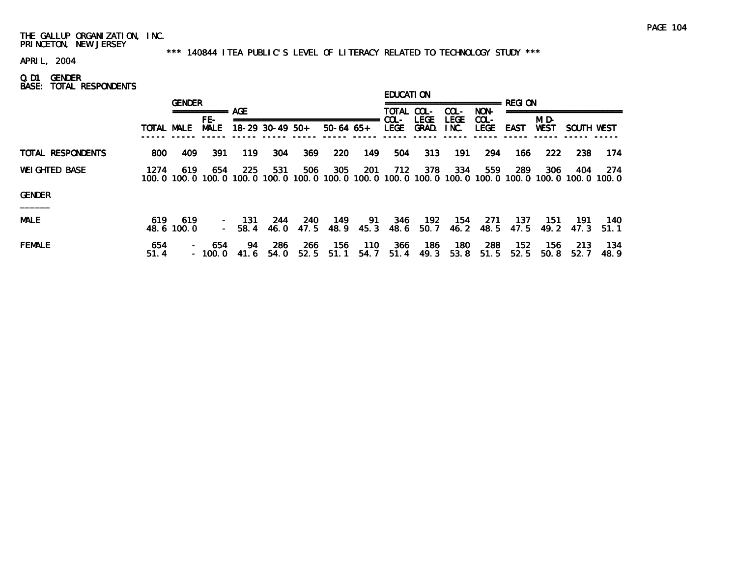THE GALLUP ORGANIZATION, INC.
PRINCETON, NEW JERSEY

*** 140844 ITEA PUBLIC'S LEVEL OF LITERACY RELATED TO TECHNOLOGY STUDY ***

APRIL, 2004

Q.D1 GENDER
BASE: TOTAL RESPONDENTS

| | | GENDER | | AGE | | | | | EDUCATION | | | | REGION | | | |
|---|---|---|---|---|---|---|---|---|---|---|---|---|---|---|---|---|
| | TOTAL | MALE | FE-MALE | 18-29 | 30-49 | 50+ | 50-64 | 65+ | TOTAL COL-LEGE | COL-LEGE GRAD. | COL-LEGE INC. | NON-COL-LEGE | EAST | MID-WEST | SOUTH | WEST |
| TOTAL RESPONDENTS | 800 | 409 | 391 | 119 | 304 | 369 | 220 | 149 | 504 | 313 | 191 | 294 | 166 | 222 | 238 | 174 |
| WEIGHTED BASE | 1274 | 619 | 654 | 225 | 531 | 506 | 305 | 201 | 712 | 378 | 334 | 559 | 289 | 306 | 404 | 274 |
| | 100.0 | 100.0 | 100.0 | 100.0 | 100.0 | 100.0 | 100.0 | 100.0 | 100.0 | 100.0 | 100.0 | 100.0 | 100.0 | 100.0 | 100.0 | 100.0 |
| GENDER | | | | | | | | | | | | | | | | |
| MALE | 619 | 619 | - | 131 | 244 | 240 | 149 | 91 | 346 | 192 | 154 | 271 | 137 | 151 | 191 | 140 |
| | 48.6 | 100.0 | - | 58.4 | 46.0 | 47.5 | 48.9 | 45.3 | 48.6 | 50.7 | 46.2 | 48.5 | 47.5 | 49.2 | 47.3 | 51.1 |
| FEMALE | 654 | - | 654 | 94 | 286 | 266 | 156 | 110 | 366 | 186 | 180 | 288 | 152 | 156 | 213 | 134 |
| | 51.4 | - | 100.0 | 41.6 | 54.0 | 52.5 | 51.1 | 54.7 | 51.4 | 49.3 | 53.8 | 51.5 | 52.5 | 50.8 | 52.7 | 48.9 |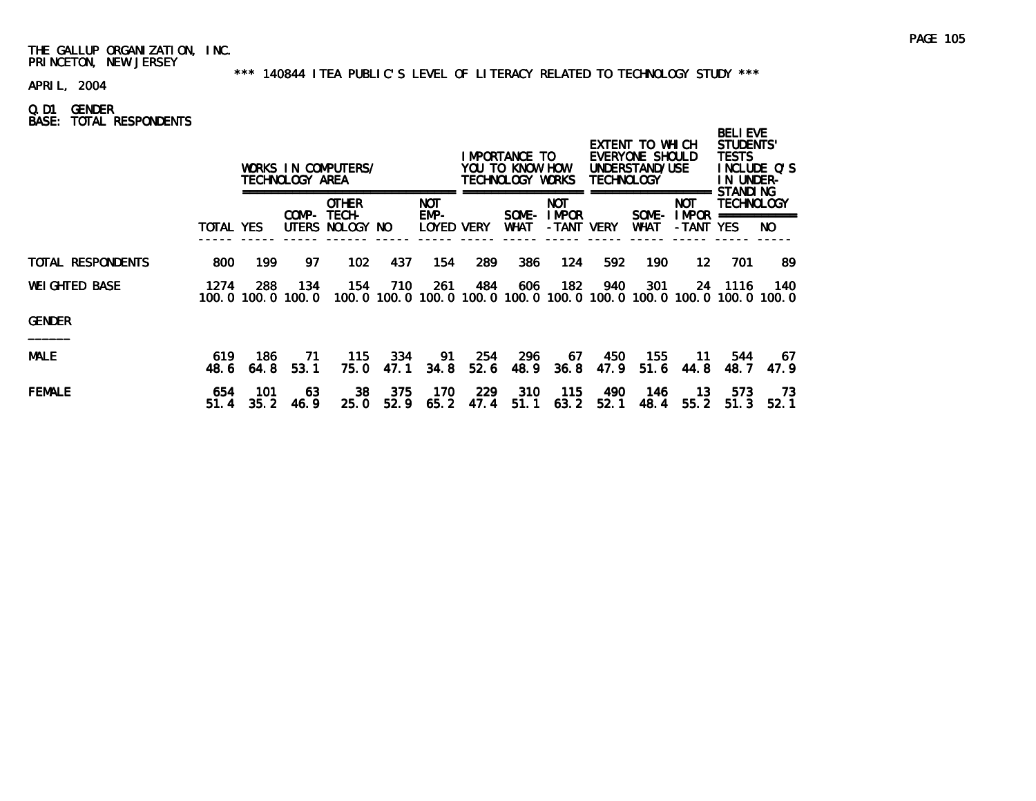THE GALLUP ORGANIZATION, INC.
PRINCETON, NEW JERSEY

*** 140844 ITEA PUBLIC'S LEVEL OF LITERACY RELATED TO TECHNOLOGY STUDY ***

APRIL, 2004

Q.D1 GENDER
BASE: TOTAL RESPONDENTS

| | | WORKS IN COMPUTERS/ TECHNOLOGY AREA | | | | | IMPORTANCE TO YOU TO KNOW HOW TECHNOLOGY WORKS | | | EXTENT TO WHICH EVERYONE SHOULD UNDERSTAND/USE TECHNOLOGY | | | BELIEVE STUDENTS' TESTS INCLUDE Q'S IN UNDER-STANDING TECHNOLOGY | |
|---|---|---|---|---|---|---|---|---|---|---|---|---|---|---|
| | TOTAL | YES | COMP-UTERS | OTHER TECH-NOLOGY | NO | NOT EMP-LOYED | VERY | SOME-WHAT | NOT IMPOR-TANT | VERY | SOME-WHAT | NOT IMPOR-TANT | YES | NO |
| TOTAL RESPONDENTS | 800 | 199 | 97 | 102 | 437 | 154 | 289 | 386 | 124 | 592 | 190 | 12 | 701 | 89 |
| WEIGHTED BASE | 1274 | 288 | 134 | 154 | 710 | 261 | 484 | 606 | 182 | 940 | 301 | 24 | 1116 | 140 |
| | 100.0 | 100.0 | 100.0 | 100.0 | 100.0 | 100.0 | 100.0 | 100.0 | 100.0 | 100.0 | 100.0 | 100.0 | 100.0 | 100.0 |
| GENDER | | | | | | | | | | | | | | |
| MALE | 619 | 186 | 71 | 115 | 334 | 91 | 254 | 296 | 67 | 450 | 155 | 11 | 544 | 67 |
| | 48.6 | 64.8 | 53.1 | 75.0 | 47.1 | 34.8 | 52.6 | 48.9 | 36.8 | 47.9 | 51.6 | 44.8 | 48.7 | 47.9 |
| FEMALE | 654 | 101 | 63 | 38 | 375 | 170 | 229 | 310 | 115 | 490 | 146 | 13 | 573 | 73 |
| | 51.4 | 35.2 | 46.9 | 25.0 | 52.9 | 65.2 | 47.4 | 51.1 | 63.2 | 52.1 | 48.4 | 55.2 | 51.3 | 52.1 |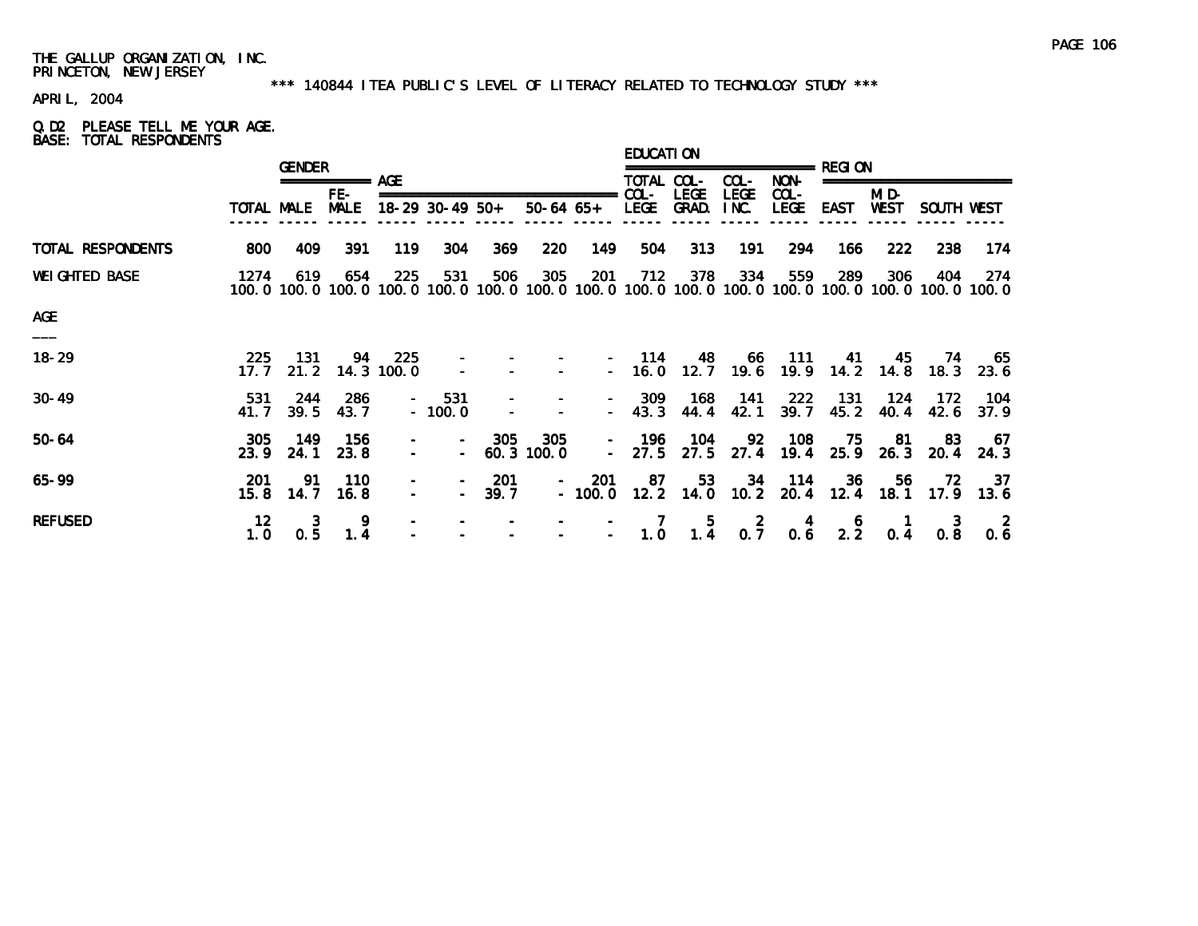THE GALLUP ORGANIZATION, INC.
PRINCETON, NEW JERSEY

*** 140844 ITEA PUBLIC'S LEVEL OF LITERACY RELATED TO TECHNOLOGY STUDY ***

APRIL, 2004

Q.D2 PLEASE TELL ME YOUR AGE.
BASE: TOTAL RESPONDENTS

| | | GENDER | | AGE | | | | | EDUCATION | | | | REGION | | | |
|---|---|---|---|---|---|---|---|---|---|---|---|---|---|---|---|---|
| | TOTAL | MALE | FE-MALE | 18-29 | 30-49 | 50+ | 50-64 | 65+ | TOTAL COL-LEGE | COL-LEGE GRAD. | COL-LEGE INC. | NON-COL-LEGE | EAST | MID-WEST | SOUTH | WEST |
| TOTAL RESPONDENTS | 800 | 409 | 391 | 119 | 304 | 369 | 220 | 149 | 504 | 313 | 191 | 294 | 166 | 222 | 238 | 174 |
| WEIGHTED BASE | 1274 | 619 | 654 | 225 | 531 | 506 | 305 | 201 | 712 | 378 | 334 | 559 | 289 | 306 | 404 | 274 |
| | 100.0 | 100.0 | 100.0 | 100.0 | 100.0 | 100.0 | 100.0 | 100.0 | 100.0 | 100.0 | 100.0 | 100.0 | 100.0 | 100.0 | 100.0 | 100.0 |
| **AGE** | | | | | | | | | | | | | | | | |
| 18-29 | 225 | 131 | 94 | 225 | - | - | - | - | 114 | 48 | 66 | 111 | 41 | 45 | 74 | 65 |
| | 17.7 | 21.2 | 14.3 | 100.0 | - | - | - | - | 16.0 | 12.7 | 19.6 | 19.9 | 14.2 | 14.8 | 18.3 | 23.6 |
| 30-49 | 531 | 244 | 286 | - | 531 | - | - | - | 309 | 168 | 141 | 222 | 131 | 124 | 172 | 104 |
| | 41.7 | 39.5 | 43.7 | - | 100.0 | - | - | - | 43.3 | 44.4 | 42.1 | 39.7 | 45.2 | 40.4 | 42.6 | 37.9 |
| 50-64 | 305 | 149 | 156 | - | - | 305 | 305 | - | 196 | 104 | 92 | 108 | 75 | 81 | 83 | 67 |
| | 23.9 | 24.1 | 23.8 | - | - | 60.3 | 100.0 | - | 27.5 | 27.5 | 27.4 | 19.4 | 25.9 | 26.3 | 20.4 | 24.3 |
| 65-99 | 201 | 91 | 110 | - | - | 201 | - | 201 | 87 | 53 | 34 | 114 | 36 | 56 | 72 | 37 |
| | 15.8 | 14.7 | 16.8 | - | - | 39.7 | - | 100.0 | 12.2 | 14.0 | 10.2 | 20.4 | 12.4 | 18.1 | 17.9 | 13.6 |
| REFUSED | 12 | 3 | 9 | - | - | - | - | - | 7 | 5 | 2 | 4 | 6 | 1 | 3 | 2 |
| | 1.0 | 0.5 | 1.4 | - | - | - | - | - | 1.0 | 1.4 | 0.7 | 0.6 | 2.2 | 0.4 | 0.8 | 0.6 |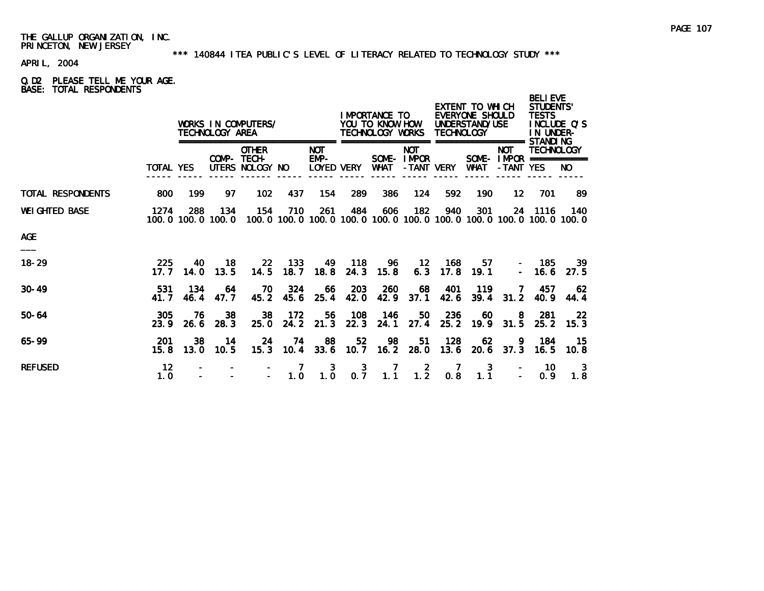THE GALLUP ORGANIZATION, INC.
PRINCETON, NEW JERSEY

*** 140844 ITEA PUBLIC'S LEVEL OF LITERACY RELATED TO TECHNOLOGY STUDY ***

APRIL, 2004

Q.D2 PLEASE TELL ME YOUR AGE.
BASE: TOTAL RESPONDENTS

| | | WORKS IN COMPUTERS/ TECHNOLOGY AREA | | | | | IMPORTANCE TO YOU TO KNOW HOW TECHNOLOGY WORKS | | | EXTENT TO WHICH EVERYONE SHOULD UNDERSTAND/USE TECHNOLOGY | | | BELIEVE STUDENTS' TESTS INCLUDE Q'S IN UNDER-STANDING TECHNOLOGY | |
|---|---|---|---|---|---|---|---|---|---|---|---|---|---|---|
| | TOTAL | YES | COMP-UTERS | OTHER TECH-NOLOGY | NO | NOT EMP-LOYED | VERY | SOME-WHAT | NOT IMPOR-TANT | VERY | SOME-WHAT | NOT IMPOR-TANT | YES | NO |
| TOTAL RESPONDENTS | 800 | 199 | 97 | 102 | 437 | 154 | 289 | 386 | 124 | 592 | 190 | 12 | 701 | 89 |
| WEIGHTED BASE | 1274 | 288 | 134 | 154 | 710 | 261 | 484 | 606 | 182 | 940 | 301 | 24 | 1116 | 140 |
| | 100.0 | 100.0 | 100.0 | 100.0 | 100.0 | 100.0 | 100.0 | 100.0 | 100.0 | 100.0 | 100.0 | 100.0 | 100.0 | 100.0 |
| AGE | | | | | | | | | | | | | | |
| 18-29 | 225 | 40 | 18 | 22 | 133 | 49 | 118 | 96 | 12 | 168 | 57 | - | 185 | 39 |
| | 17.7 | 14.0 | 13.5 | 14.5 | 18.7 | 18.8 | 24.3 | 15.8 | 6.3 | 17.8 | 19.1 | - | 16.6 | 27.5 |
| 30-49 | 531 | 134 | 64 | 70 | 324 | 66 | 203 | 260 | 68 | 401 | 119 | 7 | 457 | 62 |
| | 41.7 | 46.4 | 47.7 | 45.2 | 45.6 | 25.4 | 42.0 | 42.9 | 37.1 | 42.6 | 39.4 | 31.2 | 40.9 | 44.4 |
| 50-64 | 305 | 76 | 38 | 38 | 172 | 56 | 108 | 146 | 50 | 236 | 60 | 8 | 281 | 22 |
| | 23.9 | 26.6 | 28.3 | 25.0 | 24.2 | 21.3 | 22.3 | 24.1 | 27.4 | 25.2 | 19.9 | 31.5 | 25.2 | 15.3 |
| 65-99 | 201 | 38 | 14 | 24 | 74 | 88 | 52 | 98 | 51 | 128 | 62 | 9 | 184 | 15 |
| | 15.8 | 13.0 | 10.5 | 15.3 | 10.4 | 33.6 | 10.7 | 16.2 | 28.0 | 13.6 | 20.6 | 37.3 | 16.5 | 10.8 |
| REFUSED | 12 | - | - | - | 7 | 3 | 3 | 7 | 2 | 7 | 3 | - | 10 | 3 |
| | 1.0 | - | - | - | 1.0 | 1.0 | 0.7 | 1.1 | 1.2 | 0.8 | 1.1 | - | 0.9 | 1.8 |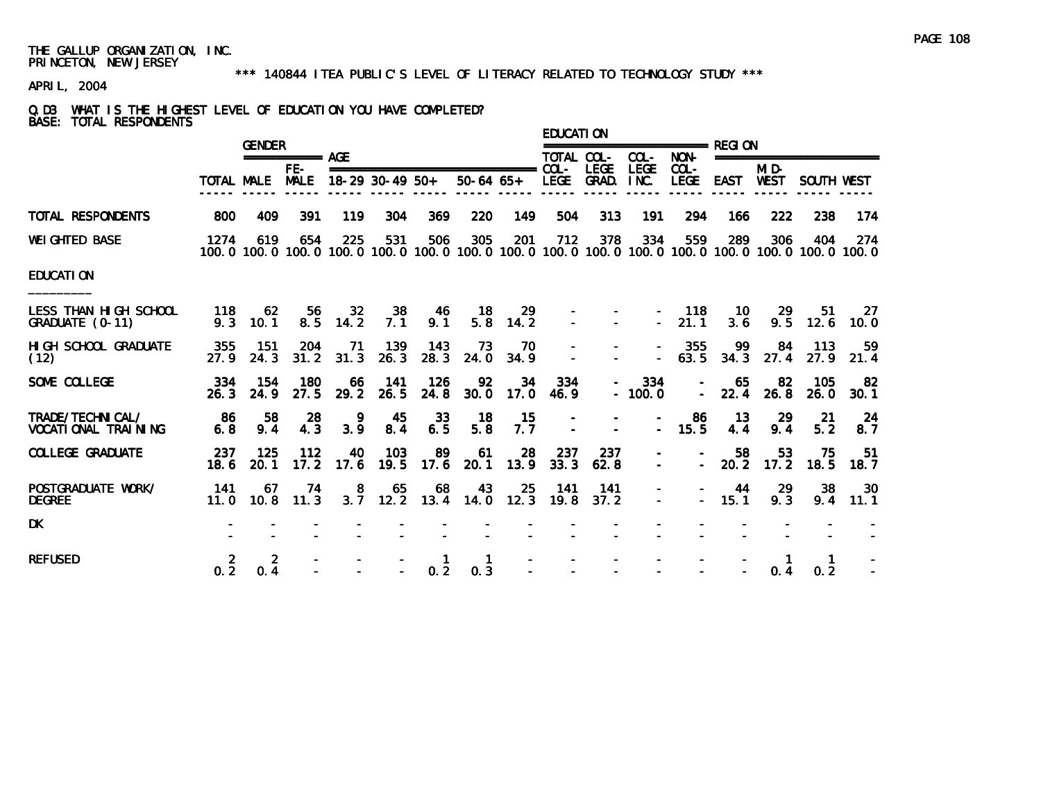THE GALLUP ORGANIZATION, INC.
PRINCETON, NEW JERSEY

*** 140844 ITEA PUBLIC'S LEVEL OF LITERACY RELATED TO TECHNOLOGY STUDY ***

APRIL, 2004

Q.D3 WHAT IS THE HIGHEST LEVEL OF EDUCATION YOU HAVE COMPLETED?
BASE: TOTAL RESPONDENTS

| | | GENDER | | AGE | | | | | EDUCATION | | | | REGION | | | |
|---|---|---|---|---|---|---|---|---|---|---|---|---|---|---|---|---|
| | TOTAL | MALE | FE-MALE | 18-29 | 30-49 | 50+ | 50-64 | 65+ | TOTAL COL-LEGE | COL-LEGE GRAD. | COL-LEGE INC. | NON-COL-LEGE | EAST | MID-WEST | SOUTH | WEST |
| TOTAL RESPONDENTS | 800 | 409 | 391 | 119 | 304 | 369 | 220 | 149 | 504 | 313 | 191 | 294 | 166 | 222 | 238 | 174 |
| WEIGHTED BASE | 1274 | 619 | 654 | 225 | 531 | 506 | 305 | 201 | 712 | 378 | 334 | 559 | 289 | 306 | 404 | 274 |
| | 100.0 | 100.0 | 100.0 | 100.0 | 100.0 | 100.0 | 100.0 | 100.0 | 100.0 | 100.0 | 100.0 | 100.0 | 100.0 | 100.0 | 100.0 | 100.0 |
| **EDUCATION** | | | | | | | | | | | | | | | | |
| LESS THAN HIGH SCHOOL GRADUATE (0-11) | 118 | 62 | 56 | 32 | 38 | 46 | 18 | 29 | - | - | - | 118 | 10 | 29 | 51 | 27 |
| | 9.3 | 10.1 | 8.5 | 14.2 | 7.1 | 9.1 | 5.8 | 14.2 | - | - | - | 21.1 | 3.6 | 9.5 | 12.6 | 10.0 |
| HIGH SCHOOL GRADUATE (12) | 355 | 151 | 204 | 71 | 139 | 143 | 73 | 70 | - | - | - | 355 | 99 | 84 | 113 | 59 |
| | 27.9 | 24.3 | 31.2 | 31.3 | 26.3 | 28.3 | 24.0 | 34.9 | - | - | - | 63.5 | 34.3 | 27.4 | 27.9 | 21.4 |
| SOME COLLEGE | 334 | 154 | 180 | 66 | 141 | 126 | 92 | 34 | 334 | - | 334 | - | 65 | 82 | 105 | 82 |
| | 26.3 | 24.9 | 27.5 | 29.2 | 26.5 | 24.8 | 30.0 | 17.0 | 46.9 | - | 100.0 | - | 22.4 | 26.8 | 26.0 | 30.1 |
| TRADE/TECHNICAL/ VOCATIONAL TRAINING | 86 | 58 | 28 | 9 | 45 | 33 | 18 | 15 | - | - | - | 86 | 13 | 29 | 21 | 24 |
| | 6.8 | 9.4 | 4.3 | 3.9 | 8.4 | 6.5 | 5.8 | 7.7 | - | - | - | 15.5 | 4.4 | 9.4 | 5.2 | 8.7 |
| COLLEGE GRADUATE | 237 | 125 | 112 | 40 | 103 | 89 | 61 | 28 | 237 | 237 | - | - | 58 | 53 | 75 | 51 |
| | 18.6 | 20.1 | 17.2 | 17.6 | 19.5 | 17.6 | 20.1 | 13.9 | 33.3 | 62.8 | - | - | 20.2 | 17.2 | 18.5 | 18.7 |
| POSTGRADUATE WORK/ DEGREE | 141 | 67 | 74 | 8 | 65 | 68 | 43 | 25 | 141 | 141 | - | - | 44 | 29 | 38 | 30 |
| | 11.0 | 10.8 | 11.3 | 3.7 | 12.2 | 13.4 | 14.0 | 12.3 | 19.8 | 37.2 | - | - | 15.1 | 9.3 | 9.4 | 11.1 |
| DK | - | - | - | - | - | - | - | - | - | - | - | - | - | - | - | - |
| | - | - | - | - | - | - | - | - | - | - | - | - | - | - | - | - |
| REFUSED | 2 | 2 | - | - | - | 1 | 1 | - | - | - | - | - | - | 1 | 1 | - |
| | 0.2 | 0.4 | - | - | - | 0.2 | 0.3 | - | - | - | - | - | - | 0.4 | 0.2 | - |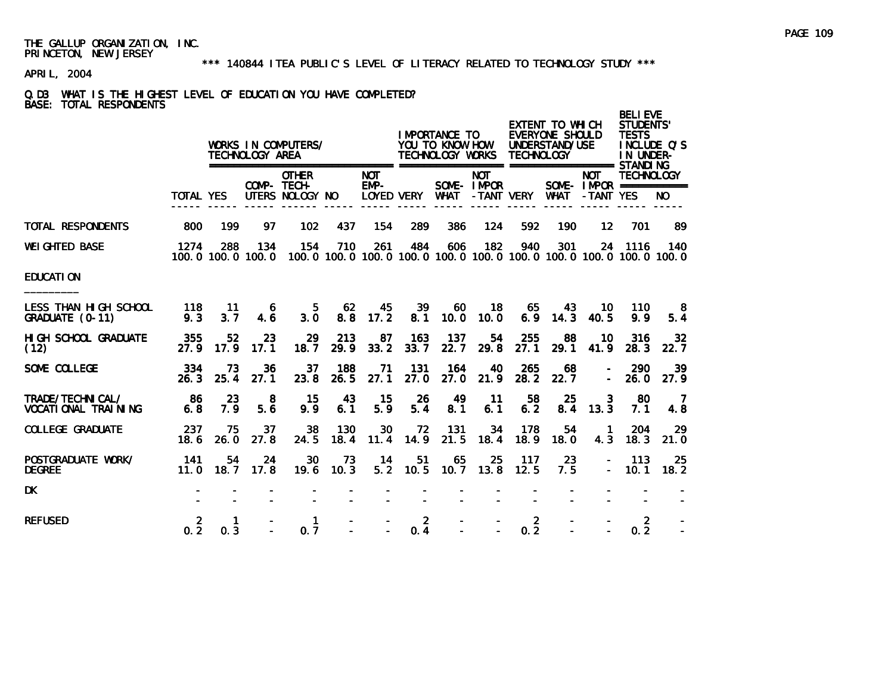THE GALLUP ORGANIZATION, INC.
PRINCETON, NEW JERSEY

*** 140844 ITEA PUBLIC'S LEVEL OF LITERACY RELATED TO TECHNOLOGY STUDY ***

APRIL, 2004

Q.D3 WHAT IS THE HIGHEST LEVEL OF EDUCATION YOU HAVE COMPLETED?
BASE: TOTAL RESPONDENTS

| | | WORKS IN COMPUTERS/ TECHNOLOGY AREA | | | | | IMPORTANCE TO YOU TO KNOW HOW TECHNOLOGY WORKS | | | EXTENT TO WHICH EVERYONE SHOULD UNDERSTAND/USE TECHNOLOGY | | | BELIEVE STUDENTS' TESTS INCLUDE Q'S IN UNDER-STANDING TECHNOLOGY | |
|---|---|---|---|---|---|---|---|---|---|---|---|---|---|---|
| | TOTAL | YES | COMP-UTERS | OTHER TECH-NOLOGY | NO | NOT EMP-LOYED | VERY | SOME-WHAT | NOT IMPOR-TANT | VERY | SOME-WHAT | NOT IMPOR-TANT | YES | NO |
| TOTAL RESPONDENTS | 800 | 199 | 97 | 102 | 437 | 154 | 289 | 386 | 124 | 592 | 190 | 12 | 701 | 89 |
| WEIGHTED BASE | 1274 | 288 | 134 | 154 | 710 | 261 | 484 | 606 | 182 | 940 | 301 | 24 | 1116 | 140 |
| | 100.0 | 100.0 | 100.0 | 100.0 | 100.0 | 100.0 | 100.0 | 100.0 | 100.0 | 100.0 | 100.0 | 100.0 | 100.0 | 100.0 |
| EDUCATION | | | | | | | | | | | | | | |
| LESS THAN HIGH SCHOOL GRADUATE (0-11) | 118 | 11 | 6 | 5 | 62 | 45 | 39 | 60 | 18 | 65 | 43 | 10 | 110 | 8 |
| | 9.3 | 3.7 | 4.6 | 3.0 | 8.8 | 17.2 | 8.1 | 10.0 | 10.0 | 6.9 | 14.3 | 40.5 | 9.9 | 5.4 |
| HIGH SCHOOL GRADUATE (12) | 355 | 52 | 23 | 29 | 213 | 87 | 163 | 137 | 54 | 255 | 88 | 10 | 316 | 32 |
| | 27.9 | 17.9 | 17.1 | 18.7 | 29.9 | 33.2 | 33.7 | 22.7 | 29.8 | 27.1 | 29.1 | 41.9 | 28.3 | 22.7 |
| SOME COLLEGE | 334 | 73 | 36 | 37 | 188 | 71 | 131 | 164 | 40 | 265 | 68 | - | 290 | 39 |
| | 26.3 | 25.4 | 27.1 | 23.8 | 26.5 | 27.1 | 27.0 | 27.0 | 21.9 | 28.2 | 22.7 | - | 26.0 | 27.9 |
| TRADE/TECHNICAL/ VOCATIONAL TRAINING | 86 | 23 | 8 | 15 | 43 | 15 | 26 | 49 | 11 | 58 | 25 | 3 | 80 | 7 |
| | 6.8 | 7.9 | 5.6 | 9.9 | 6.1 | 5.9 | 5.4 | 8.1 | 6.1 | 6.2 | 8.4 | 13.3 | 7.1 | 4.8 |
| COLLEGE GRADUATE | 237 | 75 | 37 | 38 | 130 | 30 | 72 | 131 | 34 | 178 | 54 | 1 | 204 | 29 |
| | 18.6 | 26.0 | 27.8 | 24.5 | 18.4 | 11.4 | 14.9 | 21.5 | 18.4 | 18.9 | 18.0 | 4.3 | 18.3 | 21.0 |
| POSTGRADUATE WORK/ DEGREE | 141 | 54 | 24 | 30 | 73 | 14 | 51 | 65 | 25 | 117 | 23 | - | 113 | 25 |
| | 11.0 | 18.7 | 17.8 | 19.6 | 10.3 | 5.2 | 10.5 | 10.7 | 13.8 | 12.5 | 7.5 | - | 10.1 | 18.2 |
| DK | - | - | - | - | - | - | - | - | - | - | - | - | - | - |
| | - | - | - | - | - | - | - | - | - | - | - | - | - | - |
| REFUSED | 2 | 1 | - | 1 | - | - | 2 | - | - | 2 | - | - | 2 | - |
| | 0.2 | 0.3 | - | 0.7 | - | - | 0.4 | - | - | 0.2 | - | - | 0.2 | - |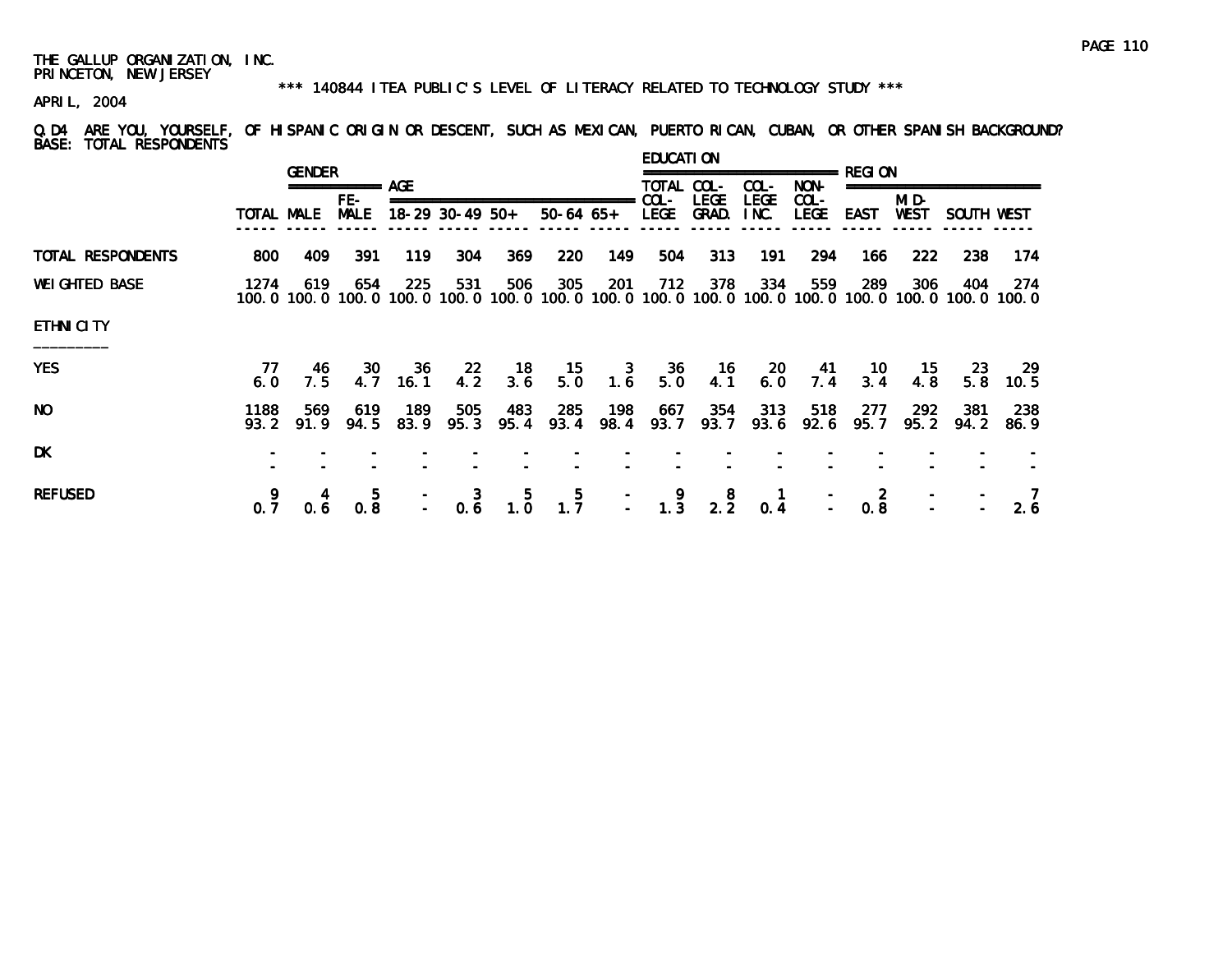THE GALLUP ORGANIZATION, INC.
PRINCETON, NEW JERSEY

*** 140844 ITEA PUBLIC'S LEVEL OF LITERACY RELATED TO TECHNOLOGY STUDY ***

APRIL, 2004

Q.D4 ARE YOU, YOURSELF, OF HISPANIC ORIGIN OR DESCENT, SUCH AS MEXICAN, PUERTO RICAN, CUBAN, OR OTHER SPANISH BACKGROUND?
BASE: TOTAL RESPONDENTS

| | | GENDER | | AGE | | | | | EDUCATION | | | | REGION | | | |
|---|---|---|---|---|---|---|---|---|---|---|---|---|---|---|---|---|
| | TOTAL | MALE | FE-MALE | 18-29 | 30-49 | 50+ | 50-64 | 65+ | TOTAL COL-LEGE | COL-LEGE GRAD. | COL-LEGE INC. | NON-COL-LEGE | EAST | MID-WEST | SOUTH | WEST |
| TOTAL RESPONDENTS | 800 | 409 | 391 | 119 | 304 | 369 | 220 | 149 | 504 | 313 | 191 | 294 | 166 | 222 | 238 | 174 |
| WEIGHTED BASE | 1274 | 619 | 654 | 225 | 531 | 506 | 305 | 201 | 712 | 378 | 334 | 559 | 289 | 306 | 404 | 274 |
| | 100.0 | 100.0 | 100.0 | 100.0 | 100.0 | 100.0 | 100.0 | 100.0 | 100.0 | 100.0 | 100.0 | 100.0 | 100.0 | 100.0 | 100.0 | 100.0 |
| ETHNICITY | | | | | | | | | | | | | | | | |
| YES | 77 | 46 | 30 | 36 | 22 | 18 | 15 | 3 | 36 | 16 | 20 | 41 | 10 | 15 | 23 | 29 |
| | 6.0 | 7.5 | 4.7 | 16.1 | 4.2 | 3.6 | 5.0 | 1.6 | 5.0 | 4.1 | 6.0 | 7.4 | 3.4 | 4.8 | 5.8 | 10.5 |
| NO | 1188 | 569 | 619 | 189 | 505 | 483 | 285 | 198 | 667 | 354 | 313 | 518 | 277 | 292 | 381 | 238 |
| | 93.2 | 91.9 | 94.5 | 83.9 | 95.3 | 95.4 | 93.4 | 98.4 | 93.7 | 93.7 | 93.6 | 92.6 | 95.7 | 95.2 | 94.2 | 86.9 |
| DK | - | - | - | - | - | - | - | - | - | - | - | - | - | - | - | - |
| | - | - | - | - | - | - | - | - | - | - | - | - | - | - | - | - |
| REFUSED | 9 | 4 | 5 | - | 3 | 5 | 5 | - | 9 | 8 | 1 | - | 2 | - | - | 7 |
| | 0.7 | 0.6 | 0.8 | - | 0.6 | 1.0 | 1.7 | - | 1.3 | 2.2 | 0.4 | - | 0.8 | - | - | 2.6 |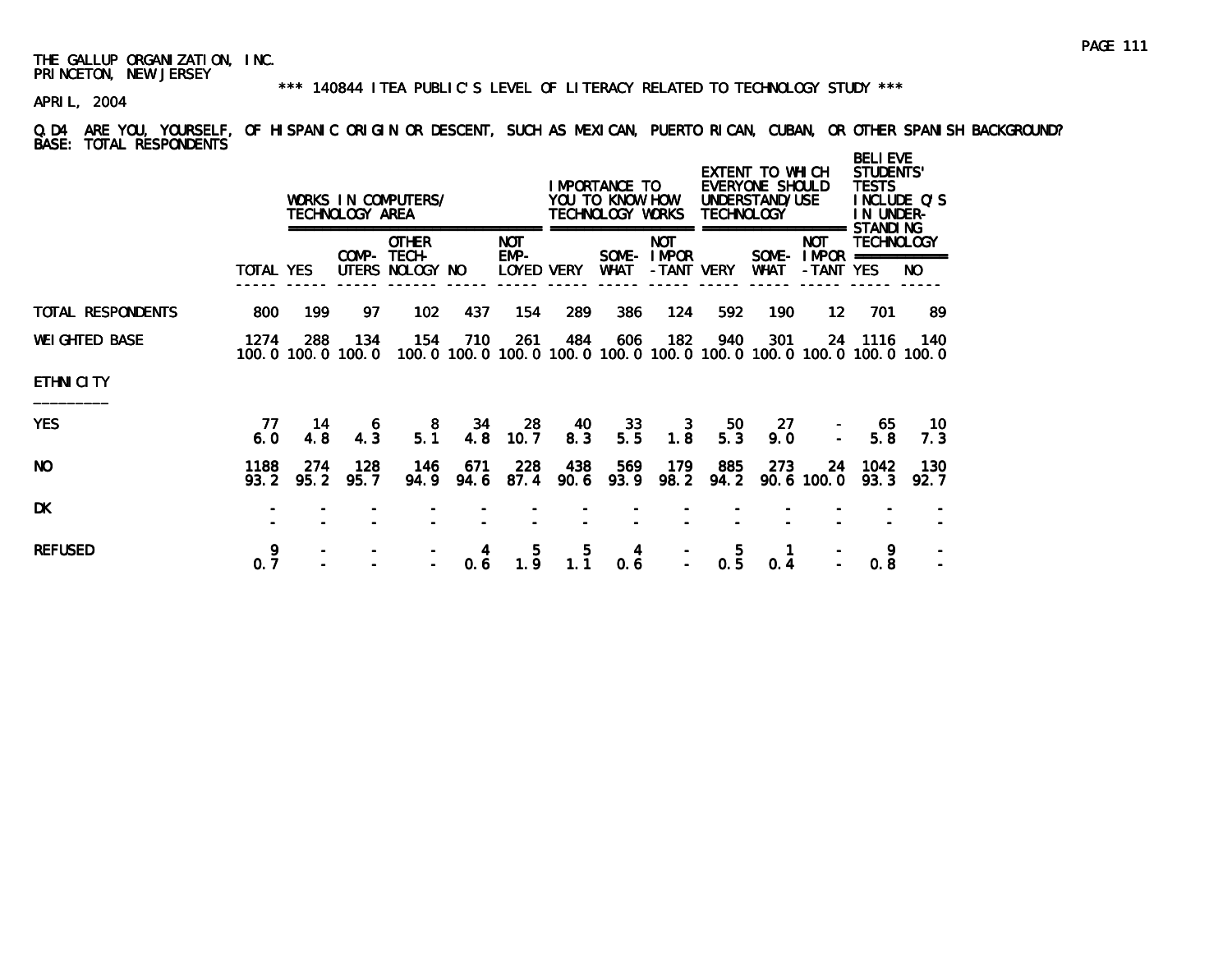THE GALLUP ORGANIZATION, INC.
PRINCETON, NEW JERSEY

*** 140844 ITEA PUBLIC'S LEVEL OF LITERACY RELATED TO TECHNOLOGY STUDY ***

APRIL, 2004

Q.D4 ARE YOU, YOURSELF, OF HISPANIC ORIGIN OR DESCENT, SUCH AS MEXICAN, PUERTO RICAN, CUBAN, OR OTHER SPANISH BACKGROUND?
BASE: TOTAL RESPONDENTS

| | | WORKS IN COMPUTERS/ TECHNOLOGY AREA | | | | | IMPORTANCE TO YOU TO KNOW HOW TECHNOLOGY WORKS | | | EXTENT TO WHICH EVERYONE SHOULD UNDERSTAND/USE TECHNOLOGY | | | BELIEVE STUDENTS' TESTS INCLUDE Q'S IN UNDER-STANDING TECHNOLOGY | |
|---|---|---|---|---|---|---|---|---|---|---|---|---|---|---|
| | TOTAL | YES | COMP-UTERS | OTHER TECH-NOLOGY | NO | NOT EMP-LOYED | VERY | SOME-WHAT | NOT IMPOR-TANT | VERY | SOME-WHAT | NOT IMPOR-TANT | YES | NO |
| TOTAL RESPONDENTS | 800 | 199 | 97 | 102 | 437 | 154 | 289 | 386 | 124 | 592 | 190 | 12 | 701 | 89 |
| WEIGHTED BASE | 1274 | 288 | 134 | 154 | 710 | 261 | 484 | 606 | 182 | 940 | 301 | 24 | 1116 | 140 |
| | 100.0 | 100.0 | 100.0 | 100.0 | 100.0 | 100.0 | 100.0 | 100.0 | 100.0 | 100.0 | 100.0 | 100.0 | 100.0 | 100.0 |
| ETHNICITY | | | | | | | | | | | | | | |
| YES | 77 | 14 | 6 | 8 | 34 | 28 | 40 | 33 | 3 | 50 | 27 | - | 65 | 10 |
| | 6.0 | 4.8 | 4.3 | 5.1 | 4.8 | 10.7 | 8.3 | 5.5 | 1.8 | 5.3 | 9.0 | - | 5.8 | 7.3 |
| NO | 1188 | 274 | 128 | 146 | 671 | 228 | 438 | 569 | 179 | 885 | 273 | 24 | 1042 | 130 |
| | 93.2 | 95.2 | 95.7 | 94.9 | 94.6 | 87.4 | 90.6 | 93.9 | 98.2 | 94.2 | 90.6 | 100.0 | 93.3 | 92.7 |
| DK | - | - | - | - | - | - | - | - | - | - | - | - | - | - |
| | - | - | - | - | - | - | - | - | - | - | - | - | - | - |
| REFUSED | 9 | - | - | - | 4 | 5 | 5 | 4 | - | 5 | 1 | - | 9 | - |
| | 0.7 | - | - | - | 0.6 | 1.9 | 1.1 | 0.6 | - | 0.5 | 0.4 | - | 0.8 | - |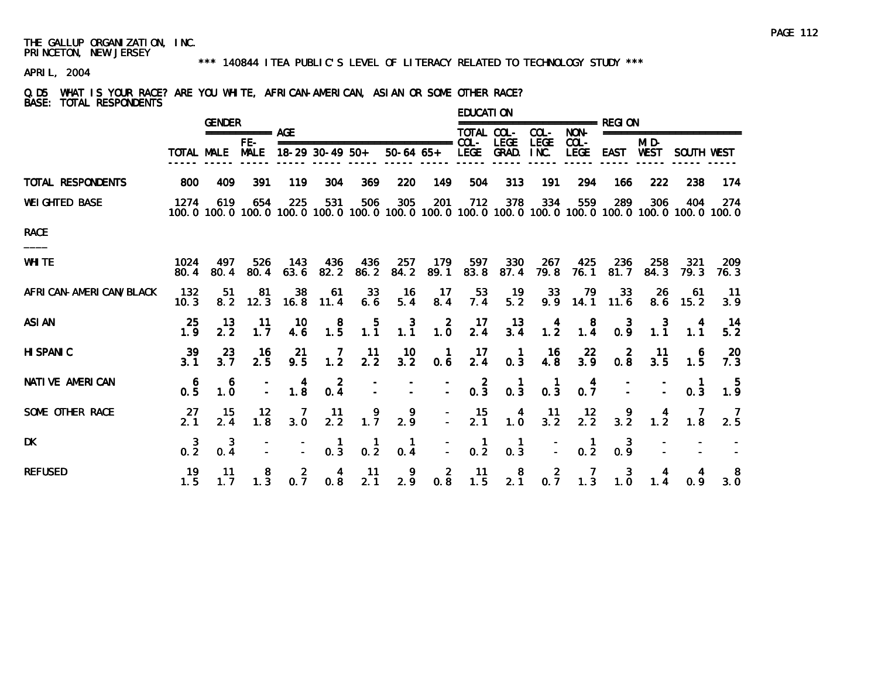THE GALLUP ORGANIZATION, INC.
PRINCETON, NEW JERSEY

*** 140844 ITEA PUBLIC'S LEVEL OF LITERACY RELATED TO TECHNOLOGY STUDY ***

APRIL, 2004

Q.D5 WHAT IS YOUR RACE? ARE YOU WHITE, AFRICAN-AMERICAN, ASIAN OR SOME OTHER RACE?
BASE: TOTAL RESPONDENTS

| | | GENDER | | AGE | | | | | EDUCATION | | | | REGION | | | |
|---|---|---|---|---|---|---|---|---|---|---|---|---|---|---|---|---|
| | TOTAL | MALE | FE-MALE | 18-29 | 30-49 | 50+ | 50-64 | 65+ | TOTAL COL-LEGE | COL-LEGE GRAD. | COL-LEGE INC. | NON-COL-LEGE | EAST | MID-WEST | SOUTH | WEST |
| TOTAL RESPONDENTS | 800 | 409 | 391 | 119 | 304 | 369 | 220 | 149 | 504 | 313 | 191 | 294 | 166 | 222 | 238 | 174 |
| WEIGHTED BASE | 1274 | 619 | 654 | 225 | 531 | 506 | 305 | 201 | 712 | 378 | 334 | 559 | 289 | 306 | 404 | 274 |
| | 100.0 | 100.0 | 100.0 | 100.0 | 100.0 | 100.0 | 100.0 | 100.0 | 100.0 | 100.0 | 100.0 | 100.0 | 100.0 | 100.0 | 100.0 | 100.0 |
| RACE | | | | | | | | | | | | | | | | |
| WHITE | 1024 | 497 | 526 | 143 | 436 | 436 | 257 | 179 | 597 | 330 | 267 | 425 | 236 | 258 | 321 | 209 |
| | 80.4 | 80.4 | 80.4 | 63.6 | 82.2 | 86.2 | 84.2 | 89.1 | 83.8 | 87.4 | 79.8 | 76.1 | 81.7 | 84.3 | 79.3 | 76.3 |
| AFRICAN-AMERICAN/BLACK | 132 | 51 | 81 | 38 | 61 | 33 | 16 | 17 | 53 | 19 | 33 | 79 | 33 | 26 | 61 | 11 |
| | 10.3 | 8.2 | 12.3 | 16.8 | 11.4 | 6.6 | 5.4 | 8.4 | 7.4 | 5.2 | 9.9 | 14.1 | 11.6 | 8.6 | 15.2 | 3.9 |
| ASIAN | 25 | 13 | 11 | 10 | 8 | 5 | 3 | 2 | 17 | 13 | 4 | 8 | 3 | 3 | 4 | 14 |
| | 1.9 | 2.2 | 1.7 | 4.6 | 1.5 | 1.1 | 1.1 | 1.0 | 2.4 | 3.4 | 1.2 | 1.4 | 0.9 | 1.1 | 1.1 | 5.2 |
| HISPANIC | 39 | 23 | 16 | 21 | 7 | 11 | 10 | 1 | 17 | 1 | 16 | 22 | 2 | 11 | 6 | 20 |
| | 3.1 | 3.7 | 2.5 | 9.5 | 1.2 | 2.2 | 3.2 | 0.6 | 2.4 | 0.3 | 4.8 | 3.9 | 0.8 | 3.5 | 1.5 | 7.3 |
| NATIVE AMERICAN | 6 | 6 | - | 4 | 2 | - | - | - | 2 | 1 | 1 | 4 | - | - | 1 | 5 |
| | 0.5 | 1.0 | - | 1.8 | 0.4 | - | - | - | 0.3 | 0.3 | 0.3 | 0.7 | - | - | 0.3 | 1.9 |
| SOME OTHER RACE | 27 | 15 | 12 | 7 | 11 | 9 | 9 | - | 15 | 4 | 11 | 12 | 9 | 4 | 7 | 7 |
| | 2.1 | 2.4 | 1.8 | 3.0 | 2.2 | 1.7 | 2.9 | - | 2.1 | 1.0 | 3.2 | 2.2 | 3.2 | 1.2 | 1.8 | 2.5 |
| DK | 3 | 3 | - | - | 1 | 1 | 1 | - | 1 | 1 | - | 1 | 3 | - | - | - |
| | 0.2 | 0.4 | - | - | 0.3 | 0.2 | 0.4 | - | 0.2 | 0.3 | - | 0.2 | 0.9 | - | - | - |
| REFUSED | 19 | 11 | 8 | 2 | 4 | 11 | 9 | 2 | 11 | 8 | 2 | 7 | 3 | 4 | 4 | 8 |
| | 1.5 | 1.7 | 1.3 | 0.7 | 0.8 | 2.1 | 2.9 | 0.8 | 1.5 | 2.1 | 0.7 | 1.3 | 1.0 | 1.4 | 0.9 | 3.0 |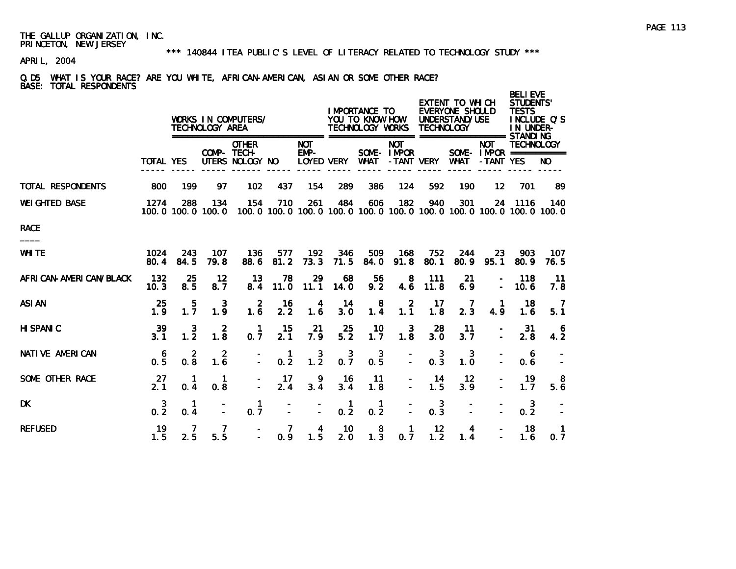THE GALLUP ORGANIZATION, INC.
PRINCETON, NEW JERSEY

\*\*\* 140844 ITEA PUBLIC'S LEVEL OF LITERACY RELATED TO TECHNOLOGY STUDY \*\*\*

APRIL, 2004

Q.D5 WHAT IS YOUR RACE? ARE YOU WHITE, AFRICAN-AMERICAN, ASIAN OR SOME OTHER RACE?
BASE: TOTAL RESPONDENTS

| | | WORKS IN COMPUTERS/ TECHNOLOGY AREA | | | | | IMPORTANCE TO YOU TO KNOW HOW TECHNOLOGY WORKS | | | EXTENT TO WHICH EVERYONE SHOULD UNDERSTAND/USE TECHNOLOGY | | | BELIEVE STUDENTS' TESTS INCLUDE Q'S IN UNDER-STANDING TECHNOLOGY | |
|---|---|---|---|---|---|---|---|---|---|---|---|---|---|---|
| | TOTAL | YES | COMP-UTERS | OTHER TECH-NOLOGY | NO | NOT EMP-LOYED | VERY | SOME-WHAT | NOT IMPOR-TANT | VERY | SOME-WHAT | NOT IMPOR-TANT | YES | NO |
| TOTAL RESPONDENTS | 800 | 199 | 97 | 102 | 437 | 154 | 289 | 386 | 124 | 592 | 190 | 12 | 701 | 89 |
| WEIGHTED BASE | 1274 | 288 | 134 | 154 | 710 | 261 | 484 | 606 | 182 | 940 | 301 | 24 | 1116 | 140 |
| | 100.0 | 100.0 | 100.0 | 100.0 | 100.0 | 100.0 | 100.0 | 100.0 | 100.0 | 100.0 | 100.0 | 100.0 | 100.0 | 100.0 |
| RACE | | | | | | | | | | | | | | |
| WHITE | 1024 | 243 | 107 | 136 | 577 | 192 | 346 | 509 | 168 | 752 | 244 | 23 | 903 | 107 |
| | 80.4 | 84.5 | 79.8 | 88.6 | 81.2 | 73.3 | 71.5 | 84.0 | 91.8 | 80.1 | 80.9 | 95.1 | 80.9 | 76.5 |
| AFRICAN-AMERICAN/BLACK | 132 | 25 | 12 | 13 | 78 | 29 | 68 | 56 | 8 | 111 | 21 | - | 118 | 11 |
| | 10.3 | 8.5 | 8.7 | 8.4 | 11.0 | 11.1 | 14.0 | 9.2 | 4.6 | 11.8 | 6.9 | - | 10.6 | 7.8 |
| ASIAN | 25 | 5 | 3 | 2 | 16 | 4 | 14 | 8 | 2 | 17 | 7 | 1 | 18 | 7 |
| | 1.9 | 1.7 | 1.9 | 1.6 | 2.2 | 1.6 | 3.0 | 1.4 | 1.1 | 1.8 | 2.3 | 4.9 | 1.6 | 5.1 |
| HISPANIC | 39 | 3 | 2 | 1 | 15 | 21 | 25 | 10 | 3 | 28 | 11 | - | 31 | 6 |
| | 3.1 | 1.2 | 1.8 | 0.7 | 2.1 | 7.9 | 5.2 | 1.7 | 1.8 | 3.0 | 3.7 | - | 2.8 | 4.2 |
| NATIVE AMERICAN | 6 | 2 | 2 | - | 1 | 3 | 3 | 3 | - | 3 | 3 | - | 6 | - |
| | 0.5 | 0.8 | 1.6 | - | 0.2 | 1.2 | 0.7 | 0.5 | - | 0.3 | 1.0 | - | 0.6 | - |
| SOME OTHER RACE | 27 | 1 | 1 | - | 17 | 9 | 16 | 11 | - | 14 | 12 | - | 19 | 8 |
| | 2.1 | 0.4 | 0.8 | - | 2.4 | 3.4 | 3.4 | 1.8 | - | 1.5 | 3.9 | - | 1.7 | 5.6 |
| DK | 3 | 1 | - | 1 | - | - | 1 | 1 | - | 3 | - | - | 3 | - |
| | 0.2 | 0.4 | - | 0.7 | - | - | 0.2 | 0.2 | - | 0.3 | - | - | 0.2 | - |
| REFUSED | 19 | 7 | 7 | - | 7 | 4 | 10 | 8 | 1 | 12 | 4 | - | 18 | 1 |
| | 1.5 | 2.5 | 5.5 | - | 0.9 | 1.5 | 2.0 | 1.3 | 0.7 | 1.2 | 1.4 | - | 1.6 | 0.7 |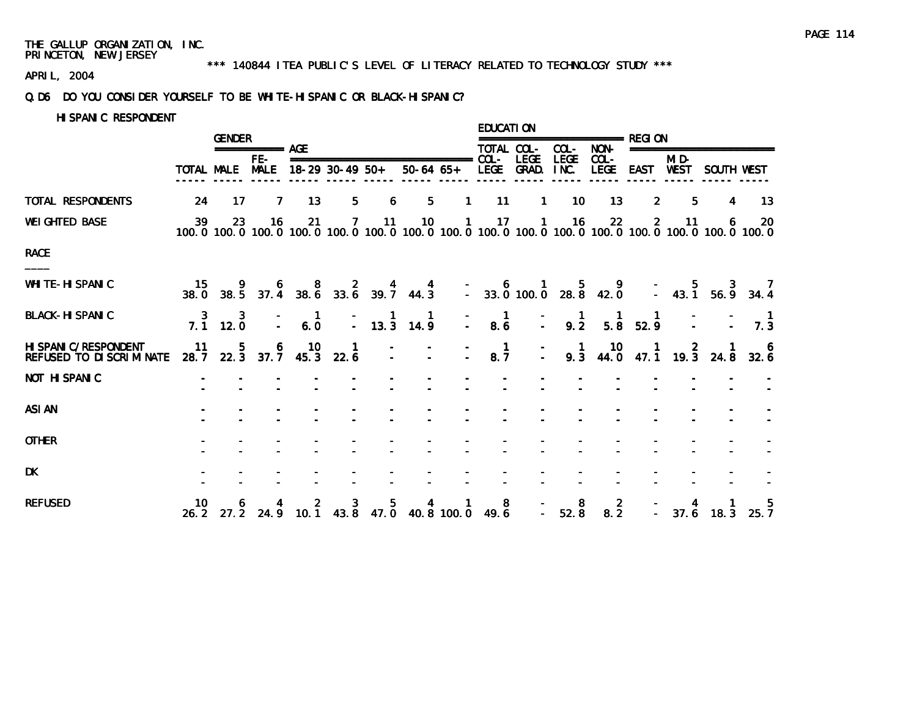THE GALLUP ORGANIZATION, INC.
PRINCETON, NEW JERSEY

*** 140844 ITEA PUBLIC'S LEVEL OF LITERACY RELATED TO TECHNOLOGY STUDY ***

APRIL, 2004

Q.D6 DO YOU CONSIDER YOURSELF TO BE WHITE-HISPANIC OR BLACK-HISPANIC?

HISPANIC RESPONDENT

| | | GENDER | | AGE | | | | | EDUCATION | | | | REGION | | | |
|---|---|---|---|---|---|---|---|---|---|---|---|---|---|---|---|---|
| | TOTAL | MALE | FE-MALE | 18-29 | 30-49 | 50+ | 50-64 | 65+ | TOTAL COL-LEGE | COL-LEGE GRAD. | COL-LEGE INC. | NON-COL-LEGE | EAST | MID-WEST | SOUTH | WEST |
| TOTAL RESPONDENTS | 24 | 17 | 7 | 13 | 5 | 6 | 5 | 1 | 11 | 1 | 10 | 13 | 2 | 5 | 4 | 13 |
| WEIGHTED BASE | 39 | 23 | 16 | 21 | 7 | 11 | 10 | 1 | 17 | 1 | 16 | 22 | 2 | 11 | 6 | 20 |
| | 100.0 | 100.0 | 100.0 | 100.0 | 100.0 | 100.0 | 100.0 | 100.0 | 100.0 | 100.0 | 100.0 | 100.0 | 100.0 | 100.0 | 100.0 | 100.0 |
| RACE | | | | | | | | | | | | | | | | |
| WHITE-HISPANIC | 15 | 9 | 6 | 8 | 2 | 4 | 4 | - | 6 | 1 | 5 | 9 | - | 5 | 3 | 7 |
| | 38.0 | 38.5 | 37.4 | 38.6 | 33.6 | 39.7 | 44.3 | - | 33.0 | 100.0 | 28.8 | 42.0 | - | 43.1 | 56.9 | 34.4 |
| BLACK-HISPANIC | 3 | 3 | - | 1 | - | 1 | 1 | - | 1 | - | 1 | 1 | 1 | - | - | 1 |
| | 7.1 | 12.0 | - | 6.0 | - | 13.3 | 14.9 | - | 8.6 | - | 9.2 | 5.8 | 52.9 | - | - | 7.3 |
| HISPANIC/RESPONDENT REFUSED TO DISCRIMINATE | 11 | 5 | 6 | 10 | 1 | - | - | - | 1 | - | 1 | 10 | 1 | 2 | 1 | 6 |
| | 28.7 | 22.3 | 37.7 | 45.3 | 22.6 | - | - | - | 8.7 | - | 9.3 | 44.0 | 47.1 | 19.3 | 24.8 | 32.6 |
| NOT HISPANIC | - | - | - | - | - | - | - | - | - | - | - | - | - | - | - | - |
| | - | - | - | - | - | - | - | - | - | - | - | - | - | - | - | - |
| ASIAN | - | - | - | - | - | - | - | - | - | - | - | - | - | - | - | - |
| | - | - | - | - | - | - | - | - | - | - | - | - | - | - | - | - |
| OTHER | - | - | - | - | - | - | - | - | - | - | - | - | - | - | - | - |
| | - | - | - | - | - | - | - | - | - | - | - | - | - | - | - | - |
| DK | - | - | - | - | - | - | - | - | - | - | - | - | - | - | - | - |
| | - | - | - | - | - | - | - | - | - | - | - | - | - | - | - | - |
| REFUSED | 10 | 6 | 4 | 2 | 3 | 5 | 4 | 1 | 8 | - | 8 | 2 | - | 4 | 1 | 5 |
| | 26.2 | 27.2 | 24.9 | 10.1 | 43.8 | 47.0 | 40.8 | 100.0 | 49.6 | - | 52.8 | 8.2 | - | 37.6 | 18.3 | 25.7 |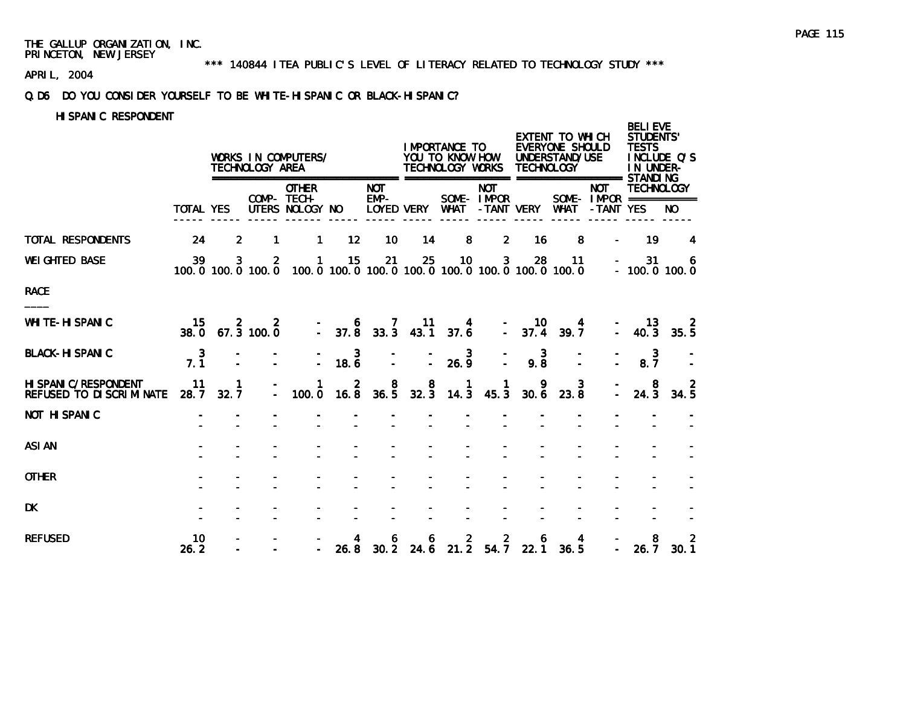THE GALLUP ORGANIZATION, INC.
PRINCETON, NEW JERSEY

\*\*\* 140844 ITEA PUBLIC'S LEVEL OF LITERACY RELATED TO TECHNOLOGY STUDY \*\*\*

APRIL, 2004

Q.D6 DO YOU CONSIDER YOURSELF TO BE WHITE-HISPANIC OR BLACK-HISPANIC?

HISPANIC RESPONDENT

| | | WORKS IN COMPUTERS/ TECHNOLOGY AREA | | | | | IMPORTANCE TO YOU TO KNOW HOW TECHNOLOGY WORKS | | | EXTENT TO WHICH EVERYONE SHOULD UNDERSTAND/USE TECHNOLOGY | | | BELIEVE STUDENTS' TESTS INCLUDE Q'S IN UNDER-STANDING TECHNOLOGY | |
|---|---|---|---|---|---|---|---|---|---|---|---|---|---|---|
| | TOTAL | YES | COMP-UTERS | OTHER TECH-NOLOGY | NO | NOT EMP-LOYED | VERY | SOME-WHAT | NOT IMPOR-TANT | VERY | SOME-WHAT | NOT IMPOR-TANT | YES | NO |
| TOTAL RESPONDENTS | 24 | 2 | 1 | 1 | 12 | 10 | 14 | 8 | 2 | 16 | 8 | - | 19 | 4 |
| WEIGHTED BASE | 39 | 3 | 2 | 1 | 15 | 21 | 25 | 10 | 3 | 28 | 11 | - | 31 | 6 |
| | 100.0 | 100.0 | 100.0 | 100.0 | 100.0 | 100.0 | 100.0 | 100.0 | 100.0 | 100.0 | 100.0 | - | 100.0 | 100.0 |
| **RACE** | | | | | | | | | | | | | | |
| WHITE-HISPANIC | 15 | 2 | 2 | - | 6 | 7 | 11 | 4 | - | 10 | 4 | - | 13 | 2 |
| | 38.0 | 67.3 | 100.0 | - | 37.8 | 33.3 | 43.1 | 37.6 | - | 37.4 | 39.7 | - | 40.3 | 35.5 |
| BLACK-HISPANIC | 3 | - | - | - | 3 | - | - | 3 | - | 3 | - | - | 3 | - |
| | 7.1 | - | - | - | 18.6 | - | - | 26.9 | - | 9.8 | - | - | 8.7 | - |
| HISPANIC/RESPONDENT REFUSED TO DISCRIMINATE | 11 | 1 | - | 1 | 2 | 8 | 8 | 1 | 1 | 9 | 3 | - | 8 | 2 |
| | 28.7 | 32.7 | - | 100.0 | 16.8 | 36.5 | 32.3 | 14.3 | 45.3 | 30.6 | 23.8 | - | 24.3 | 34.5 |
| NOT HISPANIC | - | - | - | - | - | - | - | - | - | - | - | - | - | - |
| | - | - | - | - | - | - | - | - | - | - | - | - | - | - |
| ASIAN | - | - | - | - | - | - | - | - | - | - | - | - | - | - |
| | - | - | - | - | - | - | - | - | - | - | - | - | - | - |
| OTHER | - | - | - | - | - | - | - | - | - | - | - | - | - | - |
| | - | - | - | - | - | - | - | - | - | - | - | - | - | - |
| DK | - | - | - | - | - | - | - | - | - | - | - | - | - | - |
| | - | - | - | - | - | - | - | - | - | - | - | - | - | - |
| REFUSED | 10 | - | - | - | 4 | 6 | 6 | 2 | 2 | 6 | 4 | - | 8 | 2 |
| | 26.2 | - | - | - | 26.8 | 30.2 | 24.6 | 21.2 | 54.7 | 22.1 | 36.5 | - | 26.7 | 30.1 |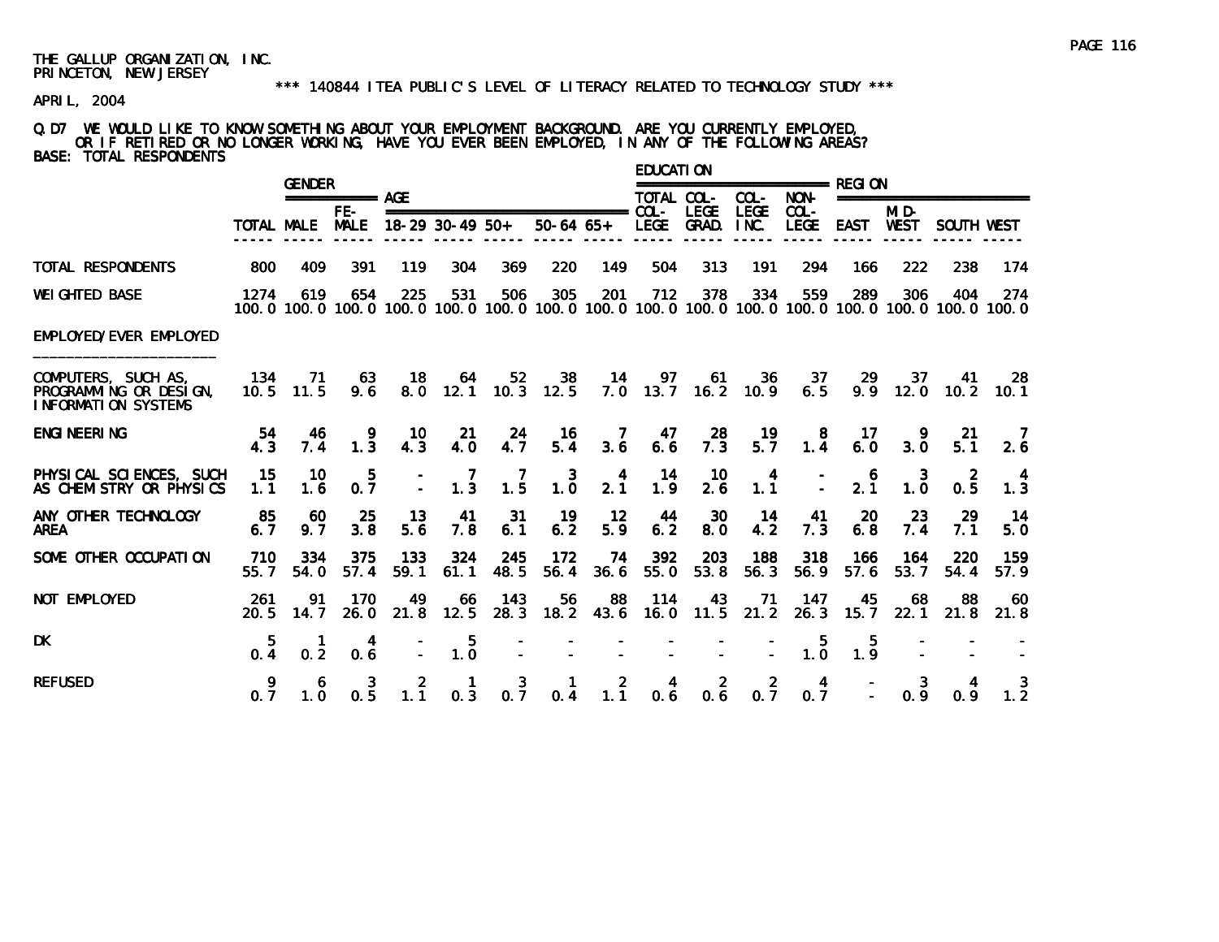THE GALLUP ORGANIZATION, INC.
PRINCETON, NEW JERSEY

\*\*\* 140844 ITEA PUBLIC'S LEVEL OF LITERACY RELATED TO TECHNOLOGY STUDY \*\*\*

APRIL, 2004

Q.D7 WE WOULD LIKE TO KNOW SOMETHING ABOUT YOUR EMPLOYMENT BACKGROUND. ARE YOU CURRENTLY EMPLOYED, OR IF RETIRED OR NO LONGER WORKING, HAVE YOU EVER BEEN EMPLOYED, IN ANY OF THE FOLLOWING AREAS?
BASE: TOTAL RESPONDENTS

| | | GENDER | | AGE | | | | | EDUCATION | | | | REGION | | | |
|---|---|---|---|---|---|---|---|---|---|---|---|---|---|---|---|---|
| | TOTAL | MALE | FEMALE | 18-29 | 30-49 | 50+ | 50-64 | 65+ | TOTAL COLLEGE | COLLEGE GRAD. | COLLEGE INC. | NON-COLLEGE | EAST | MID-WEST | SOUTH | WEST |
| TOTAL RESPONDENTS | 800 | 409 | 391 | 119 | 304 | 369 | 220 | 149 | 504 | 313 | 191 | 294 | 166 | 222 | 238 | 174 |
| WEIGHTED BASE | 1274 | 619 | 654 | 225 | 531 | 506 | 305 | 201 | 712 | 378 | 334 | 559 | 289 | 306 | 404 | 274 |
| | 100.0 | 100.0 | 100.0 | 100.0 | 100.0 | 100.0 | 100.0 | 100.0 | 100.0 | 100.0 | 100.0 | 100.0 | 100.0 | 100.0 | 100.0 | 100.0 |
| EMPLOYED/EVER EMPLOYED | | | | | | | | | | | | | | | | |
| COMPUTERS, SUCH AS, PROGRAMMING OR DESIGN, INFORMATION SYSTEMS | 134 | 71 | 63 | 18 | 64 | 52 | 38 | 14 | 97 | 61 | 36 | 37 | 29 | 37 | 41 | 28 |
| | 10.5 | 11.5 | 9.6 | 8.0 | 12.1 | 10.3 | 12.5 | 7.0 | 13.7 | 16.2 | 10.9 | 6.5 | 9.9 | 12.0 | 10.2 | 10.1 |
| ENGINEERING | 54 | 46 | 9 | 10 | 21 | 24 | 16 | 7 | 47 | 28 | 19 | 8 | 17 | 9 | 21 | 7 |
| | 4.3 | 7.4 | 1.3 | 4.3 | 4.0 | 4.7 | 5.4 | 3.6 | 6.6 | 7.3 | 5.7 | 1.4 | 6.0 | 3.0 | 5.1 | 2.6 |
| PHYSICAL SCIENCES, SUCH AS CHEMISTRY OR PHYSICS | 15 | 10 | 5 | - | 7 | 7 | 3 | 4 | 14 | 10 | 4 | - | 6 | 3 | 2 | 4 |
| | 1.1 | 1.6 | 0.7 | - | 1.3 | 1.5 | 1.0 | 2.1 | 1.9 | 2.6 | 1.1 | - | 2.1 | 1.0 | 0.5 | 1.3 |
| ANY OTHER TECHNOLOGY AREA | 85 | 60 | 25 | 13 | 41 | 31 | 19 | 12 | 44 | 30 | 14 | 41 | 20 | 23 | 29 | 14 |
| | 6.7 | 9.7 | 3.8 | 5.6 | 7.8 | 6.1 | 6.2 | 5.9 | 6.2 | 8.0 | 4.2 | 7.3 | 6.8 | 7.4 | 7.1 | 5.0 |
| SOME OTHER OCCUPATION | 710 | 334 | 375 | 133 | 324 | 245 | 172 | 74 | 392 | 203 | 188 | 318 | 166 | 164 | 220 | 159 |
| | 55.7 | 54.0 | 57.4 | 59.1 | 61.1 | 48.5 | 56.4 | 36.6 | 55.0 | 53.8 | 56.3 | 56.9 | 57.6 | 53.7 | 54.4 | 57.9 |
| NOT EMPLOYED | 261 | 91 | 170 | 49 | 66 | 143 | 56 | 88 | 114 | 43 | 71 | 147 | 45 | 68 | 88 | 60 |
| | 20.5 | 14.7 | 26.0 | 21.8 | 12.5 | 28.3 | 18.2 | 43.6 | 16.0 | 11.5 | 21.2 | 26.3 | 15.7 | 22.1 | 21.8 | 21.8 |
| DK | 5 | 1 | 4 | - | 5 | - | - | - | - | - | - | 5 | 5 | - | - | - |
| | 0.4 | 0.2 | 0.6 | - | 1.0 | - | - | - | - | - | - | 1.0 | 1.9 | - | - | - |
| REFUSED | 9 | 6 | 3 | 2 | 1 | 3 | 1 | 2 | 4 | 2 | 2 | 4 | - | 3 | 4 | 3 |
| | 0.7 | 1.0 | 0.5 | 1.1 | 0.3 | 0.7 | 0.4 | 1.1 | 0.6 | 0.6 | 0.7 | 0.7 | - | 0.9 | 0.9 | 1.2 |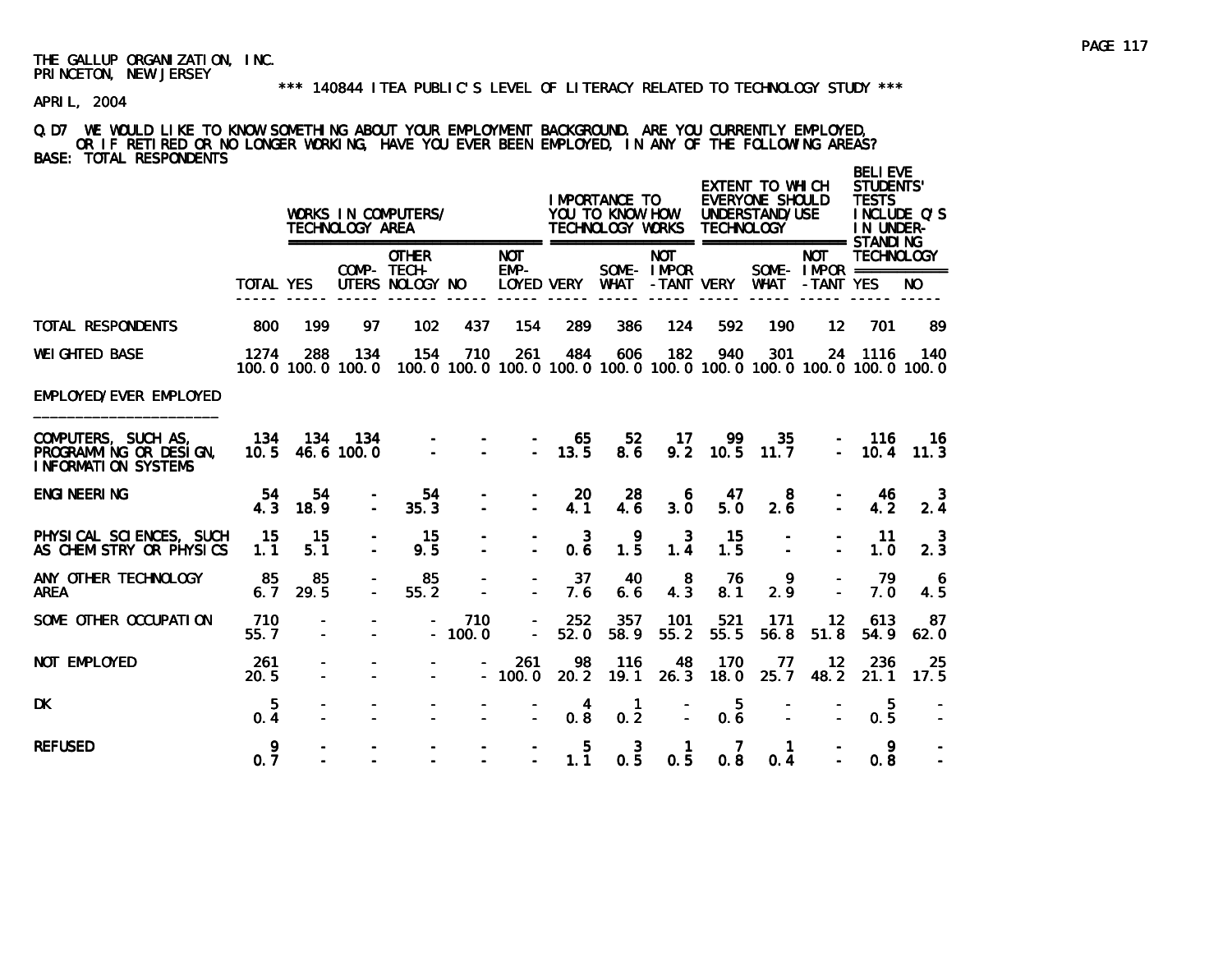THE GALLUP ORGANIZATION, INC.
PRINCETON, NEW JERSEY

*** 140844 ITEA PUBLIC'S LEVEL OF LITERACY RELATED TO TECHNOLOGY STUDY ***

APRIL, 2004

Q.D7 WE WOULD LIKE TO KNOW SOMETHING ABOUT YOUR EMPLOYMENT BACKGROUND. ARE YOU CURRENTLY EMPLOYED, OR IF RETIRED OR NO LONGER WORKING, HAVE YOU EVER BEEN EMPLOYED, IN ANY OF THE FOLLOWING AREAS?
BASE: TOTAL RESPONDENTS

| | | WORKS IN COMPUTERS/ TECHNOLOGY AREA | | | | | IMPORTANCE TO YOU TO KNOW HOW TECHNOLOGY WORKS | | | EXTENT TO WHICH EVERYONE SHOULD UNDERSTAND/USE TECHNOLOGY | | | BELIEVE STUDENTS' TESTS INCLUDE Q'S IN UNDER-STANDING TECHNOLOGY | |
|---|---|---|---|---|---|---|---|---|---|---|---|---|---|---|
| | TOTAL | YES | COMP-UTERS | OTHER TECH-NOLOGY | NO | NOT EMP-LOYED | VERY | SOME-WHAT | NOT IMPOR-TANT | VERY | SOME-WHAT | NOT IMPOR-TANT | YES | NO |
| TOTAL RESPONDENTS | 800 | 199 | 97 | 102 | 437 | 154 | 289 | 386 | 124 | 592 | 190 | 12 | 701 | 89 |
| WEIGHTED BASE | 1274 | 288 | 134 | 154 | 710 | 261 | 484 | 606 | 182 | 940 | 301 | 24 | 1116 | 140 |
| | 100.0 | 100.0 | 100.0 | 100.0 | 100.0 | 100.0 | 100.0 | 100.0 | 100.0 | 100.0 | 100.0 | 100.0 | 100.0 | 100.0 |
| EMPLOYED/EVER EMPLOYED | | | | | | | | | | | | | | |
| COMPUTERS, SUCH AS, PROGRAMMING OR DESIGN, INFORMATION SYSTEMS | 134 | 134 | 134 | - | - | - | 65 | 52 | 17 | 99 | 35 | - | 116 | 16 |
| | 10.5 | 46.6 | 100.0 | - | - | - | 13.5 | 8.6 | 9.2 | 10.5 | 11.7 | - | 10.4 | 11.3 |
| ENGINEERING | 54 | 54 | - | 54 | - | - | 20 | 28 | 6 | 47 | 8 | - | 46 | 3 |
| | 4.3 | 18.9 | - | 35.3 | - | - | 4.1 | 4.6 | 3.0 | 5.0 | 2.6 | - | 4.2 | 2.4 |
| PHYSICAL SCIENCES, SUCH AS CHEMISTRY OR PHYSICS | 15 | 15 | - | 15 | - | - | 3 | 9 | 3 | 15 | - | - | 11 | 3 |
| | 1.1 | 5.1 | - | 9.5 | - | - | 0.6 | 1.5 | 1.4 | 1.5 | - | - | 1.0 | 2.3 |
| ANY OTHER TECHNOLOGY AREA | 85 | 85 | - | 85 | - | - | 37 | 40 | 8 | 76 | 9 | - | 79 | 6 |
| | 6.7 | 29.5 | - | 55.2 | - | - | 7.6 | 6.6 | 4.3 | 8.1 | 2.9 | - | 7.0 | 4.5 |
| SOME OTHER OCCUPATION | 710 | - | - | - | 710 | - | 252 | 357 | 101 | 521 | 171 | 12 | 613 | 87 |
| | 55.7 | - | - | - | 100.0 | - | 52.0 | 58.9 | 55.2 | 55.5 | 56.8 | 51.8 | 54.9 | 62.0 |
| NOT EMPLOYED | 261 | - | - | - | - | 261 | 98 | 116 | 48 | 170 | 77 | 12 | 236 | 25 |
| | 20.5 | - | - | - | - | 100.0 | 20.2 | 19.1 | 26.3 | 18.0 | 25.7 | 48.2 | 21.1 | 17.5 |
| DK | 5 | - | - | - | - | - | 4 | 1 | - | 5 | - | - | 5 | - |
| | 0.4 | - | - | - | - | - | 0.8 | 0.2 | - | 0.6 | - | - | 0.5 | - |
| REFUSED | 9 | - | - | - | - | - | 5 | 3 | 1 | 7 | 1 | - | 9 | - |
| | 0.7 | - | - | - | - | - | 1.1 | 0.5 | 0.5 | 0.8 | 0.4 | - | 0.8 | - |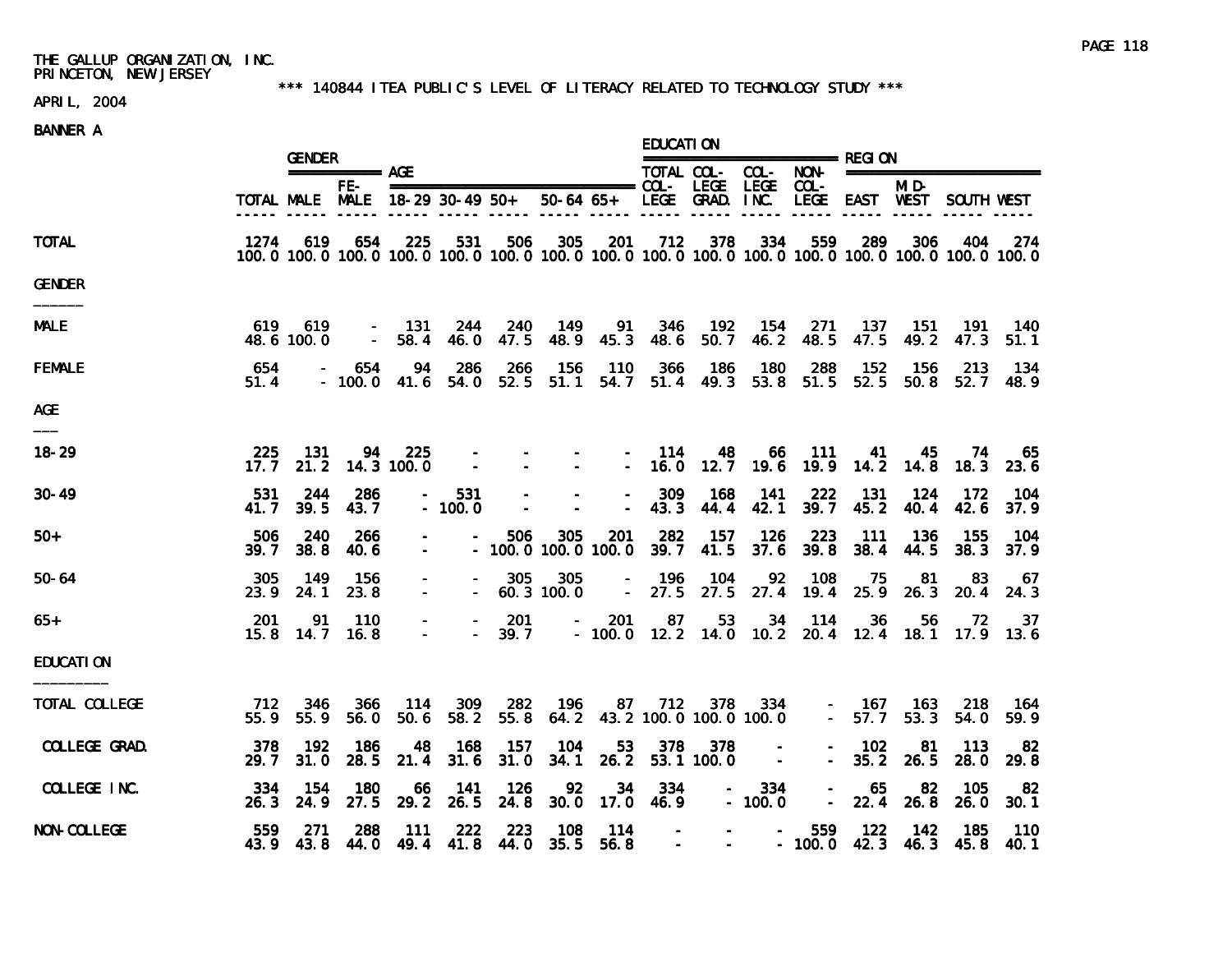THE GALLUP ORGANIZATION, INC.
PRINCETON, NEW JERSEY

*** 140844 ITEA PUBLIC'S LEVEL OF LITERACY RELATED TO TECHNOLOGY STUDY ***

APRIL, 2004

BANNER A

| | | GENDER | | AGE | | | | | EDUCATION | | | | REGION | | | |
|---|---|---|---|---|---|---|---|---|---|---|---|---|---|---|---|---|
| | TOTAL | MALE | FE-MALE | 18-29 | 30-49 | 50+ | 50-64 | 65+ | TOTAL COL-LEGE | COL-LEGE GRAD. | COL-LEGE INC. | NON-COL-LEGE | EAST | MID-WEST | SOUTH | WEST |
| **TOTAL** | 1274 | 619 | 654 | 225 | 531 | 506 | 305 | 201 | 712 | 378 | 334 | 559 | 289 | 306 | 404 | 274 |
| | 100.0 | 100.0 | 100.0 | 100.0 | 100.0 | 100.0 | 100.0 | 100.0 | 100.0 | 100.0 | 100.0 | 100.0 | 100.0 | 100.0 | 100.0 | 100.0 |
| **GENDER** | | | | | | | | | | | | | | | | |
| MALE | 619 | 619 | - | 131 | 244 | 240 | 149 | 91 | 346 | 192 | 154 | 271 | 137 | 151 | 191 | 140 |
| | 48.6 | 100.0 | - | 58.4 | 46.0 | 47.5 | 48.9 | 45.3 | 48.6 | 50.7 | 46.2 | 48.5 | 47.5 | 49.2 | 47.3 | 51.1 |
| FEMALE | 654 | - | 654 | 94 | 286 | 266 | 156 | 110 | 366 | 186 | 180 | 288 | 152 | 156 | 213 | 134 |
| | 51.4 | - | 100.0 | 41.6 | 54.0 | 52.5 | 51.1 | 54.7 | 51.4 | 49.3 | 53.8 | 51.5 | 52.5 | 50.8 | 52.7 | 48.9 |
| **AGE** | | | | | | | | | | | | | | | | |
| 18-29 | 225 | 131 | 94 | 225 | - | - | - | - | 114 | 48 | 66 | 111 | 41 | 45 | 74 | 65 |
| | 17.7 | 21.2 | 14.3 | 100.0 | - | - | - | - | 16.0 | 12.7 | 19.6 | 19.9 | 14.2 | 14.8 | 18.3 | 23.6 |
| 30-49 | 531 | 244 | 286 | - | 531 | - | - | - | 309 | 168 | 141 | 222 | 131 | 124 | 172 | 104 |
| | 41.7 | 39.5 | 43.7 | - | 100.0 | - | - | - | 43.3 | 44.4 | 42.1 | 39.7 | 45.2 | 40.4 | 42.6 | 37.9 |
| 50+ | 506 | 240 | 266 | - | - | 506 | 305 | 201 | 282 | 157 | 126 | 223 | 111 | 136 | 155 | 104 |
| | 39.7 | 38.8 | 40.6 | - | - | 100.0 | 100.0 | 100.0 | 39.7 | 41.5 | 37.6 | 39.8 | 38.4 | 44.5 | 38.3 | 37.9 |
| 50-64 | 305 | 149 | 156 | - | - | 305 | 305 | - | 196 | 104 | 92 | 108 | 75 | 81 | 83 | 67 |
| | 23.9 | 24.1 | 23.8 | - | - | 60.3 | 100.0 | - | 27.5 | 27.5 | 27.4 | 19.4 | 25.9 | 26.3 | 20.4 | 24.3 |
| 65+ | 201 | 91 | 110 | - | - | 201 | - | 201 | 87 | 53 | 34 | 114 | 36 | 56 | 72 | 37 |
| | 15.8 | 14.7 | 16.8 | - | - | 39.7 | - | 100.0 | 12.2 | 14.0 | 10.2 | 20.4 | 12.4 | 18.1 | 17.9 | 13.6 |
| **EDUCATION** | | | | | | | | | | | | | | | | |
| TOTAL COLLEGE | 712 | 346 | 366 | 114 | 309 | 282 | 196 | 87 | 712 | 378 | 334 | - | 167 | 163 | 218 | 164 |
| | 55.9 | 55.9 | 56.0 | 50.6 | 58.2 | 55.8 | 64.2 | 43.2 | 100.0 | 100.0 | 100.0 | - | 57.7 | 53.3 | 54.0 | 59.9 |
| COLLEGE GRAD. | 378 | 192 | 186 | 48 | 168 | 157 | 104 | 53 | 378 | 378 | - | - | 102 | 81 | 113 | 82 |
| | 29.7 | 31.0 | 28.5 | 21.4 | 31.6 | 31.0 | 34.1 | 26.2 | 53.1 | 100.0 | - | - | 35.2 | 26.5 | 28.0 | 29.8 |
| COLLEGE INC. | 334 | 154 | 180 | 66 | 141 | 126 | 92 | 34 | 334 | - | 334 | - | 65 | 82 | 105 | 82 |
| | 26.3 | 24.9 | 27.5 | 29.2 | 26.5 | 24.8 | 30.0 | 17.0 | 46.9 | - | 100.0 | - | 22.4 | 26.8 | 26.0 | 30.1 |
| NON-COLLEGE | 559 | 271 | 288 | 111 | 222 | 223 | 108 | 114 | - | - | - | 559 | 122 | 142 | 185 | 110 |
| | 43.9 | 43.8 | 44.0 | 49.4 | 41.8 | 44.0 | 35.5 | 56.8 | - | - | - | 100.0 | 42.3 | 46.3 | 45.8 | 40.1 |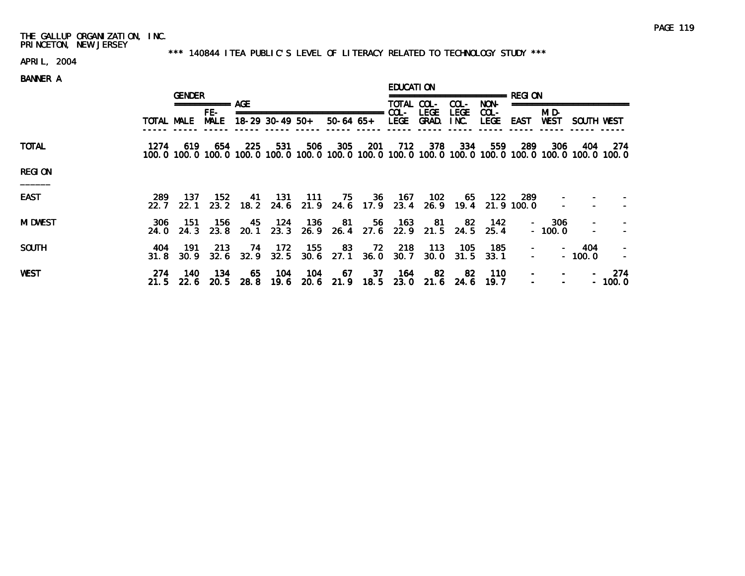THE GALLUP ORGANIZATION, INC.
PRINCETON, NEW JERSEY

*** 140844 ITEA PUBLIC'S LEVEL OF LITERACY RELATED TO TECHNOLOGY STUDY ***

APRIL, 2004

BANNER A

| | | GENDER | | AGE | | | | | EDUCATION | | | | REGION | | | |
|---|---|---|---|---|---|---|---|---|---|---|---|---|---|---|---|---|
| | TOTAL | MALE | FE-MALE | 18-29 | 30-49 | 50+ | 50-64 | 65+ | TOTAL COL-LEGE | COL-LEGE GRAD. | COL-LEGE INC. | NON-COL-LEGE | EAST | MID-WEST | SOUTH | WEST |
| TOTAL | 1274 | 619 | 654 | 225 | 531 | 506 | 305 | 201 | 712 | 378 | 334 | 559 | 289 | 306 | 404 | 274 |
| | 100.0 | 100.0 | 100.0 | 100.0 | 100.0 | 100.0 | 100.0 | 100.0 | 100.0 | 100.0 | 100.0 | 100.0 | 100.0 | 100.0 | 100.0 | 100.0 |
| **REGION** | | | | | | | | | | | | | | | | |
| EAST | 289 | 137 | 152 | 41 | 131 | 111 | 75 | 36 | 167 | 102 | 65 | 122 | 289 | - | - | - |
| | 22.7 | 22.1 | 23.2 | 18.2 | 24.6 | 21.9 | 24.6 | 17.9 | 23.4 | 26.9 | 19.4 | 21.9 | 100.0 | - | - | - |
| MIDWEST | 306 | 151 | 156 | 45 | 124 | 136 | 81 | 56 | 163 | 81 | 82 | 142 | - | 306 | - | - |
| | 24.0 | 24.3 | 23.8 | 20.1 | 23.3 | 26.9 | 26.4 | 27.6 | 22.9 | 21.5 | 24.5 | 25.4 | - | 100.0 | - | - |
| SOUTH | 404 | 191 | 213 | 74 | 172 | 155 | 83 | 72 | 218 | 113 | 105 | 185 | - | - | 404 | - |
| | 31.8 | 30.9 | 32.6 | 32.9 | 32.5 | 30.6 | 27.1 | 36.0 | 30.7 | 30.0 | 31.5 | 33.1 | - | - | 100.0 | - |
| WEST | 274 | 140 | 134 | 65 | 104 | 104 | 67 | 37 | 164 | 82 | 82 | 110 | - | - | - | 274 |
| | 21.5 | 22.6 | 20.5 | 28.8 | 19.6 | 20.6 | 21.9 | 18.5 | 23.0 | 21.6 | 24.6 | 19.7 | - | - | - | 100.0 |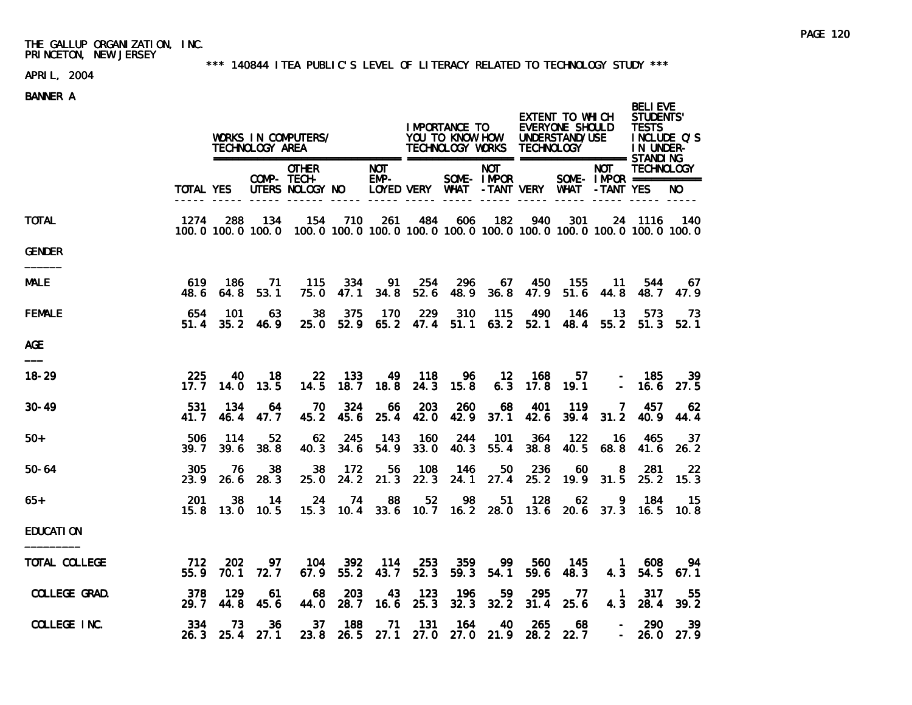THE GALLUP ORGANIZATION, INC.
PRINCETON, NEW JERSEY

*** 140844 ITEA PUBLIC'S LEVEL OF LITERACY RELATED TO TECHNOLOGY STUDY ***

APRIL, 2004

BANNER A

| | | WORKS IN COMPUTERS/ TECHNOLOGY AREA | | | | | IMPORTANCE TO YOU TO KNOW HOW TECHNOLOGY WORKS | | | EXTENT TO WHICH EVERYONE SHOULD UNDERSTAND/USE TECHNOLOGY | | | BELIEVE STUDENTS' TESTS INCLUDE Q'S IN UNDER-STANDING TECHNOLOGY | |
|---|---|---|---|---|---|---|---|---|---|---|---|---|---|---|
| | TOTAL | YES | COMP-UTERS | OTHER TECH-NOLOGY | NO | NOT EMP-LOYED | VERY | SOME-WHAT | NOT IMPOR-TANT | VERY | SOME-WHAT | NOT IMPOR-TANT | YES | NO |
| TOTAL | 1274 | 288 | 134 | 154 | 710 | 261 | 484 | 606 | 182 | 940 | 301 | 24 | 1116 | 140 |
| | 100.0 | 100.0 | 100.0 | 100.0 | 100.0 | 100.0 | 100.0 | 100.0 | 100.0 | 100.0 | 100.0 | 100.0 | 100.0 | 100.0 |
| **GENDER** | | | | | | | | | | | | | | |
| MALE | 619 | 186 | 71 | 115 | 334 | 91 | 254 | 296 | 67 | 450 | 155 | 11 | 544 | 67 |
| | 48.6 | 64.8 | 53.1 | 75.0 | 47.1 | 34.8 | 52.6 | 48.9 | 36.8 | 47.9 | 51.6 | 44.8 | 48.7 | 47.9 |
| FEMALE | 654 | 101 | 63 | 38 | 375 | 170 | 229 | 310 | 115 | 490 | 146 | 13 | 573 | 73 |
| | 51.4 | 35.2 | 46.9 | 25.0 | 52.9 | 65.2 | 47.4 | 51.1 | 63.2 | 52.1 | 48.4 | 55.2 | 51.3 | 52.1 |
| **AGE** | | | | | | | | | | | | | | |
| 18-29 | 225 | 40 | 18 | 22 | 133 | 49 | 118 | 96 | 12 | 168 | 57 | - | 185 | 39 |
| | 17.7 | 14.0 | 13.5 | 14.5 | 18.7 | 18.8 | 24.3 | 15.8 | 6.3 | 17.8 | 19.1 | - | 16.6 | 27.5 |
| 30-49 | 531 | 134 | 64 | 70 | 324 | 66 | 203 | 260 | 68 | 401 | 119 | 7 | 457 | 62 |
| | 41.7 | 46.4 | 47.7 | 45.2 | 45.6 | 25.4 | 42.0 | 42.9 | 37.1 | 42.6 | 39.4 | 31.2 | 40.9 | 44.4 |
| 50+ | 506 | 114 | 52 | 62 | 245 | 143 | 160 | 244 | 101 | 364 | 122 | 16 | 465 | 37 |
| | 39.7 | 39.6 | 38.8 | 40.3 | 34.6 | 54.9 | 33.0 | 40.3 | 55.4 | 38.8 | 40.5 | 68.8 | 41.6 | 26.2 |
| 50-64 | 305 | 76 | 38 | 38 | 172 | 56 | 108 | 146 | 50 | 236 | 60 | 8 | 281 | 22 |
| | 23.9 | 26.6 | 28.3 | 25.0 | 24.2 | 21.3 | 22.3 | 24.1 | 27.4 | 25.2 | 19.9 | 31.5 | 25.2 | 15.3 |
| 65+ | 201 | 38 | 14 | 24 | 74 | 88 | 52 | 98 | 51 | 128 | 62 | 9 | 184 | 15 |
| | 15.8 | 13.0 | 10.5 | 15.3 | 10.4 | 33.6 | 10.7 | 16.2 | 28.0 | 13.6 | 20.6 | 37.3 | 16.5 | 10.8 |
| **EDUCATION** | | | | | | | | | | | | | | |
| TOTAL COLLEGE | 712 | 202 | 97 | 104 | 392 | 114 | 253 | 359 | 99 | 560 | 145 | 1 | 608 | 94 |
| | 55.9 | 70.1 | 72.7 | 67.9 | 55.2 | 43.7 | 52.3 | 59.3 | 54.1 | 59.6 | 48.3 | 4.3 | 54.5 | 67.1 |
| COLLEGE GRAD. | 378 | 129 | 61 | 68 | 203 | 43 | 123 | 196 | 59 | 295 | 77 | 1 | 317 | 55 |
| | 29.7 | 44.8 | 45.6 | 44.0 | 28.7 | 16.6 | 25.3 | 32.3 | 32.2 | 31.4 | 25.6 | 4.3 | 28.4 | 39.2 |
| COLLEGE INC. | 334 | 73 | 36 | 37 | 188 | 71 | 131 | 164 | 40 | 265 | 68 | - | 290 | 39 |
| | 26.3 | 25.4 | 27.1 | 23.8 | 26.5 | 27.1 | 27.0 | 27.0 | 21.9 | 28.2 | 22.7 | - | 26.0 | 27.9 |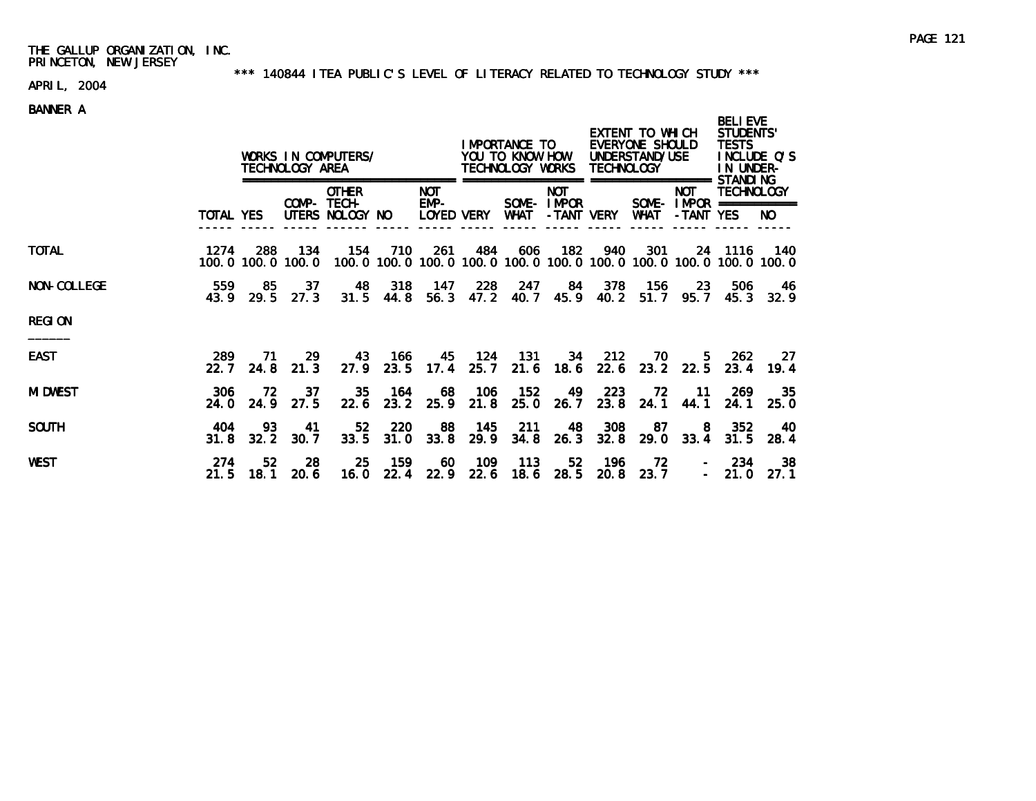THE GALLUP ORGANIZATION, INC.
PRINCETON, NEW JERSEY

*** 140844 ITEA PUBLIC'S LEVEL OF LITERACY RELATED TO TECHNOLOGY STUDY ***

APRIL, 2004

BANNER A

| | | WORKS IN COMPUTERS/ TECHNOLOGY AREA | | | | | IMPORTANCE TO YOU TO KNOW HOW TECHNOLOGY WORKS | | | EXTENT TO WHICH EVERYONE SHOULD UNDERSTAND/USE TECHNOLOGY | | | BELIEVE STUDENTS' TESTS INCLUDE Q'S IN UNDER-STANDING TECHNOLOGY | |
|---|---|---|---|---|---|---|---|---|---|---|---|---|---|---|
| | TOTAL | YES | COMP-UTERS | OTHER TECH-NOLOGY | NO | NOT EMP-LOYED | VERY | SOME-WHAT | NOT IMPOR-TANT | VERY | SOME-WHAT | NOT IMPOR-TANT | YES | NO |
| TOTAL | 1274 | 288 | 134 | 154 | 710 | 261 | 484 | 606 | 182 | 940 | 301 | 24 | 1116 | 140 |
| | 100.0 | 100.0 | 100.0 | 100.0 | 100.0 | 100.0 | 100.0 | 100.0 | 100.0 | 100.0 | 100.0 | 100.0 | 100.0 | 100.0 |
| NON-COLLEGE | 559 | 85 | 37 | 48 | 318 | 147 | 228 | 247 | 84 | 378 | 156 | 23 | 506 | 46 |
| | 43.9 | 29.5 | 27.3 | 31.5 | 44.8 | 56.3 | 47.2 | 40.7 | 45.9 | 40.2 | 51.7 | 95.7 | 45.3 | 32.9 |
| REGION | | | | | | | | | | | | | | |
| EAST | 289 | 71 | 29 | 43 | 166 | 45 | 124 | 131 | 34 | 212 | 70 | 5 | 262 | 27 |
| | 22.7 | 24.8 | 21.3 | 27.9 | 23.5 | 17.4 | 25.7 | 21.6 | 18.6 | 22.6 | 23.2 | 22.5 | 23.4 | 19.4 |
| MIDWEST | 306 | 72 | 37 | 35 | 164 | 68 | 106 | 152 | 49 | 223 | 72 | 11 | 269 | 35 |
| | 24.0 | 24.9 | 27.5 | 22.6 | 23.2 | 25.9 | 21.8 | 25.0 | 26.7 | 23.8 | 24.1 | 44.1 | 24.1 | 25.0 |
| SOUTH | 404 | 93 | 41 | 52 | 220 | 88 | 145 | 211 | 48 | 308 | 87 | 8 | 352 | 40 |
| | 31.8 | 32.2 | 30.7 | 33.5 | 31.0 | 33.8 | 29.9 | 34.8 | 26.3 | 32.8 | 29.0 | 33.4 | 31.5 | 28.4 |
| WEST | 274 | 52 | 28 | 25 | 159 | 60 | 109 | 113 | 52 | 196 | 72 | - | 234 | 38 |
| | 21.5 | 18.1 | 20.6 | 16.0 | 22.4 | 22.9 | 22.6 | 18.6 | 28.5 | 20.8 | 23.7 | - | 21.0 | 27.1 |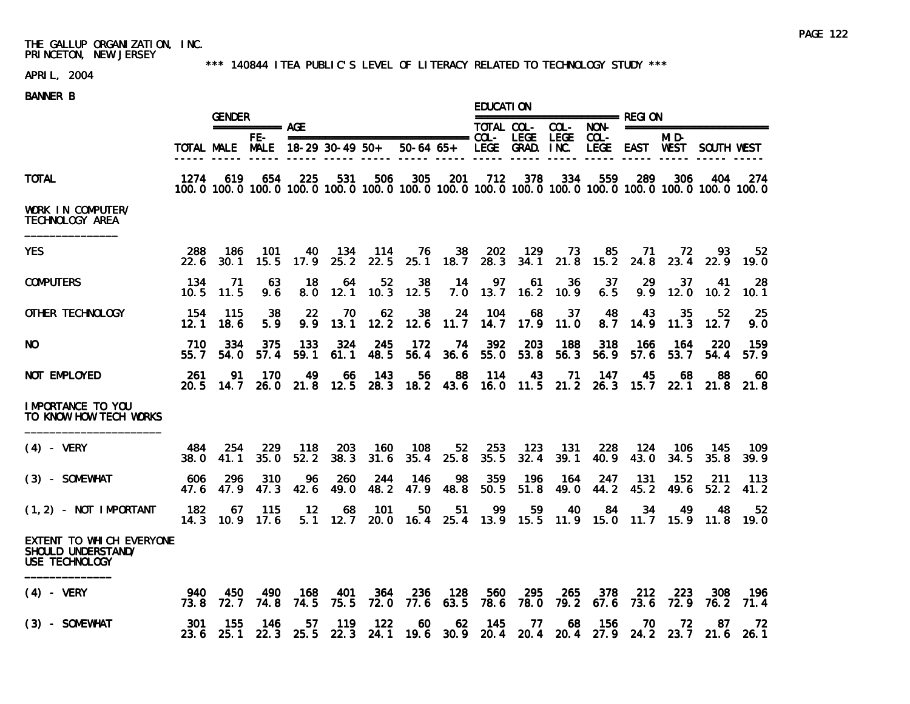THE GALLUP ORGANIZATION, INC.
PRINCETON, NEW JERSEY

*** 140844 ITEA PUBLIC'S LEVEL OF LITERACY RELATED TO TECHNOLOGY STUDY ***

APRIL, 2004

BANNER B

| | | GENDER | | AGE | | | | | EDUCATION | | | | REGION | | | |
|---|---|---|---|---|---|---|---|---|---|---|---|---|---|---|---|---|
| | TOTAL | MALE | FE-MALE | 18-29 | 30-49 | 50+ | 50-64 | 65+ | TOTAL COL-LEGE | COL-LEGE GRAD. | COL-LEGE INC. | NON-COL-LEGE | EAST | MID-WEST | SOUTH | WEST |
| **TOTAL** | 1274 | 619 | 654 | 225 | 531 | 506 | 305 | 201 | 712 | 378 | 334 | 559 | 289 | 306 | 404 | 274 |
| | 100.0 | 100.0 | 100.0 | 100.0 | 100.0 | 100.0 | 100.0 | 100.0 | 100.0 | 100.0 | 100.0 | 100.0 | 100.0 | 100.0 | 100.0 | 100.0 |
| **WORK IN COMPUTER/ TECHNOLOGY AREA** | | | | | | | | | | | | | | | | |
| YES | 288 | 186 | 101 | 40 | 134 | 114 | 76 | 38 | 202 | 129 | 73 | 85 | 71 | 72 | 93 | 52 |
| | 22.6 | 30.1 | 15.5 | 17.9 | 25.2 | 22.5 | 25.1 | 18.7 | 28.3 | 34.1 | 21.8 | 15.2 | 24.8 | 23.4 | 22.9 | 19.0 |
| COMPUTERS | 134 | 71 | 63 | 18 | 64 | 52 | 38 | 14 | 97 | 61 | 36 | 37 | 29 | 37 | 41 | 28 |
| | 10.5 | 11.5 | 9.6 | 8.0 | 12.1 | 10.3 | 12.5 | 7.0 | 13.7 | 16.2 | 10.9 | 6.5 | 9.9 | 12.0 | 10.2 | 10.1 |
| OTHER TECHNOLOGY | 154 | 115 | 38 | 22 | 70 | 62 | 38 | 24 | 104 | 68 | 37 | 48 | 43 | 35 | 52 | 25 |
| | 12.1 | 18.6 | 5.9 | 9.9 | 13.1 | 12.2 | 12.6 | 11.7 | 14.7 | 17.9 | 11.0 | 8.7 | 14.9 | 11.3 | 12.7 | 9.0 |
| NO | 710 | 334 | 375 | 133 | 324 | 245 | 172 | 74 | 392 | 203 | 188 | 318 | 166 | 164 | 220 | 159 |
| | 55.7 | 54.0 | 57.4 | 59.1 | 61.1 | 48.5 | 56.4 | 36.6 | 55.0 | 53.8 | 56.3 | 56.9 | 57.6 | 53.7 | 54.4 | 57.9 |
| NOT EMPLOYED | 261 | 91 | 170 | 49 | 66 | 143 | 56 | 88 | 114 | 43 | 71 | 147 | 45 | 68 | 88 | 60 |
| | 20.5 | 14.7 | 26.0 | 21.8 | 12.5 | 28.3 | 18.2 | 43.6 | 16.0 | 11.5 | 21.2 | 26.3 | 15.7 | 22.1 | 21.8 | 21.8 |
| **IMPORTANCE TO YOU TO KNOW HOW TECH WORKS** | | | | | | | | | | | | | | | | |
| (4) - VERY | 484 | 254 | 229 | 118 | 203 | 160 | 108 | 52 | 253 | 123 | 131 | 228 | 124 | 106 | 145 | 109 |
| | 38.0 | 41.1 | 35.0 | 52.2 | 38.3 | 31.6 | 35.4 | 25.8 | 35.5 | 32.4 | 39.1 | 40.9 | 43.0 | 34.5 | 35.8 | 39.9 |
| (3) - SOMEWHAT | 606 | 296 | 310 | 96 | 260 | 244 | 146 | 98 | 359 | 196 | 164 | 247 | 131 | 152 | 211 | 113 |
| | 47.6 | 47.9 | 47.3 | 42.6 | 49.0 | 48.2 | 47.9 | 48.8 | 50.5 | 51.8 | 49.0 | 44.2 | 45.2 | 49.6 | 52.2 | 41.2 |
| (1,2) - NOT IMPORTANT | 182 | 67 | 115 | 12 | 68 | 101 | 50 | 51 | 99 | 59 | 40 | 84 | 34 | 49 | 48 | 52 |
| | 14.3 | 10.9 | 17.6 | 5.1 | 12.7 | 20.0 | 16.4 | 25.4 | 13.9 | 15.5 | 11.9 | 15.0 | 11.7 | 15.9 | 11.8 | 19.0 |
| **EXTENT TO WHICH EVERYONE SHOULD UNDERSTAND/ USE TECHNOLOGY** | | | | | | | | | | | | | | | | |
| (4) - VERY | 940 | 450 | 490 | 168 | 401 | 364 | 236 | 128 | 560 | 295 | 265 | 378 | 212 | 223 | 308 | 196 |
| | 73.8 | 72.7 | 74.8 | 74.5 | 75.5 | 72.0 | 77.6 | 63.5 | 78.6 | 78.0 | 79.2 | 67.6 | 73.6 | 72.9 | 76.2 | 71.4 |
| (3) - SOMEWHAT | 301 | 155 | 146 | 57 | 119 | 122 | 60 | 62 | 145 | 77 | 68 | 156 | 70 | 72 | 87 | 72 |
| | 23.6 | 25.1 | 22.3 | 25.5 | 22.3 | 24.1 | 19.6 | 30.9 | 20.4 | 20.4 | 20.4 | 27.9 | 24.2 | 23.7 | 21.6 | 26.1 |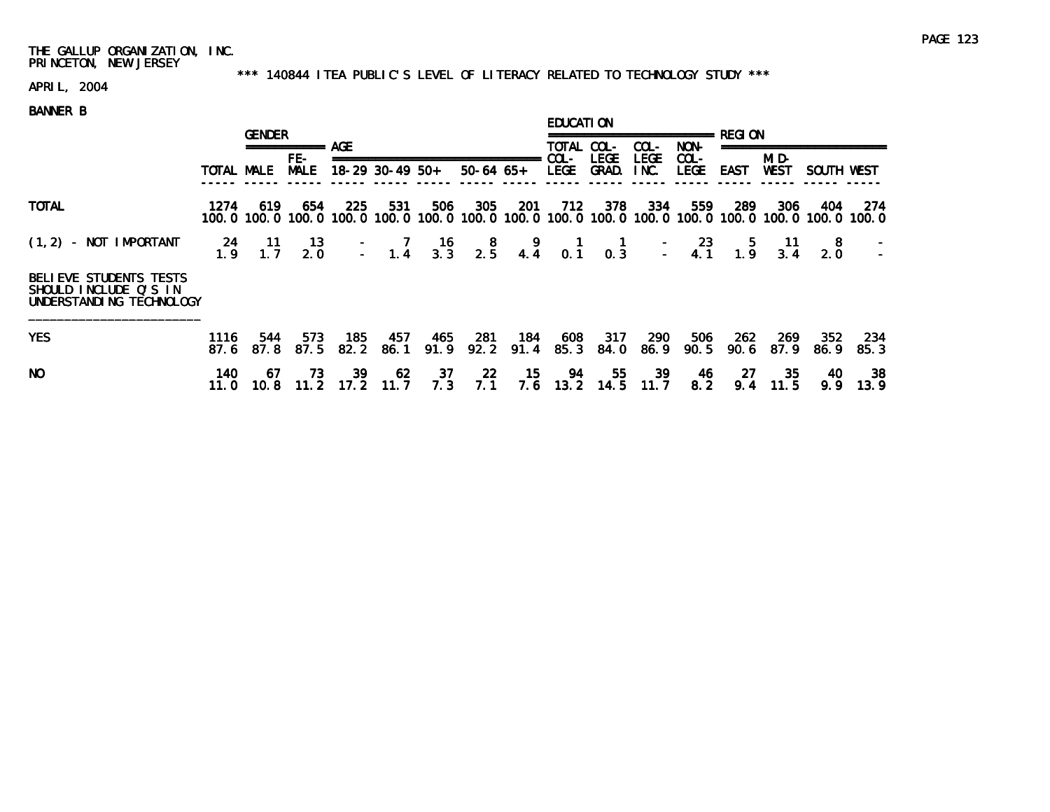THE GALLUP ORGANIZATION, INC.
PRINCETON, NEW JERSEY

*** 140844 ITEA PUBLIC'S LEVEL OF LITERACY RELATED TO TECHNOLOGY STUDY ***

APRIL, 2004

BANNER B

| | | GENDER | | AGE | | | | | EDUCATION | | | | REGION | | | |
|---|---|---|---|---|---|---|---|---|---|---|---|---|---|---|---|---|
| | TOTAL | MALE | FE-MALE | 18-29 | 30-49 | 50+ | 50-64 | 65+ | TOTAL COL-LEGE | COL-LEGE GRAD. | COL-LEGE INC. | NON-COL-LEGE | EAST | MID-WEST | SOUTH | WEST |
| TOTAL | 1274 | 619 | 654 | 225 | 531 | 506 | 305 | 201 | 712 | 378 | 334 | 559 | 289 | 306 | 404 | 274 |
| | 100.0 | 100.0 | 100.0 | 100.0 | 100.0 | 100.0 | 100.0 | 100.0 | 100.0 | 100.0 | 100.0 | 100.0 | 100.0 | 100.0 | 100.0 | 100.0 |
| (1,2) - NOT IMPORTANT | 24 | 11 | 13 | - | 7 | 16 | 8 | 9 | 1 | 1 | - | 23 | 5 | 11 | 8 | - |
| | 1.9 | 1.7 | 2.0 | - | 1.4 | 3.3 | 2.5 | 4.4 | 0.1 | 0.3 | - | 4.1 | 1.9 | 3.4 | 2.0 | - |
| BELIEVE STUDENTS TESTS SHOULD INCLUDE Q'S IN UNDERSTANDING TECHNOLOGY | | | | | | | | | | | | | | | | |
| YES | 1116 | 544 | 573 | 185 | 457 | 465 | 281 | 184 | 608 | 317 | 290 | 506 | 262 | 269 | 352 | 234 |
| | 87.6 | 87.8 | 87.5 | 82.2 | 86.1 | 91.9 | 92.2 | 91.4 | 85.3 | 84.0 | 86.9 | 90.5 | 90.6 | 87.9 | 86.9 | 85.3 |
| NO | 140 | 67 | 73 | 39 | 62 | 37 | 22 | 15 | 94 | 55 | 39 | 46 | 27 | 35 | 40 | 38 |
| | 11.0 | 10.8 | 11.2 | 17.2 | 11.7 | 7.3 | 7.1 | 7.6 | 13.2 | 14.5 | 11.7 | 8.2 | 9.4 | 11.5 | 9.9 | 13.9 |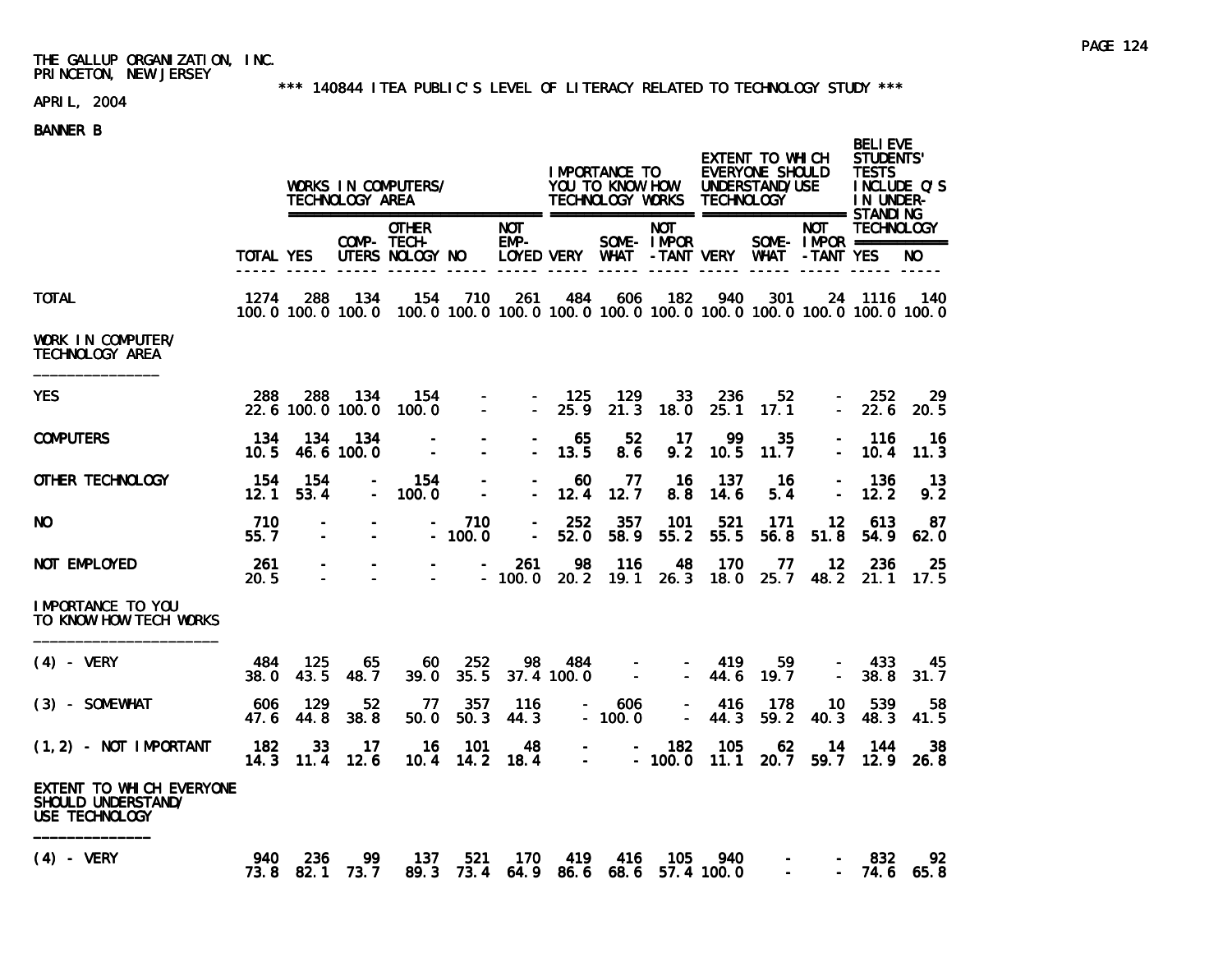THE GALLUP ORGANIZATION, INC.
PRINCETON, NEW JERSEY

*** 140844 ITEA PUBLIC'S LEVEL OF LITERACY RELATED TO TECHNOLOGY STUDY ***

APRIL, 2004

BANNER B

| | | WORKS IN COMPUTERS/ TECHNOLOGY AREA | | | | | IMPORTANCE TO YOU TO KNOW HOW TECHNOLOGY WORKS | | | EXTENT TO WHICH EVERYONE SHOULD UNDERSTAND/USE TECHNOLOGY | | | BELIEVE STUDENTS' TESTS INCLUDE Q'S IN UNDER-STANDING TECHNOLOGY | |
|---|---|---|---|---|---|---|---|---|---|---|---|---|---|---|
| | TOTAL | YES | COMP-UTERS | OTHER TECH-NOLOGY | NO | NOT EMP-LOYED | VERY | SOME-WHAT | NOT IMPOR-TANT | VERY | SOME-WHAT | NOT IMPOR-TANT | YES | NO |
| TOTAL | 1274 | 288 | 134 | 154 | 710 | 261 | 484 | 606 | 182 | 940 | 301 | 24 | 1116 | 140 |
| | 100.0 | 100.0 | 100.0 | 100.0 | 100.0 | 100.0 | 100.0 | 100.0 | 100.0 | 100.0 | 100.0 | 100.0 | 100.0 | 100.0 |
| **WORK IN COMPUTER/ TECHNOLOGY AREA** | | | | | | | | | | | | | | |
| YES | 288 | 288 | 134 | 154 | - | - | 125 | 129 | 33 | 236 | 52 | - | 252 | 29 |
| | 22.6 | 100.0 | 100.0 | 100.0 | - | - | 25.9 | 21.3 | 18.0 | 25.1 | 17.1 | - | 22.6 | 20.5 |
| COMPUTERS | 134 | 134 | 134 | - | - | - | 65 | 52 | 17 | 99 | 35 | - | 116 | 16 |
| | 10.5 | 46.6 | 100.0 | - | - | - | 13.5 | 8.6 | 9.2 | 10.5 | 11.7 | - | 10.4 | 11.3 |
| OTHER TECHNOLOGY | 154 | 154 | - | 154 | - | - | 60 | 77 | 16 | 137 | 16 | - | 136 | 13 |
| | 12.1 | 53.4 | - | 100.0 | - | - | 12.4 | 12.7 | 8.8 | 14.6 | 5.4 | - | 12.2 | 9.2 |
| NO | 710 | - | - | - | 710 | - | 252 | 357 | 101 | 521 | 171 | 12 | 613 | 87 |
| | 55.7 | - | - | - | 100.0 | - | 52.0 | 58.9 | 55.2 | 55.5 | 56.8 | 51.8 | 54.9 | 62.0 |
| NOT EMPLOYED | 261 | - | - | - | - | 261 | 98 | 116 | 48 | 170 | 77 | 12 | 236 | 25 |
| | 20.5 | - | - | - | - | 100.0 | 20.2 | 19.1 | 26.3 | 18.0 | 25.7 | 48.2 | 21.1 | 17.5 |
| **IMPORTANCE TO YOU TO KNOW HOW TECH WORKS** | | | | | | | | | | | | | | |
| (4) - VERY | 484 | 125 | 65 | 60 | 252 | 98 | 484 | - | - | 419 | 59 | - | 433 | 45 |
| | 38.0 | 43.5 | 48.7 | 39.0 | 35.5 | 37.4 | 100.0 | - | - | 44.6 | 19.7 | - | 38.8 | 31.7 |
| (3) - SOMEWHAT | 606 | 129 | 52 | 77 | 357 | 116 | - | 606 | - | 416 | 178 | 10 | 539 | 58 |
| | 47.6 | 44.8 | 38.8 | 50.0 | 50.3 | 44.3 | - | 100.0 | - | 44.3 | 59.2 | 40.3 | 48.3 | 41.5 |
| (1,2) - NOT IMPORTANT | 182 | 33 | 17 | 16 | 101 | 48 | - | - | 182 | 105 | 62 | 14 | 144 | 38 |
| | 14.3 | 11.4 | 12.6 | 10.4 | 14.2 | 18.4 | - | - | 100.0 | 11.1 | 20.7 | 59.7 | 12.9 | 26.8 |
| **EXTENT TO WHICH EVERYONE SHOULD UNDERSTAND/ USE TECHNOLOGY** | | | | | | | | | | | | | | |
| (4) - VERY | 940 | 236 | 99 | 137 | 521 | 170 | 419 | 416 | 105 | 940 | - | - | 832 | 92 |
| | 73.8 | 82.1 | 73.7 | 89.3 | 73.4 | 64.9 | 86.6 | 68.6 | 57.4 | 100.0 | - | - | 74.6 | 65.8 |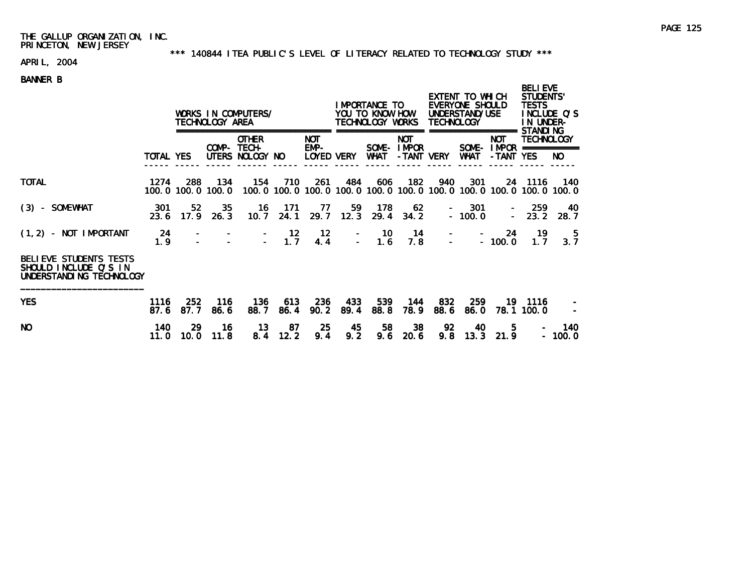THE GALLUP ORGANIZATION, INC.
PRINCETON, NEW JERSEY

*** 140844 ITEA PUBLIC'S LEVEL OF LITERACY RELATED TO TECHNOLOGY STUDY ***

APRIL, 2004

BANNER B

| | | WORKS IN COMPUTERS/ TECHNOLOGY AREA | | | | | IMPORTANCE TO YOU TO KNOW HOW TECHNOLOGY WORKS | | | EXTENT TO WHICH EVERYONE SHOULD UNDERSTAND/USE TECHNOLOGY | | | BELIEVE STUDENTS' TESTS INCLUDE Q'S IN UNDER-STANDING TECHNOLOGY | |
|---|---|---|---|---|---|---|---|---|---|---|---|---|---|---|
| | TOTAL | YES | COMP-UTERS | OTHER TECH-NOLOGY | NO | NOT EMP-LOYED | VERY | SOME-WHAT | NOT IMPOR-TANT | VERY | SOME-WHAT | NOT IMPOR-TANT | YES | NO |
| TOTAL | 1274 | 288 | 134 | 154 | 710 | 261 | 484 | 606 | 182 | 940 | 301 | 24 | 1116 | 140 |
| | 100.0 | 100.0 | 100.0 | 100.0 | 100.0 | 100.0 | 100.0 | 100.0 | 100.0 | 100.0 | 100.0 | 100.0 | 100.0 | 100.0 |
| (3) - SOMEWHAT | 301 | 52 | 35 | 16 | 171 | 77 | 59 | 178 | 62 | - | 301 | - | 259 | 40 |
| | 23.6 | 17.9 | 26.3 | 10.7 | 24.1 | 29.7 | 12.3 | 29.4 | 34.2 | - | 100.0 | - | 23.2 | 28.7 |
| (1,2) - NOT IMPORTANT | 24 | - | - | - | 12 | 12 | - | 10 | 14 | - | - | 24 | 19 | 5 |
| | 1.9 | - | - | - | 1.7 | 4.4 | - | 1.6 | 7.8 | - | - | 100.0 | 1.7 | 3.7 |
| BELIEVE STUDENTS TESTS SHOULD INCLUDE Q'S IN UNDERSTANDING TECHNOLOGY | | | | | | | | | | | | | | |
| YES | 1116 | 252 | 116 | 136 | 613 | 236 | 433 | 539 | 144 | 832 | 259 | 19 | 1116 | - |
| | 87.6 | 87.7 | 86.6 | 88.7 | 86.4 | 90.2 | 89.4 | 88.8 | 78.9 | 88.6 | 86.0 | 78.1 | 100.0 | - |
| NO | 140 | 29 | 16 | 13 | 87 | 25 | 45 | 58 | 38 | 92 | 40 | 5 | - | 140 |
| | 11.0 | 10.0 | 11.8 | 8.4 | 12.2 | 9.4 | 9.2 | 9.6 | 20.6 | 9.8 | 13.3 | 21.9 | - | 100.0 |